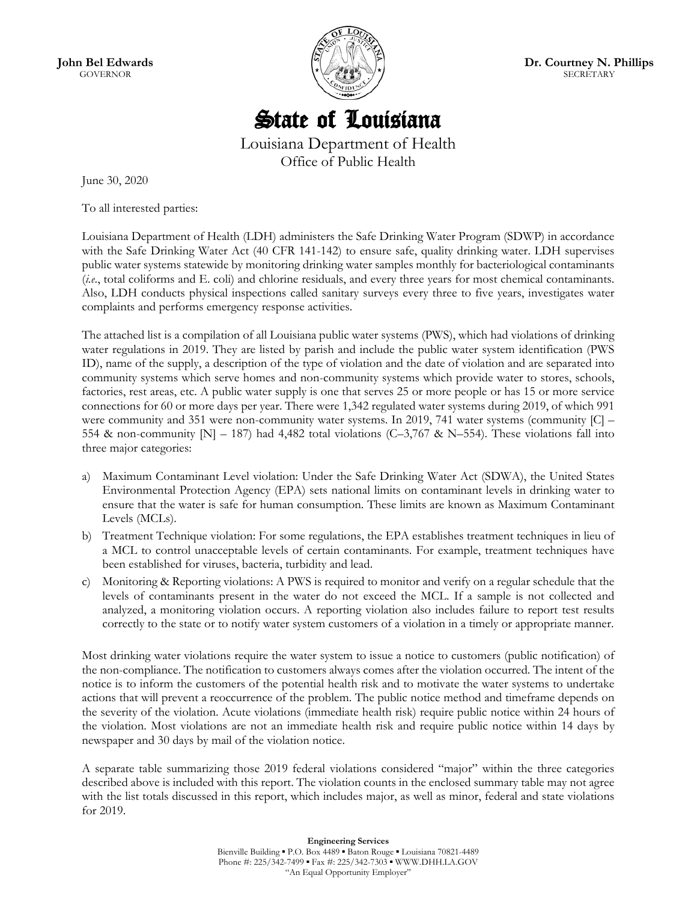**John Bel Edwards**
GOVERNOR

**Dr. Courtney N. Phillips**
SECRETARY

# State of Louisiana

Louisiana Department of Health
Office of Public Health

June 30, 2020

To all interested parties:

Louisiana Department of Health (LDH) administers the Safe Drinking Water Program (SDWP) in accordance with the Safe Drinking Water Act (40 CFR 141-142) to ensure safe, quality drinking water. LDH supervises public water systems statewide by monitoring drinking water samples monthly for bacteriological contaminants (*i.e.*, total coliforms and E. coli) and chlorine residuals, and every three years for most chemical contaminants. Also, LDH conducts physical inspections called sanitary surveys every three to five years, investigates water complaints and performs emergency response activities.

The attached list is a compilation of all Louisiana public water systems (PWS), which had violations of drinking water regulations in 2019. They are listed by parish and include the public water system identification (PWS ID), name of the supply, a description of the type of violation and the date of violation and are separated into community systems which serve homes and non-community systems which provide water to stores, schools, factories, rest areas, etc. A public water supply is one that serves 25 or more people or has 15 or more service connections for 60 or more days per year. There were 1,342 regulated water systems during 2019, of which 991 were community and 351 were non-community water systems. In 2019, 741 water systems (community [C] – 554 & non-community [N] – 187) had 4,482 total violations (C–3,767 & N–554). These violations fall into three major categories:

a) Maximum Contaminant Level violation: Under the Safe Drinking Water Act (SDWA), the United States Environmental Protection Agency (EPA) sets national limits on contaminant levels in drinking water to ensure that the water is safe for human consumption. These limits are known as Maximum Contaminant Levels (MCLs).
b) Treatment Technique violation: For some regulations, the EPA establishes treatment techniques in lieu of a MCL to control unacceptable levels of certain contaminants. For example, treatment techniques have been established for viruses, bacteria, turbidity and lead.
c) Monitoring & Reporting violations: A PWS is required to monitor and verify on a regular schedule that the levels of contaminants present in the water do not exceed the MCL. If a sample is not collected and analyzed, a monitoring violation occurs. A reporting violation also includes failure to report test results correctly to the state or to notify water system customers of a violation in a timely or appropriate manner.

Most drinking water violations require the water system to issue a notice to customers (public notification) of the non-compliance. The notification to customers always comes after the violation occurred. The intent of the notice is to inform the customers of the potential health risk and to motivate the water systems to undertake actions that will prevent a reoccurrence of the problem. The public notice method and timeframe depends on the severity of the violation. Acute violations (immediate health risk) require public notice within 24 hours of the violation. Most violations are not an immediate health risk and require public notice within 14 days by newspaper and 30 days by mail of the violation notice.

A separate table summarizing those 2019 federal violations considered "major" within the three categories described above is included with this report. The violation counts in the enclosed summary table may not agree with the list totals discussed in this report, which includes major, as well as minor, federal and state violations for 2019.

**Engineering Services**
Bienville Building ▪ P.O. Box 4489 ▪ Baton Rouge ▪ Louisiana 70821-4489
Phone #: 225/342-7499 ▪ Fax #: 225/342-7303 ▪ WWW.DHH.LA.GOV
"An Equal Opportunity Employer"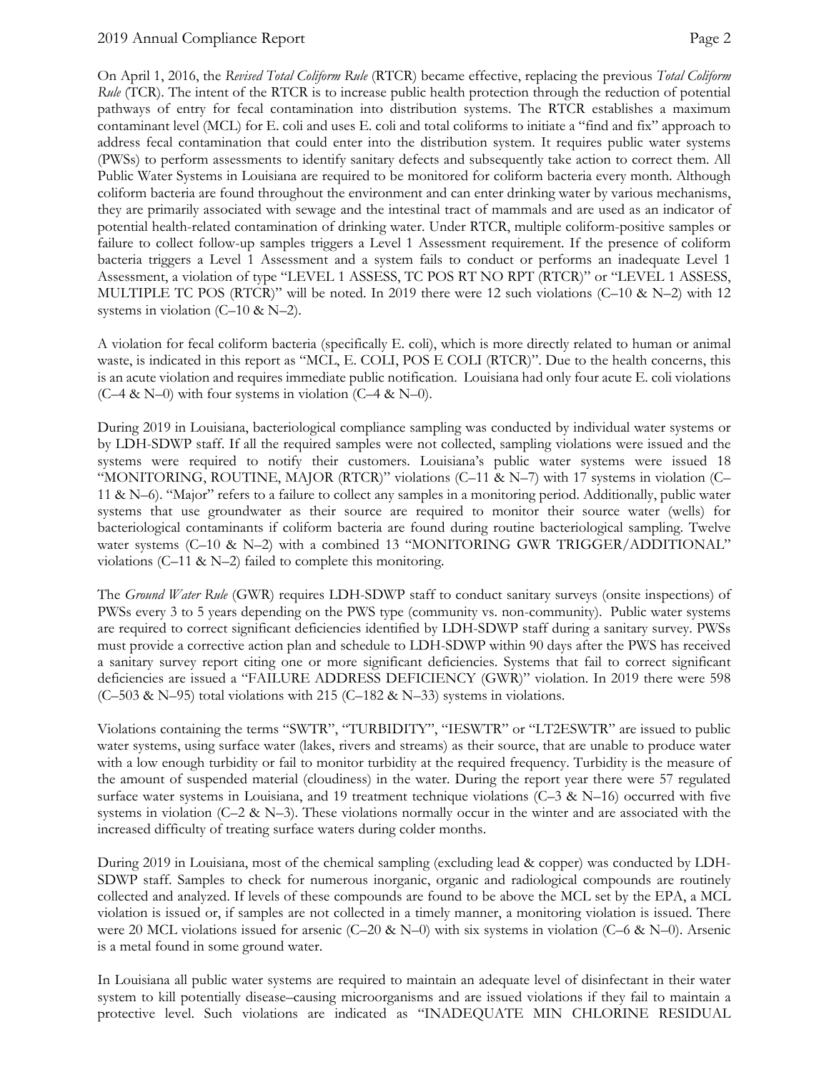On April 1, 2016, the *Revised Total Coliform Rule* (RTCR) became effective, replacing the previous *Total Coliform Rule* (TCR). The intent of the RTCR is to increase public health protection through the reduction of potential pathways of entry for fecal contamination into distribution systems. The RTCR establishes a maximum contaminant level (MCL) for E. coli and uses E. coli and total coliforms to initiate a "find and fix" approach to address fecal contamination that could enter into the distribution system. It requires public water systems (PWSs) to perform assessments to identify sanitary defects and subsequently take action to correct them. All Public Water Systems in Louisiana are required to be monitored for coliform bacteria every month. Although coliform bacteria are found throughout the environment and can enter drinking water by various mechanisms, they are primarily associated with sewage and the intestinal tract of mammals and are used as an indicator of potential health-related contamination of drinking water. Under RTCR, multiple coliform-positive samples or failure to collect follow-up samples triggers a Level 1 Assessment requirement. If the presence of coliform bacteria triggers a Level 1 Assessment and a system fails to conduct or performs an inadequate Level 1 Assessment, a violation of type "LEVEL 1 ASSESS, TC POS RT NO RPT (RTCR)" or "LEVEL 1 ASSESS, MULTIPLE TC POS (RTCR)" will be noted. In 2019 there were 12 such violations (C–10 & N–2) with 12 systems in violation (C–10 & N–2).

A violation for fecal coliform bacteria (specifically E. coli), which is more directly related to human or animal waste, is indicated in this report as "MCL, E. COLI, POS E COLI (RTCR)". Due to the health concerns, this is an acute violation and requires immediate public notification. Louisiana had only four acute E. coli violations (C–4 & N–0) with four systems in violation (C–4 & N–0).

During 2019 in Louisiana, bacteriological compliance sampling was conducted by individual water systems or by LDH-SDWP staff. If all the required samples were not collected, sampling violations were issued and the systems were required to notify their customers. Louisiana's public water systems were issued 18 "MONITORING, ROUTINE, MAJOR (RTCR)" violations (C–11 & N–7) with 17 systems in violation (C–11 & N–6). "Major" refers to a failure to collect any samples in a monitoring period. Additionally, public water systems that use groundwater as their source are required to monitor their source water (wells) for bacteriological contaminants if coliform bacteria are found during routine bacteriological sampling. Twelve water systems (C–10 & N–2) with a combined 13 "MONITORING GWR TRIGGER/ADDITIONAL" violations (C–11 & N–2) failed to complete this monitoring.

The *Ground Water Rule* (GWR) requires LDH-SDWP staff to conduct sanitary surveys (onsite inspections) of PWSs every 3 to 5 years depending on the PWS type (community vs. non-community). Public water systems are required to correct significant deficiencies identified by LDH-SDWP staff during a sanitary survey. PWSs must provide a corrective action plan and schedule to LDH-SDWP within 90 days after the PWS has received a sanitary survey report citing one or more significant deficiencies. Systems that fail to correct significant deficiencies are issued a "FAILURE ADDRESS DEFICIENCY (GWR)" violation. In 2019 there were 598 (C–503 & N–95) total violations with 215 (C–182 & N–33) systems in violations.

Violations containing the terms "SWTR", "TURBIDITY", "IESWTR" or "LT2ESWTR" are issued to public water systems, using surface water (lakes, rivers and streams) as their source, that are unable to produce water with a low enough turbidity or fail to monitor turbidity at the required frequency. Turbidity is the measure of the amount of suspended material (cloudiness) in the water. During the report year there were 57 regulated surface water systems in Louisiana, and 19 treatment technique violations (C–3 & N–16) occurred with five systems in violation (C–2 & N–3). These violations normally occur in the winter and are associated with the increased difficulty of treating surface waters during colder months.

During 2019 in Louisiana, most of the chemical sampling (excluding lead & copper) was conducted by LDH-SDWP staff. Samples to check for numerous inorganic, organic and radiological compounds are routinely collected and analyzed. If levels of these compounds are found to be above the MCL set by the EPA, a MCL violation is issued or, if samples are not collected in a timely manner, a monitoring violation is issued. There were 20 MCL violations issued for arsenic (C–20 & N–0) with six systems in violation (C–6 & N–0). Arsenic is a metal found in some ground water.

In Louisiana all public water systems are required to maintain an adequate level of disinfectant in their water system to kill potentially disease–causing microorganisms and are issued violations if they fail to maintain a protective level. Such violations are indicated as "INADEQUATE MIN CHLORINE RESIDUAL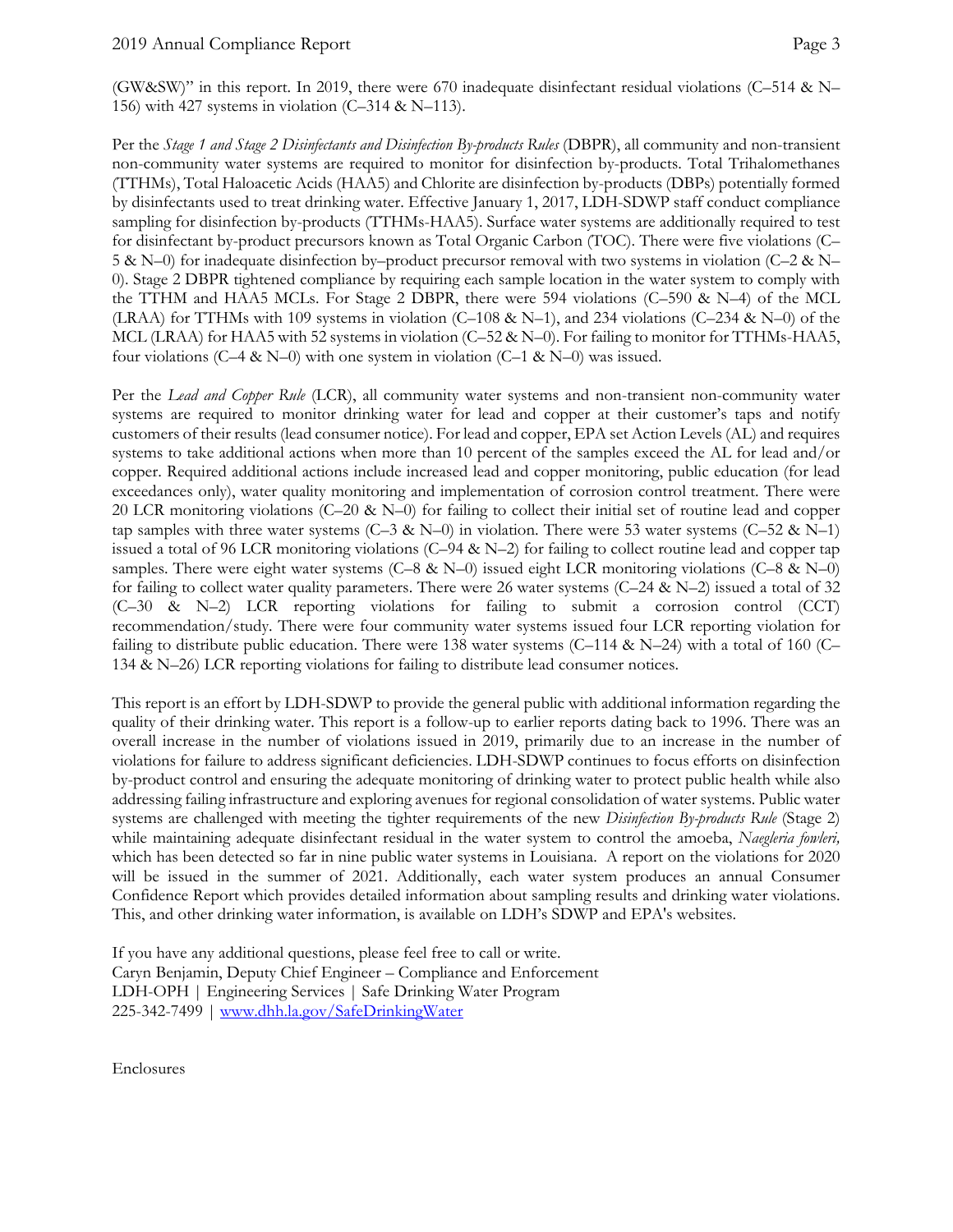(GW&SW)" in this report. In 2019, there were 670 inadequate disinfectant residual violations (C–514 & N–156) with 427 systems in violation (C–314 & N–113).

Per the *Stage 1 and Stage 2 Disinfectants and Disinfection By-products Rules* (DBPR), all community and non-transient non-community water systems are required to monitor for disinfection by-products. Total Trihalomethanes (TTHMs), Total Haloacetic Acids (HAA5) and Chlorite are disinfection by-products (DBPs) potentially formed by disinfectants used to treat drinking water. Effective January 1, 2017, LDH-SDWP staff conduct compliance sampling for disinfection by-products (TTHMs-HAA5). Surface water systems are additionally required to test for disinfectant by-product precursors known as Total Organic Carbon (TOC). There were five violations (C–5 & N–0) for inadequate disinfection by–product precursor removal with two systems in violation (C–2 & N–0). Stage 2 DBPR tightened compliance by requiring each sample location in the water system to comply with the TTHM and HAA5 MCLs. For Stage 2 DBPR, there were 594 violations (C–590 & N–4) of the MCL (LRAA) for TTHMs with 109 systems in violation (C–108 & N–1), and 234 violations (C–234 & N–0) of the MCL (LRAA) for HAA5 with 52 systems in violation (C–52 & N–0). For failing to monitor for TTHMs-HAA5, four violations (C–4 & N–0) with one system in violation (C–1 & N–0) was issued.

Per the *Lead and Copper Rule* (LCR), all community water systems and non-transient non-community water systems are required to monitor drinking water for lead and copper at their customer's taps and notify customers of their results (lead consumer notice). For lead and copper, EPA set Action Levels (AL) and requires systems to take additional actions when more than 10 percent of the samples exceed the AL for lead and/or copper. Required additional actions include increased lead and copper monitoring, public education (for lead exceedances only), water quality monitoring and implementation of corrosion control treatment. There were 20 LCR monitoring violations (C–20 & N–0) for failing to collect their initial set of routine lead and copper tap samples with three water systems (C–3 & N–0) in violation. There were 53 water systems (C–52 & N–1) issued a total of 96 LCR monitoring violations (C–94 & N–2) for failing to collect routine lead and copper tap samples. There were eight water systems (C–8 & N–0) issued eight LCR monitoring violations (C–8 & N–0) for failing to collect water quality parameters. There were 26 water systems (C–24 & N–2) issued a total of 32 (C–30 & N–2) LCR reporting violations for failing to submit a corrosion control (CCT) recommendation/study. There were four community water systems issued four LCR reporting violation for failing to distribute public education. There were 138 water systems (C–114 & N–24) with a total of 160 (C–134 & N–26) LCR reporting violations for failing to distribute lead consumer notices.

This report is an effort by LDH-SDWP to provide the general public with additional information regarding the quality of their drinking water. This report is a follow-up to earlier reports dating back to 1996. There was an overall increase in the number of violations issued in 2019, primarily due to an increase in the number of violations for failure to address significant deficiencies. LDH-SDWP continues to focus efforts on disinfection by-product control and ensuring the adequate monitoring of drinking water to protect public health while also addressing failing infrastructure and exploring avenues for regional consolidation of water systems. Public water systems are challenged with meeting the tighter requirements of the new *Disinfection By-products Rule* (Stage 2) while maintaining adequate disinfectant residual in the water system to control the amoeba, *Naegleria fowleri,* which has been detected so far in nine public water systems in Louisiana. A report on the violations for 2020 will be issued in the summer of 2021. Additionally, each water system produces an annual Consumer Confidence Report which provides detailed information about sampling results and drinking water violations. This, and other drinking water information, is available on LDH's SDWP and EPA's websites.

If you have any additional questions, please feel free to call or write.
Caryn Benjamin, Deputy Chief Engineer – Compliance and Enforcement
LDH-OPH | Engineering Services | Safe Drinking Water Program
225-342-7499 | [www.dhh.la.gov/SafeDrinkingWater](www.dhh.la.gov/SafeDrinkingWater)

Enclosures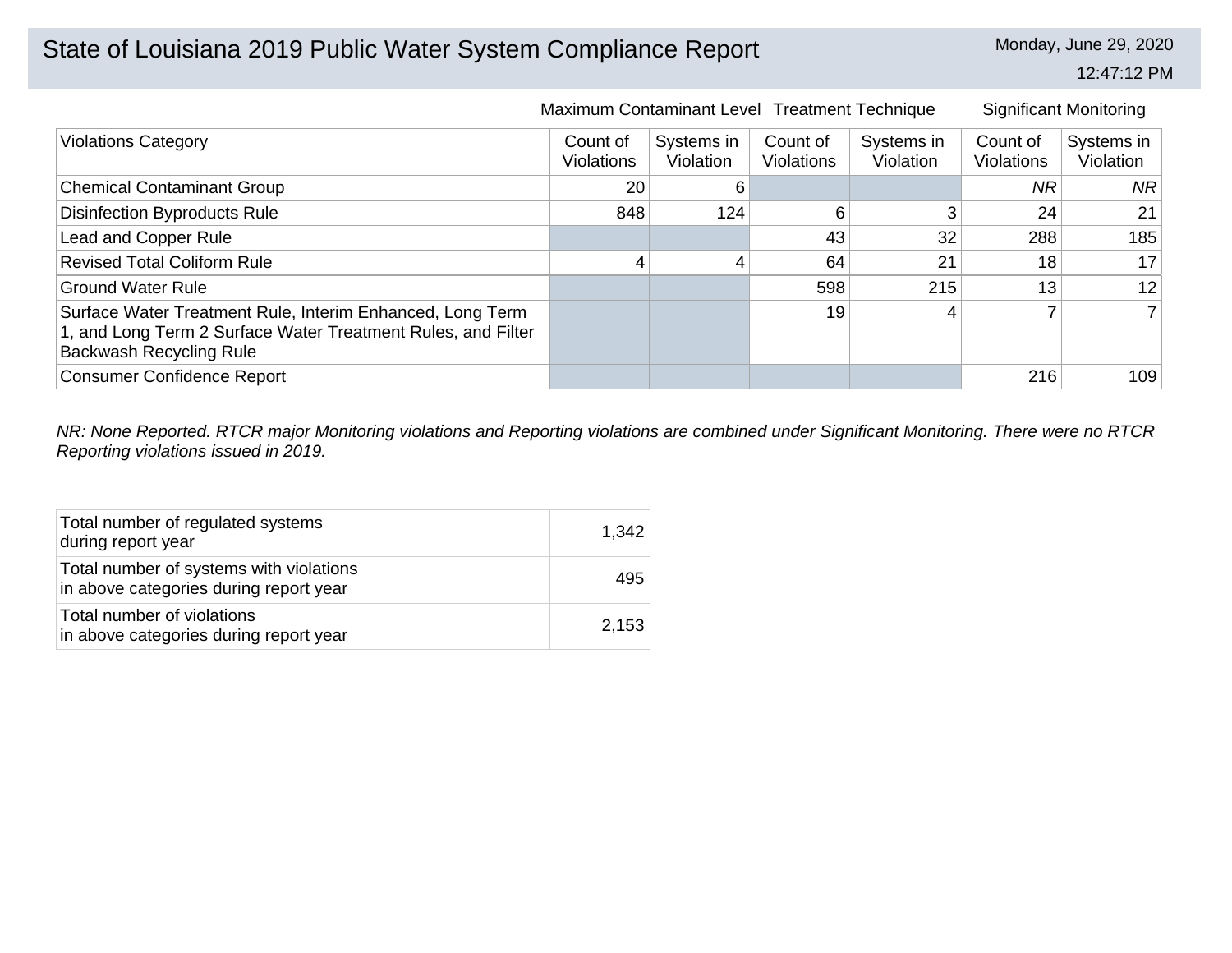# State of Louisiana 2019 Public Water System Compliance Report

Monday, June 29, 2020

12:47:12 PM

| Violations Category | Maximum Contaminant Level | | Treatment Technique | | Significant Monitoring | |
|---|---|---|---|---|---|---|
| | Count of Violations | Systems in Violation | Count of Violations | Systems in Violation | Count of Violations | Systems in Violation |
| Chemical Contaminant Group | 20 | 6 | | | *NR* | *NR* |
| Disinfection Byproducts Rule | 848 | 124 | 6 | 3 | 24 | 21 |
| Lead and Copper Rule | | | 43 | 32 | 288 | 185 |
| Revised Total Coliform Rule | 4 | 4 | 64 | 21 | 18 | 17 |
| Ground Water Rule | | | 598 | 215 | 13 | 12 |
| Surface Water Treatment Rule, Interim Enhanced, Long Term 1, and Long Term 2 Surface Water Treatment Rules, and Filter Backwash Recycling Rule | | | 19 | 4 | 7 | 7 |
| Consumer Confidence Report | | | | | 216 | 109 |

*NR: None Reported. RTCR major Monitoring violations and Reporting violations are combined under Significant Monitoring. There were no RTCR Reporting violations issued in 2019.*

| | |
|---|---|
| Total number of regulated systems during report year | 1,342 |
| Total number of systems with violations in above categories during report year | 495 |
| Total number of violations in above categories during report year | 2,153 |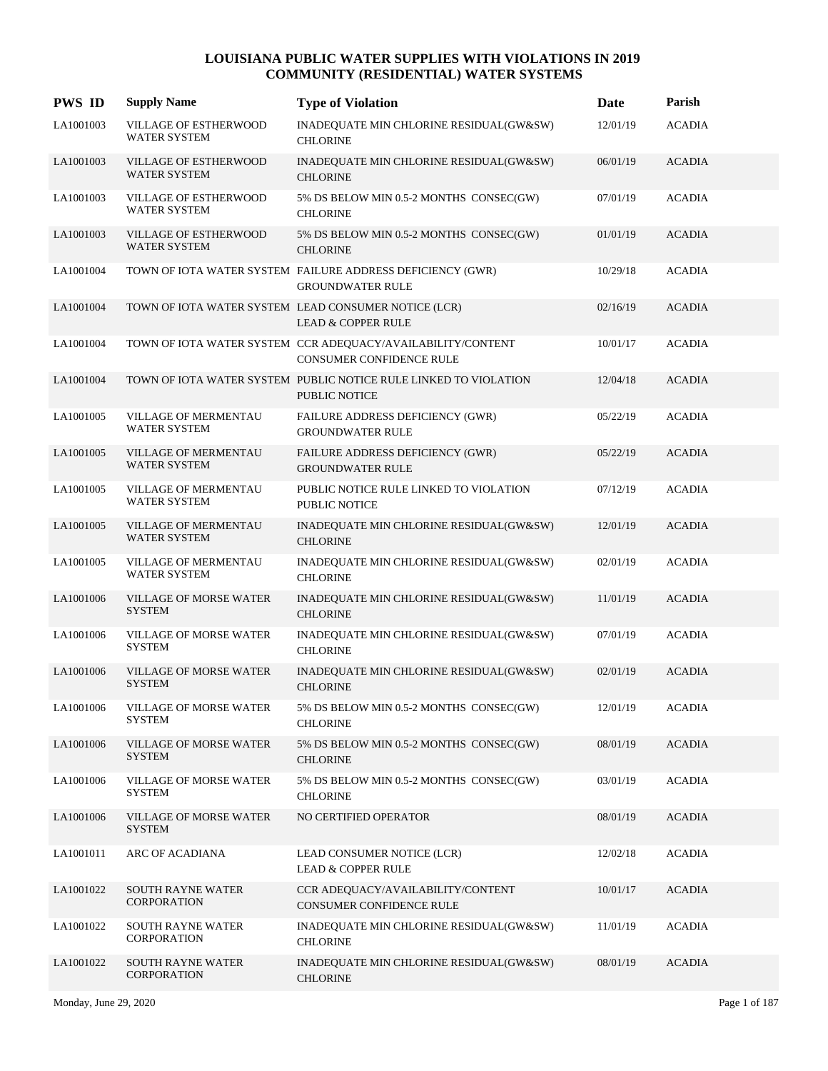# LOUISIANA PUBLIC WATER SUPPLIES WITH VIOLATIONS IN 2019
## COMMUNITY (RESIDENTIAL) WATER SYSTEMS

| PWS ID | Supply Name | Type of Violation | Date | Parish |
|---|---|---|---|---|
| LA1001003 | VILLAGE OF ESTHERWOOD WATER SYSTEM | INADEQUATE MIN CHLORINE RESIDUAL(GW&SW) CHLORINE | 12/01/19 | ACADIA |
| LA1001003 | VILLAGE OF ESTHERWOOD WATER SYSTEM | INADEQUATE MIN CHLORINE RESIDUAL(GW&SW) CHLORINE | 06/01/19 | ACADIA |
| LA1001003 | VILLAGE OF ESTHERWOOD WATER SYSTEM | 5% DS BELOW MIN 0.5-2 MONTHS CONSEC(GW) CHLORINE | 07/01/19 | ACADIA |
| LA1001003 | VILLAGE OF ESTHERWOOD WATER SYSTEM | 5% DS BELOW MIN 0.5-2 MONTHS CONSEC(GW) CHLORINE | 01/01/19 | ACADIA |
| LA1001004 | TOWN OF IOTA WATER SYSTEM | FAILURE ADDRESS DEFICIENCY (GWR) GROUNDWATER RULE | 10/29/18 | ACADIA |
| LA1001004 | TOWN OF IOTA WATER SYSTEM | LEAD CONSUMER NOTICE (LCR) LEAD & COPPER RULE | 02/16/19 | ACADIA |
| LA1001004 | TOWN OF IOTA WATER SYSTEM | CCR ADEQUACY/AVAILABILITY/CONTENT CONSUMER CONFIDENCE RULE | 10/01/17 | ACADIA |
| LA1001004 | TOWN OF IOTA WATER SYSTEM | PUBLIC NOTICE RULE LINKED TO VIOLATION PUBLIC NOTICE | 12/04/18 | ACADIA |
| LA1001005 | VILLAGE OF MERMENTAU WATER SYSTEM | FAILURE ADDRESS DEFICIENCY (GWR) GROUNDWATER RULE | 05/22/19 | ACADIA |
| LA1001005 | VILLAGE OF MERMENTAU WATER SYSTEM | FAILURE ADDRESS DEFICIENCY (GWR) GROUNDWATER RULE | 05/22/19 | ACADIA |
| LA1001005 | VILLAGE OF MERMENTAU WATER SYSTEM | PUBLIC NOTICE RULE LINKED TO VIOLATION PUBLIC NOTICE | 07/12/19 | ACADIA |
| LA1001005 | VILLAGE OF MERMENTAU WATER SYSTEM | INADEQUATE MIN CHLORINE RESIDUAL(GW&SW) CHLORINE | 12/01/19 | ACADIA |
| LA1001005 | VILLAGE OF MERMENTAU WATER SYSTEM | INADEQUATE MIN CHLORINE RESIDUAL(GW&SW) CHLORINE | 02/01/19 | ACADIA |
| LA1001006 | VILLAGE OF MORSE WATER SYSTEM | INADEQUATE MIN CHLORINE RESIDUAL(GW&SW) CHLORINE | 11/01/19 | ACADIA |
| LA1001006 | VILLAGE OF MORSE WATER SYSTEM | INADEQUATE MIN CHLORINE RESIDUAL(GW&SW) CHLORINE | 07/01/19 | ACADIA |
| LA1001006 | VILLAGE OF MORSE WATER SYSTEM | INADEQUATE MIN CHLORINE RESIDUAL(GW&SW) CHLORINE | 02/01/19 | ACADIA |
| LA1001006 | VILLAGE OF MORSE WATER SYSTEM | 5% DS BELOW MIN 0.5-2 MONTHS CONSEC(GW) CHLORINE | 12/01/19 | ACADIA |
| LA1001006 | VILLAGE OF MORSE WATER SYSTEM | 5% DS BELOW MIN 0.5-2 MONTHS CONSEC(GW) CHLORINE | 08/01/19 | ACADIA |
| LA1001006 | VILLAGE OF MORSE WATER SYSTEM | 5% DS BELOW MIN 0.5-2 MONTHS CONSEC(GW) CHLORINE | 03/01/19 | ACADIA |
| LA1001006 | VILLAGE OF MORSE WATER SYSTEM | NO CERTIFIED OPERATOR | 08/01/19 | ACADIA |
| LA1001011 | ARC OF ACADIANA | LEAD CONSUMER NOTICE (LCR) LEAD & COPPER RULE | 12/02/18 | ACADIA |
| LA1001022 | SOUTH RAYNE WATER CORPORATION | CCR ADEQUACY/AVAILABILITY/CONTENT CONSUMER CONFIDENCE RULE | 10/01/17 | ACADIA |
| LA1001022 | SOUTH RAYNE WATER CORPORATION | INADEQUATE MIN CHLORINE RESIDUAL(GW&SW) CHLORINE | 11/01/19 | ACADIA |
| LA1001022 | SOUTH RAYNE WATER CORPORATION | INADEQUATE MIN CHLORINE RESIDUAL(GW&SW) CHLORINE | 08/01/19 | ACADIA |

Monday, June 29, 2020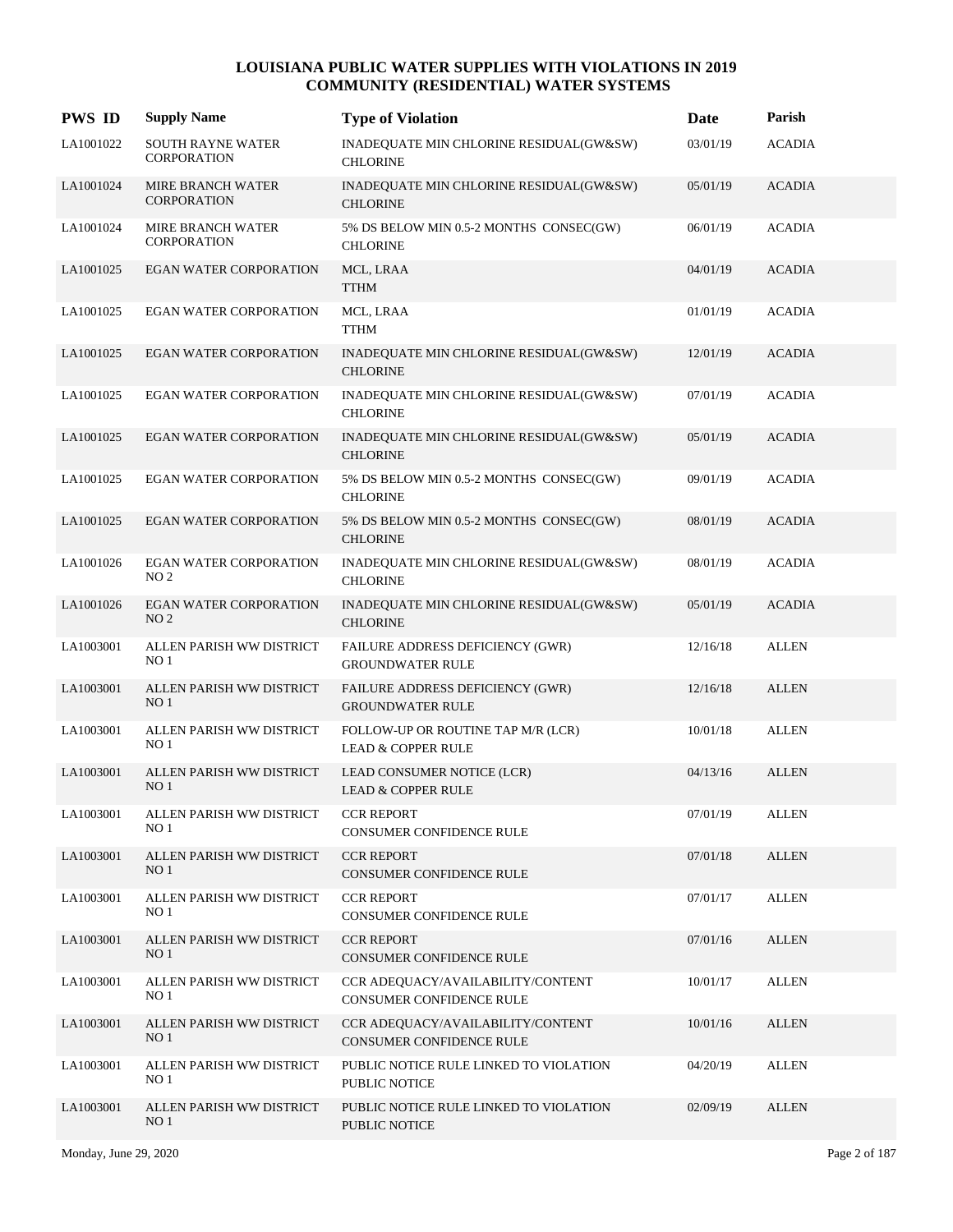# LOUISIANA PUBLIC WATER SUPPLIES WITH VIOLATIONS IN 2019
## COMMUNITY (RESIDENTIAL) WATER SYSTEMS

| PWS ID | Supply Name | Type of Violation | Date | Parish |
|---|---|---|---|---|
| LA1001022 | SOUTH RAYNE WATER CORPORATION | INADEQUATE MIN CHLORINE RESIDUAL(GW&SW) CHLORINE | 03/01/19 | ACADIA |
| LA1001024 | MIRE BRANCH WATER CORPORATION | INADEQUATE MIN CHLORINE RESIDUAL(GW&SW) CHLORINE | 05/01/19 | ACADIA |
| LA1001024 | MIRE BRANCH WATER CORPORATION | 5% DS BELOW MIN 0.5-2 MONTHS CONSEC(GW) CHLORINE | 06/01/19 | ACADIA |
| LA1001025 | EGAN WATER CORPORATION | MCL, LRAA TTHM | 04/01/19 | ACADIA |
| LA1001025 | EGAN WATER CORPORATION | MCL, LRAA TTHM | 01/01/19 | ACADIA |
| LA1001025 | EGAN WATER CORPORATION | INADEQUATE MIN CHLORINE RESIDUAL(GW&SW) CHLORINE | 12/01/19 | ACADIA |
| LA1001025 | EGAN WATER CORPORATION | INADEQUATE MIN CHLORINE RESIDUAL(GW&SW) CHLORINE | 07/01/19 | ACADIA |
| LA1001025 | EGAN WATER CORPORATION | INADEQUATE MIN CHLORINE RESIDUAL(GW&SW) CHLORINE | 05/01/19 | ACADIA |
| LA1001025 | EGAN WATER CORPORATION | 5% DS BELOW MIN 0.5-2 MONTHS CONSEC(GW) CHLORINE | 09/01/19 | ACADIA |
| LA1001025 | EGAN WATER CORPORATION | 5% DS BELOW MIN 0.5-2 MONTHS CONSEC(GW) CHLORINE | 08/01/19 | ACADIA |
| LA1001026 | EGAN WATER CORPORATION NO 2 | INADEQUATE MIN CHLORINE RESIDUAL(GW&SW) CHLORINE | 08/01/19 | ACADIA |
| LA1001026 | EGAN WATER CORPORATION NO 2 | INADEQUATE MIN CHLORINE RESIDUAL(GW&SW) CHLORINE | 05/01/19 | ACADIA |
| LA1003001 | ALLEN PARISH WW DISTRICT NO 1 | FAILURE ADDRESS DEFICIENCY (GWR) GROUNDWATER RULE | 12/16/18 | ALLEN |
| LA1003001 | ALLEN PARISH WW DISTRICT NO 1 | FAILURE ADDRESS DEFICIENCY (GWR) GROUNDWATER RULE | 12/16/18 | ALLEN |
| LA1003001 | ALLEN PARISH WW DISTRICT NO 1 | FOLLOW-UP OR ROUTINE TAP M/R (LCR) LEAD & COPPER RULE | 10/01/18 | ALLEN |
| LA1003001 | ALLEN PARISH WW DISTRICT NO 1 | LEAD CONSUMER NOTICE (LCR) LEAD & COPPER RULE | 04/13/16 | ALLEN |
| LA1003001 | ALLEN PARISH WW DISTRICT NO 1 | CCR REPORT CONSUMER CONFIDENCE RULE | 07/01/19 | ALLEN |
| LA1003001 | ALLEN PARISH WW DISTRICT NO 1 | CCR REPORT CONSUMER CONFIDENCE RULE | 07/01/18 | ALLEN |
| LA1003001 | ALLEN PARISH WW DISTRICT NO 1 | CCR REPORT CONSUMER CONFIDENCE RULE | 07/01/17 | ALLEN |
| LA1003001 | ALLEN PARISH WW DISTRICT NO 1 | CCR REPORT CONSUMER CONFIDENCE RULE | 07/01/16 | ALLEN |
| LA1003001 | ALLEN PARISH WW DISTRICT NO 1 | CCR ADEQUACY/AVAILABILITY/CONTENT CONSUMER CONFIDENCE RULE | 10/01/17 | ALLEN |
| LA1003001 | ALLEN PARISH WW DISTRICT NO 1 | CCR ADEQUACY/AVAILABILITY/CONTENT CONSUMER CONFIDENCE RULE | 10/01/16 | ALLEN |
| LA1003001 | ALLEN PARISH WW DISTRICT NO 1 | PUBLIC NOTICE RULE LINKED TO VIOLATION PUBLIC NOTICE | 04/20/19 | ALLEN |
| LA1003001 | ALLEN PARISH WW DISTRICT NO 1 | PUBLIC NOTICE RULE LINKED TO VIOLATION PUBLIC NOTICE | 02/09/19 | ALLEN |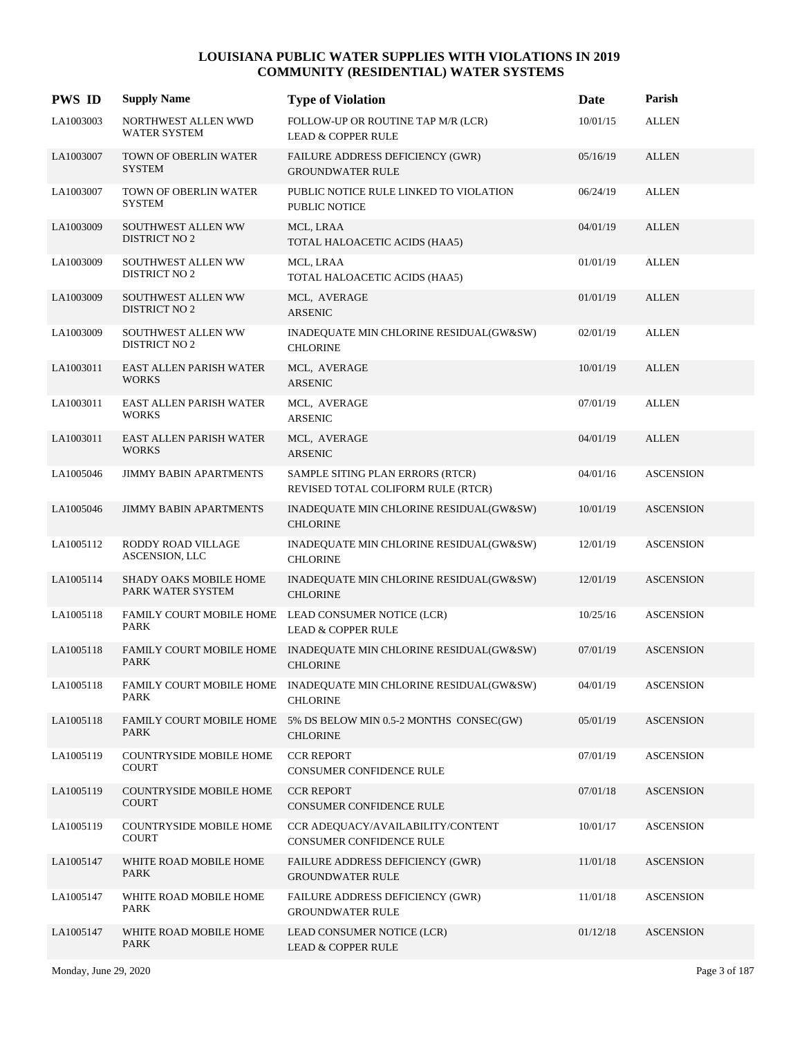# LOUISIANA PUBLIC WATER SUPPLIES WITH VIOLATIONS IN 2019
## COMMUNITY (RESIDENTIAL) WATER SYSTEMS

| PWS ID | Supply Name | Type of Violation | Date | Parish |
|---|---|---|---|---|
| LA1003003 | NORTHWEST ALLEN WWD WATER SYSTEM | FOLLOW-UP OR ROUTINE TAP M/R (LCR)<br>LEAD & COPPER RULE | 10/01/15 | ALLEN |
| LA1003007 | TOWN OF OBERLIN WATER SYSTEM | FAILURE ADDRESS DEFICIENCY (GWR)<br>GROUNDWATER RULE | 05/16/19 | ALLEN |
| LA1003007 | TOWN OF OBERLIN WATER SYSTEM | PUBLIC NOTICE RULE LINKED TO VIOLATION<br>PUBLIC NOTICE | 06/24/19 | ALLEN |
| LA1003009 | SOUTHWEST ALLEN WW DISTRICT NO 2 | MCL, LRAA<br>TOTAL HALOACETIC ACIDS (HAA5) | 04/01/19 | ALLEN |
| LA1003009 | SOUTHWEST ALLEN WW DISTRICT NO 2 | MCL, LRAA<br>TOTAL HALOACETIC ACIDS (HAA5) | 01/01/19 | ALLEN |
| LA1003009 | SOUTHWEST ALLEN WW DISTRICT NO 2 | MCL, AVERAGE<br>ARSENIC | 01/01/19 | ALLEN |
| LA1003009 | SOUTHWEST ALLEN WW DISTRICT NO 2 | INADEQUATE MIN CHLORINE RESIDUAL(GW&SW)<br>CHLORINE | 02/01/19 | ALLEN |
| LA1003011 | EAST ALLEN PARISH WATER WORKS | MCL, AVERAGE<br>ARSENIC | 10/01/19 | ALLEN |
| LA1003011 | EAST ALLEN PARISH WATER WORKS | MCL, AVERAGE<br>ARSENIC | 07/01/19 | ALLEN |
| LA1003011 | EAST ALLEN PARISH WATER WORKS | MCL, AVERAGE<br>ARSENIC | 04/01/19 | ALLEN |
| LA1005046 | JIMMY BABIN APARTMENTS | SAMPLE SITING PLAN ERRORS (RTCR)<br>REVISED TOTAL COLIFORM RULE (RTCR) | 04/01/16 | ASCENSION |
| LA1005046 | JIMMY BABIN APARTMENTS | INADEQUATE MIN CHLORINE RESIDUAL(GW&SW)<br>CHLORINE | 10/01/19 | ASCENSION |
| LA1005112 | RODDY ROAD VILLAGE ASCENSION, LLC | INADEQUATE MIN CHLORINE RESIDUAL(GW&SW)<br>CHLORINE | 12/01/19 | ASCENSION |
| LA1005114 | SHADY OAKS MOBILE HOME PARK WATER SYSTEM | INADEQUATE MIN CHLORINE RESIDUAL(GW&SW)<br>CHLORINE | 12/01/19 | ASCENSION |
| LA1005118 | FAMILY COURT MOBILE HOME PARK | LEAD CONSUMER NOTICE (LCR)<br>LEAD & COPPER RULE | 10/25/16 | ASCENSION |
| LA1005118 | FAMILY COURT MOBILE HOME PARK | INADEQUATE MIN CHLORINE RESIDUAL(GW&SW)<br>CHLORINE | 07/01/19 | ASCENSION |
| LA1005118 | FAMILY COURT MOBILE HOME PARK | INADEQUATE MIN CHLORINE RESIDUAL(GW&SW)<br>CHLORINE | 04/01/19 | ASCENSION |
| LA1005118 | FAMILY COURT MOBILE HOME PARK | 5% DS BELOW MIN 0.5-2 MONTHS CONSEC(GW)<br>CHLORINE | 05/01/19 | ASCENSION |
| LA1005119 | COUNTRYSIDE MOBILE HOME COURT | CCR REPORT<br>CONSUMER CONFIDENCE RULE | 07/01/19 | ASCENSION |
| LA1005119 | COUNTRYSIDE MOBILE HOME COURT | CCR REPORT<br>CONSUMER CONFIDENCE RULE | 07/01/18 | ASCENSION |
| LA1005119 | COUNTRYSIDE MOBILE HOME COURT | CCR ADEQUACY/AVAILABILITY/CONTENT<br>CONSUMER CONFIDENCE RULE | 10/01/17 | ASCENSION |
| LA1005147 | WHITE ROAD MOBILE HOME PARK | FAILURE ADDRESS DEFICIENCY (GWR)<br>GROUNDWATER RULE | 11/01/18 | ASCENSION |
| LA1005147 | WHITE ROAD MOBILE HOME PARK | FAILURE ADDRESS DEFICIENCY (GWR)<br>GROUNDWATER RULE | 11/01/18 | ASCENSION |
| LA1005147 | WHITE ROAD MOBILE HOME PARK | LEAD CONSUMER NOTICE (LCR)<br>LEAD & COPPER RULE | 01/12/18 | ASCENSION |

Monday, June 29, 2020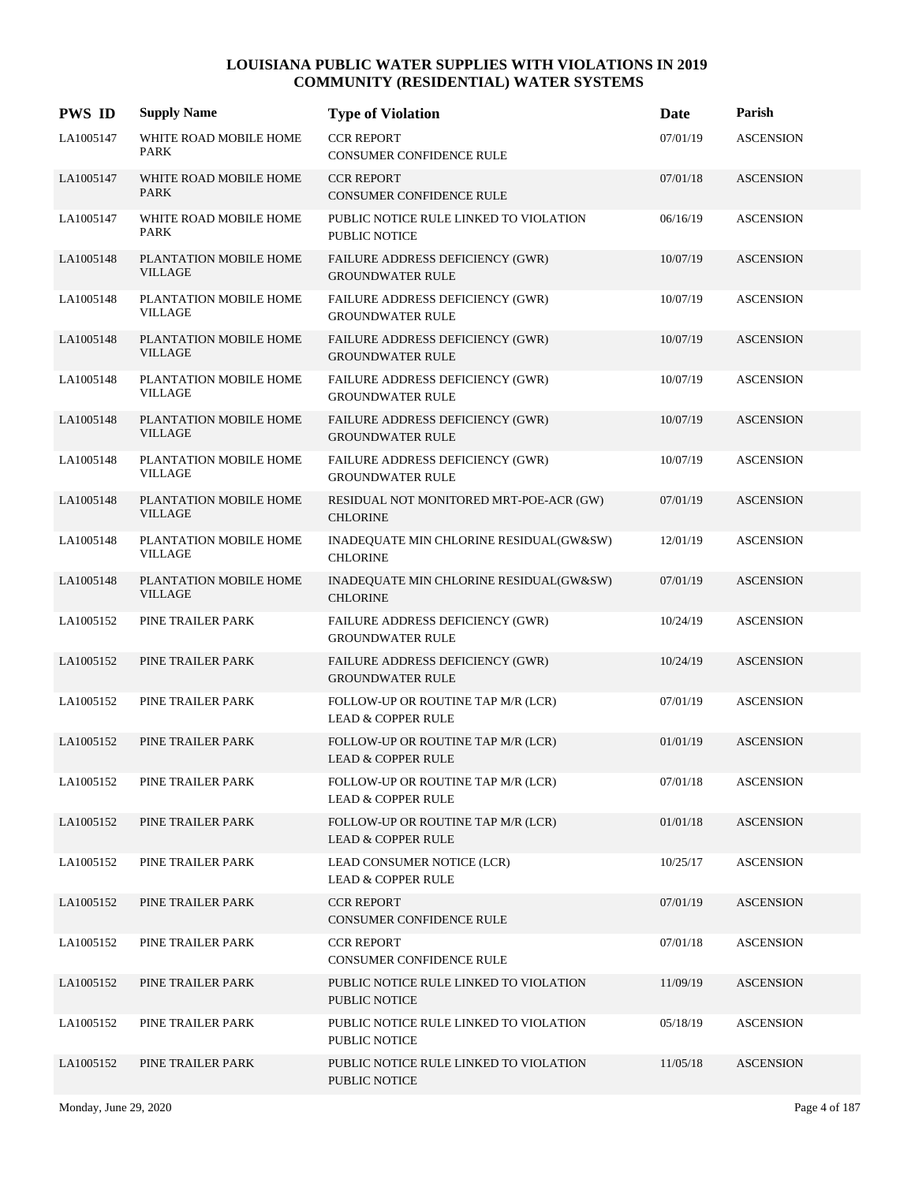# LOUISIANA PUBLIC WATER SUPPLIES WITH VIOLATIONS IN 2019
## COMMUNITY (RESIDENTIAL) WATER SYSTEMS

| PWS ID | Supply Name | Type of Violation | Date | Parish |
|---|---|---|---|---|
| LA1005147 | WHITE ROAD MOBILE HOME PARK | CCR REPORT<br>CONSUMER CONFIDENCE RULE | 07/01/19 | ASCENSION |
| LA1005147 | WHITE ROAD MOBILE HOME PARK | CCR REPORT<br>CONSUMER CONFIDENCE RULE | 07/01/18 | ASCENSION |
| LA1005147 | WHITE ROAD MOBILE HOME PARK | PUBLIC NOTICE RULE LINKED TO VIOLATION<br>PUBLIC NOTICE | 06/16/19 | ASCENSION |
| LA1005148 | PLANTATION MOBILE HOME VILLAGE | FAILURE ADDRESS DEFICIENCY (GWR)<br>GROUNDWATER RULE | 10/07/19 | ASCENSION |
| LA1005148 | PLANTATION MOBILE HOME VILLAGE | FAILURE ADDRESS DEFICIENCY (GWR)<br>GROUNDWATER RULE | 10/07/19 | ASCENSION |
| LA1005148 | PLANTATION MOBILE HOME VILLAGE | FAILURE ADDRESS DEFICIENCY (GWR)<br>GROUNDWATER RULE | 10/07/19 | ASCENSION |
| LA1005148 | PLANTATION MOBILE HOME VILLAGE | FAILURE ADDRESS DEFICIENCY (GWR)<br>GROUNDWATER RULE | 10/07/19 | ASCENSION |
| LA1005148 | PLANTATION MOBILE HOME VILLAGE | FAILURE ADDRESS DEFICIENCY (GWR)<br>GROUNDWATER RULE | 10/07/19 | ASCENSION |
| LA1005148 | PLANTATION MOBILE HOME VILLAGE | FAILURE ADDRESS DEFICIENCY (GWR)<br>GROUNDWATER RULE | 10/07/19 | ASCENSION |
| LA1005148 | PLANTATION MOBILE HOME VILLAGE | RESIDUAL NOT MONITORED MRT-POE-ACR (GW)<br>CHLORINE | 07/01/19 | ASCENSION |
| LA1005148 | PLANTATION MOBILE HOME VILLAGE | INADEQUATE MIN CHLORINE RESIDUAL(GW&SW)<br>CHLORINE | 12/01/19 | ASCENSION |
| LA1005148 | PLANTATION MOBILE HOME VILLAGE | INADEQUATE MIN CHLORINE RESIDUAL(GW&SW)<br>CHLORINE | 07/01/19 | ASCENSION |
| LA1005152 | PINE TRAILER PARK | FAILURE ADDRESS DEFICIENCY (GWR)<br>GROUNDWATER RULE | 10/24/19 | ASCENSION |
| LA1005152 | PINE TRAILER PARK | FAILURE ADDRESS DEFICIENCY (GWR)<br>GROUNDWATER RULE | 10/24/19 | ASCENSION |
| LA1005152 | PINE TRAILER PARK | FOLLOW-UP OR ROUTINE TAP M/R (LCR)<br>LEAD & COPPER RULE | 07/01/19 | ASCENSION |
| LA1005152 | PINE TRAILER PARK | FOLLOW-UP OR ROUTINE TAP M/R (LCR)<br>LEAD & COPPER RULE | 01/01/19 | ASCENSION |
| LA1005152 | PINE TRAILER PARK | FOLLOW-UP OR ROUTINE TAP M/R (LCR)<br>LEAD & COPPER RULE | 07/01/18 | ASCENSION |
| LA1005152 | PINE TRAILER PARK | FOLLOW-UP OR ROUTINE TAP M/R (LCR)<br>LEAD & COPPER RULE | 01/01/18 | ASCENSION |
| LA1005152 | PINE TRAILER PARK | LEAD CONSUMER NOTICE (LCR)<br>LEAD & COPPER RULE | 10/25/17 | ASCENSION |
| LA1005152 | PINE TRAILER PARK | CCR REPORT<br>CONSUMER CONFIDENCE RULE | 07/01/19 | ASCENSION |
| LA1005152 | PINE TRAILER PARK | CCR REPORT<br>CONSUMER CONFIDENCE RULE | 07/01/18 | ASCENSION |
| LA1005152 | PINE TRAILER PARK | PUBLIC NOTICE RULE LINKED TO VIOLATION<br>PUBLIC NOTICE | 11/09/19 | ASCENSION |
| LA1005152 | PINE TRAILER PARK | PUBLIC NOTICE RULE LINKED TO VIOLATION<br>PUBLIC NOTICE | 05/18/19 | ASCENSION |
| LA1005152 | PINE TRAILER PARK | PUBLIC NOTICE RULE LINKED TO VIOLATION<br>PUBLIC NOTICE | 11/05/18 | ASCENSION |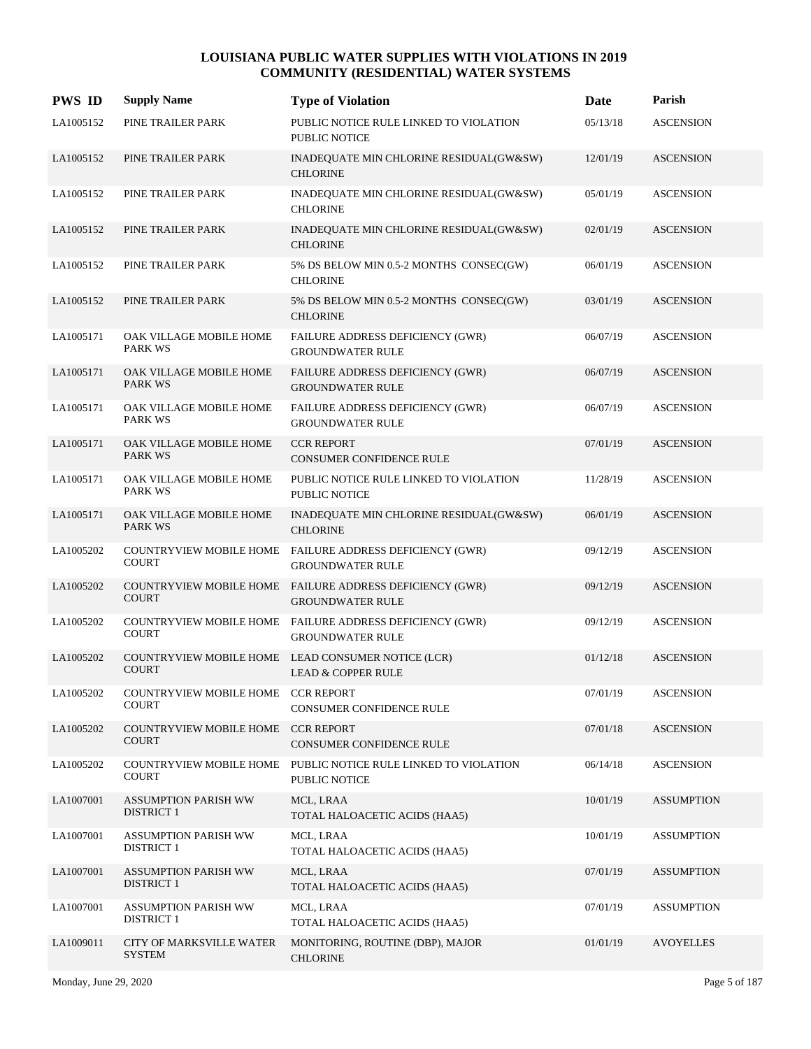# LOUISIANA PUBLIC WATER SUPPLIES WITH VIOLATIONS IN 2019
## COMMUNITY (RESIDENTIAL) WATER SYSTEMS

| PWS ID | Supply Name | Type of Violation | Date | Parish |
|---|---|---|---|---|
| LA1005152 | PINE TRAILER PARK | PUBLIC NOTICE RULE LINKED TO VIOLATION PUBLIC NOTICE | 05/13/18 | ASCENSION |
| LA1005152 | PINE TRAILER PARK | INADEQUATE MIN CHLORINE RESIDUAL(GW&SW) CHLORINE | 12/01/19 | ASCENSION |
| LA1005152 | PINE TRAILER PARK | INADEQUATE MIN CHLORINE RESIDUAL(GW&SW) CHLORINE | 05/01/19 | ASCENSION |
| LA1005152 | PINE TRAILER PARK | INADEQUATE MIN CHLORINE RESIDUAL(GW&SW) CHLORINE | 02/01/19 | ASCENSION |
| LA1005152 | PINE TRAILER PARK | 5% DS BELOW MIN 0.5-2 MONTHS CONSEC(GW) CHLORINE | 06/01/19 | ASCENSION |
| LA1005152 | PINE TRAILER PARK | 5% DS BELOW MIN 0.5-2 MONTHS CONSEC(GW) CHLORINE | 03/01/19 | ASCENSION |
| LA1005171 | OAK VILLAGE MOBILE HOME PARK WS | FAILURE ADDRESS DEFICIENCY (GWR) GROUNDWATER RULE | 06/07/19 | ASCENSION |
| LA1005171 | OAK VILLAGE MOBILE HOME PARK WS | FAILURE ADDRESS DEFICIENCY (GWR) GROUNDWATER RULE | 06/07/19 | ASCENSION |
| LA1005171 | OAK VILLAGE MOBILE HOME PARK WS | FAILURE ADDRESS DEFICIENCY (GWR) GROUNDWATER RULE | 06/07/19 | ASCENSION |
| LA1005171 | OAK VILLAGE MOBILE HOME PARK WS | CCR REPORT CONSUMER CONFIDENCE RULE | 07/01/19 | ASCENSION |
| LA1005171 | OAK VILLAGE MOBILE HOME PARK WS | PUBLIC NOTICE RULE LINKED TO VIOLATION PUBLIC NOTICE | 11/28/19 | ASCENSION |
| LA1005171 | OAK VILLAGE MOBILE HOME PARK WS | INADEQUATE MIN CHLORINE RESIDUAL(GW&SW) CHLORINE | 06/01/19 | ASCENSION |
| LA1005202 | COUNTRYVIEW MOBILE HOME COURT | FAILURE ADDRESS DEFICIENCY (GWR) GROUNDWATER RULE | 09/12/19 | ASCENSION |
| LA1005202 | COUNTRYVIEW MOBILE HOME COURT | FAILURE ADDRESS DEFICIENCY (GWR) GROUNDWATER RULE | 09/12/19 | ASCENSION |
| LA1005202 | COUNTRYVIEW MOBILE HOME COURT | FAILURE ADDRESS DEFICIENCY (GWR) GROUNDWATER RULE | 09/12/19 | ASCENSION |
| LA1005202 | COUNTRYVIEW MOBILE HOME COURT | LEAD CONSUMER NOTICE (LCR) LEAD & COPPER RULE | 01/12/18 | ASCENSION |
| LA1005202 | COUNTRYVIEW MOBILE HOME COURT | CCR REPORT CONSUMER CONFIDENCE RULE | 07/01/19 | ASCENSION |
| LA1005202 | COUNTRYVIEW MOBILE HOME COURT | CCR REPORT CONSUMER CONFIDENCE RULE | 07/01/18 | ASCENSION |
| LA1005202 | COUNTRYVIEW MOBILE HOME COURT | PUBLIC NOTICE RULE LINKED TO VIOLATION PUBLIC NOTICE | 06/14/18 | ASCENSION |
| LA1007001 | ASSUMPTION PARISH WW DISTRICT 1 | MCL, LRAA TOTAL HALOACETIC ACIDS (HAA5) | 10/01/19 | ASSUMPTION |
| LA1007001 | ASSUMPTION PARISH WW DISTRICT 1 | MCL, LRAA TOTAL HALOACETIC ACIDS (HAA5) | 10/01/19 | ASSUMPTION |
| LA1007001 | ASSUMPTION PARISH WW DISTRICT 1 | MCL, LRAA TOTAL HALOACETIC ACIDS (HAA5) | 07/01/19 | ASSUMPTION |
| LA1007001 | ASSUMPTION PARISH WW DISTRICT 1 | MCL, LRAA TOTAL HALOACETIC ACIDS (HAA5) | 07/01/19 | ASSUMPTION |
| LA1009011 | CITY OF MARKSVILLE WATER SYSTEM | MONITORING, ROUTINE (DBP), MAJOR CHLORINE | 01/01/19 | AVOYELLES |

Monday, June 29, 2020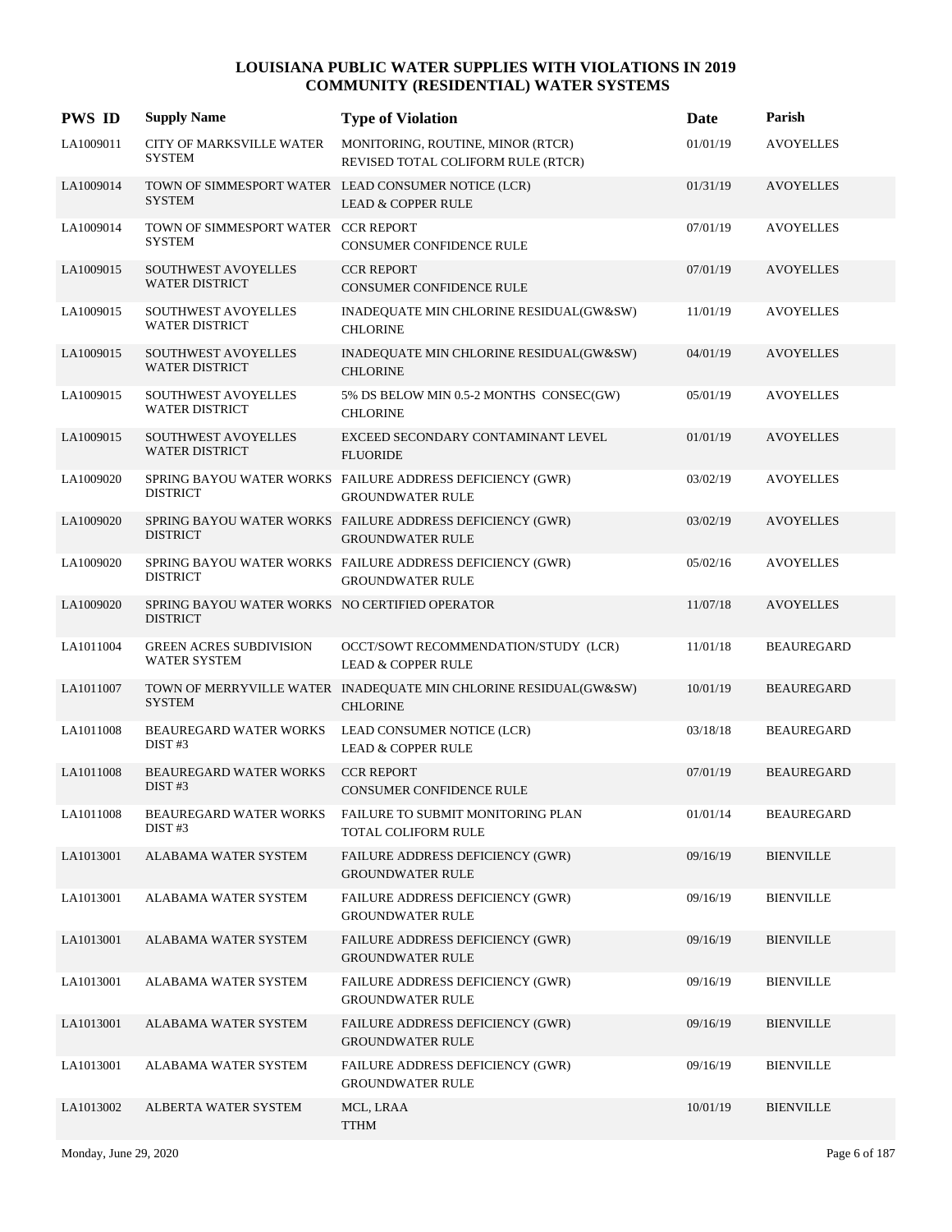# LOUISIANA PUBLIC WATER SUPPLIES WITH VIOLATIONS IN 2019
## COMMUNITY (RESIDENTIAL) WATER SYSTEMS

| PWS ID | Supply Name | Type of Violation | Date | Parish |
|---|---|---|---|---|
| LA1009011 | CITY OF MARKSVILLE WATER SYSTEM | MONITORING, ROUTINE, MINOR (RTCR)<br>REVISED TOTAL COLIFORM RULE (RTCR) | 01/01/19 | AVOYELLES |
| LA1009014 | TOWN OF SIMMESPORT WATER SYSTEM | LEAD CONSUMER NOTICE (LCR)<br>LEAD & COPPER RULE | 01/31/19 | AVOYELLES |
| LA1009014 | TOWN OF SIMMESPORT WATER SYSTEM | CCR REPORT<br>CONSUMER CONFIDENCE RULE | 07/01/19 | AVOYELLES |
| LA1009015 | SOUTHWEST AVOYELLES WATER DISTRICT | CCR REPORT<br>CONSUMER CONFIDENCE RULE | 07/01/19 | AVOYELLES |
| LA1009015 | SOUTHWEST AVOYELLES WATER DISTRICT | INADEQUATE MIN CHLORINE RESIDUAL(GW&SW)<br>CHLORINE | 11/01/19 | AVOYELLES |
| LA1009015 | SOUTHWEST AVOYELLES WATER DISTRICT | INADEQUATE MIN CHLORINE RESIDUAL(GW&SW)<br>CHLORINE | 04/01/19 | AVOYELLES |
| LA1009015 | SOUTHWEST AVOYELLES WATER DISTRICT | 5% DS BELOW MIN 0.5-2 MONTHS CONSEC(GW)<br>CHLORINE | 05/01/19 | AVOYELLES |
| LA1009015 | SOUTHWEST AVOYELLES WATER DISTRICT | EXCEED SECONDARY CONTAMINANT LEVEL<br>FLUORIDE | 01/01/19 | AVOYELLES |
| LA1009020 | SPRING BAYOU WATER WORKS DISTRICT | FAILURE ADDRESS DEFICIENCY (GWR)<br>GROUNDWATER RULE | 03/02/19 | AVOYELLES |
| LA1009020 | SPRING BAYOU WATER WORKS DISTRICT | FAILURE ADDRESS DEFICIENCY (GWR)<br>GROUNDWATER RULE | 03/02/19 | AVOYELLES |
| LA1009020 | SPRING BAYOU WATER WORKS DISTRICT | FAILURE ADDRESS DEFICIENCY (GWR)<br>GROUNDWATER RULE | 05/02/16 | AVOYELLES |
| LA1009020 | SPRING BAYOU WATER WORKS DISTRICT | NO CERTIFIED OPERATOR | 11/07/18 | AVOYELLES |
| LA1011004 | GREEN ACRES SUBDIVISION WATER SYSTEM | OCCT/SOWT RECOMMENDATION/STUDY (LCR)<br>LEAD & COPPER RULE | 11/01/18 | BEAUREGARD |
| LA1011007 | TOWN OF MERRYVILLE WATER SYSTEM | INADEQUATE MIN CHLORINE RESIDUAL(GW&SW)<br>CHLORINE | 10/01/19 | BEAUREGARD |
| LA1011008 | BEAUREGARD WATER WORKS DIST #3 | LEAD CONSUMER NOTICE (LCR)<br>LEAD & COPPER RULE | 03/18/18 | BEAUREGARD |
| LA1011008 | BEAUREGARD WATER WORKS DIST #3 | CCR REPORT<br>CONSUMER CONFIDENCE RULE | 07/01/19 | BEAUREGARD |
| LA1011008 | BEAUREGARD WATER WORKS DIST #3 | FAILURE TO SUBMIT MONITORING PLAN<br>TOTAL COLIFORM RULE | 01/01/14 | BEAUREGARD |
| LA1013001 | ALABAMA WATER SYSTEM | FAILURE ADDRESS DEFICIENCY (GWR)<br>GROUNDWATER RULE | 09/16/19 | BIENVILLE |
| LA1013001 | ALABAMA WATER SYSTEM | FAILURE ADDRESS DEFICIENCY (GWR)<br>GROUNDWATER RULE | 09/16/19 | BIENVILLE |
| LA1013001 | ALABAMA WATER SYSTEM | FAILURE ADDRESS DEFICIENCY (GWR)<br>GROUNDWATER RULE | 09/16/19 | BIENVILLE |
| LA1013001 | ALABAMA WATER SYSTEM | FAILURE ADDRESS DEFICIENCY (GWR)<br>GROUNDWATER RULE | 09/16/19 | BIENVILLE |
| LA1013001 | ALABAMA WATER SYSTEM | FAILURE ADDRESS DEFICIENCY (GWR)<br>GROUNDWATER RULE | 09/16/19 | BIENVILLE |
| LA1013001 | ALABAMA WATER SYSTEM | FAILURE ADDRESS DEFICIENCY (GWR)<br>GROUNDWATER RULE | 09/16/19 | BIENVILLE |
| LA1013002 | ALBERTA WATER SYSTEM | MCL, LRAA<br>TTHM | 10/01/19 | BIENVILLE |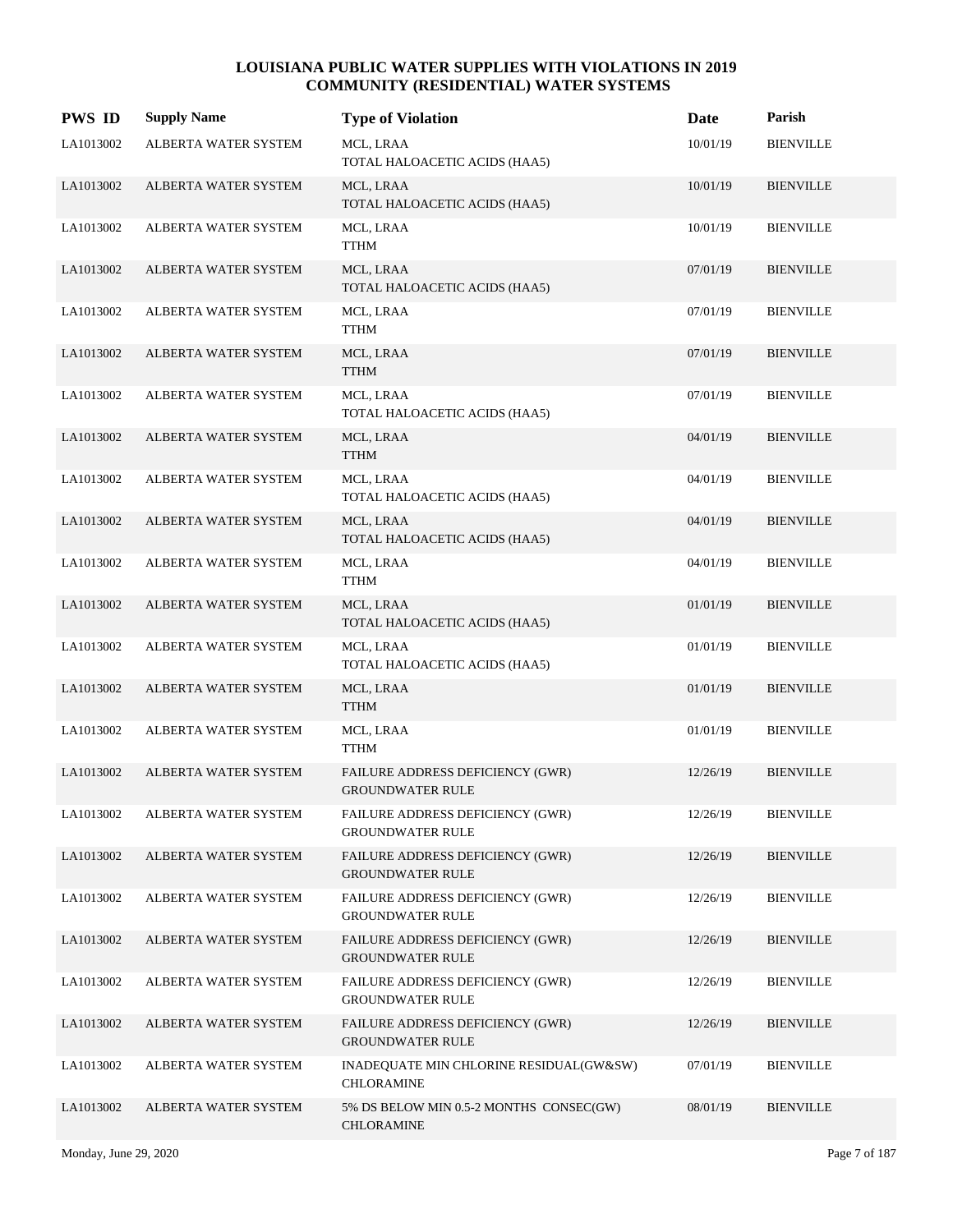# LOUISIANA PUBLIC WATER SUPPLIES WITH VIOLATIONS IN 2019
## COMMUNITY (RESIDENTIAL) WATER SYSTEMS

| PWS ID | Supply Name | Type of Violation | Date | Parish |
|---|---|---|---|---|
| LA1013002 | ALBERTA WATER SYSTEM | MCL, LRAA<br>TOTAL HALOACETIC ACIDS (HAA5) | 10/01/19 | BIENVILLE |
| LA1013002 | ALBERTA WATER SYSTEM | MCL, LRAA<br>TOTAL HALOACETIC ACIDS (HAA5) | 10/01/19 | BIENVILLE |
| LA1013002 | ALBERTA WATER SYSTEM | MCL, LRAA<br>TTHM | 10/01/19 | BIENVILLE |
| LA1013002 | ALBERTA WATER SYSTEM | MCL, LRAA<br>TOTAL HALOACETIC ACIDS (HAA5) | 07/01/19 | BIENVILLE |
| LA1013002 | ALBERTA WATER SYSTEM | MCL, LRAA<br>TTHM | 07/01/19 | BIENVILLE |
| LA1013002 | ALBERTA WATER SYSTEM | MCL, LRAA<br>TTHM | 07/01/19 | BIENVILLE |
| LA1013002 | ALBERTA WATER SYSTEM | MCL, LRAA<br>TOTAL HALOACETIC ACIDS (HAA5) | 07/01/19 | BIENVILLE |
| LA1013002 | ALBERTA WATER SYSTEM | MCL, LRAA<br>TTHM | 04/01/19 | BIENVILLE |
| LA1013002 | ALBERTA WATER SYSTEM | MCL, LRAA<br>TOTAL HALOACETIC ACIDS (HAA5) | 04/01/19 | BIENVILLE |
| LA1013002 | ALBERTA WATER SYSTEM | MCL, LRAA<br>TOTAL HALOACETIC ACIDS (HAA5) | 04/01/19 | BIENVILLE |
| LA1013002 | ALBERTA WATER SYSTEM | MCL, LRAA<br>TTHM | 04/01/19 | BIENVILLE |
| LA1013002 | ALBERTA WATER SYSTEM | MCL, LRAA<br>TOTAL HALOACETIC ACIDS (HAA5) | 01/01/19 | BIENVILLE |
| LA1013002 | ALBERTA WATER SYSTEM | MCL, LRAA<br>TOTAL HALOACETIC ACIDS (HAA5) | 01/01/19 | BIENVILLE |
| LA1013002 | ALBERTA WATER SYSTEM | MCL, LRAA<br>TTHM | 01/01/19 | BIENVILLE |
| LA1013002 | ALBERTA WATER SYSTEM | MCL, LRAA<br>TTHM | 01/01/19 | BIENVILLE |
| LA1013002 | ALBERTA WATER SYSTEM | FAILURE ADDRESS DEFICIENCY (GWR)<br>GROUNDWATER RULE | 12/26/19 | BIENVILLE |
| LA1013002 | ALBERTA WATER SYSTEM | FAILURE ADDRESS DEFICIENCY (GWR)<br>GROUNDWATER RULE | 12/26/19 | BIENVILLE |
| LA1013002 | ALBERTA WATER SYSTEM | FAILURE ADDRESS DEFICIENCY (GWR)<br>GROUNDWATER RULE | 12/26/19 | BIENVILLE |
| LA1013002 | ALBERTA WATER SYSTEM | FAILURE ADDRESS DEFICIENCY (GWR)<br>GROUNDWATER RULE | 12/26/19 | BIENVILLE |
| LA1013002 | ALBERTA WATER SYSTEM | FAILURE ADDRESS DEFICIENCY (GWR)<br>GROUNDWATER RULE | 12/26/19 | BIENVILLE |
| LA1013002 | ALBERTA WATER SYSTEM | FAILURE ADDRESS DEFICIENCY (GWR)<br>GROUNDWATER RULE | 12/26/19 | BIENVILLE |
| LA1013002 | ALBERTA WATER SYSTEM | FAILURE ADDRESS DEFICIENCY (GWR)<br>GROUNDWATER RULE | 12/26/19 | BIENVILLE |
| LA1013002 | ALBERTA WATER SYSTEM | INADEQUATE MIN CHLORINE RESIDUAL(GW&SW)<br>CHLORAMINE | 07/01/19 | BIENVILLE |
| LA1013002 | ALBERTA WATER SYSTEM | 5% DS BELOW MIN 0.5-2 MONTHS CONSEC(GW)<br>CHLORAMINE | 08/01/19 | BIENVILLE |

Monday, June 29, 2020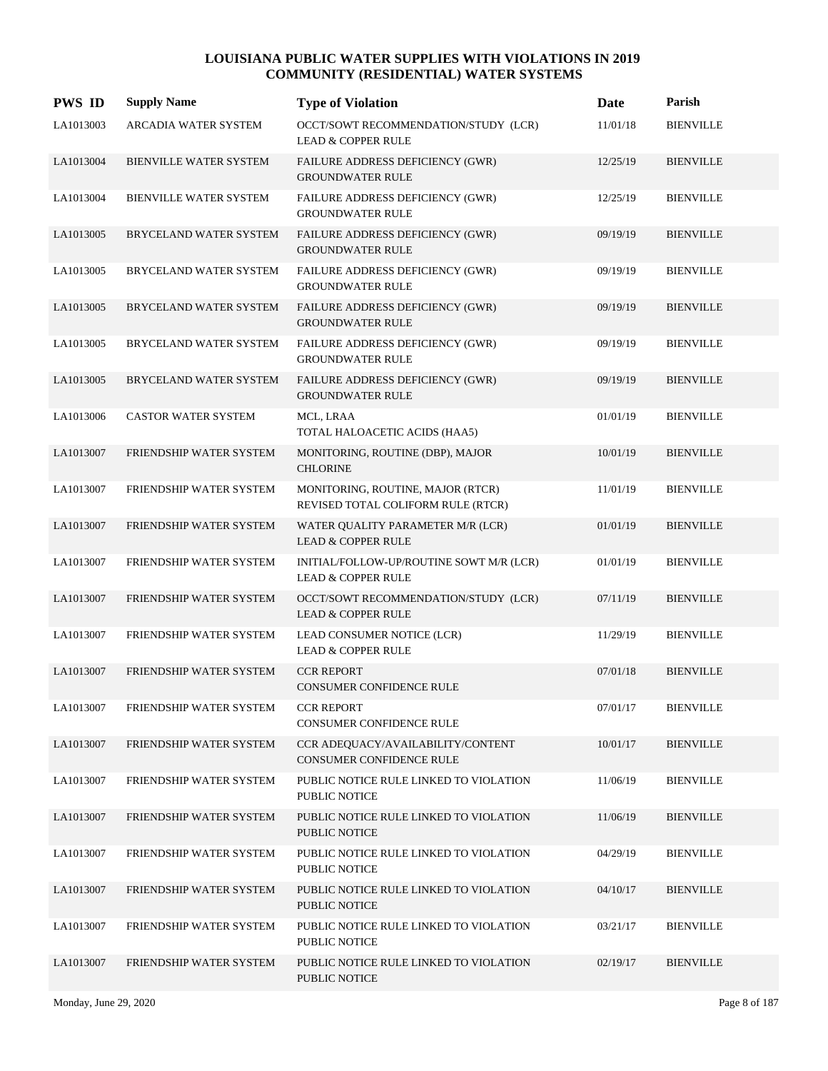# LOUISIANA PUBLIC WATER SUPPLIES WITH VIOLATIONS IN 2019
## COMMUNITY (RESIDENTIAL) WATER SYSTEMS

| PWS ID | Supply Name | Type of Violation | Date | Parish |
|---|---|---|---|---|
| LA1013003 | ARCADIA WATER SYSTEM | OCCT/SOWT RECOMMENDATION/STUDY (LCR)<br>LEAD & COPPER RULE | 11/01/18 | BIENVILLE |
| LA1013004 | BIENVILLE WATER SYSTEM | FAILURE ADDRESS DEFICIENCY (GWR)<br>GROUNDWATER RULE | 12/25/19 | BIENVILLE |
| LA1013004 | BIENVILLE WATER SYSTEM | FAILURE ADDRESS DEFICIENCY (GWR)<br>GROUNDWATER RULE | 12/25/19 | BIENVILLE |
| LA1013005 | BRYCELAND WATER SYSTEM | FAILURE ADDRESS DEFICIENCY (GWR)<br>GROUNDWATER RULE | 09/19/19 | BIENVILLE |
| LA1013005 | BRYCELAND WATER SYSTEM | FAILURE ADDRESS DEFICIENCY (GWR)<br>GROUNDWATER RULE | 09/19/19 | BIENVILLE |
| LA1013005 | BRYCELAND WATER SYSTEM | FAILURE ADDRESS DEFICIENCY (GWR)<br>GROUNDWATER RULE | 09/19/19 | BIENVILLE |
| LA1013005 | BRYCELAND WATER SYSTEM | FAILURE ADDRESS DEFICIENCY (GWR)<br>GROUNDWATER RULE | 09/19/19 | BIENVILLE |
| LA1013005 | BRYCELAND WATER SYSTEM | FAILURE ADDRESS DEFICIENCY (GWR)<br>GROUNDWATER RULE | 09/19/19 | BIENVILLE |
| LA1013006 | CASTOR WATER SYSTEM | MCL, LRAA<br>TOTAL HALOACETIC ACIDS (HAA5) | 01/01/19 | BIENVILLE |
| LA1013007 | FRIENDSHIP WATER SYSTEM | MONITORING, ROUTINE (DBP), MAJOR<br>CHLORINE | 10/01/19 | BIENVILLE |
| LA1013007 | FRIENDSHIP WATER SYSTEM | MONITORING, ROUTINE, MAJOR (RTCR)<br>REVISED TOTAL COLIFORM RULE (RTCR) | 11/01/19 | BIENVILLE |
| LA1013007 | FRIENDSHIP WATER SYSTEM | WATER QUALITY PARAMETER M/R (LCR)<br>LEAD & COPPER RULE | 01/01/19 | BIENVILLE |
| LA1013007 | FRIENDSHIP WATER SYSTEM | INITIAL/FOLLOW-UP/ROUTINE SOWT M/R (LCR)<br>LEAD & COPPER RULE | 01/01/19 | BIENVILLE |
| LA1013007 | FRIENDSHIP WATER SYSTEM | OCCT/SOWT RECOMMENDATION/STUDY (LCR)<br>LEAD & COPPER RULE | 07/11/19 | BIENVILLE |
| LA1013007 | FRIENDSHIP WATER SYSTEM | LEAD CONSUMER NOTICE (LCR)<br>LEAD & COPPER RULE | 11/29/19 | BIENVILLE |
| LA1013007 | FRIENDSHIP WATER SYSTEM | CCR REPORT<br>CONSUMER CONFIDENCE RULE | 07/01/18 | BIENVILLE |
| LA1013007 | FRIENDSHIP WATER SYSTEM | CCR REPORT<br>CONSUMER CONFIDENCE RULE | 07/01/17 | BIENVILLE |
| LA1013007 | FRIENDSHIP WATER SYSTEM | CCR ADEQUACY/AVAILABILITY/CONTENT<br>CONSUMER CONFIDENCE RULE | 10/01/17 | BIENVILLE |
| LA1013007 | FRIENDSHIP WATER SYSTEM | PUBLIC NOTICE RULE LINKED TO VIOLATION<br>PUBLIC NOTICE | 11/06/19 | BIENVILLE |
| LA1013007 | FRIENDSHIP WATER SYSTEM | PUBLIC NOTICE RULE LINKED TO VIOLATION<br>PUBLIC NOTICE | 11/06/19 | BIENVILLE |
| LA1013007 | FRIENDSHIP WATER SYSTEM | PUBLIC NOTICE RULE LINKED TO VIOLATION<br>PUBLIC NOTICE | 04/29/19 | BIENVILLE |
| LA1013007 | FRIENDSHIP WATER SYSTEM | PUBLIC NOTICE RULE LINKED TO VIOLATION<br>PUBLIC NOTICE | 04/10/17 | BIENVILLE |
| LA1013007 | FRIENDSHIP WATER SYSTEM | PUBLIC NOTICE RULE LINKED TO VIOLATION<br>PUBLIC NOTICE | 03/21/17 | BIENVILLE |
| LA1013007 | FRIENDSHIP WATER SYSTEM | PUBLIC NOTICE RULE LINKED TO VIOLATION<br>PUBLIC NOTICE | 02/19/17 | BIENVILLE |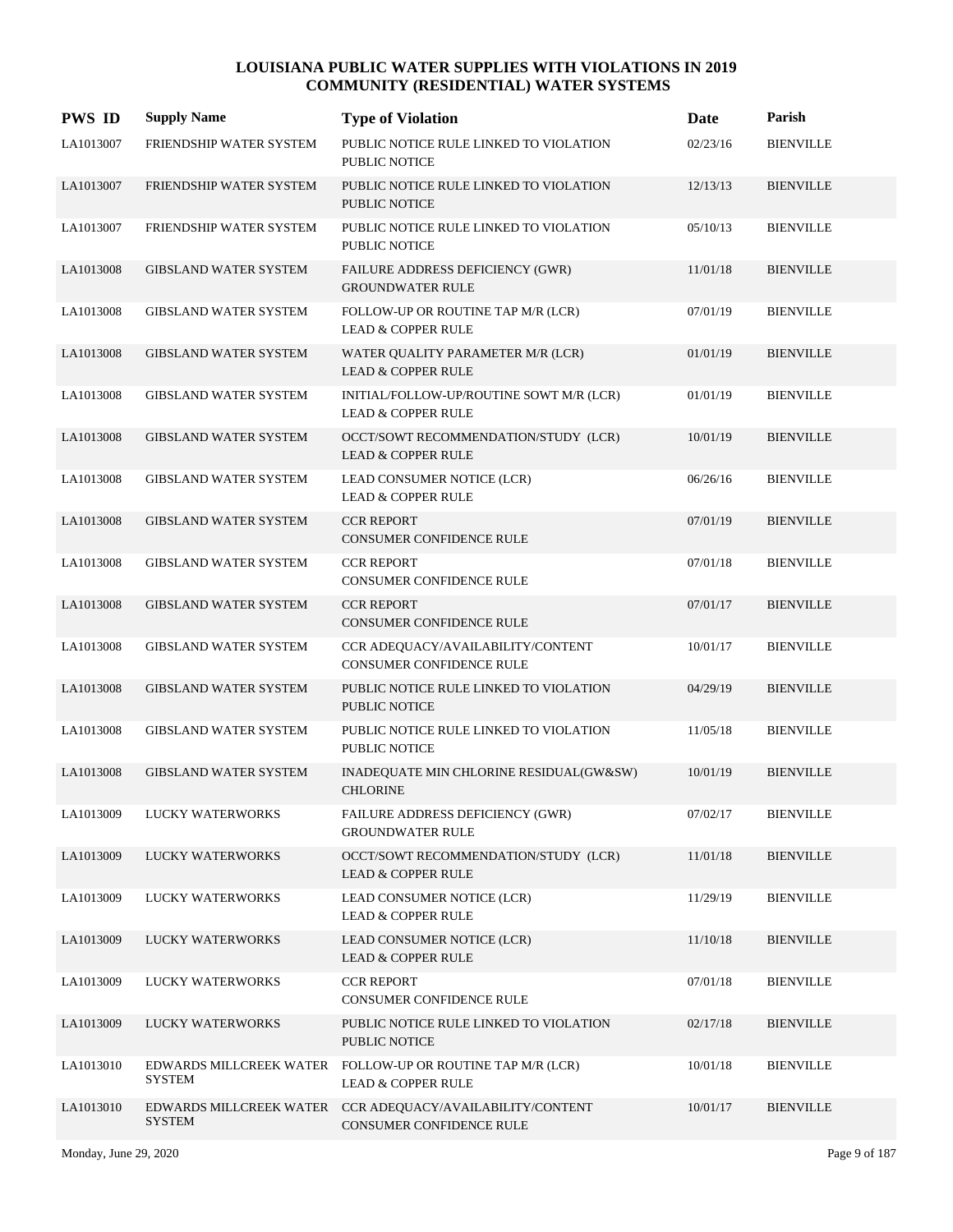# LOUISIANA PUBLIC WATER SUPPLIES WITH VIOLATIONS IN 2019
## COMMUNITY (RESIDENTIAL) WATER SYSTEMS

| PWS ID | Supply Name | Type of Violation | Date | Parish |
|---|---|---|---|---|
| LA1013007 | FRIENDSHIP WATER SYSTEM | PUBLIC NOTICE RULE LINKED TO VIOLATION<br>PUBLIC NOTICE | 02/23/16 | BIENVILLE |
| LA1013007 | FRIENDSHIP WATER SYSTEM | PUBLIC NOTICE RULE LINKED TO VIOLATION<br>PUBLIC NOTICE | 12/13/13 | BIENVILLE |
| LA1013007 | FRIENDSHIP WATER SYSTEM | PUBLIC NOTICE RULE LINKED TO VIOLATION<br>PUBLIC NOTICE | 05/10/13 | BIENVILLE |
| LA1013008 | GIBSLAND WATER SYSTEM | FAILURE ADDRESS DEFICIENCY (GWR)<br>GROUNDWATER RULE | 11/01/18 | BIENVILLE |
| LA1013008 | GIBSLAND WATER SYSTEM | FOLLOW-UP OR ROUTINE TAP M/R (LCR)<br>LEAD & COPPER RULE | 07/01/19 | BIENVILLE |
| LA1013008 | GIBSLAND WATER SYSTEM | WATER QUALITY PARAMETER M/R (LCR)<br>LEAD & COPPER RULE | 01/01/19 | BIENVILLE |
| LA1013008 | GIBSLAND WATER SYSTEM | INITIAL/FOLLOW-UP/ROUTINE SOWT M/R (LCR)<br>LEAD & COPPER RULE | 01/01/19 | BIENVILLE |
| LA1013008 | GIBSLAND WATER SYSTEM | OCCT/SOWT RECOMMENDATION/STUDY (LCR)<br>LEAD & COPPER RULE | 10/01/19 | BIENVILLE |
| LA1013008 | GIBSLAND WATER SYSTEM | LEAD CONSUMER NOTICE (LCR)<br>LEAD & COPPER RULE | 06/26/16 | BIENVILLE |
| LA1013008 | GIBSLAND WATER SYSTEM | CCR REPORT<br>CONSUMER CONFIDENCE RULE | 07/01/19 | BIENVILLE |
| LA1013008 | GIBSLAND WATER SYSTEM | CCR REPORT<br>CONSUMER CONFIDENCE RULE | 07/01/18 | BIENVILLE |
| LA1013008 | GIBSLAND WATER SYSTEM | CCR REPORT<br>CONSUMER CONFIDENCE RULE | 07/01/17 | BIENVILLE |
| LA1013008 | GIBSLAND WATER SYSTEM | CCR ADEQUACY/AVAILABILITY/CONTENT<br>CONSUMER CONFIDENCE RULE | 10/01/17 | BIENVILLE |
| LA1013008 | GIBSLAND WATER SYSTEM | PUBLIC NOTICE RULE LINKED TO VIOLATION<br>PUBLIC NOTICE | 04/29/19 | BIENVILLE |
| LA1013008 | GIBSLAND WATER SYSTEM | PUBLIC NOTICE RULE LINKED TO VIOLATION<br>PUBLIC NOTICE | 11/05/18 | BIENVILLE |
| LA1013008 | GIBSLAND WATER SYSTEM | INADEQUATE MIN CHLORINE RESIDUAL(GW&SW)<br>CHLORINE | 10/01/19 | BIENVILLE |
| LA1013009 | LUCKY WATERWORKS | FAILURE ADDRESS DEFICIENCY (GWR)<br>GROUNDWATER RULE | 07/02/17 | BIENVILLE |
| LA1013009 | LUCKY WATERWORKS | OCCT/SOWT RECOMMENDATION/STUDY (LCR)<br>LEAD & COPPER RULE | 11/01/18 | BIENVILLE |
| LA1013009 | LUCKY WATERWORKS | LEAD CONSUMER NOTICE (LCR)<br>LEAD & COPPER RULE | 11/29/19 | BIENVILLE |
| LA1013009 | LUCKY WATERWORKS | LEAD CONSUMER NOTICE (LCR)<br>LEAD & COPPER RULE | 11/10/18 | BIENVILLE |
| LA1013009 | LUCKY WATERWORKS | CCR REPORT<br>CONSUMER CONFIDENCE RULE | 07/01/18 | BIENVILLE |
| LA1013009 | LUCKY WATERWORKS | PUBLIC NOTICE RULE LINKED TO VIOLATION<br>PUBLIC NOTICE | 02/17/18 | BIENVILLE |
| LA1013010 | EDWARDS MILLCREEK WATER SYSTEM | FOLLOW-UP OR ROUTINE TAP M/R (LCR)<br>LEAD & COPPER RULE | 10/01/18 | BIENVILLE |
| LA1013010 | EDWARDS MILLCREEK WATER SYSTEM | CCR ADEQUACY/AVAILABILITY/CONTENT<br>CONSUMER CONFIDENCE RULE | 10/01/17 | BIENVILLE |

Monday, June 29, 2020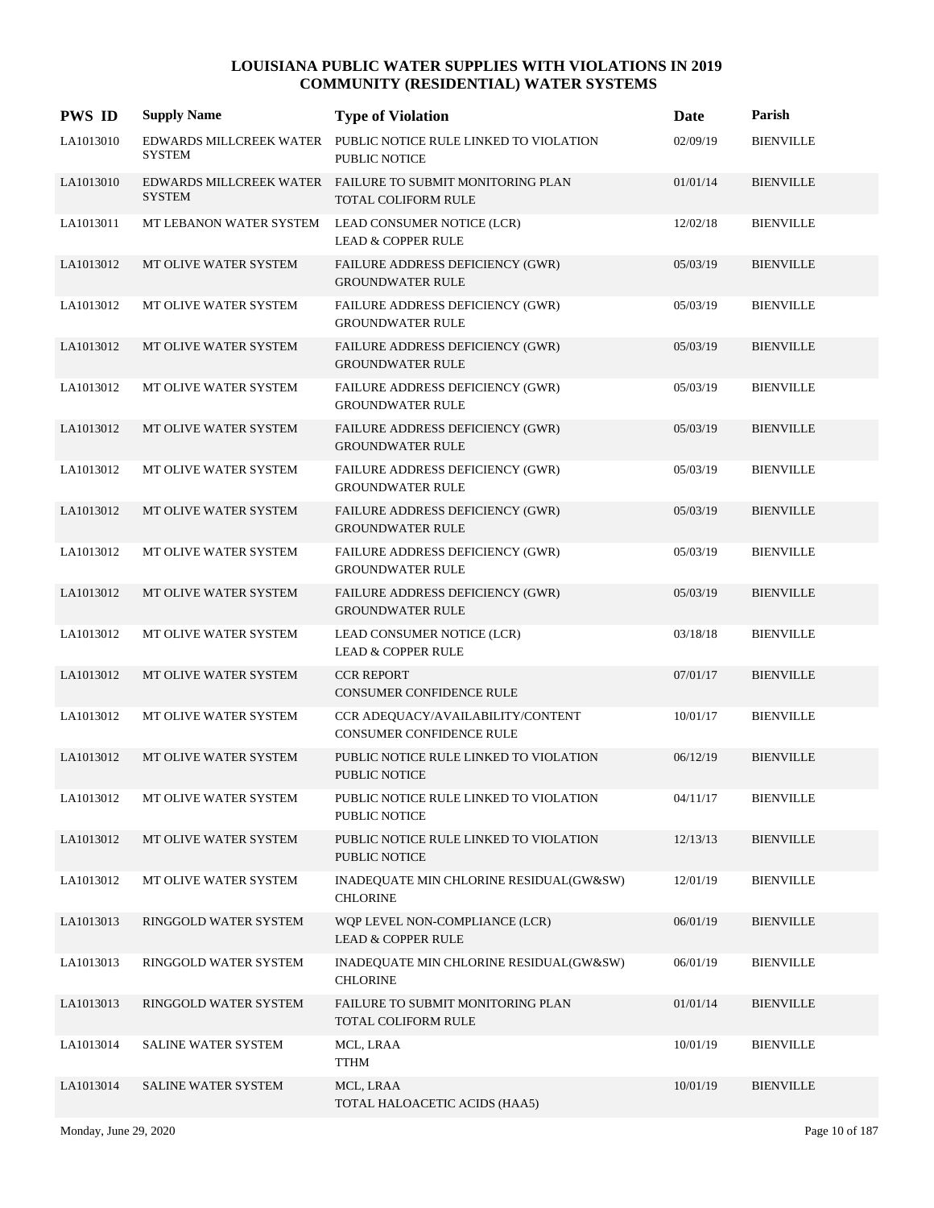# LOUISIANA PUBLIC WATER SUPPLIES WITH VIOLATIONS IN 2019
## COMMUNITY (RESIDENTIAL) WATER SYSTEMS

| PWS ID | Supply Name | Type of Violation | Date | Parish |
|---|---|---|---|---|
| LA1013010 | EDWARDS MILLCREEK WATER SYSTEM | PUBLIC NOTICE RULE LINKED TO VIOLATION PUBLIC NOTICE | 02/09/19 | BIENVILLE |
| LA1013010 | EDWARDS MILLCREEK WATER SYSTEM | FAILURE TO SUBMIT MONITORING PLAN TOTAL COLIFORM RULE | 01/01/14 | BIENVILLE |
| LA1013011 | MT LEBANON WATER SYSTEM | LEAD CONSUMER NOTICE (LCR) LEAD & COPPER RULE | 12/02/18 | BIENVILLE |
| LA1013012 | MT OLIVE WATER SYSTEM | FAILURE ADDRESS DEFICIENCY (GWR) GROUNDWATER RULE | 05/03/19 | BIENVILLE |
| LA1013012 | MT OLIVE WATER SYSTEM | FAILURE ADDRESS DEFICIENCY (GWR) GROUNDWATER RULE | 05/03/19 | BIENVILLE |
| LA1013012 | MT OLIVE WATER SYSTEM | FAILURE ADDRESS DEFICIENCY (GWR) GROUNDWATER RULE | 05/03/19 | BIENVILLE |
| LA1013012 | MT OLIVE WATER SYSTEM | FAILURE ADDRESS DEFICIENCY (GWR) GROUNDWATER RULE | 05/03/19 | BIENVILLE |
| LA1013012 | MT OLIVE WATER SYSTEM | FAILURE ADDRESS DEFICIENCY (GWR) GROUNDWATER RULE | 05/03/19 | BIENVILLE |
| LA1013012 | MT OLIVE WATER SYSTEM | FAILURE ADDRESS DEFICIENCY (GWR) GROUNDWATER RULE | 05/03/19 | BIENVILLE |
| LA1013012 | MT OLIVE WATER SYSTEM | FAILURE ADDRESS DEFICIENCY (GWR) GROUNDWATER RULE | 05/03/19 | BIENVILLE |
| LA1013012 | MT OLIVE WATER SYSTEM | FAILURE ADDRESS DEFICIENCY (GWR) GROUNDWATER RULE | 05/03/19 | BIENVILLE |
| LA1013012 | MT OLIVE WATER SYSTEM | FAILURE ADDRESS DEFICIENCY (GWR) GROUNDWATER RULE | 05/03/19 | BIENVILLE |
| LA1013012 | MT OLIVE WATER SYSTEM | LEAD CONSUMER NOTICE (LCR) LEAD & COPPER RULE | 03/18/18 | BIENVILLE |
| LA1013012 | MT OLIVE WATER SYSTEM | CCR REPORT CONSUMER CONFIDENCE RULE | 07/01/17 | BIENVILLE |
| LA1013012 | MT OLIVE WATER SYSTEM | CCR ADEQUACY/AVAILABILITY/CONTENT CONSUMER CONFIDENCE RULE | 10/01/17 | BIENVILLE |
| LA1013012 | MT OLIVE WATER SYSTEM | PUBLIC NOTICE RULE LINKED TO VIOLATION PUBLIC NOTICE | 06/12/19 | BIENVILLE |
| LA1013012 | MT OLIVE WATER SYSTEM | PUBLIC NOTICE RULE LINKED TO VIOLATION PUBLIC NOTICE | 04/11/17 | BIENVILLE |
| LA1013012 | MT OLIVE WATER SYSTEM | PUBLIC NOTICE RULE LINKED TO VIOLATION PUBLIC NOTICE | 12/13/13 | BIENVILLE |
| LA1013012 | MT OLIVE WATER SYSTEM | INADEQUATE MIN CHLORINE RESIDUAL(GW&SW) CHLORINE | 12/01/19 | BIENVILLE |
| LA1013013 | RINGGOLD WATER SYSTEM | WQP LEVEL NON-COMPLIANCE (LCR) LEAD & COPPER RULE | 06/01/19 | BIENVILLE |
| LA1013013 | RINGGOLD WATER SYSTEM | INADEQUATE MIN CHLORINE RESIDUAL(GW&SW) CHLORINE | 06/01/19 | BIENVILLE |
| LA1013013 | RINGGOLD WATER SYSTEM | FAILURE TO SUBMIT MONITORING PLAN TOTAL COLIFORM RULE | 01/01/14 | BIENVILLE |
| LA1013014 | SALINE WATER SYSTEM | MCL, LRAA TTHM | 10/01/19 | BIENVILLE |
| LA1013014 | SALINE WATER SYSTEM | MCL, LRAA TOTAL HALOACETIC ACIDS (HAA5) | 10/01/19 | BIENVILLE |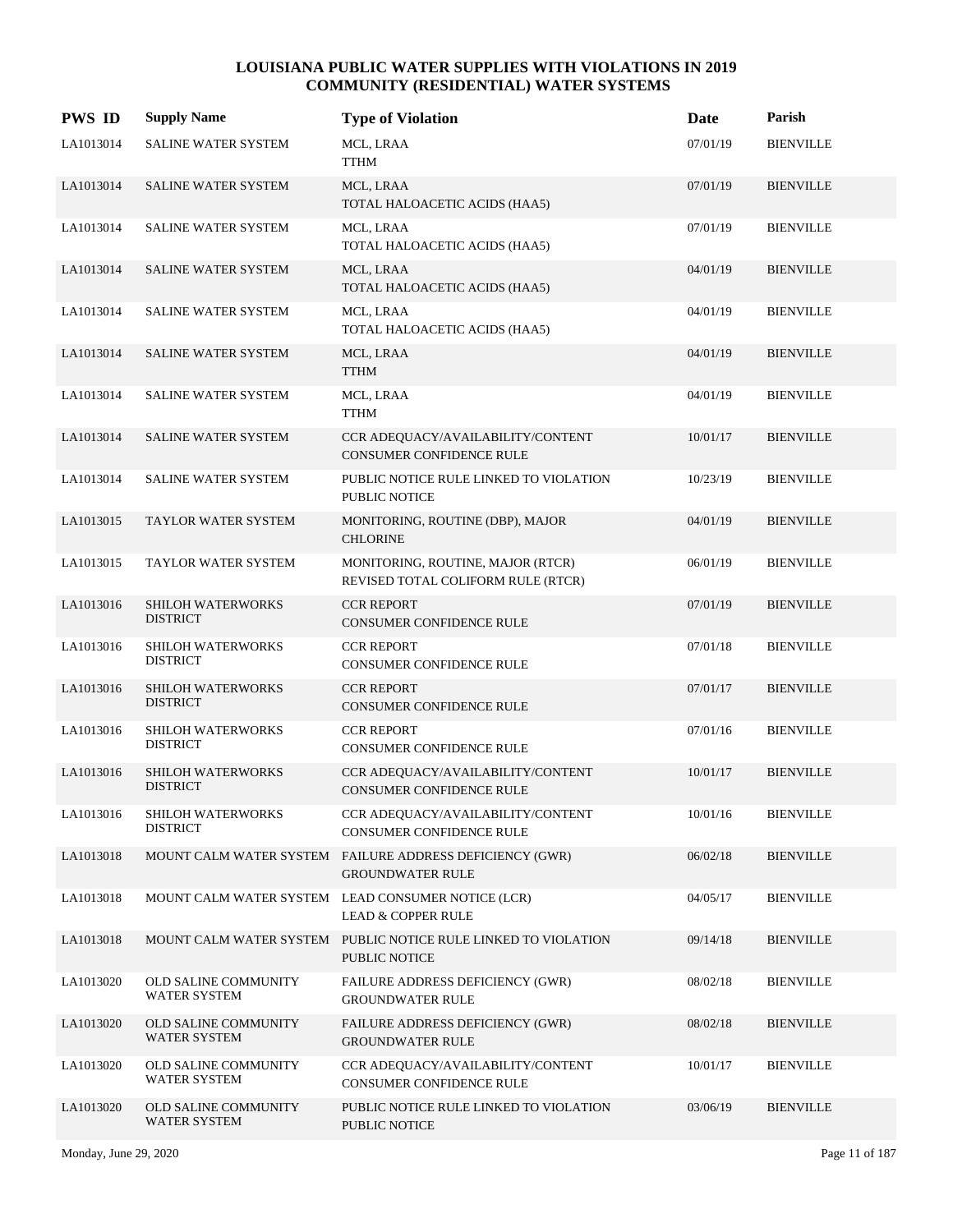# LOUISIANA PUBLIC WATER SUPPLIES WITH VIOLATIONS IN 2019
## COMMUNITY (RESIDENTIAL) WATER SYSTEMS

| PWS ID | Supply Name | Type of Violation | Date | Parish |
|---|---|---|---|---|
| LA1013014 | SALINE WATER SYSTEM | MCL, LRAA<br>TTHM | 07/01/19 | BIENVILLE |
| LA1013014 | SALINE WATER SYSTEM | MCL, LRAA<br>TOTAL HALOACETIC ACIDS (HAA5) | 07/01/19 | BIENVILLE |
| LA1013014 | SALINE WATER SYSTEM | MCL, LRAA<br>TOTAL HALOACETIC ACIDS (HAA5) | 07/01/19 | BIENVILLE |
| LA1013014 | SALINE WATER SYSTEM | MCL, LRAA<br>TOTAL HALOACETIC ACIDS (HAA5) | 04/01/19 | BIENVILLE |
| LA1013014 | SALINE WATER SYSTEM | MCL, LRAA<br>TOTAL HALOACETIC ACIDS (HAA5) | 04/01/19 | BIENVILLE |
| LA1013014 | SALINE WATER SYSTEM | MCL, LRAA<br>TTHM | 04/01/19 | BIENVILLE |
| LA1013014 | SALINE WATER SYSTEM | MCL, LRAA<br>TTHM | 04/01/19 | BIENVILLE |
| LA1013014 | SALINE WATER SYSTEM | CCR ADEQUACY/AVAILABILITY/CONTENT<br>CONSUMER CONFIDENCE RULE | 10/01/17 | BIENVILLE |
| LA1013014 | SALINE WATER SYSTEM | PUBLIC NOTICE RULE LINKED TO VIOLATION<br>PUBLIC NOTICE | 10/23/19 | BIENVILLE |
| LA1013015 | TAYLOR WATER SYSTEM | MONITORING, ROUTINE (DBP), MAJOR<br>CHLORINE | 04/01/19 | BIENVILLE |
| LA1013015 | TAYLOR WATER SYSTEM | MONITORING, ROUTINE, MAJOR (RTCR)<br>REVISED TOTAL COLIFORM RULE (RTCR) | 06/01/19 | BIENVILLE |
| LA1013016 | SHILOH WATERWORKS DISTRICT | CCR REPORT<br>CONSUMER CONFIDENCE RULE | 07/01/19 | BIENVILLE |
| LA1013016 | SHILOH WATERWORKS DISTRICT | CCR REPORT<br>CONSUMER CONFIDENCE RULE | 07/01/18 | BIENVILLE |
| LA1013016 | SHILOH WATERWORKS DISTRICT | CCR REPORT<br>CONSUMER CONFIDENCE RULE | 07/01/17 | BIENVILLE |
| LA1013016 | SHILOH WATERWORKS DISTRICT | CCR REPORT<br>CONSUMER CONFIDENCE RULE | 07/01/16 | BIENVILLE |
| LA1013016 | SHILOH WATERWORKS DISTRICT | CCR ADEQUACY/AVAILABILITY/CONTENT<br>CONSUMER CONFIDENCE RULE | 10/01/17 | BIENVILLE |
| LA1013016 | SHILOH WATERWORKS DISTRICT | CCR ADEQUACY/AVAILABILITY/CONTENT<br>CONSUMER CONFIDENCE RULE | 10/01/16 | BIENVILLE |
| LA1013018 | MOUNT CALM WATER SYSTEM | FAILURE ADDRESS DEFICIENCY (GWR)<br>GROUNDWATER RULE | 06/02/18 | BIENVILLE |
| LA1013018 | MOUNT CALM WATER SYSTEM | LEAD CONSUMER NOTICE (LCR)<br>LEAD & COPPER RULE | 04/05/17 | BIENVILLE |
| LA1013018 | MOUNT CALM WATER SYSTEM | PUBLIC NOTICE RULE LINKED TO VIOLATION<br>PUBLIC NOTICE | 09/14/18 | BIENVILLE |
| LA1013020 | OLD SALINE COMMUNITY WATER SYSTEM | FAILURE ADDRESS DEFICIENCY (GWR)<br>GROUNDWATER RULE | 08/02/18 | BIENVILLE |
| LA1013020 | OLD SALINE COMMUNITY WATER SYSTEM | FAILURE ADDRESS DEFICIENCY (GWR)<br>GROUNDWATER RULE | 08/02/18 | BIENVILLE |
| LA1013020 | OLD SALINE COMMUNITY WATER SYSTEM | CCR ADEQUACY/AVAILABILITY/CONTENT<br>CONSUMER CONFIDENCE RULE | 10/01/17 | BIENVILLE |
| LA1013020 | OLD SALINE COMMUNITY WATER SYSTEM | PUBLIC NOTICE RULE LINKED TO VIOLATION<br>PUBLIC NOTICE | 03/06/19 | BIENVILLE |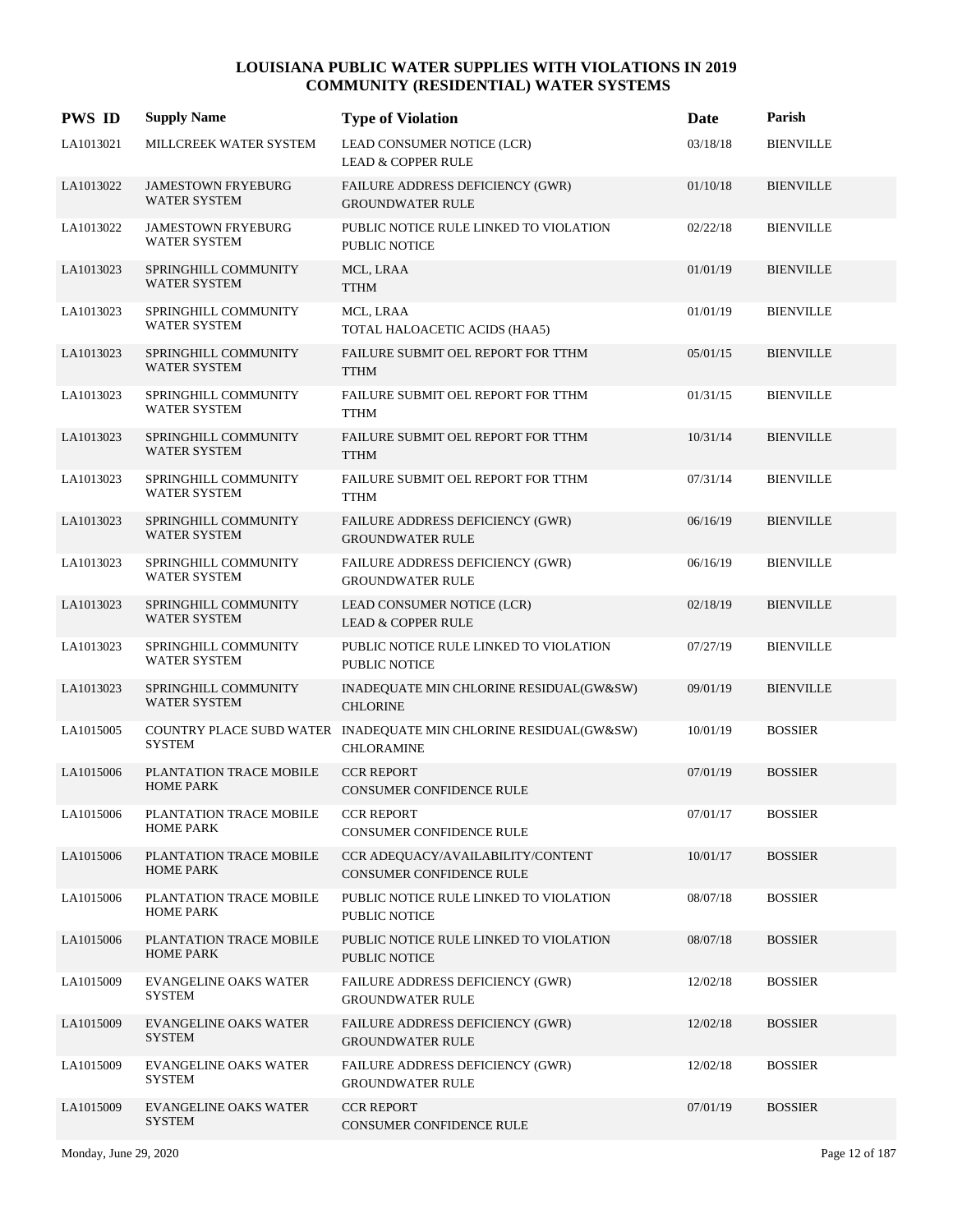# LOUISIANA PUBLIC WATER SUPPLIES WITH VIOLATIONS IN 2019
## COMMUNITY (RESIDENTIAL) WATER SYSTEMS

| PWS ID | Supply Name | Type of Violation | Date | Parish |
|---|---|---|---|---|
| LA1013021 | MILLCREEK WATER SYSTEM | LEAD CONSUMER NOTICE (LCR)<br>LEAD & COPPER RULE | 03/18/18 | BIENVILLE |
| LA1013022 | JAMESTOWN FRYEBURG WATER SYSTEM | FAILURE ADDRESS DEFICIENCY (GWR)<br>GROUNDWATER RULE | 01/10/18 | BIENVILLE |
| LA1013022 | JAMESTOWN FRYEBURG WATER SYSTEM | PUBLIC NOTICE RULE LINKED TO VIOLATION<br>PUBLIC NOTICE | 02/22/18 | BIENVILLE |
| LA1013023 | SPRINGHILL COMMUNITY WATER SYSTEM | MCL, LRAA<br>TTHM | 01/01/19 | BIENVILLE |
| LA1013023 | SPRINGHILL COMMUNITY WATER SYSTEM | MCL, LRAA<br>TOTAL HALOACETIC ACIDS (HAA5) | 01/01/19 | BIENVILLE |
| LA1013023 | SPRINGHILL COMMUNITY WATER SYSTEM | FAILURE SUBMIT OEL REPORT FOR TTHM<br>TTHM | 05/01/15 | BIENVILLE |
| LA1013023 | SPRINGHILL COMMUNITY WATER SYSTEM | FAILURE SUBMIT OEL REPORT FOR TTHM<br>TTHM | 01/31/15 | BIENVILLE |
| LA1013023 | SPRINGHILL COMMUNITY WATER SYSTEM | FAILURE SUBMIT OEL REPORT FOR TTHM<br>TTHM | 10/31/14 | BIENVILLE |
| LA1013023 | SPRINGHILL COMMUNITY WATER SYSTEM | FAILURE SUBMIT OEL REPORT FOR TTHM<br>TTHM | 07/31/14 | BIENVILLE |
| LA1013023 | SPRINGHILL COMMUNITY WATER SYSTEM | FAILURE ADDRESS DEFICIENCY (GWR)<br>GROUNDWATER RULE | 06/16/19 | BIENVILLE |
| LA1013023 | SPRINGHILL COMMUNITY WATER SYSTEM | FAILURE ADDRESS DEFICIENCY (GWR)<br>GROUNDWATER RULE | 06/16/19 | BIENVILLE |
| LA1013023 | SPRINGHILL COMMUNITY WATER SYSTEM | LEAD CONSUMER NOTICE (LCR)<br>LEAD & COPPER RULE | 02/18/19 | BIENVILLE |
| LA1013023 | SPRINGHILL COMMUNITY WATER SYSTEM | PUBLIC NOTICE RULE LINKED TO VIOLATION<br>PUBLIC NOTICE | 07/27/19 | BIENVILLE |
| LA1013023 | SPRINGHILL COMMUNITY WATER SYSTEM | INADEQUATE MIN CHLORINE RESIDUAL(GW&SW)<br>CHLORINE | 09/01/19 | BIENVILLE |
| LA1015005 | COUNTRY PLACE SUBD WATER SYSTEM | INADEQUATE MIN CHLORINE RESIDUAL(GW&SW)<br>CHLORAMINE | 10/01/19 | BOSSIER |
| LA1015006 | PLANTATION TRACE MOBILE HOME PARK | CCR REPORT<br>CONSUMER CONFIDENCE RULE | 07/01/19 | BOSSIER |
| LA1015006 | PLANTATION TRACE MOBILE HOME PARK | CCR REPORT<br>CONSUMER CONFIDENCE RULE | 07/01/17 | BOSSIER |
| LA1015006 | PLANTATION TRACE MOBILE HOME PARK | CCR ADEQUACY/AVAILABILITY/CONTENT<br>CONSUMER CONFIDENCE RULE | 10/01/17 | BOSSIER |
| LA1015006 | PLANTATION TRACE MOBILE HOME PARK | PUBLIC NOTICE RULE LINKED TO VIOLATION<br>PUBLIC NOTICE | 08/07/18 | BOSSIER |
| LA1015006 | PLANTATION TRACE MOBILE HOME PARK | PUBLIC NOTICE RULE LINKED TO VIOLATION<br>PUBLIC NOTICE | 08/07/18 | BOSSIER |
| LA1015009 | EVANGELINE OAKS WATER SYSTEM | FAILURE ADDRESS DEFICIENCY (GWR)<br>GROUNDWATER RULE | 12/02/18 | BOSSIER |
| LA1015009 | EVANGELINE OAKS WATER SYSTEM | FAILURE ADDRESS DEFICIENCY (GWR)<br>GROUNDWATER RULE | 12/02/18 | BOSSIER |
| LA1015009 | EVANGELINE OAKS WATER SYSTEM | FAILURE ADDRESS DEFICIENCY (GWR)<br>GROUNDWATER RULE | 12/02/18 | BOSSIER |
| LA1015009 | EVANGELINE OAKS WATER SYSTEM | CCR REPORT<br>CONSUMER CONFIDENCE RULE | 07/01/19 | BOSSIER |

Monday, June 29, 2020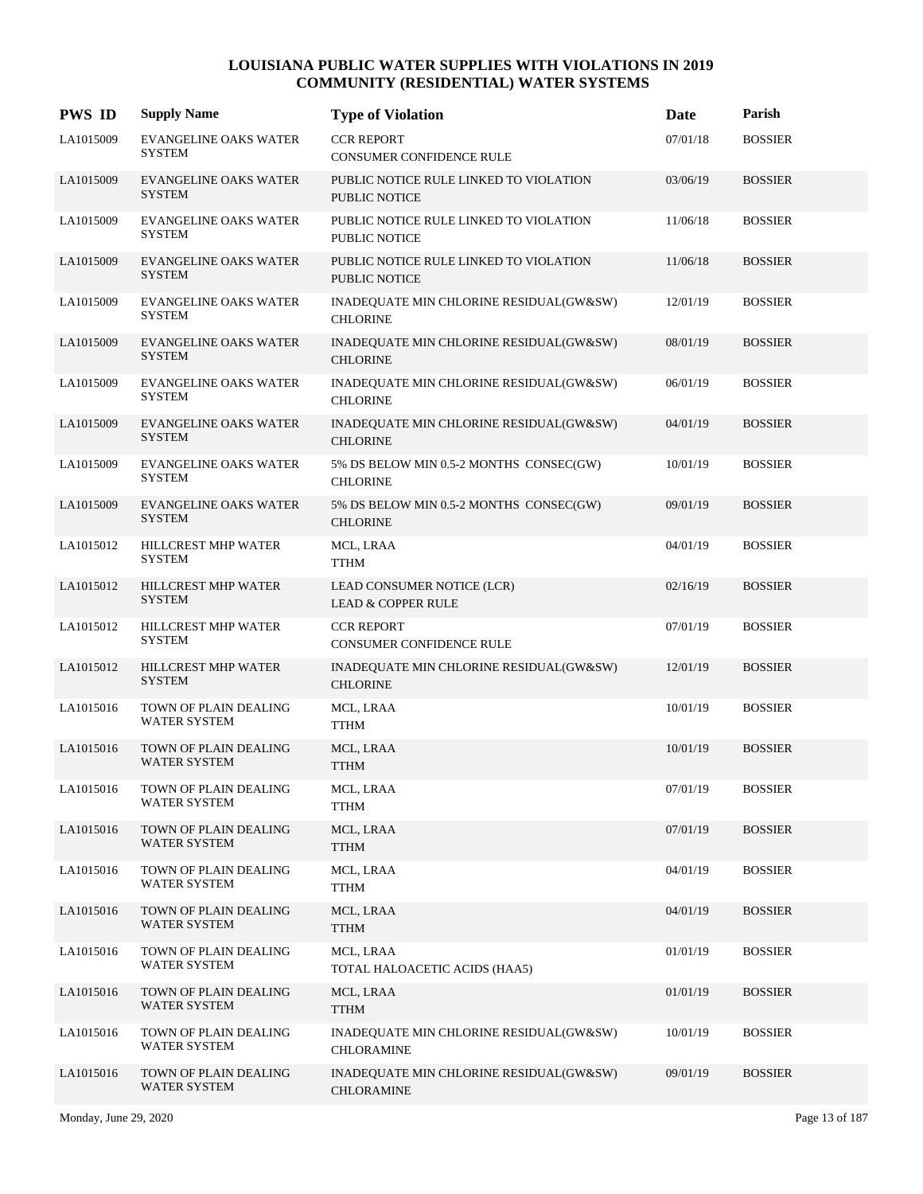# LOUISIANA PUBLIC WATER SUPPLIES WITH VIOLATIONS IN 2019
## COMMUNITY (RESIDENTIAL) WATER SYSTEMS

| PWS ID | Supply Name | Type of Violation | Date | Parish |
|---|---|---|---|---|
| LA1015009 | EVANGELINE OAKS WATER SYSTEM | CCR REPORT<br>CONSUMER CONFIDENCE RULE | 07/01/18 | BOSSIER |
| LA1015009 | EVANGELINE OAKS WATER SYSTEM | PUBLIC NOTICE RULE LINKED TO VIOLATION<br>PUBLIC NOTICE | 03/06/19 | BOSSIER |
| LA1015009 | EVANGELINE OAKS WATER SYSTEM | PUBLIC NOTICE RULE LINKED TO VIOLATION<br>PUBLIC NOTICE | 11/06/18 | BOSSIER |
| LA1015009 | EVANGELINE OAKS WATER SYSTEM | PUBLIC NOTICE RULE LINKED TO VIOLATION<br>PUBLIC NOTICE | 11/06/18 | BOSSIER |
| LA1015009 | EVANGELINE OAKS WATER SYSTEM | INADEQUATE MIN CHLORINE RESIDUAL(GW&SW)<br>CHLORINE | 12/01/19 | BOSSIER |
| LA1015009 | EVANGELINE OAKS WATER SYSTEM | INADEQUATE MIN CHLORINE RESIDUAL(GW&SW)<br>CHLORINE | 08/01/19 | BOSSIER |
| LA1015009 | EVANGELINE OAKS WATER SYSTEM | INADEQUATE MIN CHLORINE RESIDUAL(GW&SW)<br>CHLORINE | 06/01/19 | BOSSIER |
| LA1015009 | EVANGELINE OAKS WATER SYSTEM | INADEQUATE MIN CHLORINE RESIDUAL(GW&SW)<br>CHLORINE | 04/01/19 | BOSSIER |
| LA1015009 | EVANGELINE OAKS WATER SYSTEM | 5% DS BELOW MIN 0.5-2 MONTHS CONSEC(GW)<br>CHLORINE | 10/01/19 | BOSSIER |
| LA1015009 | EVANGELINE OAKS WATER SYSTEM | 5% DS BELOW MIN 0.5-2 MONTHS CONSEC(GW)<br>CHLORINE | 09/01/19 | BOSSIER |
| LA1015012 | HILLCREST MHP WATER SYSTEM | MCL, LRAA<br>TTHM | 04/01/19 | BOSSIER |
| LA1015012 | HILLCREST MHP WATER SYSTEM | LEAD CONSUMER NOTICE (LCR)<br>LEAD & COPPER RULE | 02/16/19 | BOSSIER |
| LA1015012 | HILLCREST MHP WATER SYSTEM | CCR REPORT<br>CONSUMER CONFIDENCE RULE | 07/01/19 | BOSSIER |
| LA1015012 | HILLCREST MHP WATER SYSTEM | INADEQUATE MIN CHLORINE RESIDUAL(GW&SW)<br>CHLORINE | 12/01/19 | BOSSIER |
| LA1015016 | TOWN OF PLAIN DEALING WATER SYSTEM | MCL, LRAA<br>TTHM | 10/01/19 | BOSSIER |
| LA1015016 | TOWN OF PLAIN DEALING WATER SYSTEM | MCL, LRAA<br>TTHM | 10/01/19 | BOSSIER |
| LA1015016 | TOWN OF PLAIN DEALING WATER SYSTEM | MCL, LRAA<br>TTHM | 07/01/19 | BOSSIER |
| LA1015016 | TOWN OF PLAIN DEALING WATER SYSTEM | MCL, LRAA<br>TTHM | 07/01/19 | BOSSIER |
| LA1015016 | TOWN OF PLAIN DEALING WATER SYSTEM | MCL, LRAA<br>TTHM | 04/01/19 | BOSSIER |
| LA1015016 | TOWN OF PLAIN DEALING WATER SYSTEM | MCL, LRAA<br>TTHM | 04/01/19 | BOSSIER |
| LA1015016 | TOWN OF PLAIN DEALING WATER SYSTEM | MCL, LRAA<br>TOTAL HALOACETIC ACIDS (HAA5) | 01/01/19 | BOSSIER |
| LA1015016 | TOWN OF PLAIN DEALING WATER SYSTEM | MCL, LRAA<br>TTHM | 01/01/19 | BOSSIER |
| LA1015016 | TOWN OF PLAIN DEALING WATER SYSTEM | INADEQUATE MIN CHLORINE RESIDUAL(GW&SW)<br>CHLORAMINE | 10/01/19 | BOSSIER |
| LA1015016 | TOWN OF PLAIN DEALING WATER SYSTEM | INADEQUATE MIN CHLORINE RESIDUAL(GW&SW)<br>CHLORAMINE | 09/01/19 | BOSSIER |

Monday, June 29, 2020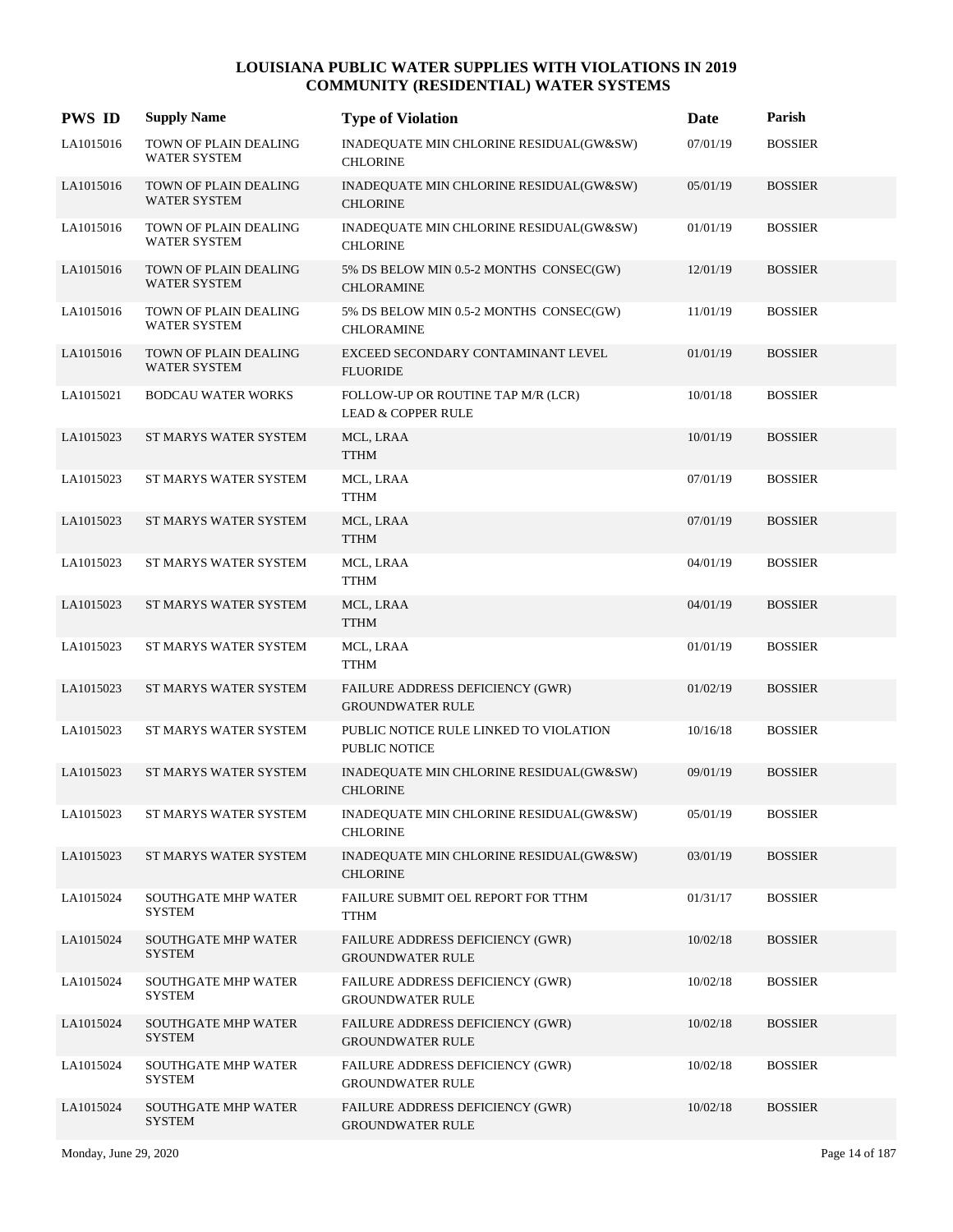# LOUISIANA PUBLIC WATER SUPPLIES WITH VIOLATIONS IN 2019
## COMMUNITY (RESIDENTIAL) WATER SYSTEMS

| PWS ID | Supply Name | Type of Violation | Date | Parish |
|---|---|---|---|---|
| LA1015016 | TOWN OF PLAIN DEALING WATER SYSTEM | INADEQUATE MIN CHLORINE RESIDUAL(GW&SW) CHLORINE | 07/01/19 | BOSSIER |
| LA1015016 | TOWN OF PLAIN DEALING WATER SYSTEM | INADEQUATE MIN CHLORINE RESIDUAL(GW&SW) CHLORINE | 05/01/19 | BOSSIER |
| LA1015016 | TOWN OF PLAIN DEALING WATER SYSTEM | INADEQUATE MIN CHLORINE RESIDUAL(GW&SW) CHLORINE | 01/01/19 | BOSSIER |
| LA1015016 | TOWN OF PLAIN DEALING WATER SYSTEM | 5% DS BELOW MIN 0.5-2 MONTHS CONSEC(GW) CHLORAMINE | 12/01/19 | BOSSIER |
| LA1015016 | TOWN OF PLAIN DEALING WATER SYSTEM | 5% DS BELOW MIN 0.5-2 MONTHS CONSEC(GW) CHLORAMINE | 11/01/19 | BOSSIER |
| LA1015016 | TOWN OF PLAIN DEALING WATER SYSTEM | EXCEED SECONDARY CONTAMINANT LEVEL FLUORIDE | 01/01/19 | BOSSIER |
| LA1015021 | BODCAU WATER WORKS | FOLLOW-UP OR ROUTINE TAP M/R (LCR) LEAD & COPPER RULE | 10/01/18 | BOSSIER |
| LA1015023 | ST MARYS WATER SYSTEM | MCL, LRAA TTHM | 10/01/19 | BOSSIER |
| LA1015023 | ST MARYS WATER SYSTEM | MCL, LRAA TTHM | 07/01/19 | BOSSIER |
| LA1015023 | ST MARYS WATER SYSTEM | MCL, LRAA TTHM | 07/01/19 | BOSSIER |
| LA1015023 | ST MARYS WATER SYSTEM | MCL, LRAA TTHM | 04/01/19 | BOSSIER |
| LA1015023 | ST MARYS WATER SYSTEM | MCL, LRAA TTHM | 04/01/19 | BOSSIER |
| LA1015023 | ST MARYS WATER SYSTEM | MCL, LRAA TTHM | 01/01/19 | BOSSIER |
| LA1015023 | ST MARYS WATER SYSTEM | FAILURE ADDRESS DEFICIENCY (GWR) GROUNDWATER RULE | 01/02/19 | BOSSIER |
| LA1015023 | ST MARYS WATER SYSTEM | PUBLIC NOTICE RULE LINKED TO VIOLATION PUBLIC NOTICE | 10/16/18 | BOSSIER |
| LA1015023 | ST MARYS WATER SYSTEM | INADEQUATE MIN CHLORINE RESIDUAL(GW&SW) CHLORINE | 09/01/19 | BOSSIER |
| LA1015023 | ST MARYS WATER SYSTEM | INADEQUATE MIN CHLORINE RESIDUAL(GW&SW) CHLORINE | 05/01/19 | BOSSIER |
| LA1015023 | ST MARYS WATER SYSTEM | INADEQUATE MIN CHLORINE RESIDUAL(GW&SW) CHLORINE | 03/01/19 | BOSSIER |
| LA1015024 | SOUTHGATE MHP WATER SYSTEM | FAILURE SUBMIT OEL REPORT FOR TTHM TTHM | 01/31/17 | BOSSIER |
| LA1015024 | SOUTHGATE MHP WATER SYSTEM | FAILURE ADDRESS DEFICIENCY (GWR) GROUNDWATER RULE | 10/02/18 | BOSSIER |
| LA1015024 | SOUTHGATE MHP WATER SYSTEM | FAILURE ADDRESS DEFICIENCY (GWR) GROUNDWATER RULE | 10/02/18 | BOSSIER |
| LA1015024 | SOUTHGATE MHP WATER SYSTEM | FAILURE ADDRESS DEFICIENCY (GWR) GROUNDWATER RULE | 10/02/18 | BOSSIER |
| LA1015024 | SOUTHGATE MHP WATER SYSTEM | FAILURE ADDRESS DEFICIENCY (GWR) GROUNDWATER RULE | 10/02/18 | BOSSIER |
| LA1015024 | SOUTHGATE MHP WATER SYSTEM | FAILURE ADDRESS DEFICIENCY (GWR) GROUNDWATER RULE | 10/02/18 | BOSSIER |

Monday, June 29, 2020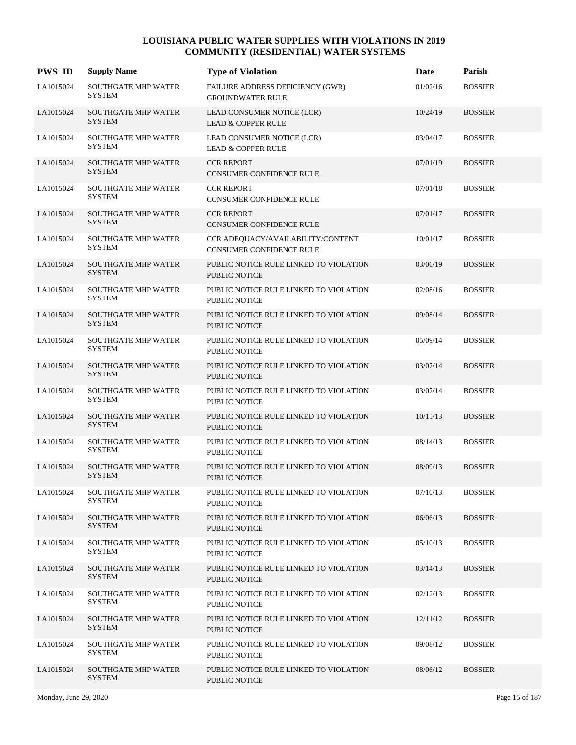# LOUISIANA PUBLIC WATER SUPPLIES WITH VIOLATIONS IN 2019
## COMMUNITY (RESIDENTIAL) WATER SYSTEMS

| PWS ID | Supply Name | Type of Violation | Date | Parish |
|---|---|---|---|---|
| LA1015024 | SOUTHGATE MHP WATER SYSTEM | FAILURE ADDRESS DEFICIENCY (GWR) GROUNDWATER RULE | 01/02/16 | BOSSIER |
| LA1015024 | SOUTHGATE MHP WATER SYSTEM | LEAD CONSUMER NOTICE (LCR) LEAD & COPPER RULE | 10/24/19 | BOSSIER |
| LA1015024 | SOUTHGATE MHP WATER SYSTEM | LEAD CONSUMER NOTICE (LCR) LEAD & COPPER RULE | 03/04/17 | BOSSIER |
| LA1015024 | SOUTHGATE MHP WATER SYSTEM | CCR REPORT CONSUMER CONFIDENCE RULE | 07/01/19 | BOSSIER |
| LA1015024 | SOUTHGATE MHP WATER SYSTEM | CCR REPORT CONSUMER CONFIDENCE RULE | 07/01/18 | BOSSIER |
| LA1015024 | SOUTHGATE MHP WATER SYSTEM | CCR REPORT CONSUMER CONFIDENCE RULE | 07/01/17 | BOSSIER |
| LA1015024 | SOUTHGATE MHP WATER SYSTEM | CCR ADEQUACY/AVAILABILITY/CONTENT CONSUMER CONFIDENCE RULE | 10/01/17 | BOSSIER |
| LA1015024 | SOUTHGATE MHP WATER SYSTEM | PUBLIC NOTICE RULE LINKED TO VIOLATION PUBLIC NOTICE | 03/06/19 | BOSSIER |
| LA1015024 | SOUTHGATE MHP WATER SYSTEM | PUBLIC NOTICE RULE LINKED TO VIOLATION PUBLIC NOTICE | 02/08/16 | BOSSIER |
| LA1015024 | SOUTHGATE MHP WATER SYSTEM | PUBLIC NOTICE RULE LINKED TO VIOLATION PUBLIC NOTICE | 09/08/14 | BOSSIER |
| LA1015024 | SOUTHGATE MHP WATER SYSTEM | PUBLIC NOTICE RULE LINKED TO VIOLATION PUBLIC NOTICE | 05/09/14 | BOSSIER |
| LA1015024 | SOUTHGATE MHP WATER SYSTEM | PUBLIC NOTICE RULE LINKED TO VIOLATION PUBLIC NOTICE | 03/07/14 | BOSSIER |
| LA1015024 | SOUTHGATE MHP WATER SYSTEM | PUBLIC NOTICE RULE LINKED TO VIOLATION PUBLIC NOTICE | 03/07/14 | BOSSIER |
| LA1015024 | SOUTHGATE MHP WATER SYSTEM | PUBLIC NOTICE RULE LINKED TO VIOLATION PUBLIC NOTICE | 10/15/13 | BOSSIER |
| LA1015024 | SOUTHGATE MHP WATER SYSTEM | PUBLIC NOTICE RULE LINKED TO VIOLATION PUBLIC NOTICE | 08/14/13 | BOSSIER |
| LA1015024 | SOUTHGATE MHP WATER SYSTEM | PUBLIC NOTICE RULE LINKED TO VIOLATION PUBLIC NOTICE | 08/09/13 | BOSSIER |
| LA1015024 | SOUTHGATE MHP WATER SYSTEM | PUBLIC NOTICE RULE LINKED TO VIOLATION PUBLIC NOTICE | 07/10/13 | BOSSIER |
| LA1015024 | SOUTHGATE MHP WATER SYSTEM | PUBLIC NOTICE RULE LINKED TO VIOLATION PUBLIC NOTICE | 06/06/13 | BOSSIER |
| LA1015024 | SOUTHGATE MHP WATER SYSTEM | PUBLIC NOTICE RULE LINKED TO VIOLATION PUBLIC NOTICE | 05/10/13 | BOSSIER |
| LA1015024 | SOUTHGATE MHP WATER SYSTEM | PUBLIC NOTICE RULE LINKED TO VIOLATION PUBLIC NOTICE | 03/14/13 | BOSSIER |
| LA1015024 | SOUTHGATE MHP WATER SYSTEM | PUBLIC NOTICE RULE LINKED TO VIOLATION PUBLIC NOTICE | 02/12/13 | BOSSIER |
| LA1015024 | SOUTHGATE MHP WATER SYSTEM | PUBLIC NOTICE RULE LINKED TO VIOLATION PUBLIC NOTICE | 12/11/12 | BOSSIER |
| LA1015024 | SOUTHGATE MHP WATER SYSTEM | PUBLIC NOTICE RULE LINKED TO VIOLATION PUBLIC NOTICE | 09/08/12 | BOSSIER |
| LA1015024 | SOUTHGATE MHP WATER SYSTEM | PUBLIC NOTICE RULE LINKED TO VIOLATION PUBLIC NOTICE | 08/06/12 | BOSSIER |

Monday, June 29, 2020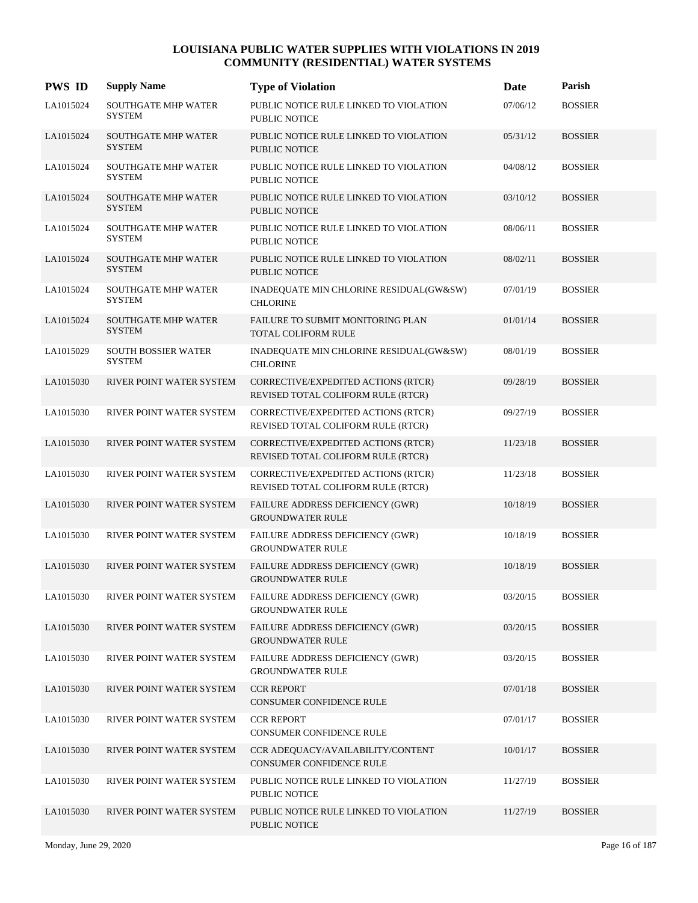# LOUISIANA PUBLIC WATER SUPPLIES WITH VIOLATIONS IN 2019
## COMMUNITY (RESIDENTIAL) WATER SYSTEMS

| PWS ID | Supply Name | Type of Violation | Date | Parish |
|---|---|---|---|---|
| LA1015024 | SOUTHGATE MHP WATER SYSTEM | PUBLIC NOTICE RULE LINKED TO VIOLATION PUBLIC NOTICE | 07/06/12 | BOSSIER |
| LA1015024 | SOUTHGATE MHP WATER SYSTEM | PUBLIC NOTICE RULE LINKED TO VIOLATION PUBLIC NOTICE | 05/31/12 | BOSSIER |
| LA1015024 | SOUTHGATE MHP WATER SYSTEM | PUBLIC NOTICE RULE LINKED TO VIOLATION PUBLIC NOTICE | 04/08/12 | BOSSIER |
| LA1015024 | SOUTHGATE MHP WATER SYSTEM | PUBLIC NOTICE RULE LINKED TO VIOLATION PUBLIC NOTICE | 03/10/12 | BOSSIER |
| LA1015024 | SOUTHGATE MHP WATER SYSTEM | PUBLIC NOTICE RULE LINKED TO VIOLATION PUBLIC NOTICE | 08/06/11 | BOSSIER |
| LA1015024 | SOUTHGATE MHP WATER SYSTEM | PUBLIC NOTICE RULE LINKED TO VIOLATION PUBLIC NOTICE | 08/02/11 | BOSSIER |
| LA1015024 | SOUTHGATE MHP WATER SYSTEM | INADEQUATE MIN CHLORINE RESIDUAL(GW&SW) CHLORINE | 07/01/19 | BOSSIER |
| LA1015024 | SOUTHGATE MHP WATER SYSTEM | FAILURE TO SUBMIT MONITORING PLAN TOTAL COLIFORM RULE | 01/01/14 | BOSSIER |
| LA1015029 | SOUTH BOSSIER WATER SYSTEM | INADEQUATE MIN CHLORINE RESIDUAL(GW&SW) CHLORINE | 08/01/19 | BOSSIER |
| LA1015030 | RIVER POINT WATER SYSTEM | CORRECTIVE/EXPEDITED ACTIONS (RTCR) REVISED TOTAL COLIFORM RULE (RTCR) | 09/28/19 | BOSSIER |
| LA1015030 | RIVER POINT WATER SYSTEM | CORRECTIVE/EXPEDITED ACTIONS (RTCR) REVISED TOTAL COLIFORM RULE (RTCR) | 09/27/19 | BOSSIER |
| LA1015030 | RIVER POINT WATER SYSTEM | CORRECTIVE/EXPEDITED ACTIONS (RTCR) REVISED TOTAL COLIFORM RULE (RTCR) | 11/23/18 | BOSSIER |
| LA1015030 | RIVER POINT WATER SYSTEM | CORRECTIVE/EXPEDITED ACTIONS (RTCR) REVISED TOTAL COLIFORM RULE (RTCR) | 11/23/18 | BOSSIER |
| LA1015030 | RIVER POINT WATER SYSTEM | FAILURE ADDRESS DEFICIENCY (GWR) GROUNDWATER RULE | 10/18/19 | BOSSIER |
| LA1015030 | RIVER POINT WATER SYSTEM | FAILURE ADDRESS DEFICIENCY (GWR) GROUNDWATER RULE | 10/18/19 | BOSSIER |
| LA1015030 | RIVER POINT WATER SYSTEM | FAILURE ADDRESS DEFICIENCY (GWR) GROUNDWATER RULE | 10/18/19 | BOSSIER |
| LA1015030 | RIVER POINT WATER SYSTEM | FAILURE ADDRESS DEFICIENCY (GWR) GROUNDWATER RULE | 03/20/15 | BOSSIER |
| LA1015030 | RIVER POINT WATER SYSTEM | FAILURE ADDRESS DEFICIENCY (GWR) GROUNDWATER RULE | 03/20/15 | BOSSIER |
| LA1015030 | RIVER POINT WATER SYSTEM | FAILURE ADDRESS DEFICIENCY (GWR) GROUNDWATER RULE | 03/20/15 | BOSSIER |
| LA1015030 | RIVER POINT WATER SYSTEM | CCR REPORT CONSUMER CONFIDENCE RULE | 07/01/18 | BOSSIER |
| LA1015030 | RIVER POINT WATER SYSTEM | CCR REPORT CONSUMER CONFIDENCE RULE | 07/01/17 | BOSSIER |
| LA1015030 | RIVER POINT WATER SYSTEM | CCR ADEQUACY/AVAILABILITY/CONTENT CONSUMER CONFIDENCE RULE | 10/01/17 | BOSSIER |
| LA1015030 | RIVER POINT WATER SYSTEM | PUBLIC NOTICE RULE LINKED TO VIOLATION PUBLIC NOTICE | 11/27/19 | BOSSIER |
| LA1015030 | RIVER POINT WATER SYSTEM | PUBLIC NOTICE RULE LINKED TO VIOLATION PUBLIC NOTICE | 11/27/19 | BOSSIER |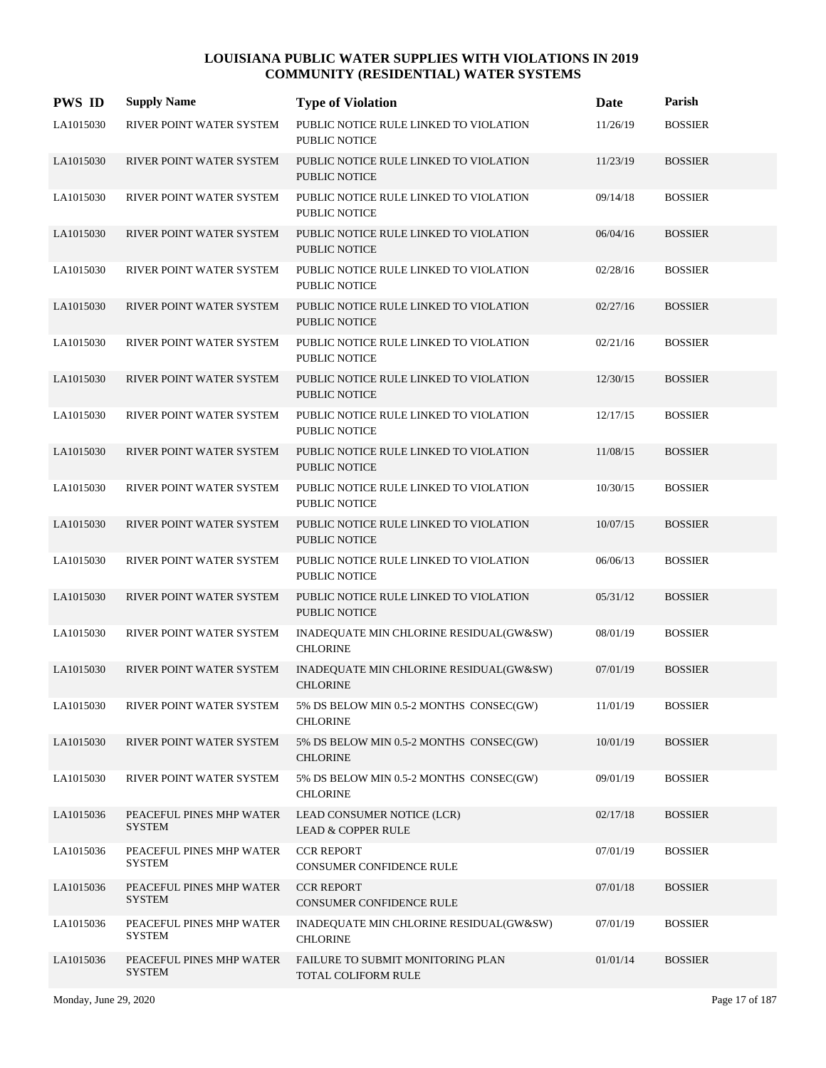# LOUISIANA PUBLIC WATER SUPPLIES WITH VIOLATIONS IN 2019
## COMMUNITY (RESIDENTIAL) WATER SYSTEMS

| PWS ID | Supply Name | Type of Violation | Date | Parish |
|---|---|---|---|---|
| LA1015030 | RIVER POINT WATER SYSTEM | PUBLIC NOTICE RULE LINKED TO VIOLATION PUBLIC NOTICE | 11/26/19 | BOSSIER |
| LA1015030 | RIVER POINT WATER SYSTEM | PUBLIC NOTICE RULE LINKED TO VIOLATION PUBLIC NOTICE | 11/23/19 | BOSSIER |
| LA1015030 | RIVER POINT WATER SYSTEM | PUBLIC NOTICE RULE LINKED TO VIOLATION PUBLIC NOTICE | 09/14/18 | BOSSIER |
| LA1015030 | RIVER POINT WATER SYSTEM | PUBLIC NOTICE RULE LINKED TO VIOLATION PUBLIC NOTICE | 06/04/16 | BOSSIER |
| LA1015030 | RIVER POINT WATER SYSTEM | PUBLIC NOTICE RULE LINKED TO VIOLATION PUBLIC NOTICE | 02/28/16 | BOSSIER |
| LA1015030 | RIVER POINT WATER SYSTEM | PUBLIC NOTICE RULE LINKED TO VIOLATION PUBLIC NOTICE | 02/27/16 | BOSSIER |
| LA1015030 | RIVER POINT WATER SYSTEM | PUBLIC NOTICE RULE LINKED TO VIOLATION PUBLIC NOTICE | 02/21/16 | BOSSIER |
| LA1015030 | RIVER POINT WATER SYSTEM | PUBLIC NOTICE RULE LINKED TO VIOLATION PUBLIC NOTICE | 12/30/15 | BOSSIER |
| LA1015030 | RIVER POINT WATER SYSTEM | PUBLIC NOTICE RULE LINKED TO VIOLATION PUBLIC NOTICE | 12/17/15 | BOSSIER |
| LA1015030 | RIVER POINT WATER SYSTEM | PUBLIC NOTICE RULE LINKED TO VIOLATION PUBLIC NOTICE | 11/08/15 | BOSSIER |
| LA1015030 | RIVER POINT WATER SYSTEM | PUBLIC NOTICE RULE LINKED TO VIOLATION PUBLIC NOTICE | 10/30/15 | BOSSIER |
| LA1015030 | RIVER POINT WATER SYSTEM | PUBLIC NOTICE RULE LINKED TO VIOLATION PUBLIC NOTICE | 10/07/15 | BOSSIER |
| LA1015030 | RIVER POINT WATER SYSTEM | PUBLIC NOTICE RULE LINKED TO VIOLATION PUBLIC NOTICE | 06/06/13 | BOSSIER |
| LA1015030 | RIVER POINT WATER SYSTEM | PUBLIC NOTICE RULE LINKED TO VIOLATION PUBLIC NOTICE | 05/31/12 | BOSSIER |
| LA1015030 | RIVER POINT WATER SYSTEM | INADEQUATE MIN CHLORINE RESIDUAL(GW&SW) CHLORINE | 08/01/19 | BOSSIER |
| LA1015030 | RIVER POINT WATER SYSTEM | INADEQUATE MIN CHLORINE RESIDUAL(GW&SW) CHLORINE | 07/01/19 | BOSSIER |
| LA1015030 | RIVER POINT WATER SYSTEM | 5% DS BELOW MIN 0.5-2 MONTHS CONSEC(GW) CHLORINE | 11/01/19 | BOSSIER |
| LA1015030 | RIVER POINT WATER SYSTEM | 5% DS BELOW MIN 0.5-2 MONTHS CONSEC(GW) CHLORINE | 10/01/19 | BOSSIER |
| LA1015030 | RIVER POINT WATER SYSTEM | 5% DS BELOW MIN 0.5-2 MONTHS CONSEC(GW) CHLORINE | 09/01/19 | BOSSIER |
| LA1015036 | PEACEFUL PINES MHP WATER SYSTEM | LEAD CONSUMER NOTICE (LCR) LEAD & COPPER RULE | 02/17/18 | BOSSIER |
| LA1015036 | PEACEFUL PINES MHP WATER SYSTEM | CCR REPORT CONSUMER CONFIDENCE RULE | 07/01/19 | BOSSIER |
| LA1015036 | PEACEFUL PINES MHP WATER SYSTEM | CCR REPORT CONSUMER CONFIDENCE RULE | 07/01/18 | BOSSIER |
| LA1015036 | PEACEFUL PINES MHP WATER SYSTEM | INADEQUATE MIN CHLORINE RESIDUAL(GW&SW) CHLORINE | 07/01/19 | BOSSIER |
| LA1015036 | PEACEFUL PINES MHP WATER SYSTEM | FAILURE TO SUBMIT MONITORING PLAN TOTAL COLIFORM RULE | 01/01/14 | BOSSIER |

Monday, June 29, 2020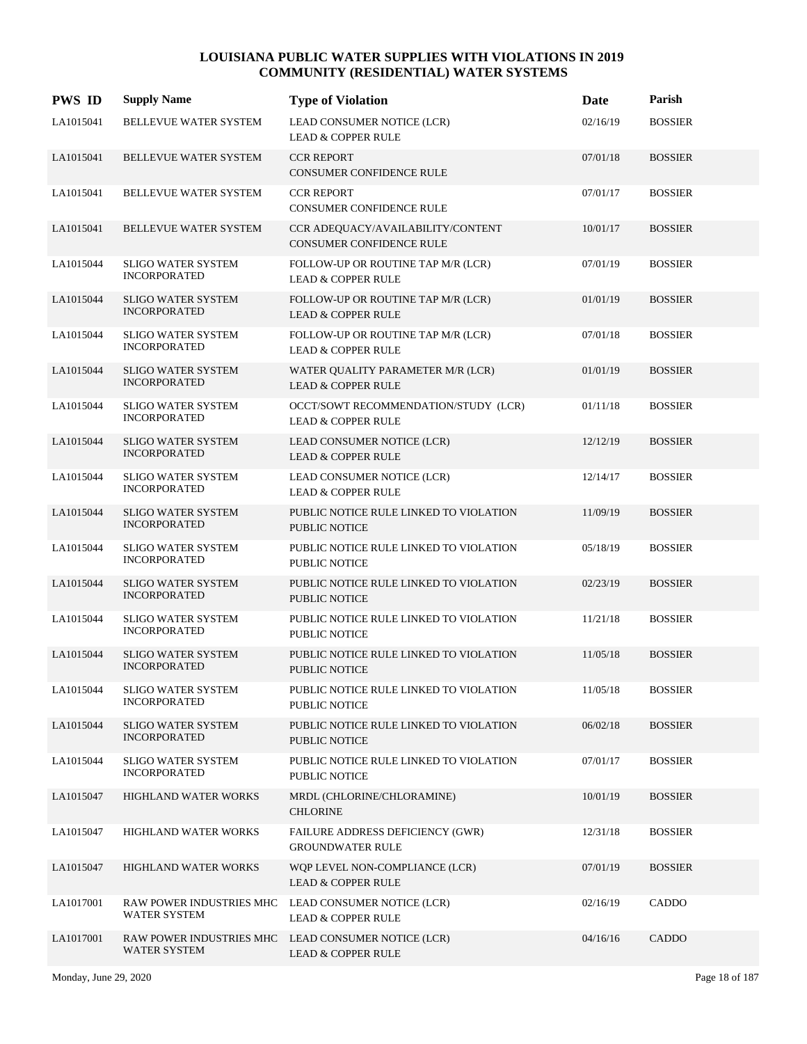# LOUISIANA PUBLIC WATER SUPPLIES WITH VIOLATIONS IN 2019
## COMMUNITY (RESIDENTIAL) WATER SYSTEMS

| PWS ID | Supply Name | Type of Violation | Date | Parish |
|---|---|---|---|---|
| LA1015041 | BELLEVUE WATER SYSTEM | LEAD CONSUMER NOTICE (LCR)<br>LEAD & COPPER RULE | 02/16/19 | BOSSIER |
| LA1015041 | BELLEVUE WATER SYSTEM | CCR REPORT<br>CONSUMER CONFIDENCE RULE | 07/01/18 | BOSSIER |
| LA1015041 | BELLEVUE WATER SYSTEM | CCR REPORT<br>CONSUMER CONFIDENCE RULE | 07/01/17 | BOSSIER |
| LA1015041 | BELLEVUE WATER SYSTEM | CCR ADEQUACY/AVAILABILITY/CONTENT<br>CONSUMER CONFIDENCE RULE | 10/01/17 | BOSSIER |
| LA1015044 | SLIGO WATER SYSTEM INCORPORATED | FOLLOW-UP OR ROUTINE TAP M/R (LCR)<br>LEAD & COPPER RULE | 07/01/19 | BOSSIER |
| LA1015044 | SLIGO WATER SYSTEM INCORPORATED | FOLLOW-UP OR ROUTINE TAP M/R (LCR)<br>LEAD & COPPER RULE | 01/01/19 | BOSSIER |
| LA1015044 | SLIGO WATER SYSTEM INCORPORATED | FOLLOW-UP OR ROUTINE TAP M/R (LCR)<br>LEAD & COPPER RULE | 07/01/18 | BOSSIER |
| LA1015044 | SLIGO WATER SYSTEM INCORPORATED | WATER QUALITY PARAMETER M/R (LCR)<br>LEAD & COPPER RULE | 01/01/19 | BOSSIER |
| LA1015044 | SLIGO WATER SYSTEM INCORPORATED | OCCT/SOWT RECOMMENDATION/STUDY (LCR)<br>LEAD & COPPER RULE | 01/11/18 | BOSSIER |
| LA1015044 | SLIGO WATER SYSTEM INCORPORATED | LEAD CONSUMER NOTICE (LCR)<br>LEAD & COPPER RULE | 12/12/19 | BOSSIER |
| LA1015044 | SLIGO WATER SYSTEM INCORPORATED | LEAD CONSUMER NOTICE (LCR)<br>LEAD & COPPER RULE | 12/14/17 | BOSSIER |
| LA1015044 | SLIGO WATER SYSTEM INCORPORATED | PUBLIC NOTICE RULE LINKED TO VIOLATION<br>PUBLIC NOTICE | 11/09/19 | BOSSIER |
| LA1015044 | SLIGO WATER SYSTEM INCORPORATED | PUBLIC NOTICE RULE LINKED TO VIOLATION<br>PUBLIC NOTICE | 05/18/19 | BOSSIER |
| LA1015044 | SLIGO WATER SYSTEM INCORPORATED | PUBLIC NOTICE RULE LINKED TO VIOLATION<br>PUBLIC NOTICE | 02/23/19 | BOSSIER |
| LA1015044 | SLIGO WATER SYSTEM INCORPORATED | PUBLIC NOTICE RULE LINKED TO VIOLATION<br>PUBLIC NOTICE | 11/21/18 | BOSSIER |
| LA1015044 | SLIGO WATER SYSTEM INCORPORATED | PUBLIC NOTICE RULE LINKED TO VIOLATION<br>PUBLIC NOTICE | 11/05/18 | BOSSIER |
| LA1015044 | SLIGO WATER SYSTEM INCORPORATED | PUBLIC NOTICE RULE LINKED TO VIOLATION<br>PUBLIC NOTICE | 11/05/18 | BOSSIER |
| LA1015044 | SLIGO WATER SYSTEM INCORPORATED | PUBLIC NOTICE RULE LINKED TO VIOLATION<br>PUBLIC NOTICE | 06/02/18 | BOSSIER |
| LA1015044 | SLIGO WATER SYSTEM INCORPORATED | PUBLIC NOTICE RULE LINKED TO VIOLATION<br>PUBLIC NOTICE | 07/01/17 | BOSSIER |
| LA1015047 | HIGHLAND WATER WORKS | MRDL (CHLORINE/CHLORAMINE)<br>CHLORINE | 10/01/19 | BOSSIER |
| LA1015047 | HIGHLAND WATER WORKS | FAILURE ADDRESS DEFICIENCY (GWR)<br>GROUNDWATER RULE | 12/31/18 | BOSSIER |
| LA1015047 | HIGHLAND WATER WORKS | WQP LEVEL NON-COMPLIANCE (LCR)<br>LEAD & COPPER RULE | 07/01/19 | BOSSIER |
| LA1017001 | RAW POWER INDUSTRIES MHC WATER SYSTEM | LEAD CONSUMER NOTICE (LCR)<br>LEAD & COPPER RULE | 02/16/19 | CADDO |
| LA1017001 | RAW POWER INDUSTRIES MHC WATER SYSTEM | LEAD CONSUMER NOTICE (LCR)<br>LEAD & COPPER RULE | 04/16/16 | CADDO |

Monday, June 29, 2020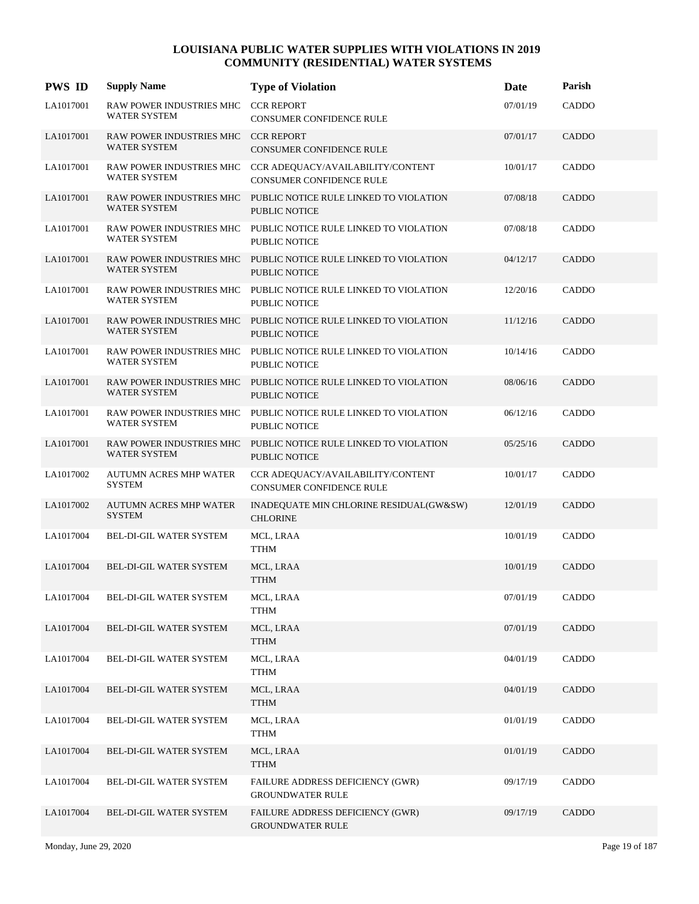# LOUISIANA PUBLIC WATER SUPPLIES WITH VIOLATIONS IN 2019
## COMMUNITY (RESIDENTIAL) WATER SYSTEMS

| PWS ID | Supply Name | Type of Violation | Date | Parish |
|---|---|---|---|---|
| LA1017001 | RAW POWER INDUSTRIES MHC WATER SYSTEM | CCR REPORT<br>CONSUMER CONFIDENCE RULE | 07/01/19 | CADDO |
| LA1017001 | RAW POWER INDUSTRIES MHC WATER SYSTEM | CCR REPORT<br>CONSUMER CONFIDENCE RULE | 07/01/17 | CADDO |
| LA1017001 | RAW POWER INDUSTRIES MHC WATER SYSTEM | CCR ADEQUACY/AVAILABILITY/CONTENT<br>CONSUMER CONFIDENCE RULE | 10/01/17 | CADDO |
| LA1017001 | RAW POWER INDUSTRIES MHC WATER SYSTEM | PUBLIC NOTICE RULE LINKED TO VIOLATION<br>PUBLIC NOTICE | 07/08/18 | CADDO |
| LA1017001 | RAW POWER INDUSTRIES MHC WATER SYSTEM | PUBLIC NOTICE RULE LINKED TO VIOLATION<br>PUBLIC NOTICE | 07/08/18 | CADDO |
| LA1017001 | RAW POWER INDUSTRIES MHC WATER SYSTEM | PUBLIC NOTICE RULE LINKED TO VIOLATION<br>PUBLIC NOTICE | 04/12/17 | CADDO |
| LA1017001 | RAW POWER INDUSTRIES MHC WATER SYSTEM | PUBLIC NOTICE RULE LINKED TO VIOLATION<br>PUBLIC NOTICE | 12/20/16 | CADDO |
| LA1017001 | RAW POWER INDUSTRIES MHC WATER SYSTEM | PUBLIC NOTICE RULE LINKED TO VIOLATION<br>PUBLIC NOTICE | 11/12/16 | CADDO |
| LA1017001 | RAW POWER INDUSTRIES MHC WATER SYSTEM | PUBLIC NOTICE RULE LINKED TO VIOLATION<br>PUBLIC NOTICE | 10/14/16 | CADDO |
| LA1017001 | RAW POWER INDUSTRIES MHC WATER SYSTEM | PUBLIC NOTICE RULE LINKED TO VIOLATION<br>PUBLIC NOTICE | 08/06/16 | CADDO |
| LA1017001 | RAW POWER INDUSTRIES MHC WATER SYSTEM | PUBLIC NOTICE RULE LINKED TO VIOLATION<br>PUBLIC NOTICE | 06/12/16 | CADDO |
| LA1017001 | RAW POWER INDUSTRIES MHC WATER SYSTEM | PUBLIC NOTICE RULE LINKED TO VIOLATION<br>PUBLIC NOTICE | 05/25/16 | CADDO |
| LA1017002 | AUTUMN ACRES MHP WATER SYSTEM | CCR ADEQUACY/AVAILABILITY/CONTENT<br>CONSUMER CONFIDENCE RULE | 10/01/17 | CADDO |
| LA1017002 | AUTUMN ACRES MHP WATER SYSTEM | INADEQUATE MIN CHLORINE RESIDUAL(GW&SW)<br>CHLORINE | 12/01/19 | CADDO |
| LA1017004 | BEL-DI-GIL WATER SYSTEM | MCL, LRAA<br>TTHM | 10/01/19 | CADDO |
| LA1017004 | BEL-DI-GIL WATER SYSTEM | MCL, LRAA<br>TTHM | 10/01/19 | CADDO |
| LA1017004 | BEL-DI-GIL WATER SYSTEM | MCL, LRAA<br>TTHM | 07/01/19 | CADDO |
| LA1017004 | BEL-DI-GIL WATER SYSTEM | MCL, LRAA<br>TTHM | 07/01/19 | CADDO |
| LA1017004 | BEL-DI-GIL WATER SYSTEM | MCL, LRAA<br>TTHM | 04/01/19 | CADDO |
| LA1017004 | BEL-DI-GIL WATER SYSTEM | MCL, LRAA<br>TTHM | 04/01/19 | CADDO |
| LA1017004 | BEL-DI-GIL WATER SYSTEM | MCL, LRAA<br>TTHM | 01/01/19 | CADDO |
| LA1017004 | BEL-DI-GIL WATER SYSTEM | MCL, LRAA<br>TTHM | 01/01/19 | CADDO |
| LA1017004 | BEL-DI-GIL WATER SYSTEM | FAILURE ADDRESS DEFICIENCY (GWR)<br>GROUNDWATER RULE | 09/17/19 | CADDO |
| LA1017004 | BEL-DI-GIL WATER SYSTEM | FAILURE ADDRESS DEFICIENCY (GWR)<br>GROUNDWATER RULE | 09/17/19 | CADDO |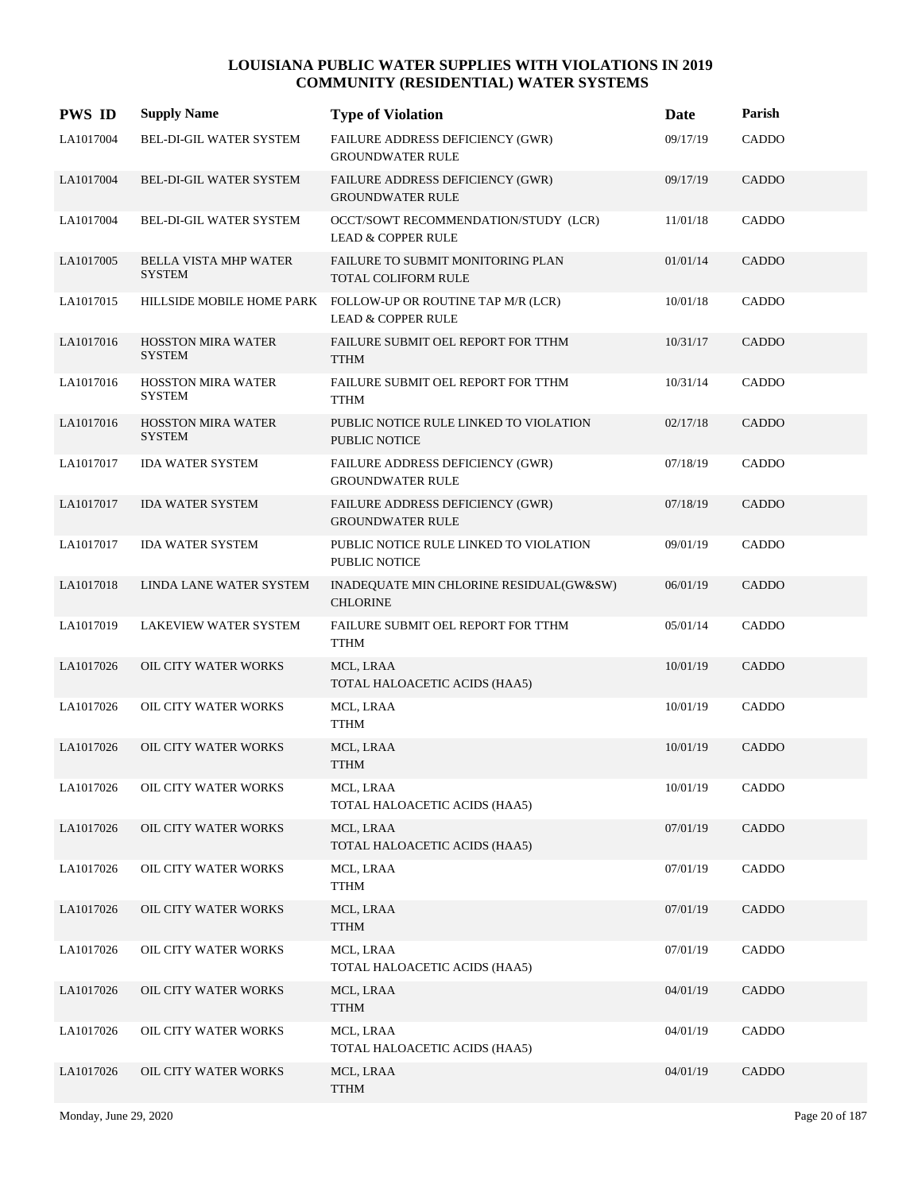# LOUISIANA PUBLIC WATER SUPPLIES WITH VIOLATIONS IN 2019
## COMMUNITY (RESIDENTIAL) WATER SYSTEMS

| PWS ID | Supply Name | Type of Violation | Date | Parish |
|---|---|---|---|---|
| LA1017004 | BEL-DI-GIL WATER SYSTEM | FAILURE ADDRESS DEFICIENCY (GWR)<br>GROUNDWATER RULE | 09/17/19 | CADDO |
| LA1017004 | BEL-DI-GIL WATER SYSTEM | FAILURE ADDRESS DEFICIENCY (GWR)<br>GROUNDWATER RULE | 09/17/19 | CADDO |
| LA1017004 | BEL-DI-GIL WATER SYSTEM | OCCT/SOWT RECOMMENDATION/STUDY (LCR)<br>LEAD & COPPER RULE | 11/01/18 | CADDO |
| LA1017005 | BELLA VISTA MHP WATER SYSTEM | FAILURE TO SUBMIT MONITORING PLAN<br>TOTAL COLIFORM RULE | 01/01/14 | CADDO |
| LA1017015 | HILLSIDE MOBILE HOME PARK | FOLLOW-UP OR ROUTINE TAP M/R (LCR)<br>LEAD & COPPER RULE | 10/01/18 | CADDO |
| LA1017016 | HOSSTON MIRA WATER SYSTEM | FAILURE SUBMIT OEL REPORT FOR TTHM<br>TTHM | 10/31/17 | CADDO |
| LA1017016 | HOSSTON MIRA WATER SYSTEM | FAILURE SUBMIT OEL REPORT FOR TTHM<br>TTHM | 10/31/14 | CADDO |
| LA1017016 | HOSSTON MIRA WATER SYSTEM | PUBLIC NOTICE RULE LINKED TO VIOLATION<br>PUBLIC NOTICE | 02/17/18 | CADDO |
| LA1017017 | IDA WATER SYSTEM | FAILURE ADDRESS DEFICIENCY (GWR)<br>GROUNDWATER RULE | 07/18/19 | CADDO |
| LA1017017 | IDA WATER SYSTEM | FAILURE ADDRESS DEFICIENCY (GWR)<br>GROUNDWATER RULE | 07/18/19 | CADDO |
| LA1017017 | IDA WATER SYSTEM | PUBLIC NOTICE RULE LINKED TO VIOLATION<br>PUBLIC NOTICE | 09/01/19 | CADDO |
| LA1017018 | LINDA LANE WATER SYSTEM | INADEQUATE MIN CHLORINE RESIDUAL(GW&SW)<br>CHLORINE | 06/01/19 | CADDO |
| LA1017019 | LAKEVIEW WATER SYSTEM | FAILURE SUBMIT OEL REPORT FOR TTHM<br>TTHM | 05/01/14 | CADDO |
| LA1017026 | OIL CITY WATER WORKS | MCL, LRAA<br>TOTAL HALOACETIC ACIDS (HAA5) | 10/01/19 | CADDO |
| LA1017026 | OIL CITY WATER WORKS | MCL, LRAA<br>TTHM | 10/01/19 | CADDO |
| LA1017026 | OIL CITY WATER WORKS | MCL, LRAA<br>TTHM | 10/01/19 | CADDO |
| LA1017026 | OIL CITY WATER WORKS | MCL, LRAA<br>TOTAL HALOACETIC ACIDS (HAA5) | 10/01/19 | CADDO |
| LA1017026 | OIL CITY WATER WORKS | MCL, LRAA<br>TOTAL HALOACETIC ACIDS (HAA5) | 07/01/19 | CADDO |
| LA1017026 | OIL CITY WATER WORKS | MCL, LRAA<br>TTHM | 07/01/19 | CADDO |
| LA1017026 | OIL CITY WATER WORKS | MCL, LRAA<br>TTHM | 07/01/19 | CADDO |
| LA1017026 | OIL CITY WATER WORKS | MCL, LRAA<br>TOTAL HALOACETIC ACIDS (HAA5) | 07/01/19 | CADDO |
| LA1017026 | OIL CITY WATER WORKS | MCL, LRAA<br>TTHM | 04/01/19 | CADDO |
| LA1017026 | OIL CITY WATER WORKS | MCL, LRAA<br>TOTAL HALOACETIC ACIDS (HAA5) | 04/01/19 | CADDO |
| LA1017026 | OIL CITY WATER WORKS | MCL, LRAA<br>TTHM | 04/01/19 | CADDO |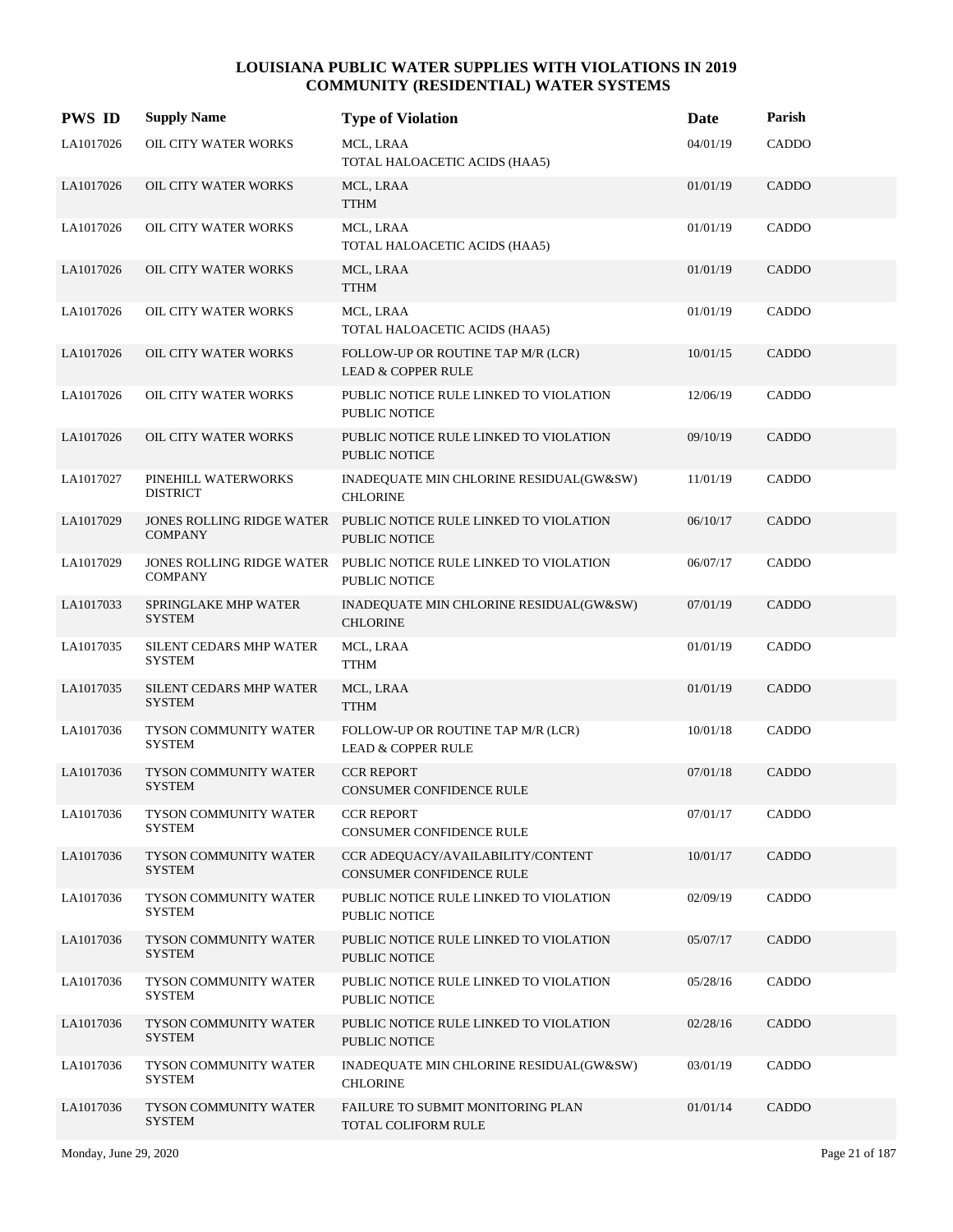# LOUISIANA PUBLIC WATER SUPPLIES WITH VIOLATIONS IN 2019
## COMMUNITY (RESIDENTIAL) WATER SYSTEMS

| PWS ID | Supply Name | Type of Violation | Date | Parish |
|---|---|---|---|---|
| LA1017026 | OIL CITY WATER WORKS | MCL, LRAA<br>TOTAL HALOACETIC ACIDS (HAA5) | 04/01/19 | CADDO |
| LA1017026 | OIL CITY WATER WORKS | MCL, LRAA<br>TTHM | 01/01/19 | CADDO |
| LA1017026 | OIL CITY WATER WORKS | MCL, LRAA<br>TOTAL HALOACETIC ACIDS (HAA5) | 01/01/19 | CADDO |
| LA1017026 | OIL CITY WATER WORKS | MCL, LRAA<br>TTHM | 01/01/19 | CADDO |
| LA1017026 | OIL CITY WATER WORKS | MCL, LRAA<br>TOTAL HALOACETIC ACIDS (HAA5) | 01/01/19 | CADDO |
| LA1017026 | OIL CITY WATER WORKS | FOLLOW-UP OR ROUTINE TAP M/R (LCR)<br>LEAD & COPPER RULE | 10/01/15 | CADDO |
| LA1017026 | OIL CITY WATER WORKS | PUBLIC NOTICE RULE LINKED TO VIOLATION<br>PUBLIC NOTICE | 12/06/19 | CADDO |
| LA1017026 | OIL CITY WATER WORKS | PUBLIC NOTICE RULE LINKED TO VIOLATION<br>PUBLIC NOTICE | 09/10/19 | CADDO |
| LA1017027 | PINEHILL WATERWORKS DISTRICT | INADEQUATE MIN CHLORINE RESIDUAL(GW&SW)<br>CHLORINE | 11/01/19 | CADDO |
| LA1017029 | JONES ROLLING RIDGE WATER COMPANY | PUBLIC NOTICE RULE LINKED TO VIOLATION<br>PUBLIC NOTICE | 06/10/17 | CADDO |
| LA1017029 | JONES ROLLING RIDGE WATER COMPANY | PUBLIC NOTICE RULE LINKED TO VIOLATION<br>PUBLIC NOTICE | 06/07/17 | CADDO |
| LA1017033 | SPRINGLAKE MHP WATER SYSTEM | INADEQUATE MIN CHLORINE RESIDUAL(GW&SW)<br>CHLORINE | 07/01/19 | CADDO |
| LA1017035 | SILENT CEDARS MHP WATER SYSTEM | MCL, LRAA<br>TTHM | 01/01/19 | CADDO |
| LA1017035 | SILENT CEDARS MHP WATER SYSTEM | MCL, LRAA<br>TTHM | 01/01/19 | CADDO |
| LA1017036 | TYSON COMMUNITY WATER SYSTEM | FOLLOW-UP OR ROUTINE TAP M/R (LCR)<br>LEAD & COPPER RULE | 10/01/18 | CADDO |
| LA1017036 | TYSON COMMUNITY WATER SYSTEM | CCR REPORT<br>CONSUMER CONFIDENCE RULE | 07/01/18 | CADDO |
| LA1017036 | TYSON COMMUNITY WATER SYSTEM | CCR REPORT<br>CONSUMER CONFIDENCE RULE | 07/01/17 | CADDO |
| LA1017036 | TYSON COMMUNITY WATER SYSTEM | CCR ADEQUACY/AVAILABILITY/CONTENT<br>CONSUMER CONFIDENCE RULE | 10/01/17 | CADDO |
| LA1017036 | TYSON COMMUNITY WATER SYSTEM | PUBLIC NOTICE RULE LINKED TO VIOLATION<br>PUBLIC NOTICE | 02/09/19 | CADDO |
| LA1017036 | TYSON COMMUNITY WATER SYSTEM | PUBLIC NOTICE RULE LINKED TO VIOLATION<br>PUBLIC NOTICE | 05/07/17 | CADDO |
| LA1017036 | TYSON COMMUNITY WATER SYSTEM | PUBLIC NOTICE RULE LINKED TO VIOLATION<br>PUBLIC NOTICE | 05/28/16 | CADDO |
| LA1017036 | TYSON COMMUNITY WATER SYSTEM | PUBLIC NOTICE RULE LINKED TO VIOLATION<br>PUBLIC NOTICE | 02/28/16 | CADDO |
| LA1017036 | TYSON COMMUNITY WATER SYSTEM | INADEQUATE MIN CHLORINE RESIDUAL(GW&SW)<br>CHLORINE | 03/01/19 | CADDO |
| LA1017036 | TYSON COMMUNITY WATER SYSTEM | FAILURE TO SUBMIT MONITORING PLAN<br>TOTAL COLIFORM RULE | 01/01/14 | CADDO |

Monday, June 29, 2020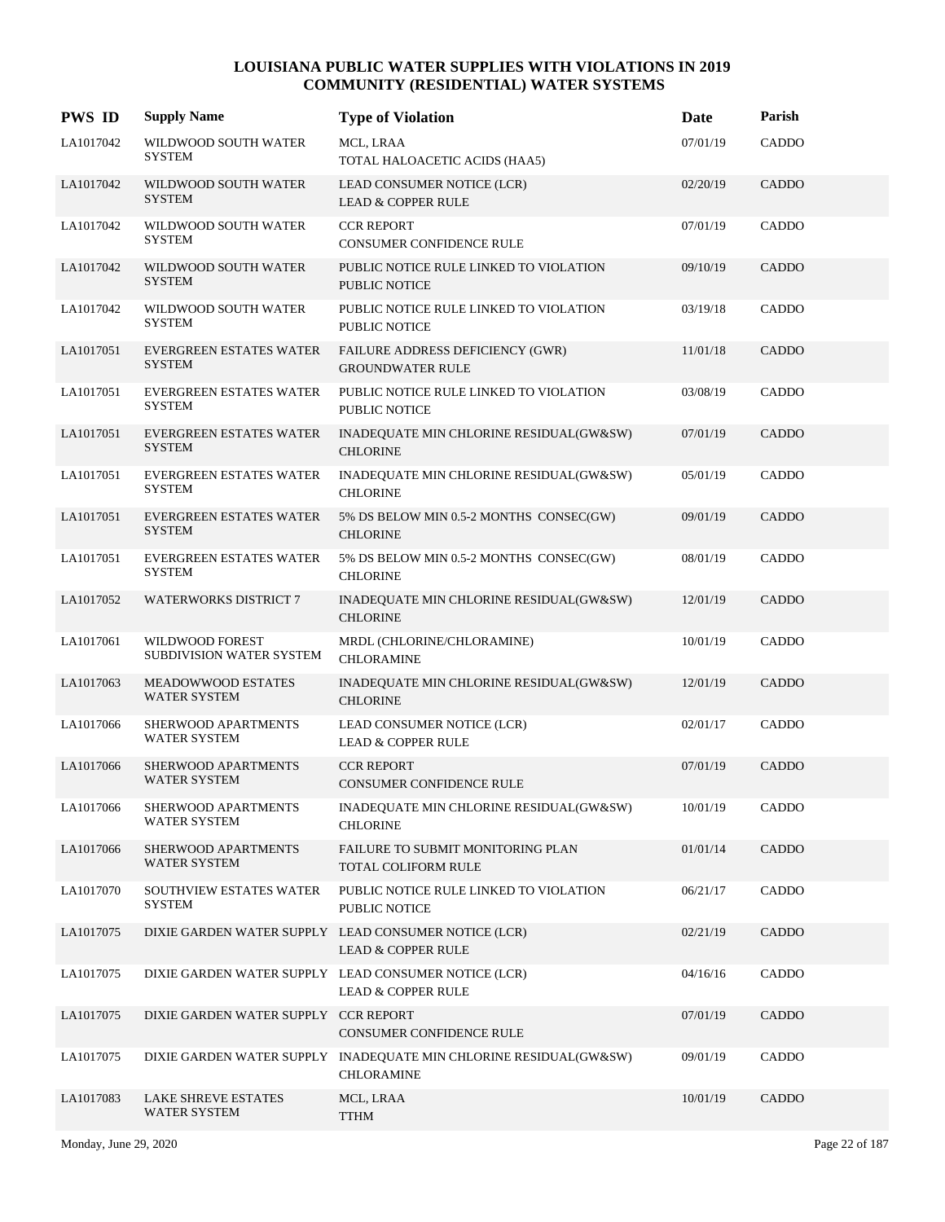# LOUISIANA PUBLIC WATER SUPPLIES WITH VIOLATIONS IN 2019
## COMMUNITY (RESIDENTIAL) WATER SYSTEMS

| PWS ID | Supply Name | Type of Violation | Date | Parish |
|---|---|---|---|---|
| LA1017042 | WILDWOOD SOUTH WATER SYSTEM | MCL, LRAA<br>TOTAL HALOACETIC ACIDS (HAA5) | 07/01/19 | CADDO |
| LA1017042 | WILDWOOD SOUTH WATER SYSTEM | LEAD CONSUMER NOTICE (LCR)<br>LEAD & COPPER RULE | 02/20/19 | CADDO |
| LA1017042 | WILDWOOD SOUTH WATER SYSTEM | CCR REPORT<br>CONSUMER CONFIDENCE RULE | 07/01/19 | CADDO |
| LA1017042 | WILDWOOD SOUTH WATER SYSTEM | PUBLIC NOTICE RULE LINKED TO VIOLATION<br>PUBLIC NOTICE | 09/10/19 | CADDO |
| LA1017042 | WILDWOOD SOUTH WATER SYSTEM | PUBLIC NOTICE RULE LINKED TO VIOLATION<br>PUBLIC NOTICE | 03/19/18 | CADDO |
| LA1017051 | EVERGREEN ESTATES WATER SYSTEM | FAILURE ADDRESS DEFICIENCY (GWR)<br>GROUNDWATER RULE | 11/01/18 | CADDO |
| LA1017051 | EVERGREEN ESTATES WATER SYSTEM | PUBLIC NOTICE RULE LINKED TO VIOLATION<br>PUBLIC NOTICE | 03/08/19 | CADDO |
| LA1017051 | EVERGREEN ESTATES WATER SYSTEM | INADEQUATE MIN CHLORINE RESIDUAL(GW&SW)<br>CHLORINE | 07/01/19 | CADDO |
| LA1017051 | EVERGREEN ESTATES WATER SYSTEM | INADEQUATE MIN CHLORINE RESIDUAL(GW&SW)<br>CHLORINE | 05/01/19 | CADDO |
| LA1017051 | EVERGREEN ESTATES WATER SYSTEM | 5% DS BELOW MIN 0.5-2 MONTHS CONSEC(GW)<br>CHLORINE | 09/01/19 | CADDO |
| LA1017051 | EVERGREEN ESTATES WATER SYSTEM | 5% DS BELOW MIN 0.5-2 MONTHS CONSEC(GW)<br>CHLORINE | 08/01/19 | CADDO |
| LA1017052 | WATERWORKS DISTRICT 7 | INADEQUATE MIN CHLORINE RESIDUAL(GW&SW)<br>CHLORINE | 12/01/19 | CADDO |
| LA1017061 | WILDWOOD FOREST SUBDIVISION WATER SYSTEM | MRDL (CHLORINE/CHLORAMINE)<br>CHLORAMINE | 10/01/19 | CADDO |
| LA1017063 | MEADOWWOOD ESTATES WATER SYSTEM | INADEQUATE MIN CHLORINE RESIDUAL(GW&SW)<br>CHLORINE | 12/01/19 | CADDO |
| LA1017066 | SHERWOOD APARTMENTS WATER SYSTEM | LEAD CONSUMER NOTICE (LCR)<br>LEAD & COPPER RULE | 02/01/17 | CADDO |
| LA1017066 | SHERWOOD APARTMENTS WATER SYSTEM | CCR REPORT<br>CONSUMER CONFIDENCE RULE | 07/01/19 | CADDO |
| LA1017066 | SHERWOOD APARTMENTS WATER SYSTEM | INADEQUATE MIN CHLORINE RESIDUAL(GW&SW)<br>CHLORINE | 10/01/19 | CADDO |
| LA1017066 | SHERWOOD APARTMENTS WATER SYSTEM | FAILURE TO SUBMIT MONITORING PLAN<br>TOTAL COLIFORM RULE | 01/01/14 | CADDO |
| LA1017070 | SOUTHVIEW ESTATES WATER SYSTEM | PUBLIC NOTICE RULE LINKED TO VIOLATION<br>PUBLIC NOTICE | 06/21/17 | CADDO |
| LA1017075 | DIXIE GARDEN WATER SUPPLY | LEAD CONSUMER NOTICE (LCR)<br>LEAD & COPPER RULE | 02/21/19 | CADDO |
| LA1017075 | DIXIE GARDEN WATER SUPPLY | LEAD CONSUMER NOTICE (LCR)<br>LEAD & COPPER RULE | 04/16/16 | CADDO |
| LA1017075 | DIXIE GARDEN WATER SUPPLY | CCR REPORT<br>CONSUMER CONFIDENCE RULE | 07/01/19 | CADDO |
| LA1017075 | DIXIE GARDEN WATER SUPPLY | INADEQUATE MIN CHLORINE RESIDUAL(GW&SW)<br>CHLORAMINE | 09/01/19 | CADDO |
| LA1017083 | LAKE SHREVE ESTATES WATER SYSTEM | MCL, LRAA<br>TTHM | 10/01/19 | CADDO |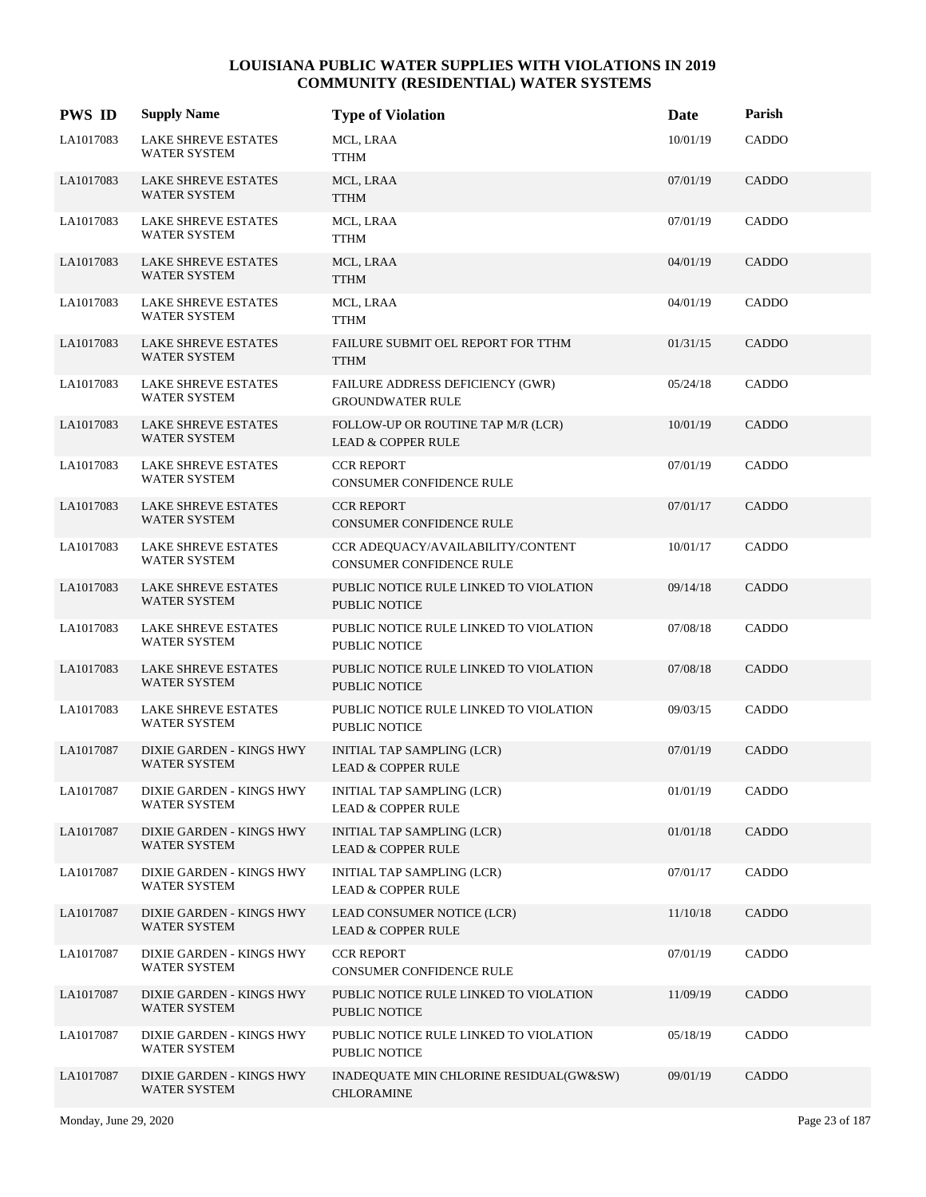# LOUISIANA PUBLIC WATER SUPPLIES WITH VIOLATIONS IN 2019
## COMMUNITY (RESIDENTIAL) WATER SYSTEMS

| PWS ID | Supply Name | Type of Violation | Date | Parish |
|---|---|---|---|---|
| LA1017083 | LAKE SHREVE ESTATES WATER SYSTEM | MCL, LRAA TTHM | 10/01/19 | CADDO |
| LA1017083 | LAKE SHREVE ESTATES WATER SYSTEM | MCL, LRAA TTHM | 07/01/19 | CADDO |
| LA1017083 | LAKE SHREVE ESTATES WATER SYSTEM | MCL, LRAA TTHM | 07/01/19 | CADDO |
| LA1017083 | LAKE SHREVE ESTATES WATER SYSTEM | MCL, LRAA TTHM | 04/01/19 | CADDO |
| LA1017083 | LAKE SHREVE ESTATES WATER SYSTEM | MCL, LRAA TTHM | 04/01/19 | CADDO |
| LA1017083 | LAKE SHREVE ESTATES WATER SYSTEM | FAILURE SUBMIT OEL REPORT FOR TTHM TTHM | 01/31/15 | CADDO |
| LA1017083 | LAKE SHREVE ESTATES WATER SYSTEM | FAILURE ADDRESS DEFICIENCY (GWR) GROUNDWATER RULE | 05/24/18 | CADDO |
| LA1017083 | LAKE SHREVE ESTATES WATER SYSTEM | FOLLOW-UP OR ROUTINE TAP M/R (LCR) LEAD & COPPER RULE | 10/01/19 | CADDO |
| LA1017083 | LAKE SHREVE ESTATES WATER SYSTEM | CCR REPORT CONSUMER CONFIDENCE RULE | 07/01/19 | CADDO |
| LA1017083 | LAKE SHREVE ESTATES WATER SYSTEM | CCR REPORT CONSUMER CONFIDENCE RULE | 07/01/17 | CADDO |
| LA1017083 | LAKE SHREVE ESTATES WATER SYSTEM | CCR ADEQUACY/AVAILABILITY/CONTENT CONSUMER CONFIDENCE RULE | 10/01/17 | CADDO |
| LA1017083 | LAKE SHREVE ESTATES WATER SYSTEM | PUBLIC NOTICE RULE LINKED TO VIOLATION PUBLIC NOTICE | 09/14/18 | CADDO |
| LA1017083 | LAKE SHREVE ESTATES WATER SYSTEM | PUBLIC NOTICE RULE LINKED TO VIOLATION PUBLIC NOTICE | 07/08/18 | CADDO |
| LA1017083 | LAKE SHREVE ESTATES WATER SYSTEM | PUBLIC NOTICE RULE LINKED TO VIOLATION PUBLIC NOTICE | 07/08/18 | CADDO |
| LA1017083 | LAKE SHREVE ESTATES WATER SYSTEM | PUBLIC NOTICE RULE LINKED TO VIOLATION PUBLIC NOTICE | 09/03/15 | CADDO |
| LA1017087 | DIXIE GARDEN - KINGS HWY WATER SYSTEM | INITIAL TAP SAMPLING (LCR) LEAD & COPPER RULE | 07/01/19 | CADDO |
| LA1017087 | DIXIE GARDEN - KINGS HWY WATER SYSTEM | INITIAL TAP SAMPLING (LCR) LEAD & COPPER RULE | 01/01/19 | CADDO |
| LA1017087 | DIXIE GARDEN - KINGS HWY WATER SYSTEM | INITIAL TAP SAMPLING (LCR) LEAD & COPPER RULE | 01/01/18 | CADDO |
| LA1017087 | DIXIE GARDEN - KINGS HWY WATER SYSTEM | INITIAL TAP SAMPLING (LCR) LEAD & COPPER RULE | 07/01/17 | CADDO |
| LA1017087 | DIXIE GARDEN - KINGS HWY WATER SYSTEM | LEAD CONSUMER NOTICE (LCR) LEAD & COPPER RULE | 11/10/18 | CADDO |
| LA1017087 | DIXIE GARDEN - KINGS HWY WATER SYSTEM | CCR REPORT CONSUMER CONFIDENCE RULE | 07/01/19 | CADDO |
| LA1017087 | DIXIE GARDEN - KINGS HWY WATER SYSTEM | PUBLIC NOTICE RULE LINKED TO VIOLATION PUBLIC NOTICE | 11/09/19 | CADDO |
| LA1017087 | DIXIE GARDEN - KINGS HWY WATER SYSTEM | PUBLIC NOTICE RULE LINKED TO VIOLATION PUBLIC NOTICE | 05/18/19 | CADDO |
| LA1017087 | DIXIE GARDEN - KINGS HWY WATER SYSTEM | INADEQUATE MIN CHLORINE RESIDUAL(GW&SW) CHLORAMINE | 09/01/19 | CADDO |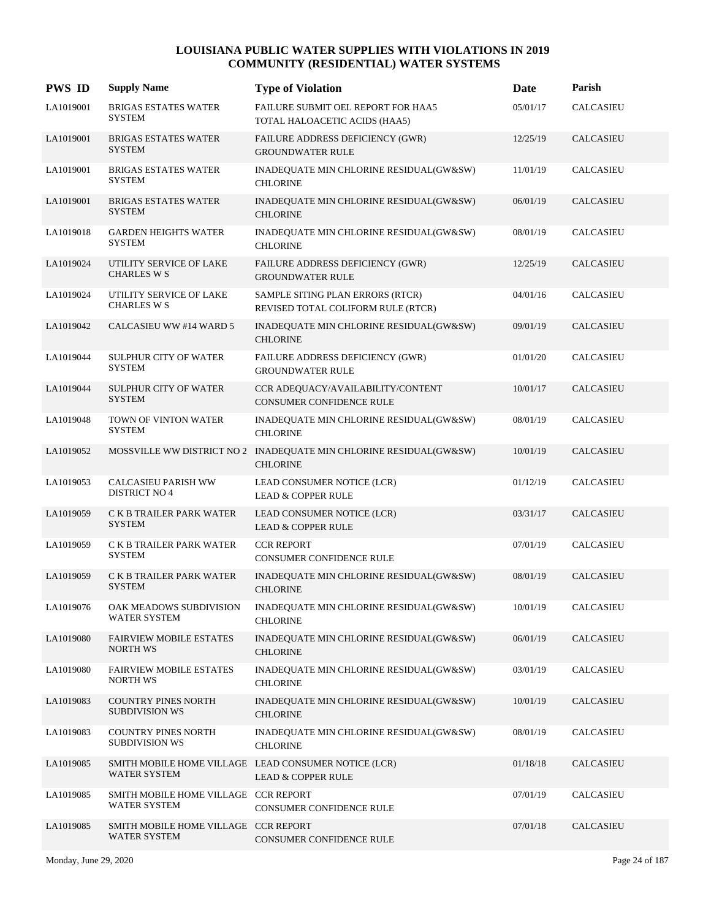# LOUISIANA PUBLIC WATER SUPPLIES WITH VIOLATIONS IN 2019
## COMMUNITY (RESIDENTIAL) WATER SYSTEMS

| PWS ID | Supply Name | Type of Violation | Date | Parish |
|---|---|---|---|---|
| LA1019001 | BRIGAS ESTATES WATER SYSTEM | FAILURE SUBMIT OEL REPORT FOR HAA5<br>TOTAL HALOACETIC ACIDS (HAA5) | 05/01/17 | CALCASIEU |
| LA1019001 | BRIGAS ESTATES WATER SYSTEM | FAILURE ADDRESS DEFICIENCY (GWR)<br>GROUNDWATER RULE | 12/25/19 | CALCASIEU |
| LA1019001 | BRIGAS ESTATES WATER SYSTEM | INADEQUATE MIN CHLORINE RESIDUAL(GW&SW)<br>CHLORINE | 11/01/19 | CALCASIEU |
| LA1019001 | BRIGAS ESTATES WATER SYSTEM | INADEQUATE MIN CHLORINE RESIDUAL(GW&SW)<br>CHLORINE | 06/01/19 | CALCASIEU |
| LA1019018 | GARDEN HEIGHTS WATER SYSTEM | INADEQUATE MIN CHLORINE RESIDUAL(GW&SW)<br>CHLORINE | 08/01/19 | CALCASIEU |
| LA1019024 | UTILITY SERVICE OF LAKE CHARLES W S | FAILURE ADDRESS DEFICIENCY (GWR)<br>GROUNDWATER RULE | 12/25/19 | CALCASIEU |
| LA1019024 | UTILITY SERVICE OF LAKE CHARLES W S | SAMPLE SITING PLAN ERRORS (RTCR)<br>REVISED TOTAL COLIFORM RULE (RTCR) | 04/01/16 | CALCASIEU |
| LA1019042 | CALCASIEU WW #14 WARD 5 | INADEQUATE MIN CHLORINE RESIDUAL(GW&SW)<br>CHLORINE | 09/01/19 | CALCASIEU |
| LA1019044 | SULPHUR CITY OF WATER SYSTEM | FAILURE ADDRESS DEFICIENCY (GWR)<br>GROUNDWATER RULE | 01/01/20 | CALCASIEU |
| LA1019044 | SULPHUR CITY OF WATER SYSTEM | CCR ADEQUACY/AVAILABILITY/CONTENT<br>CONSUMER CONFIDENCE RULE | 10/01/17 | CALCASIEU |
| LA1019048 | TOWN OF VINTON WATER SYSTEM | INADEQUATE MIN CHLORINE RESIDUAL(GW&SW)<br>CHLORINE | 08/01/19 | CALCASIEU |
| LA1019052 | MOSSVILLE WW DISTRICT NO 2 | INADEQUATE MIN CHLORINE RESIDUAL(GW&SW)<br>CHLORINE | 10/01/19 | CALCASIEU |
| LA1019053 | CALCASIEU PARISH WW DISTRICT NO 4 | LEAD CONSUMER NOTICE (LCR)<br>LEAD & COPPER RULE | 01/12/19 | CALCASIEU |
| LA1019059 | C K B TRAILER PARK WATER SYSTEM | LEAD CONSUMER NOTICE (LCR)<br>LEAD & COPPER RULE | 03/31/17 | CALCASIEU |
| LA1019059 | C K B TRAILER PARK WATER SYSTEM | CCR REPORT<br>CONSUMER CONFIDENCE RULE | 07/01/19 | CALCASIEU |
| LA1019059 | C K B TRAILER PARK WATER SYSTEM | INADEQUATE MIN CHLORINE RESIDUAL(GW&SW)<br>CHLORINE | 08/01/19 | CALCASIEU |
| LA1019076 | OAK MEADOWS SUBDIVISION WATER SYSTEM | INADEQUATE MIN CHLORINE RESIDUAL(GW&SW)<br>CHLORINE | 10/01/19 | CALCASIEU |
| LA1019080 | FAIRVIEW MOBILE ESTATES NORTH WS | INADEQUATE MIN CHLORINE RESIDUAL(GW&SW)<br>CHLORINE | 06/01/19 | CALCASIEU |
| LA1019080 | FAIRVIEW MOBILE ESTATES NORTH WS | INADEQUATE MIN CHLORINE RESIDUAL(GW&SW)<br>CHLORINE | 03/01/19 | CALCASIEU |
| LA1019083 | COUNTRY PINES NORTH SUBDIVISION WS | INADEQUATE MIN CHLORINE RESIDUAL(GW&SW)<br>CHLORINE | 10/01/19 | CALCASIEU |
| LA1019083 | COUNTRY PINES NORTH SUBDIVISION WS | INADEQUATE MIN CHLORINE RESIDUAL(GW&SW)<br>CHLORINE | 08/01/19 | CALCASIEU |
| LA1019085 | SMITH MOBILE HOME VILLAGE WATER SYSTEM | LEAD CONSUMER NOTICE (LCR)<br>LEAD & COPPER RULE | 01/18/18 | CALCASIEU |
| LA1019085 | SMITH MOBILE HOME VILLAGE WATER SYSTEM | CCR REPORT<br>CONSUMER CONFIDENCE RULE | 07/01/19 | CALCASIEU |
| LA1019085 | SMITH MOBILE HOME VILLAGE WATER SYSTEM | CCR REPORT<br>CONSUMER CONFIDENCE RULE | 07/01/18 | CALCASIEU |

Monday, June 29, 2020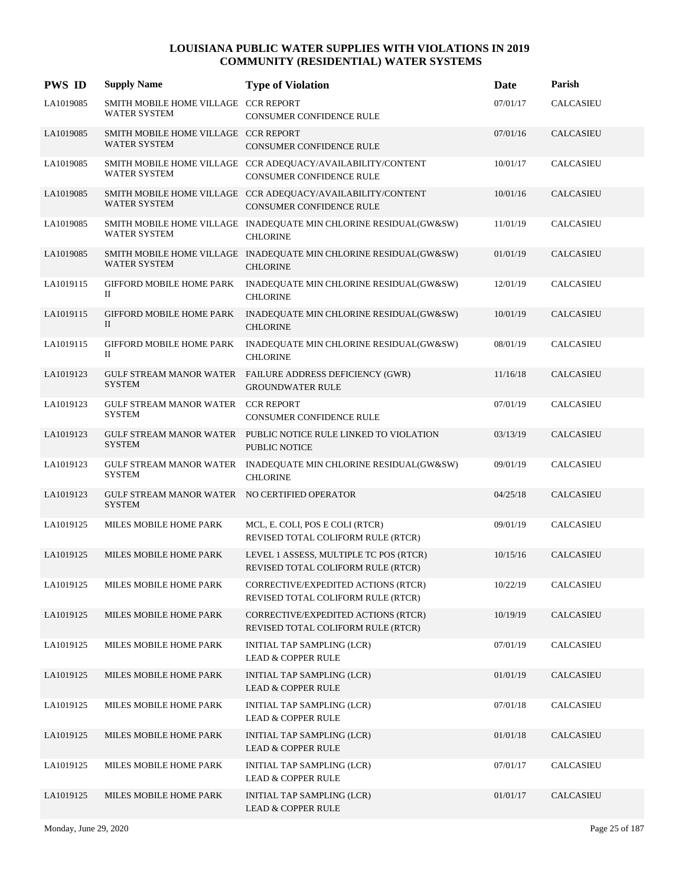# LOUISIANA PUBLIC WATER SUPPLIES WITH VIOLATIONS IN 2019
## COMMUNITY (RESIDENTIAL) WATER SYSTEMS

| PWS ID | Supply Name | Type of Violation | Date | Parish |
|---|---|---|---|---|
| LA1019085 | SMITH MOBILE HOME VILLAGE WATER SYSTEM | CCR REPORT<br>CONSUMER CONFIDENCE RULE | 07/01/17 | CALCASIEU |
| LA1019085 | SMITH MOBILE HOME VILLAGE WATER SYSTEM | CCR REPORT<br>CONSUMER CONFIDENCE RULE | 07/01/16 | CALCASIEU |
| LA1019085 | SMITH MOBILE HOME VILLAGE WATER SYSTEM | CCR ADEQUACY/AVAILABILITY/CONTENT<br>CONSUMER CONFIDENCE RULE | 10/01/17 | CALCASIEU |
| LA1019085 | SMITH MOBILE HOME VILLAGE WATER SYSTEM | CCR ADEQUACY/AVAILABILITY/CONTENT<br>CONSUMER CONFIDENCE RULE | 10/01/16 | CALCASIEU |
| LA1019085 | SMITH MOBILE HOME VILLAGE WATER SYSTEM | INADEQUATE MIN CHLORINE RESIDUAL(GW&SW)<br>CHLORINE | 11/01/19 | CALCASIEU |
| LA1019085 | SMITH MOBILE HOME VILLAGE WATER SYSTEM | INADEQUATE MIN CHLORINE RESIDUAL(GW&SW)<br>CHLORINE | 01/01/19 | CALCASIEU |
| LA1019115 | GIFFORD MOBILE HOME PARK II | INADEQUATE MIN CHLORINE RESIDUAL(GW&SW)<br>CHLORINE | 12/01/19 | CALCASIEU |
| LA1019115 | GIFFORD MOBILE HOME PARK II | INADEQUATE MIN CHLORINE RESIDUAL(GW&SW)<br>CHLORINE | 10/01/19 | CALCASIEU |
| LA1019115 | GIFFORD MOBILE HOME PARK II | INADEQUATE MIN CHLORINE RESIDUAL(GW&SW)<br>CHLORINE | 08/01/19 | CALCASIEU |
| LA1019123 | GULF STREAM MANOR WATER SYSTEM | FAILURE ADDRESS DEFICIENCY (GWR)<br>GROUNDWATER RULE | 11/16/18 | CALCASIEU |
| LA1019123 | GULF STREAM MANOR WATER SYSTEM | CCR REPORT<br>CONSUMER CONFIDENCE RULE | 07/01/19 | CALCASIEU |
| LA1019123 | GULF STREAM MANOR WATER SYSTEM | PUBLIC NOTICE RULE LINKED TO VIOLATION<br>PUBLIC NOTICE | 03/13/19 | CALCASIEU |
| LA1019123 | GULF STREAM MANOR WATER SYSTEM | INADEQUATE MIN CHLORINE RESIDUAL(GW&SW)<br>CHLORINE | 09/01/19 | CALCASIEU |
| LA1019123 | GULF STREAM MANOR WATER SYSTEM | NO CERTIFIED OPERATOR | 04/25/18 | CALCASIEU |
| LA1019125 | MILES MOBILE HOME PARK | MCL, E. COLI, POS E COLI (RTCR)<br>REVISED TOTAL COLIFORM RULE (RTCR) | 09/01/19 | CALCASIEU |
| LA1019125 | MILES MOBILE HOME PARK | LEVEL 1 ASSESS, MULTIPLE TC POS (RTCR)<br>REVISED TOTAL COLIFORM RULE (RTCR) | 10/15/16 | CALCASIEU |
| LA1019125 | MILES MOBILE HOME PARK | CORRECTIVE/EXPEDITED ACTIONS (RTCR)<br>REVISED TOTAL COLIFORM RULE (RTCR) | 10/22/19 | CALCASIEU |
| LA1019125 | MILES MOBILE HOME PARK | CORRECTIVE/EXPEDITED ACTIONS (RTCR)<br>REVISED TOTAL COLIFORM RULE (RTCR) | 10/19/19 | CALCASIEU |
| LA1019125 | MILES MOBILE HOME PARK | INITIAL TAP SAMPLING (LCR)<br>LEAD & COPPER RULE | 07/01/19 | CALCASIEU |
| LA1019125 | MILES MOBILE HOME PARK | INITIAL TAP SAMPLING (LCR)<br>LEAD & COPPER RULE | 01/01/19 | CALCASIEU |
| LA1019125 | MILES MOBILE HOME PARK | INITIAL TAP SAMPLING (LCR)<br>LEAD & COPPER RULE | 07/01/18 | CALCASIEU |
| LA1019125 | MILES MOBILE HOME PARK | INITIAL TAP SAMPLING (LCR)<br>LEAD & COPPER RULE | 01/01/18 | CALCASIEU |
| LA1019125 | MILES MOBILE HOME PARK | INITIAL TAP SAMPLING (LCR)<br>LEAD & COPPER RULE | 07/01/17 | CALCASIEU |
| LA1019125 | MILES MOBILE HOME PARK | INITIAL TAP SAMPLING (LCR)<br>LEAD & COPPER RULE | 01/01/17 | CALCASIEU |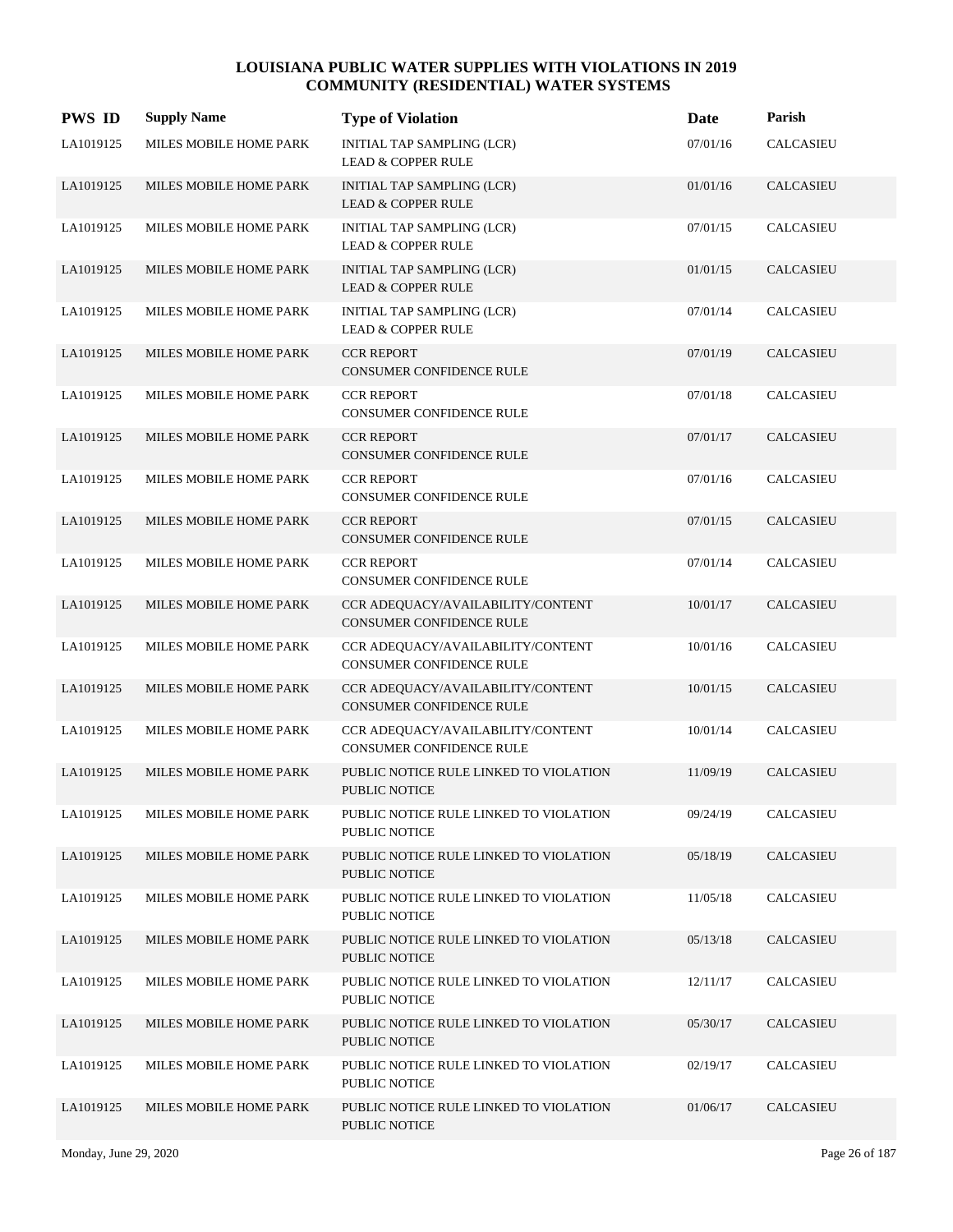# LOUISIANA PUBLIC WATER SUPPLIES WITH VIOLATIONS IN 2019
## COMMUNITY (RESIDENTIAL) WATER SYSTEMS

| PWS ID | Supply Name | Type of Violation | Date | Parish |
|---|---|---|---|---|
| LA1019125 | MILES MOBILE HOME PARK | INITIAL TAP SAMPLING (LCR)<br>LEAD & COPPER RULE | 07/01/16 | CALCASIEU |
| LA1019125 | MILES MOBILE HOME PARK | INITIAL TAP SAMPLING (LCR)<br>LEAD & COPPER RULE | 01/01/16 | CALCASIEU |
| LA1019125 | MILES MOBILE HOME PARK | INITIAL TAP SAMPLING (LCR)<br>LEAD & COPPER RULE | 07/01/15 | CALCASIEU |
| LA1019125 | MILES MOBILE HOME PARK | INITIAL TAP SAMPLING (LCR)<br>LEAD & COPPER RULE | 01/01/15 | CALCASIEU |
| LA1019125 | MILES MOBILE HOME PARK | INITIAL TAP SAMPLING (LCR)<br>LEAD & COPPER RULE | 07/01/14 | CALCASIEU |
| LA1019125 | MILES MOBILE HOME PARK | CCR REPORT<br>CONSUMER CONFIDENCE RULE | 07/01/19 | CALCASIEU |
| LA1019125 | MILES MOBILE HOME PARK | CCR REPORT<br>CONSUMER CONFIDENCE RULE | 07/01/18 | CALCASIEU |
| LA1019125 | MILES MOBILE HOME PARK | CCR REPORT<br>CONSUMER CONFIDENCE RULE | 07/01/17 | CALCASIEU |
| LA1019125 | MILES MOBILE HOME PARK | CCR REPORT<br>CONSUMER CONFIDENCE RULE | 07/01/16 | CALCASIEU |
| LA1019125 | MILES MOBILE HOME PARK | CCR REPORT<br>CONSUMER CONFIDENCE RULE | 07/01/15 | CALCASIEU |
| LA1019125 | MILES MOBILE HOME PARK | CCR REPORT<br>CONSUMER CONFIDENCE RULE | 07/01/14 | CALCASIEU |
| LA1019125 | MILES MOBILE HOME PARK | CCR ADEQUACY/AVAILABILITY/CONTENT<br>CONSUMER CONFIDENCE RULE | 10/01/17 | CALCASIEU |
| LA1019125 | MILES MOBILE HOME PARK | CCR ADEQUACY/AVAILABILITY/CONTENT<br>CONSUMER CONFIDENCE RULE | 10/01/16 | CALCASIEU |
| LA1019125 | MILES MOBILE HOME PARK | CCR ADEQUACY/AVAILABILITY/CONTENT<br>CONSUMER CONFIDENCE RULE | 10/01/15 | CALCASIEU |
| LA1019125 | MILES MOBILE HOME PARK | CCR ADEQUACY/AVAILABILITY/CONTENT<br>CONSUMER CONFIDENCE RULE | 10/01/14 | CALCASIEU |
| LA1019125 | MILES MOBILE HOME PARK | PUBLIC NOTICE RULE LINKED TO VIOLATION<br>PUBLIC NOTICE | 11/09/19 | CALCASIEU |
| LA1019125 | MILES MOBILE HOME PARK | PUBLIC NOTICE RULE LINKED TO VIOLATION<br>PUBLIC NOTICE | 09/24/19 | CALCASIEU |
| LA1019125 | MILES MOBILE HOME PARK | PUBLIC NOTICE RULE LINKED TO VIOLATION<br>PUBLIC NOTICE | 05/18/19 | CALCASIEU |
| LA1019125 | MILES MOBILE HOME PARK | PUBLIC NOTICE RULE LINKED TO VIOLATION<br>PUBLIC NOTICE | 11/05/18 | CALCASIEU |
| LA1019125 | MILES MOBILE HOME PARK | PUBLIC NOTICE RULE LINKED TO VIOLATION<br>PUBLIC NOTICE | 05/13/18 | CALCASIEU |
| LA1019125 | MILES MOBILE HOME PARK | PUBLIC NOTICE RULE LINKED TO VIOLATION<br>PUBLIC NOTICE | 12/11/17 | CALCASIEU |
| LA1019125 | MILES MOBILE HOME PARK | PUBLIC NOTICE RULE LINKED TO VIOLATION<br>PUBLIC NOTICE | 05/30/17 | CALCASIEU |
| LA1019125 | MILES MOBILE HOME PARK | PUBLIC NOTICE RULE LINKED TO VIOLATION<br>PUBLIC NOTICE | 02/19/17 | CALCASIEU |
| LA1019125 | MILES MOBILE HOME PARK | PUBLIC NOTICE RULE LINKED TO VIOLATION<br>PUBLIC NOTICE | 01/06/17 | CALCASIEU |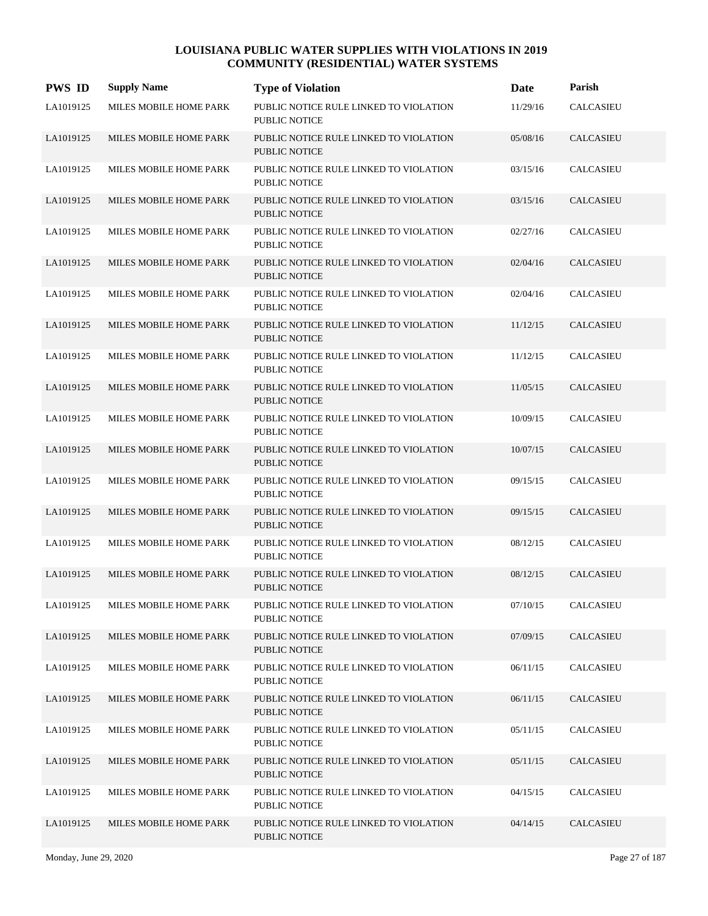# LOUISIANA PUBLIC WATER SUPPLIES WITH VIOLATIONS IN 2019
## COMMUNITY (RESIDENTIAL) WATER SYSTEMS

| PWS ID | Supply Name | Type of Violation | Date | Parish |
|---|---|---|---|---|
| LA1019125 | MILES MOBILE HOME PARK | PUBLIC NOTICE RULE LINKED TO VIOLATION PUBLIC NOTICE | 11/29/16 | CALCASIEU |
| LA1019125 | MILES MOBILE HOME PARK | PUBLIC NOTICE RULE LINKED TO VIOLATION PUBLIC NOTICE | 05/08/16 | CALCASIEU |
| LA1019125 | MILES MOBILE HOME PARK | PUBLIC NOTICE RULE LINKED TO VIOLATION PUBLIC NOTICE | 03/15/16 | CALCASIEU |
| LA1019125 | MILES MOBILE HOME PARK | PUBLIC NOTICE RULE LINKED TO VIOLATION PUBLIC NOTICE | 03/15/16 | CALCASIEU |
| LA1019125 | MILES MOBILE HOME PARK | PUBLIC NOTICE RULE LINKED TO VIOLATION PUBLIC NOTICE | 02/27/16 | CALCASIEU |
| LA1019125 | MILES MOBILE HOME PARK | PUBLIC NOTICE RULE LINKED TO VIOLATION PUBLIC NOTICE | 02/04/16 | CALCASIEU |
| LA1019125 | MILES MOBILE HOME PARK | PUBLIC NOTICE RULE LINKED TO VIOLATION PUBLIC NOTICE | 02/04/16 | CALCASIEU |
| LA1019125 | MILES MOBILE HOME PARK | PUBLIC NOTICE RULE LINKED TO VIOLATION PUBLIC NOTICE | 11/12/15 | CALCASIEU |
| LA1019125 | MILES MOBILE HOME PARK | PUBLIC NOTICE RULE LINKED TO VIOLATION PUBLIC NOTICE | 11/12/15 | CALCASIEU |
| LA1019125 | MILES MOBILE HOME PARK | PUBLIC NOTICE RULE LINKED TO VIOLATION PUBLIC NOTICE | 11/05/15 | CALCASIEU |
| LA1019125 | MILES MOBILE HOME PARK | PUBLIC NOTICE RULE LINKED TO VIOLATION PUBLIC NOTICE | 10/09/15 | CALCASIEU |
| LA1019125 | MILES MOBILE HOME PARK | PUBLIC NOTICE RULE LINKED TO VIOLATION PUBLIC NOTICE | 10/07/15 | CALCASIEU |
| LA1019125 | MILES MOBILE HOME PARK | PUBLIC NOTICE RULE LINKED TO VIOLATION PUBLIC NOTICE | 09/15/15 | CALCASIEU |
| LA1019125 | MILES MOBILE HOME PARK | PUBLIC NOTICE RULE LINKED TO VIOLATION PUBLIC NOTICE | 09/15/15 | CALCASIEU |
| LA1019125 | MILES MOBILE HOME PARK | PUBLIC NOTICE RULE LINKED TO VIOLATION PUBLIC NOTICE | 08/12/15 | CALCASIEU |
| LA1019125 | MILES MOBILE HOME PARK | PUBLIC NOTICE RULE LINKED TO VIOLATION PUBLIC NOTICE | 08/12/15 | CALCASIEU |
| LA1019125 | MILES MOBILE HOME PARK | PUBLIC NOTICE RULE LINKED TO VIOLATION PUBLIC NOTICE | 07/10/15 | CALCASIEU |
| LA1019125 | MILES MOBILE HOME PARK | PUBLIC NOTICE RULE LINKED TO VIOLATION PUBLIC NOTICE | 07/09/15 | CALCASIEU |
| LA1019125 | MILES MOBILE HOME PARK | PUBLIC NOTICE RULE LINKED TO VIOLATION PUBLIC NOTICE | 06/11/15 | CALCASIEU |
| LA1019125 | MILES MOBILE HOME PARK | PUBLIC NOTICE RULE LINKED TO VIOLATION PUBLIC NOTICE | 06/11/15 | CALCASIEU |
| LA1019125 | MILES MOBILE HOME PARK | PUBLIC NOTICE RULE LINKED TO VIOLATION PUBLIC NOTICE | 05/11/15 | CALCASIEU |
| LA1019125 | MILES MOBILE HOME PARK | PUBLIC NOTICE RULE LINKED TO VIOLATION PUBLIC NOTICE | 05/11/15 | CALCASIEU |
| LA1019125 | MILES MOBILE HOME PARK | PUBLIC NOTICE RULE LINKED TO VIOLATION PUBLIC NOTICE | 04/15/15 | CALCASIEU |
| LA1019125 | MILES MOBILE HOME PARK | PUBLIC NOTICE RULE LINKED TO VIOLATION PUBLIC NOTICE | 04/14/15 | CALCASIEU |

Monday, June 29, 2020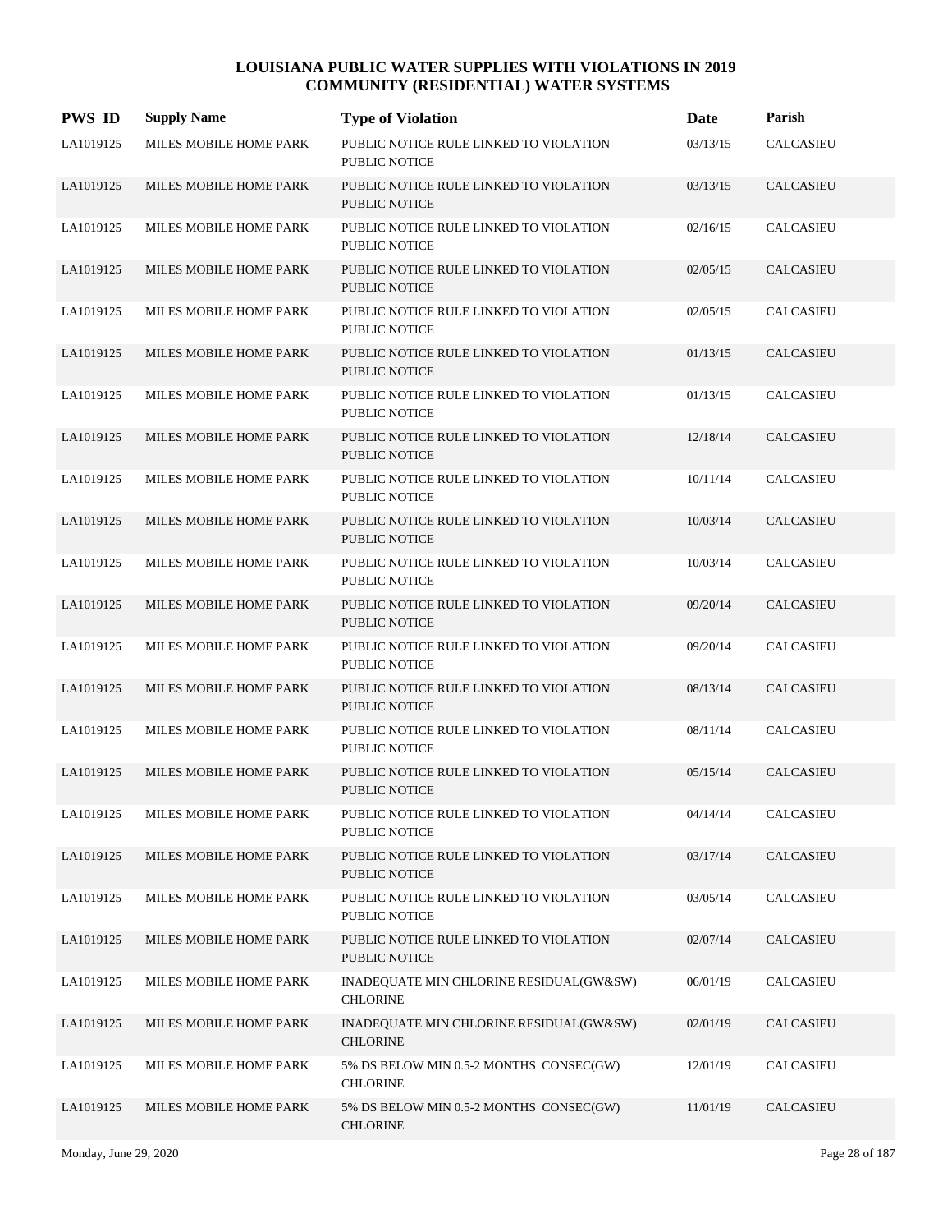# LOUISIANA PUBLIC WATER SUPPLIES WITH VIOLATIONS IN 2019
## COMMUNITY (RESIDENTIAL) WATER SYSTEMS

| PWS ID | Supply Name | Type of Violation | Date | Parish |
|---|---|---|---|---|
| LA1019125 | MILES MOBILE HOME PARK | PUBLIC NOTICE RULE LINKED TO VIOLATION PUBLIC NOTICE | 03/13/15 | CALCASIEU |
| LA1019125 | MILES MOBILE HOME PARK | PUBLIC NOTICE RULE LINKED TO VIOLATION PUBLIC NOTICE | 03/13/15 | CALCASIEU |
| LA1019125 | MILES MOBILE HOME PARK | PUBLIC NOTICE RULE LINKED TO VIOLATION PUBLIC NOTICE | 02/16/15 | CALCASIEU |
| LA1019125 | MILES MOBILE HOME PARK | PUBLIC NOTICE RULE LINKED TO VIOLATION PUBLIC NOTICE | 02/05/15 | CALCASIEU |
| LA1019125 | MILES MOBILE HOME PARK | PUBLIC NOTICE RULE LINKED TO VIOLATION PUBLIC NOTICE | 02/05/15 | CALCASIEU |
| LA1019125 | MILES MOBILE HOME PARK | PUBLIC NOTICE RULE LINKED TO VIOLATION PUBLIC NOTICE | 01/13/15 | CALCASIEU |
| LA1019125 | MILES MOBILE HOME PARK | PUBLIC NOTICE RULE LINKED TO VIOLATION PUBLIC NOTICE | 01/13/15 | CALCASIEU |
| LA1019125 | MILES MOBILE HOME PARK | PUBLIC NOTICE RULE LINKED TO VIOLATION PUBLIC NOTICE | 12/18/14 | CALCASIEU |
| LA1019125 | MILES MOBILE HOME PARK | PUBLIC NOTICE RULE LINKED TO VIOLATION PUBLIC NOTICE | 10/11/14 | CALCASIEU |
| LA1019125 | MILES MOBILE HOME PARK | PUBLIC NOTICE RULE LINKED TO VIOLATION PUBLIC NOTICE | 10/03/14 | CALCASIEU |
| LA1019125 | MILES MOBILE HOME PARK | PUBLIC NOTICE RULE LINKED TO VIOLATION PUBLIC NOTICE | 10/03/14 | CALCASIEU |
| LA1019125 | MILES MOBILE HOME PARK | PUBLIC NOTICE RULE LINKED TO VIOLATION PUBLIC NOTICE | 09/20/14 | CALCASIEU |
| LA1019125 | MILES MOBILE HOME PARK | PUBLIC NOTICE RULE LINKED TO VIOLATION PUBLIC NOTICE | 09/20/14 | CALCASIEU |
| LA1019125 | MILES MOBILE HOME PARK | PUBLIC NOTICE RULE LINKED TO VIOLATION PUBLIC NOTICE | 08/13/14 | CALCASIEU |
| LA1019125 | MILES MOBILE HOME PARK | PUBLIC NOTICE RULE LINKED TO VIOLATION PUBLIC NOTICE | 08/11/14 | CALCASIEU |
| LA1019125 | MILES MOBILE HOME PARK | PUBLIC NOTICE RULE LINKED TO VIOLATION PUBLIC NOTICE | 05/15/14 | CALCASIEU |
| LA1019125 | MILES MOBILE HOME PARK | PUBLIC NOTICE RULE LINKED TO VIOLATION PUBLIC NOTICE | 04/14/14 | CALCASIEU |
| LA1019125 | MILES MOBILE HOME PARK | PUBLIC NOTICE RULE LINKED TO VIOLATION PUBLIC NOTICE | 03/17/14 | CALCASIEU |
| LA1019125 | MILES MOBILE HOME PARK | PUBLIC NOTICE RULE LINKED TO VIOLATION PUBLIC NOTICE | 03/05/14 | CALCASIEU |
| LA1019125 | MILES MOBILE HOME PARK | PUBLIC NOTICE RULE LINKED TO VIOLATION PUBLIC NOTICE | 02/07/14 | CALCASIEU |
| LA1019125 | MILES MOBILE HOME PARK | INADEQUATE MIN CHLORINE RESIDUAL(GW&SW) CHLORINE | 06/01/19 | CALCASIEU |
| LA1019125 | MILES MOBILE HOME PARK | INADEQUATE MIN CHLORINE RESIDUAL(GW&SW) CHLORINE | 02/01/19 | CALCASIEU |
| LA1019125 | MILES MOBILE HOME PARK | 5% DS BELOW MIN 0.5-2 MONTHS CONSEC(GW) CHLORINE | 12/01/19 | CALCASIEU |
| LA1019125 | MILES MOBILE HOME PARK | 5% DS BELOW MIN 0.5-2 MONTHS CONSEC(GW) CHLORINE | 11/01/19 | CALCASIEU |

Monday, June 29, 2020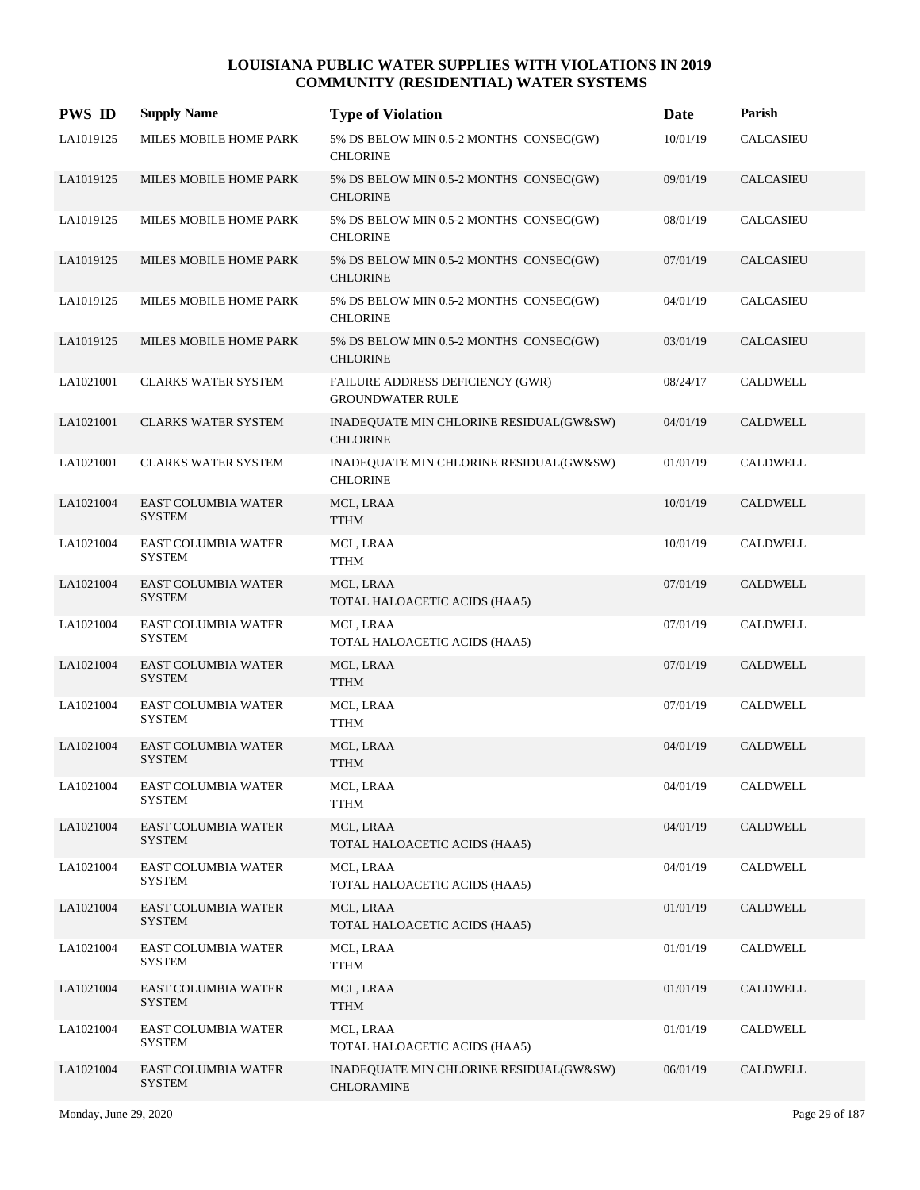# LOUISIANA PUBLIC WATER SUPPLIES WITH VIOLATIONS IN 2019
## COMMUNITY (RESIDENTIAL) WATER SYSTEMS

| PWS ID | Supply Name | Type of Violation | Date | Parish |
|---|---|---|---|---|
| LA1019125 | MILES MOBILE HOME PARK | 5% DS BELOW MIN 0.5-2 MONTHS CONSEC(GW) CHLORINE | 10/01/19 | CALCASIEU |
| LA1019125 | MILES MOBILE HOME PARK | 5% DS BELOW MIN 0.5-2 MONTHS CONSEC(GW) CHLORINE | 09/01/19 | CALCASIEU |
| LA1019125 | MILES MOBILE HOME PARK | 5% DS BELOW MIN 0.5-2 MONTHS CONSEC(GW) CHLORINE | 08/01/19 | CALCASIEU |
| LA1019125 | MILES MOBILE HOME PARK | 5% DS BELOW MIN 0.5-2 MONTHS CONSEC(GW) CHLORINE | 07/01/19 | CALCASIEU |
| LA1019125 | MILES MOBILE HOME PARK | 5% DS BELOW MIN 0.5-2 MONTHS CONSEC(GW) CHLORINE | 04/01/19 | CALCASIEU |
| LA1019125 | MILES MOBILE HOME PARK | 5% DS BELOW MIN 0.5-2 MONTHS CONSEC(GW) CHLORINE | 03/01/19 | CALCASIEU |
| LA1021001 | CLARKS WATER SYSTEM | FAILURE ADDRESS DEFICIENCY (GWR) GROUNDWATER RULE | 08/24/17 | CALDWELL |
| LA1021001 | CLARKS WATER SYSTEM | INADEQUATE MIN CHLORINE RESIDUAL(GW&SW) CHLORINE | 04/01/19 | CALDWELL |
| LA1021001 | CLARKS WATER SYSTEM | INADEQUATE MIN CHLORINE RESIDUAL(GW&SW) CHLORINE | 01/01/19 | CALDWELL |
| LA1021004 | EAST COLUMBIA WATER SYSTEM | MCL, LRAA TTHM | 10/01/19 | CALDWELL |
| LA1021004 | EAST COLUMBIA WATER SYSTEM | MCL, LRAA TTHM | 10/01/19 | CALDWELL |
| LA1021004 | EAST COLUMBIA WATER SYSTEM | MCL, LRAA TOTAL HALOACETIC ACIDS (HAA5) | 07/01/19 | CALDWELL |
| LA1021004 | EAST COLUMBIA WATER SYSTEM | MCL, LRAA TOTAL HALOACETIC ACIDS (HAA5) | 07/01/19 | CALDWELL |
| LA1021004 | EAST COLUMBIA WATER SYSTEM | MCL, LRAA TTHM | 07/01/19 | CALDWELL |
| LA1021004 | EAST COLUMBIA WATER SYSTEM | MCL, LRAA TTHM | 07/01/19 | CALDWELL |
| LA1021004 | EAST COLUMBIA WATER SYSTEM | MCL, LRAA TTHM | 04/01/19 | CALDWELL |
| LA1021004 | EAST COLUMBIA WATER SYSTEM | MCL, LRAA TTHM | 04/01/19 | CALDWELL |
| LA1021004 | EAST COLUMBIA WATER SYSTEM | MCL, LRAA TOTAL HALOACETIC ACIDS (HAA5) | 04/01/19 | CALDWELL |
| LA1021004 | EAST COLUMBIA WATER SYSTEM | MCL, LRAA TOTAL HALOACETIC ACIDS (HAA5) | 04/01/19 | CALDWELL |
| LA1021004 | EAST COLUMBIA WATER SYSTEM | MCL, LRAA TOTAL HALOACETIC ACIDS (HAA5) | 01/01/19 | CALDWELL |
| LA1021004 | EAST COLUMBIA WATER SYSTEM | MCL, LRAA TTHM | 01/01/19 | CALDWELL |
| LA1021004 | EAST COLUMBIA WATER SYSTEM | MCL, LRAA TTHM | 01/01/19 | CALDWELL |
| LA1021004 | EAST COLUMBIA WATER SYSTEM | MCL, LRAA TOTAL HALOACETIC ACIDS (HAA5) | 01/01/19 | CALDWELL |
| LA1021004 | EAST COLUMBIA WATER SYSTEM | INADEQUATE MIN CHLORINE RESIDUAL(GW&SW) CHLORAMINE | 06/01/19 | CALDWELL |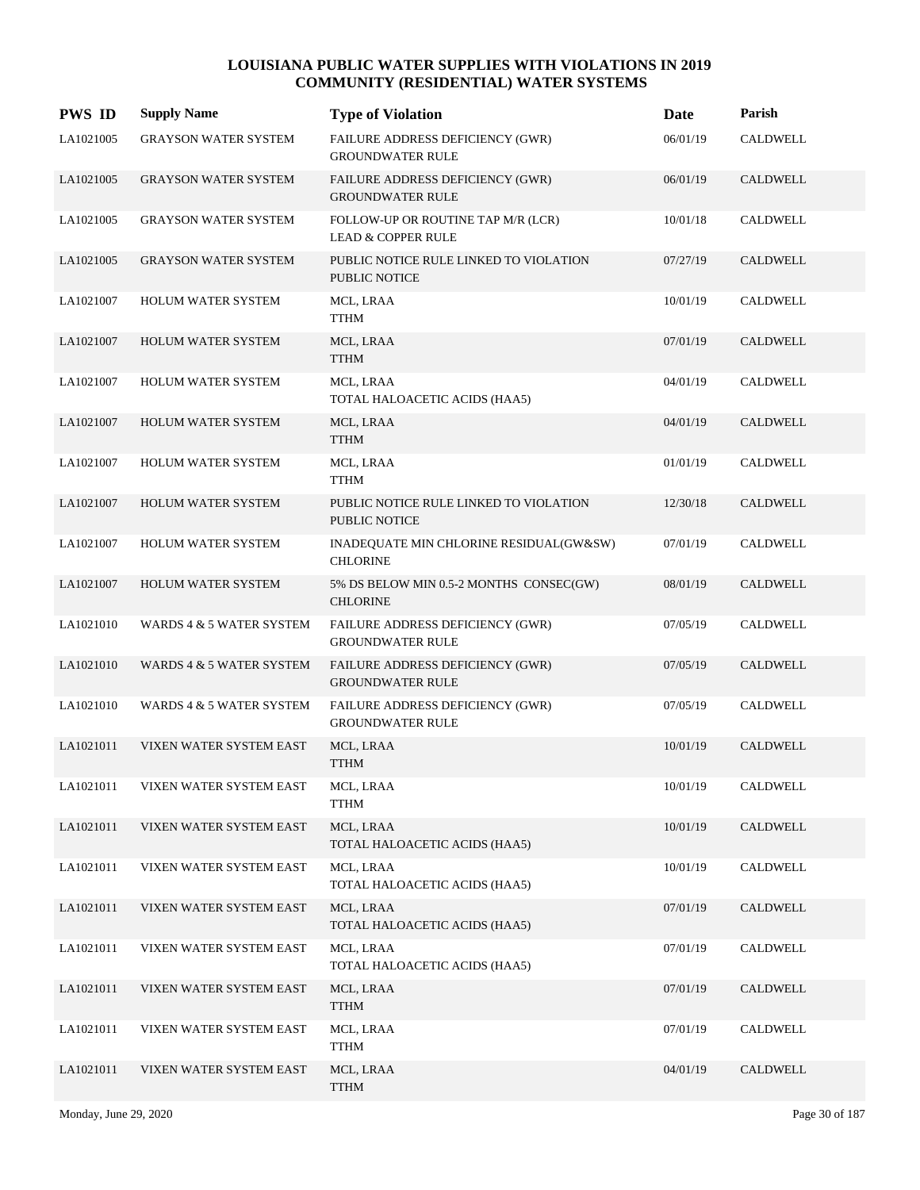# LOUISIANA PUBLIC WATER SUPPLIES WITH VIOLATIONS IN 2019
## COMMUNITY (RESIDENTIAL) WATER SYSTEMS

| PWS ID | Supply Name | Type of Violation | Date | Parish |
|---|---|---|---|---|
| LA1021005 | GRAYSON WATER SYSTEM | FAILURE ADDRESS DEFICIENCY (GWR) GROUNDWATER RULE | 06/01/19 | CALDWELL |
| LA1021005 | GRAYSON WATER SYSTEM | FAILURE ADDRESS DEFICIENCY (GWR) GROUNDWATER RULE | 06/01/19 | CALDWELL |
| LA1021005 | GRAYSON WATER SYSTEM | FOLLOW-UP OR ROUTINE TAP M/R (LCR) LEAD & COPPER RULE | 10/01/18 | CALDWELL |
| LA1021005 | GRAYSON WATER SYSTEM | PUBLIC NOTICE RULE LINKED TO VIOLATION PUBLIC NOTICE | 07/27/19 | CALDWELL |
| LA1021007 | HOLUM WATER SYSTEM | MCL, LRAA TTHM | 10/01/19 | CALDWELL |
| LA1021007 | HOLUM WATER SYSTEM | MCL, LRAA TTHM | 07/01/19 | CALDWELL |
| LA1021007 | HOLUM WATER SYSTEM | MCL, LRAA TOTAL HALOACETIC ACIDS (HAA5) | 04/01/19 | CALDWELL |
| LA1021007 | HOLUM WATER SYSTEM | MCL, LRAA TTHM | 04/01/19 | CALDWELL |
| LA1021007 | HOLUM WATER SYSTEM | MCL, LRAA TTHM | 01/01/19 | CALDWELL |
| LA1021007 | HOLUM WATER SYSTEM | PUBLIC NOTICE RULE LINKED TO VIOLATION PUBLIC NOTICE | 12/30/18 | CALDWELL |
| LA1021007 | HOLUM WATER SYSTEM | INADEQUATE MIN CHLORINE RESIDUAL(GW&SW) CHLORINE | 07/01/19 | CALDWELL |
| LA1021007 | HOLUM WATER SYSTEM | 5% DS BELOW MIN 0.5-2 MONTHS CONSEC(GW) CHLORINE | 08/01/19 | CALDWELL |
| LA1021010 | WARDS 4 & 5 WATER SYSTEM | FAILURE ADDRESS DEFICIENCY (GWR) GROUNDWATER RULE | 07/05/19 | CALDWELL |
| LA1021010 | WARDS 4 & 5 WATER SYSTEM | FAILURE ADDRESS DEFICIENCY (GWR) GROUNDWATER RULE | 07/05/19 | CALDWELL |
| LA1021010 | WARDS 4 & 5 WATER SYSTEM | FAILURE ADDRESS DEFICIENCY (GWR) GROUNDWATER RULE | 07/05/19 | CALDWELL |
| LA1021011 | VIXEN WATER SYSTEM EAST | MCL, LRAA TTHM | 10/01/19 | CALDWELL |
| LA1021011 | VIXEN WATER SYSTEM EAST | MCL, LRAA TTHM | 10/01/19 | CALDWELL |
| LA1021011 | VIXEN WATER SYSTEM EAST | MCL, LRAA TOTAL HALOACETIC ACIDS (HAA5) | 10/01/19 | CALDWELL |
| LA1021011 | VIXEN WATER SYSTEM EAST | MCL, LRAA TOTAL HALOACETIC ACIDS (HAA5) | 10/01/19 | CALDWELL |
| LA1021011 | VIXEN WATER SYSTEM EAST | MCL, LRAA TOTAL HALOACETIC ACIDS (HAA5) | 07/01/19 | CALDWELL |
| LA1021011 | VIXEN WATER SYSTEM EAST | MCL, LRAA TOTAL HALOACETIC ACIDS (HAA5) | 07/01/19 | CALDWELL |
| LA1021011 | VIXEN WATER SYSTEM EAST | MCL, LRAA TTHM | 07/01/19 | CALDWELL |
| LA1021011 | VIXEN WATER SYSTEM EAST | MCL, LRAA TTHM | 07/01/19 | CALDWELL |
| LA1021011 | VIXEN WATER SYSTEM EAST | MCL, LRAA TTHM | 04/01/19 | CALDWELL |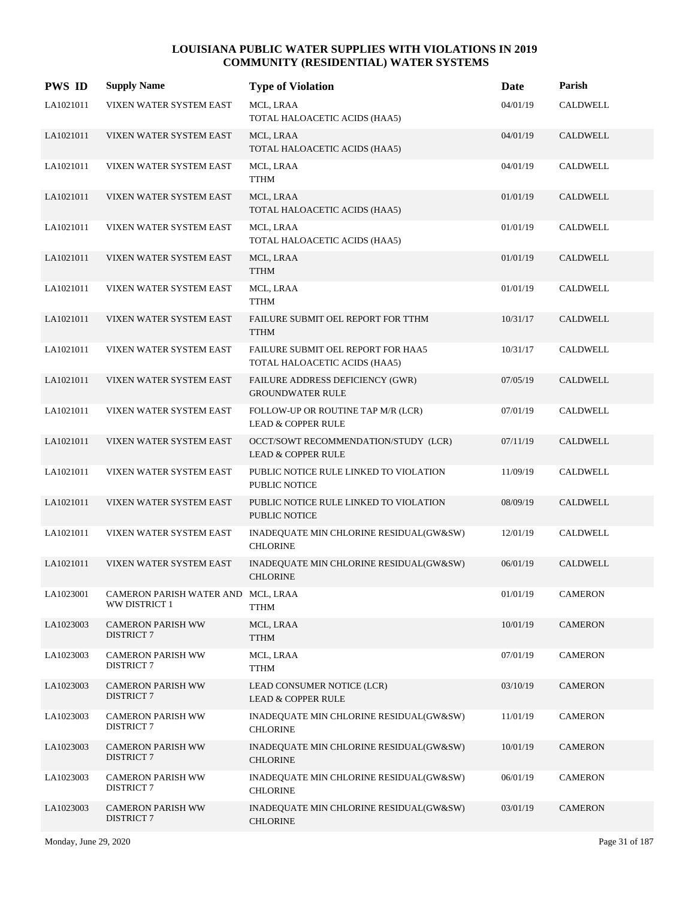# LOUISIANA PUBLIC WATER SUPPLIES WITH VIOLATIONS IN 2019
## COMMUNITY (RESIDENTIAL) WATER SYSTEMS

| PWS ID | Supply Name | Type of Violation | Date | Parish |
|---|---|---|---|---|
| LA1021011 | VIXEN WATER SYSTEM EAST | MCL, LRAA<br>TOTAL HALOACETIC ACIDS (HAA5) | 04/01/19 | CALDWELL |
| LA1021011 | VIXEN WATER SYSTEM EAST | MCL, LRAA<br>TOTAL HALOACETIC ACIDS (HAA5) | 04/01/19 | CALDWELL |
| LA1021011 | VIXEN WATER SYSTEM EAST | MCL, LRAA<br>TTHM | 04/01/19 | CALDWELL |
| LA1021011 | VIXEN WATER SYSTEM EAST | MCL, LRAA<br>TOTAL HALOACETIC ACIDS (HAA5) | 01/01/19 | CALDWELL |
| LA1021011 | VIXEN WATER SYSTEM EAST | MCL, LRAA<br>TOTAL HALOACETIC ACIDS (HAA5) | 01/01/19 | CALDWELL |
| LA1021011 | VIXEN WATER SYSTEM EAST | MCL, LRAA<br>TTHM | 01/01/19 | CALDWELL |
| LA1021011 | VIXEN WATER SYSTEM EAST | MCL, LRAA<br>TTHM | 01/01/19 | CALDWELL |
| LA1021011 | VIXEN WATER SYSTEM EAST | FAILURE SUBMIT OEL REPORT FOR TTHM<br>TTHM | 10/31/17 | CALDWELL |
| LA1021011 | VIXEN WATER SYSTEM EAST | FAILURE SUBMIT OEL REPORT FOR HAA5<br>TOTAL HALOACETIC ACIDS (HAA5) | 10/31/17 | CALDWELL |
| LA1021011 | VIXEN WATER SYSTEM EAST | FAILURE ADDRESS DEFICIENCY (GWR)<br>GROUNDWATER RULE | 07/05/19 | CALDWELL |
| LA1021011 | VIXEN WATER SYSTEM EAST | FOLLOW-UP OR ROUTINE TAP M/R (LCR)<br>LEAD & COPPER RULE | 07/01/19 | CALDWELL |
| LA1021011 | VIXEN WATER SYSTEM EAST | OCCT/SOWT RECOMMENDATION/STUDY (LCR)<br>LEAD & COPPER RULE | 07/11/19 | CALDWELL |
| LA1021011 | VIXEN WATER SYSTEM EAST | PUBLIC NOTICE RULE LINKED TO VIOLATION<br>PUBLIC NOTICE | 11/09/19 | CALDWELL |
| LA1021011 | VIXEN WATER SYSTEM EAST | PUBLIC NOTICE RULE LINKED TO VIOLATION<br>PUBLIC NOTICE | 08/09/19 | CALDWELL |
| LA1021011 | VIXEN WATER SYSTEM EAST | INADEQUATE MIN CHLORINE RESIDUAL(GW&SW)<br>CHLORINE | 12/01/19 | CALDWELL |
| LA1021011 | VIXEN WATER SYSTEM EAST | INADEQUATE MIN CHLORINE RESIDUAL(GW&SW)<br>CHLORINE | 06/01/19 | CALDWELL |
| LA1023001 | CAMERON PARISH WATER AND WW DISTRICT 1 | MCL, LRAA<br>TTHM | 01/01/19 | CAMERON |
| LA1023003 | CAMERON PARISH WW DISTRICT 7 | MCL, LRAA<br>TTHM | 10/01/19 | CAMERON |
| LA1023003 | CAMERON PARISH WW DISTRICT 7 | MCL, LRAA<br>TTHM | 07/01/19 | CAMERON |
| LA1023003 | CAMERON PARISH WW DISTRICT 7 | LEAD CONSUMER NOTICE (LCR)<br>LEAD & COPPER RULE | 03/10/19 | CAMERON |
| LA1023003 | CAMERON PARISH WW DISTRICT 7 | INADEQUATE MIN CHLORINE RESIDUAL(GW&SW)<br>CHLORINE | 11/01/19 | CAMERON |
| LA1023003 | CAMERON PARISH WW DISTRICT 7 | INADEQUATE MIN CHLORINE RESIDUAL(GW&SW)<br>CHLORINE | 10/01/19 | CAMERON |
| LA1023003 | CAMERON PARISH WW DISTRICT 7 | INADEQUATE MIN CHLORINE RESIDUAL(GW&SW)<br>CHLORINE | 06/01/19 | CAMERON |
| LA1023003 | CAMERON PARISH WW DISTRICT 7 | INADEQUATE MIN CHLORINE RESIDUAL(GW&SW)<br>CHLORINE | 03/01/19 | CAMERON |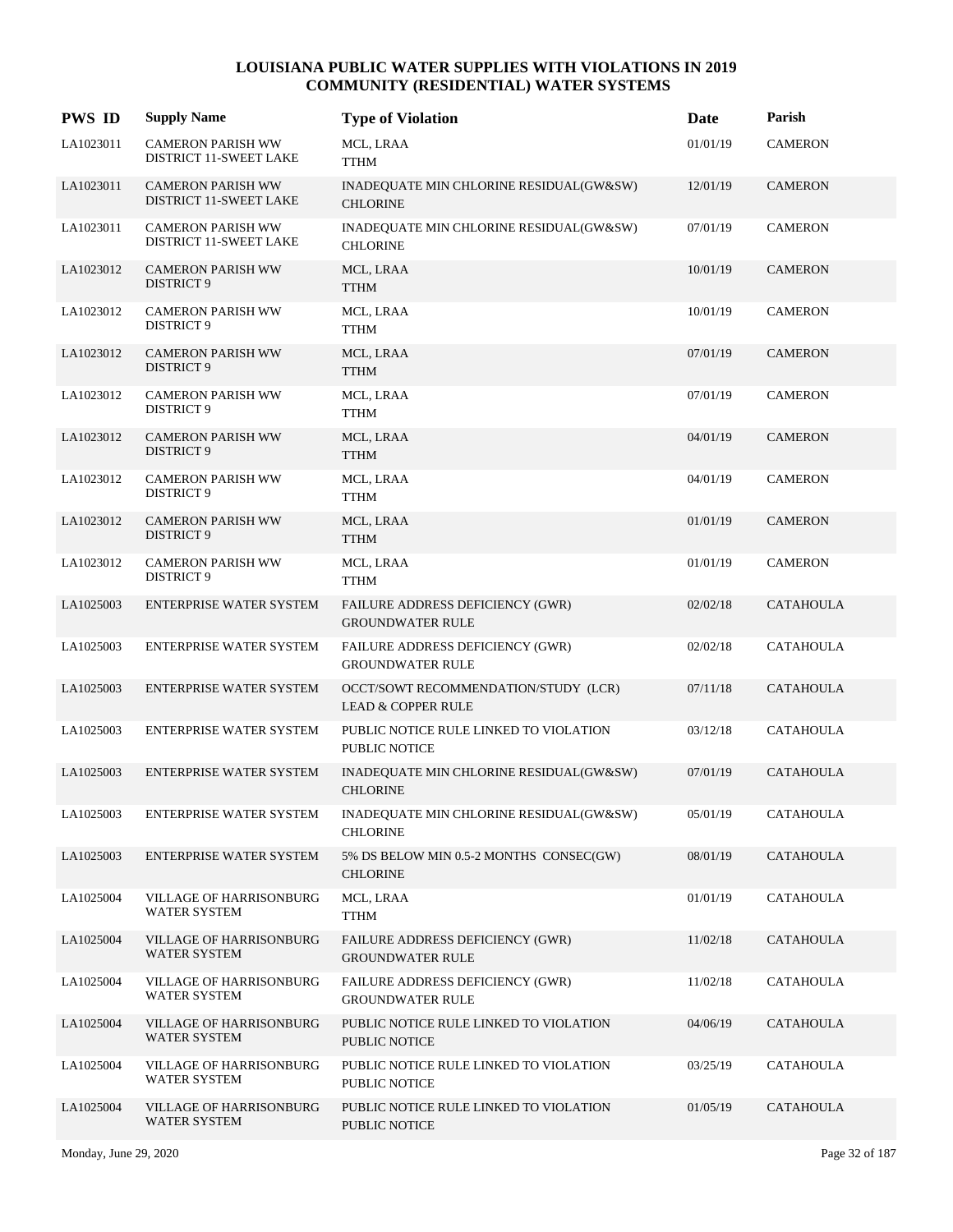# LOUISIANA PUBLIC WATER SUPPLIES WITH VIOLATIONS IN 2019
## COMMUNITY (RESIDENTIAL) WATER SYSTEMS

| PWS ID | Supply Name | Type of Violation | Date | Parish |
|---|---|---|---|---|
| LA1023011 | CAMERON PARISH WW DISTRICT 11-SWEET LAKE | MCL, LRAA<br>TTHM | 01/01/19 | CAMERON |
| LA1023011 | CAMERON PARISH WW DISTRICT 11-SWEET LAKE | INADEQUATE MIN CHLORINE RESIDUAL(GW&SW)<br>CHLORINE | 12/01/19 | CAMERON |
| LA1023011 | CAMERON PARISH WW DISTRICT 11-SWEET LAKE | INADEQUATE MIN CHLORINE RESIDUAL(GW&SW)<br>CHLORINE | 07/01/19 | CAMERON |
| LA1023012 | CAMERON PARISH WW DISTRICT 9 | MCL, LRAA<br>TTHM | 10/01/19 | CAMERON |
| LA1023012 | CAMERON PARISH WW DISTRICT 9 | MCL, LRAA<br>TTHM | 10/01/19 | CAMERON |
| LA1023012 | CAMERON PARISH WW DISTRICT 9 | MCL, LRAA<br>TTHM | 07/01/19 | CAMERON |
| LA1023012 | CAMERON PARISH WW DISTRICT 9 | MCL, LRAA<br>TTHM | 07/01/19 | CAMERON |
| LA1023012 | CAMERON PARISH WW DISTRICT 9 | MCL, LRAA<br>TTHM | 04/01/19 | CAMERON |
| LA1023012 | CAMERON PARISH WW DISTRICT 9 | MCL, LRAA<br>TTHM | 04/01/19 | CAMERON |
| LA1023012 | CAMERON PARISH WW DISTRICT 9 | MCL, LRAA<br>TTHM | 01/01/19 | CAMERON |
| LA1023012 | CAMERON PARISH WW DISTRICT 9 | MCL, LRAA<br>TTHM | 01/01/19 | CAMERON |
| LA1025003 | ENTERPRISE WATER SYSTEM | FAILURE ADDRESS DEFICIENCY (GWR)<br>GROUNDWATER RULE | 02/02/18 | CATAHOULA |
| LA1025003 | ENTERPRISE WATER SYSTEM | FAILURE ADDRESS DEFICIENCY (GWR)<br>GROUNDWATER RULE | 02/02/18 | CATAHOULA |
| LA1025003 | ENTERPRISE WATER SYSTEM | OCCT/SOWT RECOMMENDATION/STUDY (LCR)<br>LEAD & COPPER RULE | 07/11/18 | CATAHOULA |
| LA1025003 | ENTERPRISE WATER SYSTEM | PUBLIC NOTICE RULE LINKED TO VIOLATION<br>PUBLIC NOTICE | 03/12/18 | CATAHOULA |
| LA1025003 | ENTERPRISE WATER SYSTEM | INADEQUATE MIN CHLORINE RESIDUAL(GW&SW)<br>CHLORINE | 07/01/19 | CATAHOULA |
| LA1025003 | ENTERPRISE WATER SYSTEM | INADEQUATE MIN CHLORINE RESIDUAL(GW&SW)<br>CHLORINE | 05/01/19 | CATAHOULA |
| LA1025003 | ENTERPRISE WATER SYSTEM | 5% DS BELOW MIN 0.5-2 MONTHS CONSEC(GW)<br>CHLORINE | 08/01/19 | CATAHOULA |
| LA1025004 | VILLAGE OF HARRISONBURG WATER SYSTEM | MCL, LRAA<br>TTHM | 01/01/19 | CATAHOULA |
| LA1025004 | VILLAGE OF HARRISONBURG WATER SYSTEM | FAILURE ADDRESS DEFICIENCY (GWR)<br>GROUNDWATER RULE | 11/02/18 | CATAHOULA |
| LA1025004 | VILLAGE OF HARRISONBURG WATER SYSTEM | FAILURE ADDRESS DEFICIENCY (GWR)<br>GROUNDWATER RULE | 11/02/18 | CATAHOULA |
| LA1025004 | VILLAGE OF HARRISONBURG WATER SYSTEM | PUBLIC NOTICE RULE LINKED TO VIOLATION<br>PUBLIC NOTICE | 04/06/19 | CATAHOULA |
| LA1025004 | VILLAGE OF HARRISONBURG WATER SYSTEM | PUBLIC NOTICE RULE LINKED TO VIOLATION<br>PUBLIC NOTICE | 03/25/19 | CATAHOULA |
| LA1025004 | VILLAGE OF HARRISONBURG WATER SYSTEM | PUBLIC NOTICE RULE LINKED TO VIOLATION<br>PUBLIC NOTICE | 01/05/19 | CATAHOULA |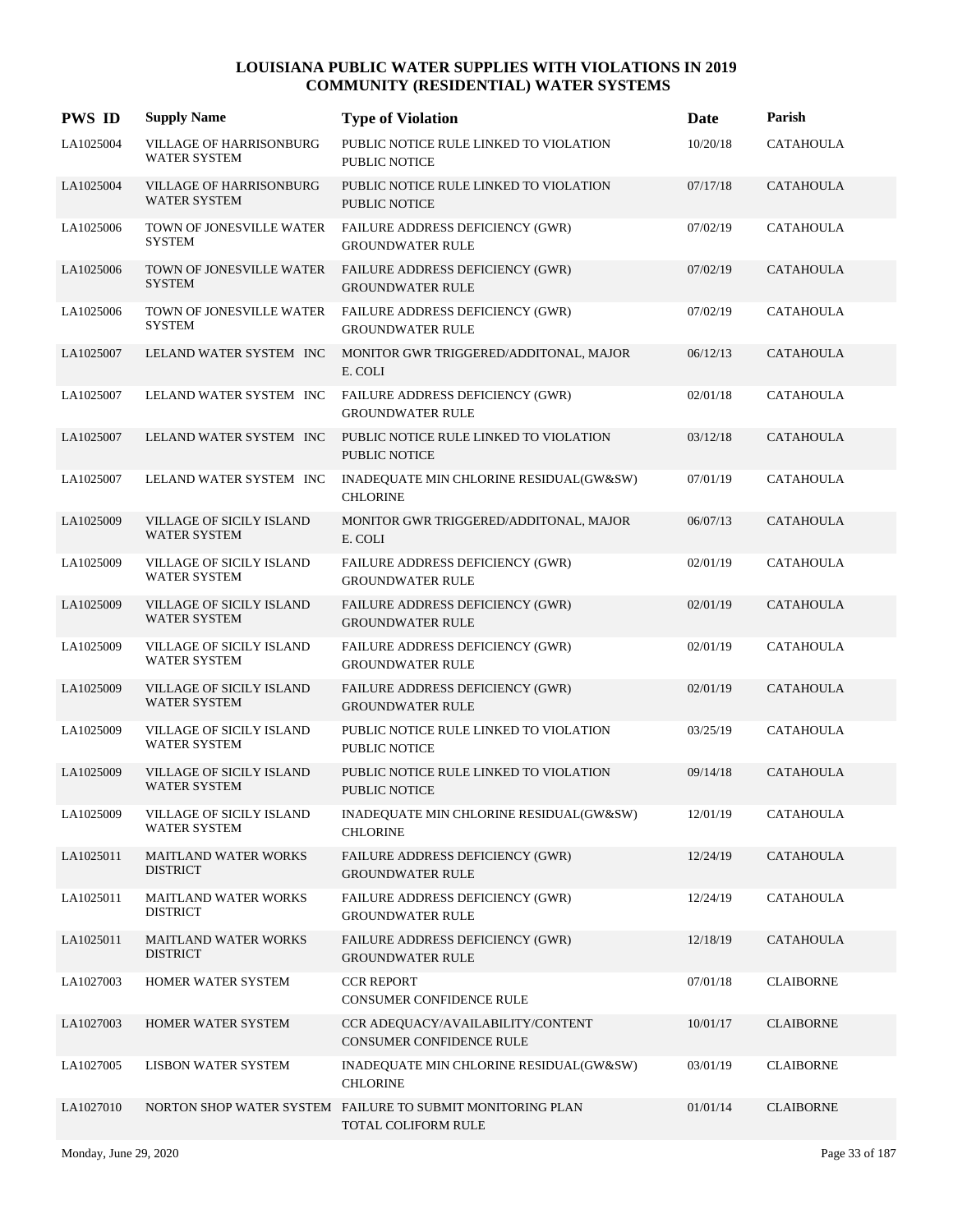# LOUISIANA PUBLIC WATER SUPPLIES WITH VIOLATIONS IN 2019
## COMMUNITY (RESIDENTIAL) WATER SYSTEMS

| PWS ID | Supply Name | Type of Violation | Date | Parish |
|---|---|---|---|---|
| LA1025004 | VILLAGE OF HARRISONBURG WATER SYSTEM | PUBLIC NOTICE RULE LINKED TO VIOLATION PUBLIC NOTICE | 10/20/18 | CATAHOULA |
| LA1025004 | VILLAGE OF HARRISONBURG WATER SYSTEM | PUBLIC NOTICE RULE LINKED TO VIOLATION PUBLIC NOTICE | 07/17/18 | CATAHOULA |
| LA1025006 | TOWN OF JONESVILLE WATER SYSTEM | FAILURE ADDRESS DEFICIENCY (GWR) GROUNDWATER RULE | 07/02/19 | CATAHOULA |
| LA1025006 | TOWN OF JONESVILLE WATER SYSTEM | FAILURE ADDRESS DEFICIENCY (GWR) GROUNDWATER RULE | 07/02/19 | CATAHOULA |
| LA1025006 | TOWN OF JONESVILLE WATER SYSTEM | FAILURE ADDRESS DEFICIENCY (GWR) GROUNDWATER RULE | 07/02/19 | CATAHOULA |
| LA1025007 | LELAND WATER SYSTEM INC | MONITOR GWR TRIGGERED/ADDITONAL, MAJOR E. COLI | 06/12/13 | CATAHOULA |
| LA1025007 | LELAND WATER SYSTEM INC | FAILURE ADDRESS DEFICIENCY (GWR) GROUNDWATER RULE | 02/01/18 | CATAHOULA |
| LA1025007 | LELAND WATER SYSTEM INC | PUBLIC NOTICE RULE LINKED TO VIOLATION PUBLIC NOTICE | 03/12/18 | CATAHOULA |
| LA1025007 | LELAND WATER SYSTEM INC | INADEQUATE MIN CHLORINE RESIDUAL(GW&SW) CHLORINE | 07/01/19 | CATAHOULA |
| LA1025009 | VILLAGE OF SICILY ISLAND WATER SYSTEM | MONITOR GWR TRIGGERED/ADDITONAL, MAJOR E. COLI | 06/07/13 | CATAHOULA |
| LA1025009 | VILLAGE OF SICILY ISLAND WATER SYSTEM | FAILURE ADDRESS DEFICIENCY (GWR) GROUNDWATER RULE | 02/01/19 | CATAHOULA |
| LA1025009 | VILLAGE OF SICILY ISLAND WATER SYSTEM | FAILURE ADDRESS DEFICIENCY (GWR) GROUNDWATER RULE | 02/01/19 | CATAHOULA |
| LA1025009 | VILLAGE OF SICILY ISLAND WATER SYSTEM | FAILURE ADDRESS DEFICIENCY (GWR) GROUNDWATER RULE | 02/01/19 | CATAHOULA |
| LA1025009 | VILLAGE OF SICILY ISLAND WATER SYSTEM | FAILURE ADDRESS DEFICIENCY (GWR) GROUNDWATER RULE | 02/01/19 | CATAHOULA |
| LA1025009 | VILLAGE OF SICILY ISLAND WATER SYSTEM | PUBLIC NOTICE RULE LINKED TO VIOLATION PUBLIC NOTICE | 03/25/19 | CATAHOULA |
| LA1025009 | VILLAGE OF SICILY ISLAND WATER SYSTEM | PUBLIC NOTICE RULE LINKED TO VIOLATION PUBLIC NOTICE | 09/14/18 | CATAHOULA |
| LA1025009 | VILLAGE OF SICILY ISLAND WATER SYSTEM | INADEQUATE MIN CHLORINE RESIDUAL(GW&SW) CHLORINE | 12/01/19 | CATAHOULA |
| LA1025011 | MAITLAND WATER WORKS DISTRICT | FAILURE ADDRESS DEFICIENCY (GWR) GROUNDWATER RULE | 12/24/19 | CATAHOULA |
| LA1025011 | MAITLAND WATER WORKS DISTRICT | FAILURE ADDRESS DEFICIENCY (GWR) GROUNDWATER RULE | 12/24/19 | CATAHOULA |
| LA1025011 | MAITLAND WATER WORKS DISTRICT | FAILURE ADDRESS DEFICIENCY (GWR) GROUNDWATER RULE | 12/18/19 | CATAHOULA |
| LA1027003 | HOMER WATER SYSTEM | CCR REPORT CONSUMER CONFIDENCE RULE | 07/01/18 | CLAIBORNE |
| LA1027003 | HOMER WATER SYSTEM | CCR ADEQUACY/AVAILABILITY/CONTENT CONSUMER CONFIDENCE RULE | 10/01/17 | CLAIBORNE |
| LA1027005 | LISBON WATER SYSTEM | INADEQUATE MIN CHLORINE RESIDUAL(GW&SW) CHLORINE | 03/01/19 | CLAIBORNE |
| LA1027010 | NORTON SHOP WATER SYSTEM | FAILURE TO SUBMIT MONITORING PLAN TOTAL COLIFORM RULE | 01/01/14 | CLAIBORNE |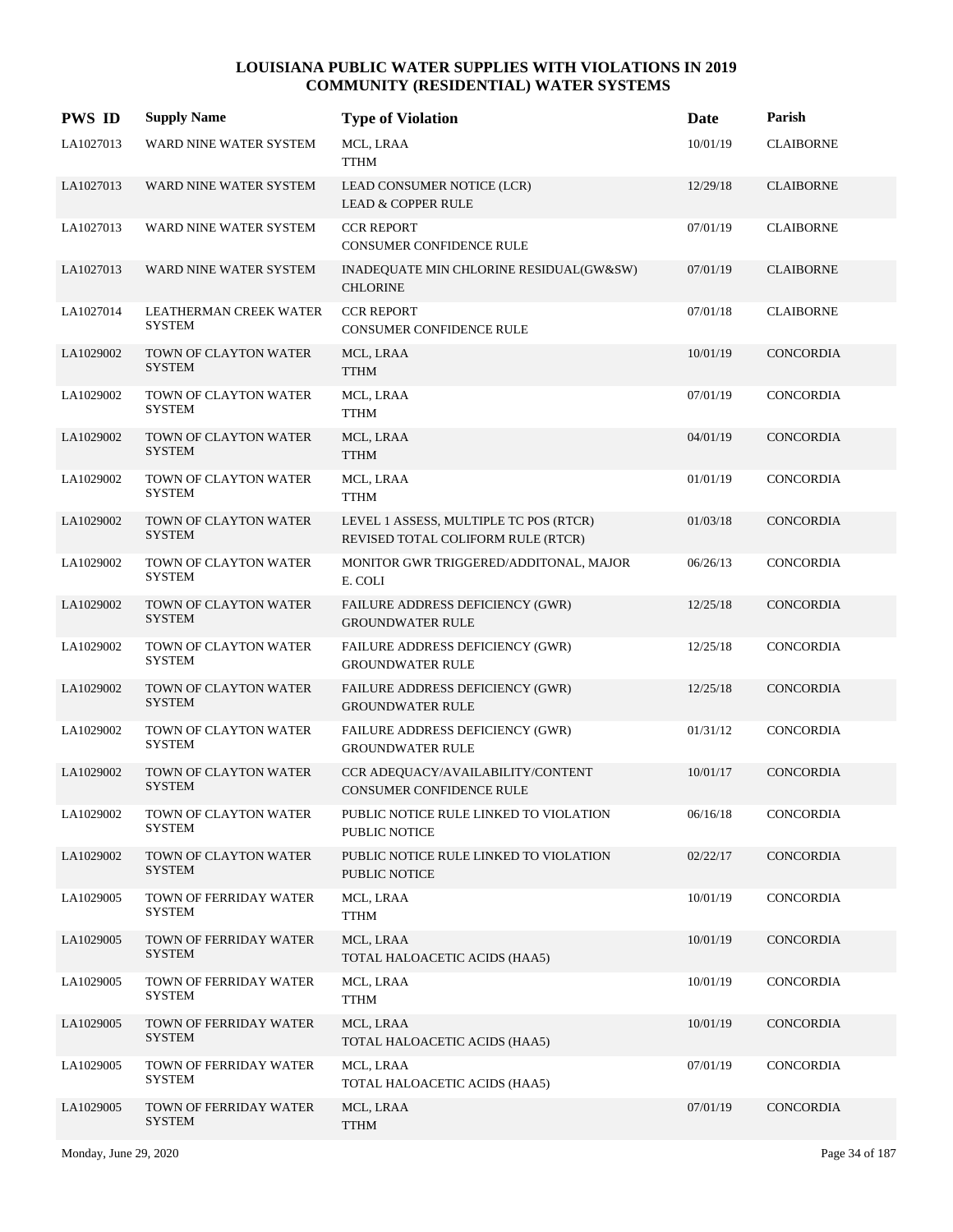# LOUISIANA PUBLIC WATER SUPPLIES WITH VIOLATIONS IN 2019
## COMMUNITY (RESIDENTIAL) WATER SYSTEMS

| PWS ID | Supply Name | Type of Violation | Date | Parish |
|---|---|---|---|---|
| LA1027013 | WARD NINE WATER SYSTEM | MCL, LRAA<br>TTHM | 10/01/19 | CLAIBORNE |
| LA1027013 | WARD NINE WATER SYSTEM | LEAD CONSUMER NOTICE (LCR)<br>LEAD & COPPER RULE | 12/29/18 | CLAIBORNE |
| LA1027013 | WARD NINE WATER SYSTEM | CCR REPORT<br>CONSUMER CONFIDENCE RULE | 07/01/19 | CLAIBORNE |
| LA1027013 | WARD NINE WATER SYSTEM | INADEQUATE MIN CHLORINE RESIDUAL(GW&SW)<br>CHLORINE | 07/01/19 | CLAIBORNE |
| LA1027014 | LEATHERMAN CREEK WATER SYSTEM | CCR REPORT<br>CONSUMER CONFIDENCE RULE | 07/01/18 | CLAIBORNE |
| LA1029002 | TOWN OF CLAYTON WATER SYSTEM | MCL, LRAA<br>TTHM | 10/01/19 | CONCORDIA |
| LA1029002 | TOWN OF CLAYTON WATER SYSTEM | MCL, LRAA<br>TTHM | 07/01/19 | CONCORDIA |
| LA1029002 | TOWN OF CLAYTON WATER SYSTEM | MCL, LRAA<br>TTHM | 04/01/19 | CONCORDIA |
| LA1029002 | TOWN OF CLAYTON WATER SYSTEM | MCL, LRAA<br>TTHM | 01/01/19 | CONCORDIA |
| LA1029002 | TOWN OF CLAYTON WATER SYSTEM | LEVEL 1 ASSESS, MULTIPLE TC POS (RTCR)<br>REVISED TOTAL COLIFORM RULE (RTCR) | 01/03/18 | CONCORDIA |
| LA1029002 | TOWN OF CLAYTON WATER SYSTEM | MONITOR GWR TRIGGERED/ADDITONAL, MAJOR<br>E. COLI | 06/26/13 | CONCORDIA |
| LA1029002 | TOWN OF CLAYTON WATER SYSTEM | FAILURE ADDRESS DEFICIENCY (GWR)<br>GROUNDWATER RULE | 12/25/18 | CONCORDIA |
| LA1029002 | TOWN OF CLAYTON WATER SYSTEM | FAILURE ADDRESS DEFICIENCY (GWR)<br>GROUNDWATER RULE | 12/25/18 | CONCORDIA |
| LA1029002 | TOWN OF CLAYTON WATER SYSTEM | FAILURE ADDRESS DEFICIENCY (GWR)<br>GROUNDWATER RULE | 12/25/18 | CONCORDIA |
| LA1029002 | TOWN OF CLAYTON WATER SYSTEM | FAILURE ADDRESS DEFICIENCY (GWR)<br>GROUNDWATER RULE | 01/31/12 | CONCORDIA |
| LA1029002 | TOWN OF CLAYTON WATER SYSTEM | CCR ADEQUACY/AVAILABILITY/CONTENT<br>CONSUMER CONFIDENCE RULE | 10/01/17 | CONCORDIA |
| LA1029002 | TOWN OF CLAYTON WATER SYSTEM | PUBLIC NOTICE RULE LINKED TO VIOLATION<br>PUBLIC NOTICE | 06/16/18 | CONCORDIA |
| LA1029002 | TOWN OF CLAYTON WATER SYSTEM | PUBLIC NOTICE RULE LINKED TO VIOLATION<br>PUBLIC NOTICE | 02/22/17 | CONCORDIA |
| LA1029005 | TOWN OF FERRIDAY WATER SYSTEM | MCL, LRAA<br>TTHM | 10/01/19 | CONCORDIA |
| LA1029005 | TOWN OF FERRIDAY WATER SYSTEM | MCL, LRAA<br>TOTAL HALOACETIC ACIDS (HAA5) | 10/01/19 | CONCORDIA |
| LA1029005 | TOWN OF FERRIDAY WATER SYSTEM | MCL, LRAA<br>TTHM | 10/01/19 | CONCORDIA |
| LA1029005 | TOWN OF FERRIDAY WATER SYSTEM | MCL, LRAA<br>TOTAL HALOACETIC ACIDS (HAA5) | 10/01/19 | CONCORDIA |
| LA1029005 | TOWN OF FERRIDAY WATER SYSTEM | MCL, LRAA<br>TOTAL HALOACETIC ACIDS (HAA5) | 07/01/19 | CONCORDIA |
| LA1029005 | TOWN OF FERRIDAY WATER SYSTEM | MCL, LRAA<br>TTHM | 07/01/19 | CONCORDIA |

Monday, June 29, 2020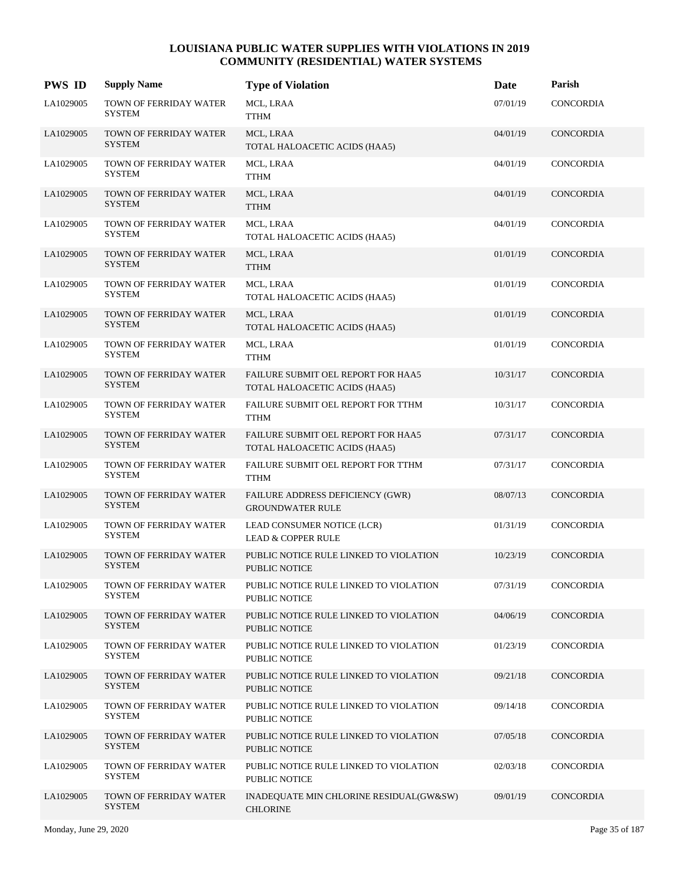# LOUISIANA PUBLIC WATER SUPPLIES WITH VIOLATIONS IN 2019
## COMMUNITY (RESIDENTIAL) WATER SYSTEMS

| PWS ID | Supply Name | Type of Violation | Date | Parish |
|---|---|---|---|---|
| LA1029005 | TOWN OF FERRIDAY WATER SYSTEM | MCL, LRAA<br>TTHM | 07/01/19 | CONCORDIA |
| LA1029005 | TOWN OF FERRIDAY WATER SYSTEM | MCL, LRAA<br>TOTAL HALOACETIC ACIDS (HAA5) | 04/01/19 | CONCORDIA |
| LA1029005 | TOWN OF FERRIDAY WATER SYSTEM | MCL, LRAA<br>TTHM | 04/01/19 | CONCORDIA |
| LA1029005 | TOWN OF FERRIDAY WATER SYSTEM | MCL, LRAA<br>TTHM | 04/01/19 | CONCORDIA |
| LA1029005 | TOWN OF FERRIDAY WATER SYSTEM | MCL, LRAA<br>TOTAL HALOACETIC ACIDS (HAA5) | 04/01/19 | CONCORDIA |
| LA1029005 | TOWN OF FERRIDAY WATER SYSTEM | MCL, LRAA<br>TTHM | 01/01/19 | CONCORDIA |
| LA1029005 | TOWN OF FERRIDAY WATER SYSTEM | MCL, LRAA<br>TOTAL HALOACETIC ACIDS (HAA5) | 01/01/19 | CONCORDIA |
| LA1029005 | TOWN OF FERRIDAY WATER SYSTEM | MCL, LRAA<br>TOTAL HALOACETIC ACIDS (HAA5) | 01/01/19 | CONCORDIA |
| LA1029005 | TOWN OF FERRIDAY WATER SYSTEM | MCL, LRAA<br>TTHM | 01/01/19 | CONCORDIA |
| LA1029005 | TOWN OF FERRIDAY WATER SYSTEM | FAILURE SUBMIT OEL REPORT FOR HAA5<br>TOTAL HALOACETIC ACIDS (HAA5) | 10/31/17 | CONCORDIA |
| LA1029005 | TOWN OF FERRIDAY WATER SYSTEM | FAILURE SUBMIT OEL REPORT FOR TTHM<br>TTHM | 10/31/17 | CONCORDIA |
| LA1029005 | TOWN OF FERRIDAY WATER SYSTEM | FAILURE SUBMIT OEL REPORT FOR HAA5<br>TOTAL HALOACETIC ACIDS (HAA5) | 07/31/17 | CONCORDIA |
| LA1029005 | TOWN OF FERRIDAY WATER SYSTEM | FAILURE SUBMIT OEL REPORT FOR TTHM<br>TTHM | 07/31/17 | CONCORDIA |
| LA1029005 | TOWN OF FERRIDAY WATER SYSTEM | FAILURE ADDRESS DEFICIENCY (GWR)<br>GROUNDWATER RULE | 08/07/13 | CONCORDIA |
| LA1029005 | TOWN OF FERRIDAY WATER SYSTEM | LEAD CONSUMER NOTICE (LCR)<br>LEAD & COPPER RULE | 01/31/19 | CONCORDIA |
| LA1029005 | TOWN OF FERRIDAY WATER SYSTEM | PUBLIC NOTICE RULE LINKED TO VIOLATION<br>PUBLIC NOTICE | 10/23/19 | CONCORDIA |
| LA1029005 | TOWN OF FERRIDAY WATER SYSTEM | PUBLIC NOTICE RULE LINKED TO VIOLATION<br>PUBLIC NOTICE | 07/31/19 | CONCORDIA |
| LA1029005 | TOWN OF FERRIDAY WATER SYSTEM | PUBLIC NOTICE RULE LINKED TO VIOLATION<br>PUBLIC NOTICE | 04/06/19 | CONCORDIA |
| LA1029005 | TOWN OF FERRIDAY WATER SYSTEM | PUBLIC NOTICE RULE LINKED TO VIOLATION<br>PUBLIC NOTICE | 01/23/19 | CONCORDIA |
| LA1029005 | TOWN OF FERRIDAY WATER SYSTEM | PUBLIC NOTICE RULE LINKED TO VIOLATION<br>PUBLIC NOTICE | 09/21/18 | CONCORDIA |
| LA1029005 | TOWN OF FERRIDAY WATER SYSTEM | PUBLIC NOTICE RULE LINKED TO VIOLATION<br>PUBLIC NOTICE | 09/14/18 | CONCORDIA |
| LA1029005 | TOWN OF FERRIDAY WATER SYSTEM | PUBLIC NOTICE RULE LINKED TO VIOLATION<br>PUBLIC NOTICE | 07/05/18 | CONCORDIA |
| LA1029005 | TOWN OF FERRIDAY WATER SYSTEM | PUBLIC NOTICE RULE LINKED TO VIOLATION<br>PUBLIC NOTICE | 02/03/18 | CONCORDIA |
| LA1029005 | TOWN OF FERRIDAY WATER SYSTEM | INADEQUATE MIN CHLORINE RESIDUAL(GW&SW)<br>CHLORINE | 09/01/19 | CONCORDIA |

Monday, June 29, 2020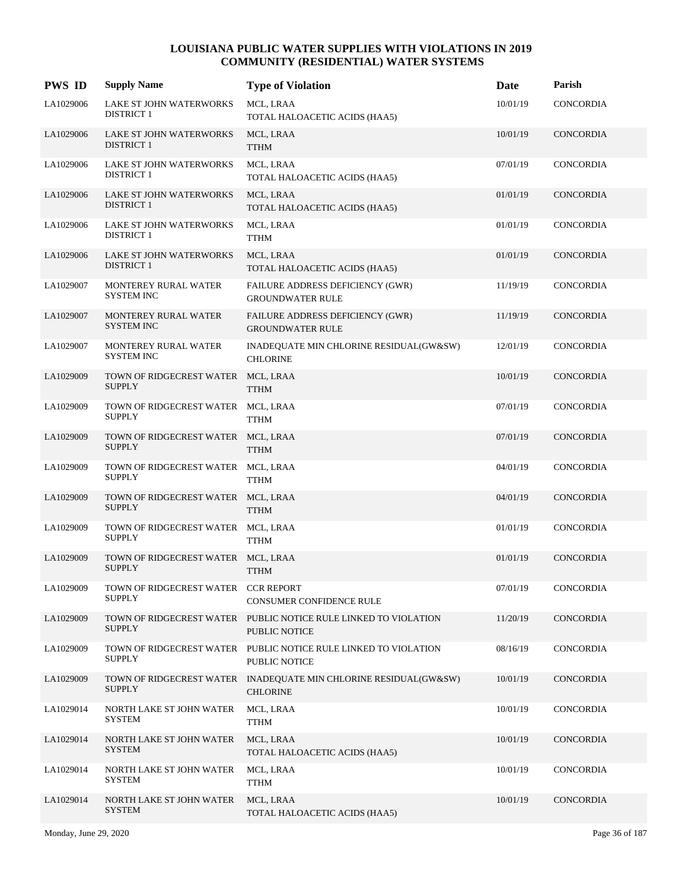# LOUISIANA PUBLIC WATER SUPPLIES WITH VIOLATIONS IN 2019
## COMMUNITY (RESIDENTIAL) WATER SYSTEMS

| PWS ID | Supply Name | Type of Violation | Date | Parish |
|---|---|---|---|---|
| LA1029006 | LAKE ST JOHN WATERWORKS DISTRICT 1 | MCL, LRAA<br>TOTAL HALOACETIC ACIDS (HAA5) | 10/01/19 | CONCORDIA |
| LA1029006 | LAKE ST JOHN WATERWORKS DISTRICT 1 | MCL, LRAA<br>TTHM | 10/01/19 | CONCORDIA |
| LA1029006 | LAKE ST JOHN WATERWORKS DISTRICT 1 | MCL, LRAA<br>TOTAL HALOACETIC ACIDS (HAA5) | 07/01/19 | CONCORDIA |
| LA1029006 | LAKE ST JOHN WATERWORKS DISTRICT 1 | MCL, LRAA<br>TOTAL HALOACETIC ACIDS (HAA5) | 01/01/19 | CONCORDIA |
| LA1029006 | LAKE ST JOHN WATERWORKS DISTRICT 1 | MCL, LRAA<br>TTHM | 01/01/19 | CONCORDIA |
| LA1029006 | LAKE ST JOHN WATERWORKS DISTRICT 1 | MCL, LRAA<br>TOTAL HALOACETIC ACIDS (HAA5) | 01/01/19 | CONCORDIA |
| LA1029007 | MONTEREY RURAL WATER SYSTEM INC | FAILURE ADDRESS DEFICIENCY (GWR)<br>GROUNDWATER RULE | 11/19/19 | CONCORDIA |
| LA1029007 | MONTEREY RURAL WATER SYSTEM INC | FAILURE ADDRESS DEFICIENCY (GWR)<br>GROUNDWATER RULE | 11/19/19 | CONCORDIA |
| LA1029007 | MONTEREY RURAL WATER SYSTEM INC | INADEQUATE MIN CHLORINE RESIDUAL(GW&SW)<br>CHLORINE | 12/01/19 | CONCORDIA |
| LA1029009 | TOWN OF RIDGECREST WATER SUPPLY | MCL, LRAA<br>TTHM | 10/01/19 | CONCORDIA |
| LA1029009 | TOWN OF RIDGECREST WATER SUPPLY | MCL, LRAA<br>TTHM | 07/01/19 | CONCORDIA |
| LA1029009 | TOWN OF RIDGECREST WATER SUPPLY | MCL, LRAA<br>TTHM | 07/01/19 | CONCORDIA |
| LA1029009 | TOWN OF RIDGECREST WATER SUPPLY | MCL, LRAA<br>TTHM | 04/01/19 | CONCORDIA |
| LA1029009 | TOWN OF RIDGECREST WATER SUPPLY | MCL, LRAA<br>TTHM | 04/01/19 | CONCORDIA |
| LA1029009 | TOWN OF RIDGECREST WATER SUPPLY | MCL, LRAA<br>TTHM | 01/01/19 | CONCORDIA |
| LA1029009 | TOWN OF RIDGECREST WATER SUPPLY | MCL, LRAA<br>TTHM | 01/01/19 | CONCORDIA |
| LA1029009 | TOWN OF RIDGECREST WATER SUPPLY | CCR REPORT<br>CONSUMER CONFIDENCE RULE | 07/01/19 | CONCORDIA |
| LA1029009 | TOWN OF RIDGECREST WATER SUPPLY | PUBLIC NOTICE RULE LINKED TO VIOLATION<br>PUBLIC NOTICE | 11/20/19 | CONCORDIA |
| LA1029009 | TOWN OF RIDGECREST WATER SUPPLY | PUBLIC NOTICE RULE LINKED TO VIOLATION<br>PUBLIC NOTICE | 08/16/19 | CONCORDIA |
| LA1029009 | TOWN OF RIDGECREST WATER SUPPLY | INADEQUATE MIN CHLORINE RESIDUAL(GW&SW)<br>CHLORINE | 10/01/19 | CONCORDIA |
| LA1029014 | NORTH LAKE ST JOHN WATER SYSTEM | MCL, LRAA<br>TTHM | 10/01/19 | CONCORDIA |
| LA1029014 | NORTH LAKE ST JOHN WATER SYSTEM | MCL, LRAA<br>TOTAL HALOACETIC ACIDS (HAA5) | 10/01/19 | CONCORDIA |
| LA1029014 | NORTH LAKE ST JOHN WATER SYSTEM | MCL, LRAA<br>TTHM | 10/01/19 | CONCORDIA |
| LA1029014 | NORTH LAKE ST JOHN WATER SYSTEM | MCL, LRAA<br>TOTAL HALOACETIC ACIDS (HAA5) | 10/01/19 | CONCORDIA |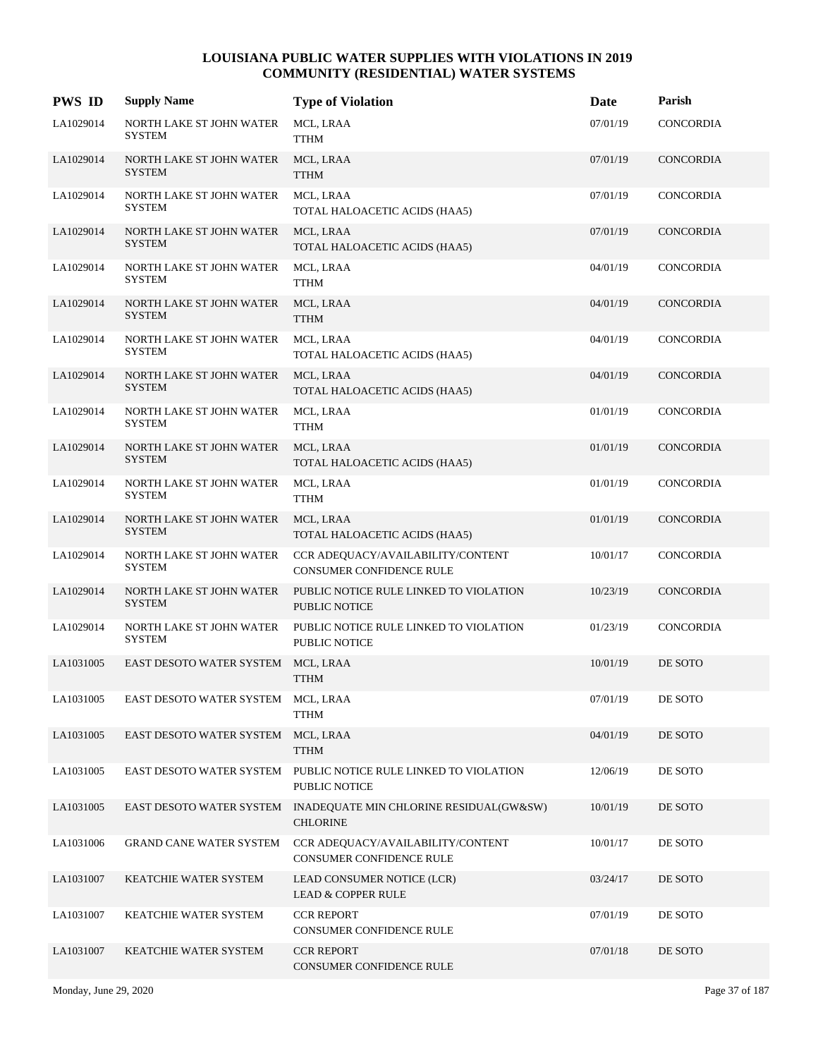# LOUISIANA PUBLIC WATER SUPPLIES WITH VIOLATIONS IN 2019
## COMMUNITY (RESIDENTIAL) WATER SYSTEMS

| PWS ID | Supply Name | Type of Violation | Date | Parish |
|---|---|---|---|---|
| LA1029014 | NORTH LAKE ST JOHN WATER SYSTEM | MCL, LRAA<br>TTHM | 07/01/19 | CONCORDIA |
| LA1029014 | NORTH LAKE ST JOHN WATER SYSTEM | MCL, LRAA<br>TTHM | 07/01/19 | CONCORDIA |
| LA1029014 | NORTH LAKE ST JOHN WATER SYSTEM | MCL, LRAA<br>TOTAL HALOACETIC ACIDS (HAA5) | 07/01/19 | CONCORDIA |
| LA1029014 | NORTH LAKE ST JOHN WATER SYSTEM | MCL, LRAA<br>TOTAL HALOACETIC ACIDS (HAA5) | 07/01/19 | CONCORDIA |
| LA1029014 | NORTH LAKE ST JOHN WATER SYSTEM | MCL, LRAA<br>TTHM | 04/01/19 | CONCORDIA |
| LA1029014 | NORTH LAKE ST JOHN WATER SYSTEM | MCL, LRAA<br>TTHM | 04/01/19 | CONCORDIA |
| LA1029014 | NORTH LAKE ST JOHN WATER SYSTEM | MCL, LRAA<br>TOTAL HALOACETIC ACIDS (HAA5) | 04/01/19 | CONCORDIA |
| LA1029014 | NORTH LAKE ST JOHN WATER SYSTEM | MCL, LRAA<br>TOTAL HALOACETIC ACIDS (HAA5) | 04/01/19 | CONCORDIA |
| LA1029014 | NORTH LAKE ST JOHN WATER SYSTEM | MCL, LRAA<br>TTHM | 01/01/19 | CONCORDIA |
| LA1029014 | NORTH LAKE ST JOHN WATER SYSTEM | MCL, LRAA<br>TOTAL HALOACETIC ACIDS (HAA5) | 01/01/19 | CONCORDIA |
| LA1029014 | NORTH LAKE ST JOHN WATER SYSTEM | MCL, LRAA<br>TTHM | 01/01/19 | CONCORDIA |
| LA1029014 | NORTH LAKE ST JOHN WATER SYSTEM | MCL, LRAA<br>TOTAL HALOACETIC ACIDS (HAA5) | 01/01/19 | CONCORDIA |
| LA1029014 | NORTH LAKE ST JOHN WATER SYSTEM | CCR ADEQUACY/AVAILABILITY/CONTENT<br>CONSUMER CONFIDENCE RULE | 10/01/17 | CONCORDIA |
| LA1029014 | NORTH LAKE ST JOHN WATER SYSTEM | PUBLIC NOTICE RULE LINKED TO VIOLATION<br>PUBLIC NOTICE | 10/23/19 | CONCORDIA |
| LA1029014 | NORTH LAKE ST JOHN WATER SYSTEM | PUBLIC NOTICE RULE LINKED TO VIOLATION<br>PUBLIC NOTICE | 01/23/19 | CONCORDIA |
| LA1031005 | EAST DESOTO WATER SYSTEM | MCL, LRAA<br>TTHM | 10/01/19 | DE SOTO |
| LA1031005 | EAST DESOTO WATER SYSTEM | MCL, LRAA<br>TTHM | 07/01/19 | DE SOTO |
| LA1031005 | EAST DESOTO WATER SYSTEM | MCL, LRAA<br>TTHM | 04/01/19 | DE SOTO |
| LA1031005 | EAST DESOTO WATER SYSTEM | PUBLIC NOTICE RULE LINKED TO VIOLATION<br>PUBLIC NOTICE | 12/06/19 | DE SOTO |
| LA1031005 | EAST DESOTO WATER SYSTEM | INADEQUATE MIN CHLORINE RESIDUAL(GW&SW)<br>CHLORINE | 10/01/19 | DE SOTO |
| LA1031006 | GRAND CANE WATER SYSTEM | CCR ADEQUACY/AVAILABILITY/CONTENT<br>CONSUMER CONFIDENCE RULE | 10/01/17 | DE SOTO |
| LA1031007 | KEATCHIE WATER SYSTEM | LEAD CONSUMER NOTICE (LCR)<br>LEAD & COPPER RULE | 03/24/17 | DE SOTO |
| LA1031007 | KEATCHIE WATER SYSTEM | CCR REPORT<br>CONSUMER CONFIDENCE RULE | 07/01/19 | DE SOTO |
| LA1031007 | KEATCHIE WATER SYSTEM | CCR REPORT<br>CONSUMER CONFIDENCE RULE | 07/01/18 | DE SOTO |

Monday, June 29, 2020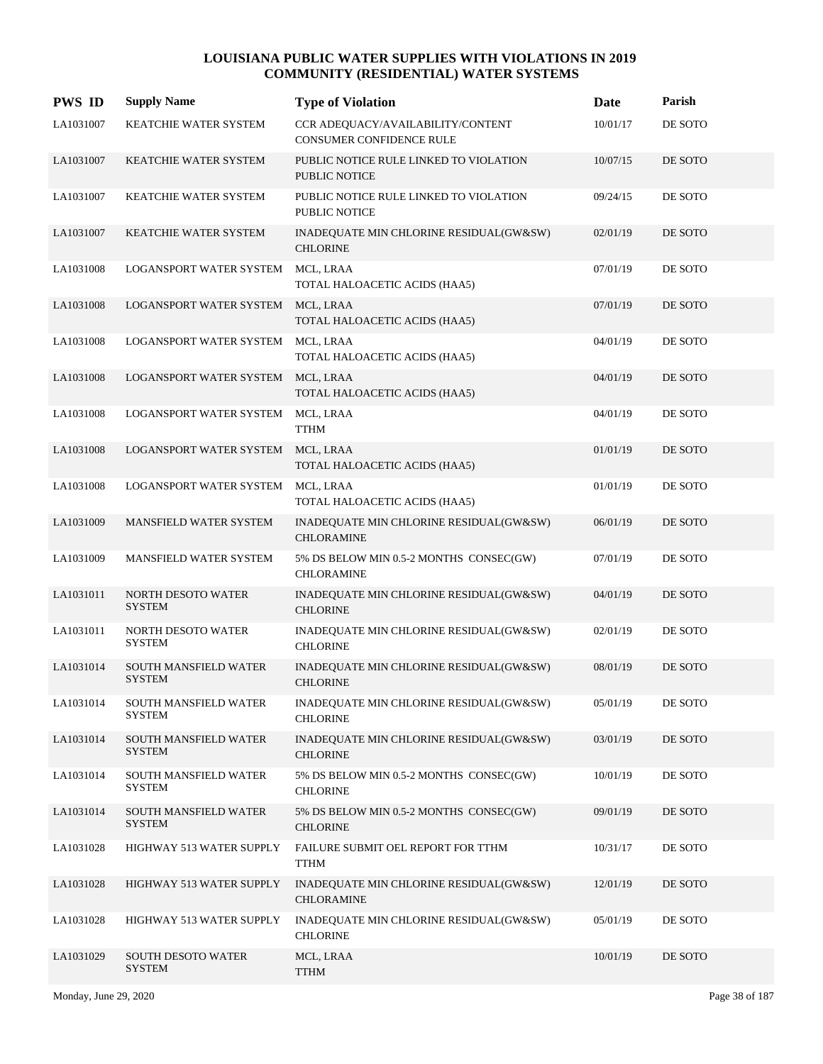# LOUISIANA PUBLIC WATER SUPPLIES WITH VIOLATIONS IN 2019
## COMMUNITY (RESIDENTIAL) WATER SYSTEMS

| PWS ID | Supply Name | Type of Violation | Date | Parish |
|---|---|---|---|---|
| LA1031007 | KEATCHIE WATER SYSTEM | CCR ADEQUACY/AVAILABILITY/CONTENT<br>CONSUMER CONFIDENCE RULE | 10/01/17 | DE SOTO |
| LA1031007 | KEATCHIE WATER SYSTEM | PUBLIC NOTICE RULE LINKED TO VIOLATION<br>PUBLIC NOTICE | 10/07/15 | DE SOTO |
| LA1031007 | KEATCHIE WATER SYSTEM | PUBLIC NOTICE RULE LINKED TO VIOLATION<br>PUBLIC NOTICE | 09/24/15 | DE SOTO |
| LA1031007 | KEATCHIE WATER SYSTEM | INADEQUATE MIN CHLORINE RESIDUAL(GW&SW)<br>CHLORINE | 02/01/19 | DE SOTO |
| LA1031008 | LOGANSPORT WATER SYSTEM | MCL, LRAA<br>TOTAL HALOACETIC ACIDS (HAA5) | 07/01/19 | DE SOTO |
| LA1031008 | LOGANSPORT WATER SYSTEM | MCL, LRAA<br>TOTAL HALOACETIC ACIDS (HAA5) | 07/01/19 | DE SOTO |
| LA1031008 | LOGANSPORT WATER SYSTEM | MCL, LRAA<br>TOTAL HALOACETIC ACIDS (HAA5) | 04/01/19 | DE SOTO |
| LA1031008 | LOGANSPORT WATER SYSTEM | MCL, LRAA<br>TOTAL HALOACETIC ACIDS (HAA5) | 04/01/19 | DE SOTO |
| LA1031008 | LOGANSPORT WATER SYSTEM | MCL, LRAA<br>TTHM | 04/01/19 | DE SOTO |
| LA1031008 | LOGANSPORT WATER SYSTEM | MCL, LRAA<br>TOTAL HALOACETIC ACIDS (HAA5) | 01/01/19 | DE SOTO |
| LA1031008 | LOGANSPORT WATER SYSTEM | MCL, LRAA<br>TOTAL HALOACETIC ACIDS (HAA5) | 01/01/19 | DE SOTO |
| LA1031009 | MANSFIELD WATER SYSTEM | INADEQUATE MIN CHLORINE RESIDUAL(GW&SW)<br>CHLORAMINE | 06/01/19 | DE SOTO |
| LA1031009 | MANSFIELD WATER SYSTEM | 5% DS BELOW MIN 0.5-2 MONTHS CONSEC(GW)<br>CHLORAMINE | 07/01/19 | DE SOTO |
| LA1031011 | NORTH DESOTO WATER SYSTEM | INADEQUATE MIN CHLORINE RESIDUAL(GW&SW)<br>CHLORINE | 04/01/19 | DE SOTO |
| LA1031011 | NORTH DESOTO WATER SYSTEM | INADEQUATE MIN CHLORINE RESIDUAL(GW&SW)<br>CHLORINE | 02/01/19 | DE SOTO |
| LA1031014 | SOUTH MANSFIELD WATER SYSTEM | INADEQUATE MIN CHLORINE RESIDUAL(GW&SW)<br>CHLORINE | 08/01/19 | DE SOTO |
| LA1031014 | SOUTH MANSFIELD WATER SYSTEM | INADEQUATE MIN CHLORINE RESIDUAL(GW&SW)<br>CHLORINE | 05/01/19 | DE SOTO |
| LA1031014 | SOUTH MANSFIELD WATER SYSTEM | INADEQUATE MIN CHLORINE RESIDUAL(GW&SW)<br>CHLORINE | 03/01/19 | DE SOTO |
| LA1031014 | SOUTH MANSFIELD WATER SYSTEM | 5% DS BELOW MIN 0.5-2 MONTHS CONSEC(GW)<br>CHLORINE | 10/01/19 | DE SOTO |
| LA1031014 | SOUTH MANSFIELD WATER SYSTEM | 5% DS BELOW MIN 0.5-2 MONTHS CONSEC(GW)<br>CHLORINE | 09/01/19 | DE SOTO |
| LA1031028 | HIGHWAY 513 WATER SUPPLY | FAILURE SUBMIT OEL REPORT FOR TTHM<br>TTHM | 10/31/17 | DE SOTO |
| LA1031028 | HIGHWAY 513 WATER SUPPLY | INADEQUATE MIN CHLORINE RESIDUAL(GW&SW)<br>CHLORAMINE | 12/01/19 | DE SOTO |
| LA1031028 | HIGHWAY 513 WATER SUPPLY | INADEQUATE MIN CHLORINE RESIDUAL(GW&SW)<br>CHLORINE | 05/01/19 | DE SOTO |
| LA1031029 | SOUTH DESOTO WATER SYSTEM | MCL, LRAA<br>TTHM | 10/01/19 | DE SOTO |

Monday, June 29, 2020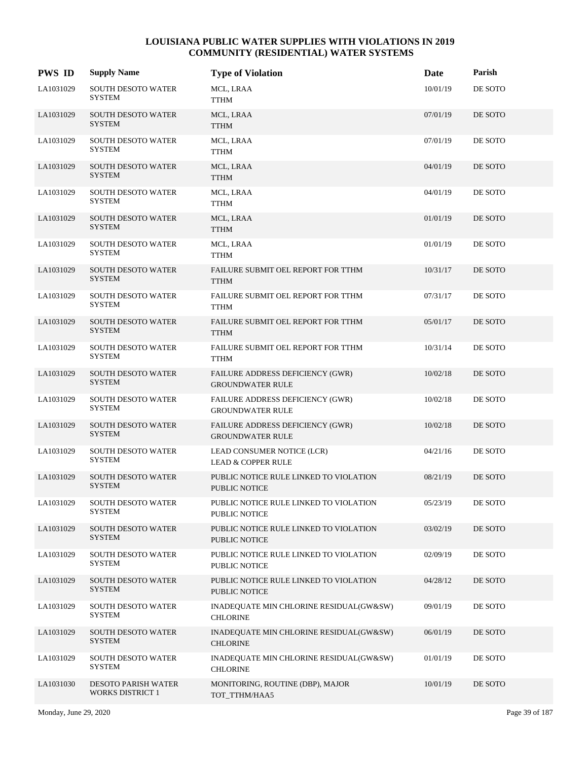# LOUISIANA PUBLIC WATER SUPPLIES WITH VIOLATIONS IN 2019
## COMMUNITY (RESIDENTIAL) WATER SYSTEMS

| PWS ID | Supply Name | Type of Violation | Date | Parish |
|---|---|---|---|---|
| LA1031029 | SOUTH DESOTO WATER SYSTEM | MCL, LRAA<br>TTHM | 10/01/19 | DE SOTO |
| LA1031029 | SOUTH DESOTO WATER SYSTEM | MCL, LRAA<br>TTHM | 07/01/19 | DE SOTO |
| LA1031029 | SOUTH DESOTO WATER SYSTEM | MCL, LRAA<br>TTHM | 07/01/19 | DE SOTO |
| LA1031029 | SOUTH DESOTO WATER SYSTEM | MCL, LRAA<br>TTHM | 04/01/19 | DE SOTO |
| LA1031029 | SOUTH DESOTO WATER SYSTEM | MCL, LRAA<br>TTHM | 04/01/19 | DE SOTO |
| LA1031029 | SOUTH DESOTO WATER SYSTEM | MCL, LRAA<br>TTHM | 01/01/19 | DE SOTO |
| LA1031029 | SOUTH DESOTO WATER SYSTEM | MCL, LRAA<br>TTHM | 01/01/19 | DE SOTO |
| LA1031029 | SOUTH DESOTO WATER SYSTEM | FAILURE SUBMIT OEL REPORT FOR TTHM<br>TTHM | 10/31/17 | DE SOTO |
| LA1031029 | SOUTH DESOTO WATER SYSTEM | FAILURE SUBMIT OEL REPORT FOR TTHM<br>TTHM | 07/31/17 | DE SOTO |
| LA1031029 | SOUTH DESOTO WATER SYSTEM | FAILURE SUBMIT OEL REPORT FOR TTHM<br>TTHM | 05/01/17 | DE SOTO |
| LA1031029 | SOUTH DESOTO WATER SYSTEM | FAILURE SUBMIT OEL REPORT FOR TTHM<br>TTHM | 10/31/14 | DE SOTO |
| LA1031029 | SOUTH DESOTO WATER SYSTEM | FAILURE ADDRESS DEFICIENCY (GWR)<br>GROUNDWATER RULE | 10/02/18 | DE SOTO |
| LA1031029 | SOUTH DESOTO WATER SYSTEM | FAILURE ADDRESS DEFICIENCY (GWR)<br>GROUNDWATER RULE | 10/02/18 | DE SOTO |
| LA1031029 | SOUTH DESOTO WATER SYSTEM | FAILURE ADDRESS DEFICIENCY (GWR)<br>GROUNDWATER RULE | 10/02/18 | DE SOTO |
| LA1031029 | SOUTH DESOTO WATER SYSTEM | LEAD CONSUMER NOTICE (LCR)<br>LEAD & COPPER RULE | 04/21/16 | DE SOTO |
| LA1031029 | SOUTH DESOTO WATER SYSTEM | PUBLIC NOTICE RULE LINKED TO VIOLATION<br>PUBLIC NOTICE | 08/21/19 | DE SOTO |
| LA1031029 | SOUTH DESOTO WATER SYSTEM | PUBLIC NOTICE RULE LINKED TO VIOLATION<br>PUBLIC NOTICE | 05/23/19 | DE SOTO |
| LA1031029 | SOUTH DESOTO WATER SYSTEM | PUBLIC NOTICE RULE LINKED TO VIOLATION<br>PUBLIC NOTICE | 03/02/19 | DE SOTO |
| LA1031029 | SOUTH DESOTO WATER SYSTEM | PUBLIC NOTICE RULE LINKED TO VIOLATION<br>PUBLIC NOTICE | 02/09/19 | DE SOTO |
| LA1031029 | SOUTH DESOTO WATER SYSTEM | PUBLIC NOTICE RULE LINKED TO VIOLATION<br>PUBLIC NOTICE | 04/28/12 | DE SOTO |
| LA1031029 | SOUTH DESOTO WATER SYSTEM | INADEQUATE MIN CHLORINE RESIDUAL(GW&SW)<br>CHLORINE | 09/01/19 | DE SOTO |
| LA1031029 | SOUTH DESOTO WATER SYSTEM | INADEQUATE MIN CHLORINE RESIDUAL(GW&SW)<br>CHLORINE | 06/01/19 | DE SOTO |
| LA1031029 | SOUTH DESOTO WATER SYSTEM | INADEQUATE MIN CHLORINE RESIDUAL(GW&SW)<br>CHLORINE | 01/01/19 | DE SOTO |
| LA1031030 | DESOTO PARISH WATER WORKS DISTRICT 1 | MONITORING, ROUTINE (DBP), MAJOR<br>TOT_TTHM/HAA5 | 10/01/19 | DE SOTO |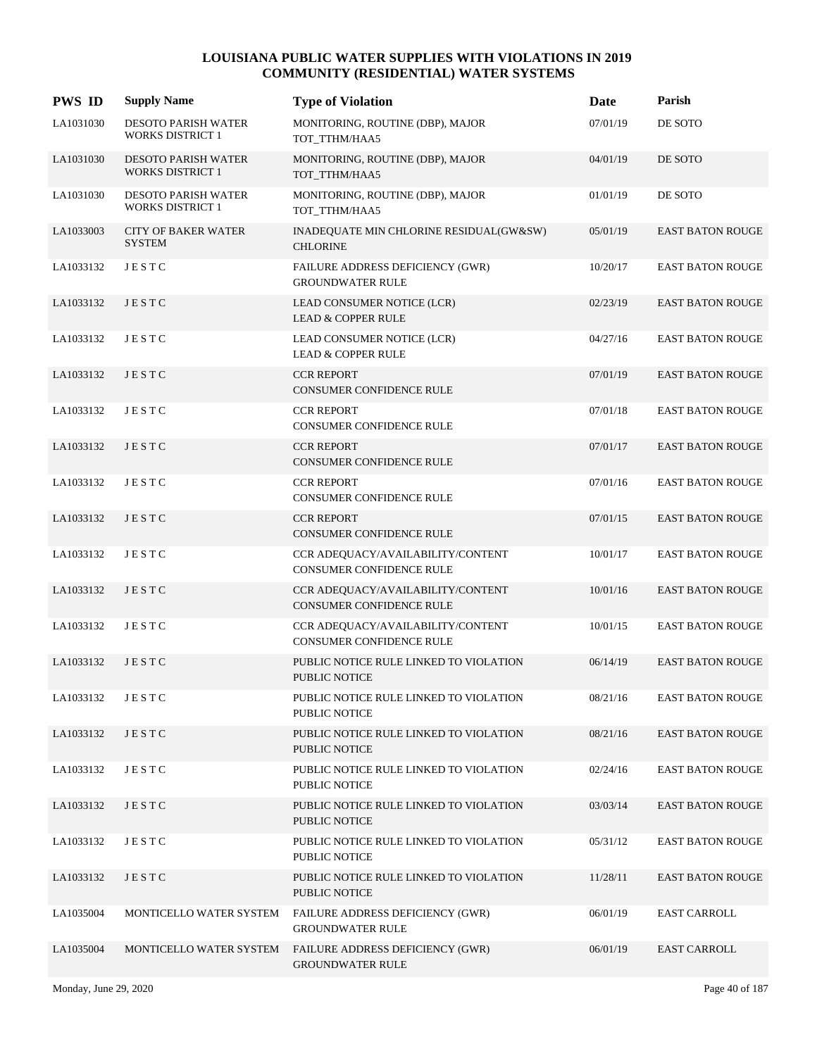# LOUISIANA PUBLIC WATER SUPPLIES WITH VIOLATIONS IN 2019
## COMMUNITY (RESIDENTIAL) WATER SYSTEMS

| PWS ID | Supply Name | Type of Violation | Date | Parish |
|---|---|---|---|---|
| LA1031030 | DESOTO PARISH WATER WORKS DISTRICT 1 | MONITORING, ROUTINE (DBP), MAJOR TOT_TTHM/HAA5 | 07/01/19 | DE SOTO |
| LA1031030 | DESOTO PARISH WATER WORKS DISTRICT 1 | MONITORING, ROUTINE (DBP), MAJOR TOT_TTHM/HAA5 | 04/01/19 | DE SOTO |
| LA1031030 | DESOTO PARISH WATER WORKS DISTRICT 1 | MONITORING, ROUTINE (DBP), MAJOR TOT_TTHM/HAA5 | 01/01/19 | DE SOTO |
| LA1033003 | CITY OF BAKER WATER SYSTEM | INADEQUATE MIN CHLORINE RESIDUAL(GW&SW) CHLORINE | 05/01/19 | EAST BATON ROUGE |
| LA1033132 | J E S T C | FAILURE ADDRESS DEFICIENCY (GWR) GROUNDWATER RULE | 10/20/17 | EAST BATON ROUGE |
| LA1033132 | J E S T C | LEAD CONSUMER NOTICE (LCR) LEAD & COPPER RULE | 02/23/19 | EAST BATON ROUGE |
| LA1033132 | J E S T C | LEAD CONSUMER NOTICE (LCR) LEAD & COPPER RULE | 04/27/16 | EAST BATON ROUGE |
| LA1033132 | J E S T C | CCR REPORT CONSUMER CONFIDENCE RULE | 07/01/19 | EAST BATON ROUGE |
| LA1033132 | J E S T C | CCR REPORT CONSUMER CONFIDENCE RULE | 07/01/18 | EAST BATON ROUGE |
| LA1033132 | J E S T C | CCR REPORT CONSUMER CONFIDENCE RULE | 07/01/17 | EAST BATON ROUGE |
| LA1033132 | J E S T C | CCR REPORT CONSUMER CONFIDENCE RULE | 07/01/16 | EAST BATON ROUGE |
| LA1033132 | J E S T C | CCR REPORT CONSUMER CONFIDENCE RULE | 07/01/15 | EAST BATON ROUGE |
| LA1033132 | J E S T C | CCR ADEQUACY/AVAILABILITY/CONTENT CONSUMER CONFIDENCE RULE | 10/01/17 | EAST BATON ROUGE |
| LA1033132 | J E S T C | CCR ADEQUACY/AVAILABILITY/CONTENT CONSUMER CONFIDENCE RULE | 10/01/16 | EAST BATON ROUGE |
| LA1033132 | J E S T C | CCR ADEQUACY/AVAILABILITY/CONTENT CONSUMER CONFIDENCE RULE | 10/01/15 | EAST BATON ROUGE |
| LA1033132 | J E S T C | PUBLIC NOTICE RULE LINKED TO VIOLATION PUBLIC NOTICE | 06/14/19 | EAST BATON ROUGE |
| LA1033132 | J E S T C | PUBLIC NOTICE RULE LINKED TO VIOLATION PUBLIC NOTICE | 08/21/16 | EAST BATON ROUGE |
| LA1033132 | J E S T C | PUBLIC NOTICE RULE LINKED TO VIOLATION PUBLIC NOTICE | 08/21/16 | EAST BATON ROUGE |
| LA1033132 | J E S T C | PUBLIC NOTICE RULE LINKED TO VIOLATION PUBLIC NOTICE | 02/24/16 | EAST BATON ROUGE |
| LA1033132 | J E S T C | PUBLIC NOTICE RULE LINKED TO VIOLATION PUBLIC NOTICE | 03/03/14 | EAST BATON ROUGE |
| LA1033132 | J E S T C | PUBLIC NOTICE RULE LINKED TO VIOLATION PUBLIC NOTICE | 05/31/12 | EAST BATON ROUGE |
| LA1033132 | J E S T C | PUBLIC NOTICE RULE LINKED TO VIOLATION PUBLIC NOTICE | 11/28/11 | EAST BATON ROUGE |
| LA1035004 | MONTICELLO WATER SYSTEM | FAILURE ADDRESS DEFICIENCY (GWR) GROUNDWATER RULE | 06/01/19 | EAST CARROLL |
| LA1035004 | MONTICELLO WATER SYSTEM | FAILURE ADDRESS DEFICIENCY (GWR) GROUNDWATER RULE | 06/01/19 | EAST CARROLL |

Monday, June 29, 2020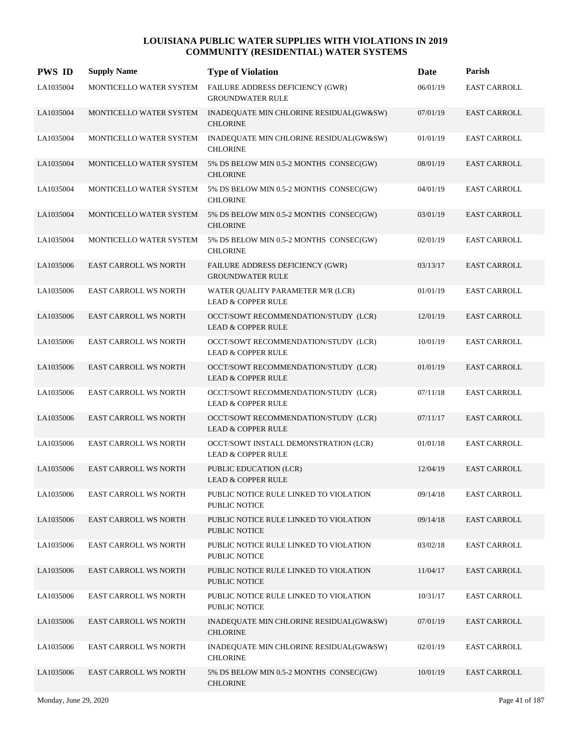# LOUISIANA PUBLIC WATER SUPPLIES WITH VIOLATIONS IN 2019
## COMMUNITY (RESIDENTIAL) WATER SYSTEMS

| PWS ID | Supply Name | Type of Violation | Date | Parish |
|---|---|---|---|---|
| LA1035004 | MONTICELLO WATER SYSTEM | FAILURE ADDRESS DEFICIENCY (GWR) GROUNDWATER RULE | 06/01/19 | EAST CARROLL |
| LA1035004 | MONTICELLO WATER SYSTEM | INADEQUATE MIN CHLORINE RESIDUAL(GW&SW) CHLORINE | 07/01/19 | EAST CARROLL |
| LA1035004 | MONTICELLO WATER SYSTEM | INADEQUATE MIN CHLORINE RESIDUAL(GW&SW) CHLORINE | 01/01/19 | EAST CARROLL |
| LA1035004 | MONTICELLO WATER SYSTEM | 5% DS BELOW MIN 0.5-2 MONTHS CONSEC(GW) CHLORINE | 08/01/19 | EAST CARROLL |
| LA1035004 | MONTICELLO WATER SYSTEM | 5% DS BELOW MIN 0.5-2 MONTHS CONSEC(GW) CHLORINE | 04/01/19 | EAST CARROLL |
| LA1035004 | MONTICELLO WATER SYSTEM | 5% DS BELOW MIN 0.5-2 MONTHS CONSEC(GW) CHLORINE | 03/01/19 | EAST CARROLL |
| LA1035004 | MONTICELLO WATER SYSTEM | 5% DS BELOW MIN 0.5-2 MONTHS CONSEC(GW) CHLORINE | 02/01/19 | EAST CARROLL |
| LA1035006 | EAST CARROLL WS NORTH | FAILURE ADDRESS DEFICIENCY (GWR) GROUNDWATER RULE | 03/13/17 | EAST CARROLL |
| LA1035006 | EAST CARROLL WS NORTH | WATER QUALITY PARAMETER M/R (LCR) LEAD & COPPER RULE | 01/01/19 | EAST CARROLL |
| LA1035006 | EAST CARROLL WS NORTH | OCCT/SOWT RECOMMENDATION/STUDY (LCR) LEAD & COPPER RULE | 12/01/19 | EAST CARROLL |
| LA1035006 | EAST CARROLL WS NORTH | OCCT/SOWT RECOMMENDATION/STUDY (LCR) LEAD & COPPER RULE | 10/01/19 | EAST CARROLL |
| LA1035006 | EAST CARROLL WS NORTH | OCCT/SOWT RECOMMENDATION/STUDY (LCR) LEAD & COPPER RULE | 01/01/19 | EAST CARROLL |
| LA1035006 | EAST CARROLL WS NORTH | OCCT/SOWT RECOMMENDATION/STUDY (LCR) LEAD & COPPER RULE | 07/11/18 | EAST CARROLL |
| LA1035006 | EAST CARROLL WS NORTH | OCCT/SOWT RECOMMENDATION/STUDY (LCR) LEAD & COPPER RULE | 07/11/17 | EAST CARROLL |
| LA1035006 | EAST CARROLL WS NORTH | OCCT/SOWT INSTALL DEMONSTRATION (LCR) LEAD & COPPER RULE | 01/01/18 | EAST CARROLL |
| LA1035006 | EAST CARROLL WS NORTH | PUBLIC EDUCATION (LCR) LEAD & COPPER RULE | 12/04/19 | EAST CARROLL |
| LA1035006 | EAST CARROLL WS NORTH | PUBLIC NOTICE RULE LINKED TO VIOLATION PUBLIC NOTICE | 09/14/18 | EAST CARROLL |
| LA1035006 | EAST CARROLL WS NORTH | PUBLIC NOTICE RULE LINKED TO VIOLATION PUBLIC NOTICE | 09/14/18 | EAST CARROLL |
| LA1035006 | EAST CARROLL WS NORTH | PUBLIC NOTICE RULE LINKED TO VIOLATION PUBLIC NOTICE | 03/02/18 | EAST CARROLL |
| LA1035006 | EAST CARROLL WS NORTH | PUBLIC NOTICE RULE LINKED TO VIOLATION PUBLIC NOTICE | 11/04/17 | EAST CARROLL |
| LA1035006 | EAST CARROLL WS NORTH | PUBLIC NOTICE RULE LINKED TO VIOLATION PUBLIC NOTICE | 10/31/17 | EAST CARROLL |
| LA1035006 | EAST CARROLL WS NORTH | INADEQUATE MIN CHLORINE RESIDUAL(GW&SW) CHLORINE | 07/01/19 | EAST CARROLL |
| LA1035006 | EAST CARROLL WS NORTH | INADEQUATE MIN CHLORINE RESIDUAL(GW&SW) CHLORINE | 02/01/19 | EAST CARROLL |
| LA1035006 | EAST CARROLL WS NORTH | 5% DS BELOW MIN 0.5-2 MONTHS CONSEC(GW) CHLORINE | 10/01/19 | EAST CARROLL |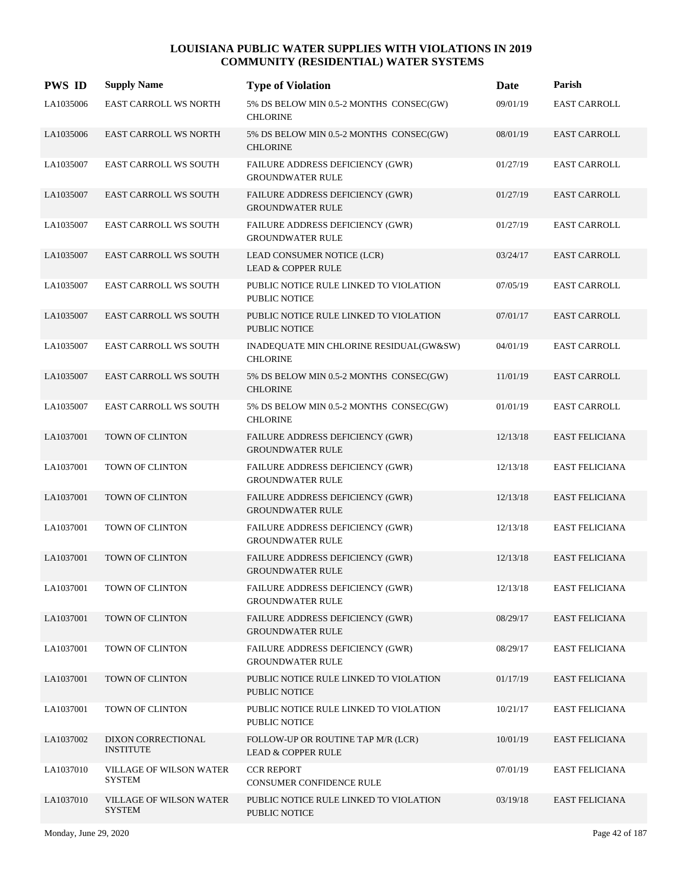# LOUISIANA PUBLIC WATER SUPPLIES WITH VIOLATIONS IN 2019
## COMMUNITY (RESIDENTIAL) WATER SYSTEMS

| PWS ID | Supply Name | Type of Violation | Date | Parish |
|---|---|---|---|---|
| LA1035006 | EAST CARROLL WS NORTH | 5% DS BELOW MIN 0.5-2 MONTHS CONSEC(GW) CHLORINE | 09/01/19 | EAST CARROLL |
| LA1035006 | EAST CARROLL WS NORTH | 5% DS BELOW MIN 0.5-2 MONTHS CONSEC(GW) CHLORINE | 08/01/19 | EAST CARROLL |
| LA1035007 | EAST CARROLL WS SOUTH | FAILURE ADDRESS DEFICIENCY (GWR) GROUNDWATER RULE | 01/27/19 | EAST CARROLL |
| LA1035007 | EAST CARROLL WS SOUTH | FAILURE ADDRESS DEFICIENCY (GWR) GROUNDWATER RULE | 01/27/19 | EAST CARROLL |
| LA1035007 | EAST CARROLL WS SOUTH | FAILURE ADDRESS DEFICIENCY (GWR) GROUNDWATER RULE | 01/27/19 | EAST CARROLL |
| LA1035007 | EAST CARROLL WS SOUTH | LEAD CONSUMER NOTICE (LCR) LEAD & COPPER RULE | 03/24/17 | EAST CARROLL |
| LA1035007 | EAST CARROLL WS SOUTH | PUBLIC NOTICE RULE LINKED TO VIOLATION PUBLIC NOTICE | 07/05/19 | EAST CARROLL |
| LA1035007 | EAST CARROLL WS SOUTH | PUBLIC NOTICE RULE LINKED TO VIOLATION PUBLIC NOTICE | 07/01/17 | EAST CARROLL |
| LA1035007 | EAST CARROLL WS SOUTH | INADEQUATE MIN CHLORINE RESIDUAL(GW&SW) CHLORINE | 04/01/19 | EAST CARROLL |
| LA1035007 | EAST CARROLL WS SOUTH | 5% DS BELOW MIN 0.5-2 MONTHS CONSEC(GW) CHLORINE | 11/01/19 | EAST CARROLL |
| LA1035007 | EAST CARROLL WS SOUTH | 5% DS BELOW MIN 0.5-2 MONTHS CONSEC(GW) CHLORINE | 01/01/19 | EAST CARROLL |
| LA1037001 | TOWN OF CLINTON | FAILURE ADDRESS DEFICIENCY (GWR) GROUNDWATER RULE | 12/13/18 | EAST FELICIANA |
| LA1037001 | TOWN OF CLINTON | FAILURE ADDRESS DEFICIENCY (GWR) GROUNDWATER RULE | 12/13/18 | EAST FELICIANA |
| LA1037001 | TOWN OF CLINTON | FAILURE ADDRESS DEFICIENCY (GWR) GROUNDWATER RULE | 12/13/18 | EAST FELICIANA |
| LA1037001 | TOWN OF CLINTON | FAILURE ADDRESS DEFICIENCY (GWR) GROUNDWATER RULE | 12/13/18 | EAST FELICIANA |
| LA1037001 | TOWN OF CLINTON | FAILURE ADDRESS DEFICIENCY (GWR) GROUNDWATER RULE | 12/13/18 | EAST FELICIANA |
| LA1037001 | TOWN OF CLINTON | FAILURE ADDRESS DEFICIENCY (GWR) GROUNDWATER RULE | 12/13/18 | EAST FELICIANA |
| LA1037001 | TOWN OF CLINTON | FAILURE ADDRESS DEFICIENCY (GWR) GROUNDWATER RULE | 08/29/17 | EAST FELICIANA |
| LA1037001 | TOWN OF CLINTON | FAILURE ADDRESS DEFICIENCY (GWR) GROUNDWATER RULE | 08/29/17 | EAST FELICIANA |
| LA1037001 | TOWN OF CLINTON | PUBLIC NOTICE RULE LINKED TO VIOLATION PUBLIC NOTICE | 01/17/19 | EAST FELICIANA |
| LA1037001 | TOWN OF CLINTON | PUBLIC NOTICE RULE LINKED TO VIOLATION PUBLIC NOTICE | 10/21/17 | EAST FELICIANA |
| LA1037002 | DIXON CORRECTIONAL INSTITUTE | FOLLOW-UP OR ROUTINE TAP M/R (LCR) LEAD & COPPER RULE | 10/01/19 | EAST FELICIANA |
| LA1037010 | VILLAGE OF WILSON WATER SYSTEM | CCR REPORT CONSUMER CONFIDENCE RULE | 07/01/19 | EAST FELICIANA |
| LA1037010 | VILLAGE OF WILSON WATER SYSTEM | PUBLIC NOTICE RULE LINKED TO VIOLATION PUBLIC NOTICE | 03/19/18 | EAST FELICIANA |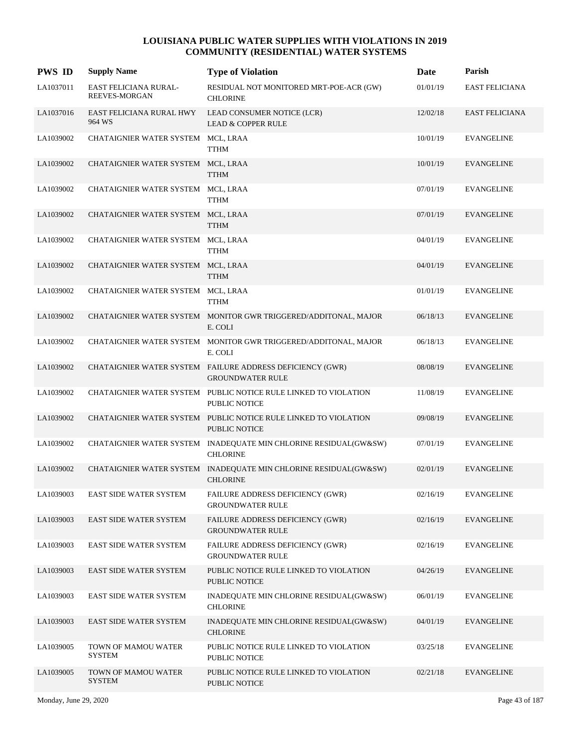# LOUISIANA PUBLIC WATER SUPPLIES WITH VIOLATIONS IN 2019
## COMMUNITY (RESIDENTIAL) WATER SYSTEMS

| PWS ID | Supply Name | Type of Violation | Date | Parish |
|---|---|---|---|---|
| LA1037011 | EAST FELICIANA RURAL-REEVES-MORGAN | RESIDUAL NOT MONITORED MRT-POE-ACR (GW) CHLORINE | 01/01/19 | EAST FELICIANA |
| LA1037016 | EAST FELICIANA RURAL HWY 964 WS | LEAD CONSUMER NOTICE (LCR) LEAD & COPPER RULE | 12/02/18 | EAST FELICIANA |
| LA1039002 | CHATAIGNIER WATER SYSTEM | MCL, LRAA TTHM | 10/01/19 | EVANGELINE |
| LA1039002 | CHATAIGNIER WATER SYSTEM | MCL, LRAA TTHM | 10/01/19 | EVANGELINE |
| LA1039002 | CHATAIGNIER WATER SYSTEM | MCL, LRAA TTHM | 07/01/19 | EVANGELINE |
| LA1039002 | CHATAIGNIER WATER SYSTEM | MCL, LRAA TTHM | 07/01/19 | EVANGELINE |
| LA1039002 | CHATAIGNIER WATER SYSTEM | MCL, LRAA TTHM | 04/01/19 | EVANGELINE |
| LA1039002 | CHATAIGNIER WATER SYSTEM | MCL, LRAA TTHM | 04/01/19 | EVANGELINE |
| LA1039002 | CHATAIGNIER WATER SYSTEM | MCL, LRAA TTHM | 01/01/19 | EVANGELINE |
| LA1039002 | CHATAIGNIER WATER SYSTEM | MONITOR GWR TRIGGERED/ADDITONAL, MAJOR E. COLI | 06/18/13 | EVANGELINE |
| LA1039002 | CHATAIGNIER WATER SYSTEM | MONITOR GWR TRIGGERED/ADDITONAL, MAJOR E. COLI | 06/18/13 | EVANGELINE |
| LA1039002 | CHATAIGNIER WATER SYSTEM | FAILURE ADDRESS DEFICIENCY (GWR) GROUNDWATER RULE | 08/08/19 | EVANGELINE |
| LA1039002 | CHATAIGNIER WATER SYSTEM | PUBLIC NOTICE RULE LINKED TO VIOLATION PUBLIC NOTICE | 11/08/19 | EVANGELINE |
| LA1039002 | CHATAIGNIER WATER SYSTEM | PUBLIC NOTICE RULE LINKED TO VIOLATION PUBLIC NOTICE | 09/08/19 | EVANGELINE |
| LA1039002 | CHATAIGNIER WATER SYSTEM | INADEQUATE MIN CHLORINE RESIDUAL(GW&SW) CHLORINE | 07/01/19 | EVANGELINE |
| LA1039002 | CHATAIGNIER WATER SYSTEM | INADEQUATE MIN CHLORINE RESIDUAL(GW&SW) CHLORINE | 02/01/19 | EVANGELINE |
| LA1039003 | EAST SIDE WATER SYSTEM | FAILURE ADDRESS DEFICIENCY (GWR) GROUNDWATER RULE | 02/16/19 | EVANGELINE |
| LA1039003 | EAST SIDE WATER SYSTEM | FAILURE ADDRESS DEFICIENCY (GWR) GROUNDWATER RULE | 02/16/19 | EVANGELINE |
| LA1039003 | EAST SIDE WATER SYSTEM | FAILURE ADDRESS DEFICIENCY (GWR) GROUNDWATER RULE | 02/16/19 | EVANGELINE |
| LA1039003 | EAST SIDE WATER SYSTEM | PUBLIC NOTICE RULE LINKED TO VIOLATION PUBLIC NOTICE | 04/26/19 | EVANGELINE |
| LA1039003 | EAST SIDE WATER SYSTEM | INADEQUATE MIN CHLORINE RESIDUAL(GW&SW) CHLORINE | 06/01/19 | EVANGELINE |
| LA1039003 | EAST SIDE WATER SYSTEM | INADEQUATE MIN CHLORINE RESIDUAL(GW&SW) CHLORINE | 04/01/19 | EVANGELINE |
| LA1039005 | TOWN OF MAMOU WATER SYSTEM | PUBLIC NOTICE RULE LINKED TO VIOLATION PUBLIC NOTICE | 03/25/18 | EVANGELINE |
| LA1039005 | TOWN OF MAMOU WATER SYSTEM | PUBLIC NOTICE RULE LINKED TO VIOLATION PUBLIC NOTICE | 02/21/18 | EVANGELINE |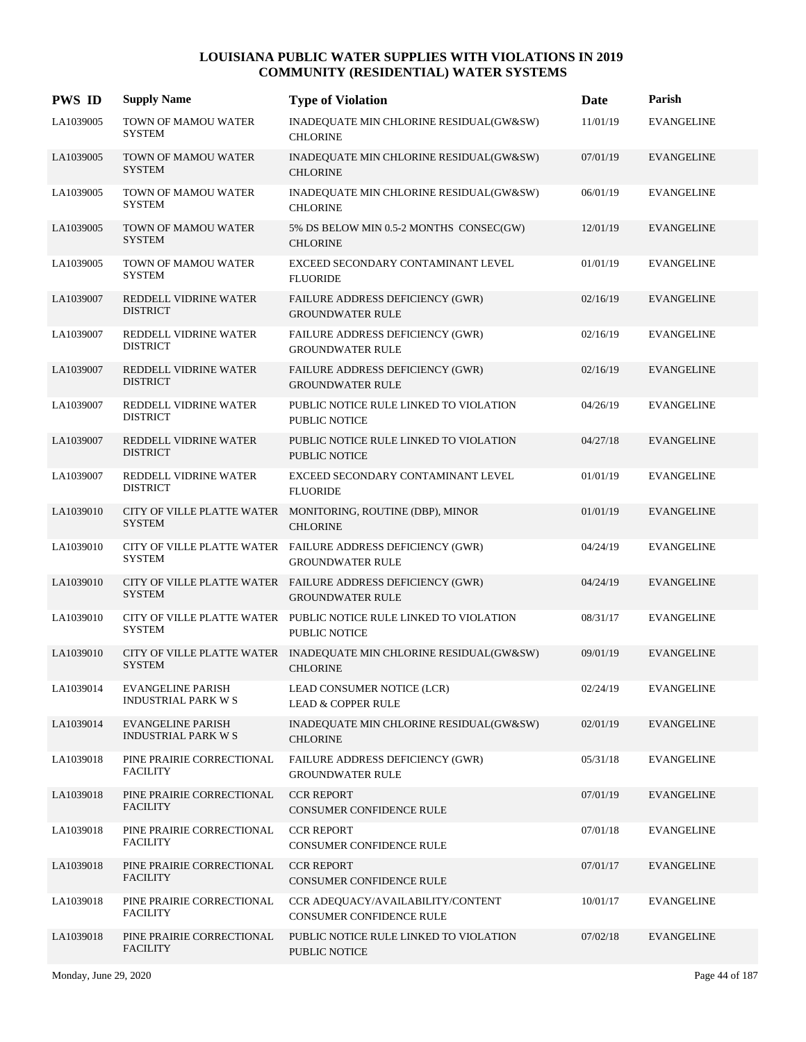# LOUISIANA PUBLIC WATER SUPPLIES WITH VIOLATIONS IN 2019
## COMMUNITY (RESIDENTIAL) WATER SYSTEMS

| PWS ID | Supply Name | Type of Violation | Date | Parish |
|---|---|---|---|---|
| LA1039005 | TOWN OF MAMOU WATER SYSTEM | INADEQUATE MIN CHLORINE RESIDUAL(GW&SW) CHLORINE | 11/01/19 | EVANGELINE |
| LA1039005 | TOWN OF MAMOU WATER SYSTEM | INADEQUATE MIN CHLORINE RESIDUAL(GW&SW) CHLORINE | 07/01/19 | EVANGELINE |
| LA1039005 | TOWN OF MAMOU WATER SYSTEM | INADEQUATE MIN CHLORINE RESIDUAL(GW&SW) CHLORINE | 06/01/19 | EVANGELINE |
| LA1039005 | TOWN OF MAMOU WATER SYSTEM | 5% DS BELOW MIN 0.5-2 MONTHS CONSEC(GW) CHLORINE | 12/01/19 | EVANGELINE |
| LA1039005 | TOWN OF MAMOU WATER SYSTEM | EXCEED SECONDARY CONTAMINANT LEVEL FLUORIDE | 01/01/19 | EVANGELINE |
| LA1039007 | REDDELL VIDRINE WATER DISTRICT | FAILURE ADDRESS DEFICIENCY (GWR) GROUNDWATER RULE | 02/16/19 | EVANGELINE |
| LA1039007 | REDDELL VIDRINE WATER DISTRICT | FAILURE ADDRESS DEFICIENCY (GWR) GROUNDWATER RULE | 02/16/19 | EVANGELINE |
| LA1039007 | REDDELL VIDRINE WATER DISTRICT | FAILURE ADDRESS DEFICIENCY (GWR) GROUNDWATER RULE | 02/16/19 | EVANGELINE |
| LA1039007 | REDDELL VIDRINE WATER DISTRICT | PUBLIC NOTICE RULE LINKED TO VIOLATION PUBLIC NOTICE | 04/26/19 | EVANGELINE |
| LA1039007 | REDDELL VIDRINE WATER DISTRICT | PUBLIC NOTICE RULE LINKED TO VIOLATION PUBLIC NOTICE | 04/27/18 | EVANGELINE |
| LA1039007 | REDDELL VIDRINE WATER DISTRICT | EXCEED SECONDARY CONTAMINANT LEVEL FLUORIDE | 01/01/19 | EVANGELINE |
| LA1039010 | CITY OF VILLE PLATTE WATER SYSTEM | MONITORING, ROUTINE (DBP), MINOR CHLORINE | 01/01/19 | EVANGELINE |
| LA1039010 | CITY OF VILLE PLATTE WATER SYSTEM | FAILURE ADDRESS DEFICIENCY (GWR) GROUNDWATER RULE | 04/24/19 | EVANGELINE |
| LA1039010 | CITY OF VILLE PLATTE WATER SYSTEM | FAILURE ADDRESS DEFICIENCY (GWR) GROUNDWATER RULE | 04/24/19 | EVANGELINE |
| LA1039010 | CITY OF VILLE PLATTE WATER SYSTEM | PUBLIC NOTICE RULE LINKED TO VIOLATION PUBLIC NOTICE | 08/31/17 | EVANGELINE |
| LA1039010 | CITY OF VILLE PLATTE WATER SYSTEM | INADEQUATE MIN CHLORINE RESIDUAL(GW&SW) CHLORINE | 09/01/19 | EVANGELINE |
| LA1039014 | EVANGELINE PARISH INDUSTRIAL PARK W S | LEAD CONSUMER NOTICE (LCR) LEAD & COPPER RULE | 02/24/19 | EVANGELINE |
| LA1039014 | EVANGELINE PARISH INDUSTRIAL PARK W S | INADEQUATE MIN CHLORINE RESIDUAL(GW&SW) CHLORINE | 02/01/19 | EVANGELINE |
| LA1039018 | PINE PRAIRIE CORRECTIONAL FACILITY | FAILURE ADDRESS DEFICIENCY (GWR) GROUNDWATER RULE | 05/31/18 | EVANGELINE |
| LA1039018 | PINE PRAIRIE CORRECTIONAL FACILITY | CCR REPORT CONSUMER CONFIDENCE RULE | 07/01/19 | EVANGELINE |
| LA1039018 | PINE PRAIRIE CORRECTIONAL FACILITY | CCR REPORT CONSUMER CONFIDENCE RULE | 07/01/18 | EVANGELINE |
| LA1039018 | PINE PRAIRIE CORRECTIONAL FACILITY | CCR REPORT CONSUMER CONFIDENCE RULE | 07/01/17 | EVANGELINE |
| LA1039018 | PINE PRAIRIE CORRECTIONAL FACILITY | CCR ADEQUACY/AVAILABILITY/CONTENT CONSUMER CONFIDENCE RULE | 10/01/17 | EVANGELINE |
| LA1039018 | PINE PRAIRIE CORRECTIONAL FACILITY | PUBLIC NOTICE RULE LINKED TO VIOLATION PUBLIC NOTICE | 07/02/18 | EVANGELINE |

Monday, June 29, 2020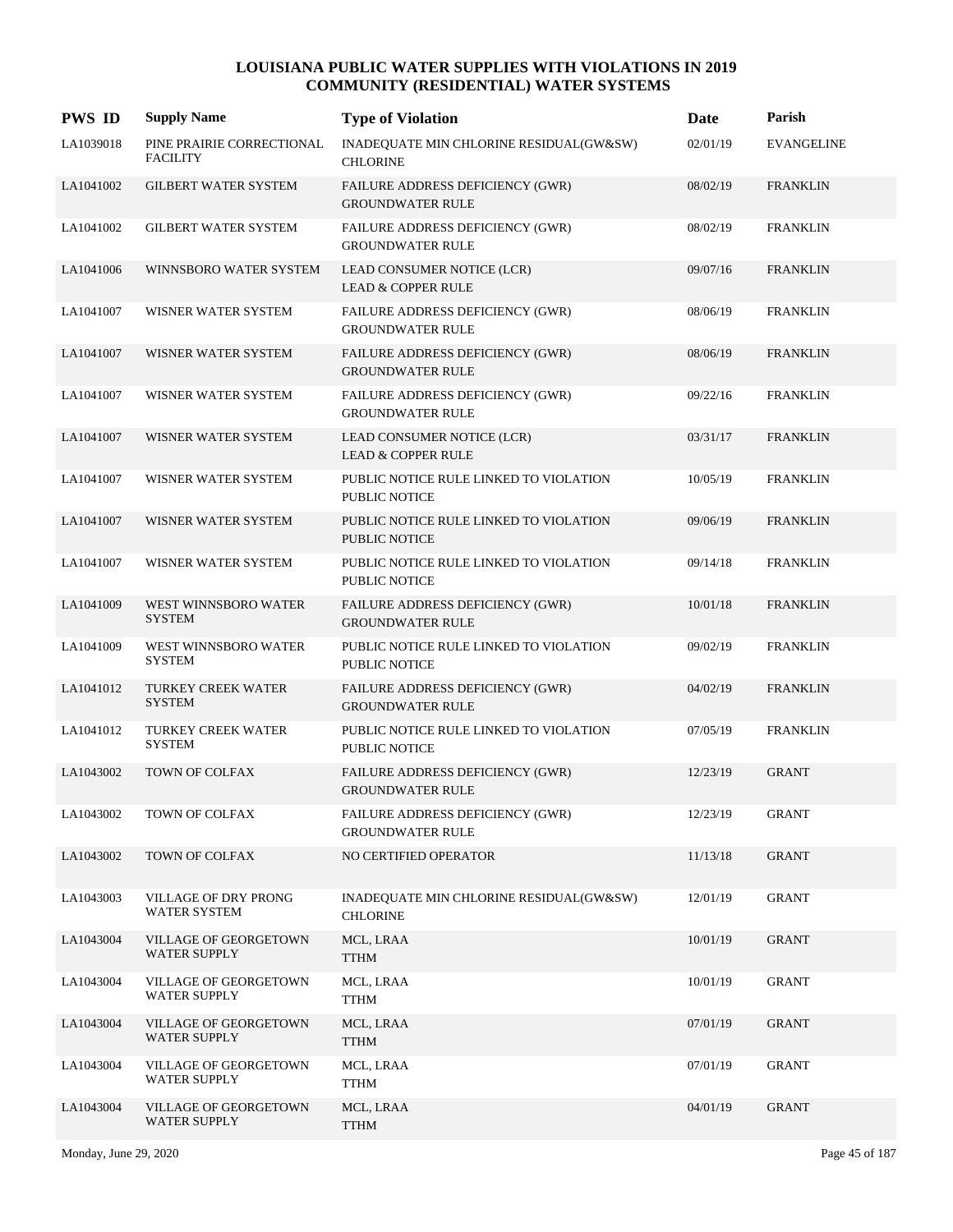# LOUISIANA PUBLIC WATER SUPPLIES WITH VIOLATIONS IN 2019
## COMMUNITY (RESIDENTIAL) WATER SYSTEMS

| PWS ID | Supply Name | Type of Violation | Date | Parish |
|---|---|---|---|---|
| LA1039018 | PINE PRAIRIE CORRECTIONAL FACILITY | INADEQUATE MIN CHLORINE RESIDUAL(GW&SW) CHLORINE | 02/01/19 | EVANGELINE |
| LA1041002 | GILBERT WATER SYSTEM | FAILURE ADDRESS DEFICIENCY (GWR) GROUNDWATER RULE | 08/02/19 | FRANKLIN |
| LA1041002 | GILBERT WATER SYSTEM | FAILURE ADDRESS DEFICIENCY (GWR) GROUNDWATER RULE | 08/02/19 | FRANKLIN |
| LA1041006 | WINNSBORO WATER SYSTEM | LEAD CONSUMER NOTICE (LCR) LEAD & COPPER RULE | 09/07/16 | FRANKLIN |
| LA1041007 | WISNER WATER SYSTEM | FAILURE ADDRESS DEFICIENCY (GWR) GROUNDWATER RULE | 08/06/19 | FRANKLIN |
| LA1041007 | WISNER WATER SYSTEM | FAILURE ADDRESS DEFICIENCY (GWR) GROUNDWATER RULE | 08/06/19 | FRANKLIN |
| LA1041007 | WISNER WATER SYSTEM | FAILURE ADDRESS DEFICIENCY (GWR) GROUNDWATER RULE | 09/22/16 | FRANKLIN |
| LA1041007 | WISNER WATER SYSTEM | LEAD CONSUMER NOTICE (LCR) LEAD & COPPER RULE | 03/31/17 | FRANKLIN |
| LA1041007 | WISNER WATER SYSTEM | PUBLIC NOTICE RULE LINKED TO VIOLATION PUBLIC NOTICE | 10/05/19 | FRANKLIN |
| LA1041007 | WISNER WATER SYSTEM | PUBLIC NOTICE RULE LINKED TO VIOLATION PUBLIC NOTICE | 09/06/19 | FRANKLIN |
| LA1041007 | WISNER WATER SYSTEM | PUBLIC NOTICE RULE LINKED TO VIOLATION PUBLIC NOTICE | 09/14/18 | FRANKLIN |
| LA1041009 | WEST WINNSBORO WATER SYSTEM | FAILURE ADDRESS DEFICIENCY (GWR) GROUNDWATER RULE | 10/01/18 | FRANKLIN |
| LA1041009 | WEST WINNSBORO WATER SYSTEM | PUBLIC NOTICE RULE LINKED TO VIOLATION PUBLIC NOTICE | 09/02/19 | FRANKLIN |
| LA1041012 | TURKEY CREEK WATER SYSTEM | FAILURE ADDRESS DEFICIENCY (GWR) GROUNDWATER RULE | 04/02/19 | FRANKLIN |
| LA1041012 | TURKEY CREEK WATER SYSTEM | PUBLIC NOTICE RULE LINKED TO VIOLATION PUBLIC NOTICE | 07/05/19 | FRANKLIN |
| LA1043002 | TOWN OF COLFAX | FAILURE ADDRESS DEFICIENCY (GWR) GROUNDWATER RULE | 12/23/19 | GRANT |
| LA1043002 | TOWN OF COLFAX | FAILURE ADDRESS DEFICIENCY (GWR) GROUNDWATER RULE | 12/23/19 | GRANT |
| LA1043002 | TOWN OF COLFAX | NO CERTIFIED OPERATOR | 11/13/18 | GRANT |
| LA1043003 | VILLAGE OF DRY PRONG WATER SYSTEM | INADEQUATE MIN CHLORINE RESIDUAL(GW&SW) CHLORINE | 12/01/19 | GRANT |
| LA1043004 | VILLAGE OF GEORGETOWN WATER SUPPLY | MCL, LRAA TTHM | 10/01/19 | GRANT |
| LA1043004 | VILLAGE OF GEORGETOWN WATER SUPPLY | MCL, LRAA TTHM | 10/01/19 | GRANT |
| LA1043004 | VILLAGE OF GEORGETOWN WATER SUPPLY | MCL, LRAA TTHM | 07/01/19 | GRANT |
| LA1043004 | VILLAGE OF GEORGETOWN WATER SUPPLY | MCL, LRAA TTHM | 07/01/19 | GRANT |
| LA1043004 | VILLAGE OF GEORGETOWN WATER SUPPLY | MCL, LRAA TTHM | 04/01/19 | GRANT |

Monday, June 29, 2020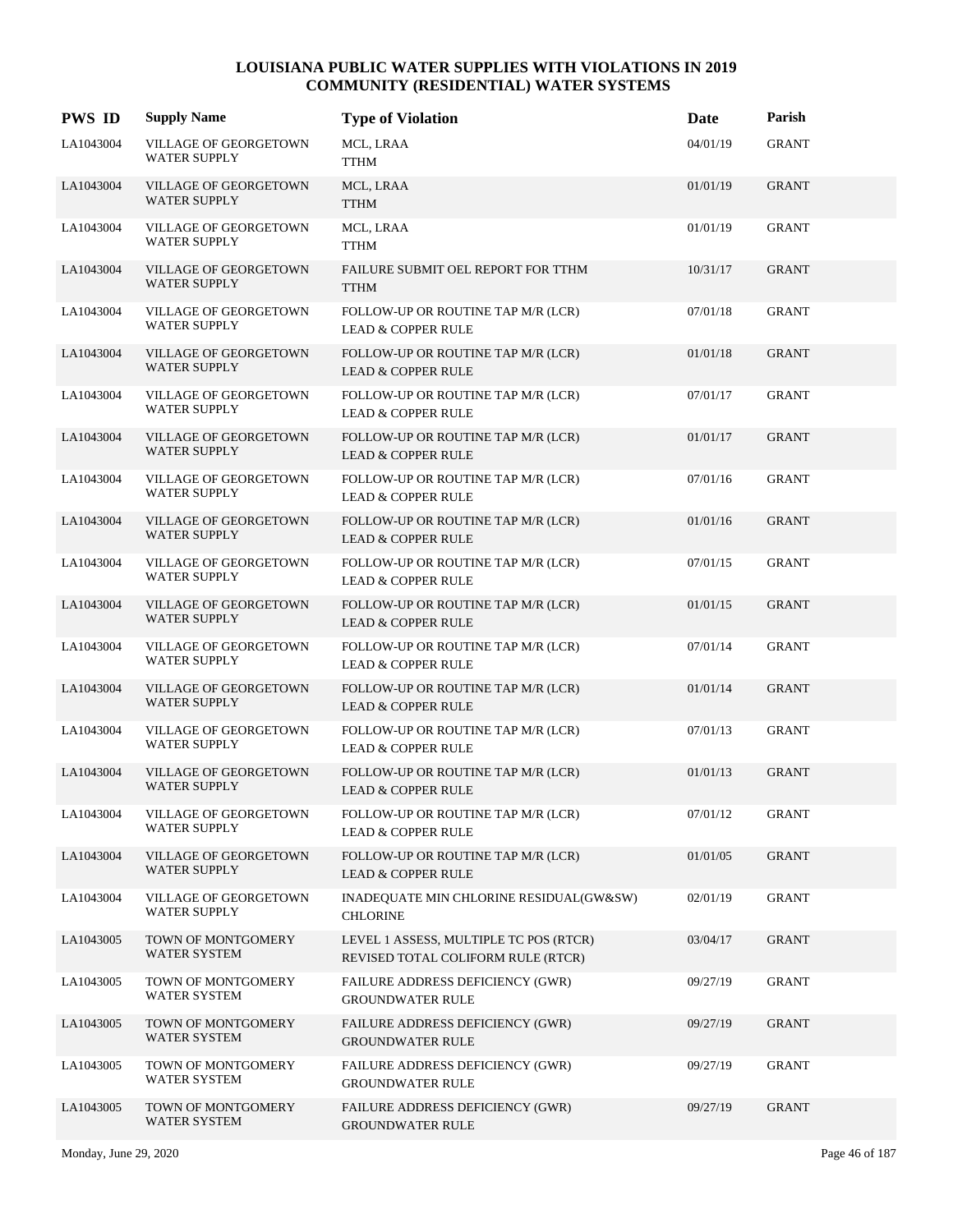# LOUISIANA PUBLIC WATER SUPPLIES WITH VIOLATIONS IN 2019
## COMMUNITY (RESIDENTIAL) WATER SYSTEMS

| PWS ID | Supply Name | Type of Violation | Date | Parish |
|---|---|---|---|---|
| LA1043004 | VILLAGE OF GEORGETOWN WATER SUPPLY | MCL, LRAA<br>TTHM | 04/01/19 | GRANT |
| LA1043004 | VILLAGE OF GEORGETOWN WATER SUPPLY | MCL, LRAA<br>TTHM | 01/01/19 | GRANT |
| LA1043004 | VILLAGE OF GEORGETOWN WATER SUPPLY | MCL, LRAA<br>TTHM | 01/01/19 | GRANT |
| LA1043004 | VILLAGE OF GEORGETOWN WATER SUPPLY | FAILURE SUBMIT OEL REPORT FOR TTHM<br>TTHM | 10/31/17 | GRANT |
| LA1043004 | VILLAGE OF GEORGETOWN WATER SUPPLY | FOLLOW-UP OR ROUTINE TAP M/R (LCR)<br>LEAD & COPPER RULE | 07/01/18 | GRANT |
| LA1043004 | VILLAGE OF GEORGETOWN WATER SUPPLY | FOLLOW-UP OR ROUTINE TAP M/R (LCR)<br>LEAD & COPPER RULE | 01/01/18 | GRANT |
| LA1043004 | VILLAGE OF GEORGETOWN WATER SUPPLY | FOLLOW-UP OR ROUTINE TAP M/R (LCR)<br>LEAD & COPPER RULE | 07/01/17 | GRANT |
| LA1043004 | VILLAGE OF GEORGETOWN WATER SUPPLY | FOLLOW-UP OR ROUTINE TAP M/R (LCR)<br>LEAD & COPPER RULE | 01/01/17 | GRANT |
| LA1043004 | VILLAGE OF GEORGETOWN WATER SUPPLY | FOLLOW-UP OR ROUTINE TAP M/R (LCR)<br>LEAD & COPPER RULE | 07/01/16 | GRANT |
| LA1043004 | VILLAGE OF GEORGETOWN WATER SUPPLY | FOLLOW-UP OR ROUTINE TAP M/R (LCR)<br>LEAD & COPPER RULE | 01/01/16 | GRANT |
| LA1043004 | VILLAGE OF GEORGETOWN WATER SUPPLY | FOLLOW-UP OR ROUTINE TAP M/R (LCR)<br>LEAD & COPPER RULE | 07/01/15 | GRANT |
| LA1043004 | VILLAGE OF GEORGETOWN WATER SUPPLY | FOLLOW-UP OR ROUTINE TAP M/R (LCR)<br>LEAD & COPPER RULE | 01/01/15 | GRANT |
| LA1043004 | VILLAGE OF GEORGETOWN WATER SUPPLY | FOLLOW-UP OR ROUTINE TAP M/R (LCR)<br>LEAD & COPPER RULE | 07/01/14 | GRANT |
| LA1043004 | VILLAGE OF GEORGETOWN WATER SUPPLY | FOLLOW-UP OR ROUTINE TAP M/R (LCR)<br>LEAD & COPPER RULE | 01/01/14 | GRANT |
| LA1043004 | VILLAGE OF GEORGETOWN WATER SUPPLY | FOLLOW-UP OR ROUTINE TAP M/R (LCR)<br>LEAD & COPPER RULE | 07/01/13 | GRANT |
| LA1043004 | VILLAGE OF GEORGETOWN WATER SUPPLY | FOLLOW-UP OR ROUTINE TAP M/R (LCR)<br>LEAD & COPPER RULE | 01/01/13 | GRANT |
| LA1043004 | VILLAGE OF GEORGETOWN WATER SUPPLY | FOLLOW-UP OR ROUTINE TAP M/R (LCR)<br>LEAD & COPPER RULE | 07/01/12 | GRANT |
| LA1043004 | VILLAGE OF GEORGETOWN WATER SUPPLY | FOLLOW-UP OR ROUTINE TAP M/R (LCR)<br>LEAD & COPPER RULE | 01/01/05 | GRANT |
| LA1043004 | VILLAGE OF GEORGETOWN WATER SUPPLY | INADEQUATE MIN CHLORINE RESIDUAL(GW&SW)<br>CHLORINE | 02/01/19 | GRANT |
| LA1043005 | TOWN OF MONTGOMERY WATER SYSTEM | LEVEL 1 ASSESS, MULTIPLE TC POS (RTCR)<br>REVISED TOTAL COLIFORM RULE (RTCR) | 03/04/17 | GRANT |
| LA1043005 | TOWN OF MONTGOMERY WATER SYSTEM | FAILURE ADDRESS DEFICIENCY (GWR)<br>GROUNDWATER RULE | 09/27/19 | GRANT |
| LA1043005 | TOWN OF MONTGOMERY WATER SYSTEM | FAILURE ADDRESS DEFICIENCY (GWR)<br>GROUNDWATER RULE | 09/27/19 | GRANT |
| LA1043005 | TOWN OF MONTGOMERY WATER SYSTEM | FAILURE ADDRESS DEFICIENCY (GWR)<br>GROUNDWATER RULE | 09/27/19 | GRANT |
| LA1043005 | TOWN OF MONTGOMERY WATER SYSTEM | FAILURE ADDRESS DEFICIENCY (GWR)<br>GROUNDWATER RULE | 09/27/19 | GRANT |

Monday, June 29, 2020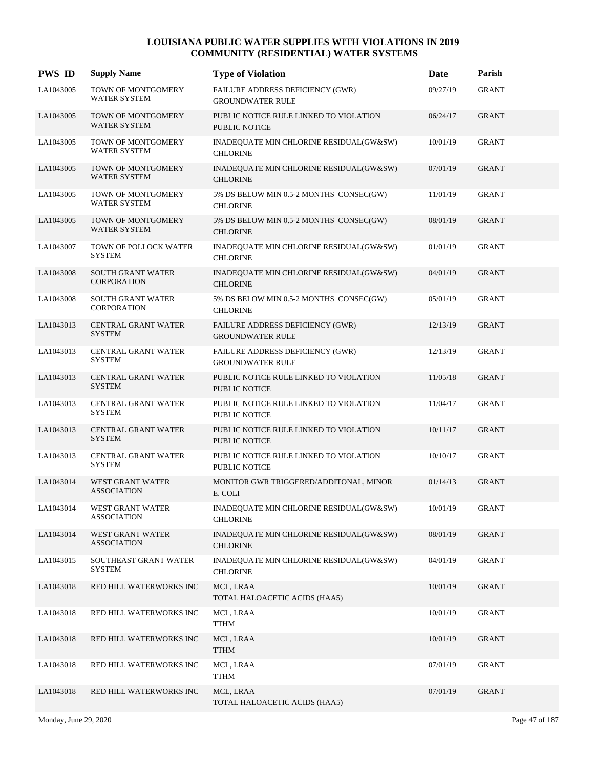# LOUISIANA PUBLIC WATER SUPPLIES WITH VIOLATIONS IN 2019
## COMMUNITY (RESIDENTIAL) WATER SYSTEMS

| PWS ID | Supply Name | Type of Violation | Date | Parish |
|---|---|---|---|---|
| LA1043005 | TOWN OF MONTGOMERY WATER SYSTEM | FAILURE ADDRESS DEFICIENCY (GWR) GROUNDWATER RULE | 09/27/19 | GRANT |
| LA1043005 | TOWN OF MONTGOMERY WATER SYSTEM | PUBLIC NOTICE RULE LINKED TO VIOLATION PUBLIC NOTICE | 06/24/17 | GRANT |
| LA1043005 | TOWN OF MONTGOMERY WATER SYSTEM | INADEQUATE MIN CHLORINE RESIDUAL(GW&SW) CHLORINE | 10/01/19 | GRANT |
| LA1043005 | TOWN OF MONTGOMERY WATER SYSTEM | INADEQUATE MIN CHLORINE RESIDUAL(GW&SW) CHLORINE | 07/01/19 | GRANT |
| LA1043005 | TOWN OF MONTGOMERY WATER SYSTEM | 5% DS BELOW MIN 0.5-2 MONTHS CONSEC(GW) CHLORINE | 11/01/19 | GRANT |
| LA1043005 | TOWN OF MONTGOMERY WATER SYSTEM | 5% DS BELOW MIN 0.5-2 MONTHS CONSEC(GW) CHLORINE | 08/01/19 | GRANT |
| LA1043007 | TOWN OF POLLOCK WATER SYSTEM | INADEQUATE MIN CHLORINE RESIDUAL(GW&SW) CHLORINE | 01/01/19 | GRANT |
| LA1043008 | SOUTH GRANT WATER CORPORATION | INADEQUATE MIN CHLORINE RESIDUAL(GW&SW) CHLORINE | 04/01/19 | GRANT |
| LA1043008 | SOUTH GRANT WATER CORPORATION | 5% DS BELOW MIN 0.5-2 MONTHS CONSEC(GW) CHLORINE | 05/01/19 | GRANT |
| LA1043013 | CENTRAL GRANT WATER SYSTEM | FAILURE ADDRESS DEFICIENCY (GWR) GROUNDWATER RULE | 12/13/19 | GRANT |
| LA1043013 | CENTRAL GRANT WATER SYSTEM | FAILURE ADDRESS DEFICIENCY (GWR) GROUNDWATER RULE | 12/13/19 | GRANT |
| LA1043013 | CENTRAL GRANT WATER SYSTEM | PUBLIC NOTICE RULE LINKED TO VIOLATION PUBLIC NOTICE | 11/05/18 | GRANT |
| LA1043013 | CENTRAL GRANT WATER SYSTEM | PUBLIC NOTICE RULE LINKED TO VIOLATION PUBLIC NOTICE | 11/04/17 | GRANT |
| LA1043013 | CENTRAL GRANT WATER SYSTEM | PUBLIC NOTICE RULE LINKED TO VIOLATION PUBLIC NOTICE | 10/11/17 | GRANT |
| LA1043013 | CENTRAL GRANT WATER SYSTEM | PUBLIC NOTICE RULE LINKED TO VIOLATION PUBLIC NOTICE | 10/10/17 | GRANT |
| LA1043014 | WEST GRANT WATER ASSOCIATION | MONITOR GWR TRIGGERED/ADDITONAL, MINOR E. COLI | 01/14/13 | GRANT |
| LA1043014 | WEST GRANT WATER ASSOCIATION | INADEQUATE MIN CHLORINE RESIDUAL(GW&SW) CHLORINE | 10/01/19 | GRANT |
| LA1043014 | WEST GRANT WATER ASSOCIATION | INADEQUATE MIN CHLORINE RESIDUAL(GW&SW) CHLORINE | 08/01/19 | GRANT |
| LA1043015 | SOUTHEAST GRANT WATER SYSTEM | INADEQUATE MIN CHLORINE RESIDUAL(GW&SW) CHLORINE | 04/01/19 | GRANT |
| LA1043018 | RED HILL WATERWORKS INC | MCL, LRAA TOTAL HALOACETIC ACIDS (HAA5) | 10/01/19 | GRANT |
| LA1043018 | RED HILL WATERWORKS INC | MCL, LRAA TTHM | 10/01/19 | GRANT |
| LA1043018 | RED HILL WATERWORKS INC | MCL, LRAA TTHM | 10/01/19 | GRANT |
| LA1043018 | RED HILL WATERWORKS INC | MCL, LRAA TTHM | 07/01/19 | GRANT |
| LA1043018 | RED HILL WATERWORKS INC | MCL, LRAA TOTAL HALOACETIC ACIDS (HAA5) | 07/01/19 | GRANT |

Monday, June 29, 2020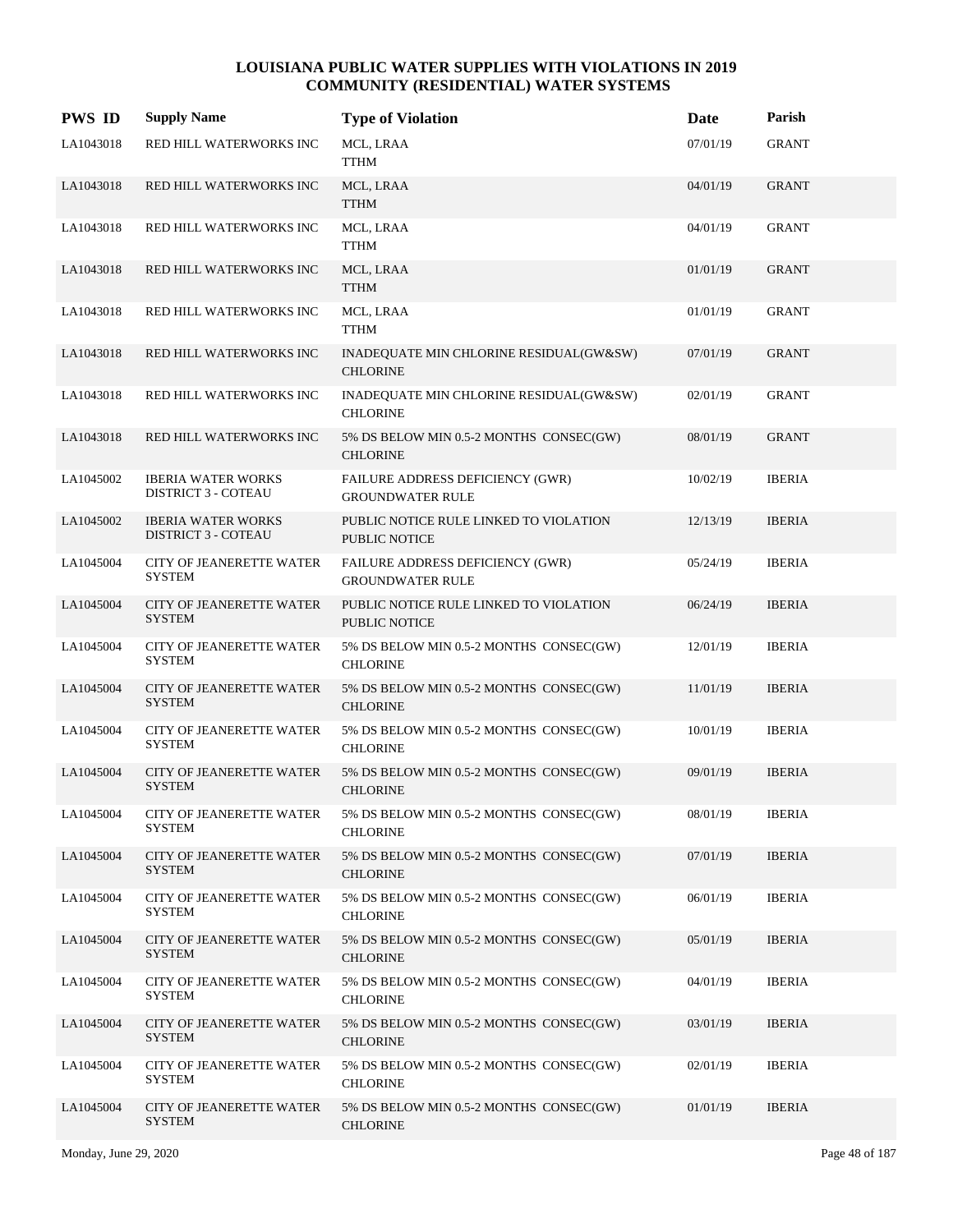# LOUISIANA PUBLIC WATER SUPPLIES WITH VIOLATIONS IN 2019
## COMMUNITY (RESIDENTIAL) WATER SYSTEMS

| PWS ID | Supply Name | Type of Violation | Date | Parish |
|---|---|---|---|---|
| LA1043018 | RED HILL WATERWORKS INC | MCL, LRAA<br>TTHM | 07/01/19 | GRANT |
| LA1043018 | RED HILL WATERWORKS INC | MCL, LRAA<br>TTHM | 04/01/19 | GRANT |
| LA1043018 | RED HILL WATERWORKS INC | MCL, LRAA<br>TTHM | 04/01/19 | GRANT |
| LA1043018 | RED HILL WATERWORKS INC | MCL, LRAA<br>TTHM | 01/01/19 | GRANT |
| LA1043018 | RED HILL WATERWORKS INC | MCL, LRAA<br>TTHM | 01/01/19 | GRANT |
| LA1043018 | RED HILL WATERWORKS INC | INADEQUATE MIN CHLORINE RESIDUAL(GW&SW)<br>CHLORINE | 07/01/19 | GRANT |
| LA1043018 | RED HILL WATERWORKS INC | INADEQUATE MIN CHLORINE RESIDUAL(GW&SW)<br>CHLORINE | 02/01/19 | GRANT |
| LA1043018 | RED HILL WATERWORKS INC | 5% DS BELOW MIN 0.5-2 MONTHS CONSEC(GW)<br>CHLORINE | 08/01/19 | GRANT |
| LA1045002 | IBERIA WATER WORKS DISTRICT 3 - COTEAU | FAILURE ADDRESS DEFICIENCY (GWR)<br>GROUNDWATER RULE | 10/02/19 | IBERIA |
| LA1045002 | IBERIA WATER WORKS DISTRICT 3 - COTEAU | PUBLIC NOTICE RULE LINKED TO VIOLATION<br>PUBLIC NOTICE | 12/13/19 | IBERIA |
| LA1045004 | CITY OF JEANERETTE WATER SYSTEM | FAILURE ADDRESS DEFICIENCY (GWR)<br>GROUNDWATER RULE | 05/24/19 | IBERIA |
| LA1045004 | CITY OF JEANERETTE WATER SYSTEM | PUBLIC NOTICE RULE LINKED TO VIOLATION<br>PUBLIC NOTICE | 06/24/19 | IBERIA |
| LA1045004 | CITY OF JEANERETTE WATER SYSTEM | 5% DS BELOW MIN 0.5-2 MONTHS CONSEC(GW)<br>CHLORINE | 12/01/19 | IBERIA |
| LA1045004 | CITY OF JEANERETTE WATER SYSTEM | 5% DS BELOW MIN 0.5-2 MONTHS CONSEC(GW)<br>CHLORINE | 11/01/19 | IBERIA |
| LA1045004 | CITY OF JEANERETTE WATER SYSTEM | 5% DS BELOW MIN 0.5-2 MONTHS CONSEC(GW)<br>CHLORINE | 10/01/19 | IBERIA |
| LA1045004 | CITY OF JEANERETTE WATER SYSTEM | 5% DS BELOW MIN 0.5-2 MONTHS CONSEC(GW)<br>CHLORINE | 09/01/19 | IBERIA |
| LA1045004 | CITY OF JEANERETTE WATER SYSTEM | 5% DS BELOW MIN 0.5-2 MONTHS CONSEC(GW)<br>CHLORINE | 08/01/19 | IBERIA |
| LA1045004 | CITY OF JEANERETTE WATER SYSTEM | 5% DS BELOW MIN 0.5-2 MONTHS CONSEC(GW)<br>CHLORINE | 07/01/19 | IBERIA |
| LA1045004 | CITY OF JEANERETTE WATER SYSTEM | 5% DS BELOW MIN 0.5-2 MONTHS CONSEC(GW)<br>CHLORINE | 06/01/19 | IBERIA |
| LA1045004 | CITY OF JEANERETTE WATER SYSTEM | 5% DS BELOW MIN 0.5-2 MONTHS CONSEC(GW)<br>CHLORINE | 05/01/19 | IBERIA |
| LA1045004 | CITY OF JEANERETTE WATER SYSTEM | 5% DS BELOW MIN 0.5-2 MONTHS CONSEC(GW)<br>CHLORINE | 04/01/19 | IBERIA |
| LA1045004 | CITY OF JEANERETTE WATER SYSTEM | 5% DS BELOW MIN 0.5-2 MONTHS CONSEC(GW)<br>CHLORINE | 03/01/19 | IBERIA |
| LA1045004 | CITY OF JEANERETTE WATER SYSTEM | 5% DS BELOW MIN 0.5-2 MONTHS CONSEC(GW)<br>CHLORINE | 02/01/19 | IBERIA |
| LA1045004 | CITY OF JEANERETTE WATER SYSTEM | 5% DS BELOW MIN 0.5-2 MONTHS CONSEC(GW)<br>CHLORINE | 01/01/19 | IBERIA |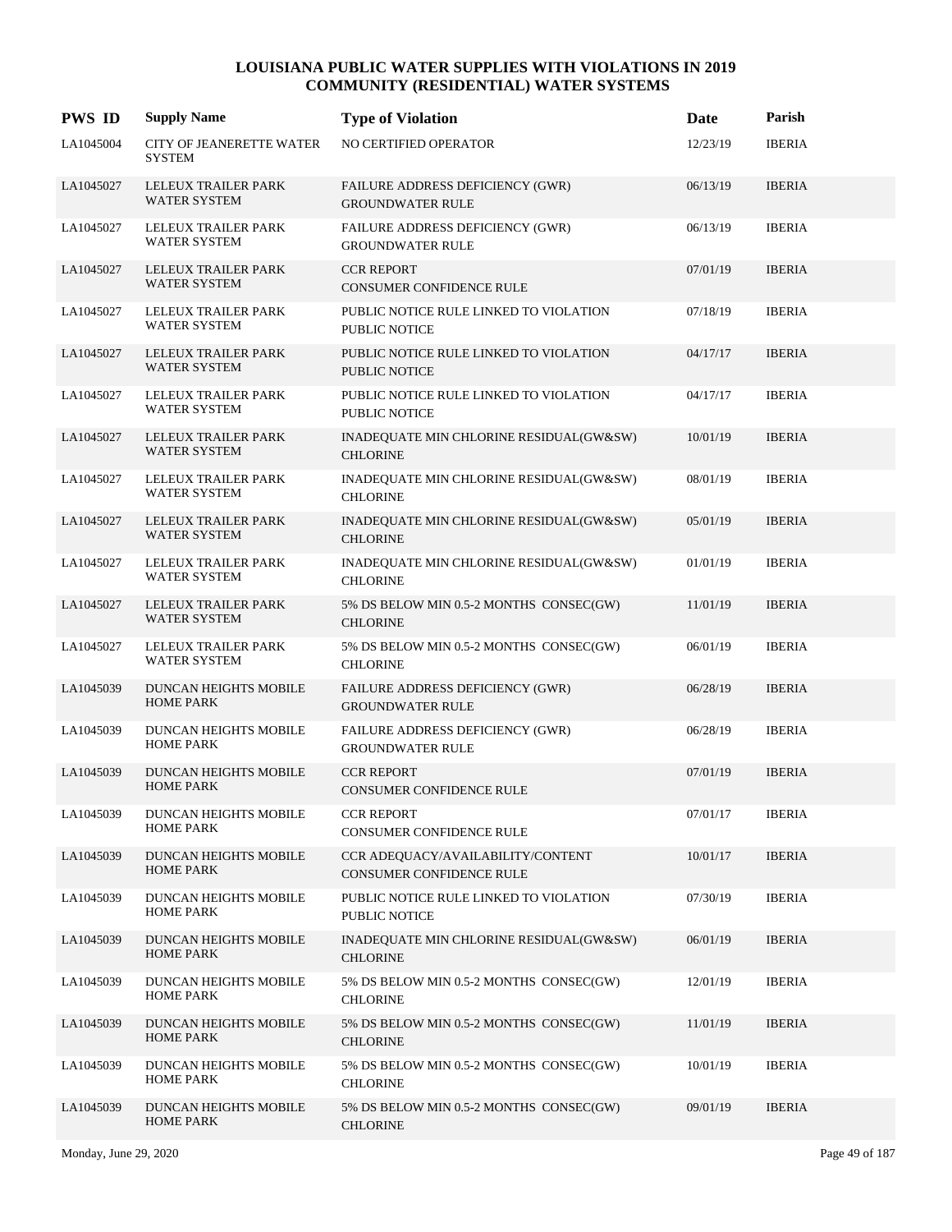# LOUISIANA PUBLIC WATER SUPPLIES WITH VIOLATIONS IN 2019
## COMMUNITY (RESIDENTIAL) WATER SYSTEMS

| PWS ID | Supply Name | Type of Violation | Date | Parish |
|---|---|---|---|---|
| LA1045004 | CITY OF JEANERETTE WATER SYSTEM | NO CERTIFIED OPERATOR | 12/23/19 | IBERIA |
| LA1045027 | LELEUX TRAILER PARK WATER SYSTEM | FAILURE ADDRESS DEFICIENCY (GWR) GROUNDWATER RULE | 06/13/19 | IBERIA |
| LA1045027 | LELEUX TRAILER PARK WATER SYSTEM | FAILURE ADDRESS DEFICIENCY (GWR) GROUNDWATER RULE | 06/13/19 | IBERIA |
| LA1045027 | LELEUX TRAILER PARK WATER SYSTEM | CCR REPORT CONSUMER CONFIDENCE RULE | 07/01/19 | IBERIA |
| LA1045027 | LELEUX TRAILER PARK WATER SYSTEM | PUBLIC NOTICE RULE LINKED TO VIOLATION PUBLIC NOTICE | 07/18/19 | IBERIA |
| LA1045027 | LELEUX TRAILER PARK WATER SYSTEM | PUBLIC NOTICE RULE LINKED TO VIOLATION PUBLIC NOTICE | 04/17/17 | IBERIA |
| LA1045027 | LELEUX TRAILER PARK WATER SYSTEM | PUBLIC NOTICE RULE LINKED TO VIOLATION PUBLIC NOTICE | 04/17/17 | IBERIA |
| LA1045027 | LELEUX TRAILER PARK WATER SYSTEM | INADEQUATE MIN CHLORINE RESIDUAL(GW&SW) CHLORINE | 10/01/19 | IBERIA |
| LA1045027 | LELEUX TRAILER PARK WATER SYSTEM | INADEQUATE MIN CHLORINE RESIDUAL(GW&SW) CHLORINE | 08/01/19 | IBERIA |
| LA1045027 | LELEUX TRAILER PARK WATER SYSTEM | INADEQUATE MIN CHLORINE RESIDUAL(GW&SW) CHLORINE | 05/01/19 | IBERIA |
| LA1045027 | LELEUX TRAILER PARK WATER SYSTEM | INADEQUATE MIN CHLORINE RESIDUAL(GW&SW) CHLORINE | 01/01/19 | IBERIA |
| LA1045027 | LELEUX TRAILER PARK WATER SYSTEM | 5% DS BELOW MIN 0.5-2 MONTHS CONSEC(GW) CHLORINE | 11/01/19 | IBERIA |
| LA1045027 | LELEUX TRAILER PARK WATER SYSTEM | 5% DS BELOW MIN 0.5-2 MONTHS CONSEC(GW) CHLORINE | 06/01/19 | IBERIA |
| LA1045039 | DUNCAN HEIGHTS MOBILE HOME PARK | FAILURE ADDRESS DEFICIENCY (GWR) GROUNDWATER RULE | 06/28/19 | IBERIA |
| LA1045039 | DUNCAN HEIGHTS MOBILE HOME PARK | FAILURE ADDRESS DEFICIENCY (GWR) GROUNDWATER RULE | 06/28/19 | IBERIA |
| LA1045039 | DUNCAN HEIGHTS MOBILE HOME PARK | CCR REPORT CONSUMER CONFIDENCE RULE | 07/01/19 | IBERIA |
| LA1045039 | DUNCAN HEIGHTS MOBILE HOME PARK | CCR REPORT CONSUMER CONFIDENCE RULE | 07/01/17 | IBERIA |
| LA1045039 | DUNCAN HEIGHTS MOBILE HOME PARK | CCR ADEQUACY/AVAILABILITY/CONTENT CONSUMER CONFIDENCE RULE | 10/01/17 | IBERIA |
| LA1045039 | DUNCAN HEIGHTS MOBILE HOME PARK | PUBLIC NOTICE RULE LINKED TO VIOLATION PUBLIC NOTICE | 07/30/19 | IBERIA |
| LA1045039 | DUNCAN HEIGHTS MOBILE HOME PARK | INADEQUATE MIN CHLORINE RESIDUAL(GW&SW) CHLORINE | 06/01/19 | IBERIA |
| LA1045039 | DUNCAN HEIGHTS MOBILE HOME PARK | 5% DS BELOW MIN 0.5-2 MONTHS CONSEC(GW) CHLORINE | 12/01/19 | IBERIA |
| LA1045039 | DUNCAN HEIGHTS MOBILE HOME PARK | 5% DS BELOW MIN 0.5-2 MONTHS CONSEC(GW) CHLORINE | 11/01/19 | IBERIA |
| LA1045039 | DUNCAN HEIGHTS MOBILE HOME PARK | 5% DS BELOW MIN 0.5-2 MONTHS CONSEC(GW) CHLORINE | 10/01/19 | IBERIA |
| LA1045039 | DUNCAN HEIGHTS MOBILE HOME PARK | 5% DS BELOW MIN 0.5-2 MONTHS CONSEC(GW) CHLORINE | 09/01/19 | IBERIA |

Monday, June 29, 2020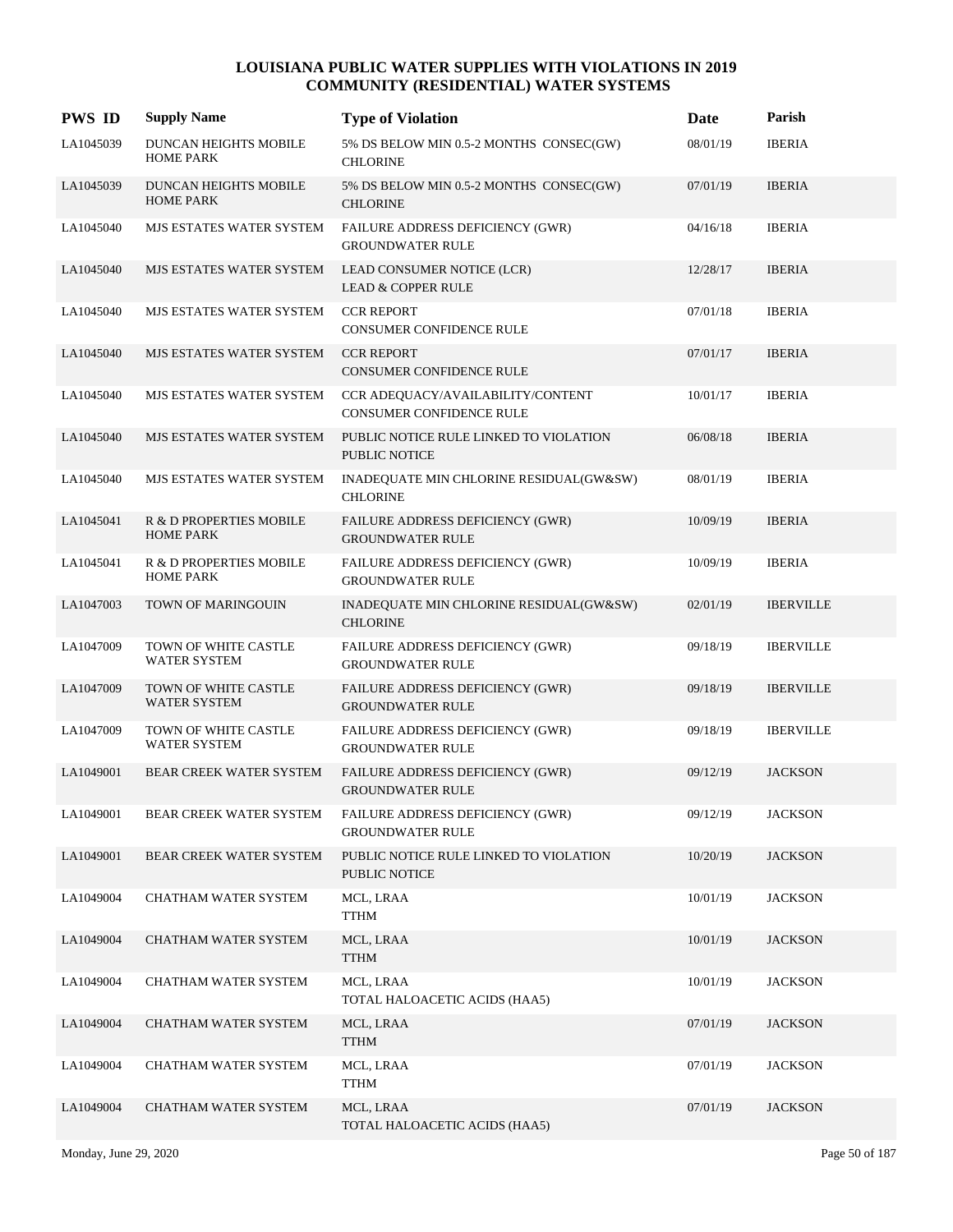# LOUISIANA PUBLIC WATER SUPPLIES WITH VIOLATIONS IN 2019
## COMMUNITY (RESIDENTIAL) WATER SYSTEMS

| PWS ID | Supply Name | Type of Violation | Date | Parish |
|---|---|---|---|---|
| LA1045039 | DUNCAN HEIGHTS MOBILE HOME PARK | 5% DS BELOW MIN 0.5-2 MONTHS CONSEC(GW) CHLORINE | 08/01/19 | IBERIA |
| LA1045039 | DUNCAN HEIGHTS MOBILE HOME PARK | 5% DS BELOW MIN 0.5-2 MONTHS CONSEC(GW) CHLORINE | 07/01/19 | IBERIA |
| LA1045040 | MJS ESTATES WATER SYSTEM | FAILURE ADDRESS DEFICIENCY (GWR) GROUNDWATER RULE | 04/16/18 | IBERIA |
| LA1045040 | MJS ESTATES WATER SYSTEM | LEAD CONSUMER NOTICE (LCR) LEAD & COPPER RULE | 12/28/17 | IBERIA |
| LA1045040 | MJS ESTATES WATER SYSTEM | CCR REPORT CONSUMER CONFIDENCE RULE | 07/01/18 | IBERIA |
| LA1045040 | MJS ESTATES WATER SYSTEM | CCR REPORT CONSUMER CONFIDENCE RULE | 07/01/17 | IBERIA |
| LA1045040 | MJS ESTATES WATER SYSTEM | CCR ADEQUACY/AVAILABILITY/CONTENT CONSUMER CONFIDENCE RULE | 10/01/17 | IBERIA |
| LA1045040 | MJS ESTATES WATER SYSTEM | PUBLIC NOTICE RULE LINKED TO VIOLATION PUBLIC NOTICE | 06/08/18 | IBERIA |
| LA1045040 | MJS ESTATES WATER SYSTEM | INADEQUATE MIN CHLORINE RESIDUAL(GW&SW) CHLORINE | 08/01/19 | IBERIA |
| LA1045041 | R & D PROPERTIES MOBILE HOME PARK | FAILURE ADDRESS DEFICIENCY (GWR) GROUNDWATER RULE | 10/09/19 | IBERIA |
| LA1045041 | R & D PROPERTIES MOBILE HOME PARK | FAILURE ADDRESS DEFICIENCY (GWR) GROUNDWATER RULE | 10/09/19 | IBERIA |
| LA1047003 | TOWN OF MARINGOUIN | INADEQUATE MIN CHLORINE RESIDUAL(GW&SW) CHLORINE | 02/01/19 | IBERVILLE |
| LA1047009 | TOWN OF WHITE CASTLE WATER SYSTEM | FAILURE ADDRESS DEFICIENCY (GWR) GROUNDWATER RULE | 09/18/19 | IBERVILLE |
| LA1047009 | TOWN OF WHITE CASTLE WATER SYSTEM | FAILURE ADDRESS DEFICIENCY (GWR) GROUNDWATER RULE | 09/18/19 | IBERVILLE |
| LA1047009 | TOWN OF WHITE CASTLE WATER SYSTEM | FAILURE ADDRESS DEFICIENCY (GWR) GROUNDWATER RULE | 09/18/19 | IBERVILLE |
| LA1049001 | BEAR CREEK WATER SYSTEM | FAILURE ADDRESS DEFICIENCY (GWR) GROUNDWATER RULE | 09/12/19 | JACKSON |
| LA1049001 | BEAR CREEK WATER SYSTEM | FAILURE ADDRESS DEFICIENCY (GWR) GROUNDWATER RULE | 09/12/19 | JACKSON |
| LA1049001 | BEAR CREEK WATER SYSTEM | PUBLIC NOTICE RULE LINKED TO VIOLATION PUBLIC NOTICE | 10/20/19 | JACKSON |
| LA1049004 | CHATHAM WATER SYSTEM | MCL, LRAA TTHM | 10/01/19 | JACKSON |
| LA1049004 | CHATHAM WATER SYSTEM | MCL, LRAA TTHM | 10/01/19 | JACKSON |
| LA1049004 | CHATHAM WATER SYSTEM | MCL, LRAA TOTAL HALOACETIC ACIDS (HAA5) | 10/01/19 | JACKSON |
| LA1049004 | CHATHAM WATER SYSTEM | MCL, LRAA TTHM | 07/01/19 | JACKSON |
| LA1049004 | CHATHAM WATER SYSTEM | MCL, LRAA TTHM | 07/01/19 | JACKSON |
| LA1049004 | CHATHAM WATER SYSTEM | MCL, LRAA TOTAL HALOACETIC ACIDS (HAA5) | 07/01/19 | JACKSON |

Monday, June 29, 2020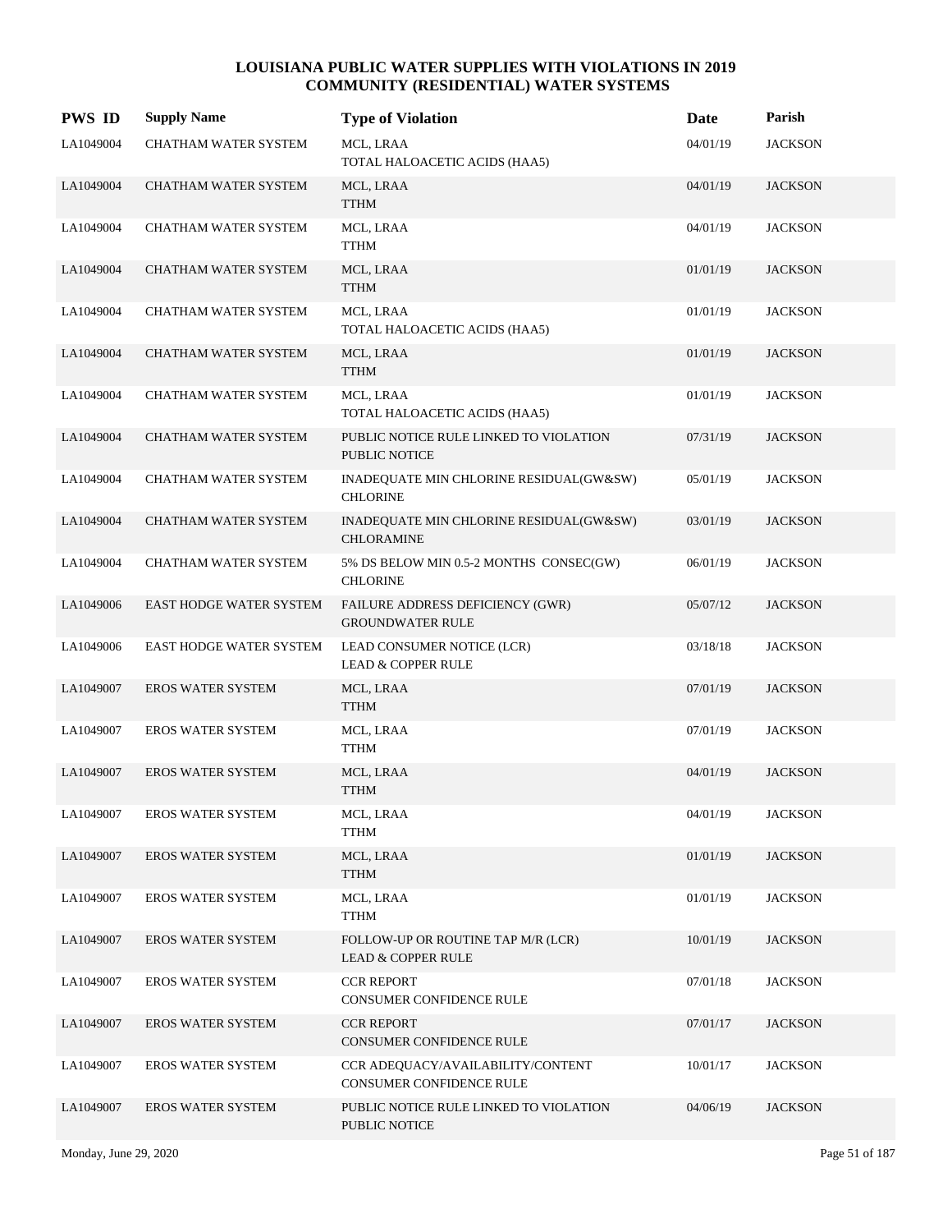# LOUISIANA PUBLIC WATER SUPPLIES WITH VIOLATIONS IN 2019
## COMMUNITY (RESIDENTIAL) WATER SYSTEMS

| PWS ID | Supply Name | Type of Violation | Date | Parish |
|---|---|---|---|---|
| LA1049004 | CHATHAM WATER SYSTEM | MCL, LRAA<br>TOTAL HALOACETIC ACIDS (HAA5) | 04/01/19 | JACKSON |
| LA1049004 | CHATHAM WATER SYSTEM | MCL, LRAA<br>TTHM | 04/01/19 | JACKSON |
| LA1049004 | CHATHAM WATER SYSTEM | MCL, LRAA<br>TTHM | 04/01/19 | JACKSON |
| LA1049004 | CHATHAM WATER SYSTEM | MCL, LRAA<br>TTHM | 01/01/19 | JACKSON |
| LA1049004 | CHATHAM WATER SYSTEM | MCL, LRAA<br>TOTAL HALOACETIC ACIDS (HAA5) | 01/01/19 | JACKSON |
| LA1049004 | CHATHAM WATER SYSTEM | MCL, LRAA<br>TTHM | 01/01/19 | JACKSON |
| LA1049004 | CHATHAM WATER SYSTEM | MCL, LRAA<br>TOTAL HALOACETIC ACIDS (HAA5) | 01/01/19 | JACKSON |
| LA1049004 | CHATHAM WATER SYSTEM | PUBLIC NOTICE RULE LINKED TO VIOLATION<br>PUBLIC NOTICE | 07/31/19 | JACKSON |
| LA1049004 | CHATHAM WATER SYSTEM | INADEQUATE MIN CHLORINE RESIDUAL(GW&SW)<br>CHLORINE | 05/01/19 | JACKSON |
| LA1049004 | CHATHAM WATER SYSTEM | INADEQUATE MIN CHLORINE RESIDUAL(GW&SW)<br>CHLORAMINE | 03/01/19 | JACKSON |
| LA1049004 | CHATHAM WATER SYSTEM | 5% DS BELOW MIN 0.5-2 MONTHS CONSEC(GW)<br>CHLORINE | 06/01/19 | JACKSON |
| LA1049006 | EAST HODGE WATER SYSTEM | FAILURE ADDRESS DEFICIENCY (GWR)<br>GROUNDWATER RULE | 05/07/12 | JACKSON |
| LA1049006 | EAST HODGE WATER SYSTEM | LEAD CONSUMER NOTICE (LCR)<br>LEAD & COPPER RULE | 03/18/18 | JACKSON |
| LA1049007 | EROS WATER SYSTEM | MCL, LRAA<br>TTHM | 07/01/19 | JACKSON |
| LA1049007 | EROS WATER SYSTEM | MCL, LRAA<br>TTHM | 07/01/19 | JACKSON |
| LA1049007 | EROS WATER SYSTEM | MCL, LRAA<br>TTHM | 04/01/19 | JACKSON |
| LA1049007 | EROS WATER SYSTEM | MCL, LRAA<br>TTHM | 04/01/19 | JACKSON |
| LA1049007 | EROS WATER SYSTEM | MCL, LRAA<br>TTHM | 01/01/19 | JACKSON |
| LA1049007 | EROS WATER SYSTEM | MCL, LRAA<br>TTHM | 01/01/19 | JACKSON |
| LA1049007 | EROS WATER SYSTEM | FOLLOW-UP OR ROUTINE TAP M/R (LCR)<br>LEAD & COPPER RULE | 10/01/19 | JACKSON |
| LA1049007 | EROS WATER SYSTEM | CCR REPORT<br>CONSUMER CONFIDENCE RULE | 07/01/18 | JACKSON |
| LA1049007 | EROS WATER SYSTEM | CCR REPORT<br>CONSUMER CONFIDENCE RULE | 07/01/17 | JACKSON |
| LA1049007 | EROS WATER SYSTEM | CCR ADEQUACY/AVAILABILITY/CONTENT<br>CONSUMER CONFIDENCE RULE | 10/01/17 | JACKSON |
| LA1049007 | EROS WATER SYSTEM | PUBLIC NOTICE RULE LINKED TO VIOLATION<br>PUBLIC NOTICE | 04/06/19 | JACKSON |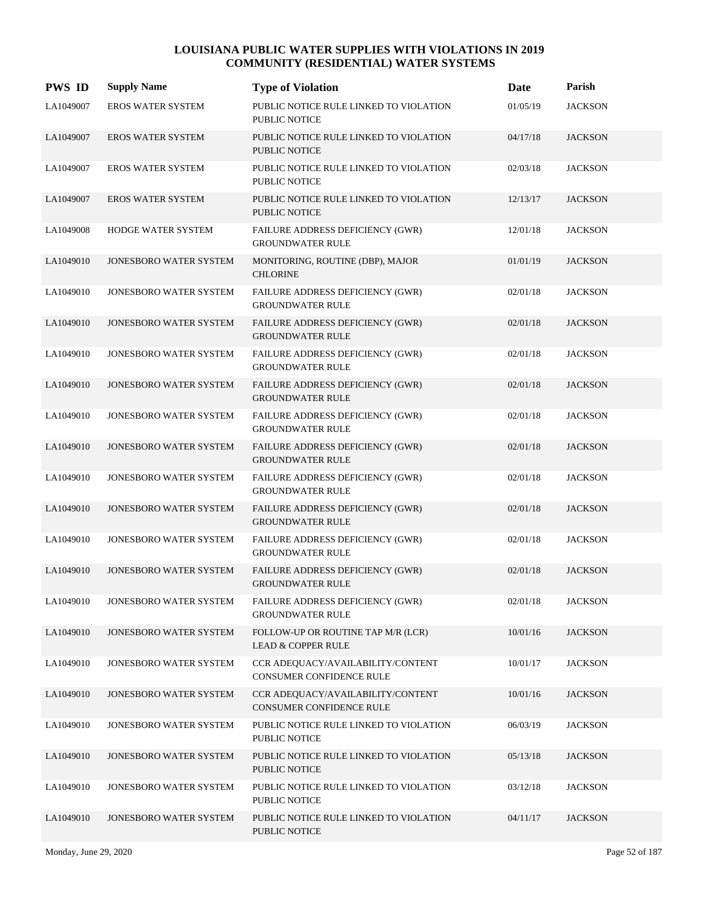# LOUISIANA PUBLIC WATER SUPPLIES WITH VIOLATIONS IN 2019
## COMMUNITY (RESIDENTIAL) WATER SYSTEMS

| PWS ID | Supply Name | Type of Violation | Date | Parish |
|---|---|---|---|---|
| LA1049007 | EROS WATER SYSTEM | PUBLIC NOTICE RULE LINKED TO VIOLATION<br>PUBLIC NOTICE | 01/05/19 | JACKSON |
| LA1049007 | EROS WATER SYSTEM | PUBLIC NOTICE RULE LINKED TO VIOLATION<br>PUBLIC NOTICE | 04/17/18 | JACKSON |
| LA1049007 | EROS WATER SYSTEM | PUBLIC NOTICE RULE LINKED TO VIOLATION<br>PUBLIC NOTICE | 02/03/18 | JACKSON |
| LA1049007 | EROS WATER SYSTEM | PUBLIC NOTICE RULE LINKED TO VIOLATION<br>PUBLIC NOTICE | 12/13/17 | JACKSON |
| LA1049008 | HODGE WATER SYSTEM | FAILURE ADDRESS DEFICIENCY (GWR)<br>GROUNDWATER RULE | 12/01/18 | JACKSON |
| LA1049010 | JONESBORO WATER SYSTEM | MONITORING, ROUTINE (DBP), MAJOR<br>CHLORINE | 01/01/19 | JACKSON |
| LA1049010 | JONESBORO WATER SYSTEM | FAILURE ADDRESS DEFICIENCY (GWR)<br>GROUNDWATER RULE | 02/01/18 | JACKSON |
| LA1049010 | JONESBORO WATER SYSTEM | FAILURE ADDRESS DEFICIENCY (GWR)<br>GROUNDWATER RULE | 02/01/18 | JACKSON |
| LA1049010 | JONESBORO WATER SYSTEM | FAILURE ADDRESS DEFICIENCY (GWR)<br>GROUNDWATER RULE | 02/01/18 | JACKSON |
| LA1049010 | JONESBORO WATER SYSTEM | FAILURE ADDRESS DEFICIENCY (GWR)<br>GROUNDWATER RULE | 02/01/18 | JACKSON |
| LA1049010 | JONESBORO WATER SYSTEM | FAILURE ADDRESS DEFICIENCY (GWR)<br>GROUNDWATER RULE | 02/01/18 | JACKSON |
| LA1049010 | JONESBORO WATER SYSTEM | FAILURE ADDRESS DEFICIENCY (GWR)<br>GROUNDWATER RULE | 02/01/18 | JACKSON |
| LA1049010 | JONESBORO WATER SYSTEM | FAILURE ADDRESS DEFICIENCY (GWR)<br>GROUNDWATER RULE | 02/01/18 | JACKSON |
| LA1049010 | JONESBORO WATER SYSTEM | FAILURE ADDRESS DEFICIENCY (GWR)<br>GROUNDWATER RULE | 02/01/18 | JACKSON |
| LA1049010 | JONESBORO WATER SYSTEM | FAILURE ADDRESS DEFICIENCY (GWR)<br>GROUNDWATER RULE | 02/01/18 | JACKSON |
| LA1049010 | JONESBORO WATER SYSTEM | FAILURE ADDRESS DEFICIENCY (GWR)<br>GROUNDWATER RULE | 02/01/18 | JACKSON |
| LA1049010 | JONESBORO WATER SYSTEM | FAILURE ADDRESS DEFICIENCY (GWR)<br>GROUNDWATER RULE | 02/01/18 | JACKSON |
| LA1049010 | JONESBORO WATER SYSTEM | FOLLOW-UP OR ROUTINE TAP M/R (LCR)<br>LEAD & COPPER RULE | 10/01/16 | JACKSON |
| LA1049010 | JONESBORO WATER SYSTEM | CCR ADEQUACY/AVAILABILITY/CONTENT<br>CONSUMER CONFIDENCE RULE | 10/01/17 | JACKSON |
| LA1049010 | JONESBORO WATER SYSTEM | CCR ADEQUACY/AVAILABILITY/CONTENT<br>CONSUMER CONFIDENCE RULE | 10/01/16 | JACKSON |
| LA1049010 | JONESBORO WATER SYSTEM | PUBLIC NOTICE RULE LINKED TO VIOLATION<br>PUBLIC NOTICE | 06/03/19 | JACKSON |
| LA1049010 | JONESBORO WATER SYSTEM | PUBLIC NOTICE RULE LINKED TO VIOLATION<br>PUBLIC NOTICE | 05/13/18 | JACKSON |
| LA1049010 | JONESBORO WATER SYSTEM | PUBLIC NOTICE RULE LINKED TO VIOLATION<br>PUBLIC NOTICE | 03/12/18 | JACKSON |
| LA1049010 | JONESBORO WATER SYSTEM | PUBLIC NOTICE RULE LINKED TO VIOLATION<br>PUBLIC NOTICE | 04/11/17 | JACKSON |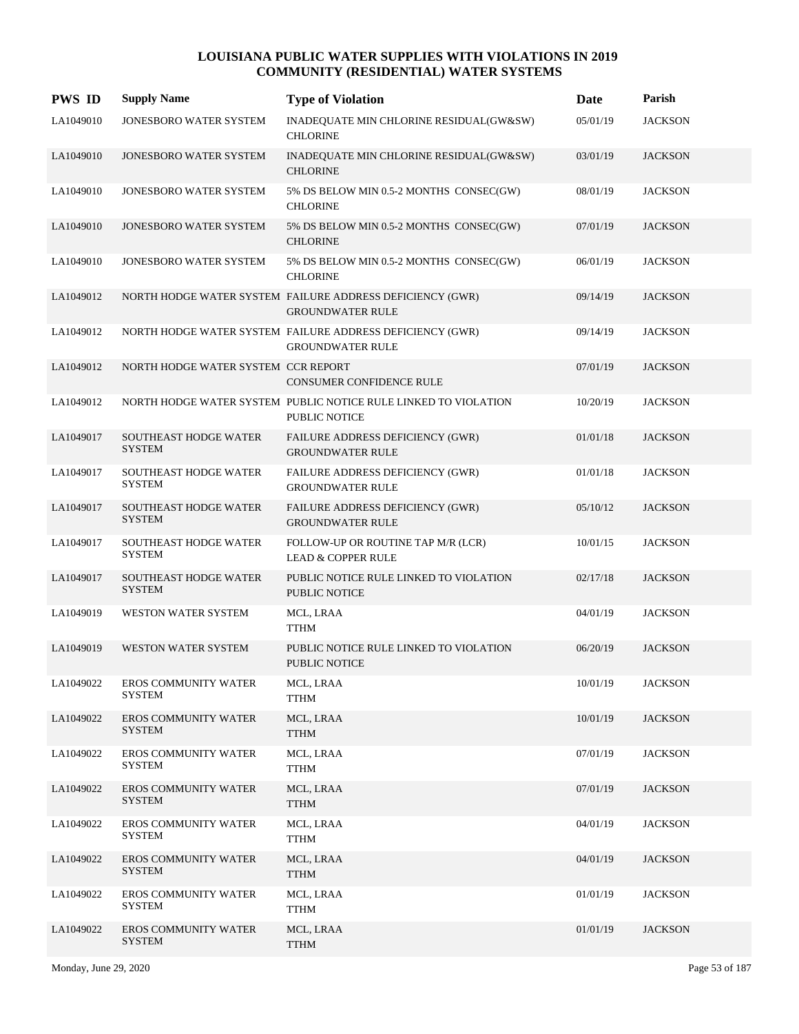# LOUISIANA PUBLIC WATER SUPPLIES WITH VIOLATIONS IN 2019
## COMMUNITY (RESIDENTIAL) WATER SYSTEMS

| PWS ID | Supply Name | Type of Violation | Date | Parish |
|---|---|---|---|---|
| LA1049010 | JONESBORO WATER SYSTEM | INADEQUATE MIN CHLORINE RESIDUAL(GW&SW) CHLORINE | 05/01/19 | JACKSON |
| LA1049010 | JONESBORO WATER SYSTEM | INADEQUATE MIN CHLORINE RESIDUAL(GW&SW) CHLORINE | 03/01/19 | JACKSON |
| LA1049010 | JONESBORO WATER SYSTEM | 5% DS BELOW MIN 0.5-2 MONTHS CONSEC(GW) CHLORINE | 08/01/19 | JACKSON |
| LA1049010 | JONESBORO WATER SYSTEM | 5% DS BELOW MIN 0.5-2 MONTHS CONSEC(GW) CHLORINE | 07/01/19 | JACKSON |
| LA1049010 | JONESBORO WATER SYSTEM | 5% DS BELOW MIN 0.5-2 MONTHS CONSEC(GW) CHLORINE | 06/01/19 | JACKSON |
| LA1049012 | NORTH HODGE WATER SYSTEM | FAILURE ADDRESS DEFICIENCY (GWR) GROUNDWATER RULE | 09/14/19 | JACKSON |
| LA1049012 | NORTH HODGE WATER SYSTEM | FAILURE ADDRESS DEFICIENCY (GWR) GROUNDWATER RULE | 09/14/19 | JACKSON |
| LA1049012 | NORTH HODGE WATER SYSTEM | CCR REPORT CONSUMER CONFIDENCE RULE | 07/01/19 | JACKSON |
| LA1049012 | NORTH HODGE WATER SYSTEM | PUBLIC NOTICE RULE LINKED TO VIOLATION PUBLIC NOTICE | 10/20/19 | JACKSON |
| LA1049017 | SOUTHEAST HODGE WATER SYSTEM | FAILURE ADDRESS DEFICIENCY (GWR) GROUNDWATER RULE | 01/01/18 | JACKSON |
| LA1049017 | SOUTHEAST HODGE WATER SYSTEM | FAILURE ADDRESS DEFICIENCY (GWR) GROUNDWATER RULE | 01/01/18 | JACKSON |
| LA1049017 | SOUTHEAST HODGE WATER SYSTEM | FAILURE ADDRESS DEFICIENCY (GWR) GROUNDWATER RULE | 05/10/12 | JACKSON |
| LA1049017 | SOUTHEAST HODGE WATER SYSTEM | FOLLOW-UP OR ROUTINE TAP M/R (LCR) LEAD & COPPER RULE | 10/01/15 | JACKSON |
| LA1049017 | SOUTHEAST HODGE WATER SYSTEM | PUBLIC NOTICE RULE LINKED TO VIOLATION PUBLIC NOTICE | 02/17/18 | JACKSON |
| LA1049019 | WESTON WATER SYSTEM | MCL, LRAA TTHM | 04/01/19 | JACKSON |
| LA1049019 | WESTON WATER SYSTEM | PUBLIC NOTICE RULE LINKED TO VIOLATION PUBLIC NOTICE | 06/20/19 | JACKSON |
| LA1049022 | EROS COMMUNITY WATER SYSTEM | MCL, LRAA TTHM | 10/01/19 | JACKSON |
| LA1049022 | EROS COMMUNITY WATER SYSTEM | MCL, LRAA TTHM | 10/01/19 | JACKSON |
| LA1049022 | EROS COMMUNITY WATER SYSTEM | MCL, LRAA TTHM | 07/01/19 | JACKSON |
| LA1049022 | EROS COMMUNITY WATER SYSTEM | MCL, LRAA TTHM | 07/01/19 | JACKSON |
| LA1049022 | EROS COMMUNITY WATER SYSTEM | MCL, LRAA TTHM | 04/01/19 | JACKSON |
| LA1049022 | EROS COMMUNITY WATER SYSTEM | MCL, LRAA TTHM | 04/01/19 | JACKSON |
| LA1049022 | EROS COMMUNITY WATER SYSTEM | MCL, LRAA TTHM | 01/01/19 | JACKSON |
| LA1049022 | EROS COMMUNITY WATER SYSTEM | MCL, LRAA TTHM | 01/01/19 | JACKSON |

Monday, June 29, 2020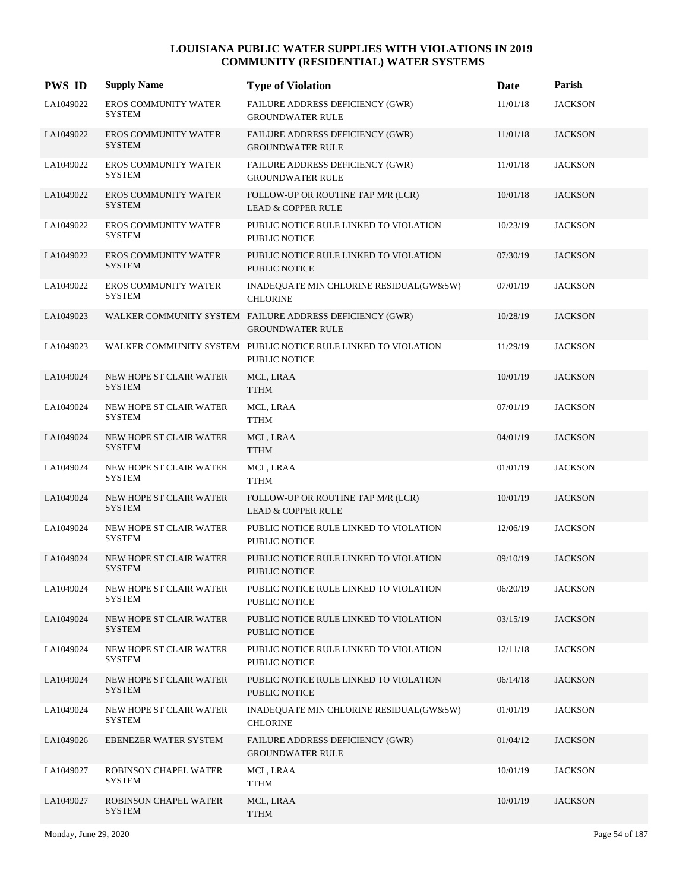# LOUISIANA PUBLIC WATER SUPPLIES WITH VIOLATIONS IN 2019
## COMMUNITY (RESIDENTIAL) WATER SYSTEMS

| PWS ID | Supply Name | Type of Violation | Date | Parish |
|---|---|---|---|---|
| LA1049022 | EROS COMMUNITY WATER SYSTEM | FAILURE ADDRESS DEFICIENCY (GWR) GROUNDWATER RULE | 11/01/18 | JACKSON |
| LA1049022 | EROS COMMUNITY WATER SYSTEM | FAILURE ADDRESS DEFICIENCY (GWR) GROUNDWATER RULE | 11/01/18 | JACKSON |
| LA1049022 | EROS COMMUNITY WATER SYSTEM | FAILURE ADDRESS DEFICIENCY (GWR) GROUNDWATER RULE | 11/01/18 | JACKSON |
| LA1049022 | EROS COMMUNITY WATER SYSTEM | FOLLOW-UP OR ROUTINE TAP M/R (LCR) LEAD & COPPER RULE | 10/01/18 | JACKSON |
| LA1049022 | EROS COMMUNITY WATER SYSTEM | PUBLIC NOTICE RULE LINKED TO VIOLATION PUBLIC NOTICE | 10/23/19 | JACKSON |
| LA1049022 | EROS COMMUNITY WATER SYSTEM | PUBLIC NOTICE RULE LINKED TO VIOLATION PUBLIC NOTICE | 07/30/19 | JACKSON |
| LA1049022 | EROS COMMUNITY WATER SYSTEM | INADEQUATE MIN CHLORINE RESIDUAL(GW&SW) CHLORINE | 07/01/19 | JACKSON |
| LA1049023 | WALKER COMMUNITY SYSTEM | FAILURE ADDRESS DEFICIENCY (GWR) GROUNDWATER RULE | 10/28/19 | JACKSON |
| LA1049023 | WALKER COMMUNITY SYSTEM | PUBLIC NOTICE RULE LINKED TO VIOLATION PUBLIC NOTICE | 11/29/19 | JACKSON |
| LA1049024 | NEW HOPE ST CLAIR WATER SYSTEM | MCL, LRAA TTHM | 10/01/19 | JACKSON |
| LA1049024 | NEW HOPE ST CLAIR WATER SYSTEM | MCL, LRAA TTHM | 07/01/19 | JACKSON |
| LA1049024 | NEW HOPE ST CLAIR WATER SYSTEM | MCL, LRAA TTHM | 04/01/19 | JACKSON |
| LA1049024 | NEW HOPE ST CLAIR WATER SYSTEM | MCL, LRAA TTHM | 01/01/19 | JACKSON |
| LA1049024 | NEW HOPE ST CLAIR WATER SYSTEM | FOLLOW-UP OR ROUTINE TAP M/R (LCR) LEAD & COPPER RULE | 10/01/19 | JACKSON |
| LA1049024 | NEW HOPE ST CLAIR WATER SYSTEM | PUBLIC NOTICE RULE LINKED TO VIOLATION PUBLIC NOTICE | 12/06/19 | JACKSON |
| LA1049024 | NEW HOPE ST CLAIR WATER SYSTEM | PUBLIC NOTICE RULE LINKED TO VIOLATION PUBLIC NOTICE | 09/10/19 | JACKSON |
| LA1049024 | NEW HOPE ST CLAIR WATER SYSTEM | PUBLIC NOTICE RULE LINKED TO VIOLATION PUBLIC NOTICE | 06/20/19 | JACKSON |
| LA1049024 | NEW HOPE ST CLAIR WATER SYSTEM | PUBLIC NOTICE RULE LINKED TO VIOLATION PUBLIC NOTICE | 03/15/19 | JACKSON |
| LA1049024 | NEW HOPE ST CLAIR WATER SYSTEM | PUBLIC NOTICE RULE LINKED TO VIOLATION PUBLIC NOTICE | 12/11/18 | JACKSON |
| LA1049024 | NEW HOPE ST CLAIR WATER SYSTEM | PUBLIC NOTICE RULE LINKED TO VIOLATION PUBLIC NOTICE | 06/14/18 | JACKSON |
| LA1049024 | NEW HOPE ST CLAIR WATER SYSTEM | INADEQUATE MIN CHLORINE RESIDUAL(GW&SW) CHLORINE | 01/01/19 | JACKSON |
| LA1049026 | EBENEZER WATER SYSTEM | FAILURE ADDRESS DEFICIENCY (GWR) GROUNDWATER RULE | 01/04/12 | JACKSON |
| LA1049027 | ROBINSON CHAPEL WATER SYSTEM | MCL, LRAA TTHM | 10/01/19 | JACKSON |
| LA1049027 | ROBINSON CHAPEL WATER SYSTEM | MCL, LRAA TTHM | 10/01/19 | JACKSON |

Monday, June 29, 2020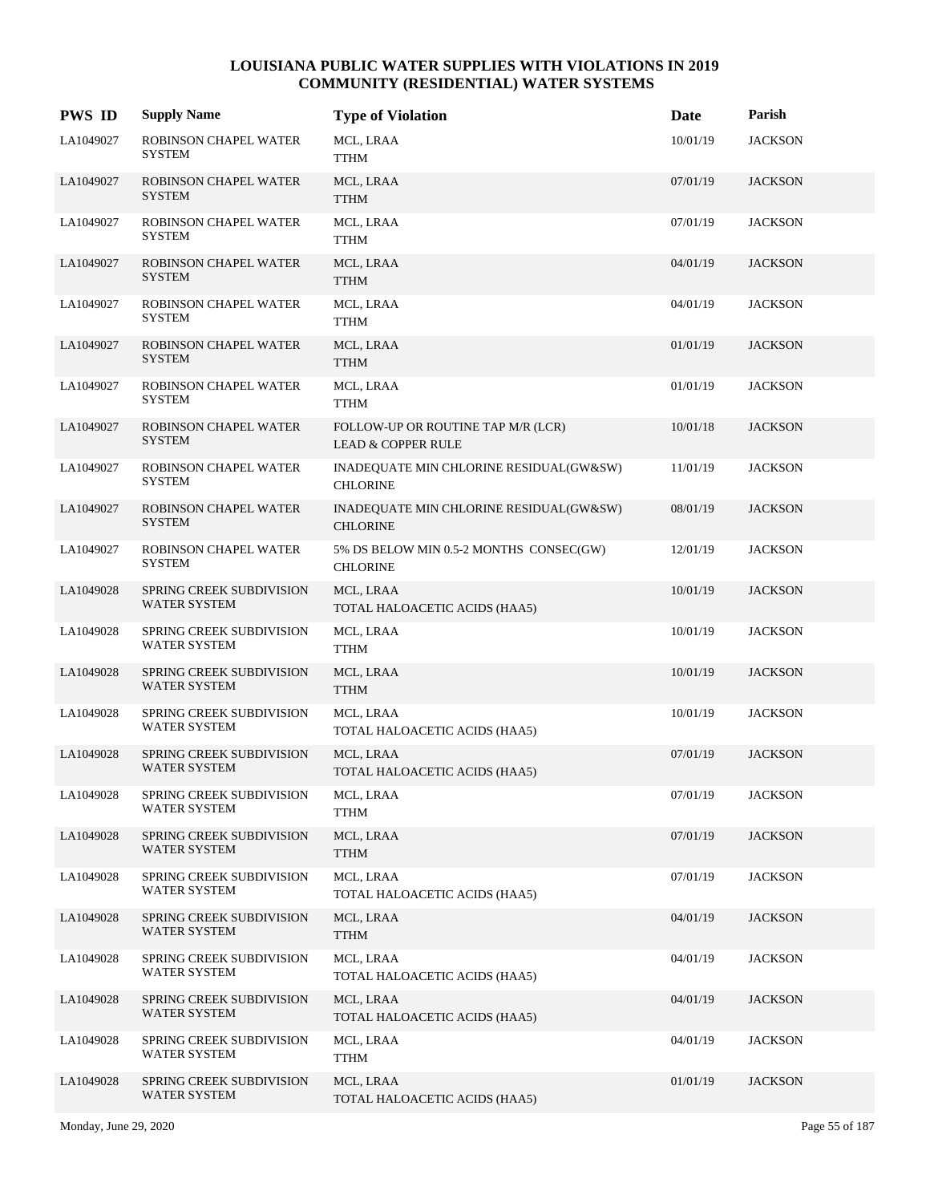# LOUISIANA PUBLIC WATER SUPPLIES WITH VIOLATIONS IN 2019
## COMMUNITY (RESIDENTIAL) WATER SYSTEMS

| PWS ID | Supply Name | Type of Violation | Date | Parish |
|---|---|---|---|---|
| LA1049027 | ROBINSON CHAPEL WATER SYSTEM | MCL, LRAA<br>TTHM | 10/01/19 | JACKSON |
| LA1049027 | ROBINSON CHAPEL WATER SYSTEM | MCL, LRAA<br>TTHM | 07/01/19 | JACKSON |
| LA1049027 | ROBINSON CHAPEL WATER SYSTEM | MCL, LRAA<br>TTHM | 07/01/19 | JACKSON |
| LA1049027 | ROBINSON CHAPEL WATER SYSTEM | MCL, LRAA<br>TTHM | 04/01/19 | JACKSON |
| LA1049027 | ROBINSON CHAPEL WATER SYSTEM | MCL, LRAA<br>TTHM | 04/01/19 | JACKSON |
| LA1049027 | ROBINSON CHAPEL WATER SYSTEM | MCL, LRAA<br>TTHM | 01/01/19 | JACKSON |
| LA1049027 | ROBINSON CHAPEL WATER SYSTEM | MCL, LRAA<br>TTHM | 01/01/19 | JACKSON |
| LA1049027 | ROBINSON CHAPEL WATER SYSTEM | FOLLOW-UP OR ROUTINE TAP M/R (LCR)<br>LEAD & COPPER RULE | 10/01/18 | JACKSON |
| LA1049027 | ROBINSON CHAPEL WATER SYSTEM | INADEQUATE MIN CHLORINE RESIDUAL(GW&SW)<br>CHLORINE | 11/01/19 | JACKSON |
| LA1049027 | ROBINSON CHAPEL WATER SYSTEM | INADEQUATE MIN CHLORINE RESIDUAL(GW&SW)<br>CHLORINE | 08/01/19 | JACKSON |
| LA1049027 | ROBINSON CHAPEL WATER SYSTEM | 5% DS BELOW MIN 0.5-2 MONTHS CONSEC(GW)<br>CHLORINE | 12/01/19 | JACKSON |
| LA1049028 | SPRING CREEK SUBDIVISION WATER SYSTEM | MCL, LRAA<br>TOTAL HALOACETIC ACIDS (HAA5) | 10/01/19 | JACKSON |
| LA1049028 | SPRING CREEK SUBDIVISION WATER SYSTEM | MCL, LRAA<br>TTHM | 10/01/19 | JACKSON |
| LA1049028 | SPRING CREEK SUBDIVISION WATER SYSTEM | MCL, LRAA<br>TTHM | 10/01/19 | JACKSON |
| LA1049028 | SPRING CREEK SUBDIVISION WATER SYSTEM | MCL, LRAA<br>TOTAL HALOACETIC ACIDS (HAA5) | 10/01/19 | JACKSON |
| LA1049028 | SPRING CREEK SUBDIVISION WATER SYSTEM | MCL, LRAA<br>TOTAL HALOACETIC ACIDS (HAA5) | 07/01/19 | JACKSON |
| LA1049028 | SPRING CREEK SUBDIVISION WATER SYSTEM | MCL, LRAA<br>TTHM | 07/01/19 | JACKSON |
| LA1049028 | SPRING CREEK SUBDIVISION WATER SYSTEM | MCL, LRAA<br>TTHM | 07/01/19 | JACKSON |
| LA1049028 | SPRING CREEK SUBDIVISION WATER SYSTEM | MCL, LRAA<br>TOTAL HALOACETIC ACIDS (HAA5) | 07/01/19 | JACKSON |
| LA1049028 | SPRING CREEK SUBDIVISION WATER SYSTEM | MCL, LRAA<br>TTHM | 04/01/19 | JACKSON |
| LA1049028 | SPRING CREEK SUBDIVISION WATER SYSTEM | MCL, LRAA<br>TOTAL HALOACETIC ACIDS (HAA5) | 04/01/19 | JACKSON |
| LA1049028 | SPRING CREEK SUBDIVISION WATER SYSTEM | MCL, LRAA<br>TOTAL HALOACETIC ACIDS (HAA5) | 04/01/19 | JACKSON |
| LA1049028 | SPRING CREEK SUBDIVISION WATER SYSTEM | MCL, LRAA<br>TTHM | 04/01/19 | JACKSON |
| LA1049028 | SPRING CREEK SUBDIVISION WATER SYSTEM | MCL, LRAA<br>TOTAL HALOACETIC ACIDS (HAA5) | 01/01/19 | JACKSON |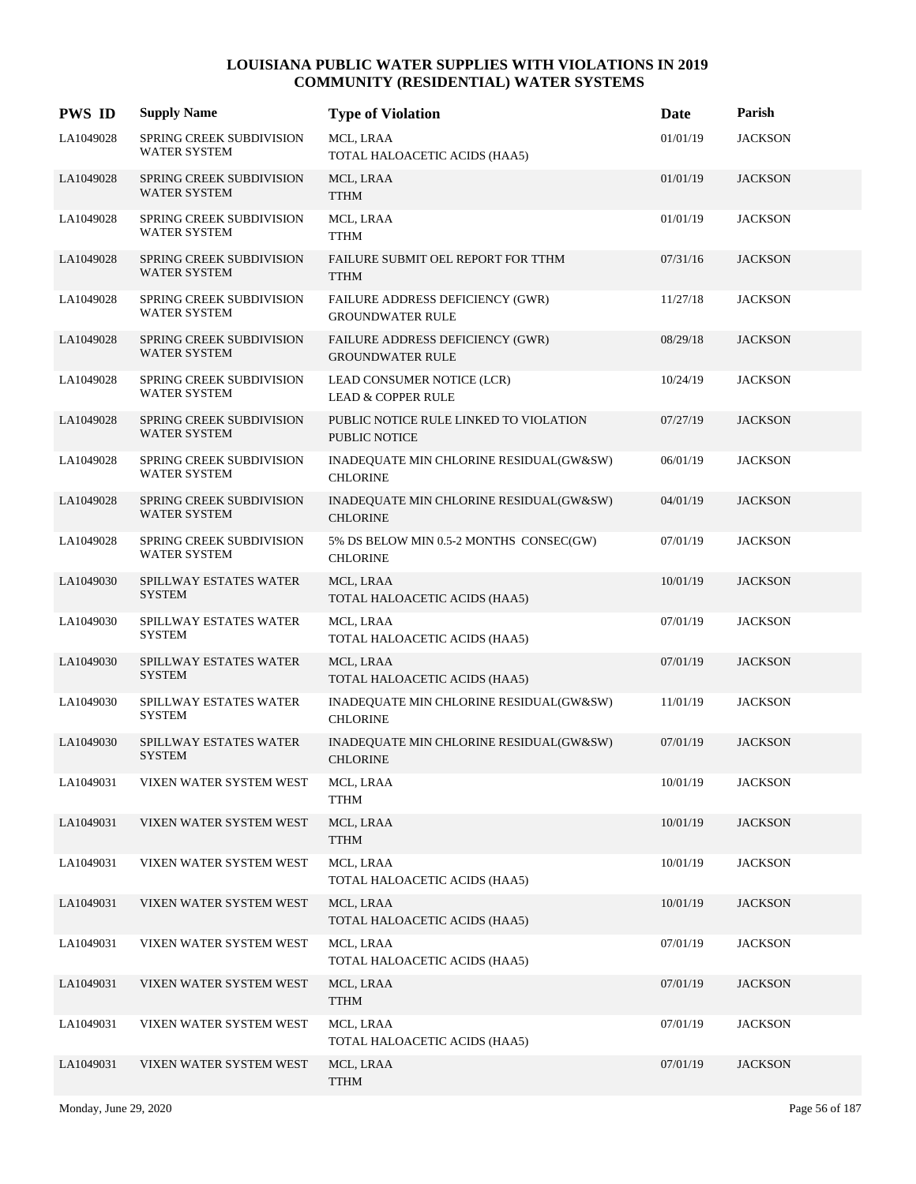# LOUISIANA PUBLIC WATER SUPPLIES WITH VIOLATIONS IN 2019
## COMMUNITY (RESIDENTIAL) WATER SYSTEMS

| PWS ID | Supply Name | Type of Violation | Date | Parish |
|---|---|---|---|---|
| LA1049028 | SPRING CREEK SUBDIVISION WATER SYSTEM | MCL, LRAA<br>TOTAL HALOACETIC ACIDS (HAA5) | 01/01/19 | JACKSON |
| LA1049028 | SPRING CREEK SUBDIVISION WATER SYSTEM | MCL, LRAA<br>TTHM | 01/01/19 | JACKSON |
| LA1049028 | SPRING CREEK SUBDIVISION WATER SYSTEM | MCL, LRAA<br>TTHM | 01/01/19 | JACKSON |
| LA1049028 | SPRING CREEK SUBDIVISION WATER SYSTEM | FAILURE SUBMIT OEL REPORT FOR TTHM<br>TTHM | 07/31/16 | JACKSON |
| LA1049028 | SPRING CREEK SUBDIVISION WATER SYSTEM | FAILURE ADDRESS DEFICIENCY (GWR)<br>GROUNDWATER RULE | 11/27/18 | JACKSON |
| LA1049028 | SPRING CREEK SUBDIVISION WATER SYSTEM | FAILURE ADDRESS DEFICIENCY (GWR)<br>GROUNDWATER RULE | 08/29/18 | JACKSON |
| LA1049028 | SPRING CREEK SUBDIVISION WATER SYSTEM | LEAD CONSUMER NOTICE (LCR)<br>LEAD & COPPER RULE | 10/24/19 | JACKSON |
| LA1049028 | SPRING CREEK SUBDIVISION WATER SYSTEM | PUBLIC NOTICE RULE LINKED TO VIOLATION<br>PUBLIC NOTICE | 07/27/19 | JACKSON |
| LA1049028 | SPRING CREEK SUBDIVISION WATER SYSTEM | INADEQUATE MIN CHLORINE RESIDUAL(GW&SW)<br>CHLORINE | 06/01/19 | JACKSON |
| LA1049028 | SPRING CREEK SUBDIVISION WATER SYSTEM | INADEQUATE MIN CHLORINE RESIDUAL(GW&SW)<br>CHLORINE | 04/01/19 | JACKSON |
| LA1049028 | SPRING CREEK SUBDIVISION WATER SYSTEM | 5% DS BELOW MIN 0.5-2 MONTHS CONSEC(GW)<br>CHLORINE | 07/01/19 | JACKSON |
| LA1049030 | SPILLWAY ESTATES WATER SYSTEM | MCL, LRAA<br>TOTAL HALOACETIC ACIDS (HAA5) | 10/01/19 | JACKSON |
| LA1049030 | SPILLWAY ESTATES WATER SYSTEM | MCL, LRAA<br>TOTAL HALOACETIC ACIDS (HAA5) | 07/01/19 | JACKSON |
| LA1049030 | SPILLWAY ESTATES WATER SYSTEM | MCL, LRAA<br>TOTAL HALOACETIC ACIDS (HAA5) | 07/01/19 | JACKSON |
| LA1049030 | SPILLWAY ESTATES WATER SYSTEM | INADEQUATE MIN CHLORINE RESIDUAL(GW&SW)<br>CHLORINE | 11/01/19 | JACKSON |
| LA1049030 | SPILLWAY ESTATES WATER SYSTEM | INADEQUATE MIN CHLORINE RESIDUAL(GW&SW)<br>CHLORINE | 07/01/19 | JACKSON |
| LA1049031 | VIXEN WATER SYSTEM WEST | MCL, LRAA<br>TTHM | 10/01/19 | JACKSON |
| LA1049031 | VIXEN WATER SYSTEM WEST | MCL, LRAA<br>TTHM | 10/01/19 | JACKSON |
| LA1049031 | VIXEN WATER SYSTEM WEST | MCL, LRAA<br>TOTAL HALOACETIC ACIDS (HAA5) | 10/01/19 | JACKSON |
| LA1049031 | VIXEN WATER SYSTEM WEST | MCL, LRAA<br>TOTAL HALOACETIC ACIDS (HAA5) | 10/01/19 | JACKSON |
| LA1049031 | VIXEN WATER SYSTEM WEST | MCL, LRAA<br>TOTAL HALOACETIC ACIDS (HAA5) | 07/01/19 | JACKSON |
| LA1049031 | VIXEN WATER SYSTEM WEST | MCL, LRAA<br>TTHM | 07/01/19 | JACKSON |
| LA1049031 | VIXEN WATER SYSTEM WEST | MCL, LRAA<br>TOTAL HALOACETIC ACIDS (HAA5) | 07/01/19 | JACKSON |
| LA1049031 | VIXEN WATER SYSTEM WEST | MCL, LRAA<br>TTHM | 07/01/19 | JACKSON |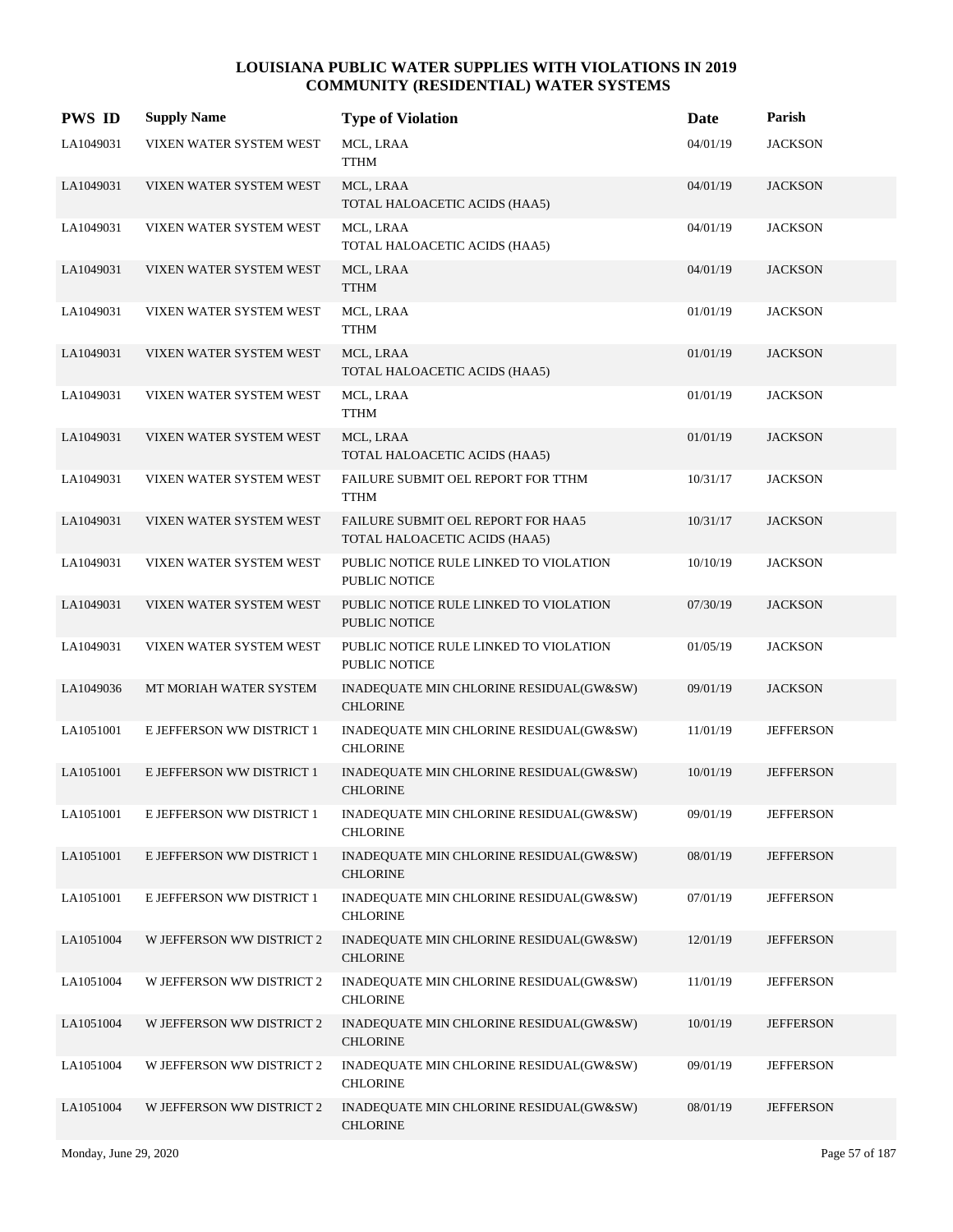# LOUISIANA PUBLIC WATER SUPPLIES WITH VIOLATIONS IN 2019
## COMMUNITY (RESIDENTIAL) WATER SYSTEMS

| PWS ID | Supply Name | Type of Violation | Date | Parish |
|---|---|---|---|---|
| LA1049031 | VIXEN WATER SYSTEM WEST | MCL, LRAA<br>TTHM | 04/01/19 | JACKSON |
| LA1049031 | VIXEN WATER SYSTEM WEST | MCL, LRAA<br>TOTAL HALOACETIC ACIDS (HAA5) | 04/01/19 | JACKSON |
| LA1049031 | VIXEN WATER SYSTEM WEST | MCL, LRAA<br>TOTAL HALOACETIC ACIDS (HAA5) | 04/01/19 | JACKSON |
| LA1049031 | VIXEN WATER SYSTEM WEST | MCL, LRAA<br>TTHM | 04/01/19 | JACKSON |
| LA1049031 | VIXEN WATER SYSTEM WEST | MCL, LRAA<br>TTHM | 01/01/19 | JACKSON |
| LA1049031 | VIXEN WATER SYSTEM WEST | MCL, LRAA<br>TOTAL HALOACETIC ACIDS (HAA5) | 01/01/19 | JACKSON |
| LA1049031 | VIXEN WATER SYSTEM WEST | MCL, LRAA<br>TTHM | 01/01/19 | JACKSON |
| LA1049031 | VIXEN WATER SYSTEM WEST | MCL, LRAA<br>TOTAL HALOACETIC ACIDS (HAA5) | 01/01/19 | JACKSON |
| LA1049031 | VIXEN WATER SYSTEM WEST | FAILURE SUBMIT OEL REPORT FOR TTHM<br>TTHM | 10/31/17 | JACKSON |
| LA1049031 | VIXEN WATER SYSTEM WEST | FAILURE SUBMIT OEL REPORT FOR HAA5<br>TOTAL HALOACETIC ACIDS (HAA5) | 10/31/17 | JACKSON |
| LA1049031 | VIXEN WATER SYSTEM WEST | PUBLIC NOTICE RULE LINKED TO VIOLATION<br>PUBLIC NOTICE | 10/10/19 | JACKSON |
| LA1049031 | VIXEN WATER SYSTEM WEST | PUBLIC NOTICE RULE LINKED TO VIOLATION<br>PUBLIC NOTICE | 07/30/19 | JACKSON |
| LA1049031 | VIXEN WATER SYSTEM WEST | PUBLIC NOTICE RULE LINKED TO VIOLATION<br>PUBLIC NOTICE | 01/05/19 | JACKSON |
| LA1049036 | MT MORIAH WATER SYSTEM | INADEQUATE MIN CHLORINE RESIDUAL(GW&SW)<br>CHLORINE | 09/01/19 | JACKSON |
| LA1051001 | E JEFFERSON WW DISTRICT 1 | INADEQUATE MIN CHLORINE RESIDUAL(GW&SW)<br>CHLORINE | 11/01/19 | JEFFERSON |
| LA1051001 | E JEFFERSON WW DISTRICT 1 | INADEQUATE MIN CHLORINE RESIDUAL(GW&SW)<br>CHLORINE | 10/01/19 | JEFFERSON |
| LA1051001 | E JEFFERSON WW DISTRICT 1 | INADEQUATE MIN CHLORINE RESIDUAL(GW&SW)<br>CHLORINE | 09/01/19 | JEFFERSON |
| LA1051001 | E JEFFERSON WW DISTRICT 1 | INADEQUATE MIN CHLORINE RESIDUAL(GW&SW)<br>CHLORINE | 08/01/19 | JEFFERSON |
| LA1051001 | E JEFFERSON WW DISTRICT 1 | INADEQUATE MIN CHLORINE RESIDUAL(GW&SW)<br>CHLORINE | 07/01/19 | JEFFERSON |
| LA1051004 | W JEFFERSON WW DISTRICT 2 | INADEQUATE MIN CHLORINE RESIDUAL(GW&SW)<br>CHLORINE | 12/01/19 | JEFFERSON |
| LA1051004 | W JEFFERSON WW DISTRICT 2 | INADEQUATE MIN CHLORINE RESIDUAL(GW&SW)<br>CHLORINE | 11/01/19 | JEFFERSON |
| LA1051004 | W JEFFERSON WW DISTRICT 2 | INADEQUATE MIN CHLORINE RESIDUAL(GW&SW)<br>CHLORINE | 10/01/19 | JEFFERSON |
| LA1051004 | W JEFFERSON WW DISTRICT 2 | INADEQUATE MIN CHLORINE RESIDUAL(GW&SW)<br>CHLORINE | 09/01/19 | JEFFERSON |
| LA1051004 | W JEFFERSON WW DISTRICT 2 | INADEQUATE MIN CHLORINE RESIDUAL(GW&SW)<br>CHLORINE | 08/01/19 | JEFFERSON |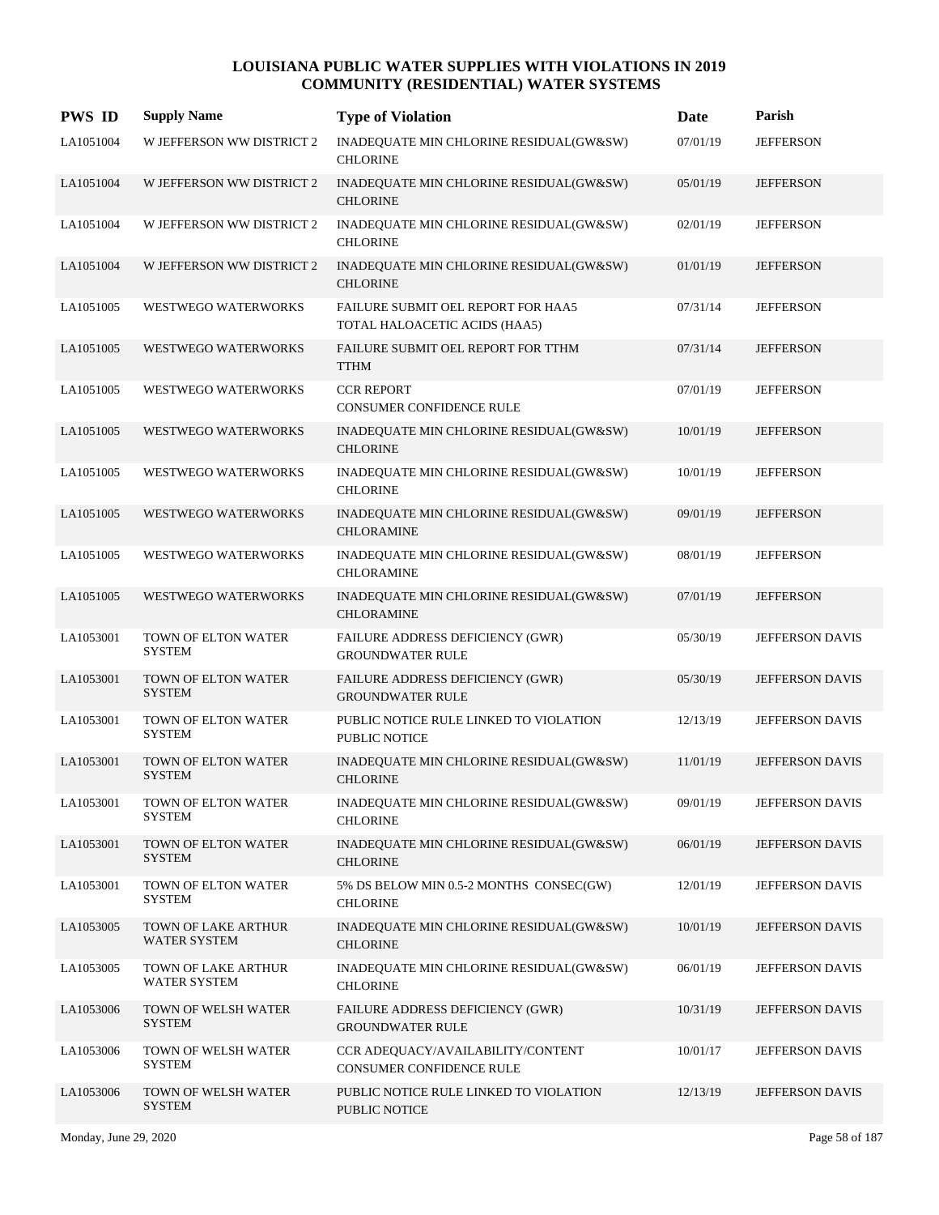# LOUISIANA PUBLIC WATER SUPPLIES WITH VIOLATIONS IN 2019
## COMMUNITY (RESIDENTIAL) WATER SYSTEMS

| PWS ID | Supply Name | Type of Violation | Date | Parish |
|---|---|---|---|---|
| LA1051004 | W JEFFERSON WW DISTRICT 2 | INADEQUATE MIN CHLORINE RESIDUAL(GW&SW) CHLORINE | 07/01/19 | JEFFERSON |
| LA1051004 | W JEFFERSON WW DISTRICT 2 | INADEQUATE MIN CHLORINE RESIDUAL(GW&SW) CHLORINE | 05/01/19 | JEFFERSON |
| LA1051004 | W JEFFERSON WW DISTRICT 2 | INADEQUATE MIN CHLORINE RESIDUAL(GW&SW) CHLORINE | 02/01/19 | JEFFERSON |
| LA1051004 | W JEFFERSON WW DISTRICT 2 | INADEQUATE MIN CHLORINE RESIDUAL(GW&SW) CHLORINE | 01/01/19 | JEFFERSON |
| LA1051005 | WESTWEGO WATERWORKS | FAILURE SUBMIT OEL REPORT FOR HAA5 TOTAL HALOACETIC ACIDS (HAA5) | 07/31/14 | JEFFERSON |
| LA1051005 | WESTWEGO WATERWORKS | FAILURE SUBMIT OEL REPORT FOR TTHM TTHM | 07/31/14 | JEFFERSON |
| LA1051005 | WESTWEGO WATERWORKS | CCR REPORT CONSUMER CONFIDENCE RULE | 07/01/19 | JEFFERSON |
| LA1051005 | WESTWEGO WATERWORKS | INADEQUATE MIN CHLORINE RESIDUAL(GW&SW) CHLORINE | 10/01/19 | JEFFERSON |
| LA1051005 | WESTWEGO WATERWORKS | INADEQUATE MIN CHLORINE RESIDUAL(GW&SW) CHLORINE | 10/01/19 | JEFFERSON |
| LA1051005 | WESTWEGO WATERWORKS | INADEQUATE MIN CHLORINE RESIDUAL(GW&SW) CHLORAMINE | 09/01/19 | JEFFERSON |
| LA1051005 | WESTWEGO WATERWORKS | INADEQUATE MIN CHLORINE RESIDUAL(GW&SW) CHLORAMINE | 08/01/19 | JEFFERSON |
| LA1051005 | WESTWEGO WATERWORKS | INADEQUATE MIN CHLORINE RESIDUAL(GW&SW) CHLORAMINE | 07/01/19 | JEFFERSON |
| LA1053001 | TOWN OF ELTON WATER SYSTEM | FAILURE ADDRESS DEFICIENCY (GWR) GROUNDWATER RULE | 05/30/19 | JEFFERSON DAVIS |
| LA1053001 | TOWN OF ELTON WATER SYSTEM | FAILURE ADDRESS DEFICIENCY (GWR) GROUNDWATER RULE | 05/30/19 | JEFFERSON DAVIS |
| LA1053001 | TOWN OF ELTON WATER SYSTEM | PUBLIC NOTICE RULE LINKED TO VIOLATION PUBLIC NOTICE | 12/13/19 | JEFFERSON DAVIS |
| LA1053001 | TOWN OF ELTON WATER SYSTEM | INADEQUATE MIN CHLORINE RESIDUAL(GW&SW) CHLORINE | 11/01/19 | JEFFERSON DAVIS |
| LA1053001 | TOWN OF ELTON WATER SYSTEM | INADEQUATE MIN CHLORINE RESIDUAL(GW&SW) CHLORINE | 09/01/19 | JEFFERSON DAVIS |
| LA1053001 | TOWN OF ELTON WATER SYSTEM | INADEQUATE MIN CHLORINE RESIDUAL(GW&SW) CHLORINE | 06/01/19 | JEFFERSON DAVIS |
| LA1053001 | TOWN OF ELTON WATER SYSTEM | 5% DS BELOW MIN 0.5-2 MONTHS CONSEC(GW) CHLORINE | 12/01/19 | JEFFERSON DAVIS |
| LA1053005 | TOWN OF LAKE ARTHUR WATER SYSTEM | INADEQUATE MIN CHLORINE RESIDUAL(GW&SW) CHLORINE | 10/01/19 | JEFFERSON DAVIS |
| LA1053005 | TOWN OF LAKE ARTHUR WATER SYSTEM | INADEQUATE MIN CHLORINE RESIDUAL(GW&SW) CHLORINE | 06/01/19 | JEFFERSON DAVIS |
| LA1053006 | TOWN OF WELSH WATER SYSTEM | FAILURE ADDRESS DEFICIENCY (GWR) GROUNDWATER RULE | 10/31/19 | JEFFERSON DAVIS |
| LA1053006 | TOWN OF WELSH WATER SYSTEM | CCR ADEQUACY/AVAILABILITY/CONTENT CONSUMER CONFIDENCE RULE | 10/01/17 | JEFFERSON DAVIS |
| LA1053006 | TOWN OF WELSH WATER SYSTEM | PUBLIC NOTICE RULE LINKED TO VIOLATION PUBLIC NOTICE | 12/13/19 | JEFFERSON DAVIS |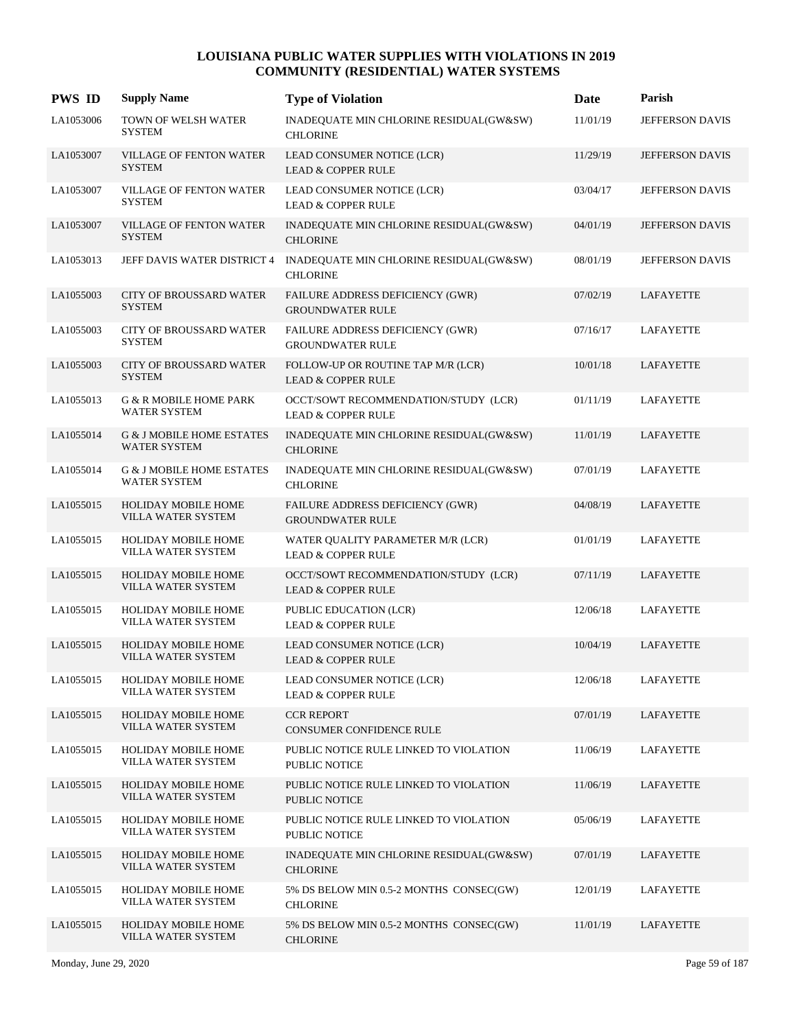# LOUISIANA PUBLIC WATER SUPPLIES WITH VIOLATIONS IN 2019
## COMMUNITY (RESIDENTIAL) WATER SYSTEMS

| PWS ID | Supply Name | Type of Violation | Date | Parish |
|---|---|---|---|---|
| LA1053006 | TOWN OF WELSH WATER SYSTEM | INADEQUATE MIN CHLORINE RESIDUAL(GW&SW) CHLORINE | 11/01/19 | JEFFERSON DAVIS |
| LA1053007 | VILLAGE OF FENTON WATER SYSTEM | LEAD CONSUMER NOTICE (LCR) LEAD & COPPER RULE | 11/29/19 | JEFFERSON DAVIS |
| LA1053007 | VILLAGE OF FENTON WATER SYSTEM | LEAD CONSUMER NOTICE (LCR) LEAD & COPPER RULE | 03/04/17 | JEFFERSON DAVIS |
| LA1053007 | VILLAGE OF FENTON WATER SYSTEM | INADEQUATE MIN CHLORINE RESIDUAL(GW&SW) CHLORINE | 04/01/19 | JEFFERSON DAVIS |
| LA1053013 | JEFF DAVIS WATER DISTRICT 4 | INADEQUATE MIN CHLORINE RESIDUAL(GW&SW) CHLORINE | 08/01/19 | JEFFERSON DAVIS |
| LA1055003 | CITY OF BROUSSARD WATER SYSTEM | FAILURE ADDRESS DEFICIENCY (GWR) GROUNDWATER RULE | 07/02/19 | LAFAYETTE |
| LA1055003 | CITY OF BROUSSARD WATER SYSTEM | FAILURE ADDRESS DEFICIENCY (GWR) GROUNDWATER RULE | 07/16/17 | LAFAYETTE |
| LA1055003 | CITY OF BROUSSARD WATER SYSTEM | FOLLOW-UP OR ROUTINE TAP M/R (LCR) LEAD & COPPER RULE | 10/01/18 | LAFAYETTE |
| LA1055013 | G & R MOBILE HOME PARK WATER SYSTEM | OCCT/SOWT RECOMMENDATION/STUDY (LCR) LEAD & COPPER RULE | 01/11/19 | LAFAYETTE |
| LA1055014 | G & J MOBILE HOME ESTATES WATER SYSTEM | INADEQUATE MIN CHLORINE RESIDUAL(GW&SW) CHLORINE | 11/01/19 | LAFAYETTE |
| LA1055014 | G & J MOBILE HOME ESTATES WATER SYSTEM | INADEQUATE MIN CHLORINE RESIDUAL(GW&SW) CHLORINE | 07/01/19 | LAFAYETTE |
| LA1055015 | HOLIDAY MOBILE HOME VILLA WATER SYSTEM | FAILURE ADDRESS DEFICIENCY (GWR) GROUNDWATER RULE | 04/08/19 | LAFAYETTE |
| LA1055015 | HOLIDAY MOBILE HOME VILLA WATER SYSTEM | WATER QUALITY PARAMETER M/R (LCR) LEAD & COPPER RULE | 01/01/19 | LAFAYETTE |
| LA1055015 | HOLIDAY MOBILE HOME VILLA WATER SYSTEM | OCCT/SOWT RECOMMENDATION/STUDY (LCR) LEAD & COPPER RULE | 07/11/19 | LAFAYETTE |
| LA1055015 | HOLIDAY MOBILE HOME VILLA WATER SYSTEM | PUBLIC EDUCATION (LCR) LEAD & COPPER RULE | 12/06/18 | LAFAYETTE |
| LA1055015 | HOLIDAY MOBILE HOME VILLA WATER SYSTEM | LEAD CONSUMER NOTICE (LCR) LEAD & COPPER RULE | 10/04/19 | LAFAYETTE |
| LA1055015 | HOLIDAY MOBILE HOME VILLA WATER SYSTEM | LEAD CONSUMER NOTICE (LCR) LEAD & COPPER RULE | 12/06/18 | LAFAYETTE |
| LA1055015 | HOLIDAY MOBILE HOME VILLA WATER SYSTEM | CCR REPORT CONSUMER CONFIDENCE RULE | 07/01/19 | LAFAYETTE |
| LA1055015 | HOLIDAY MOBILE HOME VILLA WATER SYSTEM | PUBLIC NOTICE RULE LINKED TO VIOLATION PUBLIC NOTICE | 11/06/19 | LAFAYETTE |
| LA1055015 | HOLIDAY MOBILE HOME VILLA WATER SYSTEM | PUBLIC NOTICE RULE LINKED TO VIOLATION PUBLIC NOTICE | 11/06/19 | LAFAYETTE |
| LA1055015 | HOLIDAY MOBILE HOME VILLA WATER SYSTEM | PUBLIC NOTICE RULE LINKED TO VIOLATION PUBLIC NOTICE | 05/06/19 | LAFAYETTE |
| LA1055015 | HOLIDAY MOBILE HOME VILLA WATER SYSTEM | INADEQUATE MIN CHLORINE RESIDUAL(GW&SW) CHLORINE | 07/01/19 | LAFAYETTE |
| LA1055015 | HOLIDAY MOBILE HOME VILLA WATER SYSTEM | 5% DS BELOW MIN 0.5-2 MONTHS CONSEC(GW) CHLORINE | 12/01/19 | LAFAYETTE |
| LA1055015 | HOLIDAY MOBILE HOME VILLA WATER SYSTEM | 5% DS BELOW MIN 0.5-2 MONTHS CONSEC(GW) CHLORINE | 11/01/19 | LAFAYETTE |

Monday, June 29, 2020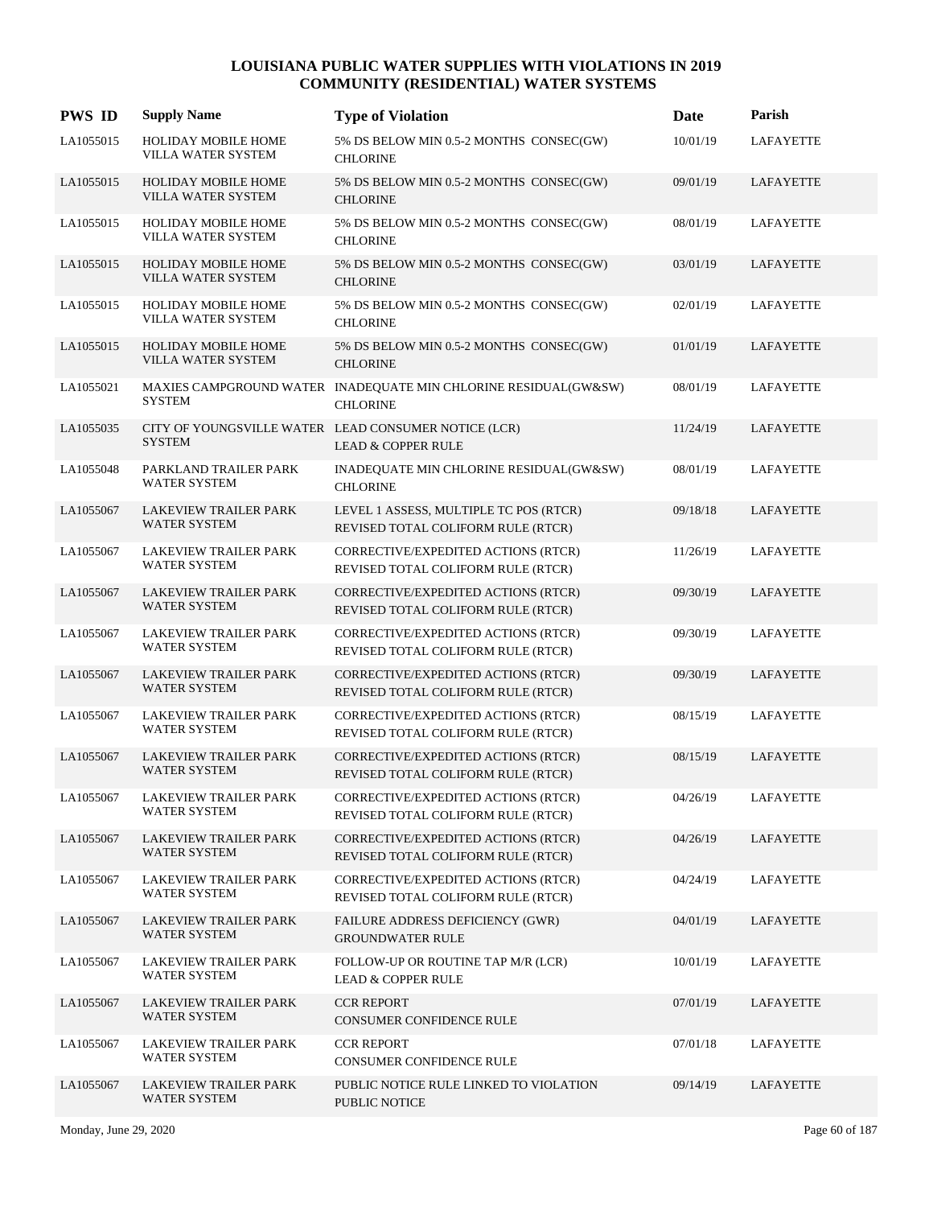# LOUISIANA PUBLIC WATER SUPPLIES WITH VIOLATIONS IN 2019
## COMMUNITY (RESIDENTIAL) WATER SYSTEMS

| PWS ID | Supply Name | Type of Violation | Date | Parish |
|---|---|---|---|---|
| LA1055015 | HOLIDAY MOBILE HOME VILLA WATER SYSTEM | 5% DS BELOW MIN 0.5-2 MONTHS CONSEC(GW) CHLORINE | 10/01/19 | LAFAYETTE |
| LA1055015 | HOLIDAY MOBILE HOME VILLA WATER SYSTEM | 5% DS BELOW MIN 0.5-2 MONTHS CONSEC(GW) CHLORINE | 09/01/19 | LAFAYETTE |
| LA1055015 | HOLIDAY MOBILE HOME VILLA WATER SYSTEM | 5% DS BELOW MIN 0.5-2 MONTHS CONSEC(GW) CHLORINE | 08/01/19 | LAFAYETTE |
| LA1055015 | HOLIDAY MOBILE HOME VILLA WATER SYSTEM | 5% DS BELOW MIN 0.5-2 MONTHS CONSEC(GW) CHLORINE | 03/01/19 | LAFAYETTE |
| LA1055015 | HOLIDAY MOBILE HOME VILLA WATER SYSTEM | 5% DS BELOW MIN 0.5-2 MONTHS CONSEC(GW) CHLORINE | 02/01/19 | LAFAYETTE |
| LA1055015 | HOLIDAY MOBILE HOME VILLA WATER SYSTEM | 5% DS BELOW MIN 0.5-2 MONTHS CONSEC(GW) CHLORINE | 01/01/19 | LAFAYETTE |
| LA1055021 | MAXIES CAMPGROUND WATER SYSTEM | INADEQUATE MIN CHLORINE RESIDUAL(GW&SW) CHLORINE | 08/01/19 | LAFAYETTE |
| LA1055035 | CITY OF YOUNGSVILLE WATER SYSTEM | LEAD CONSUMER NOTICE (LCR) LEAD & COPPER RULE | 11/24/19 | LAFAYETTE |
| LA1055048 | PARKLAND TRAILER PARK WATER SYSTEM | INADEQUATE MIN CHLORINE RESIDUAL(GW&SW) CHLORINE | 08/01/19 | LAFAYETTE |
| LA1055067 | LAKEVIEW TRAILER PARK WATER SYSTEM | LEVEL 1 ASSESS, MULTIPLE TC POS (RTCR) REVISED TOTAL COLIFORM RULE (RTCR) | 09/18/18 | LAFAYETTE |
| LA1055067 | LAKEVIEW TRAILER PARK WATER SYSTEM | CORRECTIVE/EXPEDITED ACTIONS (RTCR) REVISED TOTAL COLIFORM RULE (RTCR) | 11/26/19 | LAFAYETTE |
| LA1055067 | LAKEVIEW TRAILER PARK WATER SYSTEM | CORRECTIVE/EXPEDITED ACTIONS (RTCR) REVISED TOTAL COLIFORM RULE (RTCR) | 09/30/19 | LAFAYETTE |
| LA1055067 | LAKEVIEW TRAILER PARK WATER SYSTEM | CORRECTIVE/EXPEDITED ACTIONS (RTCR) REVISED TOTAL COLIFORM RULE (RTCR) | 09/30/19 | LAFAYETTE |
| LA1055067 | LAKEVIEW TRAILER PARK WATER SYSTEM | CORRECTIVE/EXPEDITED ACTIONS (RTCR) REVISED TOTAL COLIFORM RULE (RTCR) | 09/30/19 | LAFAYETTE |
| LA1055067 | LAKEVIEW TRAILER PARK WATER SYSTEM | CORRECTIVE/EXPEDITED ACTIONS (RTCR) REVISED TOTAL COLIFORM RULE (RTCR) | 08/15/19 | LAFAYETTE |
| LA1055067 | LAKEVIEW TRAILER PARK WATER SYSTEM | CORRECTIVE/EXPEDITED ACTIONS (RTCR) REVISED TOTAL COLIFORM RULE (RTCR) | 08/15/19 | LAFAYETTE |
| LA1055067 | LAKEVIEW TRAILER PARK WATER SYSTEM | CORRECTIVE/EXPEDITED ACTIONS (RTCR) REVISED TOTAL COLIFORM RULE (RTCR) | 04/26/19 | LAFAYETTE |
| LA1055067 | LAKEVIEW TRAILER PARK WATER SYSTEM | CORRECTIVE/EXPEDITED ACTIONS (RTCR) REVISED TOTAL COLIFORM RULE (RTCR) | 04/26/19 | LAFAYETTE |
| LA1055067 | LAKEVIEW TRAILER PARK WATER SYSTEM | CORRECTIVE/EXPEDITED ACTIONS (RTCR) REVISED TOTAL COLIFORM RULE (RTCR) | 04/24/19 | LAFAYETTE |
| LA1055067 | LAKEVIEW TRAILER PARK WATER SYSTEM | FAILURE ADDRESS DEFICIENCY (GWR) GROUNDWATER RULE | 04/01/19 | LAFAYETTE |
| LA1055067 | LAKEVIEW TRAILER PARK WATER SYSTEM | FOLLOW-UP OR ROUTINE TAP M/R (LCR) LEAD & COPPER RULE | 10/01/19 | LAFAYETTE |
| LA1055067 | LAKEVIEW TRAILER PARK WATER SYSTEM | CCR REPORT CONSUMER CONFIDENCE RULE | 07/01/19 | LAFAYETTE |
| LA1055067 | LAKEVIEW TRAILER PARK WATER SYSTEM | CCR REPORT CONSUMER CONFIDENCE RULE | 07/01/18 | LAFAYETTE |
| LA1055067 | LAKEVIEW TRAILER PARK WATER SYSTEM | PUBLIC NOTICE RULE LINKED TO VIOLATION PUBLIC NOTICE | 09/14/19 | LAFAYETTE |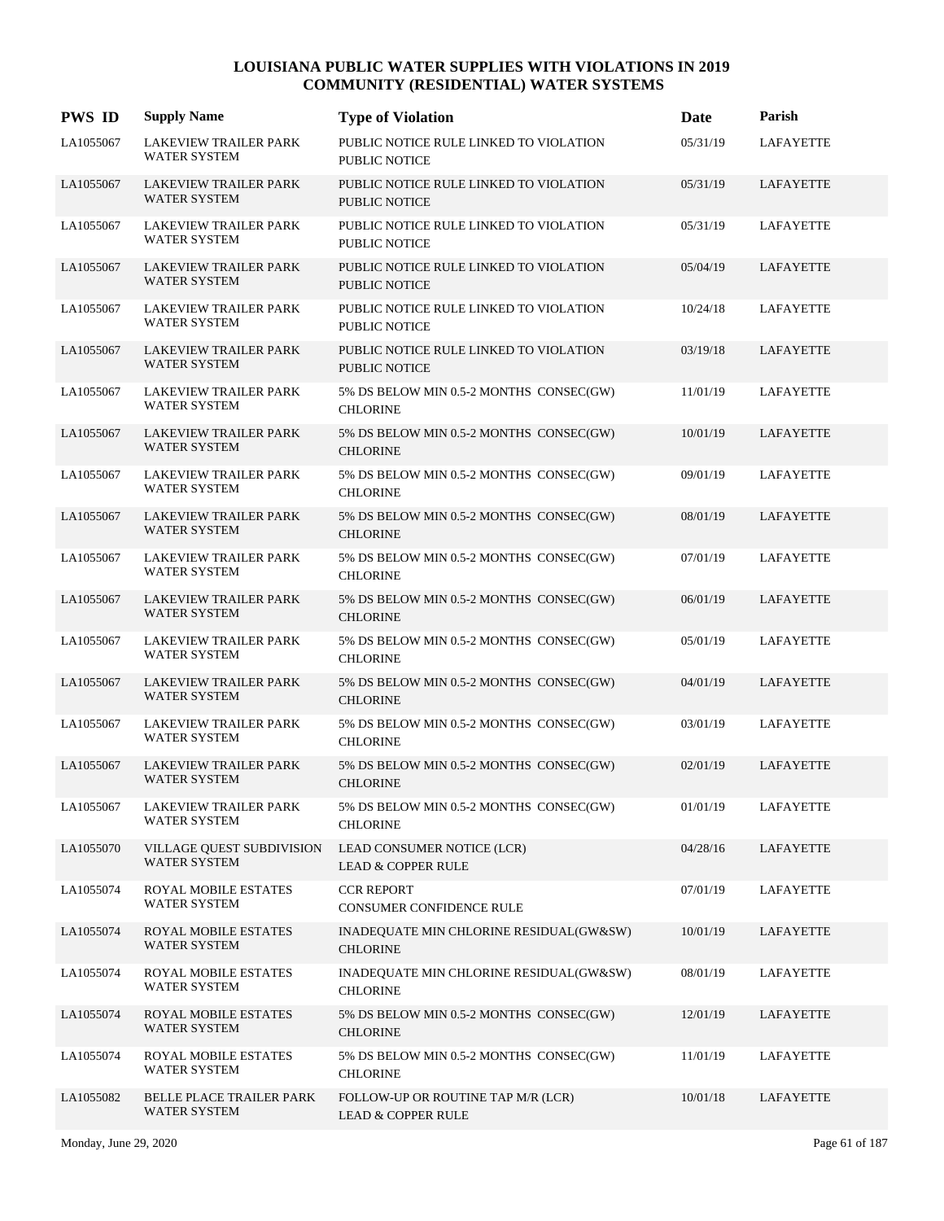# LOUISIANA PUBLIC WATER SUPPLIES WITH VIOLATIONS IN 2019
## COMMUNITY (RESIDENTIAL) WATER SYSTEMS

| PWS ID | Supply Name | Type of Violation | Date | Parish |
|---|---|---|---|---|
| LA1055067 | LAKEVIEW TRAILER PARK WATER SYSTEM | PUBLIC NOTICE RULE LINKED TO VIOLATION PUBLIC NOTICE | 05/31/19 | LAFAYETTE |
| LA1055067 | LAKEVIEW TRAILER PARK WATER SYSTEM | PUBLIC NOTICE RULE LINKED TO VIOLATION PUBLIC NOTICE | 05/31/19 | LAFAYETTE |
| LA1055067 | LAKEVIEW TRAILER PARK WATER SYSTEM | PUBLIC NOTICE RULE LINKED TO VIOLATION PUBLIC NOTICE | 05/31/19 | LAFAYETTE |
| LA1055067 | LAKEVIEW TRAILER PARK WATER SYSTEM | PUBLIC NOTICE RULE LINKED TO VIOLATION PUBLIC NOTICE | 05/04/19 | LAFAYETTE |
| LA1055067 | LAKEVIEW TRAILER PARK WATER SYSTEM | PUBLIC NOTICE RULE LINKED TO VIOLATION PUBLIC NOTICE | 10/24/18 | LAFAYETTE |
| LA1055067 | LAKEVIEW TRAILER PARK WATER SYSTEM | PUBLIC NOTICE RULE LINKED TO VIOLATION PUBLIC NOTICE | 03/19/18 | LAFAYETTE |
| LA1055067 | LAKEVIEW TRAILER PARK WATER SYSTEM | 5% DS BELOW MIN 0.5-2 MONTHS CONSEC(GW) CHLORINE | 11/01/19 | LAFAYETTE |
| LA1055067 | LAKEVIEW TRAILER PARK WATER SYSTEM | 5% DS BELOW MIN 0.5-2 MONTHS CONSEC(GW) CHLORINE | 10/01/19 | LAFAYETTE |
| LA1055067 | LAKEVIEW TRAILER PARK WATER SYSTEM | 5% DS BELOW MIN 0.5-2 MONTHS CONSEC(GW) CHLORINE | 09/01/19 | LAFAYETTE |
| LA1055067 | LAKEVIEW TRAILER PARK WATER SYSTEM | 5% DS BELOW MIN 0.5-2 MONTHS CONSEC(GW) CHLORINE | 08/01/19 | LAFAYETTE |
| LA1055067 | LAKEVIEW TRAILER PARK WATER SYSTEM | 5% DS BELOW MIN 0.5-2 MONTHS CONSEC(GW) CHLORINE | 07/01/19 | LAFAYETTE |
| LA1055067 | LAKEVIEW TRAILER PARK WATER SYSTEM | 5% DS BELOW MIN 0.5-2 MONTHS CONSEC(GW) CHLORINE | 06/01/19 | LAFAYETTE |
| LA1055067 | LAKEVIEW TRAILER PARK WATER SYSTEM | 5% DS BELOW MIN 0.5-2 MONTHS CONSEC(GW) CHLORINE | 05/01/19 | LAFAYETTE |
| LA1055067 | LAKEVIEW TRAILER PARK WATER SYSTEM | 5% DS BELOW MIN 0.5-2 MONTHS CONSEC(GW) CHLORINE | 04/01/19 | LAFAYETTE |
| LA1055067 | LAKEVIEW TRAILER PARK WATER SYSTEM | 5% DS BELOW MIN 0.5-2 MONTHS CONSEC(GW) CHLORINE | 03/01/19 | LAFAYETTE |
| LA1055067 | LAKEVIEW TRAILER PARK WATER SYSTEM | 5% DS BELOW MIN 0.5-2 MONTHS CONSEC(GW) CHLORINE | 02/01/19 | LAFAYETTE |
| LA1055067 | LAKEVIEW TRAILER PARK WATER SYSTEM | 5% DS BELOW MIN 0.5-2 MONTHS CONSEC(GW) CHLORINE | 01/01/19 | LAFAYETTE |
| LA1055070 | VILLAGE QUEST SUBDIVISION WATER SYSTEM | LEAD CONSUMER NOTICE (LCR) LEAD & COPPER RULE | 04/28/16 | LAFAYETTE |
| LA1055074 | ROYAL MOBILE ESTATES WATER SYSTEM | CCR REPORT CONSUMER CONFIDENCE RULE | 07/01/19 | LAFAYETTE |
| LA1055074 | ROYAL MOBILE ESTATES WATER SYSTEM | INADEQUATE MIN CHLORINE RESIDUAL(GW&SW) CHLORINE | 10/01/19 | LAFAYETTE |
| LA1055074 | ROYAL MOBILE ESTATES WATER SYSTEM | INADEQUATE MIN CHLORINE RESIDUAL(GW&SW) CHLORINE | 08/01/19 | LAFAYETTE |
| LA1055074 | ROYAL MOBILE ESTATES WATER SYSTEM | 5% DS BELOW MIN 0.5-2 MONTHS CONSEC(GW) CHLORINE | 12/01/19 | LAFAYETTE |
| LA1055074 | ROYAL MOBILE ESTATES WATER SYSTEM | 5% DS BELOW MIN 0.5-2 MONTHS CONSEC(GW) CHLORINE | 11/01/19 | LAFAYETTE |
| LA1055082 | BELLE PLACE TRAILER PARK WATER SYSTEM | FOLLOW-UP OR ROUTINE TAP M/R (LCR) LEAD & COPPER RULE | 10/01/18 | LAFAYETTE |

Monday, June 29, 2020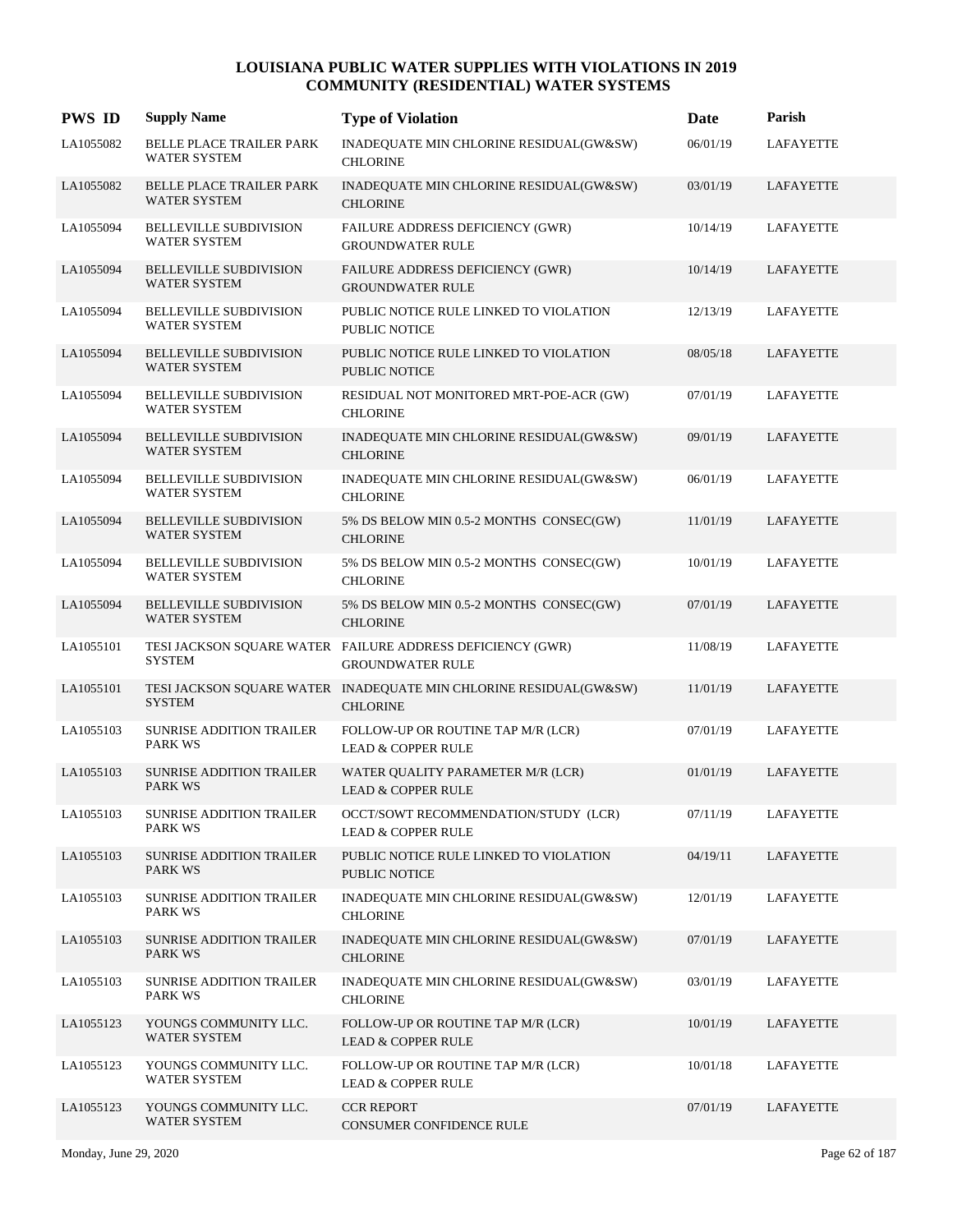# LOUISIANA PUBLIC WATER SUPPLIES WITH VIOLATIONS IN 2019
## COMMUNITY (RESIDENTIAL) WATER SYSTEMS

| PWS ID | Supply Name | Type of Violation | Date | Parish |
|---|---|---|---|---|
| LA1055082 | BELLE PLACE TRAILER PARK WATER SYSTEM | INADEQUATE MIN CHLORINE RESIDUAL(GW&SW) CHLORINE | 06/01/19 | LAFAYETTE |
| LA1055082 | BELLE PLACE TRAILER PARK WATER SYSTEM | INADEQUATE MIN CHLORINE RESIDUAL(GW&SW) CHLORINE | 03/01/19 | LAFAYETTE |
| LA1055094 | BELLEVILLE SUBDIVISION WATER SYSTEM | FAILURE ADDRESS DEFICIENCY (GWR) GROUNDWATER RULE | 10/14/19 | LAFAYETTE |
| LA1055094 | BELLEVILLE SUBDIVISION WATER SYSTEM | FAILURE ADDRESS DEFICIENCY (GWR) GROUNDWATER RULE | 10/14/19 | LAFAYETTE |
| LA1055094 | BELLEVILLE SUBDIVISION WATER SYSTEM | PUBLIC NOTICE RULE LINKED TO VIOLATION PUBLIC NOTICE | 12/13/19 | LAFAYETTE |
| LA1055094 | BELLEVILLE SUBDIVISION WATER SYSTEM | PUBLIC NOTICE RULE LINKED TO VIOLATION PUBLIC NOTICE | 08/05/18 | LAFAYETTE |
| LA1055094 | BELLEVILLE SUBDIVISION WATER SYSTEM | RESIDUAL NOT MONITORED MRT-POE-ACR (GW) CHLORINE | 07/01/19 | LAFAYETTE |
| LA1055094 | BELLEVILLE SUBDIVISION WATER SYSTEM | INADEQUATE MIN CHLORINE RESIDUAL(GW&SW) CHLORINE | 09/01/19 | LAFAYETTE |
| LA1055094 | BELLEVILLE SUBDIVISION WATER SYSTEM | INADEQUATE MIN CHLORINE RESIDUAL(GW&SW) CHLORINE | 06/01/19 | LAFAYETTE |
| LA1055094 | BELLEVILLE SUBDIVISION WATER SYSTEM | 5% DS BELOW MIN 0.5-2 MONTHS CONSEC(GW) CHLORINE | 11/01/19 | LAFAYETTE |
| LA1055094 | BELLEVILLE SUBDIVISION WATER SYSTEM | 5% DS BELOW MIN 0.5-2 MONTHS CONSEC(GW) CHLORINE | 10/01/19 | LAFAYETTE |
| LA1055094 | BELLEVILLE SUBDIVISION WATER SYSTEM | 5% DS BELOW MIN 0.5-2 MONTHS CONSEC(GW) CHLORINE | 07/01/19 | LAFAYETTE |
| LA1055101 | TESI JACKSON SQUARE WATER SYSTEM | FAILURE ADDRESS DEFICIENCY (GWR) GROUNDWATER RULE | 11/08/19 | LAFAYETTE |
| LA1055101 | TESI JACKSON SQUARE WATER SYSTEM | INADEQUATE MIN CHLORINE RESIDUAL(GW&SW) CHLORINE | 11/01/19 | LAFAYETTE |
| LA1055103 | SUNRISE ADDITION TRAILER PARK WS | FOLLOW-UP OR ROUTINE TAP M/R (LCR) LEAD & COPPER RULE | 07/01/19 | LAFAYETTE |
| LA1055103 | SUNRISE ADDITION TRAILER PARK WS | WATER QUALITY PARAMETER M/R (LCR) LEAD & COPPER RULE | 01/01/19 | LAFAYETTE |
| LA1055103 | SUNRISE ADDITION TRAILER PARK WS | OCCT/SOWT RECOMMENDATION/STUDY (LCR) LEAD & COPPER RULE | 07/11/19 | LAFAYETTE |
| LA1055103 | SUNRISE ADDITION TRAILER PARK WS | PUBLIC NOTICE RULE LINKED TO VIOLATION PUBLIC NOTICE | 04/19/11 | LAFAYETTE |
| LA1055103 | SUNRISE ADDITION TRAILER PARK WS | INADEQUATE MIN CHLORINE RESIDUAL(GW&SW) CHLORINE | 12/01/19 | LAFAYETTE |
| LA1055103 | SUNRISE ADDITION TRAILER PARK WS | INADEQUATE MIN CHLORINE RESIDUAL(GW&SW) CHLORINE | 07/01/19 | LAFAYETTE |
| LA1055103 | SUNRISE ADDITION TRAILER PARK WS | INADEQUATE MIN CHLORINE RESIDUAL(GW&SW) CHLORINE | 03/01/19 | LAFAYETTE |
| LA1055123 | YOUNGS COMMUNITY LLC. WATER SYSTEM | FOLLOW-UP OR ROUTINE TAP M/R (LCR) LEAD & COPPER RULE | 10/01/19 | LAFAYETTE |
| LA1055123 | YOUNGS COMMUNITY LLC. WATER SYSTEM | FOLLOW-UP OR ROUTINE TAP M/R (LCR) LEAD & COPPER RULE | 10/01/18 | LAFAYETTE |
| LA1055123 | YOUNGS COMMUNITY LLC. WATER SYSTEM | CCR REPORT CONSUMER CONFIDENCE RULE | 07/01/19 | LAFAYETTE |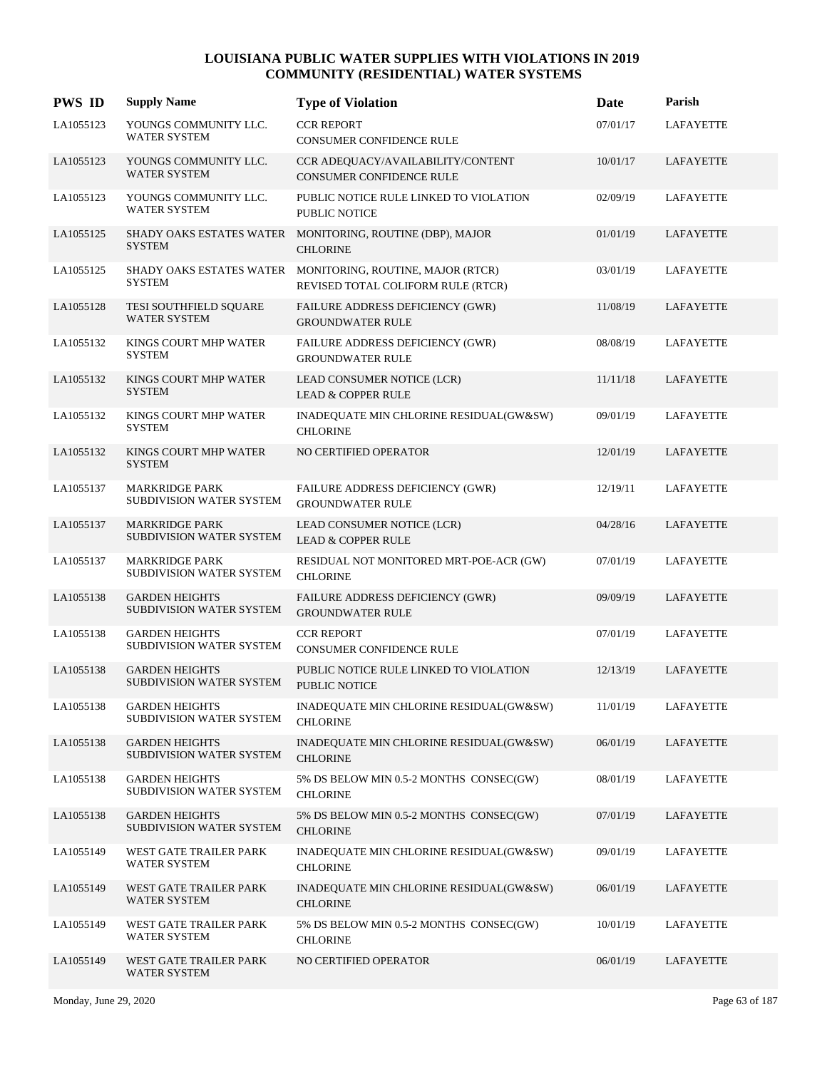# LOUISIANA PUBLIC WATER SUPPLIES WITH VIOLATIONS IN 2019
## COMMUNITY (RESIDENTIAL) WATER SYSTEMS

| PWS ID | Supply Name | Type of Violation | Date | Parish |
|---|---|---|---|---|
| LA1055123 | YOUNGS COMMUNITY LLC. WATER SYSTEM | CCR REPORT<br>CONSUMER CONFIDENCE RULE | 07/01/17 | LAFAYETTE |
| LA1055123 | YOUNGS COMMUNITY LLC. WATER SYSTEM | CCR ADEQUACY/AVAILABILITY/CONTENT<br>CONSUMER CONFIDENCE RULE | 10/01/17 | LAFAYETTE |
| LA1055123 | YOUNGS COMMUNITY LLC. WATER SYSTEM | PUBLIC NOTICE RULE LINKED TO VIOLATION<br>PUBLIC NOTICE | 02/09/19 | LAFAYETTE |
| LA1055125 | SHADY OAKS ESTATES WATER SYSTEM | MONITORING, ROUTINE (DBP), MAJOR<br>CHLORINE | 01/01/19 | LAFAYETTE |
| LA1055125 | SHADY OAKS ESTATES WATER SYSTEM | MONITORING, ROUTINE, MAJOR (RTCR)<br>REVISED TOTAL COLIFORM RULE (RTCR) | 03/01/19 | LAFAYETTE |
| LA1055128 | TESI SOUTHFIELD SQUARE WATER SYSTEM | FAILURE ADDRESS DEFICIENCY (GWR)<br>GROUNDWATER RULE | 11/08/19 | LAFAYETTE |
| LA1055132 | KINGS COURT MHP WATER SYSTEM | FAILURE ADDRESS DEFICIENCY (GWR)<br>GROUNDWATER RULE | 08/08/19 | LAFAYETTE |
| LA1055132 | KINGS COURT MHP WATER SYSTEM | LEAD CONSUMER NOTICE (LCR)<br>LEAD & COPPER RULE | 11/11/18 | LAFAYETTE |
| LA1055132 | KINGS COURT MHP WATER SYSTEM | INADEQUATE MIN CHLORINE RESIDUAL(GW&SW)<br>CHLORINE | 09/01/19 | LAFAYETTE |
| LA1055132 | KINGS COURT MHP WATER SYSTEM | NO CERTIFIED OPERATOR | 12/01/19 | LAFAYETTE |
| LA1055137 | MARKRIDGE PARK SUBDIVISION WATER SYSTEM | FAILURE ADDRESS DEFICIENCY (GWR)<br>GROUNDWATER RULE | 12/19/11 | LAFAYETTE |
| LA1055137 | MARKRIDGE PARK SUBDIVISION WATER SYSTEM | LEAD CONSUMER NOTICE (LCR)<br>LEAD & COPPER RULE | 04/28/16 | LAFAYETTE |
| LA1055137 | MARKRIDGE PARK SUBDIVISION WATER SYSTEM | RESIDUAL NOT MONITORED MRT-POE-ACR (GW)<br>CHLORINE | 07/01/19 | LAFAYETTE |
| LA1055138 | GARDEN HEIGHTS SUBDIVISION WATER SYSTEM | FAILURE ADDRESS DEFICIENCY (GWR)<br>GROUNDWATER RULE | 09/09/19 | LAFAYETTE |
| LA1055138 | GARDEN HEIGHTS SUBDIVISION WATER SYSTEM | CCR REPORT<br>CONSUMER CONFIDENCE RULE | 07/01/19 | LAFAYETTE |
| LA1055138 | GARDEN HEIGHTS SUBDIVISION WATER SYSTEM | PUBLIC NOTICE RULE LINKED TO VIOLATION<br>PUBLIC NOTICE | 12/13/19 | LAFAYETTE |
| LA1055138 | GARDEN HEIGHTS SUBDIVISION WATER SYSTEM | INADEQUATE MIN CHLORINE RESIDUAL(GW&SW)<br>CHLORINE | 11/01/19 | LAFAYETTE |
| LA1055138 | GARDEN HEIGHTS SUBDIVISION WATER SYSTEM | INADEQUATE MIN CHLORINE RESIDUAL(GW&SW)<br>CHLORINE | 06/01/19 | LAFAYETTE |
| LA1055138 | GARDEN HEIGHTS SUBDIVISION WATER SYSTEM | 5% DS BELOW MIN 0.5-2 MONTHS CONSEC(GW)<br>CHLORINE | 08/01/19 | LAFAYETTE |
| LA1055138 | GARDEN HEIGHTS SUBDIVISION WATER SYSTEM | 5% DS BELOW MIN 0.5-2 MONTHS CONSEC(GW)<br>CHLORINE | 07/01/19 | LAFAYETTE |
| LA1055149 | WEST GATE TRAILER PARK WATER SYSTEM | INADEQUATE MIN CHLORINE RESIDUAL(GW&SW)<br>CHLORINE | 09/01/19 | LAFAYETTE |
| LA1055149 | WEST GATE TRAILER PARK WATER SYSTEM | INADEQUATE MIN CHLORINE RESIDUAL(GW&SW)<br>CHLORINE | 06/01/19 | LAFAYETTE |
| LA1055149 | WEST GATE TRAILER PARK WATER SYSTEM | 5% DS BELOW MIN 0.5-2 MONTHS CONSEC(GW)<br>CHLORINE | 10/01/19 | LAFAYETTE |
| LA1055149 | WEST GATE TRAILER PARK WATER SYSTEM | NO CERTIFIED OPERATOR | 06/01/19 | LAFAYETTE |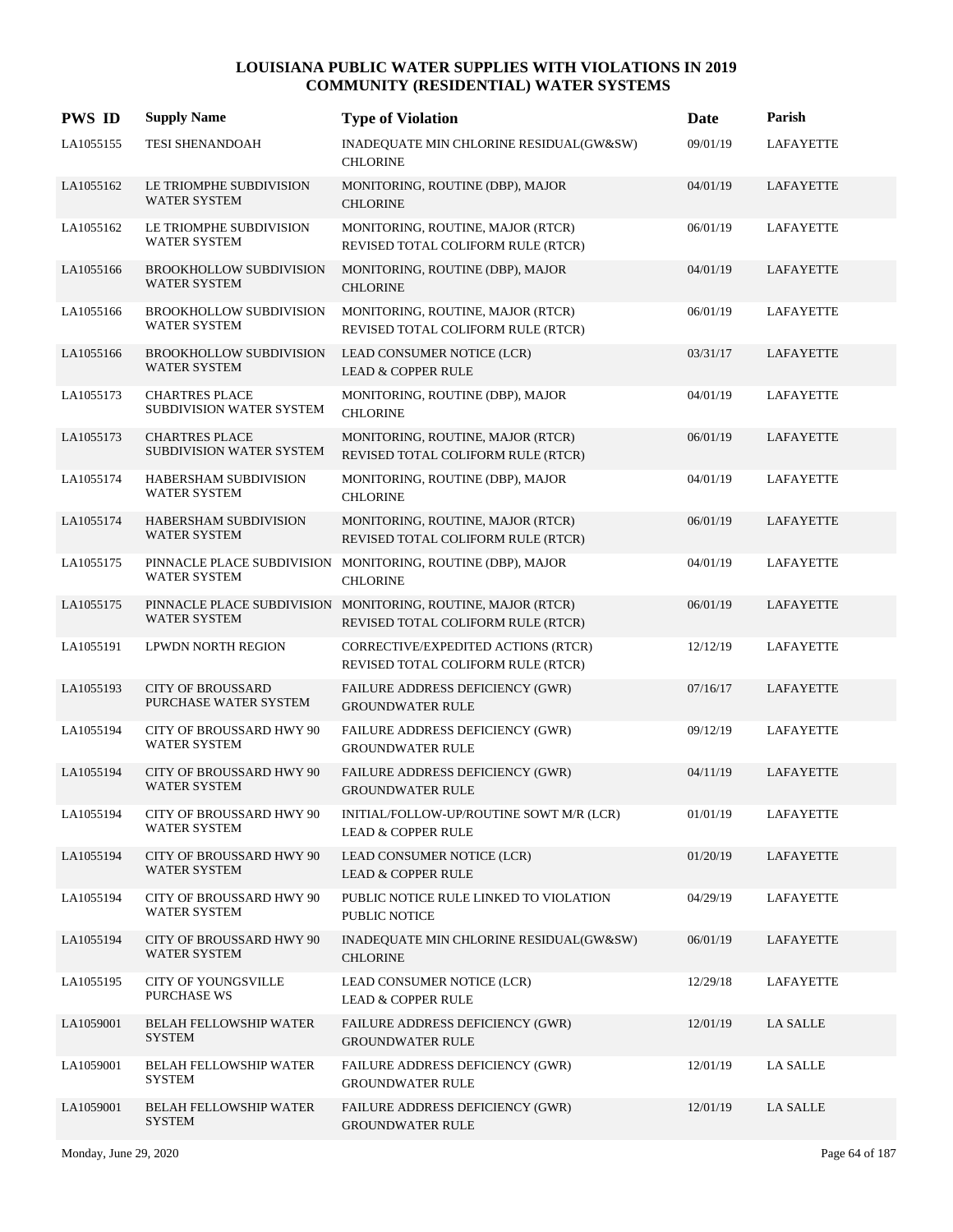# LOUISIANA PUBLIC WATER SUPPLIES WITH VIOLATIONS IN 2019
## COMMUNITY (RESIDENTIAL) WATER SYSTEMS

| PWS ID | Supply Name | Type of Violation | Date | Parish |
|---|---|---|---|---|
| LA1055155 | TESI SHENANDOAH | INADEQUATE MIN CHLORINE RESIDUAL(GW&SW) CHLORINE | 09/01/19 | LAFAYETTE |
| LA1055162 | LE TRIOMPHE SUBDIVISION WATER SYSTEM | MONITORING, ROUTINE (DBP), MAJOR CHLORINE | 04/01/19 | LAFAYETTE |
| LA1055162 | LE TRIOMPHE SUBDIVISION WATER SYSTEM | MONITORING, ROUTINE, MAJOR (RTCR) REVISED TOTAL COLIFORM RULE (RTCR) | 06/01/19 | LAFAYETTE |
| LA1055166 | BROOKHOLLOW SUBDIVISION WATER SYSTEM | MONITORING, ROUTINE (DBP), MAJOR CHLORINE | 04/01/19 | LAFAYETTE |
| LA1055166 | BROOKHOLLOW SUBDIVISION WATER SYSTEM | MONITORING, ROUTINE, MAJOR (RTCR) REVISED TOTAL COLIFORM RULE (RTCR) | 06/01/19 | LAFAYETTE |
| LA1055166 | BROOKHOLLOW SUBDIVISION WATER SYSTEM | LEAD CONSUMER NOTICE (LCR) LEAD & COPPER RULE | 03/31/17 | LAFAYETTE |
| LA1055173 | CHARTRES PLACE SUBDIVISION WATER SYSTEM | MONITORING, ROUTINE (DBP), MAJOR CHLORINE | 04/01/19 | LAFAYETTE |
| LA1055173 | CHARTRES PLACE SUBDIVISION WATER SYSTEM | MONITORING, ROUTINE, MAJOR (RTCR) REVISED TOTAL COLIFORM RULE (RTCR) | 06/01/19 | LAFAYETTE |
| LA1055174 | HABERSHAM SUBDIVISION WATER SYSTEM | MONITORING, ROUTINE (DBP), MAJOR CHLORINE | 04/01/19 | LAFAYETTE |
| LA1055174 | HABERSHAM SUBDIVISION WATER SYSTEM | MONITORING, ROUTINE, MAJOR (RTCR) REVISED TOTAL COLIFORM RULE (RTCR) | 06/01/19 | LAFAYETTE |
| LA1055175 | PINNACLE PLACE SUBDIVISION WATER SYSTEM | MONITORING, ROUTINE (DBP), MAJOR CHLORINE | 04/01/19 | LAFAYETTE |
| LA1055175 | PINNACLE PLACE SUBDIVISION WATER SYSTEM | MONITORING, ROUTINE, MAJOR (RTCR) REVISED TOTAL COLIFORM RULE (RTCR) | 06/01/19 | LAFAYETTE |
| LA1055191 | LPWDN NORTH REGION | CORRECTIVE/EXPEDITED ACTIONS (RTCR) REVISED TOTAL COLIFORM RULE (RTCR) | 12/12/19 | LAFAYETTE |
| LA1055193 | CITY OF BROUSSARD PURCHASE WATER SYSTEM | FAILURE ADDRESS DEFICIENCY (GWR) GROUNDWATER RULE | 07/16/17 | LAFAYETTE |
| LA1055194 | CITY OF BROUSSARD HWY 90 WATER SYSTEM | FAILURE ADDRESS DEFICIENCY (GWR) GROUNDWATER RULE | 09/12/19 | LAFAYETTE |
| LA1055194 | CITY OF BROUSSARD HWY 90 WATER SYSTEM | FAILURE ADDRESS DEFICIENCY (GWR) GROUNDWATER RULE | 04/11/19 | LAFAYETTE |
| LA1055194 | CITY OF BROUSSARD HWY 90 WATER SYSTEM | INITIAL/FOLLOW-UP/ROUTINE SOWT M/R (LCR) LEAD & COPPER RULE | 01/01/19 | LAFAYETTE |
| LA1055194 | CITY OF BROUSSARD HWY 90 WATER SYSTEM | LEAD CONSUMER NOTICE (LCR) LEAD & COPPER RULE | 01/20/19 | LAFAYETTE |
| LA1055194 | CITY OF BROUSSARD HWY 90 WATER SYSTEM | PUBLIC NOTICE RULE LINKED TO VIOLATION PUBLIC NOTICE | 04/29/19 | LAFAYETTE |
| LA1055194 | CITY OF BROUSSARD HWY 90 WATER SYSTEM | INADEQUATE MIN CHLORINE RESIDUAL(GW&SW) CHLORINE | 06/01/19 | LAFAYETTE |
| LA1055195 | CITY OF YOUNGSVILLE PURCHASE WS | LEAD CONSUMER NOTICE (LCR) LEAD & COPPER RULE | 12/29/18 | LAFAYETTE |
| LA1059001 | BELAH FELLOWSHIP WATER SYSTEM | FAILURE ADDRESS DEFICIENCY (GWR) GROUNDWATER RULE | 12/01/19 | LA SALLE |
| LA1059001 | BELAH FELLOWSHIP WATER SYSTEM | FAILURE ADDRESS DEFICIENCY (GWR) GROUNDWATER RULE | 12/01/19 | LA SALLE |
| LA1059001 | BELAH FELLOWSHIP WATER SYSTEM | FAILURE ADDRESS DEFICIENCY (GWR) GROUNDWATER RULE | 12/01/19 | LA SALLE |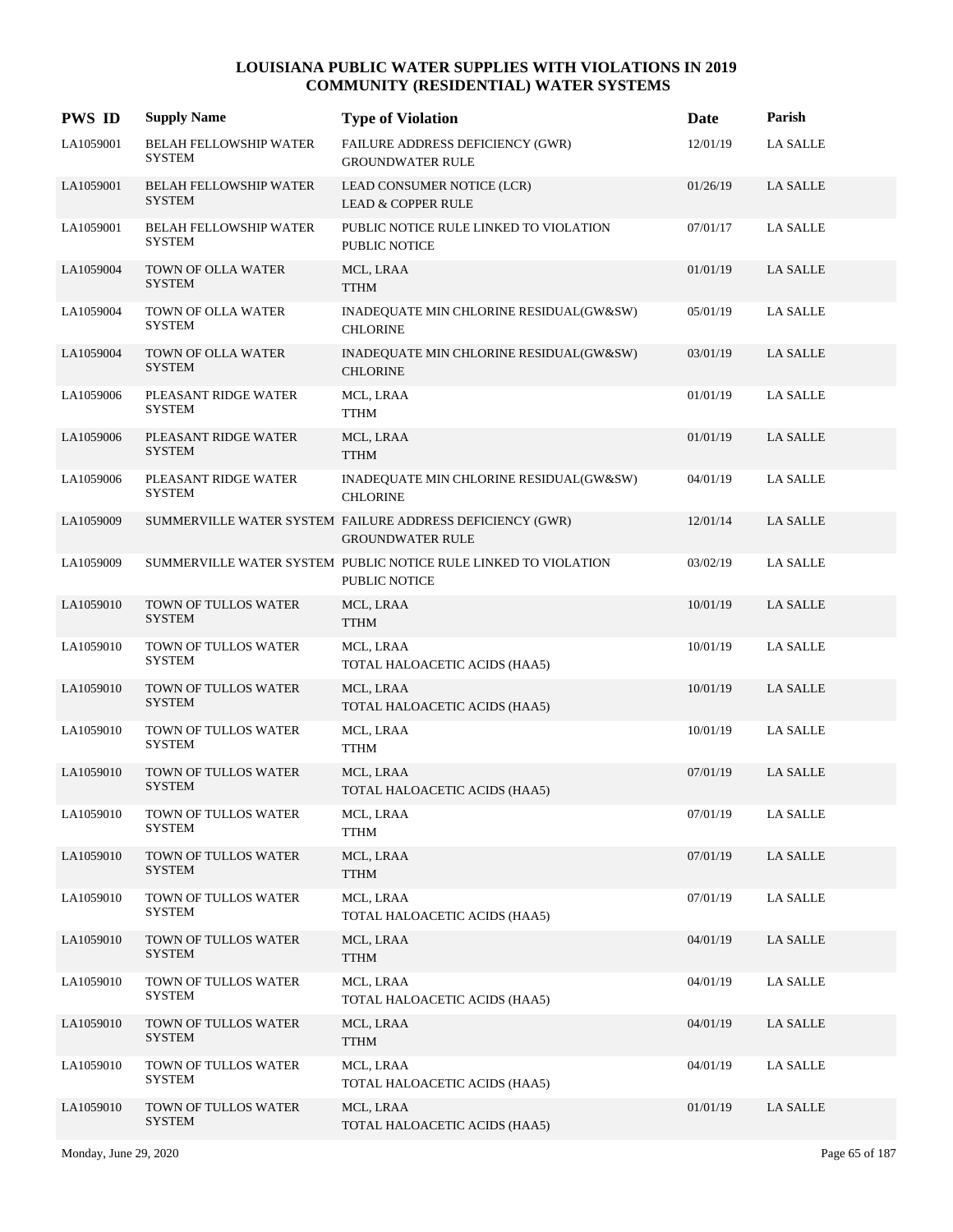# LOUISIANA PUBLIC WATER SUPPLIES WITH VIOLATIONS IN 2019
## COMMUNITY (RESIDENTIAL) WATER SYSTEMS

| PWS ID | Supply Name | Type of Violation | Date | Parish |
|---|---|---|---|---|
| LA1059001 | BELAH FELLOWSHIP WATER SYSTEM | FAILURE ADDRESS DEFICIENCY (GWR) GROUNDWATER RULE | 12/01/19 | LA SALLE |
| LA1059001 | BELAH FELLOWSHIP WATER SYSTEM | LEAD CONSUMER NOTICE (LCR) LEAD & COPPER RULE | 01/26/19 | LA SALLE |
| LA1059001 | BELAH FELLOWSHIP WATER SYSTEM | PUBLIC NOTICE RULE LINKED TO VIOLATION PUBLIC NOTICE | 07/01/17 | LA SALLE |
| LA1059004 | TOWN OF OLLA WATER SYSTEM | MCL, LRAA TTHM | 01/01/19 | LA SALLE |
| LA1059004 | TOWN OF OLLA WATER SYSTEM | INADEQUATE MIN CHLORINE RESIDUAL(GW&SW) CHLORINE | 05/01/19 | LA SALLE |
| LA1059004 | TOWN OF OLLA WATER SYSTEM | INADEQUATE MIN CHLORINE RESIDUAL(GW&SW) CHLORINE | 03/01/19 | LA SALLE |
| LA1059006 | PLEASANT RIDGE WATER SYSTEM | MCL, LRAA TTHM | 01/01/19 | LA SALLE |
| LA1059006 | PLEASANT RIDGE WATER SYSTEM | MCL, LRAA TTHM | 01/01/19 | LA SALLE |
| LA1059006 | PLEASANT RIDGE WATER SYSTEM | INADEQUATE MIN CHLORINE RESIDUAL(GW&SW) CHLORINE | 04/01/19 | LA SALLE |
| LA1059009 | SUMMERVILLE WATER SYSTEM | FAILURE ADDRESS DEFICIENCY (GWR) GROUNDWATER RULE | 12/01/14 | LA SALLE |
| LA1059009 | SUMMERVILLE WATER SYSTEM | PUBLIC NOTICE RULE LINKED TO VIOLATION PUBLIC NOTICE | 03/02/19 | LA SALLE |
| LA1059010 | TOWN OF TULLOS WATER SYSTEM | MCL, LRAA TTHM | 10/01/19 | LA SALLE |
| LA1059010 | TOWN OF TULLOS WATER SYSTEM | MCL, LRAA TOTAL HALOACETIC ACIDS (HAA5) | 10/01/19 | LA SALLE |
| LA1059010 | TOWN OF TULLOS WATER SYSTEM | MCL, LRAA TOTAL HALOACETIC ACIDS (HAA5) | 10/01/19 | LA SALLE |
| LA1059010 | TOWN OF TULLOS WATER SYSTEM | MCL, LRAA TTHM | 10/01/19 | LA SALLE |
| LA1059010 | TOWN OF TULLOS WATER SYSTEM | MCL, LRAA TOTAL HALOACETIC ACIDS (HAA5) | 07/01/19 | LA SALLE |
| LA1059010 | TOWN OF TULLOS WATER SYSTEM | MCL, LRAA TTHM | 07/01/19 | LA SALLE |
| LA1059010 | TOWN OF TULLOS WATER SYSTEM | MCL, LRAA TTHM | 07/01/19 | LA SALLE |
| LA1059010 | TOWN OF TULLOS WATER SYSTEM | MCL, LRAA TOTAL HALOACETIC ACIDS (HAA5) | 07/01/19 | LA SALLE |
| LA1059010 | TOWN OF TULLOS WATER SYSTEM | MCL, LRAA TTHM | 04/01/19 | LA SALLE |
| LA1059010 | TOWN OF TULLOS WATER SYSTEM | MCL, LRAA TOTAL HALOACETIC ACIDS (HAA5) | 04/01/19 | LA SALLE |
| LA1059010 | TOWN OF TULLOS WATER SYSTEM | MCL, LRAA TTHM | 04/01/19 | LA SALLE |
| LA1059010 | TOWN OF TULLOS WATER SYSTEM | MCL, LRAA TOTAL HALOACETIC ACIDS (HAA5) | 04/01/19 | LA SALLE |
| LA1059010 | TOWN OF TULLOS WATER SYSTEM | MCL, LRAA TOTAL HALOACETIC ACIDS (HAA5) | 01/01/19 | LA SALLE |

Monday, June 29, 2020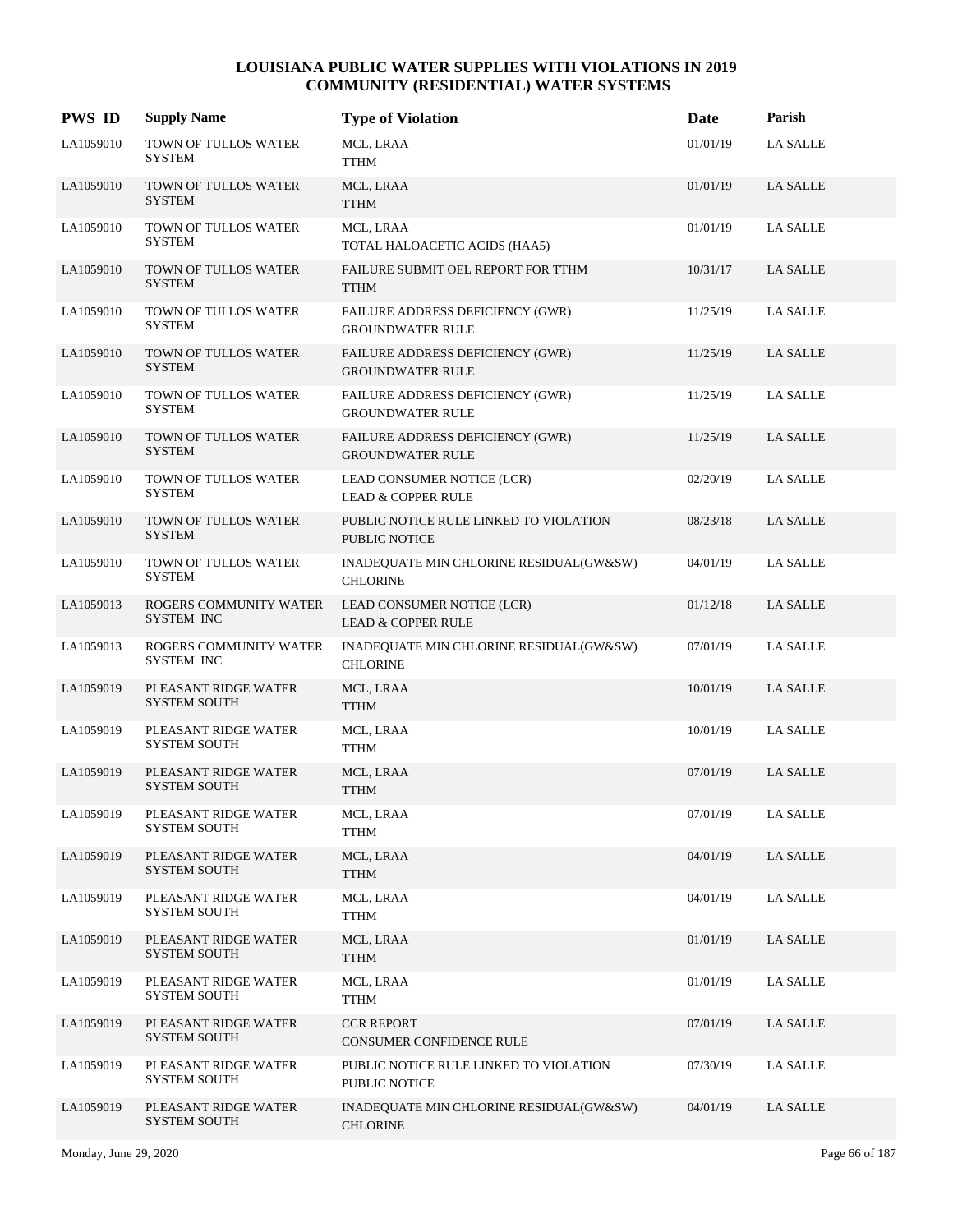# LOUISIANA PUBLIC WATER SUPPLIES WITH VIOLATIONS IN 2019
## COMMUNITY (RESIDENTIAL) WATER SYSTEMS

| PWS ID | Supply Name | Type of Violation | Date | Parish |
|---|---|---|---|---|
| LA1059010 | TOWN OF TULLOS WATER SYSTEM | MCL, LRAA<br>TTHM | 01/01/19 | LA SALLE |
| LA1059010 | TOWN OF TULLOS WATER SYSTEM | MCL, LRAA<br>TTHM | 01/01/19 | LA SALLE |
| LA1059010 | TOWN OF TULLOS WATER SYSTEM | MCL, LRAA<br>TOTAL HALOACETIC ACIDS (HAA5) | 01/01/19 | LA SALLE |
| LA1059010 | TOWN OF TULLOS WATER SYSTEM | FAILURE SUBMIT OEL REPORT FOR TTHM<br>TTHM | 10/31/17 | LA SALLE |
| LA1059010 | TOWN OF TULLOS WATER SYSTEM | FAILURE ADDRESS DEFICIENCY (GWR)<br>GROUNDWATER RULE | 11/25/19 | LA SALLE |
| LA1059010 | TOWN OF TULLOS WATER SYSTEM | FAILURE ADDRESS DEFICIENCY (GWR)<br>GROUNDWATER RULE | 11/25/19 | LA SALLE |
| LA1059010 | TOWN OF TULLOS WATER SYSTEM | FAILURE ADDRESS DEFICIENCY (GWR)<br>GROUNDWATER RULE | 11/25/19 | LA SALLE |
| LA1059010 | TOWN OF TULLOS WATER SYSTEM | FAILURE ADDRESS DEFICIENCY (GWR)<br>GROUNDWATER RULE | 11/25/19 | LA SALLE |
| LA1059010 | TOWN OF TULLOS WATER SYSTEM | LEAD CONSUMER NOTICE (LCR)<br>LEAD & COPPER RULE | 02/20/19 | LA SALLE |
| LA1059010 | TOWN OF TULLOS WATER SYSTEM | PUBLIC NOTICE RULE LINKED TO VIOLATION<br>PUBLIC NOTICE | 08/23/18 | LA SALLE |
| LA1059010 | TOWN OF TULLOS WATER SYSTEM | INADEQUATE MIN CHLORINE RESIDUAL(GW&SW)<br>CHLORINE | 04/01/19 | LA SALLE |
| LA1059013 | ROGERS COMMUNITY WATER SYSTEM INC | LEAD CONSUMER NOTICE (LCR)<br>LEAD & COPPER RULE | 01/12/18 | LA SALLE |
| LA1059013 | ROGERS COMMUNITY WATER SYSTEM INC | INADEQUATE MIN CHLORINE RESIDUAL(GW&SW)<br>CHLORINE | 07/01/19 | LA SALLE |
| LA1059019 | PLEASANT RIDGE WATER SYSTEM SOUTH | MCL, LRAA<br>TTHM | 10/01/19 | LA SALLE |
| LA1059019 | PLEASANT RIDGE WATER SYSTEM SOUTH | MCL, LRAA<br>TTHM | 10/01/19 | LA SALLE |
| LA1059019 | PLEASANT RIDGE WATER SYSTEM SOUTH | MCL, LRAA<br>TTHM | 07/01/19 | LA SALLE |
| LA1059019 | PLEASANT RIDGE WATER SYSTEM SOUTH | MCL, LRAA<br>TTHM | 07/01/19 | LA SALLE |
| LA1059019 | PLEASANT RIDGE WATER SYSTEM SOUTH | MCL, LRAA<br>TTHM | 04/01/19 | LA SALLE |
| LA1059019 | PLEASANT RIDGE WATER SYSTEM SOUTH | MCL, LRAA<br>TTHM | 04/01/19 | LA SALLE |
| LA1059019 | PLEASANT RIDGE WATER SYSTEM SOUTH | MCL, LRAA<br>TTHM | 01/01/19 | LA SALLE |
| LA1059019 | PLEASANT RIDGE WATER SYSTEM SOUTH | MCL, LRAA<br>TTHM | 01/01/19 | LA SALLE |
| LA1059019 | PLEASANT RIDGE WATER SYSTEM SOUTH | CCR REPORT<br>CONSUMER CONFIDENCE RULE | 07/01/19 | LA SALLE |
| LA1059019 | PLEASANT RIDGE WATER SYSTEM SOUTH | PUBLIC NOTICE RULE LINKED TO VIOLATION<br>PUBLIC NOTICE | 07/30/19 | LA SALLE |
| LA1059019 | PLEASANT RIDGE WATER SYSTEM SOUTH | INADEQUATE MIN CHLORINE RESIDUAL(GW&SW)<br>CHLORINE | 04/01/19 | LA SALLE |

Monday, June 29, 2020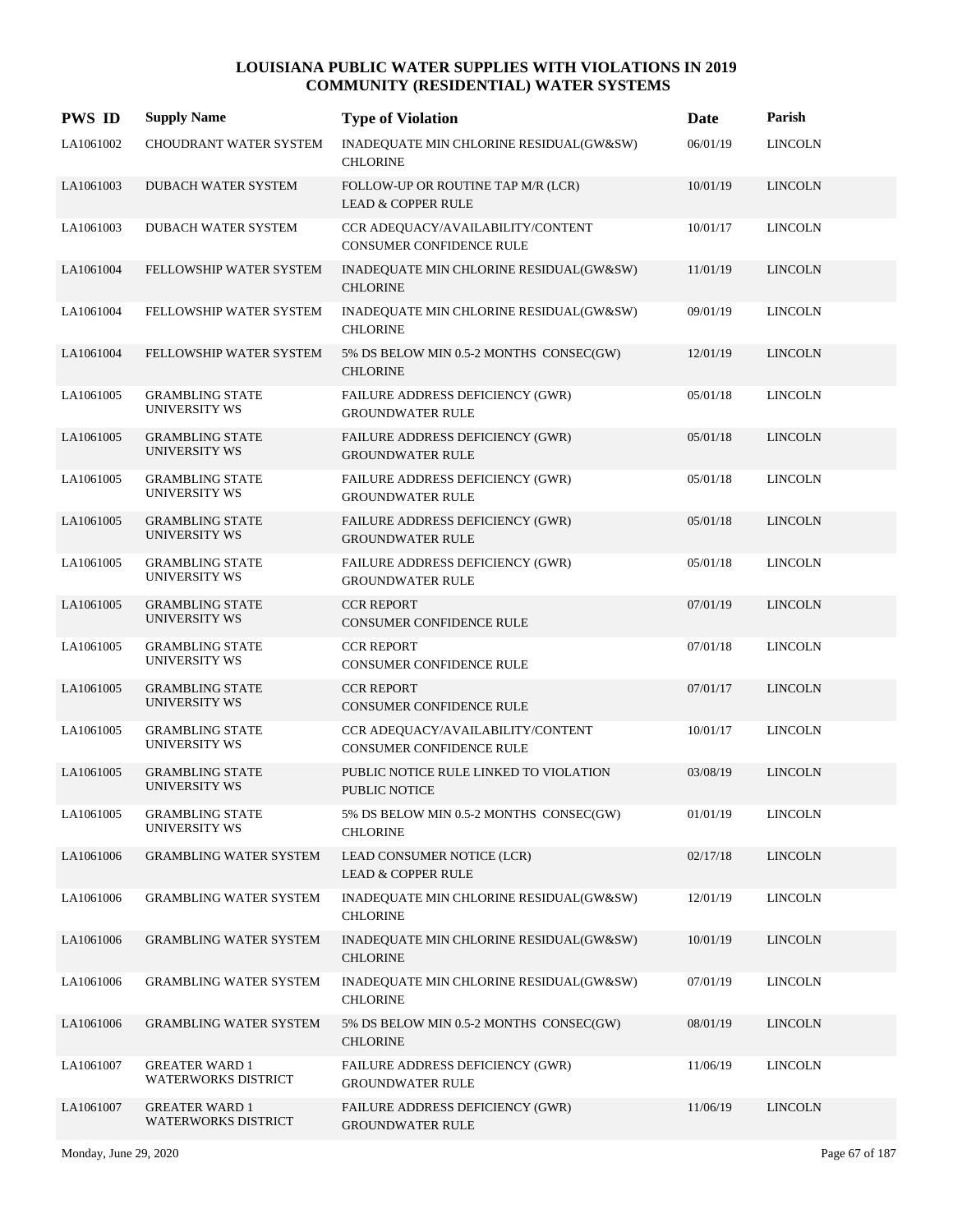# LOUISIANA PUBLIC WATER SUPPLIES WITH VIOLATIONS IN 2019
## COMMUNITY (RESIDENTIAL) WATER SYSTEMS

| PWS ID | Supply Name | Type of Violation | Date | Parish |
|---|---|---|---|---|
| LA1061002 | CHOUDRANT WATER SYSTEM | INADEQUATE MIN CHLORINE RESIDUAL(GW&SW) CHLORINE | 06/01/19 | LINCOLN |
| LA1061003 | DUBACH WATER SYSTEM | FOLLOW-UP OR ROUTINE TAP M/R (LCR) LEAD & COPPER RULE | 10/01/19 | LINCOLN |
| LA1061003 | DUBACH WATER SYSTEM | CCR ADEQUACY/AVAILABILITY/CONTENT CONSUMER CONFIDENCE RULE | 10/01/17 | LINCOLN |
| LA1061004 | FELLOWSHIP WATER SYSTEM | INADEQUATE MIN CHLORINE RESIDUAL(GW&SW) CHLORINE | 11/01/19 | LINCOLN |
| LA1061004 | FELLOWSHIP WATER SYSTEM | INADEQUATE MIN CHLORINE RESIDUAL(GW&SW) CHLORINE | 09/01/19 | LINCOLN |
| LA1061004 | FELLOWSHIP WATER SYSTEM | 5% DS BELOW MIN 0.5-2 MONTHS CONSEC(GW) CHLORINE | 12/01/19 | LINCOLN |
| LA1061005 | GRAMBLING STATE UNIVERSITY WS | FAILURE ADDRESS DEFICIENCY (GWR) GROUNDWATER RULE | 05/01/18 | LINCOLN |
| LA1061005 | GRAMBLING STATE UNIVERSITY WS | FAILURE ADDRESS DEFICIENCY (GWR) GROUNDWATER RULE | 05/01/18 | LINCOLN |
| LA1061005 | GRAMBLING STATE UNIVERSITY WS | FAILURE ADDRESS DEFICIENCY (GWR) GROUNDWATER RULE | 05/01/18 | LINCOLN |
| LA1061005 | GRAMBLING STATE UNIVERSITY WS | FAILURE ADDRESS DEFICIENCY (GWR) GROUNDWATER RULE | 05/01/18 | LINCOLN |
| LA1061005 | GRAMBLING STATE UNIVERSITY WS | FAILURE ADDRESS DEFICIENCY (GWR) GROUNDWATER RULE | 05/01/18 | LINCOLN |
| LA1061005 | GRAMBLING STATE UNIVERSITY WS | CCR REPORT CONSUMER CONFIDENCE RULE | 07/01/19 | LINCOLN |
| LA1061005 | GRAMBLING STATE UNIVERSITY WS | CCR REPORT CONSUMER CONFIDENCE RULE | 07/01/18 | LINCOLN |
| LA1061005 | GRAMBLING STATE UNIVERSITY WS | CCR REPORT CONSUMER CONFIDENCE RULE | 07/01/17 | LINCOLN |
| LA1061005 | GRAMBLING STATE UNIVERSITY WS | CCR ADEQUACY/AVAILABILITY/CONTENT CONSUMER CONFIDENCE RULE | 10/01/17 | LINCOLN |
| LA1061005 | GRAMBLING STATE UNIVERSITY WS | PUBLIC NOTICE RULE LINKED TO VIOLATION PUBLIC NOTICE | 03/08/19 | LINCOLN |
| LA1061005 | GRAMBLING STATE UNIVERSITY WS | 5% DS BELOW MIN 0.5-2 MONTHS CONSEC(GW) CHLORINE | 01/01/19 | LINCOLN |
| LA1061006 | GRAMBLING WATER SYSTEM | LEAD CONSUMER NOTICE (LCR) LEAD & COPPER RULE | 02/17/18 | LINCOLN |
| LA1061006 | GRAMBLING WATER SYSTEM | INADEQUATE MIN CHLORINE RESIDUAL(GW&SW) CHLORINE | 12/01/19 | LINCOLN |
| LA1061006 | GRAMBLING WATER SYSTEM | INADEQUATE MIN CHLORINE RESIDUAL(GW&SW) CHLORINE | 10/01/19 | LINCOLN |
| LA1061006 | GRAMBLING WATER SYSTEM | INADEQUATE MIN CHLORINE RESIDUAL(GW&SW) CHLORINE | 07/01/19 | LINCOLN |
| LA1061006 | GRAMBLING WATER SYSTEM | 5% DS BELOW MIN 0.5-2 MONTHS CONSEC(GW) CHLORINE | 08/01/19 | LINCOLN |
| LA1061007 | GREATER WARD 1 WATERWORKS DISTRICT | FAILURE ADDRESS DEFICIENCY (GWR) GROUNDWATER RULE | 11/06/19 | LINCOLN |
| LA1061007 | GREATER WARD 1 WATERWORKS DISTRICT | FAILURE ADDRESS DEFICIENCY (GWR) GROUNDWATER RULE | 11/06/19 | LINCOLN |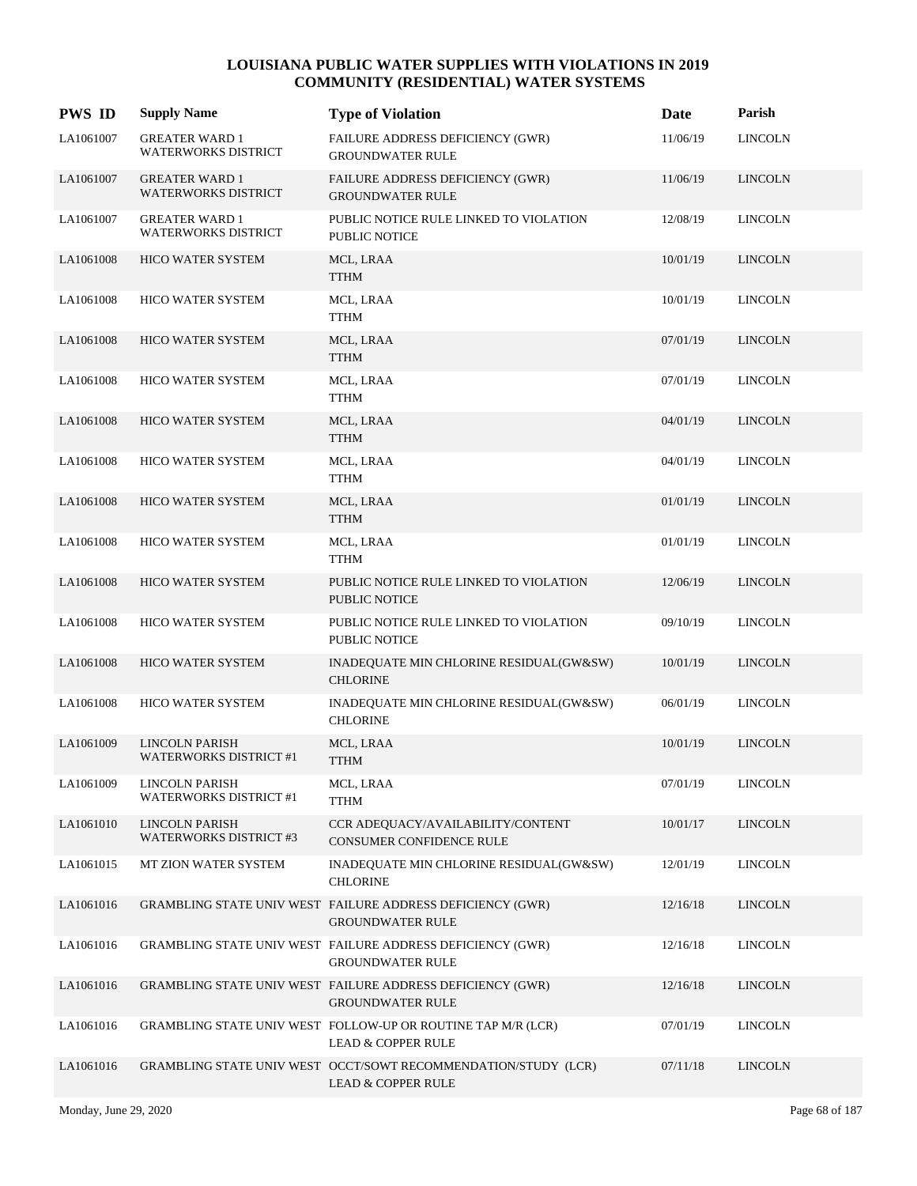# LOUISIANA PUBLIC WATER SUPPLIES WITH VIOLATIONS IN 2019
## COMMUNITY (RESIDENTIAL) WATER SYSTEMS

| PWS ID | Supply Name | Type of Violation | Date | Parish |
|---|---|---|---|---|
| LA1061007 | GREATER WARD 1 WATERWORKS DISTRICT | FAILURE ADDRESS DEFICIENCY (GWR) GROUNDWATER RULE | 11/06/19 | LINCOLN |
| LA1061007 | GREATER WARD 1 WATERWORKS DISTRICT | FAILURE ADDRESS DEFICIENCY (GWR) GROUNDWATER RULE | 11/06/19 | LINCOLN |
| LA1061007 | GREATER WARD 1 WATERWORKS DISTRICT | PUBLIC NOTICE RULE LINKED TO VIOLATION PUBLIC NOTICE | 12/08/19 | LINCOLN |
| LA1061008 | HICO WATER SYSTEM | MCL, LRAA TTHM | 10/01/19 | LINCOLN |
| LA1061008 | HICO WATER SYSTEM | MCL, LRAA TTHM | 10/01/19 | LINCOLN |
| LA1061008 | HICO WATER SYSTEM | MCL, LRAA TTHM | 07/01/19 | LINCOLN |
| LA1061008 | HICO WATER SYSTEM | MCL, LRAA TTHM | 07/01/19 | LINCOLN |
| LA1061008 | HICO WATER SYSTEM | MCL, LRAA TTHM | 04/01/19 | LINCOLN |
| LA1061008 | HICO WATER SYSTEM | MCL, LRAA TTHM | 04/01/19 | LINCOLN |
| LA1061008 | HICO WATER SYSTEM | MCL, LRAA TTHM | 01/01/19 | LINCOLN |
| LA1061008 | HICO WATER SYSTEM | MCL, LRAA TTHM | 01/01/19 | LINCOLN |
| LA1061008 | HICO WATER SYSTEM | PUBLIC NOTICE RULE LINKED TO VIOLATION PUBLIC NOTICE | 12/06/19 | LINCOLN |
| LA1061008 | HICO WATER SYSTEM | PUBLIC NOTICE RULE LINKED TO VIOLATION PUBLIC NOTICE | 09/10/19 | LINCOLN |
| LA1061008 | HICO WATER SYSTEM | INADEQUATE MIN CHLORINE RESIDUAL(GW&SW) CHLORINE | 10/01/19 | LINCOLN |
| LA1061008 | HICO WATER SYSTEM | INADEQUATE MIN CHLORINE RESIDUAL(GW&SW) CHLORINE | 06/01/19 | LINCOLN |
| LA1061009 | LINCOLN PARISH WATERWORKS DISTRICT #1 | MCL, LRAA TTHM | 10/01/19 | LINCOLN |
| LA1061009 | LINCOLN PARISH WATERWORKS DISTRICT #1 | MCL, LRAA TTHM | 07/01/19 | LINCOLN |
| LA1061010 | LINCOLN PARISH WATERWORKS DISTRICT #3 | CCR ADEQUACY/AVAILABILITY/CONTENT CONSUMER CONFIDENCE RULE | 10/01/17 | LINCOLN |
| LA1061015 | MT ZION WATER SYSTEM | INADEQUATE MIN CHLORINE RESIDUAL(GW&SW) CHLORINE | 12/01/19 | LINCOLN |
| LA1061016 | GRAMBLING STATE UNIV WEST | FAILURE ADDRESS DEFICIENCY (GWR) GROUNDWATER RULE | 12/16/18 | LINCOLN |
| LA1061016 | GRAMBLING STATE UNIV WEST | FAILURE ADDRESS DEFICIENCY (GWR) GROUNDWATER RULE | 12/16/18 | LINCOLN |
| LA1061016 | GRAMBLING STATE UNIV WEST | FAILURE ADDRESS DEFICIENCY (GWR) GROUNDWATER RULE | 12/16/18 | LINCOLN |
| LA1061016 | GRAMBLING STATE UNIV WEST | FOLLOW-UP OR ROUTINE TAP M/R (LCR) LEAD & COPPER RULE | 07/01/19 | LINCOLN |
| LA1061016 | GRAMBLING STATE UNIV WEST | OCCT/SOWT RECOMMENDATION/STUDY (LCR) LEAD & COPPER RULE | 07/11/18 | LINCOLN |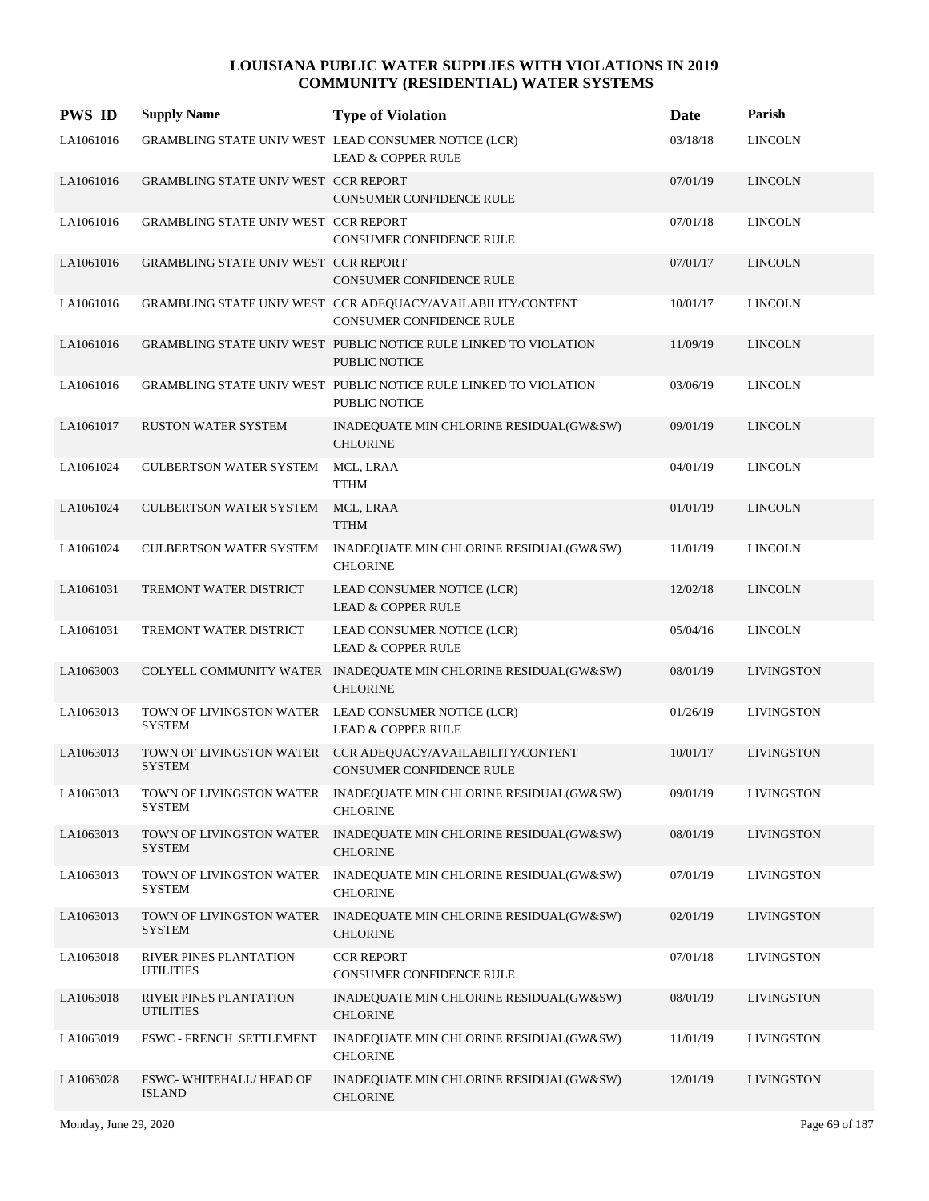# LOUISIANA PUBLIC WATER SUPPLIES WITH VIOLATIONS IN 2019
## COMMUNITY (RESIDENTIAL) WATER SYSTEMS

| PWS ID | Supply Name | Type of Violation | Date | Parish |
|---|---|---|---|---|
| LA1061016 | GRAMBLING STATE UNIV WEST | LEAD CONSUMER NOTICE (LCR)<br>LEAD & COPPER RULE | 03/18/18 | LINCOLN |
| LA1061016 | GRAMBLING STATE UNIV WEST | CCR REPORT<br>CONSUMER CONFIDENCE RULE | 07/01/19 | LINCOLN |
| LA1061016 | GRAMBLING STATE UNIV WEST | CCR REPORT<br>CONSUMER CONFIDENCE RULE | 07/01/18 | LINCOLN |
| LA1061016 | GRAMBLING STATE UNIV WEST | CCR REPORT<br>CONSUMER CONFIDENCE RULE | 07/01/17 | LINCOLN |
| LA1061016 | GRAMBLING STATE UNIV WEST | CCR ADEQUACY/AVAILABILITY/CONTENT<br>CONSUMER CONFIDENCE RULE | 10/01/17 | LINCOLN |
| LA1061016 | GRAMBLING STATE UNIV WEST | PUBLIC NOTICE RULE LINKED TO VIOLATION<br>PUBLIC NOTICE | 11/09/19 | LINCOLN |
| LA1061016 | GRAMBLING STATE UNIV WEST | PUBLIC NOTICE RULE LINKED TO VIOLATION<br>PUBLIC NOTICE | 03/06/19 | LINCOLN |
| LA1061017 | RUSTON WATER SYSTEM | INADEQUATE MIN CHLORINE RESIDUAL(GW&SW)<br>CHLORINE | 09/01/19 | LINCOLN |
| LA1061024 | CULBERTSON WATER SYSTEM | MCL, LRAA<br>TTHM | 04/01/19 | LINCOLN |
| LA1061024 | CULBERTSON WATER SYSTEM | MCL, LRAA<br>TTHM | 01/01/19 | LINCOLN |
| LA1061024 | CULBERTSON WATER SYSTEM | INADEQUATE MIN CHLORINE RESIDUAL(GW&SW)<br>CHLORINE | 11/01/19 | LINCOLN |
| LA1061031 | TREMONT WATER DISTRICT | LEAD CONSUMER NOTICE (LCR)<br>LEAD & COPPER RULE | 12/02/18 | LINCOLN |
| LA1061031 | TREMONT WATER DISTRICT | LEAD CONSUMER NOTICE (LCR)<br>LEAD & COPPER RULE | 05/04/16 | LINCOLN |
| LA1063003 | COLYELL COMMUNITY WATER | INADEQUATE MIN CHLORINE RESIDUAL(GW&SW)<br>CHLORINE | 08/01/19 | LIVINGSTON |
| LA1063013 | TOWN OF LIVINGSTON WATER SYSTEM | LEAD CONSUMER NOTICE (LCR)<br>LEAD & COPPER RULE | 01/26/19 | LIVINGSTON |
| LA1063013 | TOWN OF LIVINGSTON WATER SYSTEM | CCR ADEQUACY/AVAILABILITY/CONTENT<br>CONSUMER CONFIDENCE RULE | 10/01/17 | LIVINGSTON |
| LA1063013 | TOWN OF LIVINGSTON WATER SYSTEM | INADEQUATE MIN CHLORINE RESIDUAL(GW&SW)<br>CHLORINE | 09/01/19 | LIVINGSTON |
| LA1063013 | TOWN OF LIVINGSTON WATER SYSTEM | INADEQUATE MIN CHLORINE RESIDUAL(GW&SW)<br>CHLORINE | 08/01/19 | LIVINGSTON |
| LA1063013 | TOWN OF LIVINGSTON WATER SYSTEM | INADEQUATE MIN CHLORINE RESIDUAL(GW&SW)<br>CHLORINE | 07/01/19 | LIVINGSTON |
| LA1063013 | TOWN OF LIVINGSTON WATER SYSTEM | INADEQUATE MIN CHLORINE RESIDUAL(GW&SW)<br>CHLORINE | 02/01/19 | LIVINGSTON |
| LA1063018 | RIVER PINES PLANTATION UTILITIES | CCR REPORT<br>CONSUMER CONFIDENCE RULE | 07/01/18 | LIVINGSTON |
| LA1063018 | RIVER PINES PLANTATION UTILITIES | INADEQUATE MIN CHLORINE RESIDUAL(GW&SW)<br>CHLORINE | 08/01/19 | LIVINGSTON |
| LA1063019 | FSWC - FRENCH SETTLEMENT | INADEQUATE MIN CHLORINE RESIDUAL(GW&SW)<br>CHLORINE | 11/01/19 | LIVINGSTON |
| LA1063028 | FSWC- WHITEHALL/ HEAD OF ISLAND | INADEQUATE MIN CHLORINE RESIDUAL(GW&SW)<br>CHLORINE | 12/01/19 | LIVINGSTON |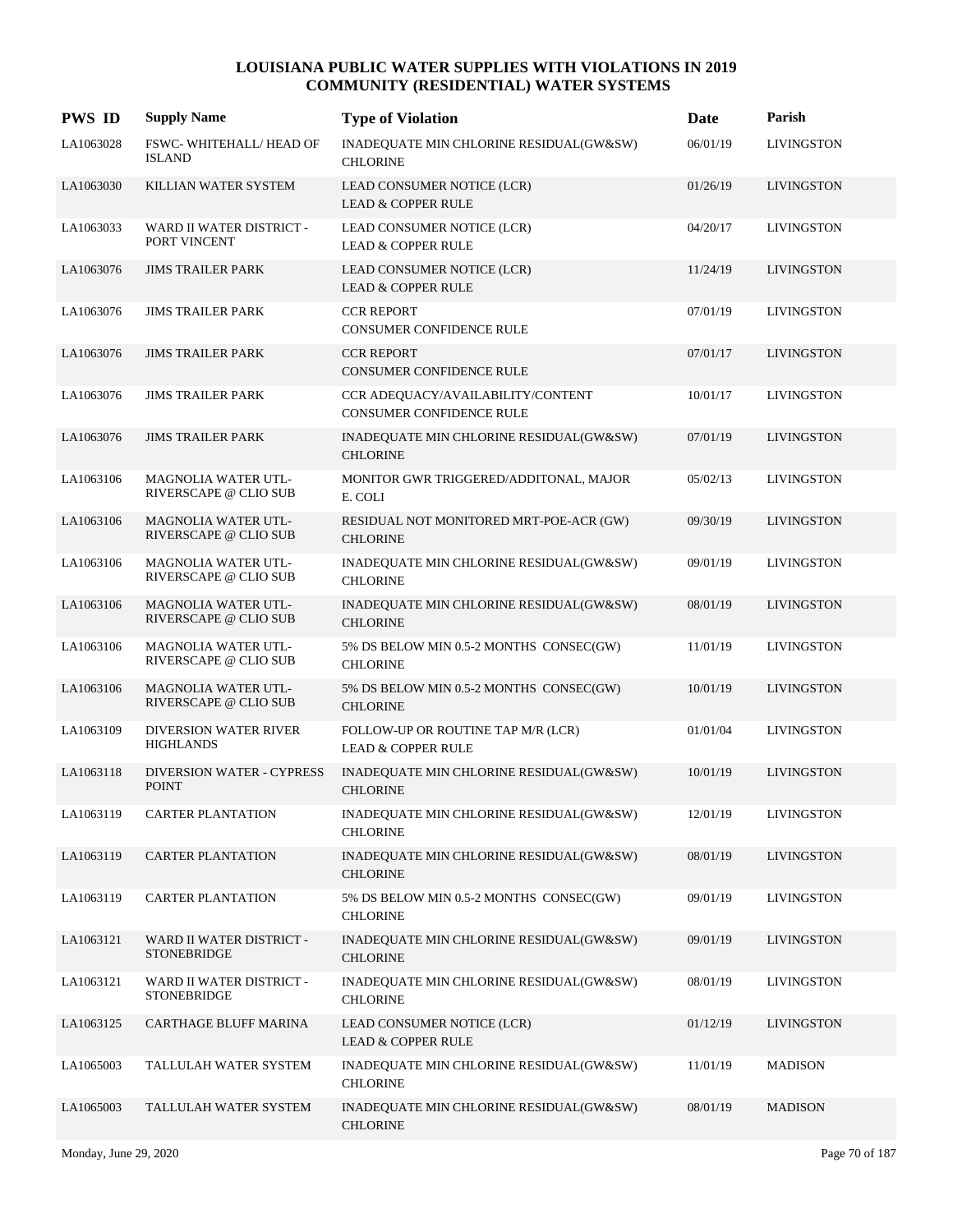# LOUISIANA PUBLIC WATER SUPPLIES WITH VIOLATIONS IN 2019
## COMMUNITY (RESIDENTIAL) WATER SYSTEMS

| PWS ID | Supply Name | Type of Violation | Date | Parish |
|---|---|---|---|---|
| LA1063028 | FSWC- WHITEHALL/ HEAD OF ISLAND | INADEQUATE MIN CHLORINE RESIDUAL(GW&SW) CHLORINE | 06/01/19 | LIVINGSTON |
| LA1063030 | KILLIAN WATER SYSTEM | LEAD CONSUMER NOTICE (LCR) LEAD & COPPER RULE | 01/26/19 | LIVINGSTON |
| LA1063033 | WARD II WATER DISTRICT - PORT VINCENT | LEAD CONSUMER NOTICE (LCR) LEAD & COPPER RULE | 04/20/17 | LIVINGSTON |
| LA1063076 | JIMS TRAILER PARK | LEAD CONSUMER NOTICE (LCR) LEAD & COPPER RULE | 11/24/19 | LIVINGSTON |
| LA1063076 | JIMS TRAILER PARK | CCR REPORT CONSUMER CONFIDENCE RULE | 07/01/19 | LIVINGSTON |
| LA1063076 | JIMS TRAILER PARK | CCR REPORT CONSUMER CONFIDENCE RULE | 07/01/17 | LIVINGSTON |
| LA1063076 | JIMS TRAILER PARK | CCR ADEQUACY/AVAILABILITY/CONTENT CONSUMER CONFIDENCE RULE | 10/01/17 | LIVINGSTON |
| LA1063076 | JIMS TRAILER PARK | INADEQUATE MIN CHLORINE RESIDUAL(GW&SW) CHLORINE | 07/01/19 | LIVINGSTON |
| LA1063106 | MAGNOLIA WATER UTL- RIVERSCAPE @ CLIO SUB | MONITOR GWR TRIGGERED/ADDITONAL, MAJOR E. COLI | 05/02/13 | LIVINGSTON |
| LA1063106 | MAGNOLIA WATER UTL- RIVERSCAPE @ CLIO SUB | RESIDUAL NOT MONITORED MRT-POE-ACR (GW) CHLORINE | 09/30/19 | LIVINGSTON |
| LA1063106 | MAGNOLIA WATER UTL- RIVERSCAPE @ CLIO SUB | INADEQUATE MIN CHLORINE RESIDUAL(GW&SW) CHLORINE | 09/01/19 | LIVINGSTON |
| LA1063106 | MAGNOLIA WATER UTL- RIVERSCAPE @ CLIO SUB | INADEQUATE MIN CHLORINE RESIDUAL(GW&SW) CHLORINE | 08/01/19 | LIVINGSTON |
| LA1063106 | MAGNOLIA WATER UTL- RIVERSCAPE @ CLIO SUB | 5% DS BELOW MIN 0.5-2 MONTHS CONSEC(GW) CHLORINE | 11/01/19 | LIVINGSTON |
| LA1063106 | MAGNOLIA WATER UTL- RIVERSCAPE @ CLIO SUB | 5% DS BELOW MIN 0.5-2 MONTHS CONSEC(GW) CHLORINE | 10/01/19 | LIVINGSTON |
| LA1063109 | DIVERSION WATER RIVER HIGHLANDS | FOLLOW-UP OR ROUTINE TAP M/R (LCR) LEAD & COPPER RULE | 01/01/04 | LIVINGSTON |
| LA1063118 | DIVERSION WATER - CYPRESS POINT | INADEQUATE MIN CHLORINE RESIDUAL(GW&SW) CHLORINE | 10/01/19 | LIVINGSTON |
| LA1063119 | CARTER PLANTATION | INADEQUATE MIN CHLORINE RESIDUAL(GW&SW) CHLORINE | 12/01/19 | LIVINGSTON |
| LA1063119 | CARTER PLANTATION | INADEQUATE MIN CHLORINE RESIDUAL(GW&SW) CHLORINE | 08/01/19 | LIVINGSTON |
| LA1063119 | CARTER PLANTATION | 5% DS BELOW MIN 0.5-2 MONTHS CONSEC(GW) CHLORINE | 09/01/19 | LIVINGSTON |
| LA1063121 | WARD II WATER DISTRICT - STONEBRIDGE | INADEQUATE MIN CHLORINE RESIDUAL(GW&SW) CHLORINE | 09/01/19 | LIVINGSTON |
| LA1063121 | WARD II WATER DISTRICT - STONEBRIDGE | INADEQUATE MIN CHLORINE RESIDUAL(GW&SW) CHLORINE | 08/01/19 | LIVINGSTON |
| LA1063125 | CARTHAGE BLUFF MARINA | LEAD CONSUMER NOTICE (LCR) LEAD & COPPER RULE | 01/12/19 | LIVINGSTON |
| LA1065003 | TALLULAH WATER SYSTEM | INADEQUATE MIN CHLORINE RESIDUAL(GW&SW) CHLORINE | 11/01/19 | MADISON |
| LA1065003 | TALLULAH WATER SYSTEM | INADEQUATE MIN CHLORINE RESIDUAL(GW&SW) CHLORINE | 08/01/19 | MADISON |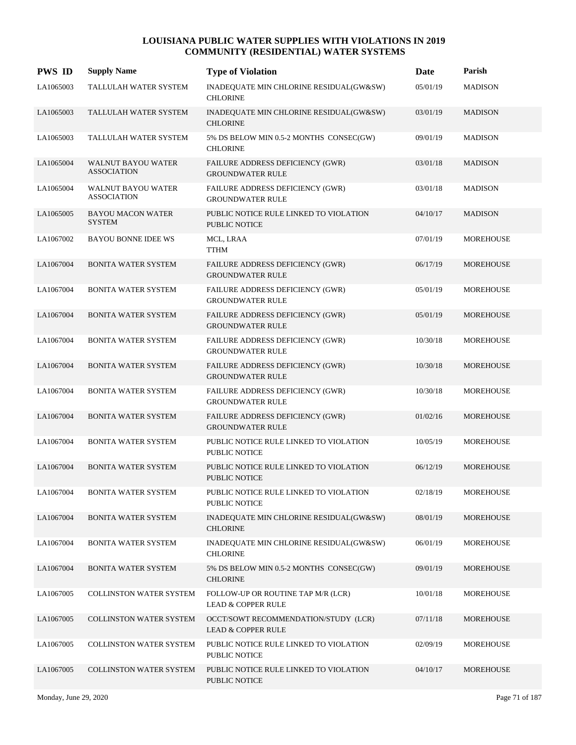# LOUISIANA PUBLIC WATER SUPPLIES WITH VIOLATIONS IN 2019
## COMMUNITY (RESIDENTIAL) WATER SYSTEMS

| PWS ID | Supply Name | Type of Violation | Date | Parish |
|---|---|---|---|---|
| LA1065003 | TALLULAH WATER SYSTEM | INADEQUATE MIN CHLORINE RESIDUAL(GW&SW) CHLORINE | 05/01/19 | MADISON |
| LA1065003 | TALLULAH WATER SYSTEM | INADEQUATE MIN CHLORINE RESIDUAL(GW&SW) CHLORINE | 03/01/19 | MADISON |
| LA1065003 | TALLULAH WATER SYSTEM | 5% DS BELOW MIN 0.5-2 MONTHS CONSEC(GW) CHLORINE | 09/01/19 | MADISON |
| LA1065004 | WALNUT BAYOU WATER ASSOCIATION | FAILURE ADDRESS DEFICIENCY (GWR) GROUNDWATER RULE | 03/01/18 | MADISON |
| LA1065004 | WALNUT BAYOU WATER ASSOCIATION | FAILURE ADDRESS DEFICIENCY (GWR) GROUNDWATER RULE | 03/01/18 | MADISON |
| LA1065005 | BAYOU MACON WATER SYSTEM | PUBLIC NOTICE RULE LINKED TO VIOLATION PUBLIC NOTICE | 04/10/17 | MADISON |
| LA1067002 | BAYOU BONNE IDEE WS | MCL, LRAA TTHM | 07/01/19 | MOREHOUSE |
| LA1067004 | BONITA WATER SYSTEM | FAILURE ADDRESS DEFICIENCY (GWR) GROUNDWATER RULE | 06/17/19 | MOREHOUSE |
| LA1067004 | BONITA WATER SYSTEM | FAILURE ADDRESS DEFICIENCY (GWR) GROUNDWATER RULE | 05/01/19 | MOREHOUSE |
| LA1067004 | BONITA WATER SYSTEM | FAILURE ADDRESS DEFICIENCY (GWR) GROUNDWATER RULE | 05/01/19 | MOREHOUSE |
| LA1067004 | BONITA WATER SYSTEM | FAILURE ADDRESS DEFICIENCY (GWR) GROUNDWATER RULE | 10/30/18 | MOREHOUSE |
| LA1067004 | BONITA WATER SYSTEM | FAILURE ADDRESS DEFICIENCY (GWR) GROUNDWATER RULE | 10/30/18 | MOREHOUSE |
| LA1067004 | BONITA WATER SYSTEM | FAILURE ADDRESS DEFICIENCY (GWR) GROUNDWATER RULE | 10/30/18 | MOREHOUSE |
| LA1067004 | BONITA WATER SYSTEM | FAILURE ADDRESS DEFICIENCY (GWR) GROUNDWATER RULE | 01/02/16 | MOREHOUSE |
| LA1067004 | BONITA WATER SYSTEM | PUBLIC NOTICE RULE LINKED TO VIOLATION PUBLIC NOTICE | 10/05/19 | MOREHOUSE |
| LA1067004 | BONITA WATER SYSTEM | PUBLIC NOTICE RULE LINKED TO VIOLATION PUBLIC NOTICE | 06/12/19 | MOREHOUSE |
| LA1067004 | BONITA WATER SYSTEM | PUBLIC NOTICE RULE LINKED TO VIOLATION PUBLIC NOTICE | 02/18/19 | MOREHOUSE |
| LA1067004 | BONITA WATER SYSTEM | INADEQUATE MIN CHLORINE RESIDUAL(GW&SW) CHLORINE | 08/01/19 | MOREHOUSE |
| LA1067004 | BONITA WATER SYSTEM | INADEQUATE MIN CHLORINE RESIDUAL(GW&SW) CHLORINE | 06/01/19 | MOREHOUSE |
| LA1067004 | BONITA WATER SYSTEM | 5% DS BELOW MIN 0.5-2 MONTHS CONSEC(GW) CHLORINE | 09/01/19 | MOREHOUSE |
| LA1067005 | COLLINSTON WATER SYSTEM | FOLLOW-UP OR ROUTINE TAP M/R (LCR) LEAD & COPPER RULE | 10/01/18 | MOREHOUSE |
| LA1067005 | COLLINSTON WATER SYSTEM | OCCT/SOWT RECOMMENDATION/STUDY (LCR) LEAD & COPPER RULE | 07/11/18 | MOREHOUSE |
| LA1067005 | COLLINSTON WATER SYSTEM | PUBLIC NOTICE RULE LINKED TO VIOLATION PUBLIC NOTICE | 02/09/19 | MOREHOUSE |
| LA1067005 | COLLINSTON WATER SYSTEM | PUBLIC NOTICE RULE LINKED TO VIOLATION PUBLIC NOTICE | 04/10/17 | MOREHOUSE |

Monday, June 29, 2020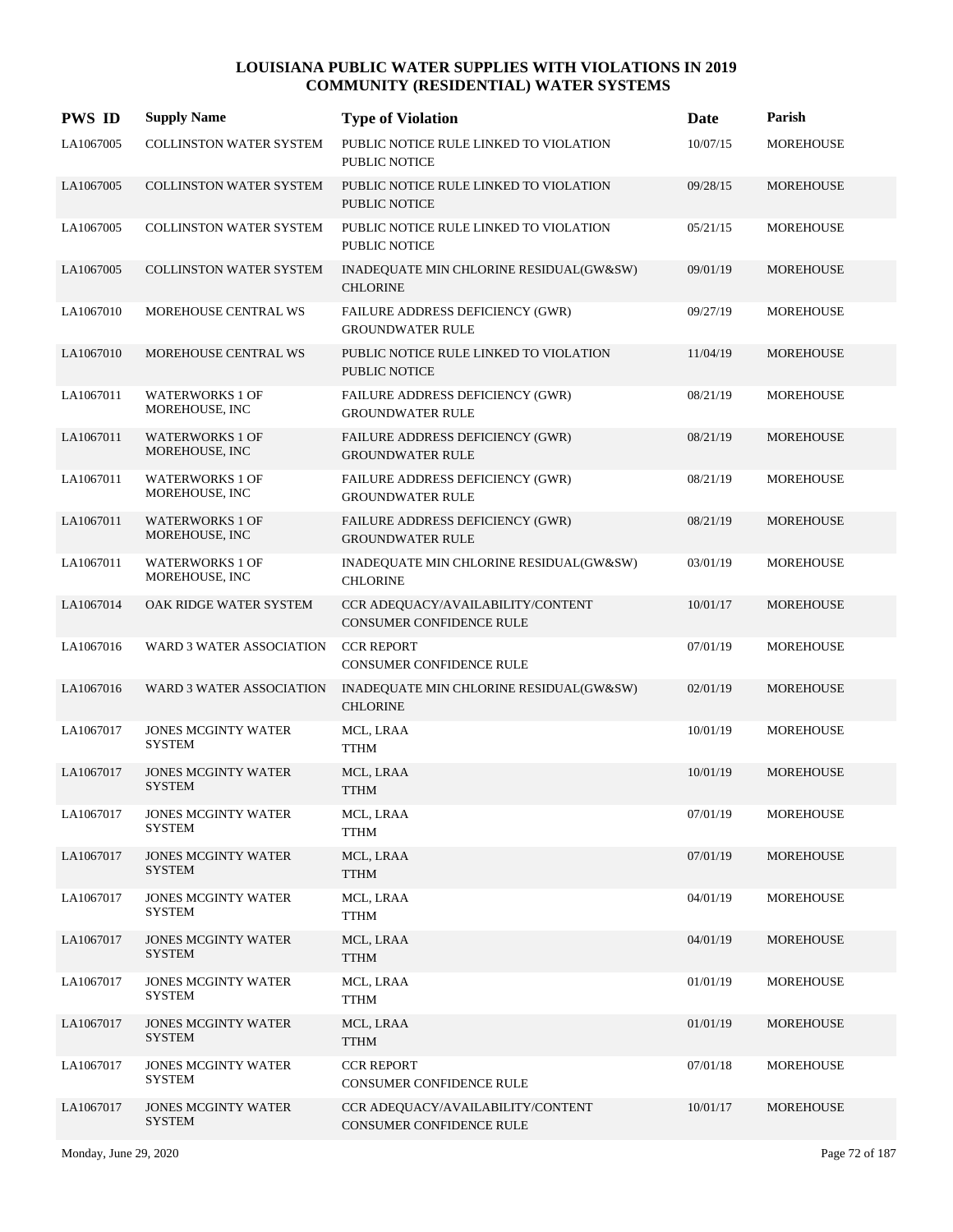# LOUISIANA PUBLIC WATER SUPPLIES WITH VIOLATIONS IN 2019
## COMMUNITY (RESIDENTIAL) WATER SYSTEMS

| PWS ID | Supply Name | Type of Violation | Date | Parish |
|---|---|---|---|---|
| LA1067005 | COLLINSTON WATER SYSTEM | PUBLIC NOTICE RULE LINKED TO VIOLATION PUBLIC NOTICE | 10/07/15 | MOREHOUSE |
| LA1067005 | COLLINSTON WATER SYSTEM | PUBLIC NOTICE RULE LINKED TO VIOLATION PUBLIC NOTICE | 09/28/15 | MOREHOUSE |
| LA1067005 | COLLINSTON WATER SYSTEM | PUBLIC NOTICE RULE LINKED TO VIOLATION PUBLIC NOTICE | 05/21/15 | MOREHOUSE |
| LA1067005 | COLLINSTON WATER SYSTEM | INADEQUATE MIN CHLORINE RESIDUAL(GW&SW) CHLORINE | 09/01/19 | MOREHOUSE |
| LA1067010 | MOREHOUSE CENTRAL WS | FAILURE ADDRESS DEFICIENCY (GWR) GROUNDWATER RULE | 09/27/19 | MOREHOUSE |
| LA1067010 | MOREHOUSE CENTRAL WS | PUBLIC NOTICE RULE LINKED TO VIOLATION PUBLIC NOTICE | 11/04/19 | MOREHOUSE |
| LA1067011 | WATERWORKS 1 OF MOREHOUSE, INC | FAILURE ADDRESS DEFICIENCY (GWR) GROUNDWATER RULE | 08/21/19 | MOREHOUSE |
| LA1067011 | WATERWORKS 1 OF MOREHOUSE, INC | FAILURE ADDRESS DEFICIENCY (GWR) GROUNDWATER RULE | 08/21/19 | MOREHOUSE |
| LA1067011 | WATERWORKS 1 OF MOREHOUSE, INC | FAILURE ADDRESS DEFICIENCY (GWR) GROUNDWATER RULE | 08/21/19 | MOREHOUSE |
| LA1067011 | WATERWORKS 1 OF MOREHOUSE, INC | FAILURE ADDRESS DEFICIENCY (GWR) GROUNDWATER RULE | 08/21/19 | MOREHOUSE |
| LA1067011 | WATERWORKS 1 OF MOREHOUSE, INC | INADEQUATE MIN CHLORINE RESIDUAL(GW&SW) CHLORINE | 03/01/19 | MOREHOUSE |
| LA1067014 | OAK RIDGE WATER SYSTEM | CCR ADEQUACY/AVAILABILITY/CONTENT CONSUMER CONFIDENCE RULE | 10/01/17 | MOREHOUSE |
| LA1067016 | WARD 3 WATER ASSOCIATION | CCR REPORT CONSUMER CONFIDENCE RULE | 07/01/19 | MOREHOUSE |
| LA1067016 | WARD 3 WATER ASSOCIATION | INADEQUATE MIN CHLORINE RESIDUAL(GW&SW) CHLORINE | 02/01/19 | MOREHOUSE |
| LA1067017 | JONES MCGINTY WATER SYSTEM | MCL, LRAA TTHM | 10/01/19 | MOREHOUSE |
| LA1067017 | JONES MCGINTY WATER SYSTEM | MCL, LRAA TTHM | 10/01/19 | MOREHOUSE |
| LA1067017 | JONES MCGINTY WATER SYSTEM | MCL, LRAA TTHM | 07/01/19 | MOREHOUSE |
| LA1067017 | JONES MCGINTY WATER SYSTEM | MCL, LRAA TTHM | 07/01/19 | MOREHOUSE |
| LA1067017 | JONES MCGINTY WATER SYSTEM | MCL, LRAA TTHM | 04/01/19 | MOREHOUSE |
| LA1067017 | JONES MCGINTY WATER SYSTEM | MCL, LRAA TTHM | 04/01/19 | MOREHOUSE |
| LA1067017 | JONES MCGINTY WATER SYSTEM | MCL, LRAA TTHM | 01/01/19 | MOREHOUSE |
| LA1067017 | JONES MCGINTY WATER SYSTEM | MCL, LRAA TTHM | 01/01/19 | MOREHOUSE |
| LA1067017 | JONES MCGINTY WATER SYSTEM | CCR REPORT CONSUMER CONFIDENCE RULE | 07/01/18 | MOREHOUSE |
| LA1067017 | JONES MCGINTY WATER SYSTEM | CCR ADEQUACY/AVAILABILITY/CONTENT CONSUMER CONFIDENCE RULE | 10/01/17 | MOREHOUSE |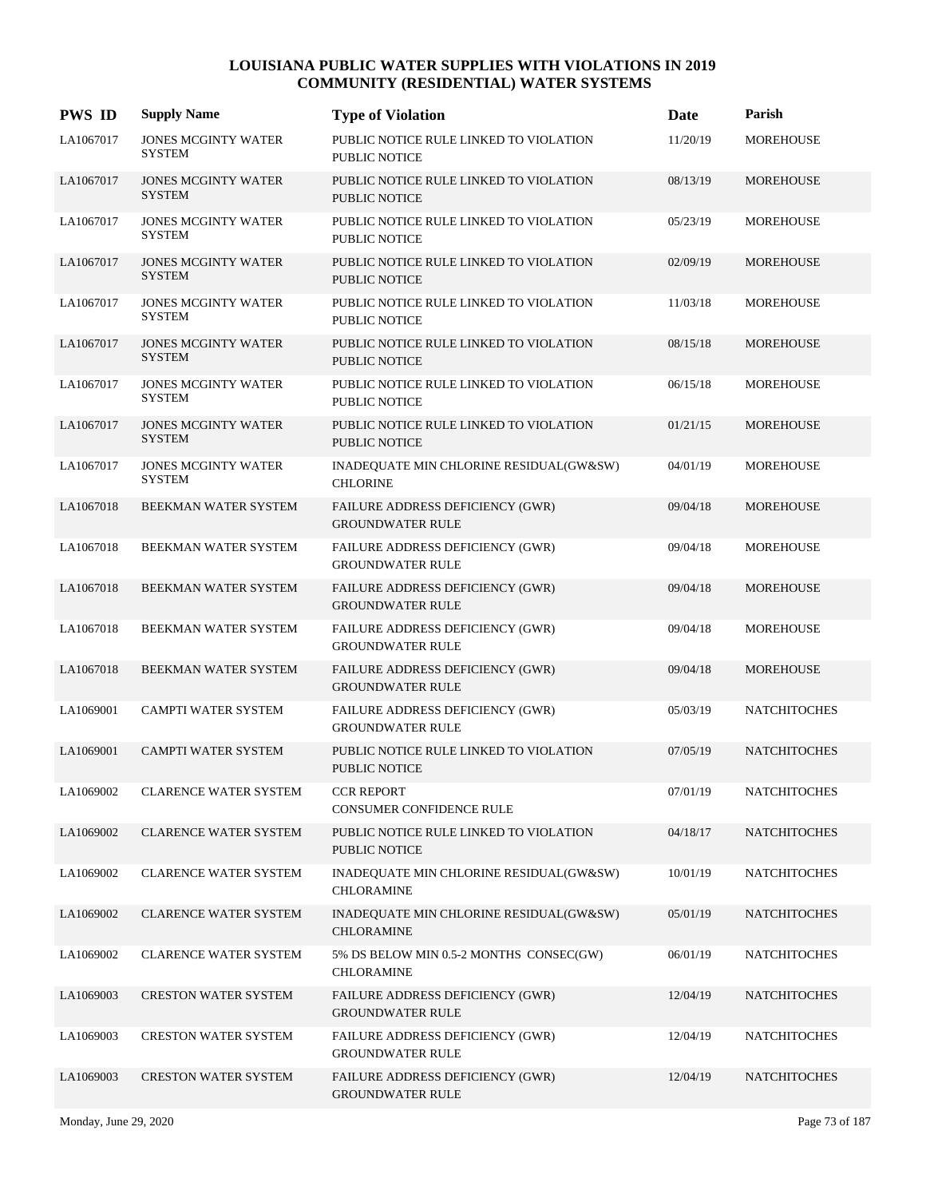# LOUISIANA PUBLIC WATER SUPPLIES WITH VIOLATIONS IN 2019
## COMMUNITY (RESIDENTIAL) WATER SYSTEMS

| PWS ID | Supply Name | Type of Violation | Date | Parish |
|---|---|---|---|---|
| LA1067017 | JONES MCGINTY WATER SYSTEM | PUBLIC NOTICE RULE LINKED TO VIOLATION PUBLIC NOTICE | 11/20/19 | MOREHOUSE |
| LA1067017 | JONES MCGINTY WATER SYSTEM | PUBLIC NOTICE RULE LINKED TO VIOLATION PUBLIC NOTICE | 08/13/19 | MOREHOUSE |
| LA1067017 | JONES MCGINTY WATER SYSTEM | PUBLIC NOTICE RULE LINKED TO VIOLATION PUBLIC NOTICE | 05/23/19 | MOREHOUSE |
| LA1067017 | JONES MCGINTY WATER SYSTEM | PUBLIC NOTICE RULE LINKED TO VIOLATION PUBLIC NOTICE | 02/09/19 | MOREHOUSE |
| LA1067017 | JONES MCGINTY WATER SYSTEM | PUBLIC NOTICE RULE LINKED TO VIOLATION PUBLIC NOTICE | 11/03/18 | MOREHOUSE |
| LA1067017 | JONES MCGINTY WATER SYSTEM | PUBLIC NOTICE RULE LINKED TO VIOLATION PUBLIC NOTICE | 08/15/18 | MOREHOUSE |
| LA1067017 | JONES MCGINTY WATER SYSTEM | PUBLIC NOTICE RULE LINKED TO VIOLATION PUBLIC NOTICE | 06/15/18 | MOREHOUSE |
| LA1067017 | JONES MCGINTY WATER SYSTEM | PUBLIC NOTICE RULE LINKED TO VIOLATION PUBLIC NOTICE | 01/21/15 | MOREHOUSE |
| LA1067017 | JONES MCGINTY WATER SYSTEM | INADEQUATE MIN CHLORINE RESIDUAL(GW&SW) CHLORINE | 04/01/19 | MOREHOUSE |
| LA1067018 | BEEKMAN WATER SYSTEM | FAILURE ADDRESS DEFICIENCY (GWR) GROUNDWATER RULE | 09/04/18 | MOREHOUSE |
| LA1067018 | BEEKMAN WATER SYSTEM | FAILURE ADDRESS DEFICIENCY (GWR) GROUNDWATER RULE | 09/04/18 | MOREHOUSE |
| LA1067018 | BEEKMAN WATER SYSTEM | FAILURE ADDRESS DEFICIENCY (GWR) GROUNDWATER RULE | 09/04/18 | MOREHOUSE |
| LA1067018 | BEEKMAN WATER SYSTEM | FAILURE ADDRESS DEFICIENCY (GWR) GROUNDWATER RULE | 09/04/18 | MOREHOUSE |
| LA1067018 | BEEKMAN WATER SYSTEM | FAILURE ADDRESS DEFICIENCY (GWR) GROUNDWATER RULE | 09/04/18 | MOREHOUSE |
| LA1069001 | CAMPTI WATER SYSTEM | FAILURE ADDRESS DEFICIENCY (GWR) GROUNDWATER RULE | 05/03/19 | NATCHITOCHES |
| LA1069001 | CAMPTI WATER SYSTEM | PUBLIC NOTICE RULE LINKED TO VIOLATION PUBLIC NOTICE | 07/05/19 | NATCHITOCHES |
| LA1069002 | CLARENCE WATER SYSTEM | CCR REPORT CONSUMER CONFIDENCE RULE | 07/01/19 | NATCHITOCHES |
| LA1069002 | CLARENCE WATER SYSTEM | PUBLIC NOTICE RULE LINKED TO VIOLATION PUBLIC NOTICE | 04/18/17 | NATCHITOCHES |
| LA1069002 | CLARENCE WATER SYSTEM | INADEQUATE MIN CHLORINE RESIDUAL(GW&SW) CHLORAMINE | 10/01/19 | NATCHITOCHES |
| LA1069002 | CLARENCE WATER SYSTEM | INADEQUATE MIN CHLORINE RESIDUAL(GW&SW) CHLORAMINE | 05/01/19 | NATCHITOCHES |
| LA1069002 | CLARENCE WATER SYSTEM | 5% DS BELOW MIN 0.5-2 MONTHS CONSEC(GW) CHLORAMINE | 06/01/19 | NATCHITOCHES |
| LA1069003 | CRESTON WATER SYSTEM | FAILURE ADDRESS DEFICIENCY (GWR) GROUNDWATER RULE | 12/04/19 | NATCHITOCHES |
| LA1069003 | CRESTON WATER SYSTEM | FAILURE ADDRESS DEFICIENCY (GWR) GROUNDWATER RULE | 12/04/19 | NATCHITOCHES |
| LA1069003 | CRESTON WATER SYSTEM | FAILURE ADDRESS DEFICIENCY (GWR) GROUNDWATER RULE | 12/04/19 | NATCHITOCHES |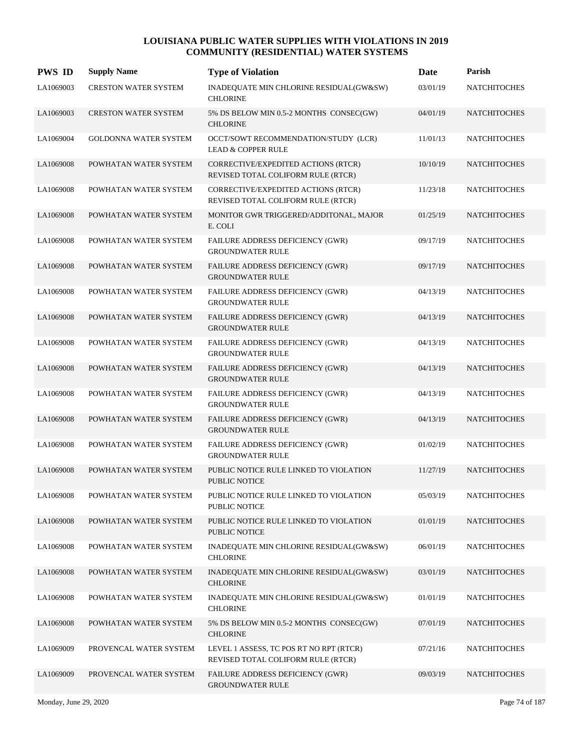# LOUISIANA PUBLIC WATER SUPPLIES WITH VIOLATIONS IN 2019
## COMMUNITY (RESIDENTIAL) WATER SYSTEMS

| PWS ID | Supply Name | Type of Violation | Date | Parish |
|---|---|---|---|---|
| LA1069003 | CRESTON WATER SYSTEM | INADEQUATE MIN CHLORINE RESIDUAL(GW&SW) CHLORINE | 03/01/19 | NATCHITOCHES |
| LA1069003 | CRESTON WATER SYSTEM | 5% DS BELOW MIN 0.5-2 MONTHS CONSEC(GW) CHLORINE | 04/01/19 | NATCHITOCHES |
| LA1069004 | GOLDONNA WATER SYSTEM | OCCT/SOWT RECOMMENDATION/STUDY (LCR) LEAD & COPPER RULE | 11/01/13 | NATCHITOCHES |
| LA1069008 | POWHATAN WATER SYSTEM | CORRECTIVE/EXPEDITED ACTIONS (RTCR) REVISED TOTAL COLIFORM RULE (RTCR) | 10/10/19 | NATCHITOCHES |
| LA1069008 | POWHATAN WATER SYSTEM | CORRECTIVE/EXPEDITED ACTIONS (RTCR) REVISED TOTAL COLIFORM RULE (RTCR) | 11/23/18 | NATCHITOCHES |
| LA1069008 | POWHATAN WATER SYSTEM | MONITOR GWR TRIGGERED/ADDITONAL, MAJOR E. COLI | 01/25/19 | NATCHITOCHES |
| LA1069008 | POWHATAN WATER SYSTEM | FAILURE ADDRESS DEFICIENCY (GWR) GROUNDWATER RULE | 09/17/19 | NATCHITOCHES |
| LA1069008 | POWHATAN WATER SYSTEM | FAILURE ADDRESS DEFICIENCY (GWR) GROUNDWATER RULE | 09/17/19 | NATCHITOCHES |
| LA1069008 | POWHATAN WATER SYSTEM | FAILURE ADDRESS DEFICIENCY (GWR) GROUNDWATER RULE | 04/13/19 | NATCHITOCHES |
| LA1069008 | POWHATAN WATER SYSTEM | FAILURE ADDRESS DEFICIENCY (GWR) GROUNDWATER RULE | 04/13/19 | NATCHITOCHES |
| LA1069008 | POWHATAN WATER SYSTEM | FAILURE ADDRESS DEFICIENCY (GWR) GROUNDWATER RULE | 04/13/19 | NATCHITOCHES |
| LA1069008 | POWHATAN WATER SYSTEM | FAILURE ADDRESS DEFICIENCY (GWR) GROUNDWATER RULE | 04/13/19 | NATCHITOCHES |
| LA1069008 | POWHATAN WATER SYSTEM | FAILURE ADDRESS DEFICIENCY (GWR) GROUNDWATER RULE | 04/13/19 | NATCHITOCHES |
| LA1069008 | POWHATAN WATER SYSTEM | FAILURE ADDRESS DEFICIENCY (GWR) GROUNDWATER RULE | 04/13/19 | NATCHITOCHES |
| LA1069008 | POWHATAN WATER SYSTEM | FAILURE ADDRESS DEFICIENCY (GWR) GROUNDWATER RULE | 01/02/19 | NATCHITOCHES |
| LA1069008 | POWHATAN WATER SYSTEM | PUBLIC NOTICE RULE LINKED TO VIOLATION PUBLIC NOTICE | 11/27/19 | NATCHITOCHES |
| LA1069008 | POWHATAN WATER SYSTEM | PUBLIC NOTICE RULE LINKED TO VIOLATION PUBLIC NOTICE | 05/03/19 | NATCHITOCHES |
| LA1069008 | POWHATAN WATER SYSTEM | PUBLIC NOTICE RULE LINKED TO VIOLATION PUBLIC NOTICE | 01/01/19 | NATCHITOCHES |
| LA1069008 | POWHATAN WATER SYSTEM | INADEQUATE MIN CHLORINE RESIDUAL(GW&SW) CHLORINE | 06/01/19 | NATCHITOCHES |
| LA1069008 | POWHATAN WATER SYSTEM | INADEQUATE MIN CHLORINE RESIDUAL(GW&SW) CHLORINE | 03/01/19 | NATCHITOCHES |
| LA1069008 | POWHATAN WATER SYSTEM | INADEQUATE MIN CHLORINE RESIDUAL(GW&SW) CHLORINE | 01/01/19 | NATCHITOCHES |
| LA1069008 | POWHATAN WATER SYSTEM | 5% DS BELOW MIN 0.5-2 MONTHS CONSEC(GW) CHLORINE | 07/01/19 | NATCHITOCHES |
| LA1069009 | PROVENCAL WATER SYSTEM | LEVEL 1 ASSESS, TC POS RT NO RPT (RTCR) REVISED TOTAL COLIFORM RULE (RTCR) | 07/21/16 | NATCHITOCHES |
| LA1069009 | PROVENCAL WATER SYSTEM | FAILURE ADDRESS DEFICIENCY (GWR) GROUNDWATER RULE | 09/03/19 | NATCHITOCHES |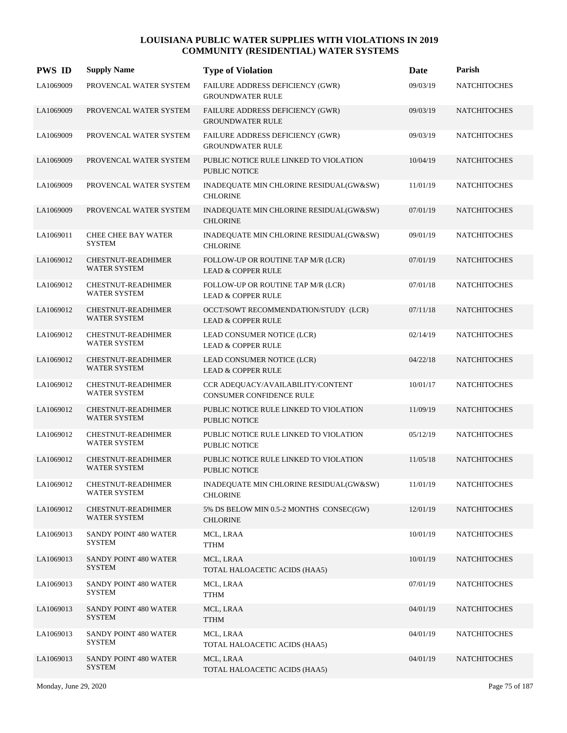# LOUISIANA PUBLIC WATER SUPPLIES WITH VIOLATIONS IN 2019
## COMMUNITY (RESIDENTIAL) WATER SYSTEMS

| PWS ID | Supply Name | Type of Violation | Date | Parish |
|---|---|---|---|---|
| LA1069009 | PROVENCAL WATER SYSTEM | FAILURE ADDRESS DEFICIENCY (GWR) GROUNDWATER RULE | 09/03/19 | NATCHITOCHES |
| LA1069009 | PROVENCAL WATER SYSTEM | FAILURE ADDRESS DEFICIENCY (GWR) GROUNDWATER RULE | 09/03/19 | NATCHITOCHES |
| LA1069009 | PROVENCAL WATER SYSTEM | FAILURE ADDRESS DEFICIENCY (GWR) GROUNDWATER RULE | 09/03/19 | NATCHITOCHES |
| LA1069009 | PROVENCAL WATER SYSTEM | PUBLIC NOTICE RULE LINKED TO VIOLATION PUBLIC NOTICE | 10/04/19 | NATCHITOCHES |
| LA1069009 | PROVENCAL WATER SYSTEM | INADEQUATE MIN CHLORINE RESIDUAL(GW&SW) CHLORINE | 11/01/19 | NATCHITOCHES |
| LA1069009 | PROVENCAL WATER SYSTEM | INADEQUATE MIN CHLORINE RESIDUAL(GW&SW) CHLORINE | 07/01/19 | NATCHITOCHES |
| LA1069011 | CHEE CHEE BAY WATER SYSTEM | INADEQUATE MIN CHLORINE RESIDUAL(GW&SW) CHLORINE | 09/01/19 | NATCHITOCHES |
| LA1069012 | CHESTNUT-READHIMER WATER SYSTEM | FOLLOW-UP OR ROUTINE TAP M/R (LCR) LEAD & COPPER RULE | 07/01/19 | NATCHITOCHES |
| LA1069012 | CHESTNUT-READHIMER WATER SYSTEM | FOLLOW-UP OR ROUTINE TAP M/R (LCR) LEAD & COPPER RULE | 07/01/18 | NATCHITOCHES |
| LA1069012 | CHESTNUT-READHIMER WATER SYSTEM | OCCT/SOWT RECOMMENDATION/STUDY (LCR) LEAD & COPPER RULE | 07/11/18 | NATCHITOCHES |
| LA1069012 | CHESTNUT-READHIMER WATER SYSTEM | LEAD CONSUMER NOTICE (LCR) LEAD & COPPER RULE | 02/14/19 | NATCHITOCHES |
| LA1069012 | CHESTNUT-READHIMER WATER SYSTEM | LEAD CONSUMER NOTICE (LCR) LEAD & COPPER RULE | 04/22/18 | NATCHITOCHES |
| LA1069012 | CHESTNUT-READHIMER WATER SYSTEM | CCR ADEQUACY/AVAILABILITY/CONTENT CONSUMER CONFIDENCE RULE | 10/01/17 | NATCHITOCHES |
| LA1069012 | CHESTNUT-READHIMER WATER SYSTEM | PUBLIC NOTICE RULE LINKED TO VIOLATION PUBLIC NOTICE | 11/09/19 | NATCHITOCHES |
| LA1069012 | CHESTNUT-READHIMER WATER SYSTEM | PUBLIC NOTICE RULE LINKED TO VIOLATION PUBLIC NOTICE | 05/12/19 | NATCHITOCHES |
| LA1069012 | CHESTNUT-READHIMER WATER SYSTEM | PUBLIC NOTICE RULE LINKED TO VIOLATION PUBLIC NOTICE | 11/05/18 | NATCHITOCHES |
| LA1069012 | CHESTNUT-READHIMER WATER SYSTEM | INADEQUATE MIN CHLORINE RESIDUAL(GW&SW) CHLORINE | 11/01/19 | NATCHITOCHES |
| LA1069012 | CHESTNUT-READHIMER WATER SYSTEM | 5% DS BELOW MIN 0.5-2 MONTHS CONSEC(GW) CHLORINE | 12/01/19 | NATCHITOCHES |
| LA1069013 | SANDY POINT 480 WATER SYSTEM | MCL, LRAA TTHM | 10/01/19 | NATCHITOCHES |
| LA1069013 | SANDY POINT 480 WATER SYSTEM | MCL, LRAA TOTAL HALOACETIC ACIDS (HAA5) | 10/01/19 | NATCHITOCHES |
| LA1069013 | SANDY POINT 480 WATER SYSTEM | MCL, LRAA TTHM | 07/01/19 | NATCHITOCHES |
| LA1069013 | SANDY POINT 480 WATER SYSTEM | MCL, LRAA TTHM | 04/01/19 | NATCHITOCHES |
| LA1069013 | SANDY POINT 480 WATER SYSTEM | MCL, LRAA TOTAL HALOACETIC ACIDS (HAA5) | 04/01/19 | NATCHITOCHES |
| LA1069013 | SANDY POINT 480 WATER SYSTEM | MCL, LRAA TOTAL HALOACETIC ACIDS (HAA5) | 04/01/19 | NATCHITOCHES |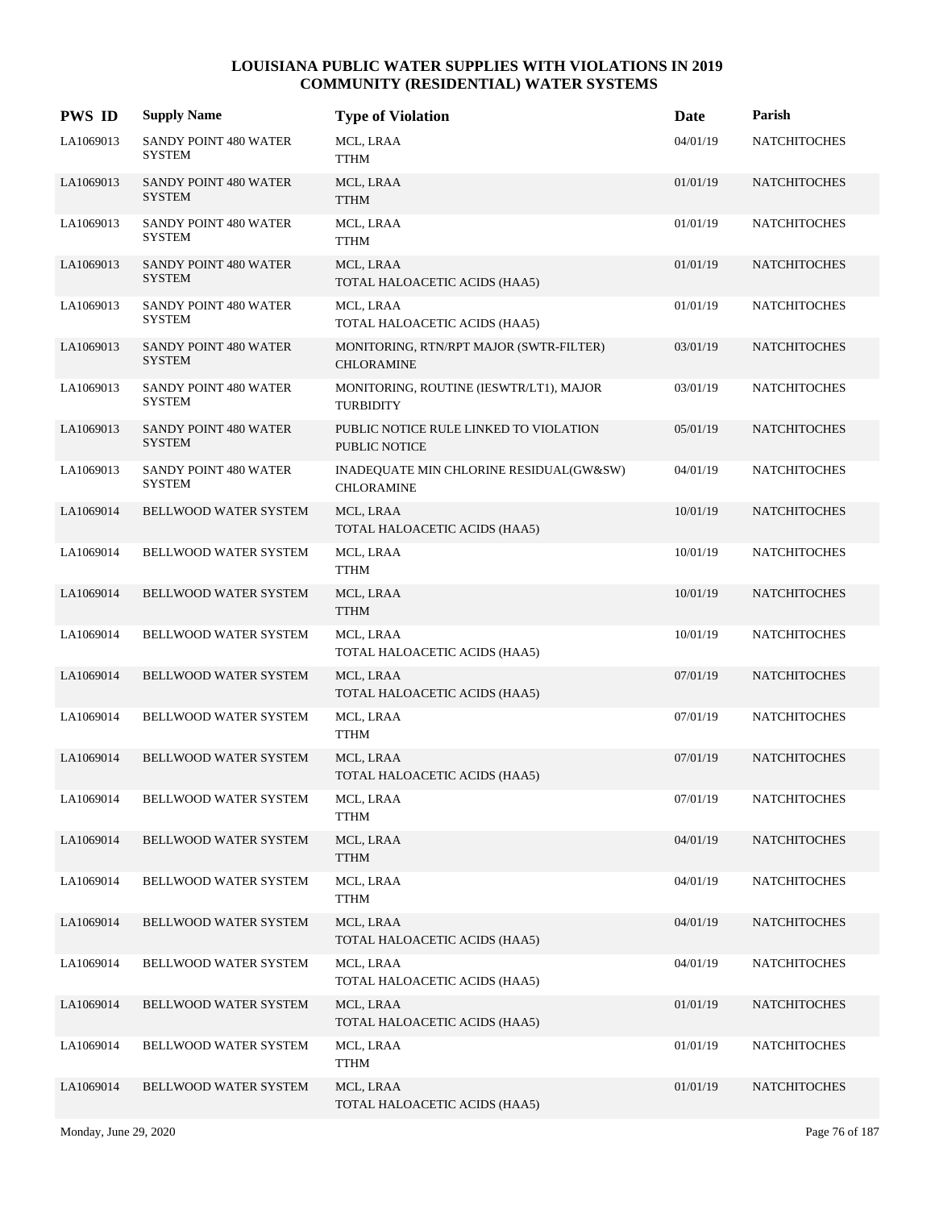# LOUISIANA PUBLIC WATER SUPPLIES WITH VIOLATIONS IN 2019
## COMMUNITY (RESIDENTIAL) WATER SYSTEMS

| PWS ID | Supply Name | Type of Violation | Date | Parish |
|---|---|---|---|---|
| LA1069013 | SANDY POINT 480 WATER SYSTEM | MCL, LRAA<br>TTHM | 04/01/19 | NATCHITOCHES |
| LA1069013 | SANDY POINT 480 WATER SYSTEM | MCL, LRAA<br>TTHM | 01/01/19 | NATCHITOCHES |
| LA1069013 | SANDY POINT 480 WATER SYSTEM | MCL, LRAA<br>TTHM | 01/01/19 | NATCHITOCHES |
| LA1069013 | SANDY POINT 480 WATER SYSTEM | MCL, LRAA<br>TOTAL HALOACETIC ACIDS (HAA5) | 01/01/19 | NATCHITOCHES |
| LA1069013 | SANDY POINT 480 WATER SYSTEM | MCL, LRAA<br>TOTAL HALOACETIC ACIDS (HAA5) | 01/01/19 | NATCHITOCHES |
| LA1069013 | SANDY POINT 480 WATER SYSTEM | MONITORING, RTN/RPT MAJOR (SWTR-FILTER)<br>CHLORAMINE | 03/01/19 | NATCHITOCHES |
| LA1069013 | SANDY POINT 480 WATER SYSTEM | MONITORING, ROUTINE (IESWTR/LT1), MAJOR<br>TURBIDITY | 03/01/19 | NATCHITOCHES |
| LA1069013 | SANDY POINT 480 WATER SYSTEM | PUBLIC NOTICE RULE LINKED TO VIOLATION<br>PUBLIC NOTICE | 05/01/19 | NATCHITOCHES |
| LA1069013 | SANDY POINT 480 WATER SYSTEM | INADEQUATE MIN CHLORINE RESIDUAL(GW&SW)<br>CHLORAMINE | 04/01/19 | NATCHITOCHES |
| LA1069014 | BELLWOOD WATER SYSTEM | MCL, LRAA<br>TOTAL HALOACETIC ACIDS (HAA5) | 10/01/19 | NATCHITOCHES |
| LA1069014 | BELLWOOD WATER SYSTEM | MCL, LRAA<br>TTHM | 10/01/19 | NATCHITOCHES |
| LA1069014 | BELLWOOD WATER SYSTEM | MCL, LRAA<br>TTHM | 10/01/19 | NATCHITOCHES |
| LA1069014 | BELLWOOD WATER SYSTEM | MCL, LRAA<br>TOTAL HALOACETIC ACIDS (HAA5) | 10/01/19 | NATCHITOCHES |
| LA1069014 | BELLWOOD WATER SYSTEM | MCL, LRAA<br>TOTAL HALOACETIC ACIDS (HAA5) | 07/01/19 | NATCHITOCHES |
| LA1069014 | BELLWOOD WATER SYSTEM | MCL, LRAA<br>TTHM | 07/01/19 | NATCHITOCHES |
| LA1069014 | BELLWOOD WATER SYSTEM | MCL, LRAA<br>TOTAL HALOACETIC ACIDS (HAA5) | 07/01/19 | NATCHITOCHES |
| LA1069014 | BELLWOOD WATER SYSTEM | MCL, LRAA<br>TTHM | 07/01/19 | NATCHITOCHES |
| LA1069014 | BELLWOOD WATER SYSTEM | MCL, LRAA<br>TTHM | 04/01/19 | NATCHITOCHES |
| LA1069014 | BELLWOOD WATER SYSTEM | MCL, LRAA<br>TTHM | 04/01/19 | NATCHITOCHES |
| LA1069014 | BELLWOOD WATER SYSTEM | MCL, LRAA<br>TOTAL HALOACETIC ACIDS (HAA5) | 04/01/19 | NATCHITOCHES |
| LA1069014 | BELLWOOD WATER SYSTEM | MCL, LRAA<br>TOTAL HALOACETIC ACIDS (HAA5) | 04/01/19 | NATCHITOCHES |
| LA1069014 | BELLWOOD WATER SYSTEM | MCL, LRAA<br>TOTAL HALOACETIC ACIDS (HAA5) | 01/01/19 | NATCHITOCHES |
| LA1069014 | BELLWOOD WATER SYSTEM | MCL, LRAA<br>TTHM | 01/01/19 | NATCHITOCHES |
| LA1069014 | BELLWOOD WATER SYSTEM | MCL, LRAA<br>TOTAL HALOACETIC ACIDS (HAA5) | 01/01/19 | NATCHITOCHES |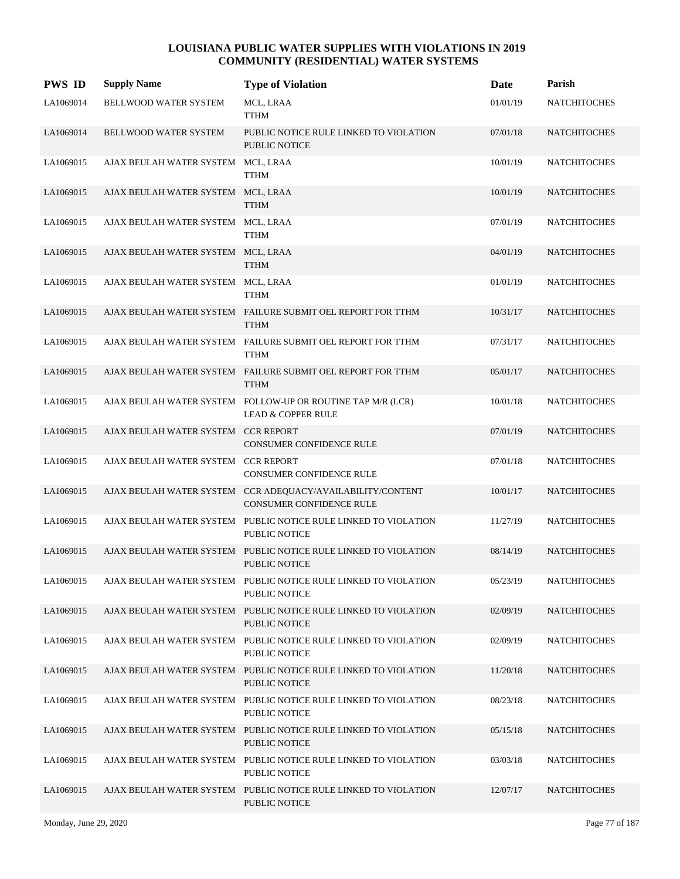# LOUISIANA PUBLIC WATER SUPPLIES WITH VIOLATIONS IN 2019
## COMMUNITY (RESIDENTIAL) WATER SYSTEMS

| PWS ID | Supply Name | Type of Violation | Date | Parish |
|---|---|---|---|---|
| LA1069014 | BELLWOOD WATER SYSTEM | MCL, LRAA<br>TTHM | 01/01/19 | NATCHITOCHES |
| LA1069014 | BELLWOOD WATER SYSTEM | PUBLIC NOTICE RULE LINKED TO VIOLATION<br>PUBLIC NOTICE | 07/01/18 | NATCHITOCHES |
| LA1069015 | AJAX BEULAH WATER SYSTEM | MCL, LRAA<br>TTHM | 10/01/19 | NATCHITOCHES |
| LA1069015 | AJAX BEULAH WATER SYSTEM | MCL, LRAA<br>TTHM | 10/01/19 | NATCHITOCHES |
| LA1069015 | AJAX BEULAH WATER SYSTEM | MCL, LRAA<br>TTHM | 07/01/19 | NATCHITOCHES |
| LA1069015 | AJAX BEULAH WATER SYSTEM | MCL, LRAA<br>TTHM | 04/01/19 | NATCHITOCHES |
| LA1069015 | AJAX BEULAH WATER SYSTEM | MCL, LRAA<br>TTHM | 01/01/19 | NATCHITOCHES |
| LA1069015 | AJAX BEULAH WATER SYSTEM | FAILURE SUBMIT OEL REPORT FOR TTHM<br>TTHM | 10/31/17 | NATCHITOCHES |
| LA1069015 | AJAX BEULAH WATER SYSTEM | FAILURE SUBMIT OEL REPORT FOR TTHM<br>TTHM | 07/31/17 | NATCHITOCHES |
| LA1069015 | AJAX BEULAH WATER SYSTEM | FAILURE SUBMIT OEL REPORT FOR TTHM<br>TTHM | 05/01/17 | NATCHITOCHES |
| LA1069015 | AJAX BEULAH WATER SYSTEM | FOLLOW-UP OR ROUTINE TAP M/R (LCR)<br>LEAD & COPPER RULE | 10/01/18 | NATCHITOCHES |
| LA1069015 | AJAX BEULAH WATER SYSTEM | CCR REPORT<br>CONSUMER CONFIDENCE RULE | 07/01/19 | NATCHITOCHES |
| LA1069015 | AJAX BEULAH WATER SYSTEM | CCR REPORT<br>CONSUMER CONFIDENCE RULE | 07/01/18 | NATCHITOCHES |
| LA1069015 | AJAX BEULAH WATER SYSTEM | CCR ADEQUACY/AVAILABILITY/CONTENT<br>CONSUMER CONFIDENCE RULE | 10/01/17 | NATCHITOCHES |
| LA1069015 | AJAX BEULAH WATER SYSTEM | PUBLIC NOTICE RULE LINKED TO VIOLATION<br>PUBLIC NOTICE | 11/27/19 | NATCHITOCHES |
| LA1069015 | AJAX BEULAH WATER SYSTEM | PUBLIC NOTICE RULE LINKED TO VIOLATION<br>PUBLIC NOTICE | 08/14/19 | NATCHITOCHES |
| LA1069015 | AJAX BEULAH WATER SYSTEM | PUBLIC NOTICE RULE LINKED TO VIOLATION<br>PUBLIC NOTICE | 05/23/19 | NATCHITOCHES |
| LA1069015 | AJAX BEULAH WATER SYSTEM | PUBLIC NOTICE RULE LINKED TO VIOLATION<br>PUBLIC NOTICE | 02/09/19 | NATCHITOCHES |
| LA1069015 | AJAX BEULAH WATER SYSTEM | PUBLIC NOTICE RULE LINKED TO VIOLATION<br>PUBLIC NOTICE | 02/09/19 | NATCHITOCHES |
| LA1069015 | AJAX BEULAH WATER SYSTEM | PUBLIC NOTICE RULE LINKED TO VIOLATION<br>PUBLIC NOTICE | 11/20/18 | NATCHITOCHES |
| LA1069015 | AJAX BEULAH WATER SYSTEM | PUBLIC NOTICE RULE LINKED TO VIOLATION<br>PUBLIC NOTICE | 08/23/18 | NATCHITOCHES |
| LA1069015 | AJAX BEULAH WATER SYSTEM | PUBLIC NOTICE RULE LINKED TO VIOLATION<br>PUBLIC NOTICE | 05/15/18 | NATCHITOCHES |
| LA1069015 | AJAX BEULAH WATER SYSTEM | PUBLIC NOTICE RULE LINKED TO VIOLATION<br>PUBLIC NOTICE | 03/03/18 | NATCHITOCHES |
| LA1069015 | AJAX BEULAH WATER SYSTEM | PUBLIC NOTICE RULE LINKED TO VIOLATION<br>PUBLIC NOTICE | 12/07/17 | NATCHITOCHES |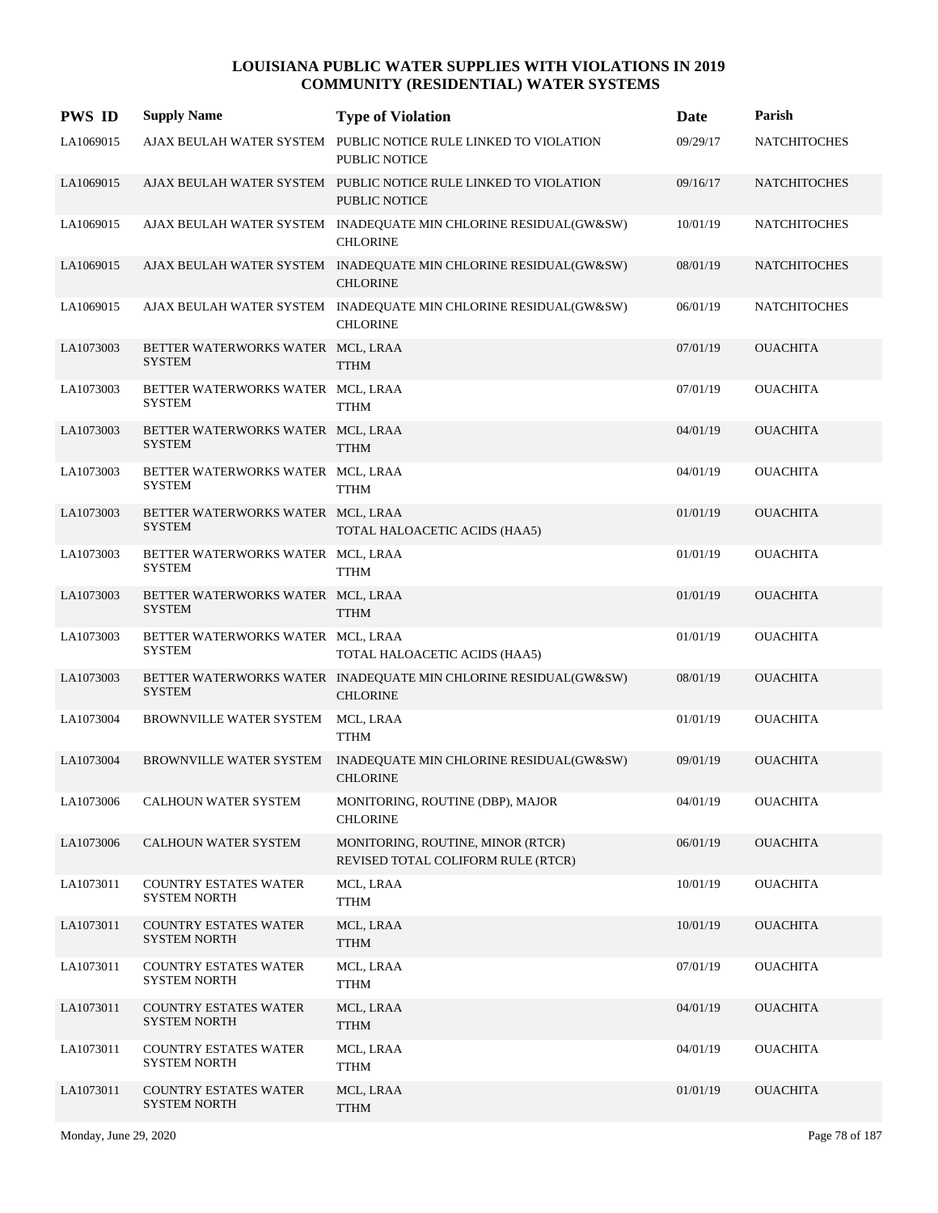# LOUISIANA PUBLIC WATER SUPPLIES WITH VIOLATIONS IN 2019
## COMMUNITY (RESIDENTIAL) WATER SYSTEMS

| PWS ID | Supply Name | Type of Violation | Date | Parish |
|---|---|---|---|---|
| LA1069015 | AJAX BEULAH WATER SYSTEM | PUBLIC NOTICE RULE LINKED TO VIOLATION PUBLIC NOTICE | 09/29/17 | NATCHITOCHES |
| LA1069015 | AJAX BEULAH WATER SYSTEM | PUBLIC NOTICE RULE LINKED TO VIOLATION PUBLIC NOTICE | 09/16/17 | NATCHITOCHES |
| LA1069015 | AJAX BEULAH WATER SYSTEM | INADEQUATE MIN CHLORINE RESIDUAL(GW&SW) CHLORINE | 10/01/19 | NATCHITOCHES |
| LA1069015 | AJAX BEULAH WATER SYSTEM | INADEQUATE MIN CHLORINE RESIDUAL(GW&SW) CHLORINE | 08/01/19 | NATCHITOCHES |
| LA1069015 | AJAX BEULAH WATER SYSTEM | INADEQUATE MIN CHLORINE RESIDUAL(GW&SW) CHLORINE | 06/01/19 | NATCHITOCHES |
| LA1073003 | BETTER WATERWORKS WATER SYSTEM | MCL, LRAA TTHM | 07/01/19 | OUACHITA |
| LA1073003 | BETTER WATERWORKS WATER SYSTEM | MCL, LRAA TTHM | 07/01/19 | OUACHITA |
| LA1073003 | BETTER WATERWORKS WATER SYSTEM | MCL, LRAA TTHM | 04/01/19 | OUACHITA |
| LA1073003 | BETTER WATERWORKS WATER SYSTEM | MCL, LRAA TTHM | 04/01/19 | OUACHITA |
| LA1073003 | BETTER WATERWORKS WATER SYSTEM | MCL, LRAA TOTAL HALOACETIC ACIDS (HAA5) | 01/01/19 | OUACHITA |
| LA1073003 | BETTER WATERWORKS WATER SYSTEM | MCL, LRAA TTHM | 01/01/19 | OUACHITA |
| LA1073003 | BETTER WATERWORKS WATER SYSTEM | MCL, LRAA TTHM | 01/01/19 | OUACHITA |
| LA1073003 | BETTER WATERWORKS WATER SYSTEM | MCL, LRAA TOTAL HALOACETIC ACIDS (HAA5) | 01/01/19 | OUACHITA |
| LA1073003 | BETTER WATERWORKS WATER SYSTEM | INADEQUATE MIN CHLORINE RESIDUAL(GW&SW) CHLORINE | 08/01/19 | OUACHITA |
| LA1073004 | BROWNVILLE WATER SYSTEM | MCL, LRAA TTHM | 01/01/19 | OUACHITA |
| LA1073004 | BROWNVILLE WATER SYSTEM | INADEQUATE MIN CHLORINE RESIDUAL(GW&SW) CHLORINE | 09/01/19 | OUACHITA |
| LA1073006 | CALHOUN WATER SYSTEM | MONITORING, ROUTINE (DBP), MAJOR CHLORINE | 04/01/19 | OUACHITA |
| LA1073006 | CALHOUN WATER SYSTEM | MONITORING, ROUTINE, MINOR (RTCR) REVISED TOTAL COLIFORM RULE (RTCR) | 06/01/19 | OUACHITA |
| LA1073011 | COUNTRY ESTATES WATER SYSTEM NORTH | MCL, LRAA TTHM | 10/01/19 | OUACHITA |
| LA1073011 | COUNTRY ESTATES WATER SYSTEM NORTH | MCL, LRAA TTHM | 10/01/19 | OUACHITA |
| LA1073011 | COUNTRY ESTATES WATER SYSTEM NORTH | MCL, LRAA TTHM | 07/01/19 | OUACHITA |
| LA1073011 | COUNTRY ESTATES WATER SYSTEM NORTH | MCL, LRAA TTHM | 04/01/19 | OUACHITA |
| LA1073011 | COUNTRY ESTATES WATER SYSTEM NORTH | MCL, LRAA TTHM | 04/01/19 | OUACHITA |
| LA1073011 | COUNTRY ESTATES WATER SYSTEM NORTH | MCL, LRAA TTHM | 01/01/19 | OUACHITA |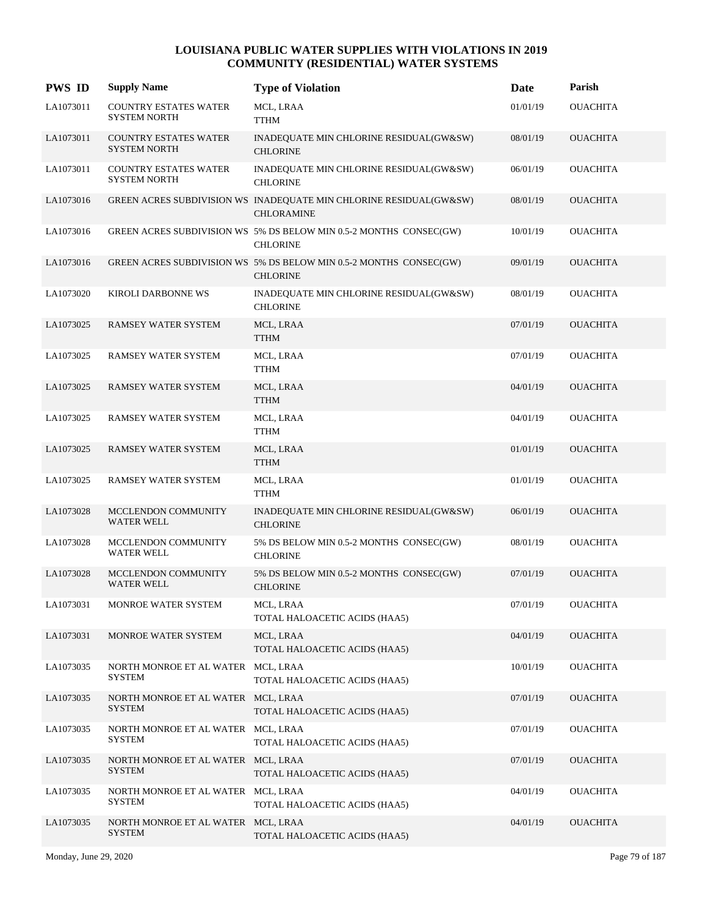# LOUISIANA PUBLIC WATER SUPPLIES WITH VIOLATIONS IN 2019
## COMMUNITY (RESIDENTIAL) WATER SYSTEMS

| PWS ID | Supply Name | Type of Violation | Date | Parish |
|---|---|---|---|---|
| LA1073011 | COUNTRY ESTATES WATER SYSTEM NORTH | MCL, LRAA TTHM | 01/01/19 | OUACHITA |
| LA1073011 | COUNTRY ESTATES WATER SYSTEM NORTH | INADEQUATE MIN CHLORINE RESIDUAL(GW&SW) CHLORINE | 08/01/19 | OUACHITA |
| LA1073011 | COUNTRY ESTATES WATER SYSTEM NORTH | INADEQUATE MIN CHLORINE RESIDUAL(GW&SW) CHLORINE | 06/01/19 | OUACHITA |
| LA1073016 | GREEN ACRES SUBDIVISION WS | INADEQUATE MIN CHLORINE RESIDUAL(GW&SW) CHLORAMINE | 08/01/19 | OUACHITA |
| LA1073016 | GREEN ACRES SUBDIVISION WS | 5% DS BELOW MIN 0.5-2 MONTHS CONSEC(GW) CHLORINE | 10/01/19 | OUACHITA |
| LA1073016 | GREEN ACRES SUBDIVISION WS | 5% DS BELOW MIN 0.5-2 MONTHS CONSEC(GW) CHLORINE | 09/01/19 | OUACHITA |
| LA1073020 | KIROLI DARBONNE WS | INADEQUATE MIN CHLORINE RESIDUAL(GW&SW) CHLORINE | 08/01/19 | OUACHITA |
| LA1073025 | RAMSEY WATER SYSTEM | MCL, LRAA TTHM | 07/01/19 | OUACHITA |
| LA1073025 | RAMSEY WATER SYSTEM | MCL, LRAA TTHM | 07/01/19 | OUACHITA |
| LA1073025 | RAMSEY WATER SYSTEM | MCL, LRAA TTHM | 04/01/19 | OUACHITA |
| LA1073025 | RAMSEY WATER SYSTEM | MCL, LRAA TTHM | 04/01/19 | OUACHITA |
| LA1073025 | RAMSEY WATER SYSTEM | MCL, LRAA TTHM | 01/01/19 | OUACHITA |
| LA1073025 | RAMSEY WATER SYSTEM | MCL, LRAA TTHM | 01/01/19 | OUACHITA |
| LA1073028 | MCCLENDON COMMUNITY WATER WELL | INADEQUATE MIN CHLORINE RESIDUAL(GW&SW) CHLORINE | 06/01/19 | OUACHITA |
| LA1073028 | MCCLENDON COMMUNITY WATER WELL | 5% DS BELOW MIN 0.5-2 MONTHS CONSEC(GW) CHLORINE | 08/01/19 | OUACHITA |
| LA1073028 | MCCLENDON COMMUNITY WATER WELL | 5% DS BELOW MIN 0.5-2 MONTHS CONSEC(GW) CHLORINE | 07/01/19 | OUACHITA |
| LA1073031 | MONROE WATER SYSTEM | MCL, LRAA TOTAL HALOACETIC ACIDS (HAA5) | 07/01/19 | OUACHITA |
| LA1073031 | MONROE WATER SYSTEM | MCL, LRAA TOTAL HALOACETIC ACIDS (HAA5) | 04/01/19 | OUACHITA |
| LA1073035 | NORTH MONROE ET AL WATER SYSTEM | MCL, LRAA TOTAL HALOACETIC ACIDS (HAA5) | 10/01/19 | OUACHITA |
| LA1073035 | NORTH MONROE ET AL WATER SYSTEM | MCL, LRAA TOTAL HALOACETIC ACIDS (HAA5) | 07/01/19 | OUACHITA |
| LA1073035 | NORTH MONROE ET AL WATER SYSTEM | MCL, LRAA TOTAL HALOACETIC ACIDS (HAA5) | 07/01/19 | OUACHITA |
| LA1073035 | NORTH MONROE ET AL WATER SYSTEM | MCL, LRAA TOTAL HALOACETIC ACIDS (HAA5) | 07/01/19 | OUACHITA |
| LA1073035 | NORTH MONROE ET AL WATER SYSTEM | MCL, LRAA TOTAL HALOACETIC ACIDS (HAA5) | 04/01/19 | OUACHITA |
| LA1073035 | NORTH MONROE ET AL WATER SYSTEM | MCL, LRAA TOTAL HALOACETIC ACIDS (HAA5) | 04/01/19 | OUACHITA |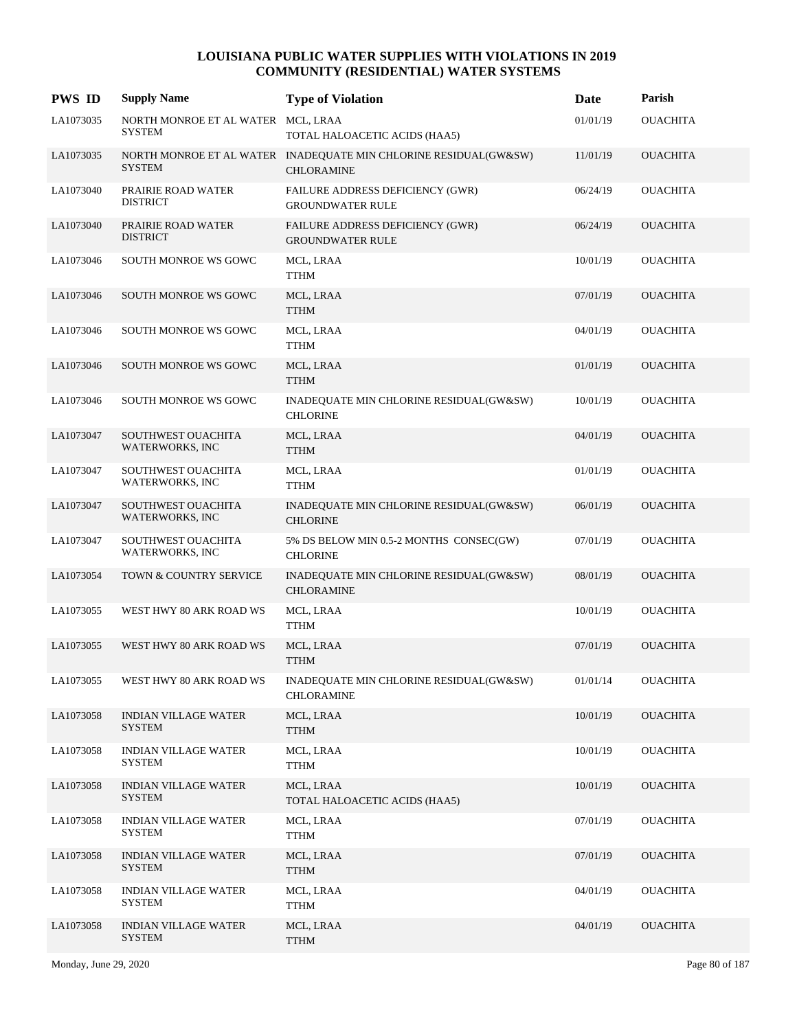# LOUISIANA PUBLIC WATER SUPPLIES WITH VIOLATIONS IN 2019
## COMMUNITY (RESIDENTIAL) WATER SYSTEMS

| PWS ID | Supply Name | Type of Violation | Date | Parish |
|---|---|---|---|---|
| LA1073035 | NORTH MONROE ET AL WATER SYSTEM | MCL, LRAA<br>TOTAL HALOACETIC ACIDS (HAA5) | 01/01/19 | OUACHITA |
| LA1073035 | NORTH MONROE ET AL WATER SYSTEM | INADEQUATE MIN CHLORINE RESIDUAL(GW&SW)<br>CHLORAMINE | 11/01/19 | OUACHITA |
| LA1073040 | PRAIRIE ROAD WATER DISTRICT | FAILURE ADDRESS DEFICIENCY (GWR)<br>GROUNDWATER RULE | 06/24/19 | OUACHITA |
| LA1073040 | PRAIRIE ROAD WATER DISTRICT | FAILURE ADDRESS DEFICIENCY (GWR)<br>GROUNDWATER RULE | 06/24/19 | OUACHITA |
| LA1073046 | SOUTH MONROE WS GOWC | MCL, LRAA<br>TTHM | 10/01/19 | OUACHITA |
| LA1073046 | SOUTH MONROE WS GOWC | MCL, LRAA<br>TTHM | 07/01/19 | OUACHITA |
| LA1073046 | SOUTH MONROE WS GOWC | MCL, LRAA<br>TTHM | 04/01/19 | OUACHITA |
| LA1073046 | SOUTH MONROE WS GOWC | MCL, LRAA<br>TTHM | 01/01/19 | OUACHITA |
| LA1073046 | SOUTH MONROE WS GOWC | INADEQUATE MIN CHLORINE RESIDUAL(GW&SW)<br>CHLORINE | 10/01/19 | OUACHITA |
| LA1073047 | SOUTHWEST OUACHITA WATERWORKS, INC | MCL, LRAA<br>TTHM | 04/01/19 | OUACHITA |
| LA1073047 | SOUTHWEST OUACHITA WATERWORKS, INC | MCL, LRAA<br>TTHM | 01/01/19 | OUACHITA |
| LA1073047 | SOUTHWEST OUACHITA WATERWORKS, INC | INADEQUATE MIN CHLORINE RESIDUAL(GW&SW)<br>CHLORINE | 06/01/19 | OUACHITA |
| LA1073047 | SOUTHWEST OUACHITA WATERWORKS, INC | 5% DS BELOW MIN 0.5-2 MONTHS CONSEC(GW)<br>CHLORINE | 07/01/19 | OUACHITA |
| LA1073054 | TOWN & COUNTRY SERVICE | INADEQUATE MIN CHLORINE RESIDUAL(GW&SW)<br>CHLORAMINE | 08/01/19 | OUACHITA |
| LA1073055 | WEST HWY 80 ARK ROAD WS | MCL, LRAA<br>TTHM | 10/01/19 | OUACHITA |
| LA1073055 | WEST HWY 80 ARK ROAD WS | MCL, LRAA<br>TTHM | 07/01/19 | OUACHITA |
| LA1073055 | WEST HWY 80 ARK ROAD WS | INADEQUATE MIN CHLORINE RESIDUAL(GW&SW)<br>CHLORAMINE | 01/01/14 | OUACHITA |
| LA1073058 | INDIAN VILLAGE WATER SYSTEM | MCL, LRAA<br>TTHM | 10/01/19 | OUACHITA |
| LA1073058 | INDIAN VILLAGE WATER SYSTEM | MCL, LRAA<br>TTHM | 10/01/19 | OUACHITA |
| LA1073058 | INDIAN VILLAGE WATER SYSTEM | MCL, LRAA<br>TOTAL HALOACETIC ACIDS (HAA5) | 10/01/19 | OUACHITA |
| LA1073058 | INDIAN VILLAGE WATER SYSTEM | MCL, LRAA<br>TTHM | 07/01/19 | OUACHITA |
| LA1073058 | INDIAN VILLAGE WATER SYSTEM | MCL, LRAA<br>TTHM | 07/01/19 | OUACHITA |
| LA1073058 | INDIAN VILLAGE WATER SYSTEM | MCL, LRAA<br>TTHM | 04/01/19 | OUACHITA |
| LA1073058 | INDIAN VILLAGE WATER SYSTEM | MCL, LRAA<br>TTHM | 04/01/19 | OUACHITA |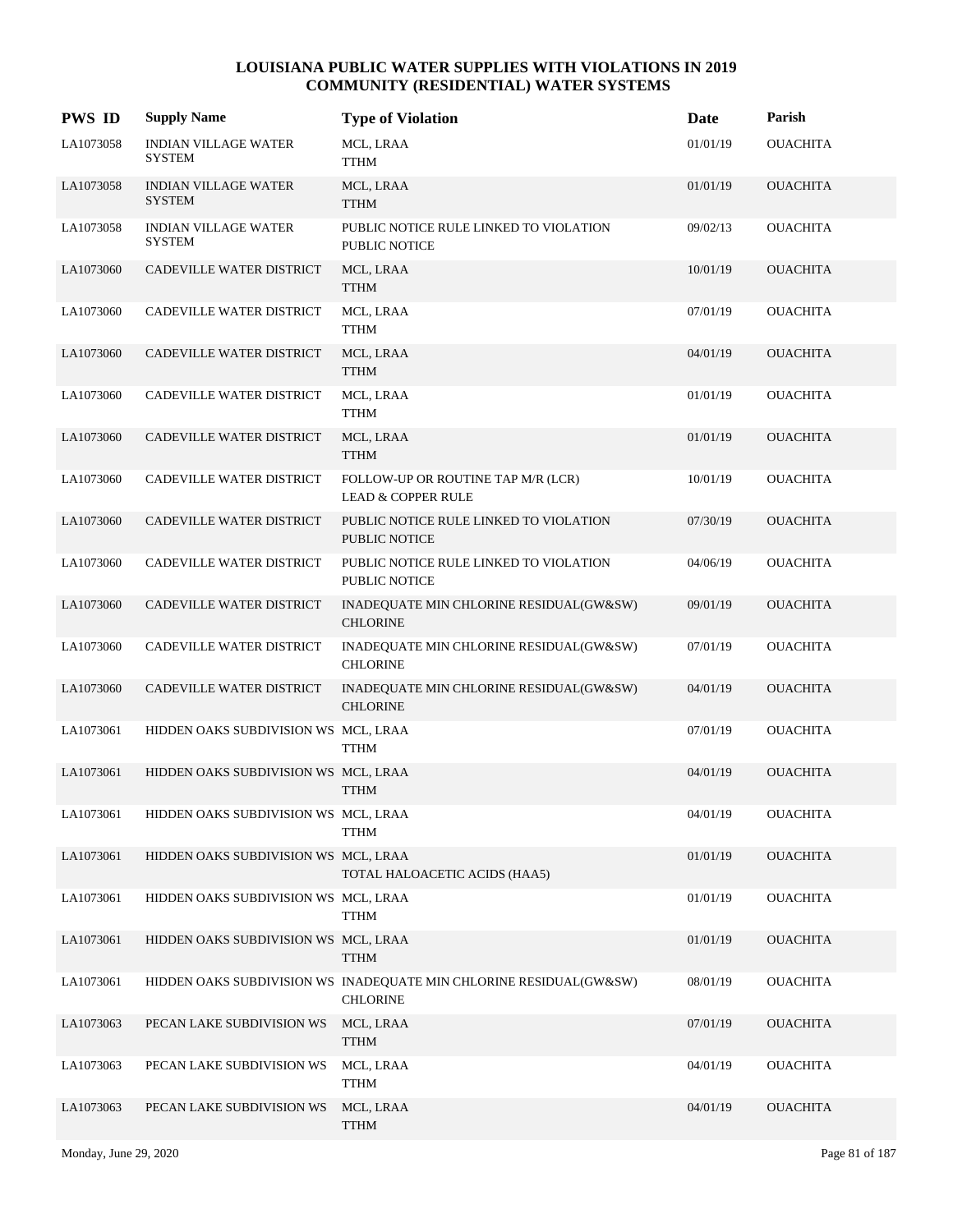# LOUISIANA PUBLIC WATER SUPPLIES WITH VIOLATIONS IN 2019
## COMMUNITY (RESIDENTIAL) WATER SYSTEMS

| PWS ID | Supply Name | Type of Violation | Date | Parish |
|---|---|---|---|---|
| LA1073058 | INDIAN VILLAGE WATER SYSTEM | MCL, LRAA<br>TTHM | 01/01/19 | OUACHITA |
| LA1073058 | INDIAN VILLAGE WATER SYSTEM | MCL, LRAA<br>TTHM | 01/01/19 | OUACHITA |
| LA1073058 | INDIAN VILLAGE WATER SYSTEM | PUBLIC NOTICE RULE LINKED TO VIOLATION<br>PUBLIC NOTICE | 09/02/13 | OUACHITA |
| LA1073060 | CADEVILLE WATER DISTRICT | MCL, LRAA<br>TTHM | 10/01/19 | OUACHITA |
| LA1073060 | CADEVILLE WATER DISTRICT | MCL, LRAA<br>TTHM | 07/01/19 | OUACHITA |
| LA1073060 | CADEVILLE WATER DISTRICT | MCL, LRAA<br>TTHM | 04/01/19 | OUACHITA |
| LA1073060 | CADEVILLE WATER DISTRICT | MCL, LRAA<br>TTHM | 01/01/19 | OUACHITA |
| LA1073060 | CADEVILLE WATER DISTRICT | MCL, LRAA<br>TTHM | 01/01/19 | OUACHITA |
| LA1073060 | CADEVILLE WATER DISTRICT | FOLLOW-UP OR ROUTINE TAP M/R (LCR)<br>LEAD & COPPER RULE | 10/01/19 | OUACHITA |
| LA1073060 | CADEVILLE WATER DISTRICT | PUBLIC NOTICE RULE LINKED TO VIOLATION<br>PUBLIC NOTICE | 07/30/19 | OUACHITA |
| LA1073060 | CADEVILLE WATER DISTRICT | PUBLIC NOTICE RULE LINKED TO VIOLATION<br>PUBLIC NOTICE | 04/06/19 | OUACHITA |
| LA1073060 | CADEVILLE WATER DISTRICT | INADEQUATE MIN CHLORINE RESIDUAL(GW&SW)<br>CHLORINE | 09/01/19 | OUACHITA |
| LA1073060 | CADEVILLE WATER DISTRICT | INADEQUATE MIN CHLORINE RESIDUAL(GW&SW)<br>CHLORINE | 07/01/19 | OUACHITA |
| LA1073060 | CADEVILLE WATER DISTRICT | INADEQUATE MIN CHLORINE RESIDUAL(GW&SW)<br>CHLORINE | 04/01/19 | OUACHITA |
| LA1073061 | HIDDEN OAKS SUBDIVISION WS | MCL, LRAA<br>TTHM | 07/01/19 | OUACHITA |
| LA1073061 | HIDDEN OAKS SUBDIVISION WS | MCL, LRAA<br>TTHM | 04/01/19 | OUACHITA |
| LA1073061 | HIDDEN OAKS SUBDIVISION WS | MCL, LRAA<br>TTHM | 04/01/19 | OUACHITA |
| LA1073061 | HIDDEN OAKS SUBDIVISION WS | MCL, LRAA<br>TOTAL HALOACETIC ACIDS (HAA5) | 01/01/19 | OUACHITA |
| LA1073061 | HIDDEN OAKS SUBDIVISION WS | MCL, LRAA<br>TTHM | 01/01/19 | OUACHITA |
| LA1073061 | HIDDEN OAKS SUBDIVISION WS | MCL, LRAA<br>TTHM | 01/01/19 | OUACHITA |
| LA1073061 | HIDDEN OAKS SUBDIVISION WS | INADEQUATE MIN CHLORINE RESIDUAL(GW&SW)<br>CHLORINE | 08/01/19 | OUACHITA |
| LA1073063 | PECAN LAKE SUBDIVISION WS | MCL, LRAA<br>TTHM | 07/01/19 | OUACHITA |
| LA1073063 | PECAN LAKE SUBDIVISION WS | MCL, LRAA<br>TTHM | 04/01/19 | OUACHITA |
| LA1073063 | PECAN LAKE SUBDIVISION WS | MCL, LRAA<br>TTHM | 04/01/19 | OUACHITA |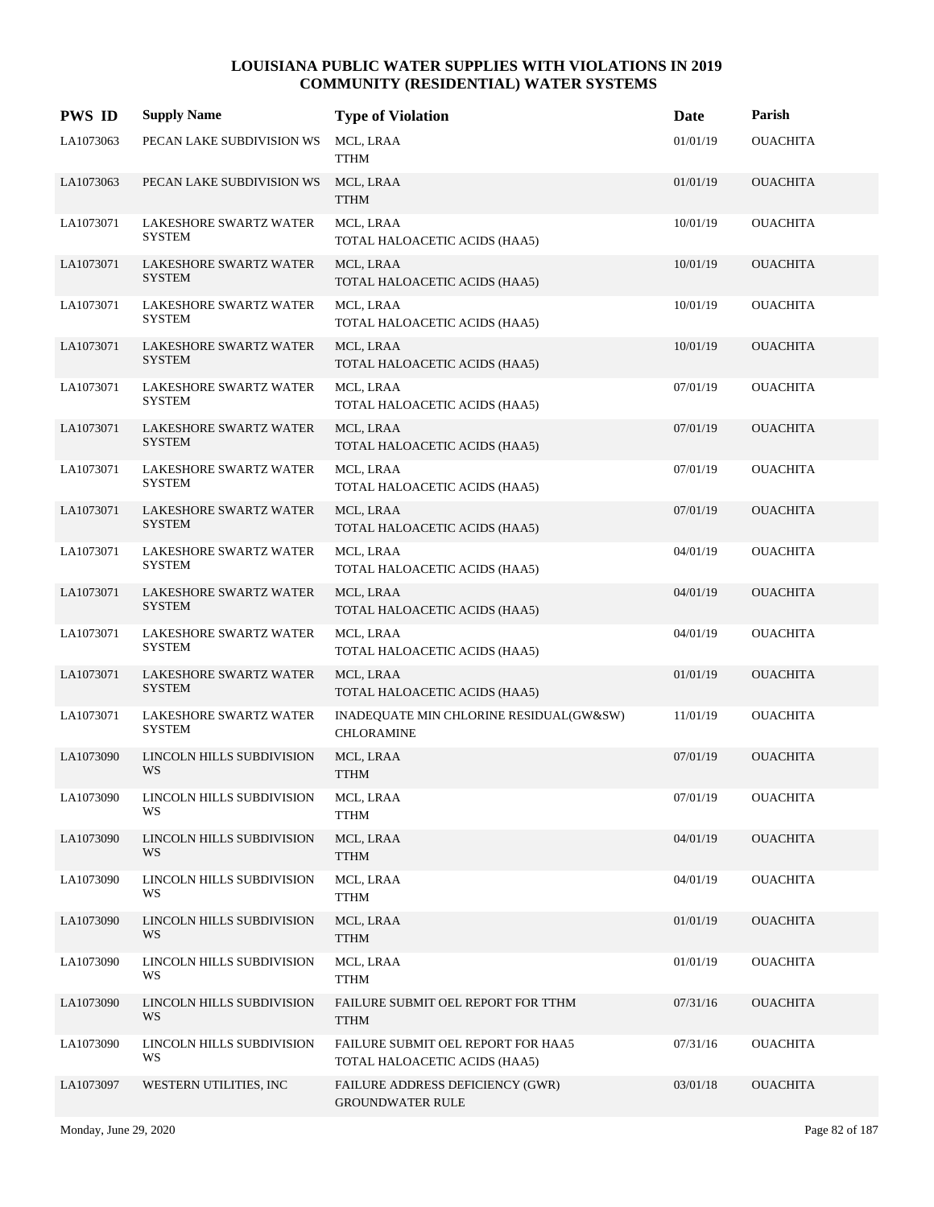# LOUISIANA PUBLIC WATER SUPPLIES WITH VIOLATIONS IN 2019
## COMMUNITY (RESIDENTIAL) WATER SYSTEMS

| PWS ID | Supply Name | Type of Violation | Date | Parish |
|---|---|---|---|---|
| LA1073063 | PECAN LAKE SUBDIVISION WS | MCL, LRAA<br>TTHM | 01/01/19 | OUACHITA |
| LA1073063 | PECAN LAKE SUBDIVISION WS | MCL, LRAA<br>TTHM | 01/01/19 | OUACHITA |
| LA1073071 | LAKESHORE SWARTZ WATER SYSTEM | MCL, LRAA<br>TOTAL HALOACETIC ACIDS (HAA5) | 10/01/19 | OUACHITA |
| LA1073071 | LAKESHORE SWARTZ WATER SYSTEM | MCL, LRAA<br>TOTAL HALOACETIC ACIDS (HAA5) | 10/01/19 | OUACHITA |
| LA1073071 | LAKESHORE SWARTZ WATER SYSTEM | MCL, LRAA<br>TOTAL HALOACETIC ACIDS (HAA5) | 10/01/19 | OUACHITA |
| LA1073071 | LAKESHORE SWARTZ WATER SYSTEM | MCL, LRAA<br>TOTAL HALOACETIC ACIDS (HAA5) | 10/01/19 | OUACHITA |
| LA1073071 | LAKESHORE SWARTZ WATER SYSTEM | MCL, LRAA<br>TOTAL HALOACETIC ACIDS (HAA5) | 07/01/19 | OUACHITA |
| LA1073071 | LAKESHORE SWARTZ WATER SYSTEM | MCL, LRAA<br>TOTAL HALOACETIC ACIDS (HAA5) | 07/01/19 | OUACHITA |
| LA1073071 | LAKESHORE SWARTZ WATER SYSTEM | MCL, LRAA<br>TOTAL HALOACETIC ACIDS (HAA5) | 07/01/19 | OUACHITA |
| LA1073071 | LAKESHORE SWARTZ WATER SYSTEM | MCL, LRAA<br>TOTAL HALOACETIC ACIDS (HAA5) | 07/01/19 | OUACHITA |
| LA1073071 | LAKESHORE SWARTZ WATER SYSTEM | MCL, LRAA<br>TOTAL HALOACETIC ACIDS (HAA5) | 04/01/19 | OUACHITA |
| LA1073071 | LAKESHORE SWARTZ WATER SYSTEM | MCL, LRAA<br>TOTAL HALOACETIC ACIDS (HAA5) | 04/01/19 | OUACHITA |
| LA1073071 | LAKESHORE SWARTZ WATER SYSTEM | MCL, LRAA<br>TOTAL HALOACETIC ACIDS (HAA5) | 04/01/19 | OUACHITA |
| LA1073071 | LAKESHORE SWARTZ WATER SYSTEM | MCL, LRAA<br>TOTAL HALOACETIC ACIDS (HAA5) | 01/01/19 | OUACHITA |
| LA1073071 | LAKESHORE SWARTZ WATER SYSTEM | INADEQUATE MIN CHLORINE RESIDUAL(GW&SW)<br>CHLORAMINE | 11/01/19 | OUACHITA |
| LA1073090 | LINCOLN HILLS SUBDIVISION WS | MCL, LRAA<br>TTHM | 07/01/19 | OUACHITA |
| LA1073090 | LINCOLN HILLS SUBDIVISION WS | MCL, LRAA<br>TTHM | 07/01/19 | OUACHITA |
| LA1073090 | LINCOLN HILLS SUBDIVISION WS | MCL, LRAA<br>TTHM | 04/01/19 | OUACHITA |
| LA1073090 | LINCOLN HILLS SUBDIVISION WS | MCL, LRAA<br>TTHM | 04/01/19 | OUACHITA |
| LA1073090 | LINCOLN HILLS SUBDIVISION WS | MCL, LRAA<br>TTHM | 01/01/19 | OUACHITA |
| LA1073090 | LINCOLN HILLS SUBDIVISION WS | MCL, LRAA<br>TTHM | 01/01/19 | OUACHITA |
| LA1073090 | LINCOLN HILLS SUBDIVISION WS | FAILURE SUBMIT OEL REPORT FOR TTHM<br>TTHM | 07/31/16 | OUACHITA |
| LA1073090 | LINCOLN HILLS SUBDIVISION WS | FAILURE SUBMIT OEL REPORT FOR HAA5<br>TOTAL HALOACETIC ACIDS (HAA5) | 07/31/16 | OUACHITA |
| LA1073097 | WESTERN UTILITIES, INC | FAILURE ADDRESS DEFICIENCY (GWR)<br>GROUNDWATER RULE | 03/01/18 | OUACHITA |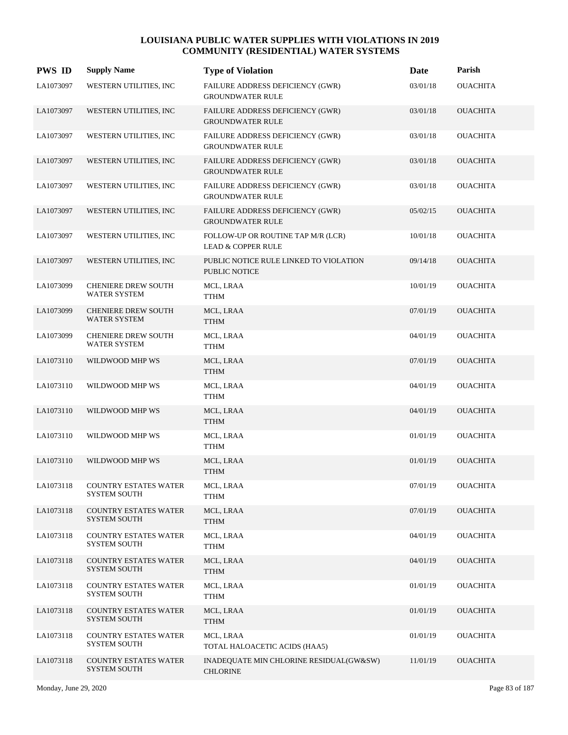# LOUISIANA PUBLIC WATER SUPPLIES WITH VIOLATIONS IN 2019
## COMMUNITY (RESIDENTIAL) WATER SYSTEMS

| PWS ID | Supply Name | Type of Violation | Date | Parish |
|---|---|---|---|---|
| LA1073097 | WESTERN UTILITIES, INC | FAILURE ADDRESS DEFICIENCY (GWR) GROUNDWATER RULE | 03/01/18 | OUACHITA |
| LA1073097 | WESTERN UTILITIES, INC | FAILURE ADDRESS DEFICIENCY (GWR) GROUNDWATER RULE | 03/01/18 | OUACHITA |
| LA1073097 | WESTERN UTILITIES, INC | FAILURE ADDRESS DEFICIENCY (GWR) GROUNDWATER RULE | 03/01/18 | OUACHITA |
| LA1073097 | WESTERN UTILITIES, INC | FAILURE ADDRESS DEFICIENCY (GWR) GROUNDWATER RULE | 03/01/18 | OUACHITA |
| LA1073097 | WESTERN UTILITIES, INC | FAILURE ADDRESS DEFICIENCY (GWR) GROUNDWATER RULE | 03/01/18 | OUACHITA |
| LA1073097 | WESTERN UTILITIES, INC | FAILURE ADDRESS DEFICIENCY (GWR) GROUNDWATER RULE | 05/02/15 | OUACHITA |
| LA1073097 | WESTERN UTILITIES, INC | FOLLOW-UP OR ROUTINE TAP M/R (LCR) LEAD & COPPER RULE | 10/01/18 | OUACHITA |
| LA1073097 | WESTERN UTILITIES, INC | PUBLIC NOTICE RULE LINKED TO VIOLATION PUBLIC NOTICE | 09/14/18 | OUACHITA |
| LA1073099 | CHENIERE DREW SOUTH WATER SYSTEM | MCL, LRAA TTHM | 10/01/19 | OUACHITA |
| LA1073099 | CHENIERE DREW SOUTH WATER SYSTEM | MCL, LRAA TTHM | 07/01/19 | OUACHITA |
| LA1073099 | CHENIERE DREW SOUTH WATER SYSTEM | MCL, LRAA TTHM | 04/01/19 | OUACHITA |
| LA1073110 | WILDWOOD MHP WS | MCL, LRAA TTHM | 07/01/19 | OUACHITA |
| LA1073110 | WILDWOOD MHP WS | MCL, LRAA TTHM | 04/01/19 | OUACHITA |
| LA1073110 | WILDWOOD MHP WS | MCL, LRAA TTHM | 04/01/19 | OUACHITA |
| LA1073110 | WILDWOOD MHP WS | MCL, LRAA TTHM | 01/01/19 | OUACHITA |
| LA1073110 | WILDWOOD MHP WS | MCL, LRAA TTHM | 01/01/19 | OUACHITA |
| LA1073118 | COUNTRY ESTATES WATER SYSTEM SOUTH | MCL, LRAA TTHM | 07/01/19 | OUACHITA |
| LA1073118 | COUNTRY ESTATES WATER SYSTEM SOUTH | MCL, LRAA TTHM | 07/01/19 | OUACHITA |
| LA1073118 | COUNTRY ESTATES WATER SYSTEM SOUTH | MCL, LRAA TTHM | 04/01/19 | OUACHITA |
| LA1073118 | COUNTRY ESTATES WATER SYSTEM SOUTH | MCL, LRAA TTHM | 04/01/19 | OUACHITA |
| LA1073118 | COUNTRY ESTATES WATER SYSTEM SOUTH | MCL, LRAA TTHM | 01/01/19 | OUACHITA |
| LA1073118 | COUNTRY ESTATES WATER SYSTEM SOUTH | MCL, LRAA TTHM | 01/01/19 | OUACHITA |
| LA1073118 | COUNTRY ESTATES WATER SYSTEM SOUTH | MCL, LRAA TOTAL HALOACETIC ACIDS (HAA5) | 01/01/19 | OUACHITA |
| LA1073118 | COUNTRY ESTATES WATER SYSTEM SOUTH | INADEQUATE MIN CHLORINE RESIDUAL(GW&SW) CHLORINE | 11/01/19 | OUACHITA |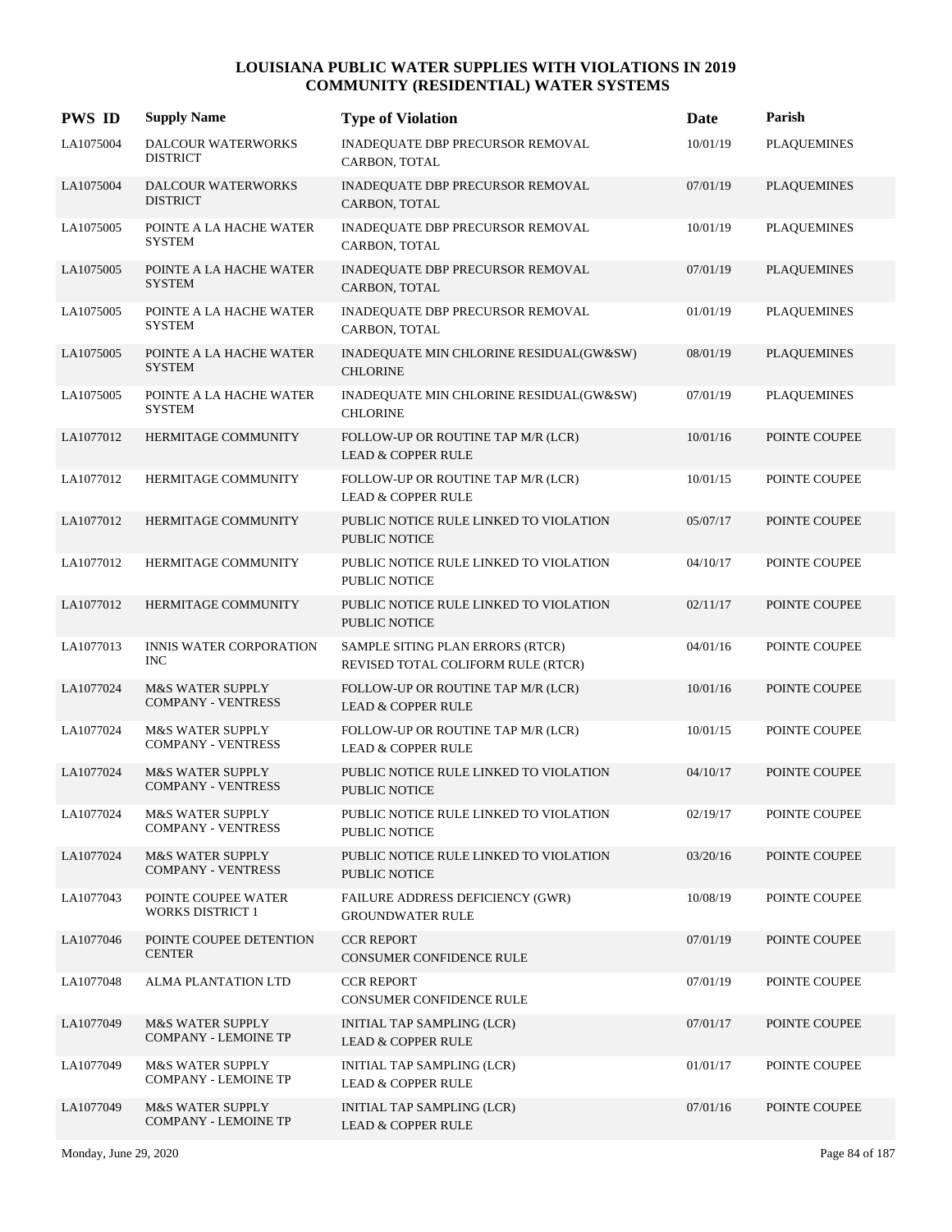# LOUISIANA PUBLIC WATER SUPPLIES WITH VIOLATIONS IN 2019
## COMMUNITY (RESIDENTIAL) WATER SYSTEMS

| PWS ID | Supply Name | Type of Violation | Date | Parish |
|---|---|---|---|---|
| LA1075004 | DALCOUR WATERWORKS DISTRICT | INADEQUATE DBP PRECURSOR REMOVAL CARBON, TOTAL | 10/01/19 | PLAQUEMINES |
| LA1075004 | DALCOUR WATERWORKS DISTRICT | INADEQUATE DBP PRECURSOR REMOVAL CARBON, TOTAL | 07/01/19 | PLAQUEMINES |
| LA1075005 | POINTE A LA HACHE WATER SYSTEM | INADEQUATE DBP PRECURSOR REMOVAL CARBON, TOTAL | 10/01/19 | PLAQUEMINES |
| LA1075005 | POINTE A LA HACHE WATER SYSTEM | INADEQUATE DBP PRECURSOR REMOVAL CARBON, TOTAL | 07/01/19 | PLAQUEMINES |
| LA1075005 | POINTE A LA HACHE WATER SYSTEM | INADEQUATE DBP PRECURSOR REMOVAL CARBON, TOTAL | 01/01/19 | PLAQUEMINES |
| LA1075005 | POINTE A LA HACHE WATER SYSTEM | INADEQUATE MIN CHLORINE RESIDUAL(GW&SW) CHLORINE | 08/01/19 | PLAQUEMINES |
| LA1075005 | POINTE A LA HACHE WATER SYSTEM | INADEQUATE MIN CHLORINE RESIDUAL(GW&SW) CHLORINE | 07/01/19 | PLAQUEMINES |
| LA1077012 | HERMITAGE COMMUNITY | FOLLOW-UP OR ROUTINE TAP M/R (LCR) LEAD & COPPER RULE | 10/01/16 | POINTE COUPEE |
| LA1077012 | HERMITAGE COMMUNITY | FOLLOW-UP OR ROUTINE TAP M/R (LCR) LEAD & COPPER RULE | 10/01/15 | POINTE COUPEE |
| LA1077012 | HERMITAGE COMMUNITY | PUBLIC NOTICE RULE LINKED TO VIOLATION PUBLIC NOTICE | 05/07/17 | POINTE COUPEE |
| LA1077012 | HERMITAGE COMMUNITY | PUBLIC NOTICE RULE LINKED TO VIOLATION PUBLIC NOTICE | 04/10/17 | POINTE COUPEE |
| LA1077012 | HERMITAGE COMMUNITY | PUBLIC NOTICE RULE LINKED TO VIOLATION PUBLIC NOTICE | 02/11/17 | POINTE COUPEE |
| LA1077013 | INNIS WATER CORPORATION INC | SAMPLE SITING PLAN ERRORS (RTCR) REVISED TOTAL COLIFORM RULE (RTCR) | 04/01/16 | POINTE COUPEE |
| LA1077024 | M&S WATER SUPPLY COMPANY - VENTRESS | FOLLOW-UP OR ROUTINE TAP M/R (LCR) LEAD & COPPER RULE | 10/01/16 | POINTE COUPEE |
| LA1077024 | M&S WATER SUPPLY COMPANY - VENTRESS | FOLLOW-UP OR ROUTINE TAP M/R (LCR) LEAD & COPPER RULE | 10/01/15 | POINTE COUPEE |
| LA1077024 | M&S WATER SUPPLY COMPANY - VENTRESS | PUBLIC NOTICE RULE LINKED TO VIOLATION PUBLIC NOTICE | 04/10/17 | POINTE COUPEE |
| LA1077024 | M&S WATER SUPPLY COMPANY - VENTRESS | PUBLIC NOTICE RULE LINKED TO VIOLATION PUBLIC NOTICE | 02/19/17 | POINTE COUPEE |
| LA1077024 | M&S WATER SUPPLY COMPANY - VENTRESS | PUBLIC NOTICE RULE LINKED TO VIOLATION PUBLIC NOTICE | 03/20/16 | POINTE COUPEE |
| LA1077043 | POINTE COUPEE WATER WORKS DISTRICT 1 | FAILURE ADDRESS DEFICIENCY (GWR) GROUNDWATER RULE | 10/08/19 | POINTE COUPEE |
| LA1077046 | POINTE COUPEE DETENTION CENTER | CCR REPORT CONSUMER CONFIDENCE RULE | 07/01/19 | POINTE COUPEE |
| LA1077048 | ALMA PLANTATION LTD | CCR REPORT CONSUMER CONFIDENCE RULE | 07/01/19 | POINTE COUPEE |
| LA1077049 | M&S WATER SUPPLY COMPANY - LEMOINE TP | INITIAL TAP SAMPLING (LCR) LEAD & COPPER RULE | 07/01/17 | POINTE COUPEE |
| LA1077049 | M&S WATER SUPPLY COMPANY - LEMOINE TP | INITIAL TAP SAMPLING (LCR) LEAD & COPPER RULE | 01/01/17 | POINTE COUPEE |
| LA1077049 | M&S WATER SUPPLY COMPANY - LEMOINE TP | INITIAL TAP SAMPLING (LCR) LEAD & COPPER RULE | 07/01/16 | POINTE COUPEE |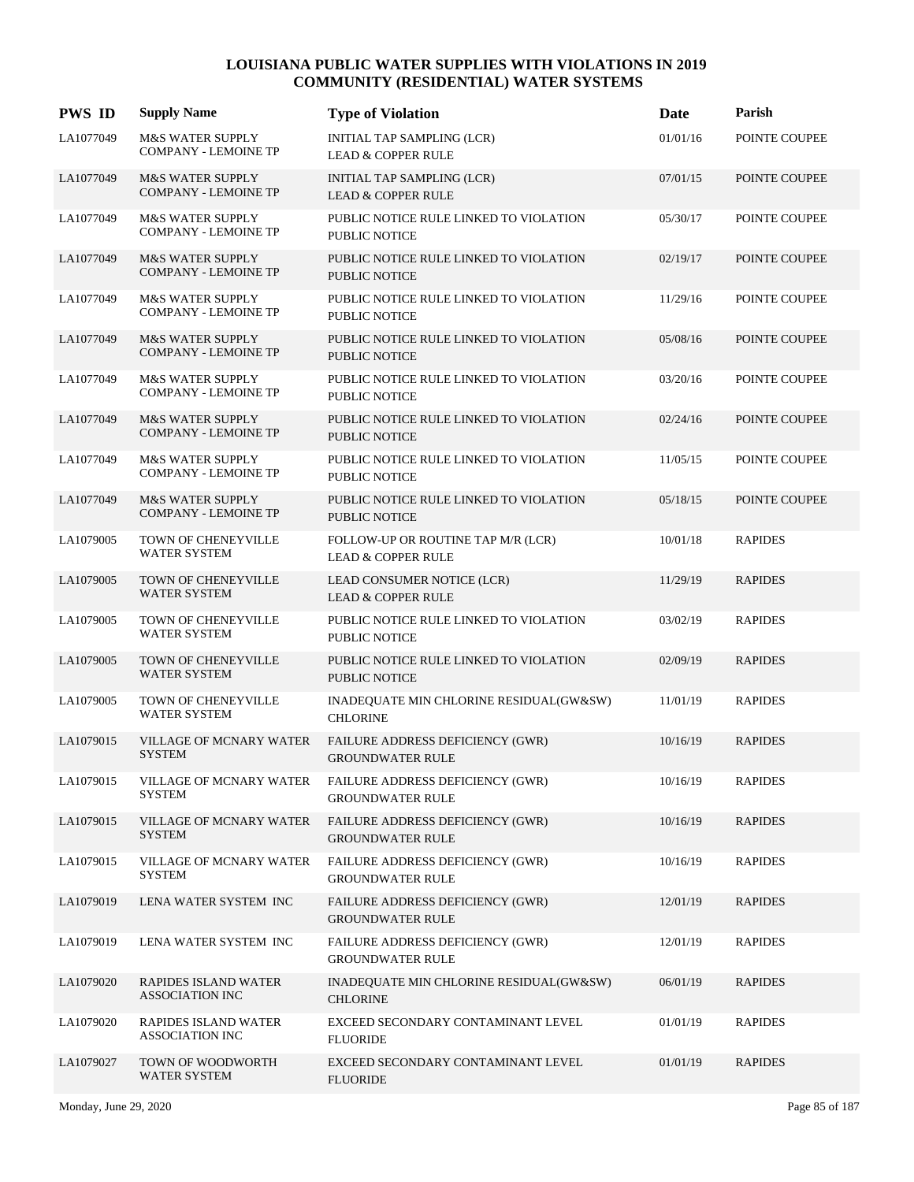# LOUISIANA PUBLIC WATER SUPPLIES WITH VIOLATIONS IN 2019
## COMMUNITY (RESIDENTIAL) WATER SYSTEMS

| PWS ID | Supply Name | Type of Violation | Date | Parish |
|---|---|---|---|---|
| LA1077049 | M&S WATER SUPPLY COMPANY - LEMOINE TP | INITIAL TAP SAMPLING (LCR) LEAD & COPPER RULE | 01/01/16 | POINTE COUPEE |
| LA1077049 | M&S WATER SUPPLY COMPANY - LEMOINE TP | INITIAL TAP SAMPLING (LCR) LEAD & COPPER RULE | 07/01/15 | POINTE COUPEE |
| LA1077049 | M&S WATER SUPPLY COMPANY - LEMOINE TP | PUBLIC NOTICE RULE LINKED TO VIOLATION PUBLIC NOTICE | 05/30/17 | POINTE COUPEE |
| LA1077049 | M&S WATER SUPPLY COMPANY - LEMOINE TP | PUBLIC NOTICE RULE LINKED TO VIOLATION PUBLIC NOTICE | 02/19/17 | POINTE COUPEE |
| LA1077049 | M&S WATER SUPPLY COMPANY - LEMOINE TP | PUBLIC NOTICE RULE LINKED TO VIOLATION PUBLIC NOTICE | 11/29/16 | POINTE COUPEE |
| LA1077049 | M&S WATER SUPPLY COMPANY - LEMOINE TP | PUBLIC NOTICE RULE LINKED TO VIOLATION PUBLIC NOTICE | 05/08/16 | POINTE COUPEE |
| LA1077049 | M&S WATER SUPPLY COMPANY - LEMOINE TP | PUBLIC NOTICE RULE LINKED TO VIOLATION PUBLIC NOTICE | 03/20/16 | POINTE COUPEE |
| LA1077049 | M&S WATER SUPPLY COMPANY - LEMOINE TP | PUBLIC NOTICE RULE LINKED TO VIOLATION PUBLIC NOTICE | 02/24/16 | POINTE COUPEE |
| LA1077049 | M&S WATER SUPPLY COMPANY - LEMOINE TP | PUBLIC NOTICE RULE LINKED TO VIOLATION PUBLIC NOTICE | 11/05/15 | POINTE COUPEE |
| LA1077049 | M&S WATER SUPPLY COMPANY - LEMOINE TP | PUBLIC NOTICE RULE LINKED TO VIOLATION PUBLIC NOTICE | 05/18/15 | POINTE COUPEE |
| LA1079005 | TOWN OF CHENEYVILLE WATER SYSTEM | FOLLOW-UP OR ROUTINE TAP M/R (LCR) LEAD & COPPER RULE | 10/01/18 | RAPIDES |
| LA1079005 | TOWN OF CHENEYVILLE WATER SYSTEM | LEAD CONSUMER NOTICE (LCR) LEAD & COPPER RULE | 11/29/19 | RAPIDES |
| LA1079005 | TOWN OF CHENEYVILLE WATER SYSTEM | PUBLIC NOTICE RULE LINKED TO VIOLATION PUBLIC NOTICE | 03/02/19 | RAPIDES |
| LA1079005 | TOWN OF CHENEYVILLE WATER SYSTEM | PUBLIC NOTICE RULE LINKED TO VIOLATION PUBLIC NOTICE | 02/09/19 | RAPIDES |
| LA1079005 | TOWN OF CHENEYVILLE WATER SYSTEM | INADEQUATE MIN CHLORINE RESIDUAL(GW&SW) CHLORINE | 11/01/19 | RAPIDES |
| LA1079015 | VILLAGE OF MCNARY WATER SYSTEM | FAILURE ADDRESS DEFICIENCY (GWR) GROUNDWATER RULE | 10/16/19 | RAPIDES |
| LA1079015 | VILLAGE OF MCNARY WATER SYSTEM | FAILURE ADDRESS DEFICIENCY (GWR) GROUNDWATER RULE | 10/16/19 | RAPIDES |
| LA1079015 | VILLAGE OF MCNARY WATER SYSTEM | FAILURE ADDRESS DEFICIENCY (GWR) GROUNDWATER RULE | 10/16/19 | RAPIDES |
| LA1079015 | VILLAGE OF MCNARY WATER SYSTEM | FAILURE ADDRESS DEFICIENCY (GWR) GROUNDWATER RULE | 10/16/19 | RAPIDES |
| LA1079019 | LENA WATER SYSTEM INC | FAILURE ADDRESS DEFICIENCY (GWR) GROUNDWATER RULE | 12/01/19 | RAPIDES |
| LA1079019 | LENA WATER SYSTEM INC | FAILURE ADDRESS DEFICIENCY (GWR) GROUNDWATER RULE | 12/01/19 | RAPIDES |
| LA1079020 | RAPIDES ISLAND WATER ASSOCIATION INC | INADEQUATE MIN CHLORINE RESIDUAL(GW&SW) CHLORINE | 06/01/19 | RAPIDES |
| LA1079020 | RAPIDES ISLAND WATER ASSOCIATION INC | EXCEED SECONDARY CONTAMINANT LEVEL FLUORIDE | 01/01/19 | RAPIDES |
| LA1079027 | TOWN OF WOODWORTH WATER SYSTEM | EXCEED SECONDARY CONTAMINANT LEVEL FLUORIDE | 01/01/19 | RAPIDES |

Monday, June 29, 2020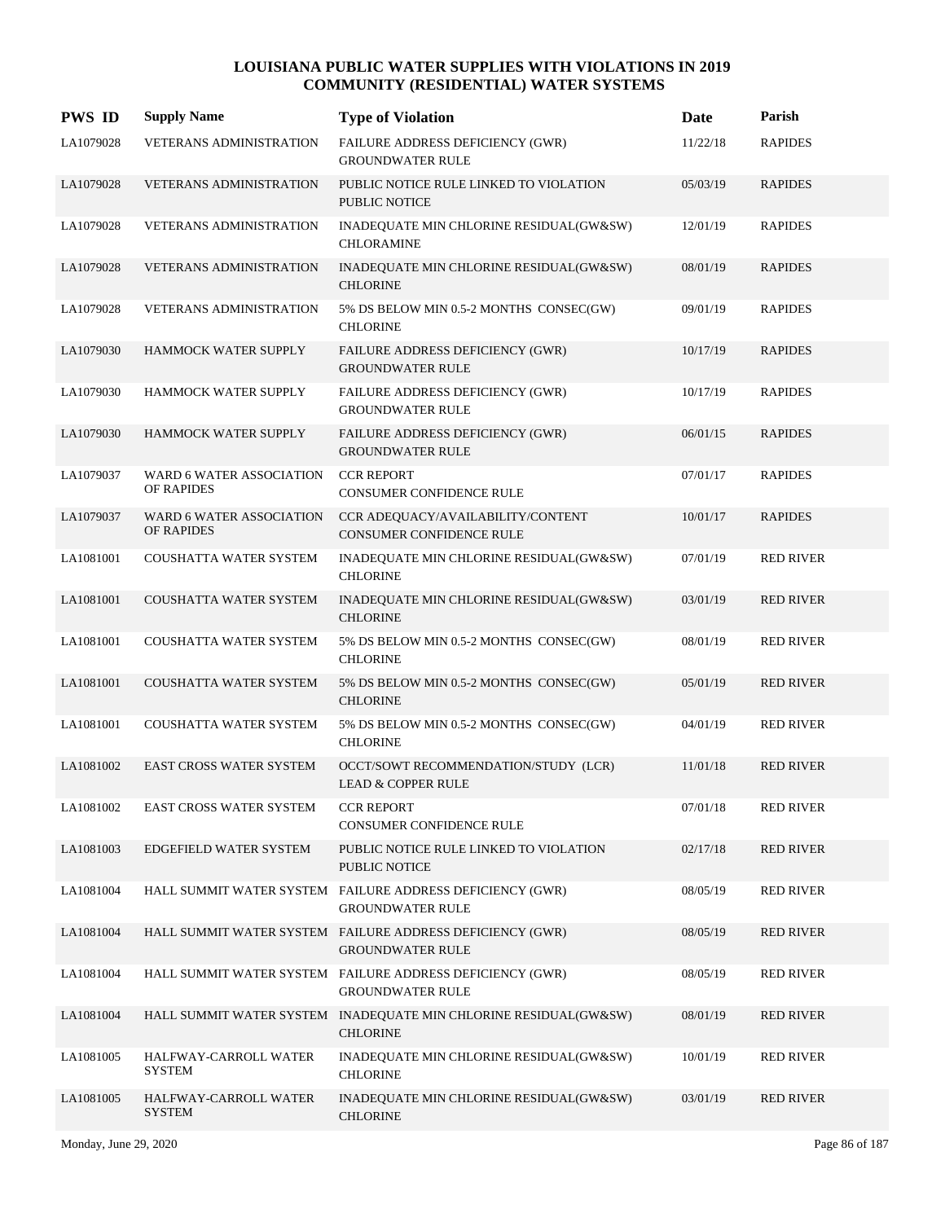# LOUISIANA PUBLIC WATER SUPPLIES WITH VIOLATIONS IN 2019
## COMMUNITY (RESIDENTIAL) WATER SYSTEMS

| PWS ID | Supply Name | Type of Violation | Date | Parish |
|---|---|---|---|---|
| LA1079028 | VETERANS ADMINISTRATION | FAILURE ADDRESS DEFICIENCY (GWR) GROUNDWATER RULE | 11/22/18 | RAPIDES |
| LA1079028 | VETERANS ADMINISTRATION | PUBLIC NOTICE RULE LINKED TO VIOLATION PUBLIC NOTICE | 05/03/19 | RAPIDES |
| LA1079028 | VETERANS ADMINISTRATION | INADEQUATE MIN CHLORINE RESIDUAL(GW&SW) CHLORAMINE | 12/01/19 | RAPIDES |
| LA1079028 | VETERANS ADMINISTRATION | INADEQUATE MIN CHLORINE RESIDUAL(GW&SW) CHLORINE | 08/01/19 | RAPIDES |
| LA1079028 | VETERANS ADMINISTRATION | 5% DS BELOW MIN 0.5-2 MONTHS CONSEC(GW) CHLORINE | 09/01/19 | RAPIDES |
| LA1079030 | HAMMOCK WATER SUPPLY | FAILURE ADDRESS DEFICIENCY (GWR) GROUNDWATER RULE | 10/17/19 | RAPIDES |
| LA1079030 | HAMMOCK WATER SUPPLY | FAILURE ADDRESS DEFICIENCY (GWR) GROUNDWATER RULE | 10/17/19 | RAPIDES |
| LA1079030 | HAMMOCK WATER SUPPLY | FAILURE ADDRESS DEFICIENCY (GWR) GROUNDWATER RULE | 06/01/15 | RAPIDES |
| LA1079037 | WARD 6 WATER ASSOCIATION OF RAPIDES | CCR REPORT CONSUMER CONFIDENCE RULE | 07/01/17 | RAPIDES |
| LA1079037 | WARD 6 WATER ASSOCIATION OF RAPIDES | CCR ADEQUACY/AVAILABILITY/CONTENT CONSUMER CONFIDENCE RULE | 10/01/17 | RAPIDES |
| LA1081001 | COUSHATTA WATER SYSTEM | INADEQUATE MIN CHLORINE RESIDUAL(GW&SW) CHLORINE | 07/01/19 | RED RIVER |
| LA1081001 | COUSHATTA WATER SYSTEM | INADEQUATE MIN CHLORINE RESIDUAL(GW&SW) CHLORINE | 03/01/19 | RED RIVER |
| LA1081001 | COUSHATTA WATER SYSTEM | 5% DS BELOW MIN 0.5-2 MONTHS CONSEC(GW) CHLORINE | 08/01/19 | RED RIVER |
| LA1081001 | COUSHATTA WATER SYSTEM | 5% DS BELOW MIN 0.5-2 MONTHS CONSEC(GW) CHLORINE | 05/01/19 | RED RIVER |
| LA1081001 | COUSHATTA WATER SYSTEM | 5% DS BELOW MIN 0.5-2 MONTHS CONSEC(GW) CHLORINE | 04/01/19 | RED RIVER |
| LA1081002 | EAST CROSS WATER SYSTEM | OCCT/SOWT RECOMMENDATION/STUDY (LCR) LEAD & COPPER RULE | 11/01/18 | RED RIVER |
| LA1081002 | EAST CROSS WATER SYSTEM | CCR REPORT CONSUMER CONFIDENCE RULE | 07/01/18 | RED RIVER |
| LA1081003 | EDGEFIELD WATER SYSTEM | PUBLIC NOTICE RULE LINKED TO VIOLATION PUBLIC NOTICE | 02/17/18 | RED RIVER |
| LA1081004 | HALL SUMMIT WATER SYSTEM | FAILURE ADDRESS DEFICIENCY (GWR) GROUNDWATER RULE | 08/05/19 | RED RIVER |
| LA1081004 | HALL SUMMIT WATER SYSTEM | FAILURE ADDRESS DEFICIENCY (GWR) GROUNDWATER RULE | 08/05/19 | RED RIVER |
| LA1081004 | HALL SUMMIT WATER SYSTEM | FAILURE ADDRESS DEFICIENCY (GWR) GROUNDWATER RULE | 08/05/19 | RED RIVER |
| LA1081004 | HALL SUMMIT WATER SYSTEM | INADEQUATE MIN CHLORINE RESIDUAL(GW&SW) CHLORINE | 08/01/19 | RED RIVER |
| LA1081005 | HALFWAY-CARROLL WATER SYSTEM | INADEQUATE MIN CHLORINE RESIDUAL(GW&SW) CHLORINE | 10/01/19 | RED RIVER |
| LA1081005 | HALFWAY-CARROLL WATER SYSTEM | INADEQUATE MIN CHLORINE RESIDUAL(GW&SW) CHLORINE | 03/01/19 | RED RIVER |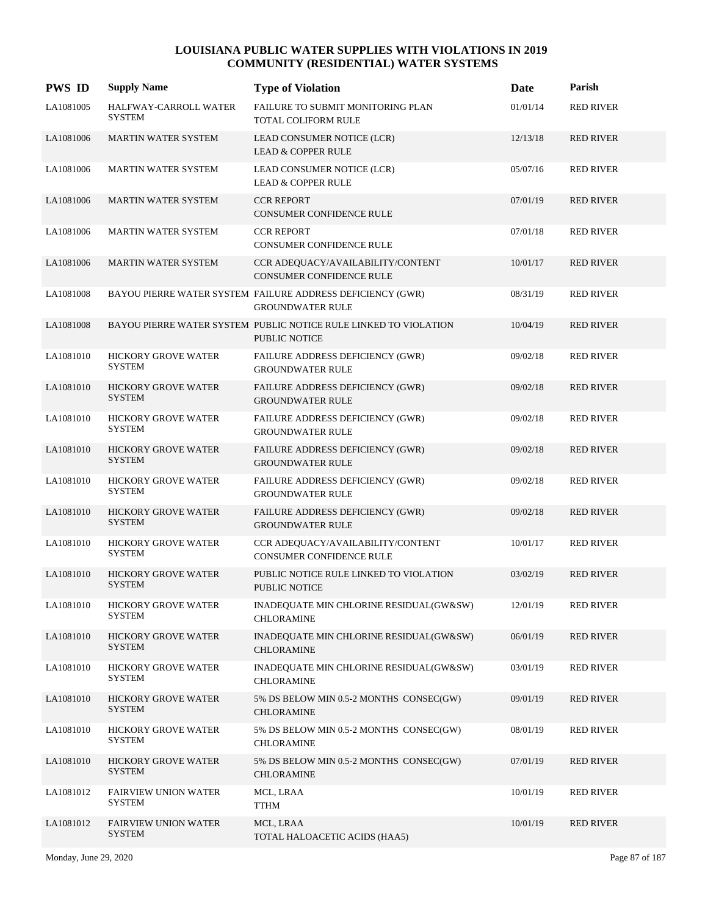# LOUISIANA PUBLIC WATER SUPPLIES WITH VIOLATIONS IN 2019
## COMMUNITY (RESIDENTIAL) WATER SYSTEMS

| PWS ID | Supply Name | Type of Violation | Date | Parish |
|---|---|---|---|---|
| LA1081005 | HALFWAY-CARROLL WATER SYSTEM | FAILURE TO SUBMIT MONITORING PLAN<br>TOTAL COLIFORM RULE | 01/01/14 | RED RIVER |
| LA1081006 | MARTIN WATER SYSTEM | LEAD CONSUMER NOTICE (LCR)<br>LEAD & COPPER RULE | 12/13/18 | RED RIVER |
| LA1081006 | MARTIN WATER SYSTEM | LEAD CONSUMER NOTICE (LCR)<br>LEAD & COPPER RULE | 05/07/16 | RED RIVER |
| LA1081006 | MARTIN WATER SYSTEM | CCR REPORT<br>CONSUMER CONFIDENCE RULE | 07/01/19 | RED RIVER |
| LA1081006 | MARTIN WATER SYSTEM | CCR REPORT<br>CONSUMER CONFIDENCE RULE | 07/01/18 | RED RIVER |
| LA1081006 | MARTIN WATER SYSTEM | CCR ADEQUACY/AVAILABILITY/CONTENT<br>CONSUMER CONFIDENCE RULE | 10/01/17 | RED RIVER |
| LA1081008 | BAYOU PIERRE WATER SYSTEM | FAILURE ADDRESS DEFICIENCY (GWR)<br>GROUNDWATER RULE | 08/31/19 | RED RIVER |
| LA1081008 | BAYOU PIERRE WATER SYSTEM | PUBLIC NOTICE RULE LINKED TO VIOLATION<br>PUBLIC NOTICE | 10/04/19 | RED RIVER |
| LA1081010 | HICKORY GROVE WATER SYSTEM | FAILURE ADDRESS DEFICIENCY (GWR)<br>GROUNDWATER RULE | 09/02/18 | RED RIVER |
| LA1081010 | HICKORY GROVE WATER SYSTEM | FAILURE ADDRESS DEFICIENCY (GWR)<br>GROUNDWATER RULE | 09/02/18 | RED RIVER |
| LA1081010 | HICKORY GROVE WATER SYSTEM | FAILURE ADDRESS DEFICIENCY (GWR)<br>GROUNDWATER RULE | 09/02/18 | RED RIVER |
| LA1081010 | HICKORY GROVE WATER SYSTEM | FAILURE ADDRESS DEFICIENCY (GWR)<br>GROUNDWATER RULE | 09/02/18 | RED RIVER |
| LA1081010 | HICKORY GROVE WATER SYSTEM | FAILURE ADDRESS DEFICIENCY (GWR)<br>GROUNDWATER RULE | 09/02/18 | RED RIVER |
| LA1081010 | HICKORY GROVE WATER SYSTEM | FAILURE ADDRESS DEFICIENCY (GWR)<br>GROUNDWATER RULE | 09/02/18 | RED RIVER |
| LA1081010 | HICKORY GROVE WATER SYSTEM | CCR ADEQUACY/AVAILABILITY/CONTENT<br>CONSUMER CONFIDENCE RULE | 10/01/17 | RED RIVER |
| LA1081010 | HICKORY GROVE WATER SYSTEM | PUBLIC NOTICE RULE LINKED TO VIOLATION<br>PUBLIC NOTICE | 03/02/19 | RED RIVER |
| LA1081010 | HICKORY GROVE WATER SYSTEM | INADEQUATE MIN CHLORINE RESIDUAL(GW&SW)<br>CHLORAMINE | 12/01/19 | RED RIVER |
| LA1081010 | HICKORY GROVE WATER SYSTEM | INADEQUATE MIN CHLORINE RESIDUAL(GW&SW)<br>CHLORAMINE | 06/01/19 | RED RIVER |
| LA1081010 | HICKORY GROVE WATER SYSTEM | INADEQUATE MIN CHLORINE RESIDUAL(GW&SW)<br>CHLORAMINE | 03/01/19 | RED RIVER |
| LA1081010 | HICKORY GROVE WATER SYSTEM | 5% DS BELOW MIN 0.5-2 MONTHS CONSEC(GW)<br>CHLORAMINE | 09/01/19 | RED RIVER |
| LA1081010 | HICKORY GROVE WATER SYSTEM | 5% DS BELOW MIN 0.5-2 MONTHS CONSEC(GW)<br>CHLORAMINE | 08/01/19 | RED RIVER |
| LA1081010 | HICKORY GROVE WATER SYSTEM | 5% DS BELOW MIN 0.5-2 MONTHS CONSEC(GW)<br>CHLORAMINE | 07/01/19 | RED RIVER |
| LA1081012 | FAIRVIEW UNION WATER SYSTEM | MCL, LRAA<br>TTHM | 10/01/19 | RED RIVER |
| LA1081012 | FAIRVIEW UNION WATER SYSTEM | MCL, LRAA<br>TOTAL HALOACETIC ACIDS (HAA5) | 10/01/19 | RED RIVER |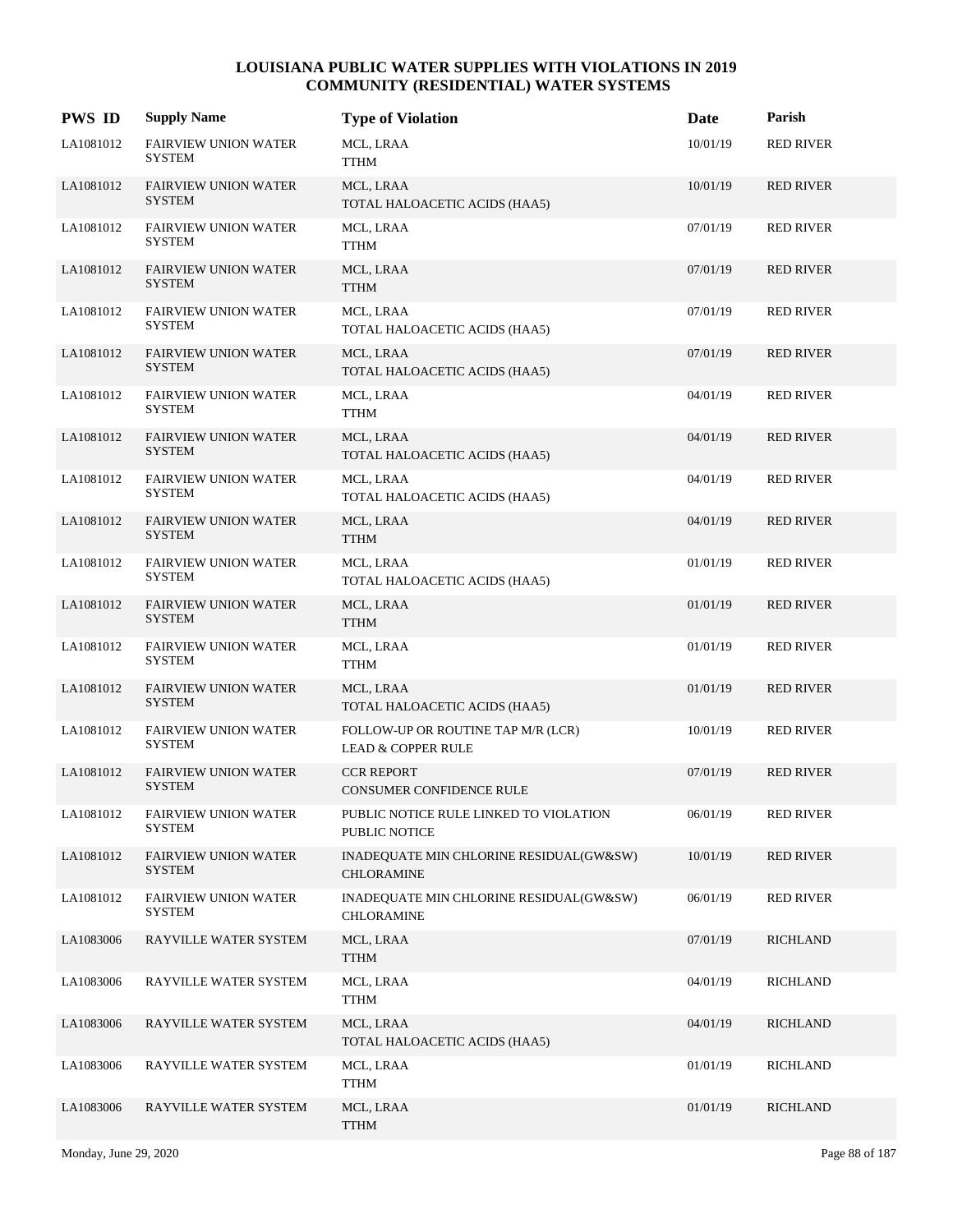# LOUISIANA PUBLIC WATER SUPPLIES WITH VIOLATIONS IN 2019
## COMMUNITY (RESIDENTIAL) WATER SYSTEMS

| PWS ID | Supply Name | Type of Violation | Date | Parish |
|---|---|---|---|---|
| LA1081012 | FAIRVIEW UNION WATER SYSTEM | MCL, LRAA<br>TTHM | 10/01/19 | RED RIVER |
| LA1081012 | FAIRVIEW UNION WATER SYSTEM | MCL, LRAA<br>TOTAL HALOACETIC ACIDS (HAA5) | 10/01/19 | RED RIVER |
| LA1081012 | FAIRVIEW UNION WATER SYSTEM | MCL, LRAA<br>TTHM | 07/01/19 | RED RIVER |
| LA1081012 | FAIRVIEW UNION WATER SYSTEM | MCL, LRAA<br>TTHM | 07/01/19 | RED RIVER |
| LA1081012 | FAIRVIEW UNION WATER SYSTEM | MCL, LRAA<br>TOTAL HALOACETIC ACIDS (HAA5) | 07/01/19 | RED RIVER |
| LA1081012 | FAIRVIEW UNION WATER SYSTEM | MCL, LRAA<br>TOTAL HALOACETIC ACIDS (HAA5) | 07/01/19 | RED RIVER |
| LA1081012 | FAIRVIEW UNION WATER SYSTEM | MCL, LRAA<br>TTHM | 04/01/19 | RED RIVER |
| LA1081012 | FAIRVIEW UNION WATER SYSTEM | MCL, LRAA<br>TOTAL HALOACETIC ACIDS (HAA5) | 04/01/19 | RED RIVER |
| LA1081012 | FAIRVIEW UNION WATER SYSTEM | MCL, LRAA<br>TOTAL HALOACETIC ACIDS (HAA5) | 04/01/19 | RED RIVER |
| LA1081012 | FAIRVIEW UNION WATER SYSTEM | MCL, LRAA<br>TTHM | 04/01/19 | RED RIVER |
| LA1081012 | FAIRVIEW UNION WATER SYSTEM | MCL, LRAA<br>TOTAL HALOACETIC ACIDS (HAA5) | 01/01/19 | RED RIVER |
| LA1081012 | FAIRVIEW UNION WATER SYSTEM | MCL, LRAA<br>TTHM | 01/01/19 | RED RIVER |
| LA1081012 | FAIRVIEW UNION WATER SYSTEM | MCL, LRAA<br>TTHM | 01/01/19 | RED RIVER |
| LA1081012 | FAIRVIEW UNION WATER SYSTEM | MCL, LRAA<br>TOTAL HALOACETIC ACIDS (HAA5) | 01/01/19 | RED RIVER |
| LA1081012 | FAIRVIEW UNION WATER SYSTEM | FOLLOW-UP OR ROUTINE TAP M/R (LCR)<br>LEAD & COPPER RULE | 10/01/19 | RED RIVER |
| LA1081012 | FAIRVIEW UNION WATER SYSTEM | CCR REPORT<br>CONSUMER CONFIDENCE RULE | 07/01/19 | RED RIVER |
| LA1081012 | FAIRVIEW UNION WATER SYSTEM | PUBLIC NOTICE RULE LINKED TO VIOLATION<br>PUBLIC NOTICE | 06/01/19 | RED RIVER |
| LA1081012 | FAIRVIEW UNION WATER SYSTEM | INADEQUATE MIN CHLORINE RESIDUAL(GW&SW)<br>CHLORAMINE | 10/01/19 | RED RIVER |
| LA1081012 | FAIRVIEW UNION WATER SYSTEM | INADEQUATE MIN CHLORINE RESIDUAL(GW&SW)<br>CHLORAMINE | 06/01/19 | RED RIVER |
| LA1083006 | RAYVILLE WATER SYSTEM | MCL, LRAA<br>TTHM | 07/01/19 | RICHLAND |
| LA1083006 | RAYVILLE WATER SYSTEM | MCL, LRAA<br>TTHM | 04/01/19 | RICHLAND |
| LA1083006 | RAYVILLE WATER SYSTEM | MCL, LRAA<br>TOTAL HALOACETIC ACIDS (HAA5) | 04/01/19 | RICHLAND |
| LA1083006 | RAYVILLE WATER SYSTEM | MCL, LRAA<br>TTHM | 01/01/19 | RICHLAND |
| LA1083006 | RAYVILLE WATER SYSTEM | MCL, LRAA<br>TTHM | 01/01/19 | RICHLAND |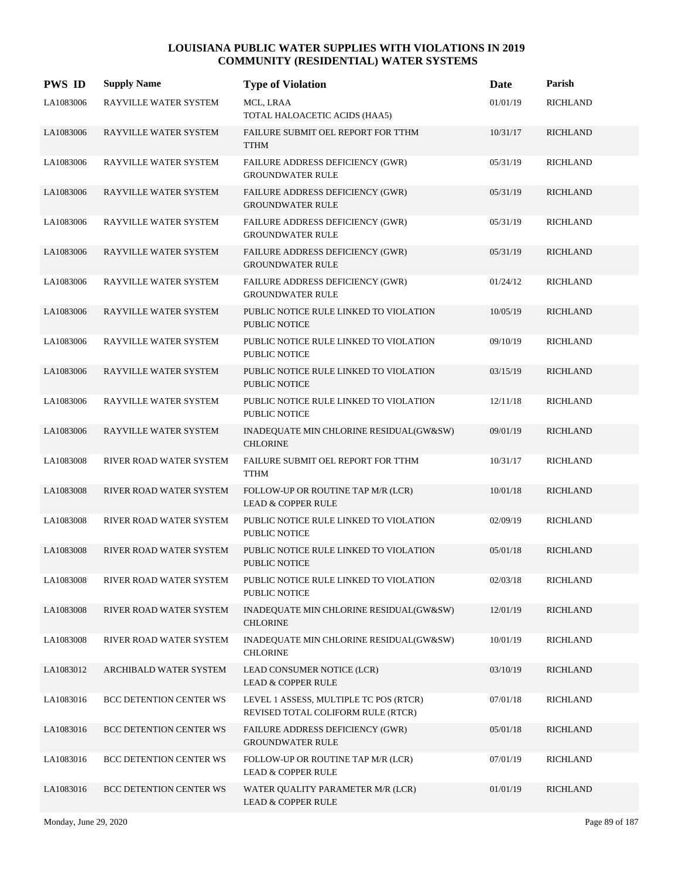# LOUISIANA PUBLIC WATER SUPPLIES WITH VIOLATIONS IN 2019
## COMMUNITY (RESIDENTIAL) WATER SYSTEMS

| PWS ID | Supply Name | Type of Violation | Date | Parish |
|---|---|---|---|---|
| LA1083006 | RAYVILLE WATER SYSTEM | MCL, LRAA<br>TOTAL HALOACETIC ACIDS (HAA5) | 01/01/19 | RICHLAND |
| LA1083006 | RAYVILLE WATER SYSTEM | FAILURE SUBMIT OEL REPORT FOR TTHM<br>TTHM | 10/31/17 | RICHLAND |
| LA1083006 | RAYVILLE WATER SYSTEM | FAILURE ADDRESS DEFICIENCY (GWR)<br>GROUNDWATER RULE | 05/31/19 | RICHLAND |
| LA1083006 | RAYVILLE WATER SYSTEM | FAILURE ADDRESS DEFICIENCY (GWR)<br>GROUNDWATER RULE | 05/31/19 | RICHLAND |
| LA1083006 | RAYVILLE WATER SYSTEM | FAILURE ADDRESS DEFICIENCY (GWR)<br>GROUNDWATER RULE | 05/31/19 | RICHLAND |
| LA1083006 | RAYVILLE WATER SYSTEM | FAILURE ADDRESS DEFICIENCY (GWR)<br>GROUNDWATER RULE | 05/31/19 | RICHLAND |
| LA1083006 | RAYVILLE WATER SYSTEM | FAILURE ADDRESS DEFICIENCY (GWR)<br>GROUNDWATER RULE | 01/24/12 | RICHLAND |
| LA1083006 | RAYVILLE WATER SYSTEM | PUBLIC NOTICE RULE LINKED TO VIOLATION<br>PUBLIC NOTICE | 10/05/19 | RICHLAND |
| LA1083006 | RAYVILLE WATER SYSTEM | PUBLIC NOTICE RULE LINKED TO VIOLATION<br>PUBLIC NOTICE | 09/10/19 | RICHLAND |
| LA1083006 | RAYVILLE WATER SYSTEM | PUBLIC NOTICE RULE LINKED TO VIOLATION<br>PUBLIC NOTICE | 03/15/19 | RICHLAND |
| LA1083006 | RAYVILLE WATER SYSTEM | PUBLIC NOTICE RULE LINKED TO VIOLATION<br>PUBLIC NOTICE | 12/11/18 | RICHLAND |
| LA1083006 | RAYVILLE WATER SYSTEM | INADEQUATE MIN CHLORINE RESIDUAL(GW&SW)<br>CHLORINE | 09/01/19 | RICHLAND |
| LA1083008 | RIVER ROAD WATER SYSTEM | FAILURE SUBMIT OEL REPORT FOR TTHM<br>TTHM | 10/31/17 | RICHLAND |
| LA1083008 | RIVER ROAD WATER SYSTEM | FOLLOW-UP OR ROUTINE TAP M/R (LCR)<br>LEAD & COPPER RULE | 10/01/18 | RICHLAND |
| LA1083008 | RIVER ROAD WATER SYSTEM | PUBLIC NOTICE RULE LINKED TO VIOLATION<br>PUBLIC NOTICE | 02/09/19 | RICHLAND |
| LA1083008 | RIVER ROAD WATER SYSTEM | PUBLIC NOTICE RULE LINKED TO VIOLATION<br>PUBLIC NOTICE | 05/01/18 | RICHLAND |
| LA1083008 | RIVER ROAD WATER SYSTEM | PUBLIC NOTICE RULE LINKED TO VIOLATION<br>PUBLIC NOTICE | 02/03/18 | RICHLAND |
| LA1083008 | RIVER ROAD WATER SYSTEM | INADEQUATE MIN CHLORINE RESIDUAL(GW&SW)<br>CHLORINE | 12/01/19 | RICHLAND |
| LA1083008 | RIVER ROAD WATER SYSTEM | INADEQUATE MIN CHLORINE RESIDUAL(GW&SW)<br>CHLORINE | 10/01/19 | RICHLAND |
| LA1083012 | ARCHIBALD WATER SYSTEM | LEAD CONSUMER NOTICE (LCR)<br>LEAD & COPPER RULE | 03/10/19 | RICHLAND |
| LA1083016 | BCC DETENTION CENTER WS | LEVEL 1 ASSESS, MULTIPLE TC POS (RTCR)<br>REVISED TOTAL COLIFORM RULE (RTCR) | 07/01/18 | RICHLAND |
| LA1083016 | BCC DETENTION CENTER WS | FAILURE ADDRESS DEFICIENCY (GWR)<br>GROUNDWATER RULE | 05/01/18 | RICHLAND |
| LA1083016 | BCC DETENTION CENTER WS | FOLLOW-UP OR ROUTINE TAP M/R (LCR)<br>LEAD & COPPER RULE | 07/01/19 | RICHLAND |
| LA1083016 | BCC DETENTION CENTER WS | WATER QUALITY PARAMETER M/R (LCR)<br>LEAD & COPPER RULE | 01/01/19 | RICHLAND |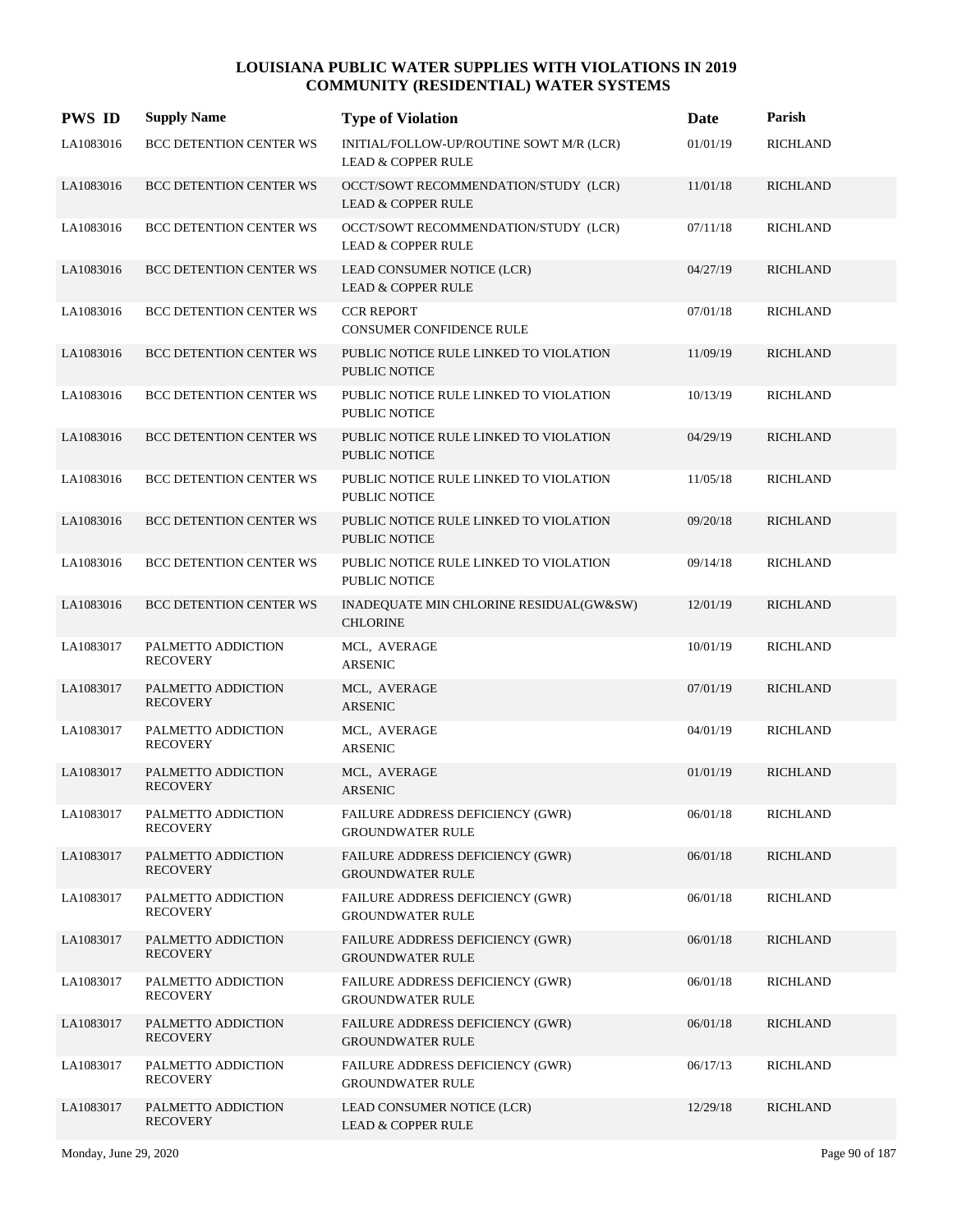# LOUISIANA PUBLIC WATER SUPPLIES WITH VIOLATIONS IN 2019
## COMMUNITY (RESIDENTIAL) WATER SYSTEMS

| PWS ID | Supply Name | Type of Violation | Date | Parish |
|---|---|---|---|---|
| LA1083016 | BCC DETENTION CENTER WS | INITIAL/FOLLOW-UP/ROUTINE SOWT M/R (LCR)<br>LEAD & COPPER RULE | 01/01/19 | RICHLAND |
| LA1083016 | BCC DETENTION CENTER WS | OCCT/SOWT RECOMMENDATION/STUDY (LCR)<br>LEAD & COPPER RULE | 11/01/18 | RICHLAND |
| LA1083016 | BCC DETENTION CENTER WS | OCCT/SOWT RECOMMENDATION/STUDY (LCR)<br>LEAD & COPPER RULE | 07/11/18 | RICHLAND |
| LA1083016 | BCC DETENTION CENTER WS | LEAD CONSUMER NOTICE (LCR)<br>LEAD & COPPER RULE | 04/27/19 | RICHLAND |
| LA1083016 | BCC DETENTION CENTER WS | CCR REPORT<br>CONSUMER CONFIDENCE RULE | 07/01/18 | RICHLAND |
| LA1083016 | BCC DETENTION CENTER WS | PUBLIC NOTICE RULE LINKED TO VIOLATION<br>PUBLIC NOTICE | 11/09/19 | RICHLAND |
| LA1083016 | BCC DETENTION CENTER WS | PUBLIC NOTICE RULE LINKED TO VIOLATION<br>PUBLIC NOTICE | 10/13/19 | RICHLAND |
| LA1083016 | BCC DETENTION CENTER WS | PUBLIC NOTICE RULE LINKED TO VIOLATION<br>PUBLIC NOTICE | 04/29/19 | RICHLAND |
| LA1083016 | BCC DETENTION CENTER WS | PUBLIC NOTICE RULE LINKED TO VIOLATION<br>PUBLIC NOTICE | 11/05/18 | RICHLAND |
| LA1083016 | BCC DETENTION CENTER WS | PUBLIC NOTICE RULE LINKED TO VIOLATION<br>PUBLIC NOTICE | 09/20/18 | RICHLAND |
| LA1083016 | BCC DETENTION CENTER WS | PUBLIC NOTICE RULE LINKED TO VIOLATION<br>PUBLIC NOTICE | 09/14/18 | RICHLAND |
| LA1083016 | BCC DETENTION CENTER WS | INADEQUATE MIN CHLORINE RESIDUAL(GW&SW)<br>CHLORINE | 12/01/19 | RICHLAND |
| LA1083017 | PALMETTO ADDICTION RECOVERY | MCL, AVERAGE<br>ARSENIC | 10/01/19 | RICHLAND |
| LA1083017 | PALMETTO ADDICTION RECOVERY | MCL, AVERAGE<br>ARSENIC | 07/01/19 | RICHLAND |
| LA1083017 | PALMETTO ADDICTION RECOVERY | MCL, AVERAGE<br>ARSENIC | 04/01/19 | RICHLAND |
| LA1083017 | PALMETTO ADDICTION RECOVERY | MCL, AVERAGE<br>ARSENIC | 01/01/19 | RICHLAND |
| LA1083017 | PALMETTO ADDICTION RECOVERY | FAILURE ADDRESS DEFICIENCY (GWR)<br>GROUNDWATER RULE | 06/01/18 | RICHLAND |
| LA1083017 | PALMETTO ADDICTION RECOVERY | FAILURE ADDRESS DEFICIENCY (GWR)<br>GROUNDWATER RULE | 06/01/18 | RICHLAND |
| LA1083017 | PALMETTO ADDICTION RECOVERY | FAILURE ADDRESS DEFICIENCY (GWR)<br>GROUNDWATER RULE | 06/01/18 | RICHLAND |
| LA1083017 | PALMETTO ADDICTION RECOVERY | FAILURE ADDRESS DEFICIENCY (GWR)<br>GROUNDWATER RULE | 06/01/18 | RICHLAND |
| LA1083017 | PALMETTO ADDICTION RECOVERY | FAILURE ADDRESS DEFICIENCY (GWR)<br>GROUNDWATER RULE | 06/01/18 | RICHLAND |
| LA1083017 | PALMETTO ADDICTION RECOVERY | FAILURE ADDRESS DEFICIENCY (GWR)<br>GROUNDWATER RULE | 06/01/18 | RICHLAND |
| LA1083017 | PALMETTO ADDICTION RECOVERY | FAILURE ADDRESS DEFICIENCY (GWR)<br>GROUNDWATER RULE | 06/17/13 | RICHLAND |
| LA1083017 | PALMETTO ADDICTION RECOVERY | LEAD CONSUMER NOTICE (LCR)<br>LEAD & COPPER RULE | 12/29/18 | RICHLAND |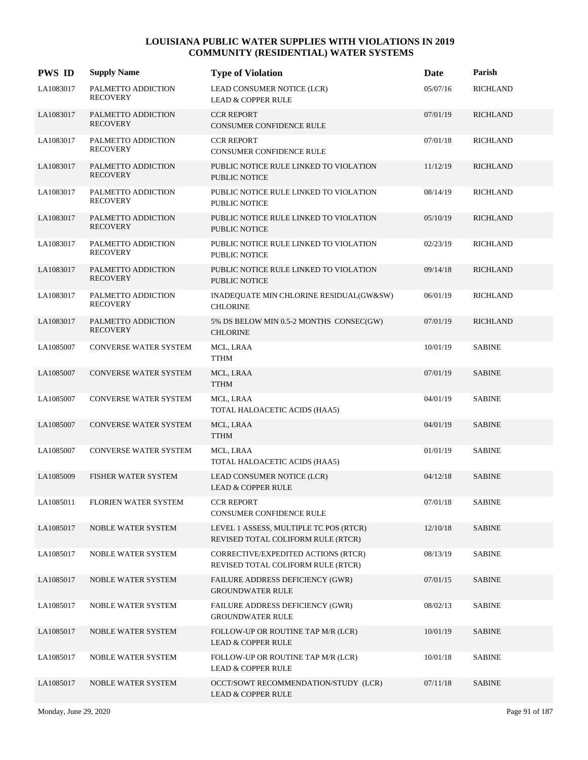# LOUISIANA PUBLIC WATER SUPPLIES WITH VIOLATIONS IN 2019
## COMMUNITY (RESIDENTIAL) WATER SYSTEMS

| PWS ID | Supply Name | Type of Violation | Date | Parish |
|---|---|---|---|---|
| LA1083017 | PALMETTO ADDICTION RECOVERY | LEAD CONSUMER NOTICE (LCR)<br>LEAD & COPPER RULE | 05/07/16 | RICHLAND |
| LA1083017 | PALMETTO ADDICTION RECOVERY | CCR REPORT<br>CONSUMER CONFIDENCE RULE | 07/01/19 | RICHLAND |
| LA1083017 | PALMETTO ADDICTION RECOVERY | CCR REPORT<br>CONSUMER CONFIDENCE RULE | 07/01/18 | RICHLAND |
| LA1083017 | PALMETTO ADDICTION RECOVERY | PUBLIC NOTICE RULE LINKED TO VIOLATION<br>PUBLIC NOTICE | 11/12/19 | RICHLAND |
| LA1083017 | PALMETTO ADDICTION RECOVERY | PUBLIC NOTICE RULE LINKED TO VIOLATION<br>PUBLIC NOTICE | 08/14/19 | RICHLAND |
| LA1083017 | PALMETTO ADDICTION RECOVERY | PUBLIC NOTICE RULE LINKED TO VIOLATION<br>PUBLIC NOTICE | 05/10/19 | RICHLAND |
| LA1083017 | PALMETTO ADDICTION RECOVERY | PUBLIC NOTICE RULE LINKED TO VIOLATION<br>PUBLIC NOTICE | 02/23/19 | RICHLAND |
| LA1083017 | PALMETTO ADDICTION RECOVERY | PUBLIC NOTICE RULE LINKED TO VIOLATION<br>PUBLIC NOTICE | 09/14/18 | RICHLAND |
| LA1083017 | PALMETTO ADDICTION RECOVERY | INADEQUATE MIN CHLORINE RESIDUAL(GW&SW)<br>CHLORINE | 06/01/19 | RICHLAND |
| LA1083017 | PALMETTO ADDICTION RECOVERY | 5% DS BELOW MIN 0.5-2 MONTHS CONSEC(GW)<br>CHLORINE | 07/01/19 | RICHLAND |
| LA1085007 | CONVERSE WATER SYSTEM | MCL, LRAA<br>TTHM | 10/01/19 | SABINE |
| LA1085007 | CONVERSE WATER SYSTEM | MCL, LRAA<br>TTHM | 07/01/19 | SABINE |
| LA1085007 | CONVERSE WATER SYSTEM | MCL, LRAA<br>TOTAL HALOACETIC ACIDS (HAA5) | 04/01/19 | SABINE |
| LA1085007 | CONVERSE WATER SYSTEM | MCL, LRAA<br>TTHM | 04/01/19 | SABINE |
| LA1085007 | CONVERSE WATER SYSTEM | MCL, LRAA<br>TOTAL HALOACETIC ACIDS (HAA5) | 01/01/19 | SABINE |
| LA1085009 | FISHER WATER SYSTEM | LEAD CONSUMER NOTICE (LCR)<br>LEAD & COPPER RULE | 04/12/18 | SABINE |
| LA1085011 | FLORIEN WATER SYSTEM | CCR REPORT<br>CONSUMER CONFIDENCE RULE | 07/01/18 | SABINE |
| LA1085017 | NOBLE WATER SYSTEM | LEVEL 1 ASSESS, MULTIPLE TC POS (RTCR)<br>REVISED TOTAL COLIFORM RULE (RTCR) | 12/10/18 | SABINE |
| LA1085017 | NOBLE WATER SYSTEM | CORRECTIVE/EXPEDITED ACTIONS (RTCR)<br>REVISED TOTAL COLIFORM RULE (RTCR) | 08/13/19 | SABINE |
| LA1085017 | NOBLE WATER SYSTEM | FAILURE ADDRESS DEFICIENCY (GWR)<br>GROUNDWATER RULE | 07/01/15 | SABINE |
| LA1085017 | NOBLE WATER SYSTEM | FAILURE ADDRESS DEFICIENCY (GWR)<br>GROUNDWATER RULE | 08/02/13 | SABINE |
| LA1085017 | NOBLE WATER SYSTEM | FOLLOW-UP OR ROUTINE TAP M/R (LCR)<br>LEAD & COPPER RULE | 10/01/19 | SABINE |
| LA1085017 | NOBLE WATER SYSTEM | FOLLOW-UP OR ROUTINE TAP M/R (LCR)<br>LEAD & COPPER RULE | 10/01/18 | SABINE |
| LA1085017 | NOBLE WATER SYSTEM | OCCT/SOWT RECOMMENDATION/STUDY (LCR)<br>LEAD & COPPER RULE | 07/11/18 | SABINE |

Monday, June 29, 2020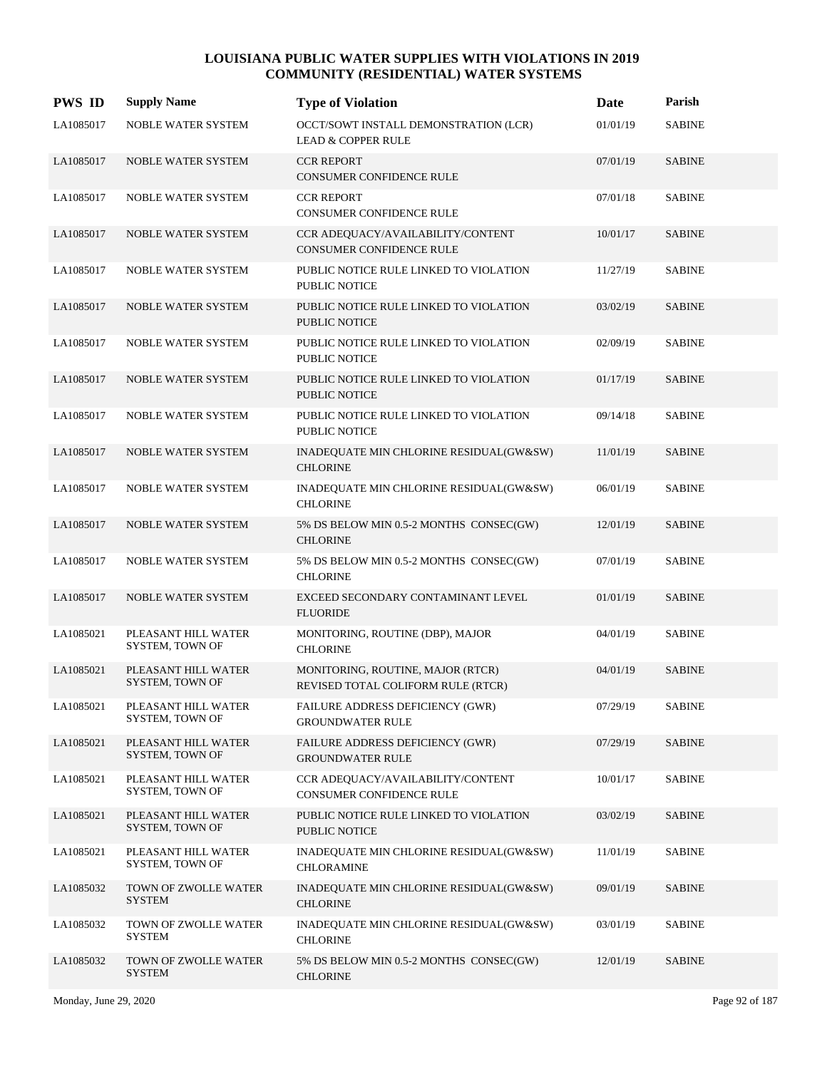# LOUISIANA PUBLIC WATER SUPPLIES WITH VIOLATIONS IN 2019
## COMMUNITY (RESIDENTIAL) WATER SYSTEMS

| PWS ID | Supply Name | Type of Violation | Date | Parish |
|---|---|---|---|---|
| LA1085017 | NOBLE WATER SYSTEM | OCCT/SOWT INSTALL DEMONSTRATION (LCR)<br>LEAD & COPPER RULE | 01/01/19 | SABINE |
| LA1085017 | NOBLE WATER SYSTEM | CCR REPORT<br>CONSUMER CONFIDENCE RULE | 07/01/19 | SABINE |
| LA1085017 | NOBLE WATER SYSTEM | CCR REPORT<br>CONSUMER CONFIDENCE RULE | 07/01/18 | SABINE |
| LA1085017 | NOBLE WATER SYSTEM | CCR ADEQUACY/AVAILABILITY/CONTENT<br>CONSUMER CONFIDENCE RULE | 10/01/17 | SABINE |
| LA1085017 | NOBLE WATER SYSTEM | PUBLIC NOTICE RULE LINKED TO VIOLATION<br>PUBLIC NOTICE | 11/27/19 | SABINE |
| LA1085017 | NOBLE WATER SYSTEM | PUBLIC NOTICE RULE LINKED TO VIOLATION<br>PUBLIC NOTICE | 03/02/19 | SABINE |
| LA1085017 | NOBLE WATER SYSTEM | PUBLIC NOTICE RULE LINKED TO VIOLATION<br>PUBLIC NOTICE | 02/09/19 | SABINE |
| LA1085017 | NOBLE WATER SYSTEM | PUBLIC NOTICE RULE LINKED TO VIOLATION<br>PUBLIC NOTICE | 01/17/19 | SABINE |
| LA1085017 | NOBLE WATER SYSTEM | PUBLIC NOTICE RULE LINKED TO VIOLATION<br>PUBLIC NOTICE | 09/14/18 | SABINE |
| LA1085017 | NOBLE WATER SYSTEM | INADEQUATE MIN CHLORINE RESIDUAL(GW&SW)<br>CHLORINE | 11/01/19 | SABINE |
| LA1085017 | NOBLE WATER SYSTEM | INADEQUATE MIN CHLORINE RESIDUAL(GW&SW)<br>CHLORINE | 06/01/19 | SABINE |
| LA1085017 | NOBLE WATER SYSTEM | 5% DS BELOW MIN 0.5-2 MONTHS CONSEC(GW)<br>CHLORINE | 12/01/19 | SABINE |
| LA1085017 | NOBLE WATER SYSTEM | 5% DS BELOW MIN 0.5-2 MONTHS CONSEC(GW)<br>CHLORINE | 07/01/19 | SABINE |
| LA1085017 | NOBLE WATER SYSTEM | EXCEED SECONDARY CONTAMINANT LEVEL<br>FLUORIDE | 01/01/19 | SABINE |
| LA1085021 | PLEASANT HILL WATER SYSTEM, TOWN OF | MONITORING, ROUTINE (DBP), MAJOR<br>CHLORINE | 04/01/19 | SABINE |
| LA1085021 | PLEASANT HILL WATER SYSTEM, TOWN OF | MONITORING, ROUTINE, MAJOR (RTCR)<br>REVISED TOTAL COLIFORM RULE (RTCR) | 04/01/19 | SABINE |
| LA1085021 | PLEASANT HILL WATER SYSTEM, TOWN OF | FAILURE ADDRESS DEFICIENCY (GWR)<br>GROUNDWATER RULE | 07/29/19 | SABINE |
| LA1085021 | PLEASANT HILL WATER SYSTEM, TOWN OF | FAILURE ADDRESS DEFICIENCY (GWR)<br>GROUNDWATER RULE | 07/29/19 | SABINE |
| LA1085021 | PLEASANT HILL WATER SYSTEM, TOWN OF | CCR ADEQUACY/AVAILABILITY/CONTENT<br>CONSUMER CONFIDENCE RULE | 10/01/17 | SABINE |
| LA1085021 | PLEASANT HILL WATER SYSTEM, TOWN OF | PUBLIC NOTICE RULE LINKED TO VIOLATION<br>PUBLIC NOTICE | 03/02/19 | SABINE |
| LA1085021 | PLEASANT HILL WATER SYSTEM, TOWN OF | INADEQUATE MIN CHLORINE RESIDUAL(GW&SW)<br>CHLORAMINE | 11/01/19 | SABINE |
| LA1085032 | TOWN OF ZWOLLE WATER SYSTEM | INADEQUATE MIN CHLORINE RESIDUAL(GW&SW)<br>CHLORINE | 09/01/19 | SABINE |
| LA1085032 | TOWN OF ZWOLLE WATER SYSTEM | INADEQUATE MIN CHLORINE RESIDUAL(GW&SW)<br>CHLORINE | 03/01/19 | SABINE |
| LA1085032 | TOWN OF ZWOLLE WATER SYSTEM | 5% DS BELOW MIN 0.5-2 MONTHS CONSEC(GW)<br>CHLORINE | 12/01/19 | SABINE |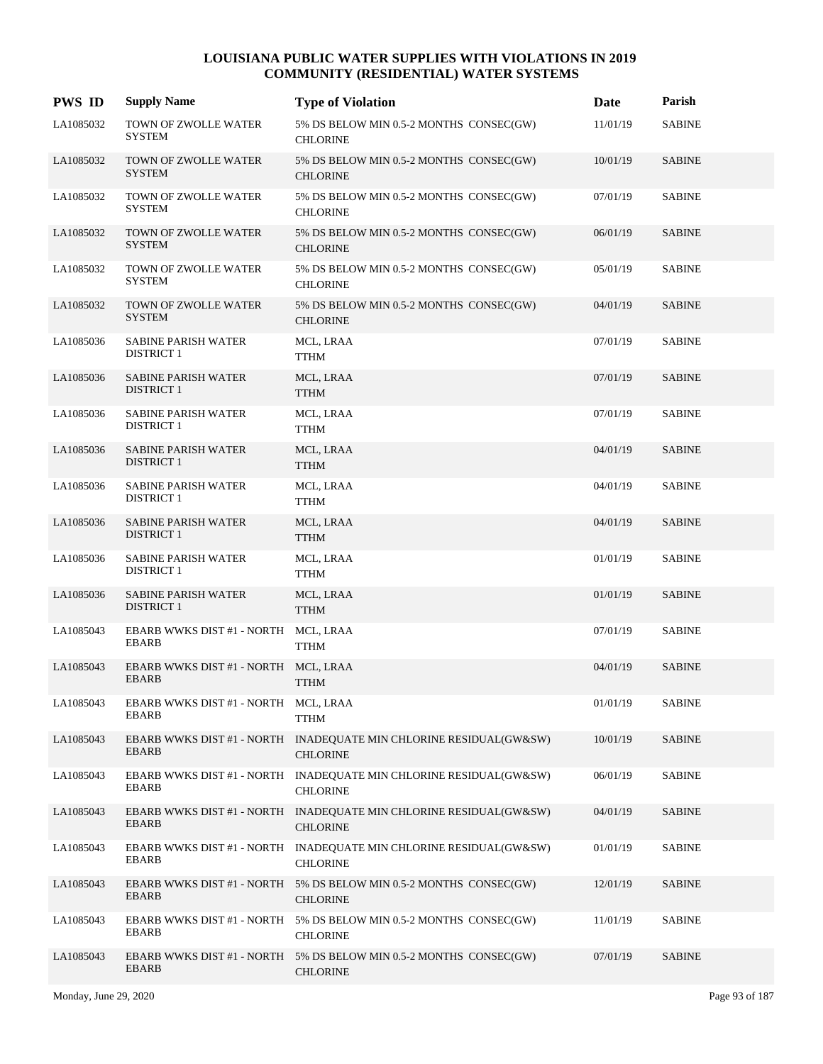# LOUISIANA PUBLIC WATER SUPPLIES WITH VIOLATIONS IN 2019
## COMMUNITY (RESIDENTIAL) WATER SYSTEMS

| PWS ID | Supply Name | Type of Violation | Date | Parish |
|---|---|---|---|---|
| LA1085032 | TOWN OF ZWOLLE WATER SYSTEM | 5% DS BELOW MIN 0.5-2 MONTHS CONSEC(GW) CHLORINE | 11/01/19 | SABINE |
| LA1085032 | TOWN OF ZWOLLE WATER SYSTEM | 5% DS BELOW MIN 0.5-2 MONTHS CONSEC(GW) CHLORINE | 10/01/19 | SABINE |
| LA1085032 | TOWN OF ZWOLLE WATER SYSTEM | 5% DS BELOW MIN 0.5-2 MONTHS CONSEC(GW) CHLORINE | 07/01/19 | SABINE |
| LA1085032 | TOWN OF ZWOLLE WATER SYSTEM | 5% DS BELOW MIN 0.5-2 MONTHS CONSEC(GW) CHLORINE | 06/01/19 | SABINE |
| LA1085032 | TOWN OF ZWOLLE WATER SYSTEM | 5% DS BELOW MIN 0.5-2 MONTHS CONSEC(GW) CHLORINE | 05/01/19 | SABINE |
| LA1085032 | TOWN OF ZWOLLE WATER SYSTEM | 5% DS BELOW MIN 0.5-2 MONTHS CONSEC(GW) CHLORINE | 04/01/19 | SABINE |
| LA1085036 | SABINE PARISH WATER DISTRICT 1 | MCL, LRAA TTHM | 07/01/19 | SABINE |
| LA1085036 | SABINE PARISH WATER DISTRICT 1 | MCL, LRAA TTHM | 07/01/19 | SABINE |
| LA1085036 | SABINE PARISH WATER DISTRICT 1 | MCL, LRAA TTHM | 07/01/19 | SABINE |
| LA1085036 | SABINE PARISH WATER DISTRICT 1 | MCL, LRAA TTHM | 04/01/19 | SABINE |
| LA1085036 | SABINE PARISH WATER DISTRICT 1 | MCL, LRAA TTHM | 04/01/19 | SABINE |
| LA1085036 | SABINE PARISH WATER DISTRICT 1 | MCL, LRAA TTHM | 04/01/19 | SABINE |
| LA1085036 | SABINE PARISH WATER DISTRICT 1 | MCL, LRAA TTHM | 01/01/19 | SABINE |
| LA1085036 | SABINE PARISH WATER DISTRICT 1 | MCL, LRAA TTHM | 01/01/19 | SABINE |
| LA1085043 | EBARB WWKS DIST #1 - NORTH EBARB | MCL, LRAA TTHM | 07/01/19 | SABINE |
| LA1085043 | EBARB WWKS DIST #1 - NORTH EBARB | MCL, LRAA TTHM | 04/01/19 | SABINE |
| LA1085043 | EBARB WWKS DIST #1 - NORTH EBARB | MCL, LRAA TTHM | 01/01/19 | SABINE |
| LA1085043 | EBARB WWKS DIST #1 - NORTH EBARB | INADEQUATE MIN CHLORINE RESIDUAL(GW&SW) CHLORINE | 10/01/19 | SABINE |
| LA1085043 | EBARB WWKS DIST #1 - NORTH EBARB | INADEQUATE MIN CHLORINE RESIDUAL(GW&SW) CHLORINE | 06/01/19 | SABINE |
| LA1085043 | EBARB WWKS DIST #1 - NORTH EBARB | INADEQUATE MIN CHLORINE RESIDUAL(GW&SW) CHLORINE | 04/01/19 | SABINE |
| LA1085043 | EBARB WWKS DIST #1 - NORTH EBARB | INADEQUATE MIN CHLORINE RESIDUAL(GW&SW) CHLORINE | 01/01/19 | SABINE |
| LA1085043 | EBARB WWKS DIST #1 - NORTH EBARB | 5% DS BELOW MIN 0.5-2 MONTHS CONSEC(GW) CHLORINE | 12/01/19 | SABINE |
| LA1085043 | EBARB WWKS DIST #1 - NORTH EBARB | 5% DS BELOW MIN 0.5-2 MONTHS CONSEC(GW) CHLORINE | 11/01/19 | SABINE |
| LA1085043 | EBARB WWKS DIST #1 - NORTH EBARB | 5% DS BELOW MIN 0.5-2 MONTHS CONSEC(GW) CHLORINE | 07/01/19 | SABINE |

Monday, June 29, 2020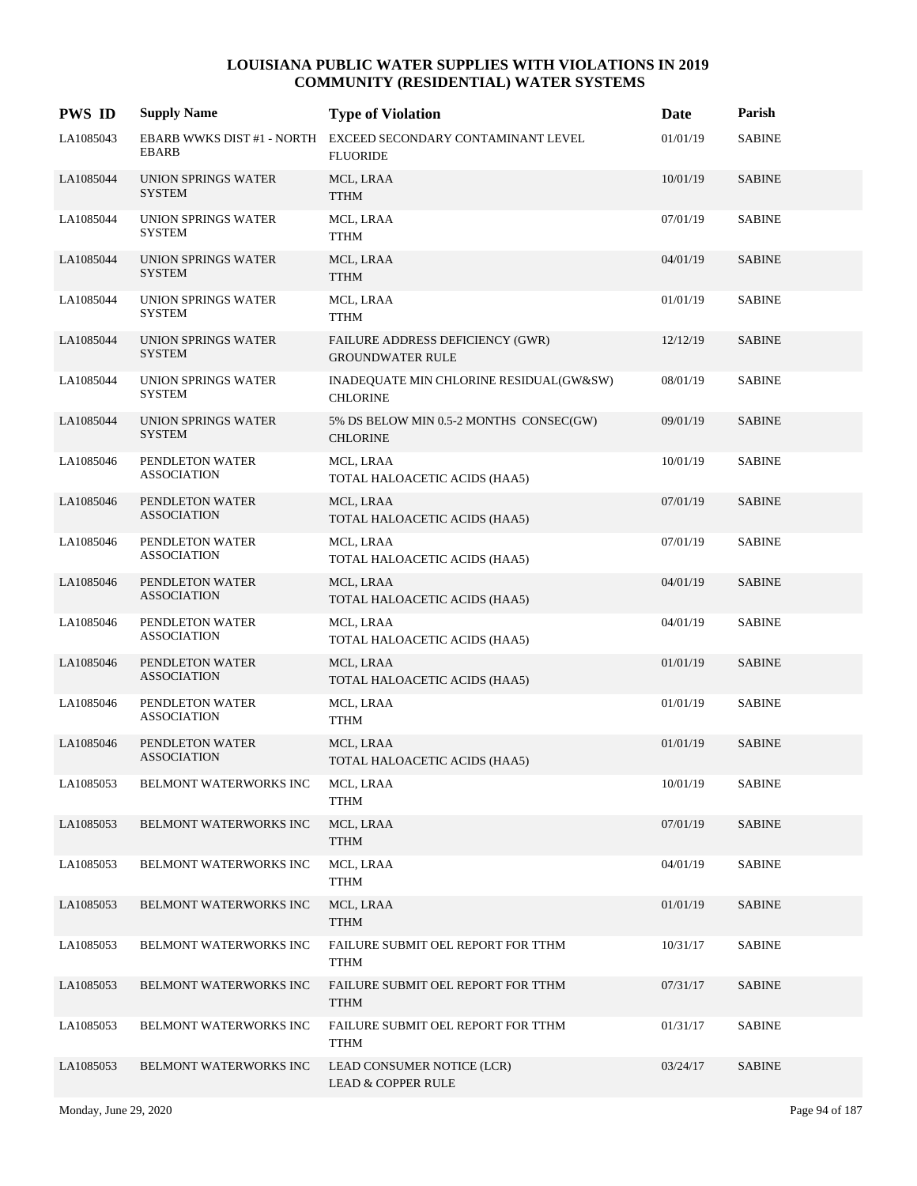# LOUISIANA PUBLIC WATER SUPPLIES WITH VIOLATIONS IN 2019
## COMMUNITY (RESIDENTIAL) WATER SYSTEMS

| PWS ID | Supply Name | Type of Violation | Date | Parish |
|---|---|---|---|---|
| LA1085043 | EBARB WWKS DIST #1 - NORTH EBARB | EXCEED SECONDARY CONTAMINANT LEVEL<br>FLUORIDE | 01/01/19 | SABINE |
| LA1085044 | UNION SPRINGS WATER SYSTEM | MCL, LRAA<br>TTHM | 10/01/19 | SABINE |
| LA1085044 | UNION SPRINGS WATER SYSTEM | MCL, LRAA<br>TTHM | 07/01/19 | SABINE |
| LA1085044 | UNION SPRINGS WATER SYSTEM | MCL, LRAA<br>TTHM | 04/01/19 | SABINE |
| LA1085044 | UNION SPRINGS WATER SYSTEM | MCL, LRAA<br>TTHM | 01/01/19 | SABINE |
| LA1085044 | UNION SPRINGS WATER SYSTEM | FAILURE ADDRESS DEFICIENCY (GWR)<br>GROUNDWATER RULE | 12/12/19 | SABINE |
| LA1085044 | UNION SPRINGS WATER SYSTEM | INADEQUATE MIN CHLORINE RESIDUAL(GW&SW)<br>CHLORINE | 08/01/19 | SABINE |
| LA1085044 | UNION SPRINGS WATER SYSTEM | 5% DS BELOW MIN 0.5-2 MONTHS CONSEC(GW)<br>CHLORINE | 09/01/19 | SABINE |
| LA1085046 | PENDLETON WATER ASSOCIATION | MCL, LRAA<br>TOTAL HALOACETIC ACIDS (HAA5) | 10/01/19 | SABINE |
| LA1085046 | PENDLETON WATER ASSOCIATION | MCL, LRAA<br>TOTAL HALOACETIC ACIDS (HAA5) | 07/01/19 | SABINE |
| LA1085046 | PENDLETON WATER ASSOCIATION | MCL, LRAA<br>TOTAL HALOACETIC ACIDS (HAA5) | 07/01/19 | SABINE |
| LA1085046 | PENDLETON WATER ASSOCIATION | MCL, LRAA<br>TOTAL HALOACETIC ACIDS (HAA5) | 04/01/19 | SABINE |
| LA1085046 | PENDLETON WATER ASSOCIATION | MCL, LRAA<br>TOTAL HALOACETIC ACIDS (HAA5) | 04/01/19 | SABINE |
| LA1085046 | PENDLETON WATER ASSOCIATION | MCL, LRAA<br>TOTAL HALOACETIC ACIDS (HAA5) | 01/01/19 | SABINE |
| LA1085046 | PENDLETON WATER ASSOCIATION | MCL, LRAA<br>TTHM | 01/01/19 | SABINE |
| LA1085046 | PENDLETON WATER ASSOCIATION | MCL, LRAA<br>TOTAL HALOACETIC ACIDS (HAA5) | 01/01/19 | SABINE |
| LA1085053 | BELMONT WATERWORKS INC | MCL, LRAA<br>TTHM | 10/01/19 | SABINE |
| LA1085053 | BELMONT WATERWORKS INC | MCL, LRAA<br>TTHM | 07/01/19 | SABINE |
| LA1085053 | BELMONT WATERWORKS INC | MCL, LRAA<br>TTHM | 04/01/19 | SABINE |
| LA1085053 | BELMONT WATERWORKS INC | MCL, LRAA<br>TTHM | 01/01/19 | SABINE |
| LA1085053 | BELMONT WATERWORKS INC | FAILURE SUBMIT OEL REPORT FOR TTHM<br>TTHM | 10/31/17 | SABINE |
| LA1085053 | BELMONT WATERWORKS INC | FAILURE SUBMIT OEL REPORT FOR TTHM<br>TTHM | 07/31/17 | SABINE |
| LA1085053 | BELMONT WATERWORKS INC | FAILURE SUBMIT OEL REPORT FOR TTHM<br>TTHM | 01/31/17 | SABINE |
| LA1085053 | BELMONT WATERWORKS INC | LEAD CONSUMER NOTICE (LCR)<br>LEAD & COPPER RULE | 03/24/17 | SABINE |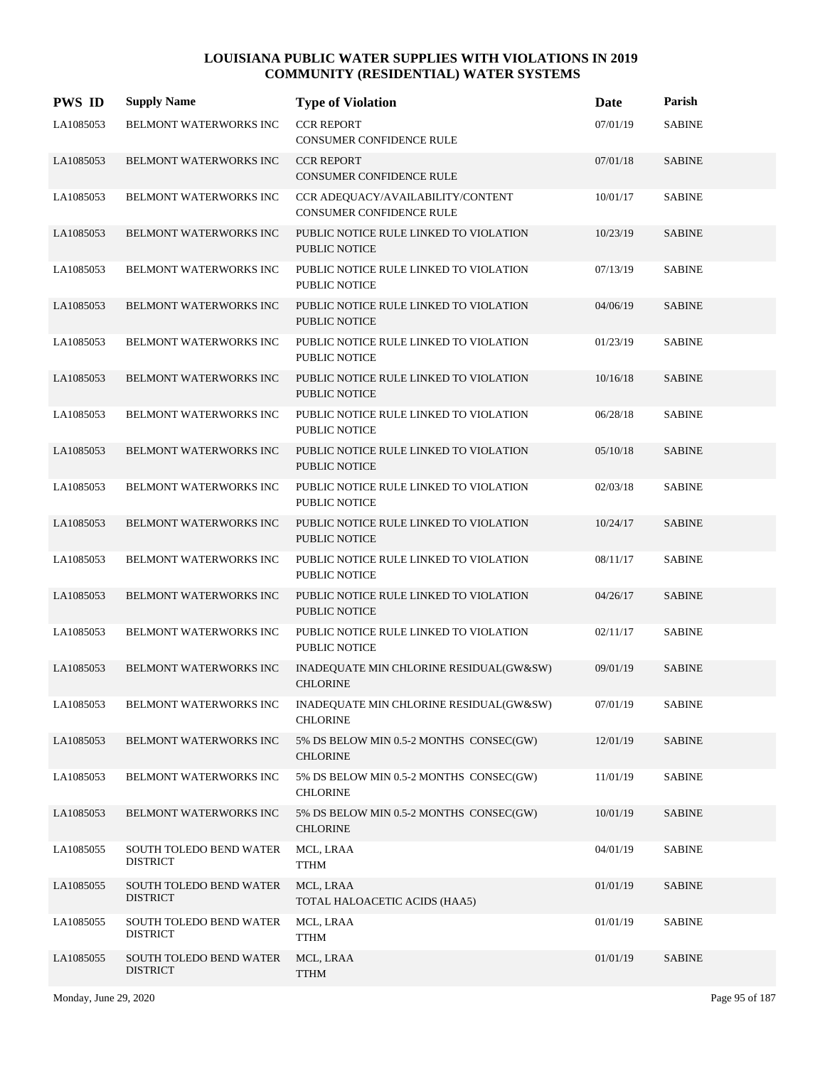# LOUISIANA PUBLIC WATER SUPPLIES WITH VIOLATIONS IN 2019
## COMMUNITY (RESIDENTIAL) WATER SYSTEMS

| PWS ID | Supply Name | Type of Violation | Date | Parish |
|---|---|---|---|---|
| LA1085053 | BELMONT WATERWORKS INC | CCR REPORT<br>CONSUMER CONFIDENCE RULE | 07/01/19 | SABINE |
| LA1085053 | BELMONT WATERWORKS INC | CCR REPORT<br>CONSUMER CONFIDENCE RULE | 07/01/18 | SABINE |
| LA1085053 | BELMONT WATERWORKS INC | CCR ADEQUACY/AVAILABILITY/CONTENT<br>CONSUMER CONFIDENCE RULE | 10/01/17 | SABINE |
| LA1085053 | BELMONT WATERWORKS INC | PUBLIC NOTICE RULE LINKED TO VIOLATION<br>PUBLIC NOTICE | 10/23/19 | SABINE |
| LA1085053 | BELMONT WATERWORKS INC | PUBLIC NOTICE RULE LINKED TO VIOLATION<br>PUBLIC NOTICE | 07/13/19 | SABINE |
| LA1085053 | BELMONT WATERWORKS INC | PUBLIC NOTICE RULE LINKED TO VIOLATION<br>PUBLIC NOTICE | 04/06/19 | SABINE |
| LA1085053 | BELMONT WATERWORKS INC | PUBLIC NOTICE RULE LINKED TO VIOLATION<br>PUBLIC NOTICE | 01/23/19 | SABINE |
| LA1085053 | BELMONT WATERWORKS INC | PUBLIC NOTICE RULE LINKED TO VIOLATION<br>PUBLIC NOTICE | 10/16/18 | SABINE |
| LA1085053 | BELMONT WATERWORKS INC | PUBLIC NOTICE RULE LINKED TO VIOLATION<br>PUBLIC NOTICE | 06/28/18 | SABINE |
| LA1085053 | BELMONT WATERWORKS INC | PUBLIC NOTICE RULE LINKED TO VIOLATION<br>PUBLIC NOTICE | 05/10/18 | SABINE |
| LA1085053 | BELMONT WATERWORKS INC | PUBLIC NOTICE RULE LINKED TO VIOLATION<br>PUBLIC NOTICE | 02/03/18 | SABINE |
| LA1085053 | BELMONT WATERWORKS INC | PUBLIC NOTICE RULE LINKED TO VIOLATION<br>PUBLIC NOTICE | 10/24/17 | SABINE |
| LA1085053 | BELMONT WATERWORKS INC | PUBLIC NOTICE RULE LINKED TO VIOLATION<br>PUBLIC NOTICE | 08/11/17 | SABINE |
| LA1085053 | BELMONT WATERWORKS INC | PUBLIC NOTICE RULE LINKED TO VIOLATION<br>PUBLIC NOTICE | 04/26/17 | SABINE |
| LA1085053 | BELMONT WATERWORKS INC | PUBLIC NOTICE RULE LINKED TO VIOLATION<br>PUBLIC NOTICE | 02/11/17 | SABINE |
| LA1085053 | BELMONT WATERWORKS INC | INADEQUATE MIN CHLORINE RESIDUAL(GW&SW)<br>CHLORINE | 09/01/19 | SABINE |
| LA1085053 | BELMONT WATERWORKS INC | INADEQUATE MIN CHLORINE RESIDUAL(GW&SW)<br>CHLORINE | 07/01/19 | SABINE |
| LA1085053 | BELMONT WATERWORKS INC | 5% DS BELOW MIN 0.5-2 MONTHS CONSEC(GW)<br>CHLORINE | 12/01/19 | SABINE |
| LA1085053 | BELMONT WATERWORKS INC | 5% DS BELOW MIN 0.5-2 MONTHS CONSEC(GW)<br>CHLORINE | 11/01/19 | SABINE |
| LA1085053 | BELMONT WATERWORKS INC | 5% DS BELOW MIN 0.5-2 MONTHS CONSEC(GW)<br>CHLORINE | 10/01/19 | SABINE |
| LA1085055 | SOUTH TOLEDO BEND WATER DISTRICT | MCL, LRAA<br>TTHM | 04/01/19 | SABINE |
| LA1085055 | SOUTH TOLEDO BEND WATER DISTRICT | MCL, LRAA<br>TOTAL HALOACETIC ACIDS (HAA5) | 01/01/19 | SABINE |
| LA1085055 | SOUTH TOLEDO BEND WATER DISTRICT | MCL, LRAA<br>TTHM | 01/01/19 | SABINE |
| LA1085055 | SOUTH TOLEDO BEND WATER DISTRICT | MCL, LRAA<br>TTHM | 01/01/19 | SABINE |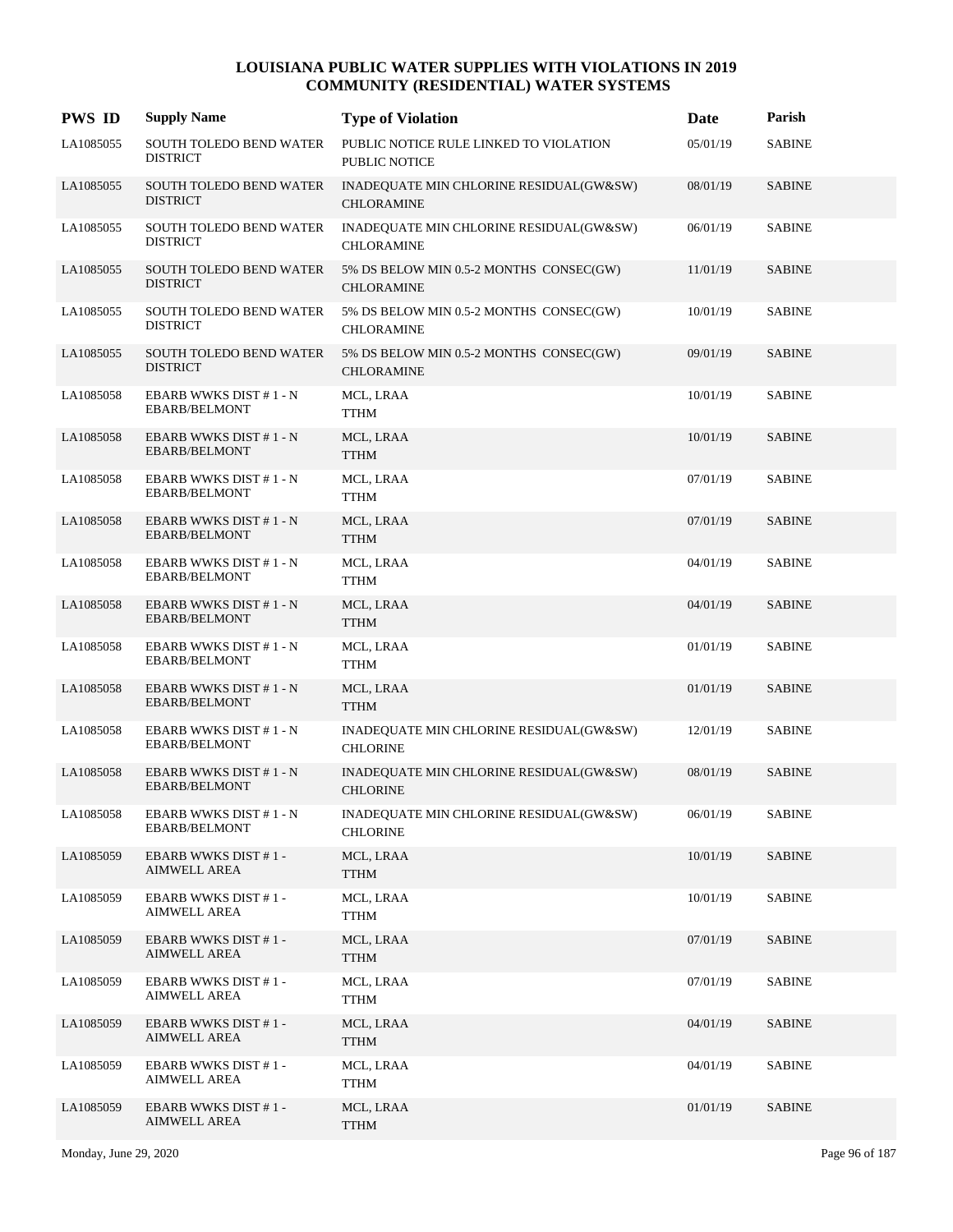# LOUISIANA PUBLIC WATER SUPPLIES WITH VIOLATIONS IN 2019
## COMMUNITY (RESIDENTIAL) WATER SYSTEMS

| PWS ID | Supply Name | Type of Violation | Date | Parish |
|---|---|---|---|---|
| LA1085055 | SOUTH TOLEDO BEND WATER DISTRICT | PUBLIC NOTICE RULE LINKED TO VIOLATION PUBLIC NOTICE | 05/01/19 | SABINE |
| LA1085055 | SOUTH TOLEDO BEND WATER DISTRICT | INADEQUATE MIN CHLORINE RESIDUAL(GW&SW) CHLORAMINE | 08/01/19 | SABINE |
| LA1085055 | SOUTH TOLEDO BEND WATER DISTRICT | INADEQUATE MIN CHLORINE RESIDUAL(GW&SW) CHLORAMINE | 06/01/19 | SABINE |
| LA1085055 | SOUTH TOLEDO BEND WATER DISTRICT | 5% DS BELOW MIN 0.5-2 MONTHS CONSEC(GW) CHLORAMINE | 11/01/19 | SABINE |
| LA1085055 | SOUTH TOLEDO BEND WATER DISTRICT | 5% DS BELOW MIN 0.5-2 MONTHS CONSEC(GW) CHLORAMINE | 10/01/19 | SABINE |
| LA1085055 | SOUTH TOLEDO BEND WATER DISTRICT | 5% DS BELOW MIN 0.5-2 MONTHS CONSEC(GW) CHLORAMINE | 09/01/19 | SABINE |
| LA1085058 | EBARB WWKS DIST # 1 - N EBARB/BELMONT | MCL, LRAA TTHM | 10/01/19 | SABINE |
| LA1085058 | EBARB WWKS DIST # 1 - N EBARB/BELMONT | MCL, LRAA TTHM | 10/01/19 | SABINE |
| LA1085058 | EBARB WWKS DIST # 1 - N EBARB/BELMONT | MCL, LRAA TTHM | 07/01/19 | SABINE |
| LA1085058 | EBARB WWKS DIST # 1 - N EBARB/BELMONT | MCL, LRAA TTHM | 07/01/19 | SABINE |
| LA1085058 | EBARB WWKS DIST # 1 - N EBARB/BELMONT | MCL, LRAA TTHM | 04/01/19 | SABINE |
| LA1085058 | EBARB WWKS DIST # 1 - N EBARB/BELMONT | MCL, LRAA TTHM | 04/01/19 | SABINE |
| LA1085058 | EBARB WWKS DIST # 1 - N EBARB/BELMONT | MCL, LRAA TTHM | 01/01/19 | SABINE |
| LA1085058 | EBARB WWKS DIST # 1 - N EBARB/BELMONT | MCL, LRAA TTHM | 01/01/19 | SABINE |
| LA1085058 | EBARB WWKS DIST # 1 - N EBARB/BELMONT | INADEQUATE MIN CHLORINE RESIDUAL(GW&SW) CHLORINE | 12/01/19 | SABINE |
| LA1085058 | EBARB WWKS DIST # 1 - N EBARB/BELMONT | INADEQUATE MIN CHLORINE RESIDUAL(GW&SW) CHLORINE | 08/01/19 | SABINE |
| LA1085058 | EBARB WWKS DIST # 1 - N EBARB/BELMONT | INADEQUATE MIN CHLORINE RESIDUAL(GW&SW) CHLORINE | 06/01/19 | SABINE |
| LA1085059 | EBARB WWKS DIST # 1 - AIMWELL AREA | MCL, LRAA TTHM | 10/01/19 | SABINE |
| LA1085059 | EBARB WWKS DIST # 1 - AIMWELL AREA | MCL, LRAA TTHM | 10/01/19 | SABINE |
| LA1085059 | EBARB WWKS DIST # 1 - AIMWELL AREA | MCL, LRAA TTHM | 07/01/19 | SABINE |
| LA1085059 | EBARB WWKS DIST # 1 - AIMWELL AREA | MCL, LRAA TTHM | 07/01/19 | SABINE |
| LA1085059 | EBARB WWKS DIST # 1 - AIMWELL AREA | MCL, LRAA TTHM | 04/01/19 | SABINE |
| LA1085059 | EBARB WWKS DIST # 1 - AIMWELL AREA | MCL, LRAA TTHM | 04/01/19 | SABINE |
| LA1085059 | EBARB WWKS DIST # 1 - AIMWELL AREA | MCL, LRAA TTHM | 01/01/19 | SABINE |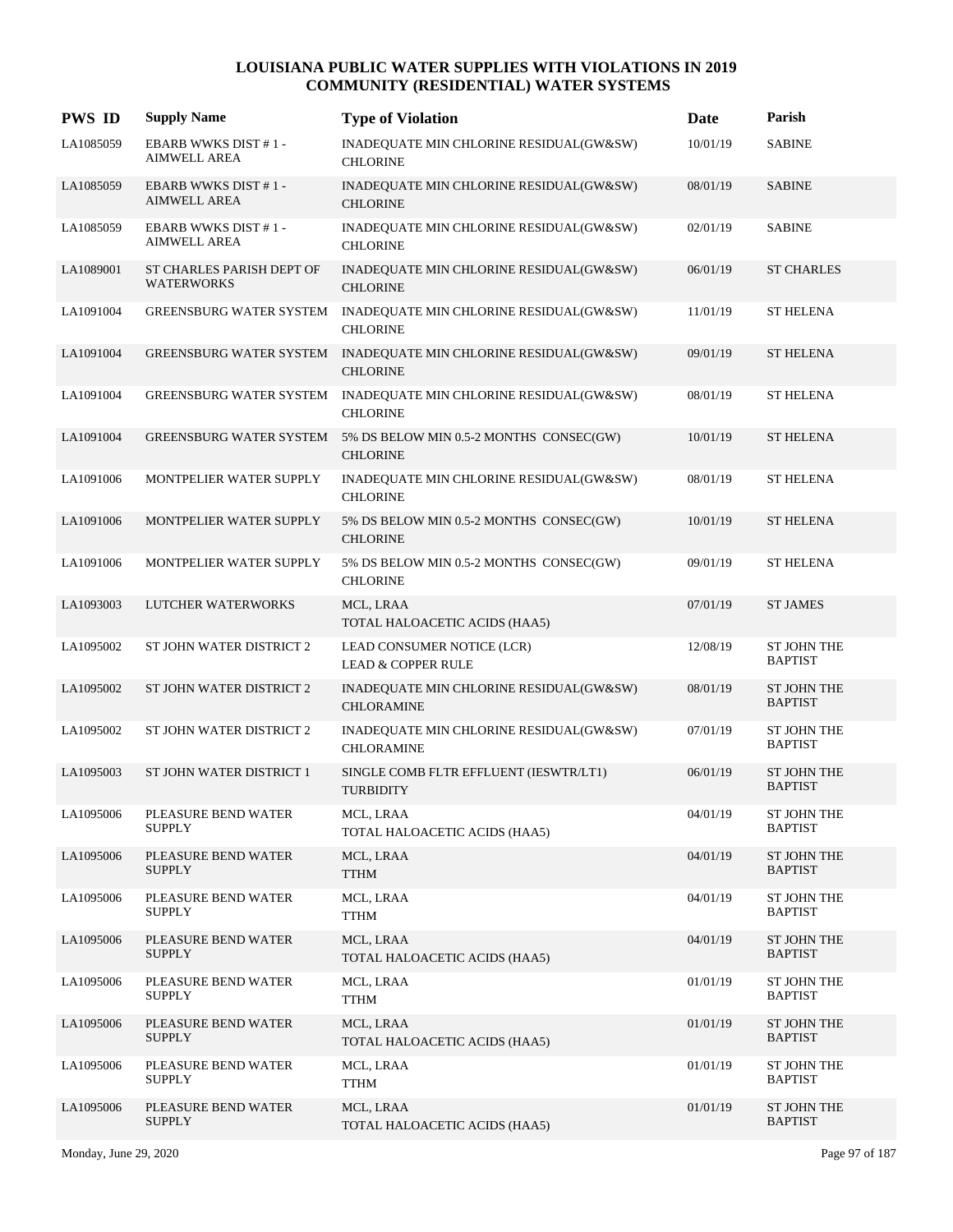# LOUISIANA PUBLIC WATER SUPPLIES WITH VIOLATIONS IN 2019
## COMMUNITY (RESIDENTIAL) WATER SYSTEMS

| PWS ID | Supply Name | Type of Violation | Date | Parish |
|---|---|---|---|---|
| LA1085059 | EBARB WWKS DIST # 1 - AIMWELL AREA | INADEQUATE MIN CHLORINE RESIDUAL(GW&SW) CHLORINE | 10/01/19 | SABINE |
| LA1085059 | EBARB WWKS DIST # 1 - AIMWELL AREA | INADEQUATE MIN CHLORINE RESIDUAL(GW&SW) CHLORINE | 08/01/19 | SABINE |
| LA1085059 | EBARB WWKS DIST # 1 - AIMWELL AREA | INADEQUATE MIN CHLORINE RESIDUAL(GW&SW) CHLORINE | 02/01/19 | SABINE |
| LA1089001 | ST CHARLES PARISH DEPT OF WATERWORKS | INADEQUATE MIN CHLORINE RESIDUAL(GW&SW) CHLORINE | 06/01/19 | ST CHARLES |
| LA1091004 | GREENSBURG WATER SYSTEM | INADEQUATE MIN CHLORINE RESIDUAL(GW&SW) CHLORINE | 11/01/19 | ST HELENA |
| LA1091004 | GREENSBURG WATER SYSTEM | INADEQUATE MIN CHLORINE RESIDUAL(GW&SW) CHLORINE | 09/01/19 | ST HELENA |
| LA1091004 | GREENSBURG WATER SYSTEM | INADEQUATE MIN CHLORINE RESIDUAL(GW&SW) CHLORINE | 08/01/19 | ST HELENA |
| LA1091004 | GREENSBURG WATER SYSTEM | 5% DS BELOW MIN 0.5-2 MONTHS CONSEC(GW) CHLORINE | 10/01/19 | ST HELENA |
| LA1091006 | MONTPELIER WATER SUPPLY | INADEQUATE MIN CHLORINE RESIDUAL(GW&SW) CHLORINE | 08/01/19 | ST HELENA |
| LA1091006 | MONTPELIER WATER SUPPLY | 5% DS BELOW MIN 0.5-2 MONTHS CONSEC(GW) CHLORINE | 10/01/19 | ST HELENA |
| LA1091006 | MONTPELIER WATER SUPPLY | 5% DS BELOW MIN 0.5-2 MONTHS CONSEC(GW) CHLORINE | 09/01/19 | ST HELENA |
| LA1093003 | LUTCHER WATERWORKS | MCL, LRAA TOTAL HALOACETIC ACIDS (HAA5) | 07/01/19 | ST JAMES |
| LA1095002 | ST JOHN WATER DISTRICT 2 | LEAD CONSUMER NOTICE (LCR) LEAD & COPPER RULE | 12/08/19 | ST JOHN THE BAPTIST |
| LA1095002 | ST JOHN WATER DISTRICT 2 | INADEQUATE MIN CHLORINE RESIDUAL(GW&SW) CHLORAMINE | 08/01/19 | ST JOHN THE BAPTIST |
| LA1095002 | ST JOHN WATER DISTRICT 2 | INADEQUATE MIN CHLORINE RESIDUAL(GW&SW) CHLORAMINE | 07/01/19 | ST JOHN THE BAPTIST |
| LA1095003 | ST JOHN WATER DISTRICT 1 | SINGLE COMB FLTR EFFLUENT (IESWTR/LT1) TURBIDITY | 06/01/19 | ST JOHN THE BAPTIST |
| LA1095006 | PLEASURE BEND WATER SUPPLY | MCL, LRAA TOTAL HALOACETIC ACIDS (HAA5) | 04/01/19 | ST JOHN THE BAPTIST |
| LA1095006 | PLEASURE BEND WATER SUPPLY | MCL, LRAA TTHM | 04/01/19 | ST JOHN THE BAPTIST |
| LA1095006 | PLEASURE BEND WATER SUPPLY | MCL, LRAA TTHM | 04/01/19 | ST JOHN THE BAPTIST |
| LA1095006 | PLEASURE BEND WATER SUPPLY | MCL, LRAA TOTAL HALOACETIC ACIDS (HAA5) | 04/01/19 | ST JOHN THE BAPTIST |
| LA1095006 | PLEASURE BEND WATER SUPPLY | MCL, LRAA TTHM | 01/01/19 | ST JOHN THE BAPTIST |
| LA1095006 | PLEASURE BEND WATER SUPPLY | MCL, LRAA TOTAL HALOACETIC ACIDS (HAA5) | 01/01/19 | ST JOHN THE BAPTIST |
| LA1095006 | PLEASURE BEND WATER SUPPLY | MCL, LRAA TTHM | 01/01/19 | ST JOHN THE BAPTIST |
| LA1095006 | PLEASURE BEND WATER SUPPLY | MCL, LRAA TOTAL HALOACETIC ACIDS (HAA5) | 01/01/19 | ST JOHN THE BAPTIST |

Monday, June 29, 2020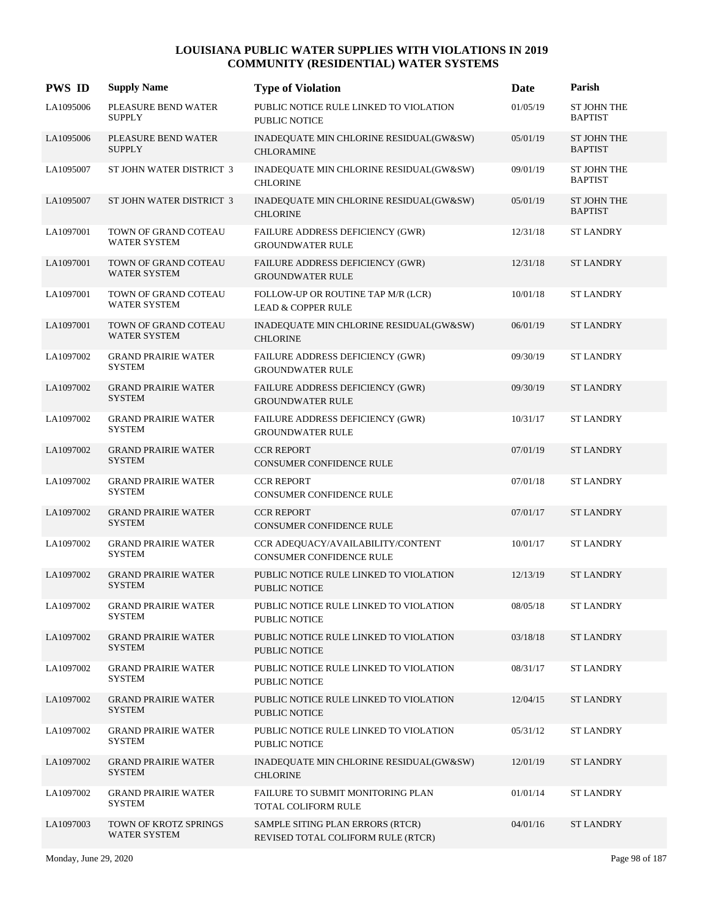# LOUISIANA PUBLIC WATER SUPPLIES WITH VIOLATIONS IN 2019
## COMMUNITY (RESIDENTIAL) WATER SYSTEMS

| PWS ID | Supply Name | Type of Violation | Date | Parish |
|---|---|---|---|---|
| LA1095006 | PLEASURE BEND WATER SUPPLY | PUBLIC NOTICE RULE LINKED TO VIOLATION<br>PUBLIC NOTICE | 01/05/19 | ST JOHN THE BAPTIST |
| LA1095006 | PLEASURE BEND WATER SUPPLY | INADEQUATE MIN CHLORINE RESIDUAL(GW&SW)<br>CHLORAMINE | 05/01/19 | ST JOHN THE BAPTIST |
| LA1095007 | ST JOHN WATER DISTRICT 3 | INADEQUATE MIN CHLORINE RESIDUAL(GW&SW)<br>CHLORINE | 09/01/19 | ST JOHN THE BAPTIST |
| LA1095007 | ST JOHN WATER DISTRICT 3 | INADEQUATE MIN CHLORINE RESIDUAL(GW&SW)<br>CHLORINE | 05/01/19 | ST JOHN THE BAPTIST |
| LA1097001 | TOWN OF GRAND COTEAU WATER SYSTEM | FAILURE ADDRESS DEFICIENCY (GWR)<br>GROUNDWATER RULE | 12/31/18 | ST LANDRY |
| LA1097001 | TOWN OF GRAND COTEAU WATER SYSTEM | FAILURE ADDRESS DEFICIENCY (GWR)<br>GROUNDWATER RULE | 12/31/18 | ST LANDRY |
| LA1097001 | TOWN OF GRAND COTEAU WATER SYSTEM | FOLLOW-UP OR ROUTINE TAP M/R (LCR)<br>LEAD & COPPER RULE | 10/01/18 | ST LANDRY |
| LA1097001 | TOWN OF GRAND COTEAU WATER SYSTEM | INADEQUATE MIN CHLORINE RESIDUAL(GW&SW)<br>CHLORINE | 06/01/19 | ST LANDRY |
| LA1097002 | GRAND PRAIRIE WATER SYSTEM | FAILURE ADDRESS DEFICIENCY (GWR)<br>GROUNDWATER RULE | 09/30/19 | ST LANDRY |
| LA1097002 | GRAND PRAIRIE WATER SYSTEM | FAILURE ADDRESS DEFICIENCY (GWR)<br>GROUNDWATER RULE | 09/30/19 | ST LANDRY |
| LA1097002 | GRAND PRAIRIE WATER SYSTEM | FAILURE ADDRESS DEFICIENCY (GWR)<br>GROUNDWATER RULE | 10/31/17 | ST LANDRY |
| LA1097002 | GRAND PRAIRIE WATER SYSTEM | CCR REPORT<br>CONSUMER CONFIDENCE RULE | 07/01/19 | ST LANDRY |
| LA1097002 | GRAND PRAIRIE WATER SYSTEM | CCR REPORT<br>CONSUMER CONFIDENCE RULE | 07/01/18 | ST LANDRY |
| LA1097002 | GRAND PRAIRIE WATER SYSTEM | CCR REPORT<br>CONSUMER CONFIDENCE RULE | 07/01/17 | ST LANDRY |
| LA1097002 | GRAND PRAIRIE WATER SYSTEM | CCR ADEQUACY/AVAILABILITY/CONTENT<br>CONSUMER CONFIDENCE RULE | 10/01/17 | ST LANDRY |
| LA1097002 | GRAND PRAIRIE WATER SYSTEM | PUBLIC NOTICE RULE LINKED TO VIOLATION<br>PUBLIC NOTICE | 12/13/19 | ST LANDRY |
| LA1097002 | GRAND PRAIRIE WATER SYSTEM | PUBLIC NOTICE RULE LINKED TO VIOLATION<br>PUBLIC NOTICE | 08/05/18 | ST LANDRY |
| LA1097002 | GRAND PRAIRIE WATER SYSTEM | PUBLIC NOTICE RULE LINKED TO VIOLATION<br>PUBLIC NOTICE | 03/18/18 | ST LANDRY |
| LA1097002 | GRAND PRAIRIE WATER SYSTEM | PUBLIC NOTICE RULE LINKED TO VIOLATION<br>PUBLIC NOTICE | 08/31/17 | ST LANDRY |
| LA1097002 | GRAND PRAIRIE WATER SYSTEM | PUBLIC NOTICE RULE LINKED TO VIOLATION<br>PUBLIC NOTICE | 12/04/15 | ST LANDRY |
| LA1097002 | GRAND PRAIRIE WATER SYSTEM | PUBLIC NOTICE RULE LINKED TO VIOLATION<br>PUBLIC NOTICE | 05/31/12 | ST LANDRY |
| LA1097002 | GRAND PRAIRIE WATER SYSTEM | INADEQUATE MIN CHLORINE RESIDUAL(GW&SW)<br>CHLORINE | 12/01/19 | ST LANDRY |
| LA1097002 | GRAND PRAIRIE WATER SYSTEM | FAILURE TO SUBMIT MONITORING PLAN<br>TOTAL COLIFORM RULE | 01/01/14 | ST LANDRY |
| LA1097003 | TOWN OF KROTZ SPRINGS WATER SYSTEM | SAMPLE SITING PLAN ERRORS (RTCR)<br>REVISED TOTAL COLIFORM RULE (RTCR) | 04/01/16 | ST LANDRY |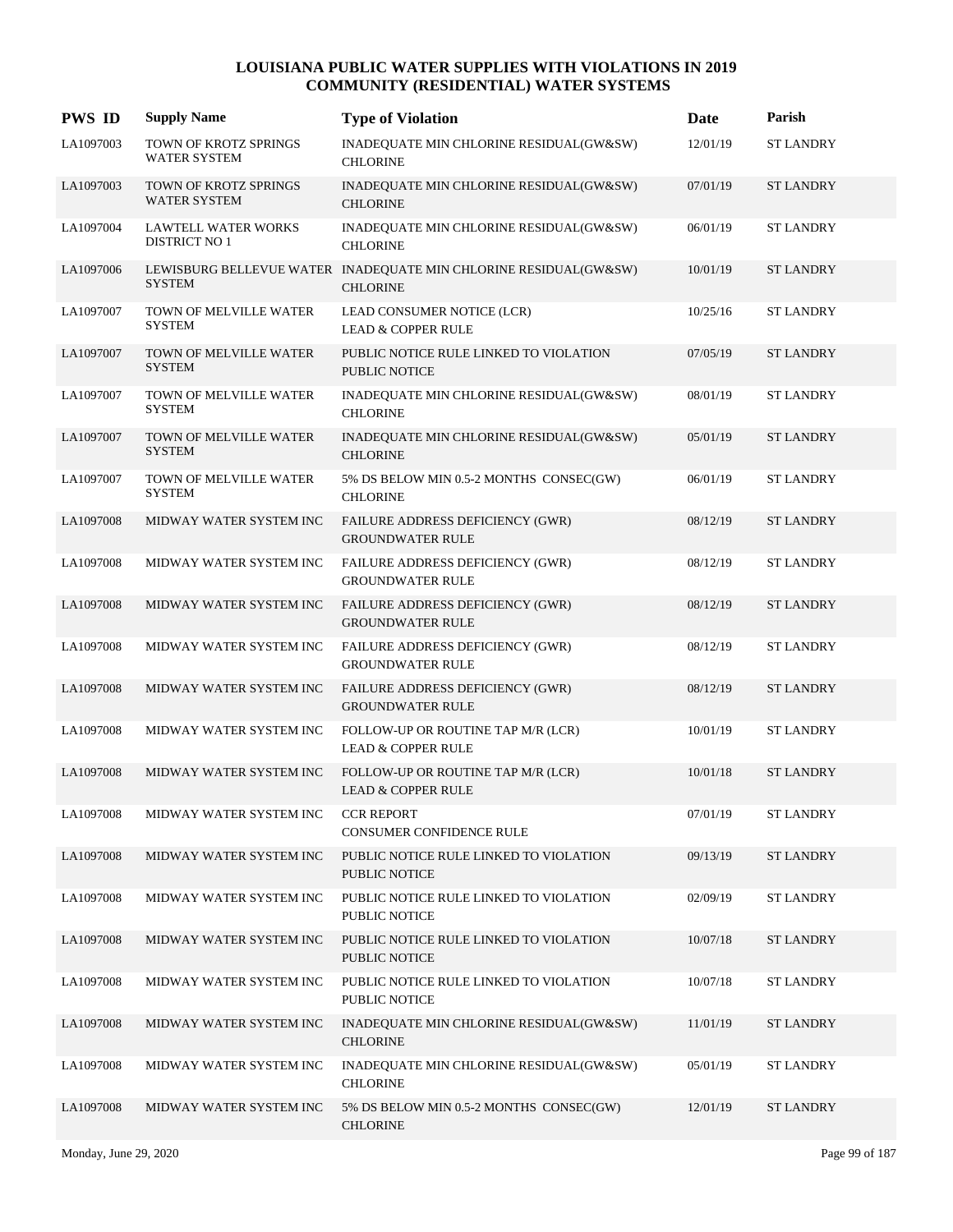# LOUISIANA PUBLIC WATER SUPPLIES WITH VIOLATIONS IN 2019
## COMMUNITY (RESIDENTIAL) WATER SYSTEMS

| PWS ID | Supply Name | Type of Violation | Date | Parish |
|---|---|---|---|---|
| LA1097003 | TOWN OF KROTZ SPRINGS WATER SYSTEM | INADEQUATE MIN CHLORINE RESIDUAL(GW&SW) CHLORINE | 12/01/19 | ST LANDRY |
| LA1097003 | TOWN OF KROTZ SPRINGS WATER SYSTEM | INADEQUATE MIN CHLORINE RESIDUAL(GW&SW) CHLORINE | 07/01/19 | ST LANDRY |
| LA1097004 | LAWTELL WATER WORKS DISTRICT NO 1 | INADEQUATE MIN CHLORINE RESIDUAL(GW&SW) CHLORINE | 06/01/19 | ST LANDRY |
| LA1097006 | LEWISBURG BELLEVUE WATER SYSTEM | INADEQUATE MIN CHLORINE RESIDUAL(GW&SW) CHLORINE | 10/01/19 | ST LANDRY |
| LA1097007 | TOWN OF MELVILLE WATER SYSTEM | LEAD CONSUMER NOTICE (LCR) LEAD & COPPER RULE | 10/25/16 | ST LANDRY |
| LA1097007 | TOWN OF MELVILLE WATER SYSTEM | PUBLIC NOTICE RULE LINKED TO VIOLATION PUBLIC NOTICE | 07/05/19 | ST LANDRY |
| LA1097007 | TOWN OF MELVILLE WATER SYSTEM | INADEQUATE MIN CHLORINE RESIDUAL(GW&SW) CHLORINE | 08/01/19 | ST LANDRY |
| LA1097007 | TOWN OF MELVILLE WATER SYSTEM | INADEQUATE MIN CHLORINE RESIDUAL(GW&SW) CHLORINE | 05/01/19 | ST LANDRY |
| LA1097007 | TOWN OF MELVILLE WATER SYSTEM | 5% DS BELOW MIN 0.5-2 MONTHS CONSEC(GW) CHLORINE | 06/01/19 | ST LANDRY |
| LA1097008 | MIDWAY WATER SYSTEM INC | FAILURE ADDRESS DEFICIENCY (GWR) GROUNDWATER RULE | 08/12/19 | ST LANDRY |
| LA1097008 | MIDWAY WATER SYSTEM INC | FAILURE ADDRESS DEFICIENCY (GWR) GROUNDWATER RULE | 08/12/19 | ST LANDRY |
| LA1097008 | MIDWAY WATER SYSTEM INC | FAILURE ADDRESS DEFICIENCY (GWR) GROUNDWATER RULE | 08/12/19 | ST LANDRY |
| LA1097008 | MIDWAY WATER SYSTEM INC | FAILURE ADDRESS DEFICIENCY (GWR) GROUNDWATER RULE | 08/12/19 | ST LANDRY |
| LA1097008 | MIDWAY WATER SYSTEM INC | FAILURE ADDRESS DEFICIENCY (GWR) GROUNDWATER RULE | 08/12/19 | ST LANDRY |
| LA1097008 | MIDWAY WATER SYSTEM INC | FOLLOW-UP OR ROUTINE TAP M/R (LCR) LEAD & COPPER RULE | 10/01/19 | ST LANDRY |
| LA1097008 | MIDWAY WATER SYSTEM INC | FOLLOW-UP OR ROUTINE TAP M/R (LCR) LEAD & COPPER RULE | 10/01/18 | ST LANDRY |
| LA1097008 | MIDWAY WATER SYSTEM INC | CCR REPORT CONSUMER CONFIDENCE RULE | 07/01/19 | ST LANDRY |
| LA1097008 | MIDWAY WATER SYSTEM INC | PUBLIC NOTICE RULE LINKED TO VIOLATION PUBLIC NOTICE | 09/13/19 | ST LANDRY |
| LA1097008 | MIDWAY WATER SYSTEM INC | PUBLIC NOTICE RULE LINKED TO VIOLATION PUBLIC NOTICE | 02/09/19 | ST LANDRY |
| LA1097008 | MIDWAY WATER SYSTEM INC | PUBLIC NOTICE RULE LINKED TO VIOLATION PUBLIC NOTICE | 10/07/18 | ST LANDRY |
| LA1097008 | MIDWAY WATER SYSTEM INC | PUBLIC NOTICE RULE LINKED TO VIOLATION PUBLIC NOTICE | 10/07/18 | ST LANDRY |
| LA1097008 | MIDWAY WATER SYSTEM INC | INADEQUATE MIN CHLORINE RESIDUAL(GW&SW) CHLORINE | 11/01/19 | ST LANDRY |
| LA1097008 | MIDWAY WATER SYSTEM INC | INADEQUATE MIN CHLORINE RESIDUAL(GW&SW) CHLORINE | 05/01/19 | ST LANDRY |
| LA1097008 | MIDWAY WATER SYSTEM INC | 5% DS BELOW MIN 0.5-2 MONTHS CONSEC(GW) CHLORINE | 12/01/19 | ST LANDRY |

Monday, June 29, 2020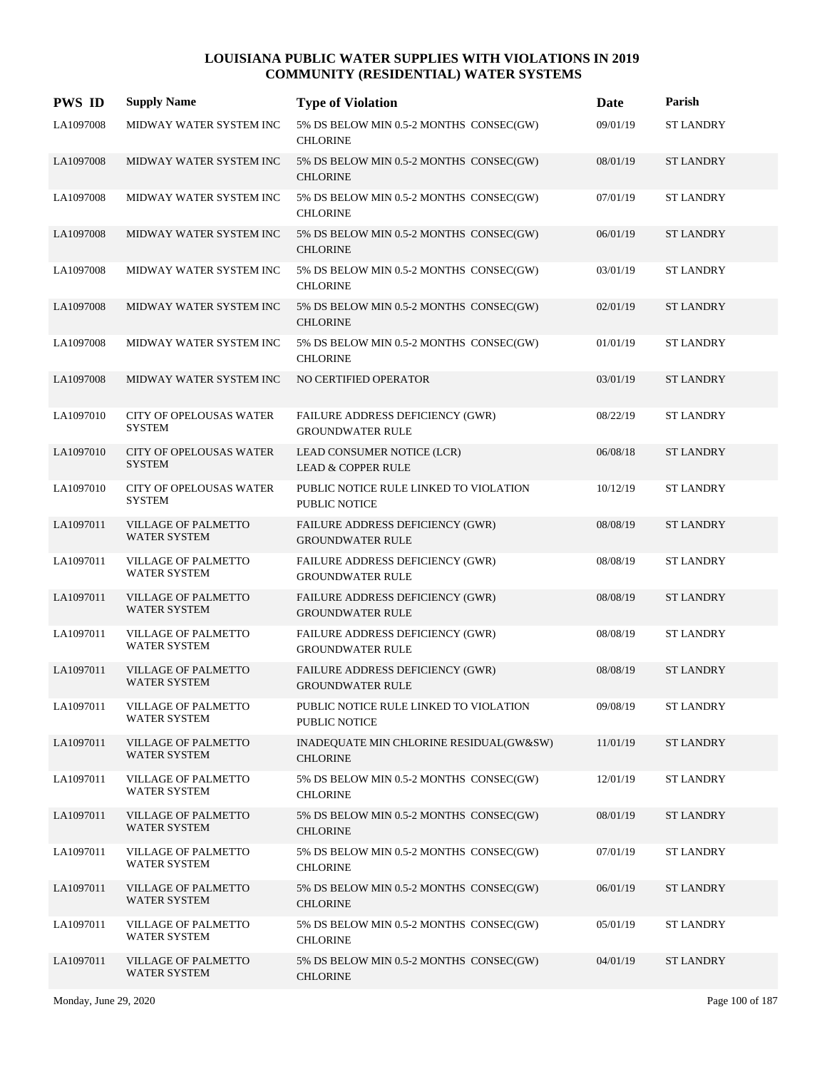# LOUISIANA PUBLIC WATER SUPPLIES WITH VIOLATIONS IN 2019
## COMMUNITY (RESIDENTIAL) WATER SYSTEMS

| PWS ID | Supply Name | Type of Violation | Date | Parish |
|---|---|---|---|---|
| LA1097008 | MIDWAY WATER SYSTEM INC | 5% DS BELOW MIN 0.5-2 MONTHS CONSEC(GW) CHLORINE | 09/01/19 | ST LANDRY |
| LA1097008 | MIDWAY WATER SYSTEM INC | 5% DS BELOW MIN 0.5-2 MONTHS CONSEC(GW) CHLORINE | 08/01/19 | ST LANDRY |
| LA1097008 | MIDWAY WATER SYSTEM INC | 5% DS BELOW MIN 0.5-2 MONTHS CONSEC(GW) CHLORINE | 07/01/19 | ST LANDRY |
| LA1097008 | MIDWAY WATER SYSTEM INC | 5% DS BELOW MIN 0.5-2 MONTHS CONSEC(GW) CHLORINE | 06/01/19 | ST LANDRY |
| LA1097008 | MIDWAY WATER SYSTEM INC | 5% DS BELOW MIN 0.5-2 MONTHS CONSEC(GW) CHLORINE | 03/01/19 | ST LANDRY |
| LA1097008 | MIDWAY WATER SYSTEM INC | 5% DS BELOW MIN 0.5-2 MONTHS CONSEC(GW) CHLORINE | 02/01/19 | ST LANDRY |
| LA1097008 | MIDWAY WATER SYSTEM INC | 5% DS BELOW MIN 0.5-2 MONTHS CONSEC(GW) CHLORINE | 01/01/19 | ST LANDRY |
| LA1097008 | MIDWAY WATER SYSTEM INC | NO CERTIFIED OPERATOR | 03/01/19 | ST LANDRY |
| LA1097010 | CITY OF OPELOUSAS WATER SYSTEM | FAILURE ADDRESS DEFICIENCY (GWR) GROUNDWATER RULE | 08/22/19 | ST LANDRY |
| LA1097010 | CITY OF OPELOUSAS WATER SYSTEM | LEAD CONSUMER NOTICE (LCR) LEAD & COPPER RULE | 06/08/18 | ST LANDRY |
| LA1097010 | CITY OF OPELOUSAS WATER SYSTEM | PUBLIC NOTICE RULE LINKED TO VIOLATION PUBLIC NOTICE | 10/12/19 | ST LANDRY |
| LA1097011 | VILLAGE OF PALMETTO WATER SYSTEM | FAILURE ADDRESS DEFICIENCY (GWR) GROUNDWATER RULE | 08/08/19 | ST LANDRY |
| LA1097011 | VILLAGE OF PALMETTO WATER SYSTEM | FAILURE ADDRESS DEFICIENCY (GWR) GROUNDWATER RULE | 08/08/19 | ST LANDRY |
| LA1097011 | VILLAGE OF PALMETTO WATER SYSTEM | FAILURE ADDRESS DEFICIENCY (GWR) GROUNDWATER RULE | 08/08/19 | ST LANDRY |
| LA1097011 | VILLAGE OF PALMETTO WATER SYSTEM | FAILURE ADDRESS DEFICIENCY (GWR) GROUNDWATER RULE | 08/08/19 | ST LANDRY |
| LA1097011 | VILLAGE OF PALMETTO WATER SYSTEM | FAILURE ADDRESS DEFICIENCY (GWR) GROUNDWATER RULE | 08/08/19 | ST LANDRY |
| LA1097011 | VILLAGE OF PALMETTO WATER SYSTEM | PUBLIC NOTICE RULE LINKED TO VIOLATION PUBLIC NOTICE | 09/08/19 | ST LANDRY |
| LA1097011 | VILLAGE OF PALMETTO WATER SYSTEM | INADEQUATE MIN CHLORINE RESIDUAL(GW&SW) CHLORINE | 11/01/19 | ST LANDRY |
| LA1097011 | VILLAGE OF PALMETTO WATER SYSTEM | 5% DS BELOW MIN 0.5-2 MONTHS CONSEC(GW) CHLORINE | 12/01/19 | ST LANDRY |
| LA1097011 | VILLAGE OF PALMETTO WATER SYSTEM | 5% DS BELOW MIN 0.5-2 MONTHS CONSEC(GW) CHLORINE | 08/01/19 | ST LANDRY |
| LA1097011 | VILLAGE OF PALMETTO WATER SYSTEM | 5% DS BELOW MIN 0.5-2 MONTHS CONSEC(GW) CHLORINE | 07/01/19 | ST LANDRY |
| LA1097011 | VILLAGE OF PALMETTO WATER SYSTEM | 5% DS BELOW MIN 0.5-2 MONTHS CONSEC(GW) CHLORINE | 06/01/19 | ST LANDRY |
| LA1097011 | VILLAGE OF PALMETTO WATER SYSTEM | 5% DS BELOW MIN 0.5-2 MONTHS CONSEC(GW) CHLORINE | 05/01/19 | ST LANDRY |
| LA1097011 | VILLAGE OF PALMETTO WATER SYSTEM | 5% DS BELOW MIN 0.5-2 MONTHS CONSEC(GW) CHLORINE | 04/01/19 | ST LANDRY |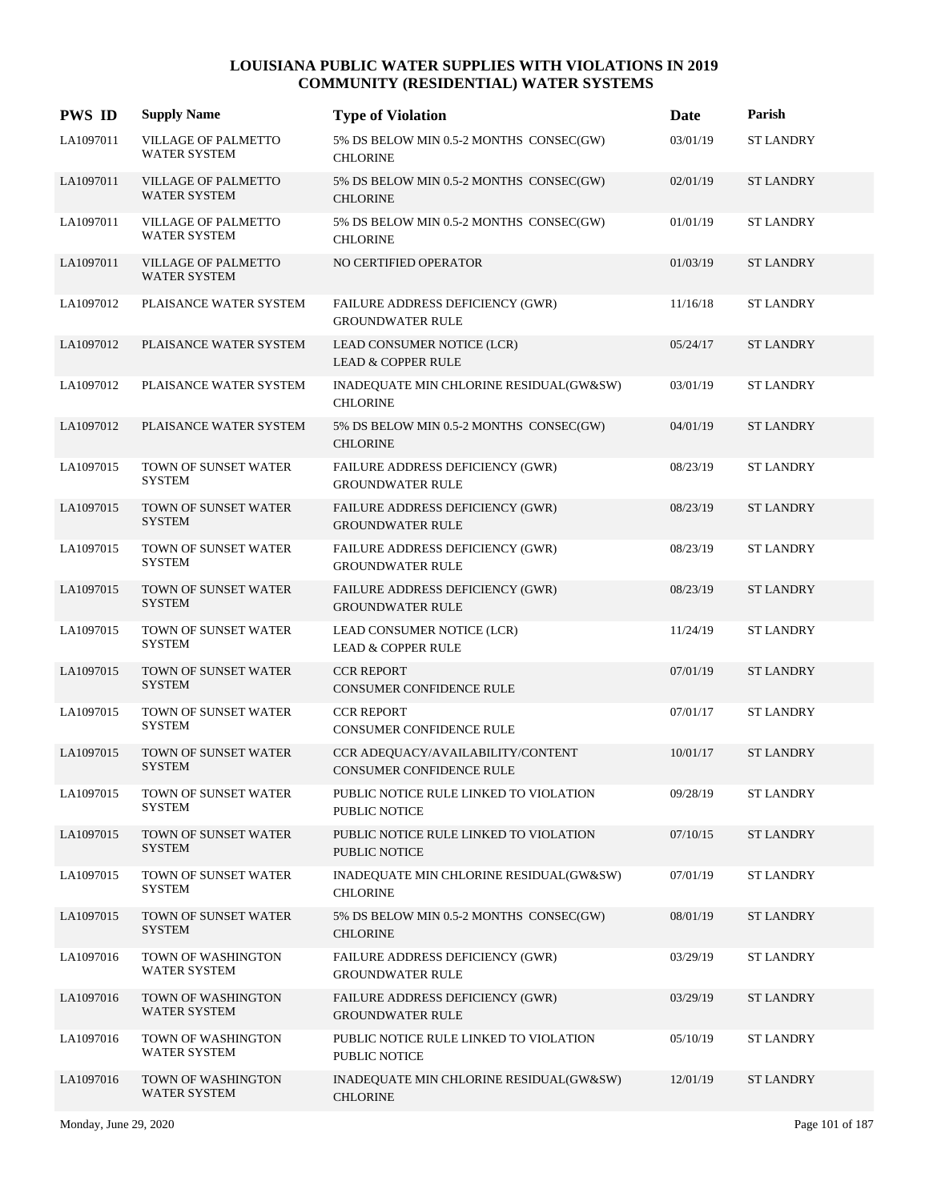# LOUISIANA PUBLIC WATER SUPPLIES WITH VIOLATIONS IN 2019
## COMMUNITY (RESIDENTIAL) WATER SYSTEMS

| PWS ID | Supply Name | Type of Violation | Date | Parish |
|---|---|---|---|---|
| LA1097011 | VILLAGE OF PALMETTO WATER SYSTEM | 5% DS BELOW MIN 0.5-2 MONTHS CONSEC(GW) CHLORINE | 03/01/19 | ST LANDRY |
| LA1097011 | VILLAGE OF PALMETTO WATER SYSTEM | 5% DS BELOW MIN 0.5-2 MONTHS CONSEC(GW) CHLORINE | 02/01/19 | ST LANDRY |
| LA1097011 | VILLAGE OF PALMETTO WATER SYSTEM | 5% DS BELOW MIN 0.5-2 MONTHS CONSEC(GW) CHLORINE | 01/01/19 | ST LANDRY |
| LA1097011 | VILLAGE OF PALMETTO WATER SYSTEM | NO CERTIFIED OPERATOR | 01/03/19 | ST LANDRY |
| LA1097012 | PLAISANCE WATER SYSTEM | FAILURE ADDRESS DEFICIENCY (GWR) GROUNDWATER RULE | 11/16/18 | ST LANDRY |
| LA1097012 | PLAISANCE WATER SYSTEM | LEAD CONSUMER NOTICE (LCR) LEAD & COPPER RULE | 05/24/17 | ST LANDRY |
| LA1097012 | PLAISANCE WATER SYSTEM | INADEQUATE MIN CHLORINE RESIDUAL(GW&SW) CHLORINE | 03/01/19 | ST LANDRY |
| LA1097012 | PLAISANCE WATER SYSTEM | 5% DS BELOW MIN 0.5-2 MONTHS CONSEC(GW) CHLORINE | 04/01/19 | ST LANDRY |
| LA1097015 | TOWN OF SUNSET WATER SYSTEM | FAILURE ADDRESS DEFICIENCY (GWR) GROUNDWATER RULE | 08/23/19 | ST LANDRY |
| LA1097015 | TOWN OF SUNSET WATER SYSTEM | FAILURE ADDRESS DEFICIENCY (GWR) GROUNDWATER RULE | 08/23/19 | ST LANDRY |
| LA1097015 | TOWN OF SUNSET WATER SYSTEM | FAILURE ADDRESS DEFICIENCY (GWR) GROUNDWATER RULE | 08/23/19 | ST LANDRY |
| LA1097015 | TOWN OF SUNSET WATER SYSTEM | FAILURE ADDRESS DEFICIENCY (GWR) GROUNDWATER RULE | 08/23/19 | ST LANDRY |
| LA1097015 | TOWN OF SUNSET WATER SYSTEM | LEAD CONSUMER NOTICE (LCR) LEAD & COPPER RULE | 11/24/19 | ST LANDRY |
| LA1097015 | TOWN OF SUNSET WATER SYSTEM | CCR REPORT CONSUMER CONFIDENCE RULE | 07/01/19 | ST LANDRY |
| LA1097015 | TOWN OF SUNSET WATER SYSTEM | CCR REPORT CONSUMER CONFIDENCE RULE | 07/01/17 | ST LANDRY |
| LA1097015 | TOWN OF SUNSET WATER SYSTEM | CCR ADEQUACY/AVAILABILITY/CONTENT CONSUMER CONFIDENCE RULE | 10/01/17 | ST LANDRY |
| LA1097015 | TOWN OF SUNSET WATER SYSTEM | PUBLIC NOTICE RULE LINKED TO VIOLATION PUBLIC NOTICE | 09/28/19 | ST LANDRY |
| LA1097015 | TOWN OF SUNSET WATER SYSTEM | PUBLIC NOTICE RULE LINKED TO VIOLATION PUBLIC NOTICE | 07/10/15 | ST LANDRY |
| LA1097015 | TOWN OF SUNSET WATER SYSTEM | INADEQUATE MIN CHLORINE RESIDUAL(GW&SW) CHLORINE | 07/01/19 | ST LANDRY |
| LA1097015 | TOWN OF SUNSET WATER SYSTEM | 5% DS BELOW MIN 0.5-2 MONTHS CONSEC(GW) CHLORINE | 08/01/19 | ST LANDRY |
| LA1097016 | TOWN OF WASHINGTON WATER SYSTEM | FAILURE ADDRESS DEFICIENCY (GWR) GROUNDWATER RULE | 03/29/19 | ST LANDRY |
| LA1097016 | TOWN OF WASHINGTON WATER SYSTEM | FAILURE ADDRESS DEFICIENCY (GWR) GROUNDWATER RULE | 03/29/19 | ST LANDRY |
| LA1097016 | TOWN OF WASHINGTON WATER SYSTEM | PUBLIC NOTICE RULE LINKED TO VIOLATION PUBLIC NOTICE | 05/10/19 | ST LANDRY |
| LA1097016 | TOWN OF WASHINGTON WATER SYSTEM | INADEQUATE MIN CHLORINE RESIDUAL(GW&SW) CHLORINE | 12/01/19 | ST LANDRY |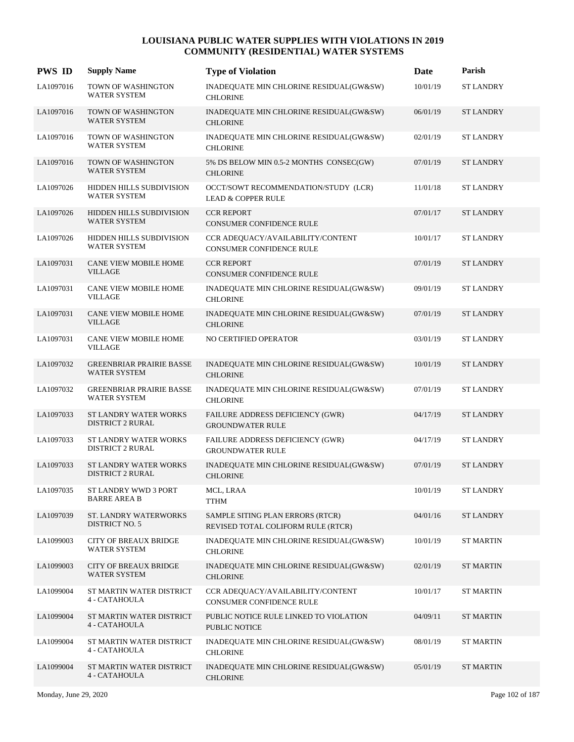# LOUISIANA PUBLIC WATER SUPPLIES WITH VIOLATIONS IN 2019
## COMMUNITY (RESIDENTIAL) WATER SYSTEMS

| PWS ID | Supply Name | Type of Violation | Date | Parish |
|---|---|---|---|---|
| LA1097016 | TOWN OF WASHINGTON WATER SYSTEM | INADEQUATE MIN CHLORINE RESIDUAL(GW&SW) CHLORINE | 10/01/19 | ST LANDRY |
| LA1097016 | TOWN OF WASHINGTON WATER SYSTEM | INADEQUATE MIN CHLORINE RESIDUAL(GW&SW) CHLORINE | 06/01/19 | ST LANDRY |
| LA1097016 | TOWN OF WASHINGTON WATER SYSTEM | INADEQUATE MIN CHLORINE RESIDUAL(GW&SW) CHLORINE | 02/01/19 | ST LANDRY |
| LA1097016 | TOWN OF WASHINGTON WATER SYSTEM | 5% DS BELOW MIN 0.5-2 MONTHS CONSEC(GW) CHLORINE | 07/01/19 | ST LANDRY |
| LA1097026 | HIDDEN HILLS SUBDIVISION WATER SYSTEM | OCCT/SOWT RECOMMENDATION/STUDY (LCR) LEAD & COPPER RULE | 11/01/18 | ST LANDRY |
| LA1097026 | HIDDEN HILLS SUBDIVISION WATER SYSTEM | CCR REPORT CONSUMER CONFIDENCE RULE | 07/01/17 | ST LANDRY |
| LA1097026 | HIDDEN HILLS SUBDIVISION WATER SYSTEM | CCR ADEQUACY/AVAILABILITY/CONTENT CONSUMER CONFIDENCE RULE | 10/01/17 | ST LANDRY |
| LA1097031 | CANE VIEW MOBILE HOME VILLAGE | CCR REPORT CONSUMER CONFIDENCE RULE | 07/01/19 | ST LANDRY |
| LA1097031 | CANE VIEW MOBILE HOME VILLAGE | INADEQUATE MIN CHLORINE RESIDUAL(GW&SW) CHLORINE | 09/01/19 | ST LANDRY |
| LA1097031 | CANE VIEW MOBILE HOME VILLAGE | INADEQUATE MIN CHLORINE RESIDUAL(GW&SW) CHLORINE | 07/01/19 | ST LANDRY |
| LA1097031 | CANE VIEW MOBILE HOME VILLAGE | NO CERTIFIED OPERATOR | 03/01/19 | ST LANDRY |
| LA1097032 | GREENBRIAR PRAIRIE BASSE WATER SYSTEM | INADEQUATE MIN CHLORINE RESIDUAL(GW&SW) CHLORINE | 10/01/19 | ST LANDRY |
| LA1097032 | GREENBRIAR PRAIRIE BASSE WATER SYSTEM | INADEQUATE MIN CHLORINE RESIDUAL(GW&SW) CHLORINE | 07/01/19 | ST LANDRY |
| LA1097033 | ST LANDRY WATER WORKS DISTRICT 2 RURAL | FAILURE ADDRESS DEFICIENCY (GWR) GROUNDWATER RULE | 04/17/19 | ST LANDRY |
| LA1097033 | ST LANDRY WATER WORKS DISTRICT 2 RURAL | FAILURE ADDRESS DEFICIENCY (GWR) GROUNDWATER RULE | 04/17/19 | ST LANDRY |
| LA1097033 | ST LANDRY WATER WORKS DISTRICT 2 RURAL | INADEQUATE MIN CHLORINE RESIDUAL(GW&SW) CHLORINE | 07/01/19 | ST LANDRY |
| LA1097035 | ST LANDRY WWD 3 PORT BARRE AREA B | MCL, LRAA TTHM | 10/01/19 | ST LANDRY |
| LA1097039 | ST. LANDRY WATERWORKS DISTRICT NO. 5 | SAMPLE SITING PLAN ERRORS (RTCR) REVISED TOTAL COLIFORM RULE (RTCR) | 04/01/16 | ST LANDRY |
| LA1099003 | CITY OF BREAUX BRIDGE WATER SYSTEM | INADEQUATE MIN CHLORINE RESIDUAL(GW&SW) CHLORINE | 10/01/19 | ST MARTIN |
| LA1099003 | CITY OF BREAUX BRIDGE WATER SYSTEM | INADEQUATE MIN CHLORINE RESIDUAL(GW&SW) CHLORINE | 02/01/19 | ST MARTIN |
| LA1099004 | ST MARTIN WATER DISTRICT 4 - CATAHOULA | CCR ADEQUACY/AVAILABILITY/CONTENT CONSUMER CONFIDENCE RULE | 10/01/17 | ST MARTIN |
| LA1099004 | ST MARTIN WATER DISTRICT 4 - CATAHOULA | PUBLIC NOTICE RULE LINKED TO VIOLATION PUBLIC NOTICE | 04/09/11 | ST MARTIN |
| LA1099004 | ST MARTIN WATER DISTRICT 4 - CATAHOULA | INADEQUATE MIN CHLORINE RESIDUAL(GW&SW) CHLORINE | 08/01/19 | ST MARTIN |
| LA1099004 | ST MARTIN WATER DISTRICT 4 - CATAHOULA | INADEQUATE MIN CHLORINE RESIDUAL(GW&SW) CHLORINE | 05/01/19 | ST MARTIN |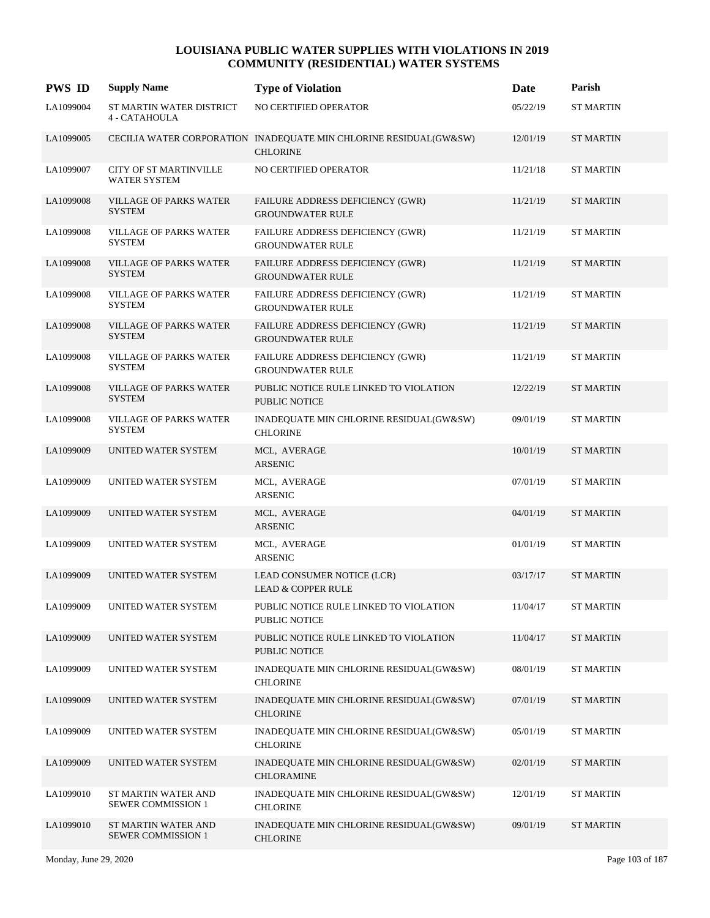# LOUISIANA PUBLIC WATER SUPPLIES WITH VIOLATIONS IN 2019
## COMMUNITY (RESIDENTIAL) WATER SYSTEMS

| PWS ID | Supply Name | Type of Violation | Date | Parish |
|---|---|---|---|---|
| LA1099004 | ST MARTIN WATER DISTRICT 4 - CATAHOULA | NO CERTIFIED OPERATOR | 05/22/19 | ST MARTIN |
| LA1099005 | CECILIA WATER CORPORATION | INADEQUATE MIN CHLORINE RESIDUAL(GW&SW) CHLORINE | 12/01/19 | ST MARTIN |
| LA1099007 | CITY OF ST MARTINVILLE WATER SYSTEM | NO CERTIFIED OPERATOR | 11/21/18 | ST MARTIN |
| LA1099008 | VILLAGE OF PARKS WATER SYSTEM | FAILURE ADDRESS DEFICIENCY (GWR) GROUNDWATER RULE | 11/21/19 | ST MARTIN |
| LA1099008 | VILLAGE OF PARKS WATER SYSTEM | FAILURE ADDRESS DEFICIENCY (GWR) GROUNDWATER RULE | 11/21/19 | ST MARTIN |
| LA1099008 | VILLAGE OF PARKS WATER SYSTEM | FAILURE ADDRESS DEFICIENCY (GWR) GROUNDWATER RULE | 11/21/19 | ST MARTIN |
| LA1099008 | VILLAGE OF PARKS WATER SYSTEM | FAILURE ADDRESS DEFICIENCY (GWR) GROUNDWATER RULE | 11/21/19 | ST MARTIN |
| LA1099008 | VILLAGE OF PARKS WATER SYSTEM | FAILURE ADDRESS DEFICIENCY (GWR) GROUNDWATER RULE | 11/21/19 | ST MARTIN |
| LA1099008 | VILLAGE OF PARKS WATER SYSTEM | FAILURE ADDRESS DEFICIENCY (GWR) GROUNDWATER RULE | 11/21/19 | ST MARTIN |
| LA1099008 | VILLAGE OF PARKS WATER SYSTEM | PUBLIC NOTICE RULE LINKED TO VIOLATION PUBLIC NOTICE | 12/22/19 | ST MARTIN |
| LA1099008 | VILLAGE OF PARKS WATER SYSTEM | INADEQUATE MIN CHLORINE RESIDUAL(GW&SW) CHLORINE | 09/01/19 | ST MARTIN |
| LA1099009 | UNITED WATER SYSTEM | MCL, AVERAGE ARSENIC | 10/01/19 | ST MARTIN |
| LA1099009 | UNITED WATER SYSTEM | MCL, AVERAGE ARSENIC | 07/01/19 | ST MARTIN |
| LA1099009 | UNITED WATER SYSTEM | MCL, AVERAGE ARSENIC | 04/01/19 | ST MARTIN |
| LA1099009 | UNITED WATER SYSTEM | MCL, AVERAGE ARSENIC | 01/01/19 | ST MARTIN |
| LA1099009 | UNITED WATER SYSTEM | LEAD CONSUMER NOTICE (LCR) LEAD & COPPER RULE | 03/17/17 | ST MARTIN |
| LA1099009 | UNITED WATER SYSTEM | PUBLIC NOTICE RULE LINKED TO VIOLATION PUBLIC NOTICE | 11/04/17 | ST MARTIN |
| LA1099009 | UNITED WATER SYSTEM | PUBLIC NOTICE RULE LINKED TO VIOLATION PUBLIC NOTICE | 11/04/17 | ST MARTIN |
| LA1099009 | UNITED WATER SYSTEM | INADEQUATE MIN CHLORINE RESIDUAL(GW&SW) CHLORINE | 08/01/19 | ST MARTIN |
| LA1099009 | UNITED WATER SYSTEM | INADEQUATE MIN CHLORINE RESIDUAL(GW&SW) CHLORINE | 07/01/19 | ST MARTIN |
| LA1099009 | UNITED WATER SYSTEM | INADEQUATE MIN CHLORINE RESIDUAL(GW&SW) CHLORINE | 05/01/19 | ST MARTIN |
| LA1099009 | UNITED WATER SYSTEM | INADEQUATE MIN CHLORINE RESIDUAL(GW&SW) CHLORAMINE | 02/01/19 | ST MARTIN |
| LA1099010 | ST MARTIN WATER AND SEWER COMMISSION 1 | INADEQUATE MIN CHLORINE RESIDUAL(GW&SW) CHLORINE | 12/01/19 | ST MARTIN |
| LA1099010 | ST MARTIN WATER AND SEWER COMMISSION 1 | INADEQUATE MIN CHLORINE RESIDUAL(GW&SW) CHLORINE | 09/01/19 | ST MARTIN |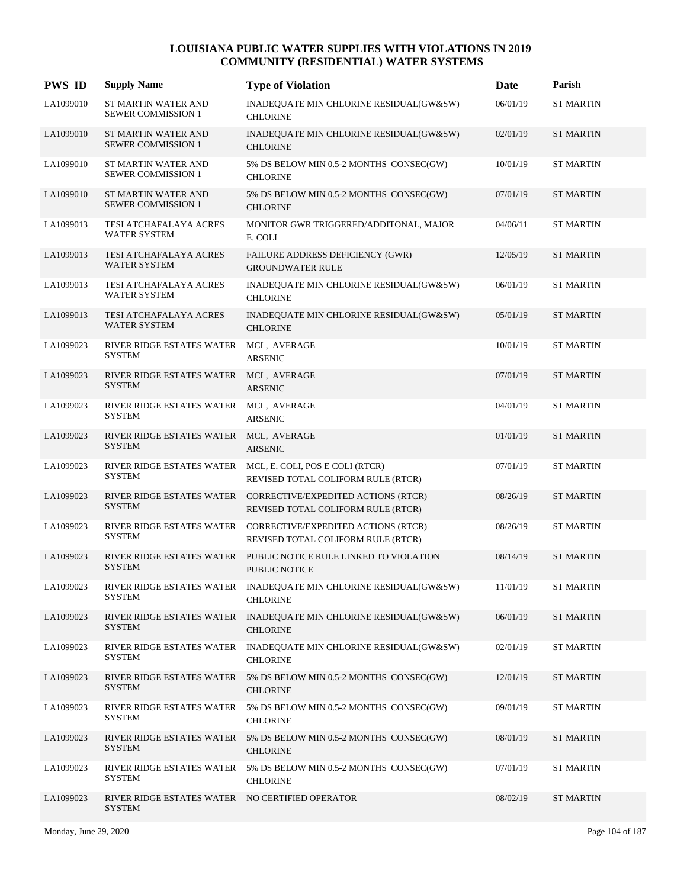# LOUISIANA PUBLIC WATER SUPPLIES WITH VIOLATIONS IN 2019
## COMMUNITY (RESIDENTIAL) WATER SYSTEMS

| PWS ID | Supply Name | Type of Violation | Date | Parish |
|---|---|---|---|---|
| LA1099010 | ST MARTIN WATER AND SEWER COMMISSION 1 | INADEQUATE MIN CHLORINE RESIDUAL(GW&SW) CHLORINE | 06/01/19 | ST MARTIN |
| LA1099010 | ST MARTIN WATER AND SEWER COMMISSION 1 | INADEQUATE MIN CHLORINE RESIDUAL(GW&SW) CHLORINE | 02/01/19 | ST MARTIN |
| LA1099010 | ST MARTIN WATER AND SEWER COMMISSION 1 | 5% DS BELOW MIN 0.5-2 MONTHS CONSEC(GW) CHLORINE | 10/01/19 | ST MARTIN |
| LA1099010 | ST MARTIN WATER AND SEWER COMMISSION 1 | 5% DS BELOW MIN 0.5-2 MONTHS CONSEC(GW) CHLORINE | 07/01/19 | ST MARTIN |
| LA1099013 | TESI ATCHAFALAYA ACRES WATER SYSTEM | MONITOR GWR TRIGGERED/ADDITONAL, MAJOR E. COLI | 04/06/11 | ST MARTIN |
| LA1099013 | TESI ATCHAFALAYA ACRES WATER SYSTEM | FAILURE ADDRESS DEFICIENCY (GWR) GROUNDWATER RULE | 12/05/19 | ST MARTIN |
| LA1099013 | TESI ATCHAFALAYA ACRES WATER SYSTEM | INADEQUATE MIN CHLORINE RESIDUAL(GW&SW) CHLORINE | 06/01/19 | ST MARTIN |
| LA1099013 | TESI ATCHAFALAYA ACRES WATER SYSTEM | INADEQUATE MIN CHLORINE RESIDUAL(GW&SW) CHLORINE | 05/01/19 | ST MARTIN |
| LA1099023 | RIVER RIDGE ESTATES WATER SYSTEM | MCL, AVERAGE ARSENIC | 10/01/19 | ST MARTIN |
| LA1099023 | RIVER RIDGE ESTATES WATER SYSTEM | MCL, AVERAGE ARSENIC | 07/01/19 | ST MARTIN |
| LA1099023 | RIVER RIDGE ESTATES WATER SYSTEM | MCL, AVERAGE ARSENIC | 04/01/19 | ST MARTIN |
| LA1099023 | RIVER RIDGE ESTATES WATER SYSTEM | MCL, AVERAGE ARSENIC | 01/01/19 | ST MARTIN |
| LA1099023 | RIVER RIDGE ESTATES WATER SYSTEM | MCL, E. COLI, POS E COLI (RTCR) REVISED TOTAL COLIFORM RULE (RTCR) | 07/01/19 | ST MARTIN |
| LA1099023 | RIVER RIDGE ESTATES WATER SYSTEM | CORRECTIVE/EXPEDITED ACTIONS (RTCR) REVISED TOTAL COLIFORM RULE (RTCR) | 08/26/19 | ST MARTIN |
| LA1099023 | RIVER RIDGE ESTATES WATER SYSTEM | CORRECTIVE/EXPEDITED ACTIONS (RTCR) REVISED TOTAL COLIFORM RULE (RTCR) | 08/26/19 | ST MARTIN |
| LA1099023 | RIVER RIDGE ESTATES WATER SYSTEM | PUBLIC NOTICE RULE LINKED TO VIOLATION PUBLIC NOTICE | 08/14/19 | ST MARTIN |
| LA1099023 | RIVER RIDGE ESTATES WATER SYSTEM | INADEQUATE MIN CHLORINE RESIDUAL(GW&SW) CHLORINE | 11/01/19 | ST MARTIN |
| LA1099023 | RIVER RIDGE ESTATES WATER SYSTEM | INADEQUATE MIN CHLORINE RESIDUAL(GW&SW) CHLORINE | 06/01/19 | ST MARTIN |
| LA1099023 | RIVER RIDGE ESTATES WATER SYSTEM | INADEQUATE MIN CHLORINE RESIDUAL(GW&SW) CHLORINE | 02/01/19 | ST MARTIN |
| LA1099023 | RIVER RIDGE ESTATES WATER SYSTEM | 5% DS BELOW MIN 0.5-2 MONTHS CONSEC(GW) CHLORINE | 12/01/19 | ST MARTIN |
| LA1099023 | RIVER RIDGE ESTATES WATER SYSTEM | 5% DS BELOW MIN 0.5-2 MONTHS CONSEC(GW) CHLORINE | 09/01/19 | ST MARTIN |
| LA1099023 | RIVER RIDGE ESTATES WATER SYSTEM | 5% DS BELOW MIN 0.5-2 MONTHS CONSEC(GW) CHLORINE | 08/01/19 | ST MARTIN |
| LA1099023 | RIVER RIDGE ESTATES WATER SYSTEM | 5% DS BELOW MIN 0.5-2 MONTHS CONSEC(GW) CHLORINE | 07/01/19 | ST MARTIN |
| LA1099023 | RIVER RIDGE ESTATES WATER SYSTEM | NO CERTIFIED OPERATOR | 08/02/19 | ST MARTIN |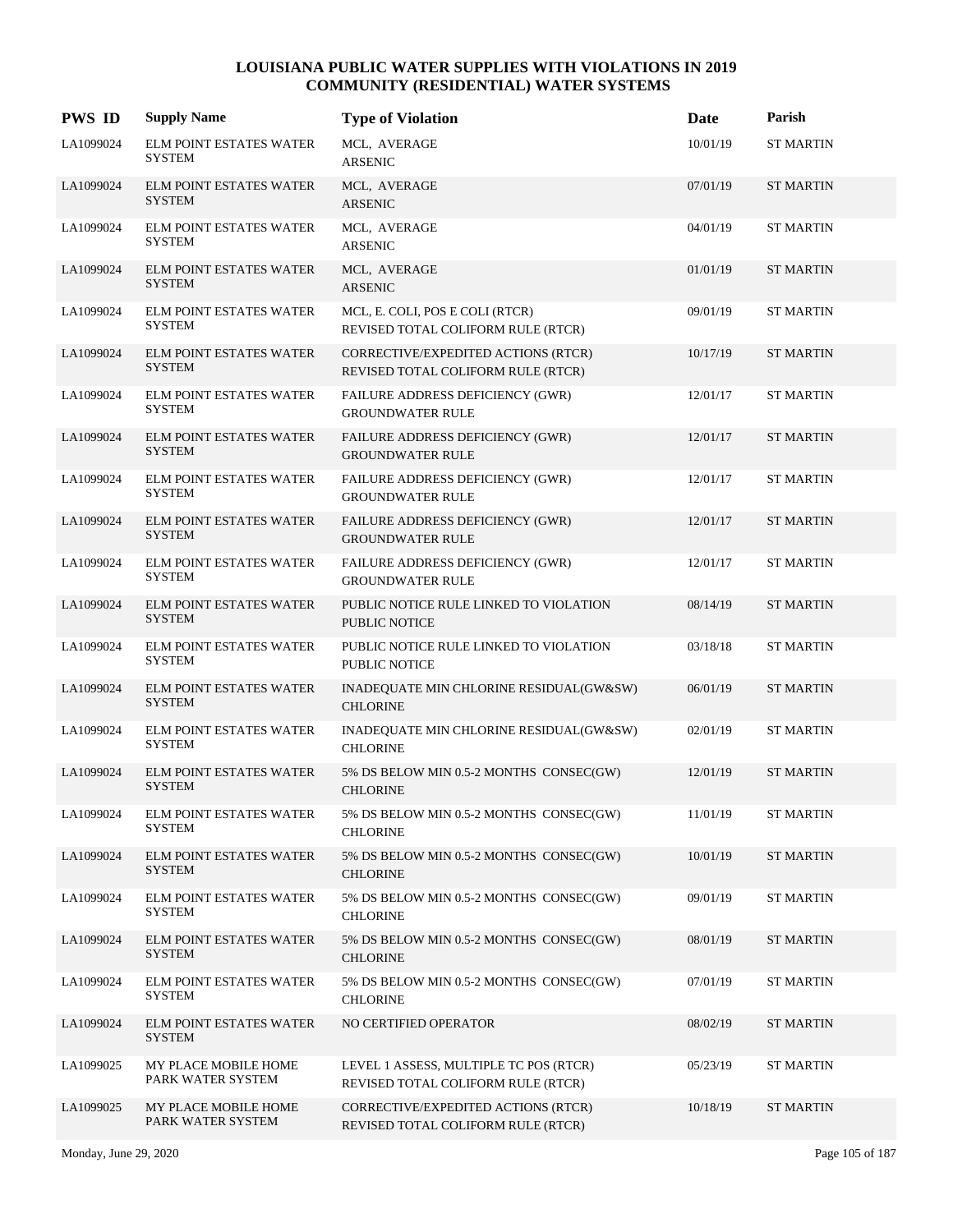# LOUISIANA PUBLIC WATER SUPPLIES WITH VIOLATIONS IN 2019
## COMMUNITY (RESIDENTIAL) WATER SYSTEMS

| PWS ID | Supply Name | Type of Violation | Date | Parish |
|---|---|---|---|---|
| LA1099024 | ELM POINT ESTATES WATER SYSTEM | MCL, AVERAGE<br>ARSENIC | 10/01/19 | ST MARTIN |
| LA1099024 | ELM POINT ESTATES WATER SYSTEM | MCL, AVERAGE<br>ARSENIC | 07/01/19 | ST MARTIN |
| LA1099024 | ELM POINT ESTATES WATER SYSTEM | MCL, AVERAGE<br>ARSENIC | 04/01/19 | ST MARTIN |
| LA1099024 | ELM POINT ESTATES WATER SYSTEM | MCL, AVERAGE<br>ARSENIC | 01/01/19 | ST MARTIN |
| LA1099024 | ELM POINT ESTATES WATER SYSTEM | MCL, E. COLI, POS E COLI (RTCR)<br>REVISED TOTAL COLIFORM RULE (RTCR) | 09/01/19 | ST MARTIN |
| LA1099024 | ELM POINT ESTATES WATER SYSTEM | CORRECTIVE/EXPEDITED ACTIONS (RTCR)<br>REVISED TOTAL COLIFORM RULE (RTCR) | 10/17/19 | ST MARTIN |
| LA1099024 | ELM POINT ESTATES WATER SYSTEM | FAILURE ADDRESS DEFICIENCY (GWR)<br>GROUNDWATER RULE | 12/01/17 | ST MARTIN |
| LA1099024 | ELM POINT ESTATES WATER SYSTEM | FAILURE ADDRESS DEFICIENCY (GWR)<br>GROUNDWATER RULE | 12/01/17 | ST MARTIN |
| LA1099024 | ELM POINT ESTATES WATER SYSTEM | FAILURE ADDRESS DEFICIENCY (GWR)<br>GROUNDWATER RULE | 12/01/17 | ST MARTIN |
| LA1099024 | ELM POINT ESTATES WATER SYSTEM | FAILURE ADDRESS DEFICIENCY (GWR)<br>GROUNDWATER RULE | 12/01/17 | ST MARTIN |
| LA1099024 | ELM POINT ESTATES WATER SYSTEM | FAILURE ADDRESS DEFICIENCY (GWR)<br>GROUNDWATER RULE | 12/01/17 | ST MARTIN |
| LA1099024 | ELM POINT ESTATES WATER SYSTEM | PUBLIC NOTICE RULE LINKED TO VIOLATION<br>PUBLIC NOTICE | 08/14/19 | ST MARTIN |
| LA1099024 | ELM POINT ESTATES WATER SYSTEM | PUBLIC NOTICE RULE LINKED TO VIOLATION<br>PUBLIC NOTICE | 03/18/18 | ST MARTIN |
| LA1099024 | ELM POINT ESTATES WATER SYSTEM | INADEQUATE MIN CHLORINE RESIDUAL(GW&SW)<br>CHLORINE | 06/01/19 | ST MARTIN |
| LA1099024 | ELM POINT ESTATES WATER SYSTEM | INADEQUATE MIN CHLORINE RESIDUAL(GW&SW)<br>CHLORINE | 02/01/19 | ST MARTIN |
| LA1099024 | ELM POINT ESTATES WATER SYSTEM | 5% DS BELOW MIN 0.5-2 MONTHS CONSEC(GW)<br>CHLORINE | 12/01/19 | ST MARTIN |
| LA1099024 | ELM POINT ESTATES WATER SYSTEM | 5% DS BELOW MIN 0.5-2 MONTHS CONSEC(GW)<br>CHLORINE | 11/01/19 | ST MARTIN |
| LA1099024 | ELM POINT ESTATES WATER SYSTEM | 5% DS BELOW MIN 0.5-2 MONTHS CONSEC(GW)<br>CHLORINE | 10/01/19 | ST MARTIN |
| LA1099024 | ELM POINT ESTATES WATER SYSTEM | 5% DS BELOW MIN 0.5-2 MONTHS CONSEC(GW)<br>CHLORINE | 09/01/19 | ST MARTIN |
| LA1099024 | ELM POINT ESTATES WATER SYSTEM | 5% DS BELOW MIN 0.5-2 MONTHS CONSEC(GW)<br>CHLORINE | 08/01/19 | ST MARTIN |
| LA1099024 | ELM POINT ESTATES WATER SYSTEM | 5% DS BELOW MIN 0.5-2 MONTHS CONSEC(GW)<br>CHLORINE | 07/01/19 | ST MARTIN |
| LA1099024 | ELM POINT ESTATES WATER SYSTEM | NO CERTIFIED OPERATOR | 08/02/19 | ST MARTIN |
| LA1099025 | MY PLACE MOBILE HOME PARK WATER SYSTEM | LEVEL 1 ASSESS, MULTIPLE TC POS (RTCR)<br>REVISED TOTAL COLIFORM RULE (RTCR) | 05/23/19 | ST MARTIN |
| LA1099025 | MY PLACE MOBILE HOME PARK WATER SYSTEM | CORRECTIVE/EXPEDITED ACTIONS (RTCR)<br>REVISED TOTAL COLIFORM RULE (RTCR) | 10/18/19 | ST MARTIN |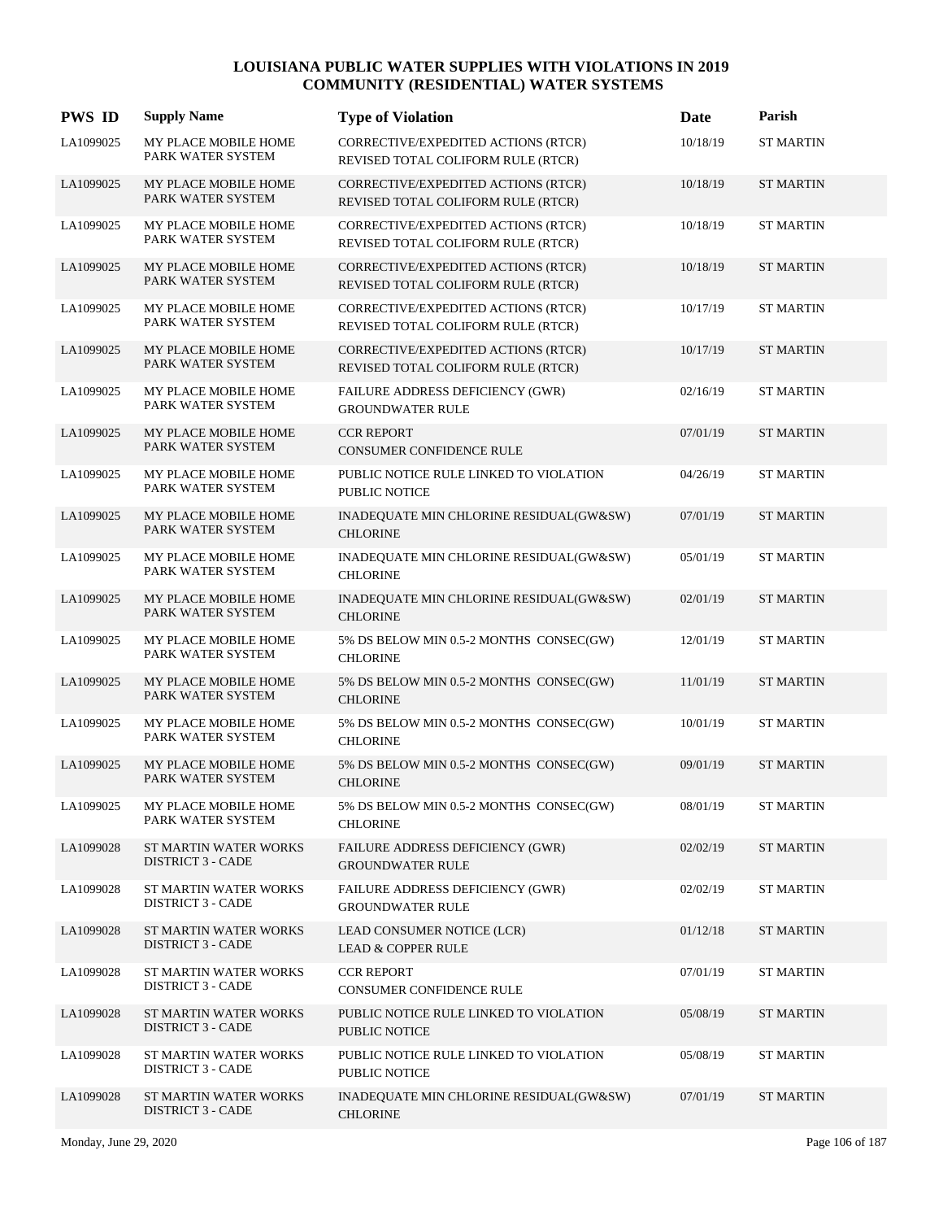# LOUISIANA PUBLIC WATER SUPPLIES WITH VIOLATIONS IN 2019
## COMMUNITY (RESIDENTIAL) WATER SYSTEMS

| PWS ID | Supply Name | Type of Violation | Date | Parish |
|---|---|---|---|---|
| LA1099025 | MY PLACE MOBILE HOME PARK WATER SYSTEM | CORRECTIVE/EXPEDITED ACTIONS (RTCR) REVISED TOTAL COLIFORM RULE (RTCR) | 10/18/19 | ST MARTIN |
| LA1099025 | MY PLACE MOBILE HOME PARK WATER SYSTEM | CORRECTIVE/EXPEDITED ACTIONS (RTCR) REVISED TOTAL COLIFORM RULE (RTCR) | 10/18/19 | ST MARTIN |
| LA1099025 | MY PLACE MOBILE HOME PARK WATER SYSTEM | CORRECTIVE/EXPEDITED ACTIONS (RTCR) REVISED TOTAL COLIFORM RULE (RTCR) | 10/18/19 | ST MARTIN |
| LA1099025 | MY PLACE MOBILE HOME PARK WATER SYSTEM | CORRECTIVE/EXPEDITED ACTIONS (RTCR) REVISED TOTAL COLIFORM RULE (RTCR) | 10/18/19 | ST MARTIN |
| LA1099025 | MY PLACE MOBILE HOME PARK WATER SYSTEM | CORRECTIVE/EXPEDITED ACTIONS (RTCR) REVISED TOTAL COLIFORM RULE (RTCR) | 10/17/19 | ST MARTIN |
| LA1099025 | MY PLACE MOBILE HOME PARK WATER SYSTEM | CORRECTIVE/EXPEDITED ACTIONS (RTCR) REVISED TOTAL COLIFORM RULE (RTCR) | 10/17/19 | ST MARTIN |
| LA1099025 | MY PLACE MOBILE HOME PARK WATER SYSTEM | FAILURE ADDRESS DEFICIENCY (GWR) GROUNDWATER RULE | 02/16/19 | ST MARTIN |
| LA1099025 | MY PLACE MOBILE HOME PARK WATER SYSTEM | CCR REPORT CONSUMER CONFIDENCE RULE | 07/01/19 | ST MARTIN |
| LA1099025 | MY PLACE MOBILE HOME PARK WATER SYSTEM | PUBLIC NOTICE RULE LINKED TO VIOLATION PUBLIC NOTICE | 04/26/19 | ST MARTIN |
| LA1099025 | MY PLACE MOBILE HOME PARK WATER SYSTEM | INADEQUATE MIN CHLORINE RESIDUAL(GW&SW) CHLORINE | 07/01/19 | ST MARTIN |
| LA1099025 | MY PLACE MOBILE HOME PARK WATER SYSTEM | INADEQUATE MIN CHLORINE RESIDUAL(GW&SW) CHLORINE | 05/01/19 | ST MARTIN |
| LA1099025 | MY PLACE MOBILE HOME PARK WATER SYSTEM | INADEQUATE MIN CHLORINE RESIDUAL(GW&SW) CHLORINE | 02/01/19 | ST MARTIN |
| LA1099025 | MY PLACE MOBILE HOME PARK WATER SYSTEM | 5% DS BELOW MIN 0.5-2 MONTHS CONSEC(GW) CHLORINE | 12/01/19 | ST MARTIN |
| LA1099025 | MY PLACE MOBILE HOME PARK WATER SYSTEM | 5% DS BELOW MIN 0.5-2 MONTHS CONSEC(GW) CHLORINE | 11/01/19 | ST MARTIN |
| LA1099025 | MY PLACE MOBILE HOME PARK WATER SYSTEM | 5% DS BELOW MIN 0.5-2 MONTHS CONSEC(GW) CHLORINE | 10/01/19 | ST MARTIN |
| LA1099025 | MY PLACE MOBILE HOME PARK WATER SYSTEM | 5% DS BELOW MIN 0.5-2 MONTHS CONSEC(GW) CHLORINE | 09/01/19 | ST MARTIN |
| LA1099025 | MY PLACE MOBILE HOME PARK WATER SYSTEM | 5% DS BELOW MIN 0.5-2 MONTHS CONSEC(GW) CHLORINE | 08/01/19 | ST MARTIN |
| LA1099028 | ST MARTIN WATER WORKS DISTRICT 3 - CADE | FAILURE ADDRESS DEFICIENCY (GWR) GROUNDWATER RULE | 02/02/19 | ST MARTIN |
| LA1099028 | ST MARTIN WATER WORKS DISTRICT 3 - CADE | FAILURE ADDRESS DEFICIENCY (GWR) GROUNDWATER RULE | 02/02/19 | ST MARTIN |
| LA1099028 | ST MARTIN WATER WORKS DISTRICT 3 - CADE | LEAD CONSUMER NOTICE (LCR) LEAD & COPPER RULE | 01/12/18 | ST MARTIN |
| LA1099028 | ST MARTIN WATER WORKS DISTRICT 3 - CADE | CCR REPORT CONSUMER CONFIDENCE RULE | 07/01/19 | ST MARTIN |
| LA1099028 | ST MARTIN WATER WORKS DISTRICT 3 - CADE | PUBLIC NOTICE RULE LINKED TO VIOLATION PUBLIC NOTICE | 05/08/19 | ST MARTIN |
| LA1099028 | ST MARTIN WATER WORKS DISTRICT 3 - CADE | PUBLIC NOTICE RULE LINKED TO VIOLATION PUBLIC NOTICE | 05/08/19 | ST MARTIN |
| LA1099028 | ST MARTIN WATER WORKS DISTRICT 3 - CADE | INADEQUATE MIN CHLORINE RESIDUAL(GW&SW) CHLORINE | 07/01/19 | ST MARTIN |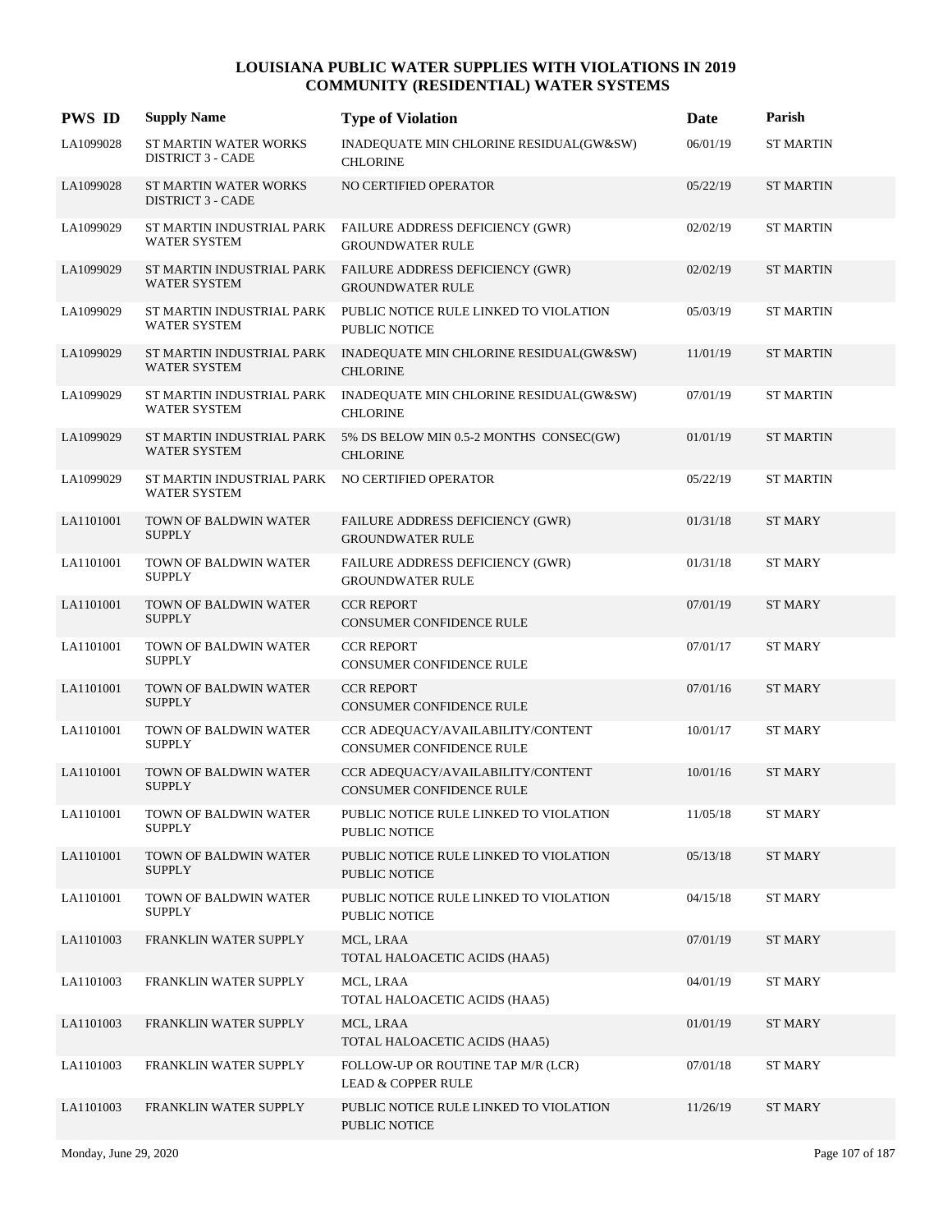# LOUISIANA PUBLIC WATER SUPPLIES WITH VIOLATIONS IN 2019
## COMMUNITY (RESIDENTIAL) WATER SYSTEMS

| PWS ID | Supply Name | Type of Violation | Date | Parish |
|---|---|---|---|---|
| LA1099028 | ST MARTIN WATER WORKS DISTRICT 3 - CADE | INADEQUATE MIN CHLORINE RESIDUAL(GW&SW) CHLORINE | 06/01/19 | ST MARTIN |
| LA1099028 | ST MARTIN WATER WORKS DISTRICT 3 - CADE | NO CERTIFIED OPERATOR | 05/22/19 | ST MARTIN |
| LA1099029 | ST MARTIN INDUSTRIAL PARK WATER SYSTEM | FAILURE ADDRESS DEFICIENCY (GWR) GROUNDWATER RULE | 02/02/19 | ST MARTIN |
| LA1099029 | ST MARTIN INDUSTRIAL PARK WATER SYSTEM | FAILURE ADDRESS DEFICIENCY (GWR) GROUNDWATER RULE | 02/02/19 | ST MARTIN |
| LA1099029 | ST MARTIN INDUSTRIAL PARK WATER SYSTEM | PUBLIC NOTICE RULE LINKED TO VIOLATION PUBLIC NOTICE | 05/03/19 | ST MARTIN |
| LA1099029 | ST MARTIN INDUSTRIAL PARK WATER SYSTEM | INADEQUATE MIN CHLORINE RESIDUAL(GW&SW) CHLORINE | 11/01/19 | ST MARTIN |
| LA1099029 | ST MARTIN INDUSTRIAL PARK WATER SYSTEM | INADEQUATE MIN CHLORINE RESIDUAL(GW&SW) CHLORINE | 07/01/19 | ST MARTIN |
| LA1099029 | ST MARTIN INDUSTRIAL PARK WATER SYSTEM | 5% DS BELOW MIN 0.5-2 MONTHS CONSEC(GW) CHLORINE | 01/01/19 | ST MARTIN |
| LA1099029 | ST MARTIN INDUSTRIAL PARK WATER SYSTEM | NO CERTIFIED OPERATOR | 05/22/19 | ST MARTIN |
| LA1101001 | TOWN OF BALDWIN WATER SUPPLY | FAILURE ADDRESS DEFICIENCY (GWR) GROUNDWATER RULE | 01/31/18 | ST MARY |
| LA1101001 | TOWN OF BALDWIN WATER SUPPLY | FAILURE ADDRESS DEFICIENCY (GWR) GROUNDWATER RULE | 01/31/18 | ST MARY |
| LA1101001 | TOWN OF BALDWIN WATER SUPPLY | CCR REPORT CONSUMER CONFIDENCE RULE | 07/01/19 | ST MARY |
| LA1101001 | TOWN OF BALDWIN WATER SUPPLY | CCR REPORT CONSUMER CONFIDENCE RULE | 07/01/17 | ST MARY |
| LA1101001 | TOWN OF BALDWIN WATER SUPPLY | CCR REPORT CONSUMER CONFIDENCE RULE | 07/01/16 | ST MARY |
| LA1101001 | TOWN OF BALDWIN WATER SUPPLY | CCR ADEQUACY/AVAILABILITY/CONTENT CONSUMER CONFIDENCE RULE | 10/01/17 | ST MARY |
| LA1101001 | TOWN OF BALDWIN WATER SUPPLY | CCR ADEQUACY/AVAILABILITY/CONTENT CONSUMER CONFIDENCE RULE | 10/01/16 | ST MARY |
| LA1101001 | TOWN OF BALDWIN WATER SUPPLY | PUBLIC NOTICE RULE LINKED TO VIOLATION PUBLIC NOTICE | 11/05/18 | ST MARY |
| LA1101001 | TOWN OF BALDWIN WATER SUPPLY | PUBLIC NOTICE RULE LINKED TO VIOLATION PUBLIC NOTICE | 05/13/18 | ST MARY |
| LA1101001 | TOWN OF BALDWIN WATER SUPPLY | PUBLIC NOTICE RULE LINKED TO VIOLATION PUBLIC NOTICE | 04/15/18 | ST MARY |
| LA1101003 | FRANKLIN WATER SUPPLY | MCL, LRAA TOTAL HALOACETIC ACIDS (HAA5) | 07/01/19 | ST MARY |
| LA1101003 | FRANKLIN WATER SUPPLY | MCL, LRAA TOTAL HALOACETIC ACIDS (HAA5) | 04/01/19 | ST MARY |
| LA1101003 | FRANKLIN WATER SUPPLY | MCL, LRAA TOTAL HALOACETIC ACIDS (HAA5) | 01/01/19 | ST MARY |
| LA1101003 | FRANKLIN WATER SUPPLY | FOLLOW-UP OR ROUTINE TAP M/R (LCR) LEAD & COPPER RULE | 07/01/18 | ST MARY |
| LA1101003 | FRANKLIN WATER SUPPLY | PUBLIC NOTICE RULE LINKED TO VIOLATION PUBLIC NOTICE | 11/26/19 | ST MARY |

Monday, June 29, 2020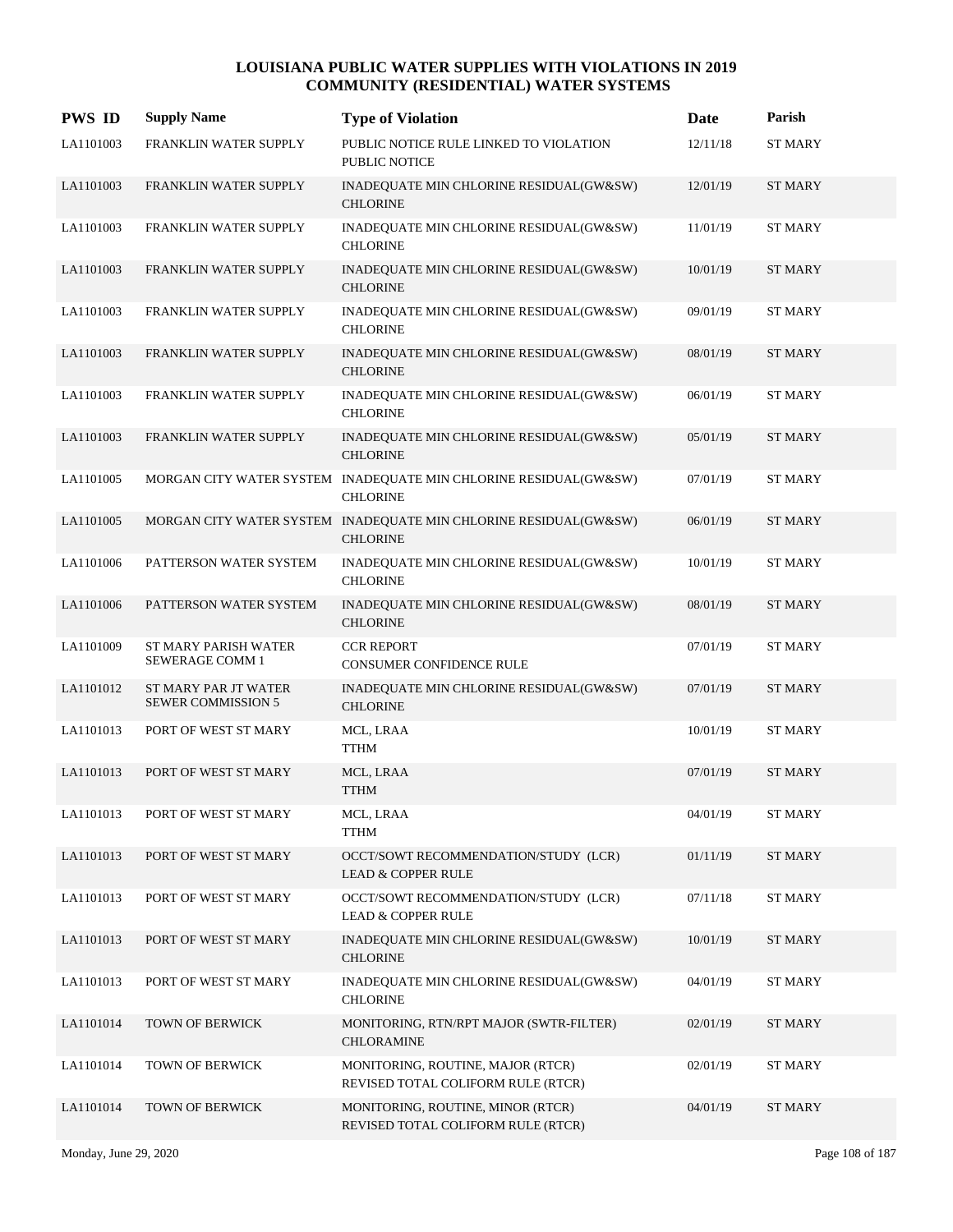# LOUISIANA PUBLIC WATER SUPPLIES WITH VIOLATIONS IN 2019
## COMMUNITY (RESIDENTIAL) WATER SYSTEMS

| PWS ID | Supply Name | Type of Violation | Date | Parish |
|---|---|---|---|---|
| LA1101003 | FRANKLIN WATER SUPPLY | PUBLIC NOTICE RULE LINKED TO VIOLATION<br>PUBLIC NOTICE | 12/11/18 | ST MARY |
| LA1101003 | FRANKLIN WATER SUPPLY | INADEQUATE MIN CHLORINE RESIDUAL(GW&SW)<br>CHLORINE | 12/01/19 | ST MARY |
| LA1101003 | FRANKLIN WATER SUPPLY | INADEQUATE MIN CHLORINE RESIDUAL(GW&SW)<br>CHLORINE | 11/01/19 | ST MARY |
| LA1101003 | FRANKLIN WATER SUPPLY | INADEQUATE MIN CHLORINE RESIDUAL(GW&SW)<br>CHLORINE | 10/01/19 | ST MARY |
| LA1101003 | FRANKLIN WATER SUPPLY | INADEQUATE MIN CHLORINE RESIDUAL(GW&SW)<br>CHLORINE | 09/01/19 | ST MARY |
| LA1101003 | FRANKLIN WATER SUPPLY | INADEQUATE MIN CHLORINE RESIDUAL(GW&SW)<br>CHLORINE | 08/01/19 | ST MARY |
| LA1101003 | FRANKLIN WATER SUPPLY | INADEQUATE MIN CHLORINE RESIDUAL(GW&SW)<br>CHLORINE | 06/01/19 | ST MARY |
| LA1101003 | FRANKLIN WATER SUPPLY | INADEQUATE MIN CHLORINE RESIDUAL(GW&SW)<br>CHLORINE | 05/01/19 | ST MARY |
| LA1101005 | MORGAN CITY WATER SYSTEM | INADEQUATE MIN CHLORINE RESIDUAL(GW&SW)<br>CHLORINE | 07/01/19 | ST MARY |
| LA1101005 | MORGAN CITY WATER SYSTEM | INADEQUATE MIN CHLORINE RESIDUAL(GW&SW)<br>CHLORINE | 06/01/19 | ST MARY |
| LA1101006 | PATTERSON WATER SYSTEM | INADEQUATE MIN CHLORINE RESIDUAL(GW&SW)<br>CHLORINE | 10/01/19 | ST MARY |
| LA1101006 | PATTERSON WATER SYSTEM | INADEQUATE MIN CHLORINE RESIDUAL(GW&SW)<br>CHLORINE | 08/01/19 | ST MARY |
| LA1101009 | ST MARY PARISH WATER SEWERAGE COMM 1 | CCR REPORT<br>CONSUMER CONFIDENCE RULE | 07/01/19 | ST MARY |
| LA1101012 | ST MARY PAR JT WATER SEWER COMMISSION 5 | INADEQUATE MIN CHLORINE RESIDUAL(GW&SW)<br>CHLORINE | 07/01/19 | ST MARY |
| LA1101013 | PORT OF WEST ST MARY | MCL, LRAA<br>TTHM | 10/01/19 | ST MARY |
| LA1101013 | PORT OF WEST ST MARY | MCL, LRAA<br>TTHM | 07/01/19 | ST MARY |
| LA1101013 | PORT OF WEST ST MARY | MCL, LRAA<br>TTHM | 04/01/19 | ST MARY |
| LA1101013 | PORT OF WEST ST MARY | OCCT/SOWT RECOMMENDATION/STUDY (LCR)<br>LEAD & COPPER RULE | 01/11/19 | ST MARY |
| LA1101013 | PORT OF WEST ST MARY | OCCT/SOWT RECOMMENDATION/STUDY (LCR)<br>LEAD & COPPER RULE | 07/11/18 | ST MARY |
| LA1101013 | PORT OF WEST ST MARY | INADEQUATE MIN CHLORINE RESIDUAL(GW&SW)<br>CHLORINE | 10/01/19 | ST MARY |
| LA1101013 | PORT OF WEST ST MARY | INADEQUATE MIN CHLORINE RESIDUAL(GW&SW)<br>CHLORINE | 04/01/19 | ST MARY |
| LA1101014 | TOWN OF BERWICK | MONITORING, RTN/RPT MAJOR (SWTR-FILTER)<br>CHLORAMINE | 02/01/19 | ST MARY |
| LA1101014 | TOWN OF BERWICK | MONITORING, ROUTINE, MAJOR (RTCR)<br>REVISED TOTAL COLIFORM RULE (RTCR) | 02/01/19 | ST MARY |
| LA1101014 | TOWN OF BERWICK | MONITORING, ROUTINE, MINOR (RTCR)<br>REVISED TOTAL COLIFORM RULE (RTCR) | 04/01/19 | ST MARY |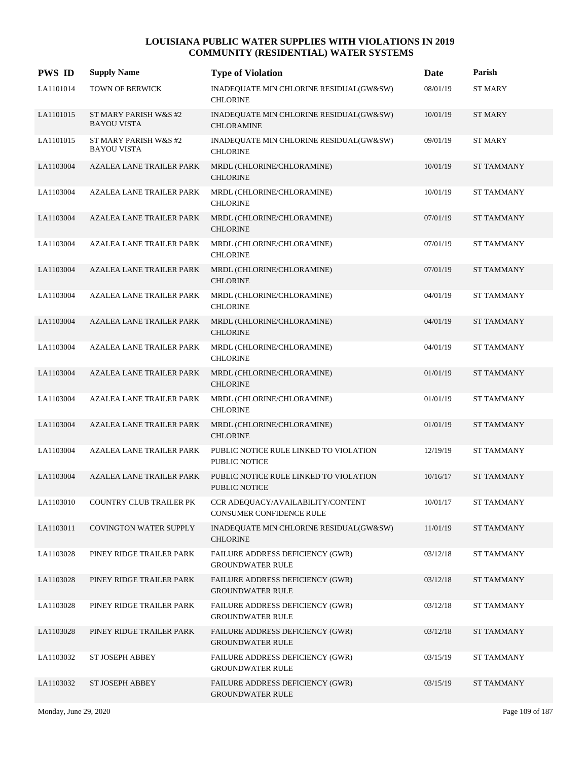# LOUISIANA PUBLIC WATER SUPPLIES WITH VIOLATIONS IN 2019
## COMMUNITY (RESIDENTIAL) WATER SYSTEMS

| PWS ID | Supply Name | Type of Violation | Date | Parish |
|---|---|---|---|---|
| LA1101014 | TOWN OF BERWICK | INADEQUATE MIN CHLORINE RESIDUAL(GW&SW) CHLORINE | 08/01/19 | ST MARY |
| LA1101015 | ST MARY PARISH W&S #2 BAYOU VISTA | INADEQUATE MIN CHLORINE RESIDUAL(GW&SW) CHLORAMINE | 10/01/19 | ST MARY |
| LA1101015 | ST MARY PARISH W&S #2 BAYOU VISTA | INADEQUATE MIN CHLORINE RESIDUAL(GW&SW) CHLORINE | 09/01/19 | ST MARY |
| LA1103004 | AZALEA LANE TRAILER PARK | MRDL (CHLORINE/CHLORAMINE) CHLORINE | 10/01/19 | ST TAMMANY |
| LA1103004 | AZALEA LANE TRAILER PARK | MRDL (CHLORINE/CHLORAMINE) CHLORINE | 10/01/19 | ST TAMMANY |
| LA1103004 | AZALEA LANE TRAILER PARK | MRDL (CHLORINE/CHLORAMINE) CHLORINE | 07/01/19 | ST TAMMANY |
| LA1103004 | AZALEA LANE TRAILER PARK | MRDL (CHLORINE/CHLORAMINE) CHLORINE | 07/01/19 | ST TAMMANY |
| LA1103004 | AZALEA LANE TRAILER PARK | MRDL (CHLORINE/CHLORAMINE) CHLORINE | 07/01/19 | ST TAMMANY |
| LA1103004 | AZALEA LANE TRAILER PARK | MRDL (CHLORINE/CHLORAMINE) CHLORINE | 04/01/19 | ST TAMMANY |
| LA1103004 | AZALEA LANE TRAILER PARK | MRDL (CHLORINE/CHLORAMINE) CHLORINE | 04/01/19 | ST TAMMANY |
| LA1103004 | AZALEA LANE TRAILER PARK | MRDL (CHLORINE/CHLORAMINE) CHLORINE | 04/01/19 | ST TAMMANY |
| LA1103004 | AZALEA LANE TRAILER PARK | MRDL (CHLORINE/CHLORAMINE) CHLORINE | 01/01/19 | ST TAMMANY |
| LA1103004 | AZALEA LANE TRAILER PARK | MRDL (CHLORINE/CHLORAMINE) CHLORINE | 01/01/19 | ST TAMMANY |
| LA1103004 | AZALEA LANE TRAILER PARK | MRDL (CHLORINE/CHLORAMINE) CHLORINE | 01/01/19 | ST TAMMANY |
| LA1103004 | AZALEA LANE TRAILER PARK | PUBLIC NOTICE RULE LINKED TO VIOLATION PUBLIC NOTICE | 12/19/19 | ST TAMMANY |
| LA1103004 | AZALEA LANE TRAILER PARK | PUBLIC NOTICE RULE LINKED TO VIOLATION PUBLIC NOTICE | 10/16/17 | ST TAMMANY |
| LA1103010 | COUNTRY CLUB TRAILER PK | CCR ADEQUACY/AVAILABILITY/CONTENT CONSUMER CONFIDENCE RULE | 10/01/17 | ST TAMMANY |
| LA1103011 | COVINGTON WATER SUPPLY | INADEQUATE MIN CHLORINE RESIDUAL(GW&SW) CHLORINE | 11/01/19 | ST TAMMANY |
| LA1103028 | PINEY RIDGE TRAILER PARK | FAILURE ADDRESS DEFICIENCY (GWR) GROUNDWATER RULE | 03/12/18 | ST TAMMANY |
| LA1103028 | PINEY RIDGE TRAILER PARK | FAILURE ADDRESS DEFICIENCY (GWR) GROUNDWATER RULE | 03/12/18 | ST TAMMANY |
| LA1103028 | PINEY RIDGE TRAILER PARK | FAILURE ADDRESS DEFICIENCY (GWR) GROUNDWATER RULE | 03/12/18 | ST TAMMANY |
| LA1103028 | PINEY RIDGE TRAILER PARK | FAILURE ADDRESS DEFICIENCY (GWR) GROUNDWATER RULE | 03/12/18 | ST TAMMANY |
| LA1103032 | ST JOSEPH ABBEY | FAILURE ADDRESS DEFICIENCY (GWR) GROUNDWATER RULE | 03/15/19 | ST TAMMANY |
| LA1103032 | ST JOSEPH ABBEY | FAILURE ADDRESS DEFICIENCY (GWR) GROUNDWATER RULE | 03/15/19 | ST TAMMANY |

Monday, June 29, 2020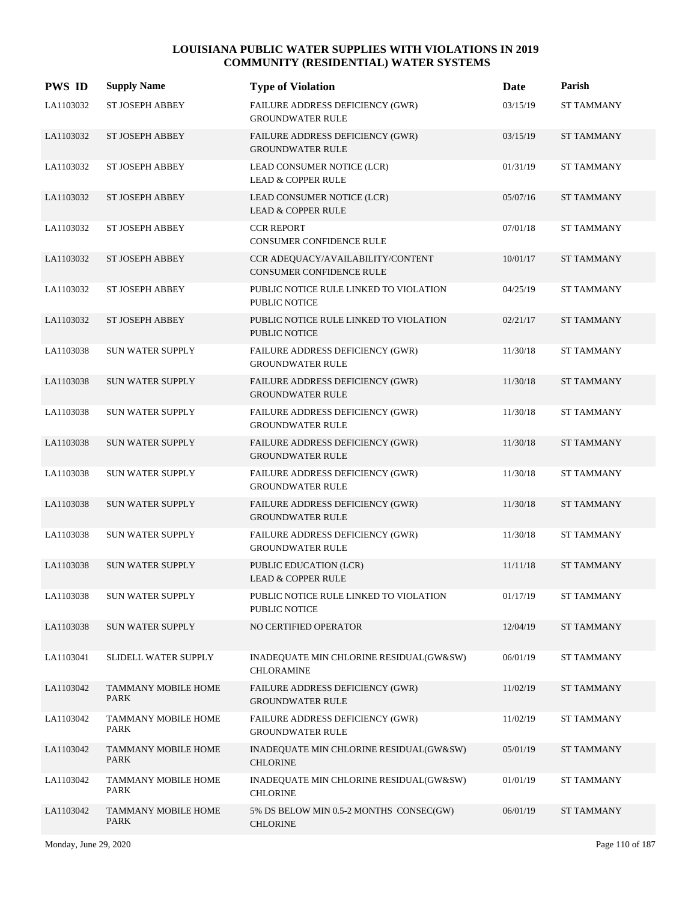# LOUISIANA PUBLIC WATER SUPPLIES WITH VIOLATIONS IN 2019
## COMMUNITY (RESIDENTIAL) WATER SYSTEMS

| PWS ID | Supply Name | Type of Violation | Date | Parish |
|---|---|---|---|---|
| LA1103032 | ST JOSEPH ABBEY | FAILURE ADDRESS DEFICIENCY (GWR) GROUNDWATER RULE | 03/15/19 | ST TAMMANY |
| LA1103032 | ST JOSEPH ABBEY | FAILURE ADDRESS DEFICIENCY (GWR) GROUNDWATER RULE | 03/15/19 | ST TAMMANY |
| LA1103032 | ST JOSEPH ABBEY | LEAD CONSUMER NOTICE (LCR) LEAD & COPPER RULE | 01/31/19 | ST TAMMANY |
| LA1103032 | ST JOSEPH ABBEY | LEAD CONSUMER NOTICE (LCR) LEAD & COPPER RULE | 05/07/16 | ST TAMMANY |
| LA1103032 | ST JOSEPH ABBEY | CCR REPORT CONSUMER CONFIDENCE RULE | 07/01/18 | ST TAMMANY |
| LA1103032 | ST JOSEPH ABBEY | CCR ADEQUACY/AVAILABILITY/CONTENT CONSUMER CONFIDENCE RULE | 10/01/17 | ST TAMMANY |
| LA1103032 | ST JOSEPH ABBEY | PUBLIC NOTICE RULE LINKED TO VIOLATION PUBLIC NOTICE | 04/25/19 | ST TAMMANY |
| LA1103032 | ST JOSEPH ABBEY | PUBLIC NOTICE RULE LINKED TO VIOLATION PUBLIC NOTICE | 02/21/17 | ST TAMMANY |
| LA1103038 | SUN WATER SUPPLY | FAILURE ADDRESS DEFICIENCY (GWR) GROUNDWATER RULE | 11/30/18 | ST TAMMANY |
| LA1103038 | SUN WATER SUPPLY | FAILURE ADDRESS DEFICIENCY (GWR) GROUNDWATER RULE | 11/30/18 | ST TAMMANY |
| LA1103038 | SUN WATER SUPPLY | FAILURE ADDRESS DEFICIENCY (GWR) GROUNDWATER RULE | 11/30/18 | ST TAMMANY |
| LA1103038 | SUN WATER SUPPLY | FAILURE ADDRESS DEFICIENCY (GWR) GROUNDWATER RULE | 11/30/18 | ST TAMMANY |
| LA1103038 | SUN WATER SUPPLY | FAILURE ADDRESS DEFICIENCY (GWR) GROUNDWATER RULE | 11/30/18 | ST TAMMANY |
| LA1103038 | SUN WATER SUPPLY | FAILURE ADDRESS DEFICIENCY (GWR) GROUNDWATER RULE | 11/30/18 | ST TAMMANY |
| LA1103038 | SUN WATER SUPPLY | FAILURE ADDRESS DEFICIENCY (GWR) GROUNDWATER RULE | 11/30/18 | ST TAMMANY |
| LA1103038 | SUN WATER SUPPLY | PUBLIC EDUCATION (LCR) LEAD & COPPER RULE | 11/11/18 | ST TAMMANY |
| LA1103038 | SUN WATER SUPPLY | PUBLIC NOTICE RULE LINKED TO VIOLATION PUBLIC NOTICE | 01/17/19 | ST TAMMANY |
| LA1103038 | SUN WATER SUPPLY | NO CERTIFIED OPERATOR | 12/04/19 | ST TAMMANY |
| LA1103041 | SLIDELL WATER SUPPLY | INADEQUATE MIN CHLORINE RESIDUAL(GW&SW) CHLORAMINE | 06/01/19 | ST TAMMANY |
| LA1103042 | TAMMANY MOBILE HOME PARK | FAILURE ADDRESS DEFICIENCY (GWR) GROUNDWATER RULE | 11/02/19 | ST TAMMANY |
| LA1103042 | TAMMANY MOBILE HOME PARK | FAILURE ADDRESS DEFICIENCY (GWR) GROUNDWATER RULE | 11/02/19 | ST TAMMANY |
| LA1103042 | TAMMANY MOBILE HOME PARK | INADEQUATE MIN CHLORINE RESIDUAL(GW&SW) CHLORINE | 05/01/19 | ST TAMMANY |
| LA1103042 | TAMMANY MOBILE HOME PARK | INADEQUATE MIN CHLORINE RESIDUAL(GW&SW) CHLORINE | 01/01/19 | ST TAMMANY |
| LA1103042 | TAMMANY MOBILE HOME PARK | 5% DS BELOW MIN 0.5-2 MONTHS CONSEC(GW) CHLORINE | 06/01/19 | ST TAMMANY |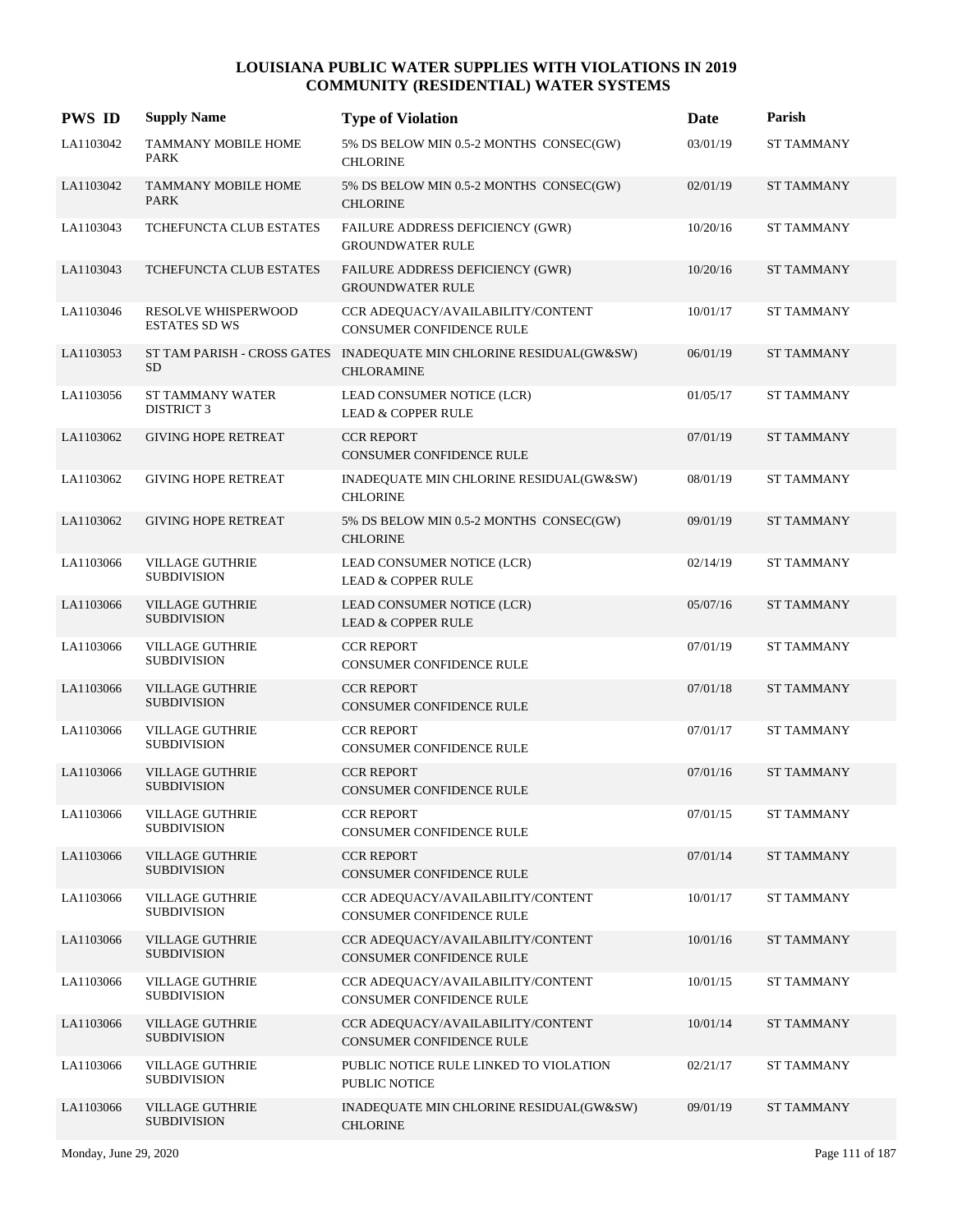# LOUISIANA PUBLIC WATER SUPPLIES WITH VIOLATIONS IN 2019
## COMMUNITY (RESIDENTIAL) WATER SYSTEMS

| PWS ID | Supply Name | Type of Violation | Date | Parish |
|---|---|---|---|---|
| LA1103042 | TAMMANY MOBILE HOME PARK | 5% DS BELOW MIN 0.5-2 MONTHS CONSEC(GW) CHLORINE | 03/01/19 | ST TAMMANY |
| LA1103042 | TAMMANY MOBILE HOME PARK | 5% DS BELOW MIN 0.5-2 MONTHS CONSEC(GW) CHLORINE | 02/01/19 | ST TAMMANY |
| LA1103043 | TCHEFUNCTA CLUB ESTATES | FAILURE ADDRESS DEFICIENCY (GWR) GROUNDWATER RULE | 10/20/16 | ST TAMMANY |
| LA1103043 | TCHEFUNCTA CLUB ESTATES | FAILURE ADDRESS DEFICIENCY (GWR) GROUNDWATER RULE | 10/20/16 | ST TAMMANY |
| LA1103046 | RESOLVE WHISPERWOOD ESTATES SD WS | CCR ADEQUACY/AVAILABILITY/CONTENT CONSUMER CONFIDENCE RULE | 10/01/17 | ST TAMMANY |
| LA1103053 | ST TAM PARISH - CROSS GATES SD | INADEQUATE MIN CHLORINE RESIDUAL(GW&SW) CHLORAMINE | 06/01/19 | ST TAMMANY |
| LA1103056 | ST TAMMANY WATER DISTRICT 3 | LEAD CONSUMER NOTICE (LCR) LEAD & COPPER RULE | 01/05/17 | ST TAMMANY |
| LA1103062 | GIVING HOPE RETREAT | CCR REPORT CONSUMER CONFIDENCE RULE | 07/01/19 | ST TAMMANY |
| LA1103062 | GIVING HOPE RETREAT | INADEQUATE MIN CHLORINE RESIDUAL(GW&SW) CHLORINE | 08/01/19 | ST TAMMANY |
| LA1103062 | GIVING HOPE RETREAT | 5% DS BELOW MIN 0.5-2 MONTHS CONSEC(GW) CHLORINE | 09/01/19 | ST TAMMANY |
| LA1103066 | VILLAGE GUTHRIE SUBDIVISION | LEAD CONSUMER NOTICE (LCR) LEAD & COPPER RULE | 02/14/19 | ST TAMMANY |
| LA1103066 | VILLAGE GUTHRIE SUBDIVISION | LEAD CONSUMER NOTICE (LCR) LEAD & COPPER RULE | 05/07/16 | ST TAMMANY |
| LA1103066 | VILLAGE GUTHRIE SUBDIVISION | CCR REPORT CONSUMER CONFIDENCE RULE | 07/01/19 | ST TAMMANY |
| LA1103066 | VILLAGE GUTHRIE SUBDIVISION | CCR REPORT CONSUMER CONFIDENCE RULE | 07/01/18 | ST TAMMANY |
| LA1103066 | VILLAGE GUTHRIE SUBDIVISION | CCR REPORT CONSUMER CONFIDENCE RULE | 07/01/17 | ST TAMMANY |
| LA1103066 | VILLAGE GUTHRIE SUBDIVISION | CCR REPORT CONSUMER CONFIDENCE RULE | 07/01/16 | ST TAMMANY |
| LA1103066 | VILLAGE GUTHRIE SUBDIVISION | CCR REPORT CONSUMER CONFIDENCE RULE | 07/01/15 | ST TAMMANY |
| LA1103066 | VILLAGE GUTHRIE SUBDIVISION | CCR REPORT CONSUMER CONFIDENCE RULE | 07/01/14 | ST TAMMANY |
| LA1103066 | VILLAGE GUTHRIE SUBDIVISION | CCR ADEQUACY/AVAILABILITY/CONTENT CONSUMER CONFIDENCE RULE | 10/01/17 | ST TAMMANY |
| LA1103066 | VILLAGE GUTHRIE SUBDIVISION | CCR ADEQUACY/AVAILABILITY/CONTENT CONSUMER CONFIDENCE RULE | 10/01/16 | ST TAMMANY |
| LA1103066 | VILLAGE GUTHRIE SUBDIVISION | CCR ADEQUACY/AVAILABILITY/CONTENT CONSUMER CONFIDENCE RULE | 10/01/15 | ST TAMMANY |
| LA1103066 | VILLAGE GUTHRIE SUBDIVISION | CCR ADEQUACY/AVAILABILITY/CONTENT CONSUMER CONFIDENCE RULE | 10/01/14 | ST TAMMANY |
| LA1103066 | VILLAGE GUTHRIE SUBDIVISION | PUBLIC NOTICE RULE LINKED TO VIOLATION PUBLIC NOTICE | 02/21/17 | ST TAMMANY |
| LA1103066 | VILLAGE GUTHRIE SUBDIVISION | INADEQUATE MIN CHLORINE RESIDUAL(GW&SW) CHLORINE | 09/01/19 | ST TAMMANY |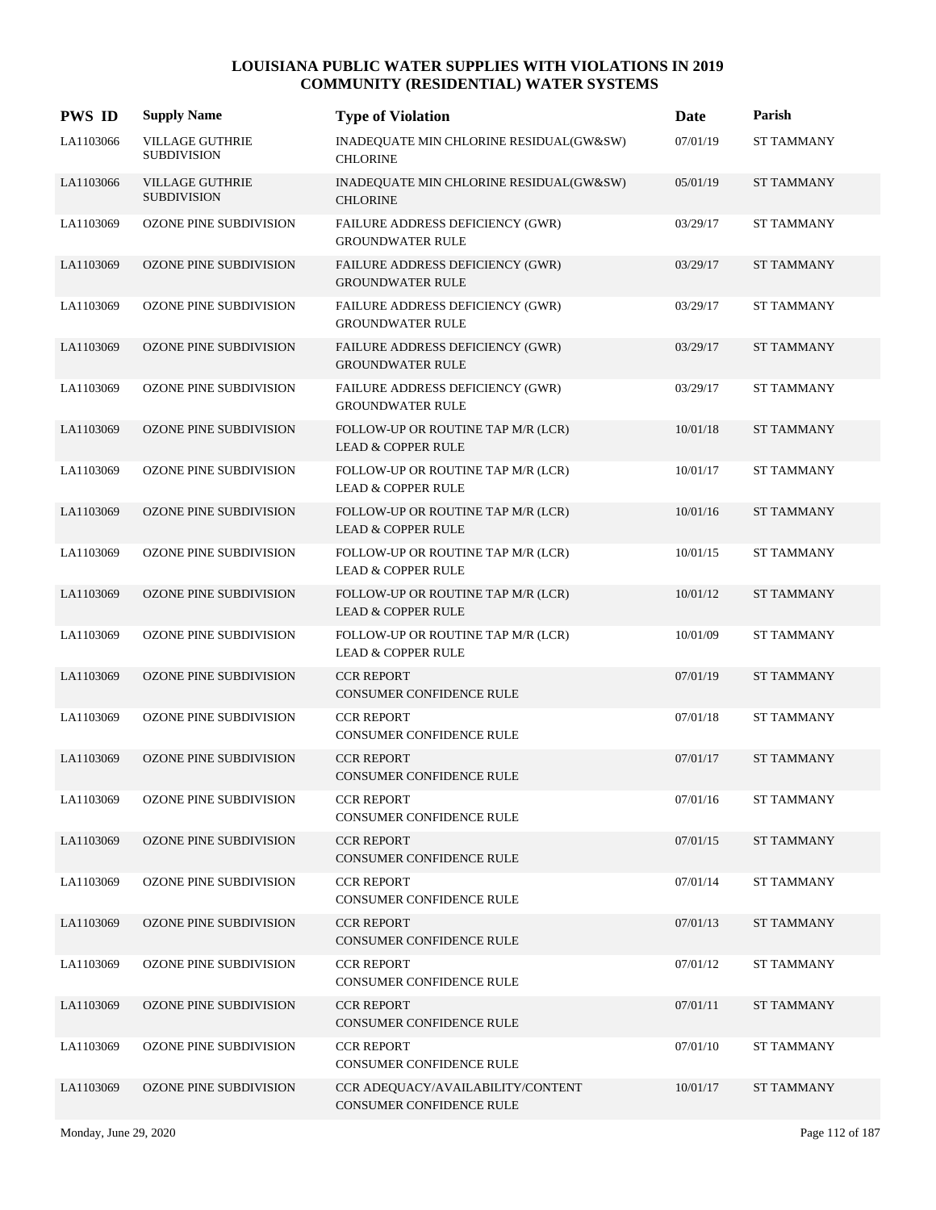# LOUISIANA PUBLIC WATER SUPPLIES WITH VIOLATIONS IN 2019
## COMMUNITY (RESIDENTIAL) WATER SYSTEMS

| PWS ID | Supply Name | Type of Violation | Date | Parish |
|---|---|---|---|---|
| LA1103066 | VILLAGE GUTHRIE SUBDIVISION | INADEQUATE MIN CHLORINE RESIDUAL(GW&SW) CHLORINE | 07/01/19 | ST TAMMANY |
| LA1103066 | VILLAGE GUTHRIE SUBDIVISION | INADEQUATE MIN CHLORINE RESIDUAL(GW&SW) CHLORINE | 05/01/19 | ST TAMMANY |
| LA1103069 | OZONE PINE SUBDIVISION | FAILURE ADDRESS DEFICIENCY (GWR) GROUNDWATER RULE | 03/29/17 | ST TAMMANY |
| LA1103069 | OZONE PINE SUBDIVISION | FAILURE ADDRESS DEFICIENCY (GWR) GROUNDWATER RULE | 03/29/17 | ST TAMMANY |
| LA1103069 | OZONE PINE SUBDIVISION | FAILURE ADDRESS DEFICIENCY (GWR) GROUNDWATER RULE | 03/29/17 | ST TAMMANY |
| LA1103069 | OZONE PINE SUBDIVISION | FAILURE ADDRESS DEFICIENCY (GWR) GROUNDWATER RULE | 03/29/17 | ST TAMMANY |
| LA1103069 | OZONE PINE SUBDIVISION | FAILURE ADDRESS DEFICIENCY (GWR) GROUNDWATER RULE | 03/29/17 | ST TAMMANY |
| LA1103069 | OZONE PINE SUBDIVISION | FOLLOW-UP OR ROUTINE TAP M/R (LCR) LEAD & COPPER RULE | 10/01/18 | ST TAMMANY |
| LA1103069 | OZONE PINE SUBDIVISION | FOLLOW-UP OR ROUTINE TAP M/R (LCR) LEAD & COPPER RULE | 10/01/17 | ST TAMMANY |
| LA1103069 | OZONE PINE SUBDIVISION | FOLLOW-UP OR ROUTINE TAP M/R (LCR) LEAD & COPPER RULE | 10/01/16 | ST TAMMANY |
| LA1103069 | OZONE PINE SUBDIVISION | FOLLOW-UP OR ROUTINE TAP M/R (LCR) LEAD & COPPER RULE | 10/01/15 | ST TAMMANY |
| LA1103069 | OZONE PINE SUBDIVISION | FOLLOW-UP OR ROUTINE TAP M/R (LCR) LEAD & COPPER RULE | 10/01/12 | ST TAMMANY |
| LA1103069 | OZONE PINE SUBDIVISION | FOLLOW-UP OR ROUTINE TAP M/R (LCR) LEAD & COPPER RULE | 10/01/09 | ST TAMMANY |
| LA1103069 | OZONE PINE SUBDIVISION | CCR REPORT CONSUMER CONFIDENCE RULE | 07/01/19 | ST TAMMANY |
| LA1103069 | OZONE PINE SUBDIVISION | CCR REPORT CONSUMER CONFIDENCE RULE | 07/01/18 | ST TAMMANY |
| LA1103069 | OZONE PINE SUBDIVISION | CCR REPORT CONSUMER CONFIDENCE RULE | 07/01/17 | ST TAMMANY |
| LA1103069 | OZONE PINE SUBDIVISION | CCR REPORT CONSUMER CONFIDENCE RULE | 07/01/16 | ST TAMMANY |
| LA1103069 | OZONE PINE SUBDIVISION | CCR REPORT CONSUMER CONFIDENCE RULE | 07/01/15 | ST TAMMANY |
| LA1103069 | OZONE PINE SUBDIVISION | CCR REPORT CONSUMER CONFIDENCE RULE | 07/01/14 | ST TAMMANY |
| LA1103069 | OZONE PINE SUBDIVISION | CCR REPORT CONSUMER CONFIDENCE RULE | 07/01/13 | ST TAMMANY |
| LA1103069 | OZONE PINE SUBDIVISION | CCR REPORT CONSUMER CONFIDENCE RULE | 07/01/12 | ST TAMMANY |
| LA1103069 | OZONE PINE SUBDIVISION | CCR REPORT CONSUMER CONFIDENCE RULE | 07/01/11 | ST TAMMANY |
| LA1103069 | OZONE PINE SUBDIVISION | CCR REPORT CONSUMER CONFIDENCE RULE | 07/01/10 | ST TAMMANY |
| LA1103069 | OZONE PINE SUBDIVISION | CCR ADEQUACY/AVAILABILITY/CONTENT CONSUMER CONFIDENCE RULE | 10/01/17 | ST TAMMANY |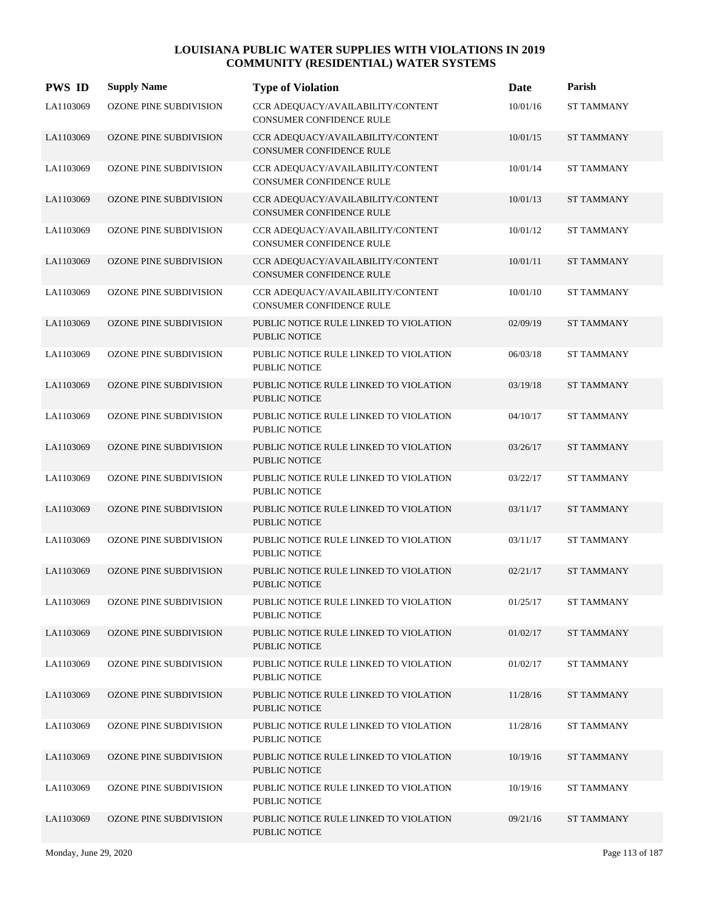# LOUISIANA PUBLIC WATER SUPPLIES WITH VIOLATIONS IN 2019
## COMMUNITY (RESIDENTIAL) WATER SYSTEMS

| PWS ID | Supply Name | Type of Violation | Date | Parish |
|---|---|---|---|---|
| LA1103069 | OZONE PINE SUBDIVISION | CCR ADEQUACY/AVAILABILITY/CONTENT CONSUMER CONFIDENCE RULE | 10/01/16 | ST TAMMANY |
| LA1103069 | OZONE PINE SUBDIVISION | CCR ADEQUACY/AVAILABILITY/CONTENT CONSUMER CONFIDENCE RULE | 10/01/15 | ST TAMMANY |
| LA1103069 | OZONE PINE SUBDIVISION | CCR ADEQUACY/AVAILABILITY/CONTENT CONSUMER CONFIDENCE RULE | 10/01/14 | ST TAMMANY |
| LA1103069 | OZONE PINE SUBDIVISION | CCR ADEQUACY/AVAILABILITY/CONTENT CONSUMER CONFIDENCE RULE | 10/01/13 | ST TAMMANY |
| LA1103069 | OZONE PINE SUBDIVISION | CCR ADEQUACY/AVAILABILITY/CONTENT CONSUMER CONFIDENCE RULE | 10/01/12 | ST TAMMANY |
| LA1103069 | OZONE PINE SUBDIVISION | CCR ADEQUACY/AVAILABILITY/CONTENT CONSUMER CONFIDENCE RULE | 10/01/11 | ST TAMMANY |
| LA1103069 | OZONE PINE SUBDIVISION | CCR ADEQUACY/AVAILABILITY/CONTENT CONSUMER CONFIDENCE RULE | 10/01/10 | ST TAMMANY |
| LA1103069 | OZONE PINE SUBDIVISION | PUBLIC NOTICE RULE LINKED TO VIOLATION PUBLIC NOTICE | 02/09/19 | ST TAMMANY |
| LA1103069 | OZONE PINE SUBDIVISION | PUBLIC NOTICE RULE LINKED TO VIOLATION PUBLIC NOTICE | 06/03/18 | ST TAMMANY |
| LA1103069 | OZONE PINE SUBDIVISION | PUBLIC NOTICE RULE LINKED TO VIOLATION PUBLIC NOTICE | 03/19/18 | ST TAMMANY |
| LA1103069 | OZONE PINE SUBDIVISION | PUBLIC NOTICE RULE LINKED TO VIOLATION PUBLIC NOTICE | 04/10/17 | ST TAMMANY |
| LA1103069 | OZONE PINE SUBDIVISION | PUBLIC NOTICE RULE LINKED TO VIOLATION PUBLIC NOTICE | 03/26/17 | ST TAMMANY |
| LA1103069 | OZONE PINE SUBDIVISION | PUBLIC NOTICE RULE LINKED TO VIOLATION PUBLIC NOTICE | 03/22/17 | ST TAMMANY |
| LA1103069 | OZONE PINE SUBDIVISION | PUBLIC NOTICE RULE LINKED TO VIOLATION PUBLIC NOTICE | 03/11/17 | ST TAMMANY |
| LA1103069 | OZONE PINE SUBDIVISION | PUBLIC NOTICE RULE LINKED TO VIOLATION PUBLIC NOTICE | 03/11/17 | ST TAMMANY |
| LA1103069 | OZONE PINE SUBDIVISION | PUBLIC NOTICE RULE LINKED TO VIOLATION PUBLIC NOTICE | 02/21/17 | ST TAMMANY |
| LA1103069 | OZONE PINE SUBDIVISION | PUBLIC NOTICE RULE LINKED TO VIOLATION PUBLIC NOTICE | 01/25/17 | ST TAMMANY |
| LA1103069 | OZONE PINE SUBDIVISION | PUBLIC NOTICE RULE LINKED TO VIOLATION PUBLIC NOTICE | 01/02/17 | ST TAMMANY |
| LA1103069 | OZONE PINE SUBDIVISION | PUBLIC NOTICE RULE LINKED TO VIOLATION PUBLIC NOTICE | 01/02/17 | ST TAMMANY |
| LA1103069 | OZONE PINE SUBDIVISION | PUBLIC NOTICE RULE LINKED TO VIOLATION PUBLIC NOTICE | 11/28/16 | ST TAMMANY |
| LA1103069 | OZONE PINE SUBDIVISION | PUBLIC NOTICE RULE LINKED TO VIOLATION PUBLIC NOTICE | 11/28/16 | ST TAMMANY |
| LA1103069 | OZONE PINE SUBDIVISION | PUBLIC NOTICE RULE LINKED TO VIOLATION PUBLIC NOTICE | 10/19/16 | ST TAMMANY |
| LA1103069 | OZONE PINE SUBDIVISION | PUBLIC NOTICE RULE LINKED TO VIOLATION PUBLIC NOTICE | 10/19/16 | ST TAMMANY |
| LA1103069 | OZONE PINE SUBDIVISION | PUBLIC NOTICE RULE LINKED TO VIOLATION PUBLIC NOTICE | 09/21/16 | ST TAMMANY |

Monday, June 29, 2020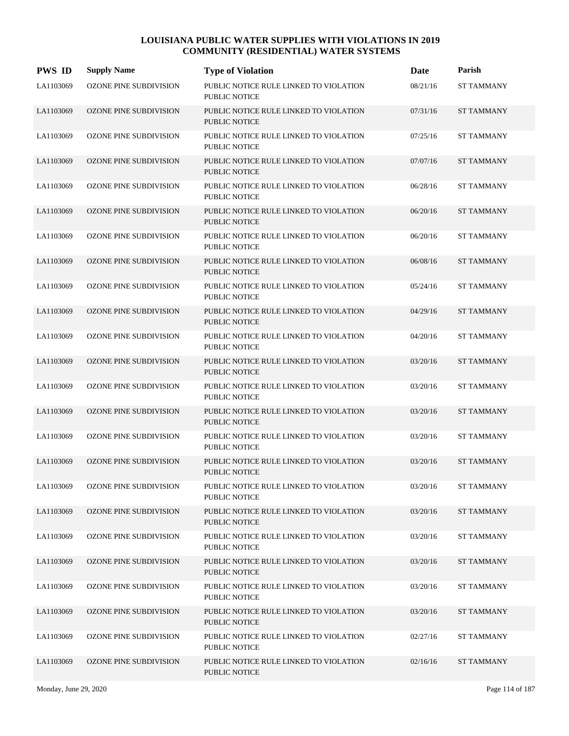# LOUISIANA PUBLIC WATER SUPPLIES WITH VIOLATIONS IN 2019
## COMMUNITY (RESIDENTIAL) WATER SYSTEMS

| PWS ID | Supply Name | Type of Violation | Date | Parish |
|---|---|---|---|---|
| LA1103069 | OZONE PINE SUBDIVISION | PUBLIC NOTICE RULE LINKED TO VIOLATION PUBLIC NOTICE | 08/21/16 | ST TAMMANY |
| LA1103069 | OZONE PINE SUBDIVISION | PUBLIC NOTICE RULE LINKED TO VIOLATION PUBLIC NOTICE | 07/31/16 | ST TAMMANY |
| LA1103069 | OZONE PINE SUBDIVISION | PUBLIC NOTICE RULE LINKED TO VIOLATION PUBLIC NOTICE | 07/25/16 | ST TAMMANY |
| LA1103069 | OZONE PINE SUBDIVISION | PUBLIC NOTICE RULE LINKED TO VIOLATION PUBLIC NOTICE | 07/07/16 | ST TAMMANY |
| LA1103069 | OZONE PINE SUBDIVISION | PUBLIC NOTICE RULE LINKED TO VIOLATION PUBLIC NOTICE | 06/28/16 | ST TAMMANY |
| LA1103069 | OZONE PINE SUBDIVISION | PUBLIC NOTICE RULE LINKED TO VIOLATION PUBLIC NOTICE | 06/20/16 | ST TAMMANY |
| LA1103069 | OZONE PINE SUBDIVISION | PUBLIC NOTICE RULE LINKED TO VIOLATION PUBLIC NOTICE | 06/20/16 | ST TAMMANY |
| LA1103069 | OZONE PINE SUBDIVISION | PUBLIC NOTICE RULE LINKED TO VIOLATION PUBLIC NOTICE | 06/08/16 | ST TAMMANY |
| LA1103069 | OZONE PINE SUBDIVISION | PUBLIC NOTICE RULE LINKED TO VIOLATION PUBLIC NOTICE | 05/24/16 | ST TAMMANY |
| LA1103069 | OZONE PINE SUBDIVISION | PUBLIC NOTICE RULE LINKED TO VIOLATION PUBLIC NOTICE | 04/29/16 | ST TAMMANY |
| LA1103069 | OZONE PINE SUBDIVISION | PUBLIC NOTICE RULE LINKED TO VIOLATION PUBLIC NOTICE | 04/20/16 | ST TAMMANY |
| LA1103069 | OZONE PINE SUBDIVISION | PUBLIC NOTICE RULE LINKED TO VIOLATION PUBLIC NOTICE | 03/20/16 | ST TAMMANY |
| LA1103069 | OZONE PINE SUBDIVISION | PUBLIC NOTICE RULE LINKED TO VIOLATION PUBLIC NOTICE | 03/20/16 | ST TAMMANY |
| LA1103069 | OZONE PINE SUBDIVISION | PUBLIC NOTICE RULE LINKED TO VIOLATION PUBLIC NOTICE | 03/20/16 | ST TAMMANY |
| LA1103069 | OZONE PINE SUBDIVISION | PUBLIC NOTICE RULE LINKED TO VIOLATION PUBLIC NOTICE | 03/20/16 | ST TAMMANY |
| LA1103069 | OZONE PINE SUBDIVISION | PUBLIC NOTICE RULE LINKED TO VIOLATION PUBLIC NOTICE | 03/20/16 | ST TAMMANY |
| LA1103069 | OZONE PINE SUBDIVISION | PUBLIC NOTICE RULE LINKED TO VIOLATION PUBLIC NOTICE | 03/20/16 | ST TAMMANY |
| LA1103069 | OZONE PINE SUBDIVISION | PUBLIC NOTICE RULE LINKED TO VIOLATION PUBLIC NOTICE | 03/20/16 | ST TAMMANY |
| LA1103069 | OZONE PINE SUBDIVISION | PUBLIC NOTICE RULE LINKED TO VIOLATION PUBLIC NOTICE | 03/20/16 | ST TAMMANY |
| LA1103069 | OZONE PINE SUBDIVISION | PUBLIC NOTICE RULE LINKED TO VIOLATION PUBLIC NOTICE | 03/20/16 | ST TAMMANY |
| LA1103069 | OZONE PINE SUBDIVISION | PUBLIC NOTICE RULE LINKED TO VIOLATION PUBLIC NOTICE | 03/20/16 | ST TAMMANY |
| LA1103069 | OZONE PINE SUBDIVISION | PUBLIC NOTICE RULE LINKED TO VIOLATION PUBLIC NOTICE | 03/20/16 | ST TAMMANY |
| LA1103069 | OZONE PINE SUBDIVISION | PUBLIC NOTICE RULE LINKED TO VIOLATION PUBLIC NOTICE | 02/27/16 | ST TAMMANY |
| LA1103069 | OZONE PINE SUBDIVISION | PUBLIC NOTICE RULE LINKED TO VIOLATION PUBLIC NOTICE | 02/16/16 | ST TAMMANY |

Monday, June 29, 2020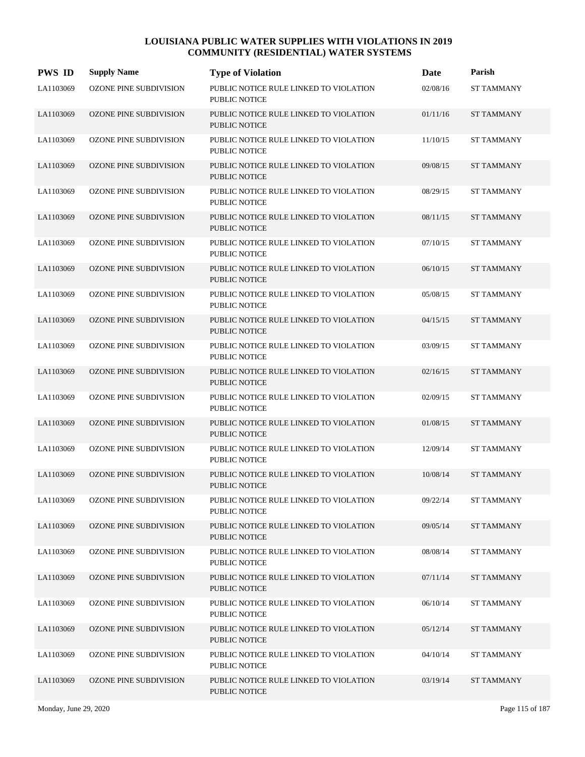# LOUISIANA PUBLIC WATER SUPPLIES WITH VIOLATIONS IN 2019
## COMMUNITY (RESIDENTIAL) WATER SYSTEMS

| PWS ID | Supply Name | Type of Violation | Date | Parish |
|---|---|---|---|---|
| LA1103069 | OZONE PINE SUBDIVISION | PUBLIC NOTICE RULE LINKED TO VIOLATION PUBLIC NOTICE | 02/08/16 | ST TAMMANY |
| LA1103069 | OZONE PINE SUBDIVISION | PUBLIC NOTICE RULE LINKED TO VIOLATION PUBLIC NOTICE | 01/11/16 | ST TAMMANY |
| LA1103069 | OZONE PINE SUBDIVISION | PUBLIC NOTICE RULE LINKED TO VIOLATION PUBLIC NOTICE | 11/10/15 | ST TAMMANY |
| LA1103069 | OZONE PINE SUBDIVISION | PUBLIC NOTICE RULE LINKED TO VIOLATION PUBLIC NOTICE | 09/08/15 | ST TAMMANY |
| LA1103069 | OZONE PINE SUBDIVISION | PUBLIC NOTICE RULE LINKED TO VIOLATION PUBLIC NOTICE | 08/29/15 | ST TAMMANY |
| LA1103069 | OZONE PINE SUBDIVISION | PUBLIC NOTICE RULE LINKED TO VIOLATION PUBLIC NOTICE | 08/11/15 | ST TAMMANY |
| LA1103069 | OZONE PINE SUBDIVISION | PUBLIC NOTICE RULE LINKED TO VIOLATION PUBLIC NOTICE | 07/10/15 | ST TAMMANY |
| LA1103069 | OZONE PINE SUBDIVISION | PUBLIC NOTICE RULE LINKED TO VIOLATION PUBLIC NOTICE | 06/10/15 | ST TAMMANY |
| LA1103069 | OZONE PINE SUBDIVISION | PUBLIC NOTICE RULE LINKED TO VIOLATION PUBLIC NOTICE | 05/08/15 | ST TAMMANY |
| LA1103069 | OZONE PINE SUBDIVISION | PUBLIC NOTICE RULE LINKED TO VIOLATION PUBLIC NOTICE | 04/15/15 | ST TAMMANY |
| LA1103069 | OZONE PINE SUBDIVISION | PUBLIC NOTICE RULE LINKED TO VIOLATION PUBLIC NOTICE | 03/09/15 | ST TAMMANY |
| LA1103069 | OZONE PINE SUBDIVISION | PUBLIC NOTICE RULE LINKED TO VIOLATION PUBLIC NOTICE | 02/16/15 | ST TAMMANY |
| LA1103069 | OZONE PINE SUBDIVISION | PUBLIC NOTICE RULE LINKED TO VIOLATION PUBLIC NOTICE | 02/09/15 | ST TAMMANY |
| LA1103069 | OZONE PINE SUBDIVISION | PUBLIC NOTICE RULE LINKED TO VIOLATION PUBLIC NOTICE | 01/08/15 | ST TAMMANY |
| LA1103069 | OZONE PINE SUBDIVISION | PUBLIC NOTICE RULE LINKED TO VIOLATION PUBLIC NOTICE | 12/09/14 | ST TAMMANY |
| LA1103069 | OZONE PINE SUBDIVISION | PUBLIC NOTICE RULE LINKED TO VIOLATION PUBLIC NOTICE | 10/08/14 | ST TAMMANY |
| LA1103069 | OZONE PINE SUBDIVISION | PUBLIC NOTICE RULE LINKED TO VIOLATION PUBLIC NOTICE | 09/22/14 | ST TAMMANY |
| LA1103069 | OZONE PINE SUBDIVISION | PUBLIC NOTICE RULE LINKED TO VIOLATION PUBLIC NOTICE | 09/05/14 | ST TAMMANY |
| LA1103069 | OZONE PINE SUBDIVISION | PUBLIC NOTICE RULE LINKED TO VIOLATION PUBLIC NOTICE | 08/08/14 | ST TAMMANY |
| LA1103069 | OZONE PINE SUBDIVISION | PUBLIC NOTICE RULE LINKED TO VIOLATION PUBLIC NOTICE | 07/11/14 | ST TAMMANY |
| LA1103069 | OZONE PINE SUBDIVISION | PUBLIC NOTICE RULE LINKED TO VIOLATION PUBLIC NOTICE | 06/10/14 | ST TAMMANY |
| LA1103069 | OZONE PINE SUBDIVISION | PUBLIC NOTICE RULE LINKED TO VIOLATION PUBLIC NOTICE | 05/12/14 | ST TAMMANY |
| LA1103069 | OZONE PINE SUBDIVISION | PUBLIC NOTICE RULE LINKED TO VIOLATION PUBLIC NOTICE | 04/10/14 | ST TAMMANY |
| LA1103069 | OZONE PINE SUBDIVISION | PUBLIC NOTICE RULE LINKED TO VIOLATION PUBLIC NOTICE | 03/19/14 | ST TAMMANY |

Monday, June 29, 2020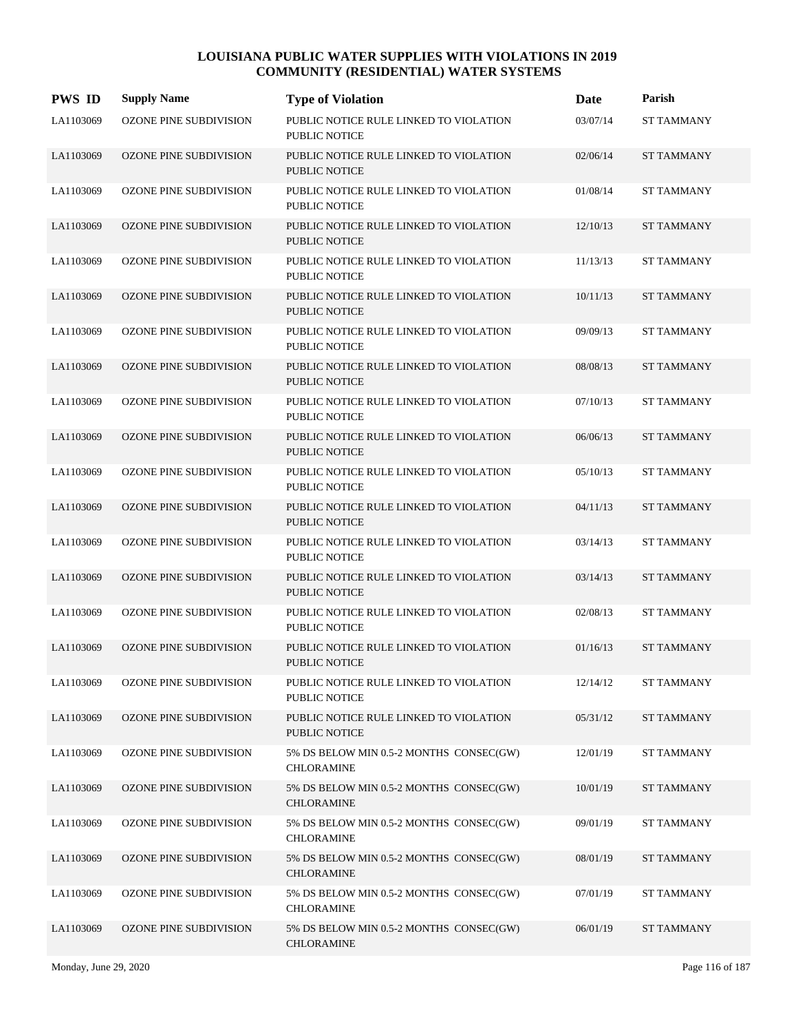# LOUISIANA PUBLIC WATER SUPPLIES WITH VIOLATIONS IN 2019
## COMMUNITY (RESIDENTIAL) WATER SYSTEMS

| PWS ID | Supply Name | Type of Violation | Date | Parish |
|---|---|---|---|---|
| LA1103069 | OZONE PINE SUBDIVISION | PUBLIC NOTICE RULE LINKED TO VIOLATION PUBLIC NOTICE | 03/07/14 | ST TAMMANY |
| LA1103069 | OZONE PINE SUBDIVISION | PUBLIC NOTICE RULE LINKED TO VIOLATION PUBLIC NOTICE | 02/06/14 | ST TAMMANY |
| LA1103069 | OZONE PINE SUBDIVISION | PUBLIC NOTICE RULE LINKED TO VIOLATION PUBLIC NOTICE | 01/08/14 | ST TAMMANY |
| LA1103069 | OZONE PINE SUBDIVISION | PUBLIC NOTICE RULE LINKED TO VIOLATION PUBLIC NOTICE | 12/10/13 | ST TAMMANY |
| LA1103069 | OZONE PINE SUBDIVISION | PUBLIC NOTICE RULE LINKED TO VIOLATION PUBLIC NOTICE | 11/13/13 | ST TAMMANY |
| LA1103069 | OZONE PINE SUBDIVISION | PUBLIC NOTICE RULE LINKED TO VIOLATION PUBLIC NOTICE | 10/11/13 | ST TAMMANY |
| LA1103069 | OZONE PINE SUBDIVISION | PUBLIC NOTICE RULE LINKED TO VIOLATION PUBLIC NOTICE | 09/09/13 | ST TAMMANY |
| LA1103069 | OZONE PINE SUBDIVISION | PUBLIC NOTICE RULE LINKED TO VIOLATION PUBLIC NOTICE | 08/08/13 | ST TAMMANY |
| LA1103069 | OZONE PINE SUBDIVISION | PUBLIC NOTICE RULE LINKED TO VIOLATION PUBLIC NOTICE | 07/10/13 | ST TAMMANY |
| LA1103069 | OZONE PINE SUBDIVISION | PUBLIC NOTICE RULE LINKED TO VIOLATION PUBLIC NOTICE | 06/06/13 | ST TAMMANY |
| LA1103069 | OZONE PINE SUBDIVISION | PUBLIC NOTICE RULE LINKED TO VIOLATION PUBLIC NOTICE | 05/10/13 | ST TAMMANY |
| LA1103069 | OZONE PINE SUBDIVISION | PUBLIC NOTICE RULE LINKED TO VIOLATION PUBLIC NOTICE | 04/11/13 | ST TAMMANY |
| LA1103069 | OZONE PINE SUBDIVISION | PUBLIC NOTICE RULE LINKED TO VIOLATION PUBLIC NOTICE | 03/14/13 | ST TAMMANY |
| LA1103069 | OZONE PINE SUBDIVISION | PUBLIC NOTICE RULE LINKED TO VIOLATION PUBLIC NOTICE | 03/14/13 | ST TAMMANY |
| LA1103069 | OZONE PINE SUBDIVISION | PUBLIC NOTICE RULE LINKED TO VIOLATION PUBLIC NOTICE | 02/08/13 | ST TAMMANY |
| LA1103069 | OZONE PINE SUBDIVISION | PUBLIC NOTICE RULE LINKED TO VIOLATION PUBLIC NOTICE | 01/16/13 | ST TAMMANY |
| LA1103069 | OZONE PINE SUBDIVISION | PUBLIC NOTICE RULE LINKED TO VIOLATION PUBLIC NOTICE | 12/14/12 | ST TAMMANY |
| LA1103069 | OZONE PINE SUBDIVISION | PUBLIC NOTICE RULE LINKED TO VIOLATION PUBLIC NOTICE | 05/31/12 | ST TAMMANY |
| LA1103069 | OZONE PINE SUBDIVISION | 5% DS BELOW MIN 0.5-2 MONTHS CONSEC(GW) CHLORAMINE | 12/01/19 | ST TAMMANY |
| LA1103069 | OZONE PINE SUBDIVISION | 5% DS BELOW MIN 0.5-2 MONTHS CONSEC(GW) CHLORAMINE | 10/01/19 | ST TAMMANY |
| LA1103069 | OZONE PINE SUBDIVISION | 5% DS BELOW MIN 0.5-2 MONTHS CONSEC(GW) CHLORAMINE | 09/01/19 | ST TAMMANY |
| LA1103069 | OZONE PINE SUBDIVISION | 5% DS BELOW MIN 0.5-2 MONTHS CONSEC(GW) CHLORAMINE | 08/01/19 | ST TAMMANY |
| LA1103069 | OZONE PINE SUBDIVISION | 5% DS BELOW MIN 0.5-2 MONTHS CONSEC(GW) CHLORAMINE | 07/01/19 | ST TAMMANY |
| LA1103069 | OZONE PINE SUBDIVISION | 5% DS BELOW MIN 0.5-2 MONTHS CONSEC(GW) CHLORAMINE | 06/01/19 | ST TAMMANY |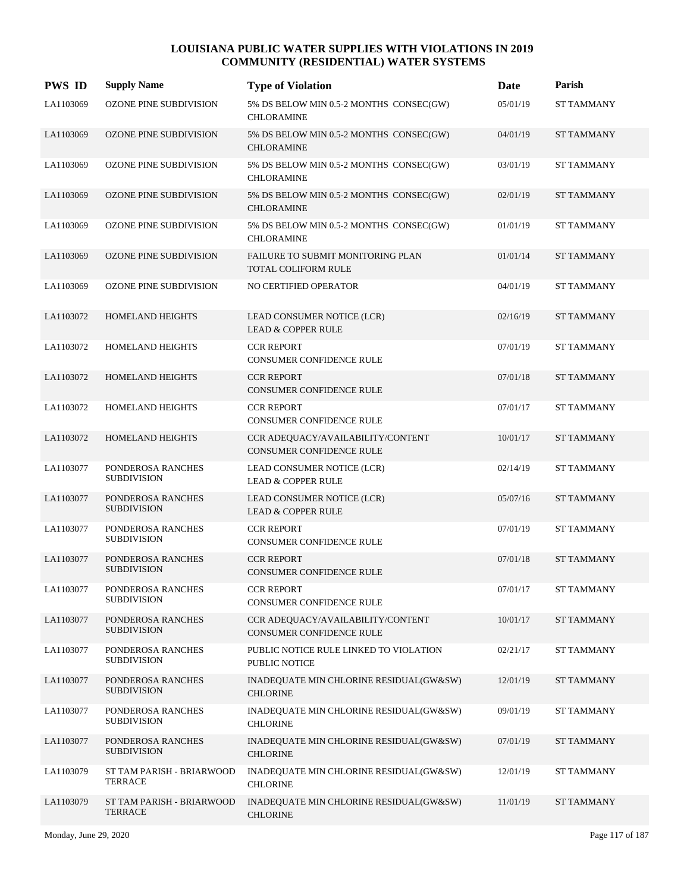# LOUISIANA PUBLIC WATER SUPPLIES WITH VIOLATIONS IN 2019
## COMMUNITY (RESIDENTIAL) WATER SYSTEMS

| PWS ID | Supply Name | Type of Violation | Date | Parish |
|---|---|---|---|---|
| LA1103069 | OZONE PINE SUBDIVISION | 5% DS BELOW MIN 0.5-2 MONTHS CONSEC(GW) CHLORAMINE | 05/01/19 | ST TAMMANY |
| LA1103069 | OZONE PINE SUBDIVISION | 5% DS BELOW MIN 0.5-2 MONTHS CONSEC(GW) CHLORAMINE | 04/01/19 | ST TAMMANY |
| LA1103069 | OZONE PINE SUBDIVISION | 5% DS BELOW MIN 0.5-2 MONTHS CONSEC(GW) CHLORAMINE | 03/01/19 | ST TAMMANY |
| LA1103069 | OZONE PINE SUBDIVISION | 5% DS BELOW MIN 0.5-2 MONTHS CONSEC(GW) CHLORAMINE | 02/01/19 | ST TAMMANY |
| LA1103069 | OZONE PINE SUBDIVISION | 5% DS BELOW MIN 0.5-2 MONTHS CONSEC(GW) CHLORAMINE | 01/01/19 | ST TAMMANY |
| LA1103069 | OZONE PINE SUBDIVISION | FAILURE TO SUBMIT MONITORING PLAN TOTAL COLIFORM RULE | 01/01/14 | ST TAMMANY |
| LA1103069 | OZONE PINE SUBDIVISION | NO CERTIFIED OPERATOR | 04/01/19 | ST TAMMANY |
| LA1103072 | HOMELAND HEIGHTS | LEAD CONSUMER NOTICE (LCR) LEAD & COPPER RULE | 02/16/19 | ST TAMMANY |
| LA1103072 | HOMELAND HEIGHTS | CCR REPORT CONSUMER CONFIDENCE RULE | 07/01/19 | ST TAMMANY |
| LA1103072 | HOMELAND HEIGHTS | CCR REPORT CONSUMER CONFIDENCE RULE | 07/01/18 | ST TAMMANY |
| LA1103072 | HOMELAND HEIGHTS | CCR REPORT CONSUMER CONFIDENCE RULE | 07/01/17 | ST TAMMANY |
| LA1103072 | HOMELAND HEIGHTS | CCR ADEQUACY/AVAILABILITY/CONTENT CONSUMER CONFIDENCE RULE | 10/01/17 | ST TAMMANY |
| LA1103077 | PONDEROSA RANCHES SUBDIVISION | LEAD CONSUMER NOTICE (LCR) LEAD & COPPER RULE | 02/14/19 | ST TAMMANY |
| LA1103077 | PONDEROSA RANCHES SUBDIVISION | LEAD CONSUMER NOTICE (LCR) LEAD & COPPER RULE | 05/07/16 | ST TAMMANY |
| LA1103077 | PONDEROSA RANCHES SUBDIVISION | CCR REPORT CONSUMER CONFIDENCE RULE | 07/01/19 | ST TAMMANY |
| LA1103077 | PONDEROSA RANCHES SUBDIVISION | CCR REPORT CONSUMER CONFIDENCE RULE | 07/01/18 | ST TAMMANY |
| LA1103077 | PONDEROSA RANCHES SUBDIVISION | CCR REPORT CONSUMER CONFIDENCE RULE | 07/01/17 | ST TAMMANY |
| LA1103077 | PONDEROSA RANCHES SUBDIVISION | CCR ADEQUACY/AVAILABILITY/CONTENT CONSUMER CONFIDENCE RULE | 10/01/17 | ST TAMMANY |
| LA1103077 | PONDEROSA RANCHES SUBDIVISION | PUBLIC NOTICE RULE LINKED TO VIOLATION PUBLIC NOTICE | 02/21/17 | ST TAMMANY |
| LA1103077 | PONDEROSA RANCHES SUBDIVISION | INADEQUATE MIN CHLORINE RESIDUAL(GW&SW) CHLORINE | 12/01/19 | ST TAMMANY |
| LA1103077 | PONDEROSA RANCHES SUBDIVISION | INADEQUATE MIN CHLORINE RESIDUAL(GW&SW) CHLORINE | 09/01/19 | ST TAMMANY |
| LA1103077 | PONDEROSA RANCHES SUBDIVISION | INADEQUATE MIN CHLORINE RESIDUAL(GW&SW) CHLORINE | 07/01/19 | ST TAMMANY |
| LA1103079 | ST TAM PARISH - BRIARWOOD TERRACE | INADEQUATE MIN CHLORINE RESIDUAL(GW&SW) CHLORINE | 12/01/19 | ST TAMMANY |
| LA1103079 | ST TAM PARISH - BRIARWOOD TERRACE | INADEQUATE MIN CHLORINE RESIDUAL(GW&SW) CHLORINE | 11/01/19 | ST TAMMANY |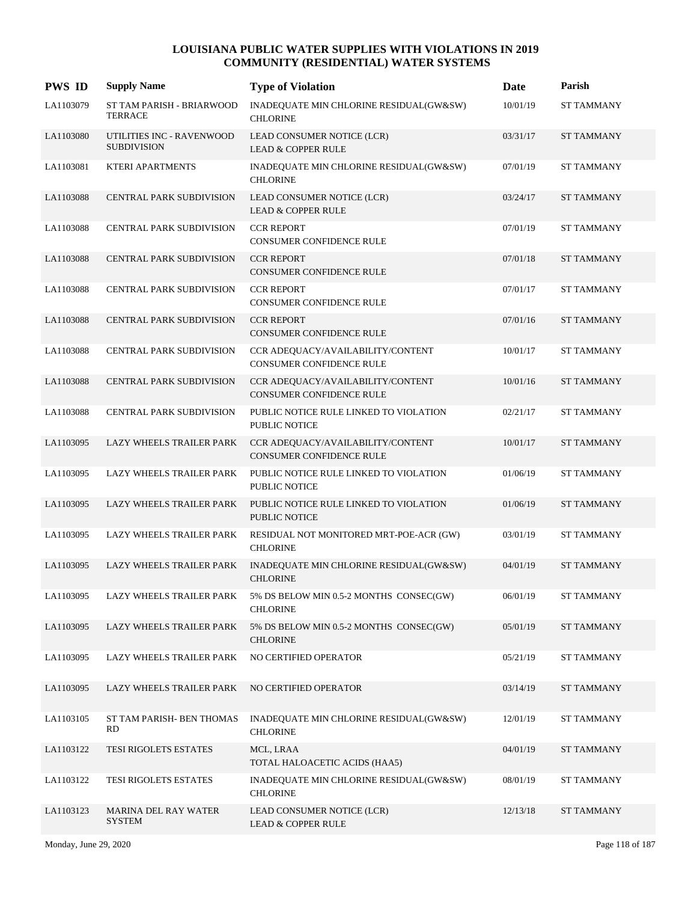# LOUISIANA PUBLIC WATER SUPPLIES WITH VIOLATIONS IN 2019
## COMMUNITY (RESIDENTIAL) WATER SYSTEMS

| PWS ID | Supply Name | Type of Violation | Date | Parish |
|---|---|---|---|---|
| LA1103079 | ST TAM PARISH - BRIARWOOD TERRACE | INADEQUATE MIN CHLORINE RESIDUAL(GW&SW) CHLORINE | 10/01/19 | ST TAMMANY |
| LA1103080 | UTILITIES INC - RAVENWOOD SUBDIVISION | LEAD CONSUMER NOTICE (LCR) LEAD & COPPER RULE | 03/31/17 | ST TAMMANY |
| LA1103081 | KTERI APARTMENTS | INADEQUATE MIN CHLORINE RESIDUAL(GW&SW) CHLORINE | 07/01/19 | ST TAMMANY |
| LA1103088 | CENTRAL PARK SUBDIVISION | LEAD CONSUMER NOTICE (LCR) LEAD & COPPER RULE | 03/24/17 | ST TAMMANY |
| LA1103088 | CENTRAL PARK SUBDIVISION | CCR REPORT CONSUMER CONFIDENCE RULE | 07/01/19 | ST TAMMANY |
| LA1103088 | CENTRAL PARK SUBDIVISION | CCR REPORT CONSUMER CONFIDENCE RULE | 07/01/18 | ST TAMMANY |
| LA1103088 | CENTRAL PARK SUBDIVISION | CCR REPORT CONSUMER CONFIDENCE RULE | 07/01/17 | ST TAMMANY |
| LA1103088 | CENTRAL PARK SUBDIVISION | CCR REPORT CONSUMER CONFIDENCE RULE | 07/01/16 | ST TAMMANY |
| LA1103088 | CENTRAL PARK SUBDIVISION | CCR ADEQUACY/AVAILABILITY/CONTENT CONSUMER CONFIDENCE RULE | 10/01/17 | ST TAMMANY |
| LA1103088 | CENTRAL PARK SUBDIVISION | CCR ADEQUACY/AVAILABILITY/CONTENT CONSUMER CONFIDENCE RULE | 10/01/16 | ST TAMMANY |
| LA1103088 | CENTRAL PARK SUBDIVISION | PUBLIC NOTICE RULE LINKED TO VIOLATION PUBLIC NOTICE | 02/21/17 | ST TAMMANY |
| LA1103095 | LAZY WHEELS TRAILER PARK | CCR ADEQUACY/AVAILABILITY/CONTENT CONSUMER CONFIDENCE RULE | 10/01/17 | ST TAMMANY |
| LA1103095 | LAZY WHEELS TRAILER PARK | PUBLIC NOTICE RULE LINKED TO VIOLATION PUBLIC NOTICE | 01/06/19 | ST TAMMANY |
| LA1103095 | LAZY WHEELS TRAILER PARK | PUBLIC NOTICE RULE LINKED TO VIOLATION PUBLIC NOTICE | 01/06/19 | ST TAMMANY |
| LA1103095 | LAZY WHEELS TRAILER PARK | RESIDUAL NOT MONITORED MRT-POE-ACR (GW) CHLORINE | 03/01/19 | ST TAMMANY |
| LA1103095 | LAZY WHEELS TRAILER PARK | INADEQUATE MIN CHLORINE RESIDUAL(GW&SW) CHLORINE | 04/01/19 | ST TAMMANY |
| LA1103095 | LAZY WHEELS TRAILER PARK | 5% DS BELOW MIN 0.5-2 MONTHS CONSEC(GW) CHLORINE | 06/01/19 | ST TAMMANY |
| LA1103095 | LAZY WHEELS TRAILER PARK | 5% DS BELOW MIN 0.5-2 MONTHS CONSEC(GW) CHLORINE | 05/01/19 | ST TAMMANY |
| LA1103095 | LAZY WHEELS TRAILER PARK | NO CERTIFIED OPERATOR | 05/21/19 | ST TAMMANY |
| LA1103095 | LAZY WHEELS TRAILER PARK | NO CERTIFIED OPERATOR | 03/14/19 | ST TAMMANY |
| LA1103105 | ST TAM PARISH- BEN THOMAS RD | INADEQUATE MIN CHLORINE RESIDUAL(GW&SW) CHLORINE | 12/01/19 | ST TAMMANY |
| LA1103122 | TESI RIGOLETS ESTATES | MCL, LRAA TOTAL HALOACETIC ACIDS (HAA5) | 04/01/19 | ST TAMMANY |
| LA1103122 | TESI RIGOLETS ESTATES | INADEQUATE MIN CHLORINE RESIDUAL(GW&SW) CHLORINE | 08/01/19 | ST TAMMANY |
| LA1103123 | MARINA DEL RAY WATER SYSTEM | LEAD CONSUMER NOTICE (LCR) LEAD & COPPER RULE | 12/13/18 | ST TAMMANY |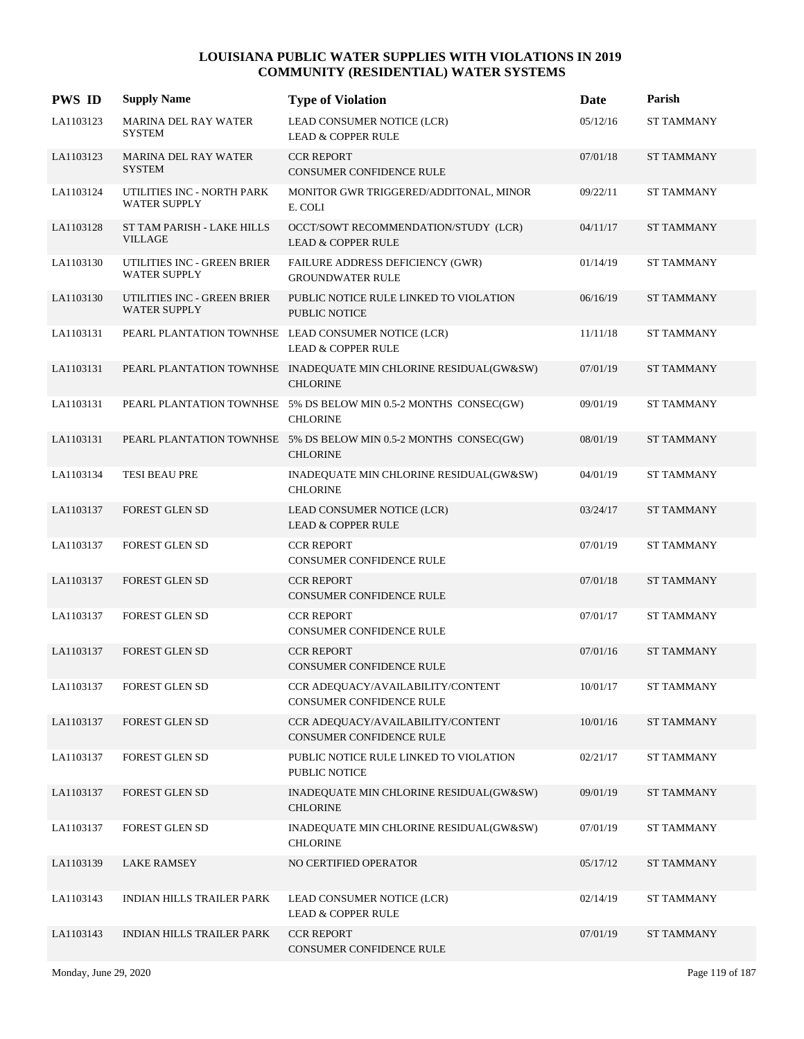# LOUISIANA PUBLIC WATER SUPPLIES WITH VIOLATIONS IN 2019
## COMMUNITY (RESIDENTIAL) WATER SYSTEMS

| PWS ID | Supply Name | Type of Violation | Date | Parish |
|---|---|---|---|---|
| LA1103123 | MARINA DEL RAY WATER SYSTEM | LEAD CONSUMER NOTICE (LCR)<br>LEAD & COPPER RULE | 05/12/16 | ST TAMMANY |
| LA1103123 | MARINA DEL RAY WATER SYSTEM | CCR REPORT<br>CONSUMER CONFIDENCE RULE | 07/01/18 | ST TAMMANY |
| LA1103124 | UTILITIES INC - NORTH PARK WATER SUPPLY | MONITOR GWR TRIGGERED/ADDITONAL, MINOR<br>E. COLI | 09/22/11 | ST TAMMANY |
| LA1103128 | ST TAM PARISH - LAKE HILLS VILLAGE | OCCT/SOWT RECOMMENDATION/STUDY (LCR)<br>LEAD & COPPER RULE | 04/11/17 | ST TAMMANY |
| LA1103130 | UTILITIES INC - GREEN BRIER WATER SUPPLY | FAILURE ADDRESS DEFICIENCY (GWR)<br>GROUNDWATER RULE | 01/14/19 | ST TAMMANY |
| LA1103130 | UTILITIES INC - GREEN BRIER WATER SUPPLY | PUBLIC NOTICE RULE LINKED TO VIOLATION<br>PUBLIC NOTICE | 06/16/19 | ST TAMMANY |
| LA1103131 | PEARL PLANTATION TOWNHSE | LEAD CONSUMER NOTICE (LCR)<br>LEAD & COPPER RULE | 11/11/18 | ST TAMMANY |
| LA1103131 | PEARL PLANTATION TOWNHSE | INADEQUATE MIN CHLORINE RESIDUAL(GW&SW)<br>CHLORINE | 07/01/19 | ST TAMMANY |
| LA1103131 | PEARL PLANTATION TOWNHSE | 5% DS BELOW MIN 0.5-2 MONTHS CONSEC(GW)<br>CHLORINE | 09/01/19 | ST TAMMANY |
| LA1103131 | PEARL PLANTATION TOWNHSE | 5% DS BELOW MIN 0.5-2 MONTHS CONSEC(GW)<br>CHLORINE | 08/01/19 | ST TAMMANY |
| LA1103134 | TESI BEAU PRE | INADEQUATE MIN CHLORINE RESIDUAL(GW&SW)<br>CHLORINE | 04/01/19 | ST TAMMANY |
| LA1103137 | FOREST GLEN SD | LEAD CONSUMER NOTICE (LCR)<br>LEAD & COPPER RULE | 03/24/17 | ST TAMMANY |
| LA1103137 | FOREST GLEN SD | CCR REPORT<br>CONSUMER CONFIDENCE RULE | 07/01/19 | ST TAMMANY |
| LA1103137 | FOREST GLEN SD | CCR REPORT<br>CONSUMER CONFIDENCE RULE | 07/01/18 | ST TAMMANY |
| LA1103137 | FOREST GLEN SD | CCR REPORT<br>CONSUMER CONFIDENCE RULE | 07/01/17 | ST TAMMANY |
| LA1103137 | FOREST GLEN SD | CCR REPORT<br>CONSUMER CONFIDENCE RULE | 07/01/16 | ST TAMMANY |
| LA1103137 | FOREST GLEN SD | CCR ADEQUACY/AVAILABILITY/CONTENT<br>CONSUMER CONFIDENCE RULE | 10/01/17 | ST TAMMANY |
| LA1103137 | FOREST GLEN SD | CCR ADEQUACY/AVAILABILITY/CONTENT<br>CONSUMER CONFIDENCE RULE | 10/01/16 | ST TAMMANY |
| LA1103137 | FOREST GLEN SD | PUBLIC NOTICE RULE LINKED TO VIOLATION<br>PUBLIC NOTICE | 02/21/17 | ST TAMMANY |
| LA1103137 | FOREST GLEN SD | INADEQUATE MIN CHLORINE RESIDUAL(GW&SW)<br>CHLORINE | 09/01/19 | ST TAMMANY |
| LA1103137 | FOREST GLEN SD | INADEQUATE MIN CHLORINE RESIDUAL(GW&SW)<br>CHLORINE | 07/01/19 | ST TAMMANY |
| LA1103139 | LAKE RAMSEY | NO CERTIFIED OPERATOR | 05/17/12 | ST TAMMANY |
| LA1103143 | INDIAN HILLS TRAILER PARK | LEAD CONSUMER NOTICE (LCR)<br>LEAD & COPPER RULE | 02/14/19 | ST TAMMANY |
| LA1103143 | INDIAN HILLS TRAILER PARK | CCR REPORT<br>CONSUMER CONFIDENCE RULE | 07/01/19 | ST TAMMANY |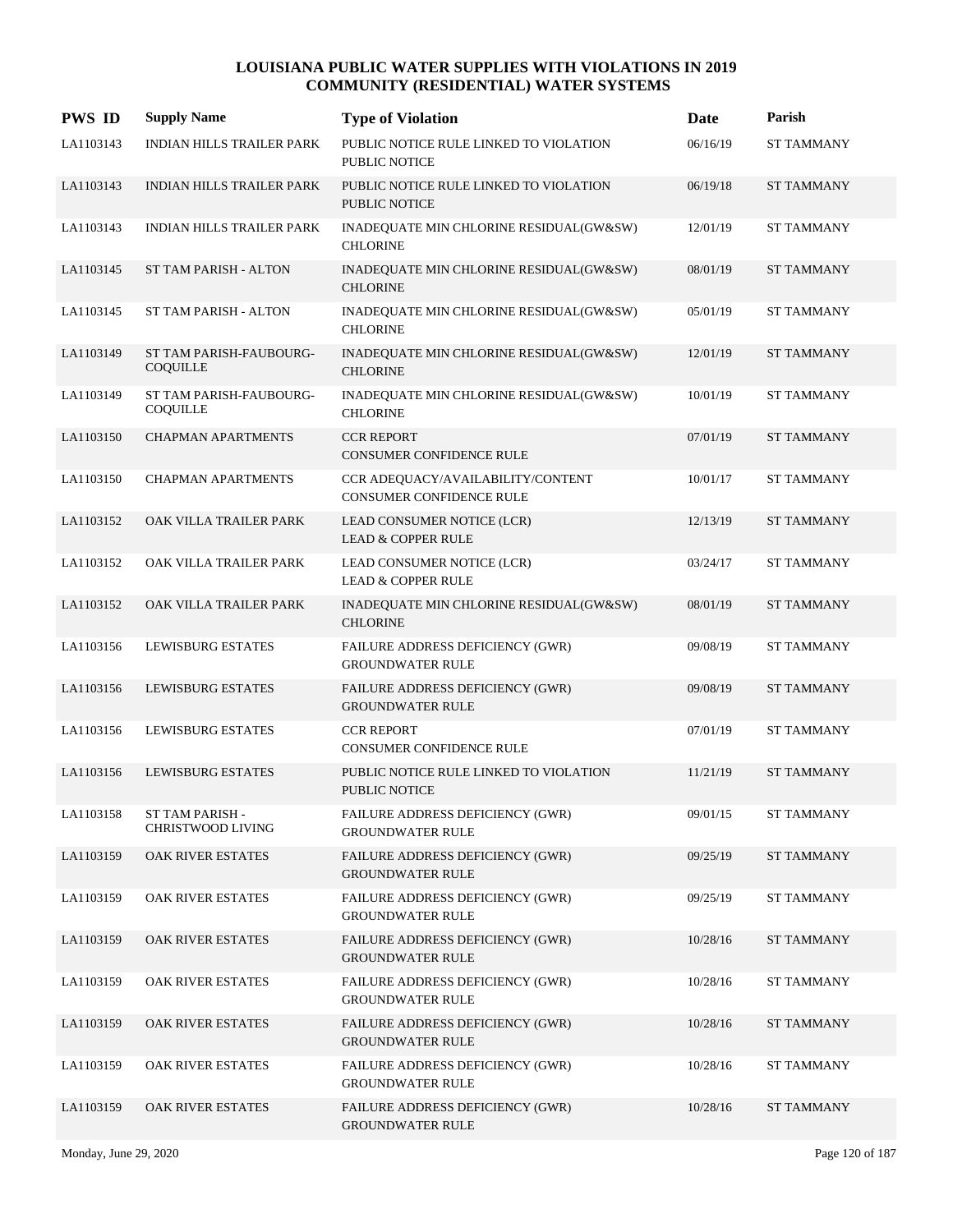# LOUISIANA PUBLIC WATER SUPPLIES WITH VIOLATIONS IN 2019
## COMMUNITY (RESIDENTIAL) WATER SYSTEMS

| PWS ID | Supply Name | Type of Violation | Date | Parish |
|---|---|---|---|---|
| LA1103143 | INDIAN HILLS TRAILER PARK | PUBLIC NOTICE RULE LINKED TO VIOLATION PUBLIC NOTICE | 06/16/19 | ST TAMMANY |
| LA1103143 | INDIAN HILLS TRAILER PARK | PUBLIC NOTICE RULE LINKED TO VIOLATION PUBLIC NOTICE | 06/19/18 | ST TAMMANY |
| LA1103143 | INDIAN HILLS TRAILER PARK | INADEQUATE MIN CHLORINE RESIDUAL(GW&SW) CHLORINE | 12/01/19 | ST TAMMANY |
| LA1103145 | ST TAM PARISH - ALTON | INADEQUATE MIN CHLORINE RESIDUAL(GW&SW) CHLORINE | 08/01/19 | ST TAMMANY |
| LA1103145 | ST TAM PARISH - ALTON | INADEQUATE MIN CHLORINE RESIDUAL(GW&SW) CHLORINE | 05/01/19 | ST TAMMANY |
| LA1103149 | ST TAM PARISH-FAUBOURG-COQUILLE | INADEQUATE MIN CHLORINE RESIDUAL(GW&SW) CHLORINE | 12/01/19 | ST TAMMANY |
| LA1103149 | ST TAM PARISH-FAUBOURG-COQUILLE | INADEQUATE MIN CHLORINE RESIDUAL(GW&SW) CHLORINE | 10/01/19 | ST TAMMANY |
| LA1103150 | CHAPMAN APARTMENTS | CCR REPORT CONSUMER CONFIDENCE RULE | 07/01/19 | ST TAMMANY |
| LA1103150 | CHAPMAN APARTMENTS | CCR ADEQUACY/AVAILABILITY/CONTENT CONSUMER CONFIDENCE RULE | 10/01/17 | ST TAMMANY |
| LA1103152 | OAK VILLA TRAILER PARK | LEAD CONSUMER NOTICE (LCR) LEAD & COPPER RULE | 12/13/19 | ST TAMMANY |
| LA1103152 | OAK VILLA TRAILER PARK | LEAD CONSUMER NOTICE (LCR) LEAD & COPPER RULE | 03/24/17 | ST TAMMANY |
| LA1103152 | OAK VILLA TRAILER PARK | INADEQUATE MIN CHLORINE RESIDUAL(GW&SW) CHLORINE | 08/01/19 | ST TAMMANY |
| LA1103156 | LEWISBURG ESTATES | FAILURE ADDRESS DEFICIENCY (GWR) GROUNDWATER RULE | 09/08/19 | ST TAMMANY |
| LA1103156 | LEWISBURG ESTATES | FAILURE ADDRESS DEFICIENCY (GWR) GROUNDWATER RULE | 09/08/19 | ST TAMMANY |
| LA1103156 | LEWISBURG ESTATES | CCR REPORT CONSUMER CONFIDENCE RULE | 07/01/19 | ST TAMMANY |
| LA1103156 | LEWISBURG ESTATES | PUBLIC NOTICE RULE LINKED TO VIOLATION PUBLIC NOTICE | 11/21/19 | ST TAMMANY |
| LA1103158 | ST TAM PARISH - CHRISTWOOD LIVING | FAILURE ADDRESS DEFICIENCY (GWR) GROUNDWATER RULE | 09/01/15 | ST TAMMANY |
| LA1103159 | OAK RIVER ESTATES | FAILURE ADDRESS DEFICIENCY (GWR) GROUNDWATER RULE | 09/25/19 | ST TAMMANY |
| LA1103159 | OAK RIVER ESTATES | FAILURE ADDRESS DEFICIENCY (GWR) GROUNDWATER RULE | 09/25/19 | ST TAMMANY |
| LA1103159 | OAK RIVER ESTATES | FAILURE ADDRESS DEFICIENCY (GWR) GROUNDWATER RULE | 10/28/16 | ST TAMMANY |
| LA1103159 | OAK RIVER ESTATES | FAILURE ADDRESS DEFICIENCY (GWR) GROUNDWATER RULE | 10/28/16 | ST TAMMANY |
| LA1103159 | OAK RIVER ESTATES | FAILURE ADDRESS DEFICIENCY (GWR) GROUNDWATER RULE | 10/28/16 | ST TAMMANY |
| LA1103159 | OAK RIVER ESTATES | FAILURE ADDRESS DEFICIENCY (GWR) GROUNDWATER RULE | 10/28/16 | ST TAMMANY |
| LA1103159 | OAK RIVER ESTATES | FAILURE ADDRESS DEFICIENCY (GWR) GROUNDWATER RULE | 10/28/16 | ST TAMMANY |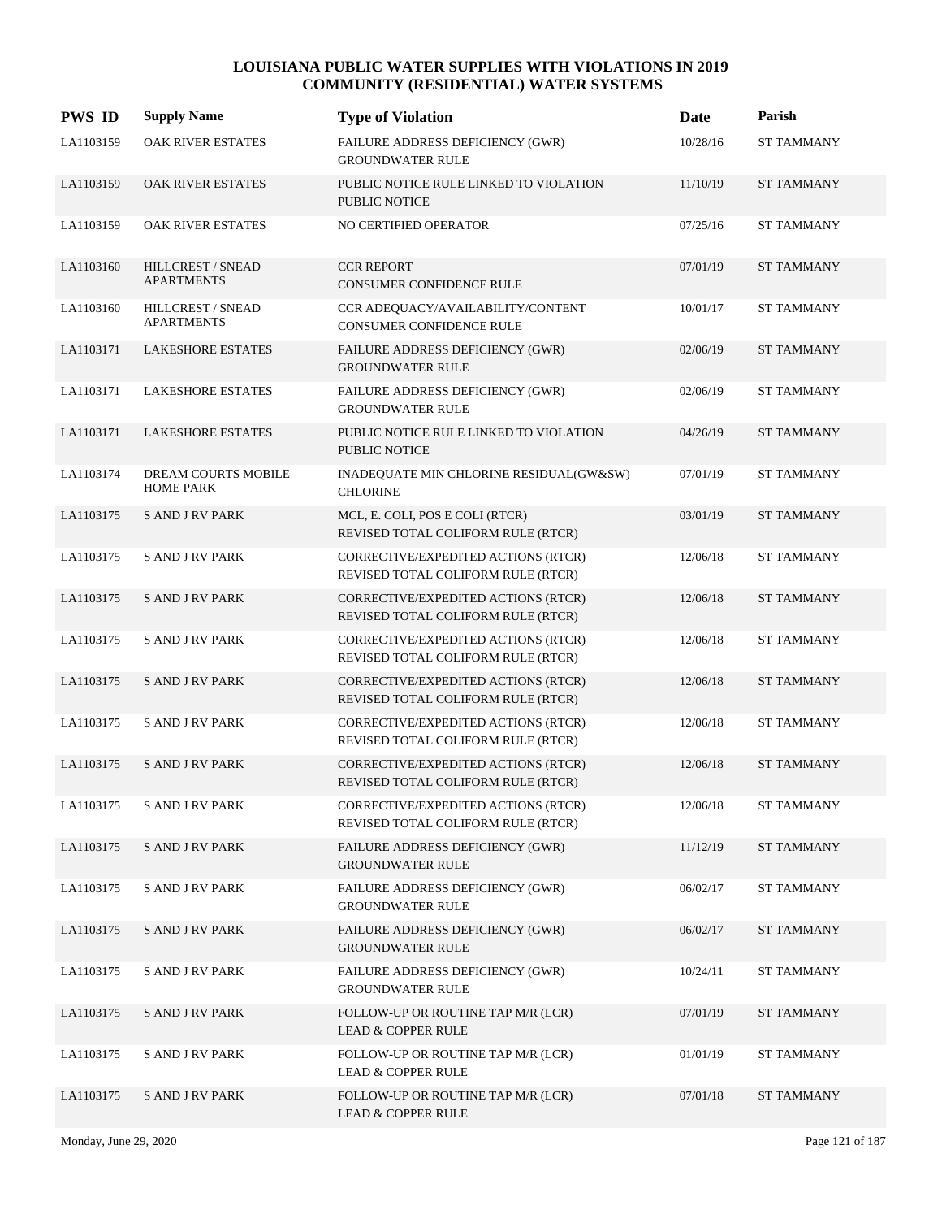# LOUISIANA PUBLIC WATER SUPPLIES WITH VIOLATIONS IN 2019
## COMMUNITY (RESIDENTIAL) WATER SYSTEMS

| PWS ID | Supply Name | Type of Violation | Date | Parish |
|---|---|---|---|---|
| LA1103159 | OAK RIVER ESTATES | FAILURE ADDRESS DEFICIENCY (GWR) GROUNDWATER RULE | 10/28/16 | ST TAMMANY |
| LA1103159 | OAK RIVER ESTATES | PUBLIC NOTICE RULE LINKED TO VIOLATION PUBLIC NOTICE | 11/10/19 | ST TAMMANY |
| LA1103159 | OAK RIVER ESTATES | NO CERTIFIED OPERATOR | 07/25/16 | ST TAMMANY |
| LA1103160 | HILLCREST / SNEAD APARTMENTS | CCR REPORT CONSUMER CONFIDENCE RULE | 07/01/19 | ST TAMMANY |
| LA1103160 | HILLCREST / SNEAD APARTMENTS | CCR ADEQUACY/AVAILABILITY/CONTENT CONSUMER CONFIDENCE RULE | 10/01/17 | ST TAMMANY |
| LA1103171 | LAKESHORE ESTATES | FAILURE ADDRESS DEFICIENCY (GWR) GROUNDWATER RULE | 02/06/19 | ST TAMMANY |
| LA1103171 | LAKESHORE ESTATES | FAILURE ADDRESS DEFICIENCY (GWR) GROUNDWATER RULE | 02/06/19 | ST TAMMANY |
| LA1103171 | LAKESHORE ESTATES | PUBLIC NOTICE RULE LINKED TO VIOLATION PUBLIC NOTICE | 04/26/19 | ST TAMMANY |
| LA1103174 | DREAM COURTS MOBILE HOME PARK | INADEQUATE MIN CHLORINE RESIDUAL(GW&SW) CHLORINE | 07/01/19 | ST TAMMANY |
| LA1103175 | S AND J RV PARK | MCL, E. COLI, POS E COLI (RTCR) REVISED TOTAL COLIFORM RULE (RTCR) | 03/01/19 | ST TAMMANY |
| LA1103175 | S AND J RV PARK | CORRECTIVE/EXPEDITED ACTIONS (RTCR) REVISED TOTAL COLIFORM RULE (RTCR) | 12/06/18 | ST TAMMANY |
| LA1103175 | S AND J RV PARK | CORRECTIVE/EXPEDITED ACTIONS (RTCR) REVISED TOTAL COLIFORM RULE (RTCR) | 12/06/18 | ST TAMMANY |
| LA1103175 | S AND J RV PARK | CORRECTIVE/EXPEDITED ACTIONS (RTCR) REVISED TOTAL COLIFORM RULE (RTCR) | 12/06/18 | ST TAMMANY |
| LA1103175 | S AND J RV PARK | CORRECTIVE/EXPEDITED ACTIONS (RTCR) REVISED TOTAL COLIFORM RULE (RTCR) | 12/06/18 | ST TAMMANY |
| LA1103175 | S AND J RV PARK | CORRECTIVE/EXPEDITED ACTIONS (RTCR) REVISED TOTAL COLIFORM RULE (RTCR) | 12/06/18 | ST TAMMANY |
| LA1103175 | S AND J RV PARK | CORRECTIVE/EXPEDITED ACTIONS (RTCR) REVISED TOTAL COLIFORM RULE (RTCR) | 12/06/18 | ST TAMMANY |
| LA1103175 | S AND J RV PARK | CORRECTIVE/EXPEDITED ACTIONS (RTCR) REVISED TOTAL COLIFORM RULE (RTCR) | 12/06/18 | ST TAMMANY |
| LA1103175 | S AND J RV PARK | FAILURE ADDRESS DEFICIENCY (GWR) GROUNDWATER RULE | 11/12/19 | ST TAMMANY |
| LA1103175 | S AND J RV PARK | FAILURE ADDRESS DEFICIENCY (GWR) GROUNDWATER RULE | 06/02/17 | ST TAMMANY |
| LA1103175 | S AND J RV PARK | FAILURE ADDRESS DEFICIENCY (GWR) GROUNDWATER RULE | 06/02/17 | ST TAMMANY |
| LA1103175 | S AND J RV PARK | FAILURE ADDRESS DEFICIENCY (GWR) GROUNDWATER RULE | 10/24/11 | ST TAMMANY |
| LA1103175 | S AND J RV PARK | FOLLOW-UP OR ROUTINE TAP M/R (LCR) LEAD & COPPER RULE | 07/01/19 | ST TAMMANY |
| LA1103175 | S AND J RV PARK | FOLLOW-UP OR ROUTINE TAP M/R (LCR) LEAD & COPPER RULE | 01/01/19 | ST TAMMANY |
| LA1103175 | S AND J RV PARK | FOLLOW-UP OR ROUTINE TAP M/R (LCR) LEAD & COPPER RULE | 07/01/18 | ST TAMMANY |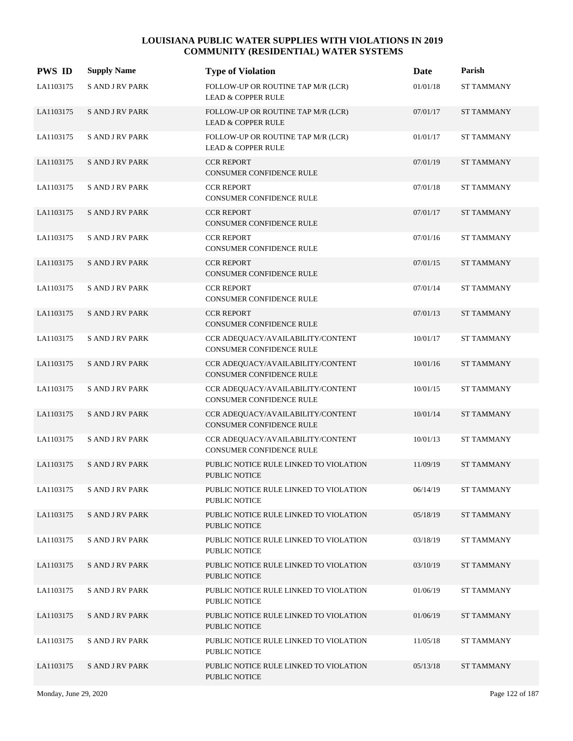# LOUISIANA PUBLIC WATER SUPPLIES WITH VIOLATIONS IN 2019
## COMMUNITY (RESIDENTIAL) WATER SYSTEMS

| PWS ID | Supply Name | Type of Violation | Date | Parish |
|---|---|---|---|---|
| LA1103175 | S AND J RV PARK | FOLLOW-UP OR ROUTINE TAP M/R (LCR)<br>LEAD & COPPER RULE | 01/01/18 | ST TAMMANY |
| LA1103175 | S AND J RV PARK | FOLLOW-UP OR ROUTINE TAP M/R (LCR)<br>LEAD & COPPER RULE | 07/01/17 | ST TAMMANY |
| LA1103175 | S AND J RV PARK | FOLLOW-UP OR ROUTINE TAP M/R (LCR)<br>LEAD & COPPER RULE | 01/01/17 | ST TAMMANY |
| LA1103175 | S AND J RV PARK | CCR REPORT<br>CONSUMER CONFIDENCE RULE | 07/01/19 | ST TAMMANY |
| LA1103175 | S AND J RV PARK | CCR REPORT<br>CONSUMER CONFIDENCE RULE | 07/01/18 | ST TAMMANY |
| LA1103175 | S AND J RV PARK | CCR REPORT<br>CONSUMER CONFIDENCE RULE | 07/01/17 | ST TAMMANY |
| LA1103175 | S AND J RV PARK | CCR REPORT<br>CONSUMER CONFIDENCE RULE | 07/01/16 | ST TAMMANY |
| LA1103175 | S AND J RV PARK | CCR REPORT<br>CONSUMER CONFIDENCE RULE | 07/01/15 | ST TAMMANY |
| LA1103175 | S AND J RV PARK | CCR REPORT<br>CONSUMER CONFIDENCE RULE | 07/01/14 | ST TAMMANY |
| LA1103175 | S AND J RV PARK | CCR REPORT<br>CONSUMER CONFIDENCE RULE | 07/01/13 | ST TAMMANY |
| LA1103175 | S AND J RV PARK | CCR ADEQUACY/AVAILABILITY/CONTENT<br>CONSUMER CONFIDENCE RULE | 10/01/17 | ST TAMMANY |
| LA1103175 | S AND J RV PARK | CCR ADEQUACY/AVAILABILITY/CONTENT<br>CONSUMER CONFIDENCE RULE | 10/01/16 | ST TAMMANY |
| LA1103175 | S AND J RV PARK | CCR ADEQUACY/AVAILABILITY/CONTENT<br>CONSUMER CONFIDENCE RULE | 10/01/15 | ST TAMMANY |
| LA1103175 | S AND J RV PARK | CCR ADEQUACY/AVAILABILITY/CONTENT<br>CONSUMER CONFIDENCE RULE | 10/01/14 | ST TAMMANY |
| LA1103175 | S AND J RV PARK | CCR ADEQUACY/AVAILABILITY/CONTENT<br>CONSUMER CONFIDENCE RULE | 10/01/13 | ST TAMMANY |
| LA1103175 | S AND J RV PARK | PUBLIC NOTICE RULE LINKED TO VIOLATION<br>PUBLIC NOTICE | 11/09/19 | ST TAMMANY |
| LA1103175 | S AND J RV PARK | PUBLIC NOTICE RULE LINKED TO VIOLATION<br>PUBLIC NOTICE | 06/14/19 | ST TAMMANY |
| LA1103175 | S AND J RV PARK | PUBLIC NOTICE RULE LINKED TO VIOLATION<br>PUBLIC NOTICE | 05/18/19 | ST TAMMANY |
| LA1103175 | S AND J RV PARK | PUBLIC NOTICE RULE LINKED TO VIOLATION<br>PUBLIC NOTICE | 03/18/19 | ST TAMMANY |
| LA1103175 | S AND J RV PARK | PUBLIC NOTICE RULE LINKED TO VIOLATION<br>PUBLIC NOTICE | 03/10/19 | ST TAMMANY |
| LA1103175 | S AND J RV PARK | PUBLIC NOTICE RULE LINKED TO VIOLATION<br>PUBLIC NOTICE | 01/06/19 | ST TAMMANY |
| LA1103175 | S AND J RV PARK | PUBLIC NOTICE RULE LINKED TO VIOLATION<br>PUBLIC NOTICE | 01/06/19 | ST TAMMANY |
| LA1103175 | S AND J RV PARK | PUBLIC NOTICE RULE LINKED TO VIOLATION<br>PUBLIC NOTICE | 11/05/18 | ST TAMMANY |
| LA1103175 | S AND J RV PARK | PUBLIC NOTICE RULE LINKED TO VIOLATION<br>PUBLIC NOTICE | 05/13/18 | ST TAMMANY |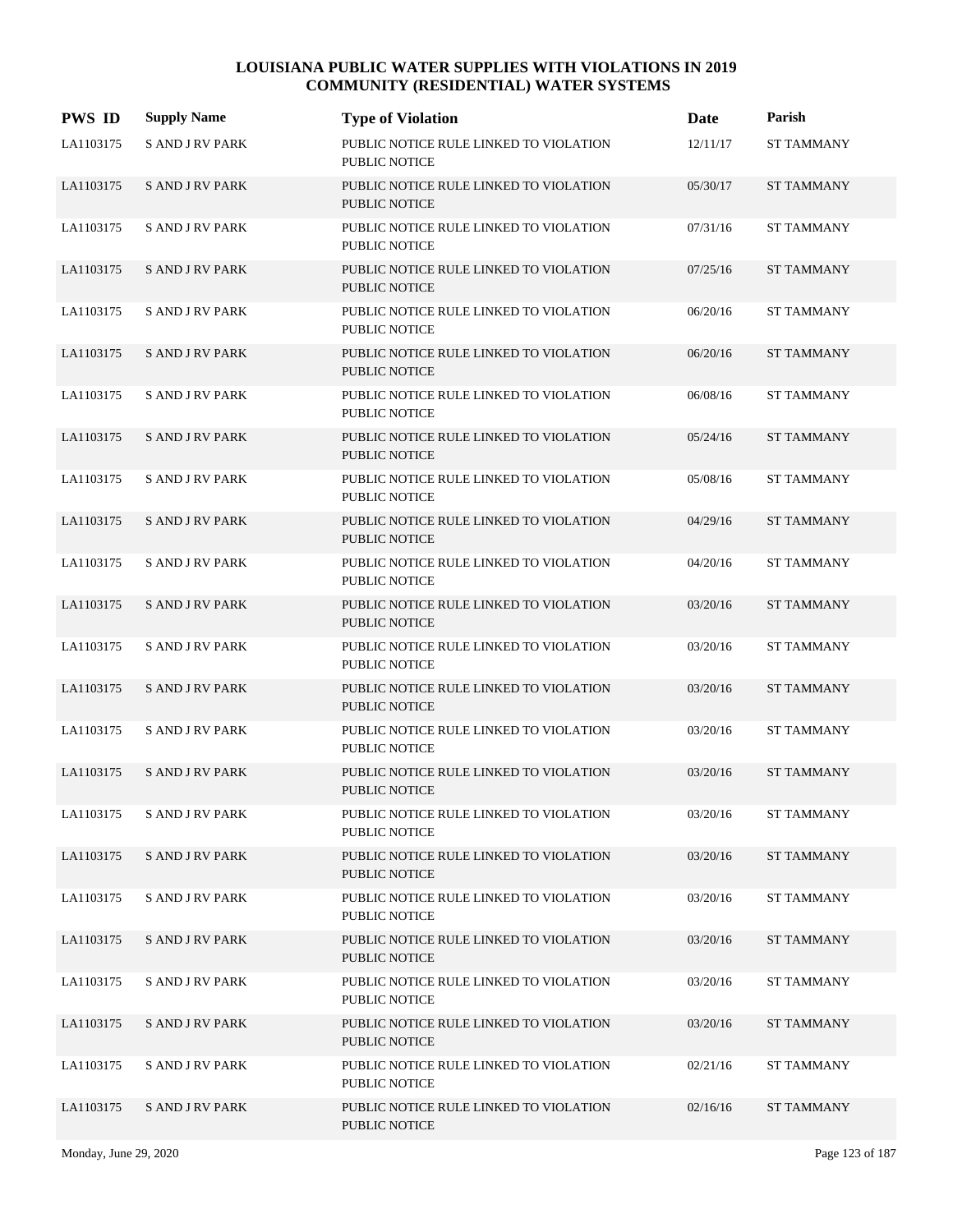# LOUISIANA PUBLIC WATER SUPPLIES WITH VIOLATIONS IN 2019
## COMMUNITY (RESIDENTIAL) WATER SYSTEMS

| PWS ID | Supply Name | Type of Violation | Date | Parish |
|---|---|---|---|---|
| LA1103175 | S AND J RV PARK | PUBLIC NOTICE RULE LINKED TO VIOLATION PUBLIC NOTICE | 12/11/17 | ST TAMMANY |
| LA1103175 | S AND J RV PARK | PUBLIC NOTICE RULE LINKED TO VIOLATION PUBLIC NOTICE | 05/30/17 | ST TAMMANY |
| LA1103175 | S AND J RV PARK | PUBLIC NOTICE RULE LINKED TO VIOLATION PUBLIC NOTICE | 07/31/16 | ST TAMMANY |
| LA1103175 | S AND J RV PARK | PUBLIC NOTICE RULE LINKED TO VIOLATION PUBLIC NOTICE | 07/25/16 | ST TAMMANY |
| LA1103175 | S AND J RV PARK | PUBLIC NOTICE RULE LINKED TO VIOLATION PUBLIC NOTICE | 06/20/16 | ST TAMMANY |
| LA1103175 | S AND J RV PARK | PUBLIC NOTICE RULE LINKED TO VIOLATION PUBLIC NOTICE | 06/20/16 | ST TAMMANY |
| LA1103175 | S AND J RV PARK | PUBLIC NOTICE RULE LINKED TO VIOLATION PUBLIC NOTICE | 06/08/16 | ST TAMMANY |
| LA1103175 | S AND J RV PARK | PUBLIC NOTICE RULE LINKED TO VIOLATION PUBLIC NOTICE | 05/24/16 | ST TAMMANY |
| LA1103175 | S AND J RV PARK | PUBLIC NOTICE RULE LINKED TO VIOLATION PUBLIC NOTICE | 05/08/16 | ST TAMMANY |
| LA1103175 | S AND J RV PARK | PUBLIC NOTICE RULE LINKED TO VIOLATION PUBLIC NOTICE | 04/29/16 | ST TAMMANY |
| LA1103175 | S AND J RV PARK | PUBLIC NOTICE RULE LINKED TO VIOLATION PUBLIC NOTICE | 04/20/16 | ST TAMMANY |
| LA1103175 | S AND J RV PARK | PUBLIC NOTICE RULE LINKED TO VIOLATION PUBLIC NOTICE | 03/20/16 | ST TAMMANY |
| LA1103175 | S AND J RV PARK | PUBLIC NOTICE RULE LINKED TO VIOLATION PUBLIC NOTICE | 03/20/16 | ST TAMMANY |
| LA1103175 | S AND J RV PARK | PUBLIC NOTICE RULE LINKED TO VIOLATION PUBLIC NOTICE | 03/20/16 | ST TAMMANY |
| LA1103175 | S AND J RV PARK | PUBLIC NOTICE RULE LINKED TO VIOLATION PUBLIC NOTICE | 03/20/16 | ST TAMMANY |
| LA1103175 | S AND J RV PARK | PUBLIC NOTICE RULE LINKED TO VIOLATION PUBLIC NOTICE | 03/20/16 | ST TAMMANY |
| LA1103175 | S AND J RV PARK | PUBLIC NOTICE RULE LINKED TO VIOLATION PUBLIC NOTICE | 03/20/16 | ST TAMMANY |
| LA1103175 | S AND J RV PARK | PUBLIC NOTICE RULE LINKED TO VIOLATION PUBLIC NOTICE | 03/20/16 | ST TAMMANY |
| LA1103175 | S AND J RV PARK | PUBLIC NOTICE RULE LINKED TO VIOLATION PUBLIC NOTICE | 03/20/16 | ST TAMMANY |
| LA1103175 | S AND J RV PARK | PUBLIC NOTICE RULE LINKED TO VIOLATION PUBLIC NOTICE | 03/20/16 | ST TAMMANY |
| LA1103175 | S AND J RV PARK | PUBLIC NOTICE RULE LINKED TO VIOLATION PUBLIC NOTICE | 03/20/16 | ST TAMMANY |
| LA1103175 | S AND J RV PARK | PUBLIC NOTICE RULE LINKED TO VIOLATION PUBLIC NOTICE | 03/20/16 | ST TAMMANY |
| LA1103175 | S AND J RV PARK | PUBLIC NOTICE RULE LINKED TO VIOLATION PUBLIC NOTICE | 02/21/16 | ST TAMMANY |
| LA1103175 | S AND J RV PARK | PUBLIC NOTICE RULE LINKED TO VIOLATION PUBLIC NOTICE | 02/16/16 | ST TAMMANY |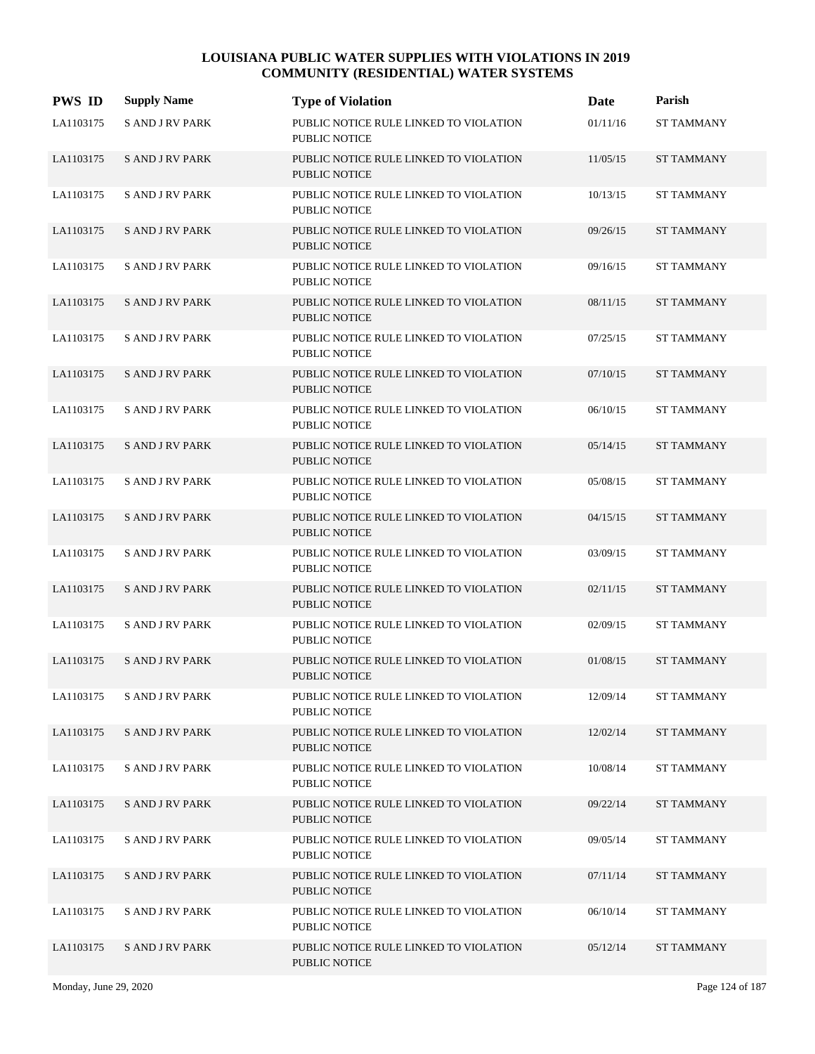# LOUISIANA PUBLIC WATER SUPPLIES WITH VIOLATIONS IN 2019
## COMMUNITY (RESIDENTIAL) WATER SYSTEMS

| PWS ID | Supply Name | Type of Violation | Date | Parish |
|---|---|---|---|---|
| LA1103175 | S AND J RV PARK | PUBLIC NOTICE RULE LINKED TO VIOLATION PUBLIC NOTICE | 01/11/16 | ST TAMMANY |
| LA1103175 | S AND J RV PARK | PUBLIC NOTICE RULE LINKED TO VIOLATION PUBLIC NOTICE | 11/05/15 | ST TAMMANY |
| LA1103175 | S AND J RV PARK | PUBLIC NOTICE RULE LINKED TO VIOLATION PUBLIC NOTICE | 10/13/15 | ST TAMMANY |
| LA1103175 | S AND J RV PARK | PUBLIC NOTICE RULE LINKED TO VIOLATION PUBLIC NOTICE | 09/26/15 | ST TAMMANY |
| LA1103175 | S AND J RV PARK | PUBLIC NOTICE RULE LINKED TO VIOLATION PUBLIC NOTICE | 09/16/15 | ST TAMMANY |
| LA1103175 | S AND J RV PARK | PUBLIC NOTICE RULE LINKED TO VIOLATION PUBLIC NOTICE | 08/11/15 | ST TAMMANY |
| LA1103175 | S AND J RV PARK | PUBLIC NOTICE RULE LINKED TO VIOLATION PUBLIC NOTICE | 07/25/15 | ST TAMMANY |
| LA1103175 | S AND J RV PARK | PUBLIC NOTICE RULE LINKED TO VIOLATION PUBLIC NOTICE | 07/10/15 | ST TAMMANY |
| LA1103175 | S AND J RV PARK | PUBLIC NOTICE RULE LINKED TO VIOLATION PUBLIC NOTICE | 06/10/15 | ST TAMMANY |
| LA1103175 | S AND J RV PARK | PUBLIC NOTICE RULE LINKED TO VIOLATION PUBLIC NOTICE | 05/14/15 | ST TAMMANY |
| LA1103175 | S AND J RV PARK | PUBLIC NOTICE RULE LINKED TO VIOLATION PUBLIC NOTICE | 05/08/15 | ST TAMMANY |
| LA1103175 | S AND J RV PARK | PUBLIC NOTICE RULE LINKED TO VIOLATION PUBLIC NOTICE | 04/15/15 | ST TAMMANY |
| LA1103175 | S AND J RV PARK | PUBLIC NOTICE RULE LINKED TO VIOLATION PUBLIC NOTICE | 03/09/15 | ST TAMMANY |
| LA1103175 | S AND J RV PARK | PUBLIC NOTICE RULE LINKED TO VIOLATION PUBLIC NOTICE | 02/11/15 | ST TAMMANY |
| LA1103175 | S AND J RV PARK | PUBLIC NOTICE RULE LINKED TO VIOLATION PUBLIC NOTICE | 02/09/15 | ST TAMMANY |
| LA1103175 | S AND J RV PARK | PUBLIC NOTICE RULE LINKED TO VIOLATION PUBLIC NOTICE | 01/08/15 | ST TAMMANY |
| LA1103175 | S AND J RV PARK | PUBLIC NOTICE RULE LINKED TO VIOLATION PUBLIC NOTICE | 12/09/14 | ST TAMMANY |
| LA1103175 | S AND J RV PARK | PUBLIC NOTICE RULE LINKED TO VIOLATION PUBLIC NOTICE | 12/02/14 | ST TAMMANY |
| LA1103175 | S AND J RV PARK | PUBLIC NOTICE RULE LINKED TO VIOLATION PUBLIC NOTICE | 10/08/14 | ST TAMMANY |
| LA1103175 | S AND J RV PARK | PUBLIC NOTICE RULE LINKED TO VIOLATION PUBLIC NOTICE | 09/22/14 | ST TAMMANY |
| LA1103175 | S AND J RV PARK | PUBLIC NOTICE RULE LINKED TO VIOLATION PUBLIC NOTICE | 09/05/14 | ST TAMMANY |
| LA1103175 | S AND J RV PARK | PUBLIC NOTICE RULE LINKED TO VIOLATION PUBLIC NOTICE | 07/11/14 | ST TAMMANY |
| LA1103175 | S AND J RV PARK | PUBLIC NOTICE RULE LINKED TO VIOLATION PUBLIC NOTICE | 06/10/14 | ST TAMMANY |
| LA1103175 | S AND J RV PARK | PUBLIC NOTICE RULE LINKED TO VIOLATION PUBLIC NOTICE | 05/12/14 | ST TAMMANY |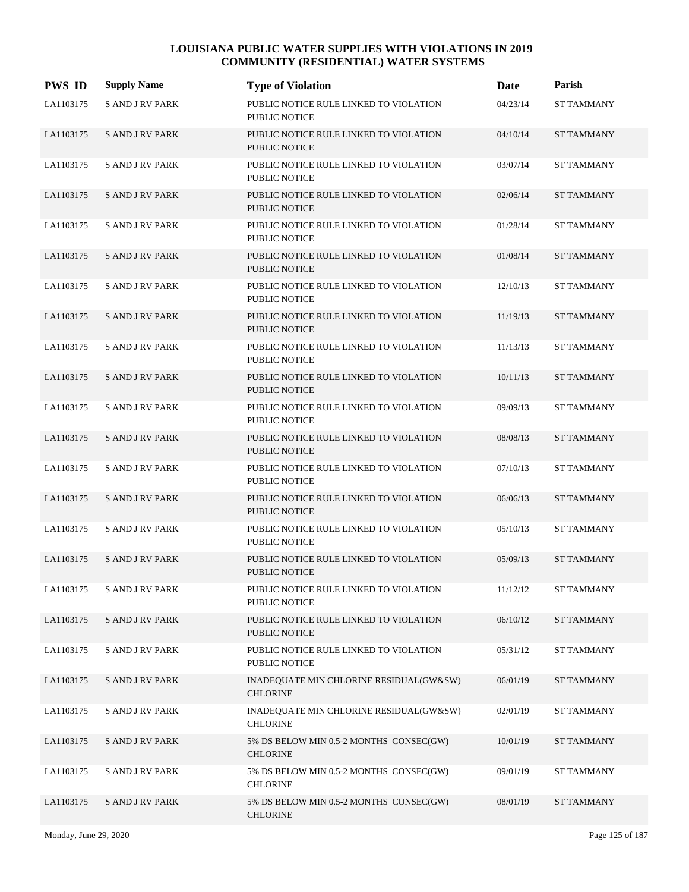# LOUISIANA PUBLIC WATER SUPPLIES WITH VIOLATIONS IN 2019
## COMMUNITY (RESIDENTIAL) WATER SYSTEMS

| PWS ID | Supply Name | Type of Violation | Date | Parish |
|---|---|---|---|---|
| LA1103175 | S AND J RV PARK | PUBLIC NOTICE RULE LINKED TO VIOLATION PUBLIC NOTICE | 04/23/14 | ST TAMMANY |
| LA1103175 | S AND J RV PARK | PUBLIC NOTICE RULE LINKED TO VIOLATION PUBLIC NOTICE | 04/10/14 | ST TAMMANY |
| LA1103175 | S AND J RV PARK | PUBLIC NOTICE RULE LINKED TO VIOLATION PUBLIC NOTICE | 03/07/14 | ST TAMMANY |
| LA1103175 | S AND J RV PARK | PUBLIC NOTICE RULE LINKED TO VIOLATION PUBLIC NOTICE | 02/06/14 | ST TAMMANY |
| LA1103175 | S AND J RV PARK | PUBLIC NOTICE RULE LINKED TO VIOLATION PUBLIC NOTICE | 01/28/14 | ST TAMMANY |
| LA1103175 | S AND J RV PARK | PUBLIC NOTICE RULE LINKED TO VIOLATION PUBLIC NOTICE | 01/08/14 | ST TAMMANY |
| LA1103175 | S AND J RV PARK | PUBLIC NOTICE RULE LINKED TO VIOLATION PUBLIC NOTICE | 12/10/13 | ST TAMMANY |
| LA1103175 | S AND J RV PARK | PUBLIC NOTICE RULE LINKED TO VIOLATION PUBLIC NOTICE | 11/19/13 | ST TAMMANY |
| LA1103175 | S AND J RV PARK | PUBLIC NOTICE RULE LINKED TO VIOLATION PUBLIC NOTICE | 11/13/13 | ST TAMMANY |
| LA1103175 | S AND J RV PARK | PUBLIC NOTICE RULE LINKED TO VIOLATION PUBLIC NOTICE | 10/11/13 | ST TAMMANY |
| LA1103175 | S AND J RV PARK | PUBLIC NOTICE RULE LINKED TO VIOLATION PUBLIC NOTICE | 09/09/13 | ST TAMMANY |
| LA1103175 | S AND J RV PARK | PUBLIC NOTICE RULE LINKED TO VIOLATION PUBLIC NOTICE | 08/08/13 | ST TAMMANY |
| LA1103175 | S AND J RV PARK | PUBLIC NOTICE RULE LINKED TO VIOLATION PUBLIC NOTICE | 07/10/13 | ST TAMMANY |
| LA1103175 | S AND J RV PARK | PUBLIC NOTICE RULE LINKED TO VIOLATION PUBLIC NOTICE | 06/06/13 | ST TAMMANY |
| LA1103175 | S AND J RV PARK | PUBLIC NOTICE RULE LINKED TO VIOLATION PUBLIC NOTICE | 05/10/13 | ST TAMMANY |
| LA1103175 | S AND J RV PARK | PUBLIC NOTICE RULE LINKED TO VIOLATION PUBLIC NOTICE | 05/09/13 | ST TAMMANY |
| LA1103175 | S AND J RV PARK | PUBLIC NOTICE RULE LINKED TO VIOLATION PUBLIC NOTICE | 11/12/12 | ST TAMMANY |
| LA1103175 | S AND J RV PARK | PUBLIC NOTICE RULE LINKED TO VIOLATION PUBLIC NOTICE | 06/10/12 | ST TAMMANY |
| LA1103175 | S AND J RV PARK | PUBLIC NOTICE RULE LINKED TO VIOLATION PUBLIC NOTICE | 05/31/12 | ST TAMMANY |
| LA1103175 | S AND J RV PARK | INADEQUATE MIN CHLORINE RESIDUAL(GW&SW) CHLORINE | 06/01/19 | ST TAMMANY |
| LA1103175 | S AND J RV PARK | INADEQUATE MIN CHLORINE RESIDUAL(GW&SW) CHLORINE | 02/01/19 | ST TAMMANY |
| LA1103175 | S AND J RV PARK | 5% DS BELOW MIN 0.5-2 MONTHS CONSEC(GW) CHLORINE | 10/01/19 | ST TAMMANY |
| LA1103175 | S AND J RV PARK | 5% DS BELOW MIN 0.5-2 MONTHS CONSEC(GW) CHLORINE | 09/01/19 | ST TAMMANY |
| LA1103175 | S AND J RV PARK | 5% DS BELOW MIN 0.5-2 MONTHS CONSEC(GW) CHLORINE | 08/01/19 | ST TAMMANY |

Monday, June 29, 2020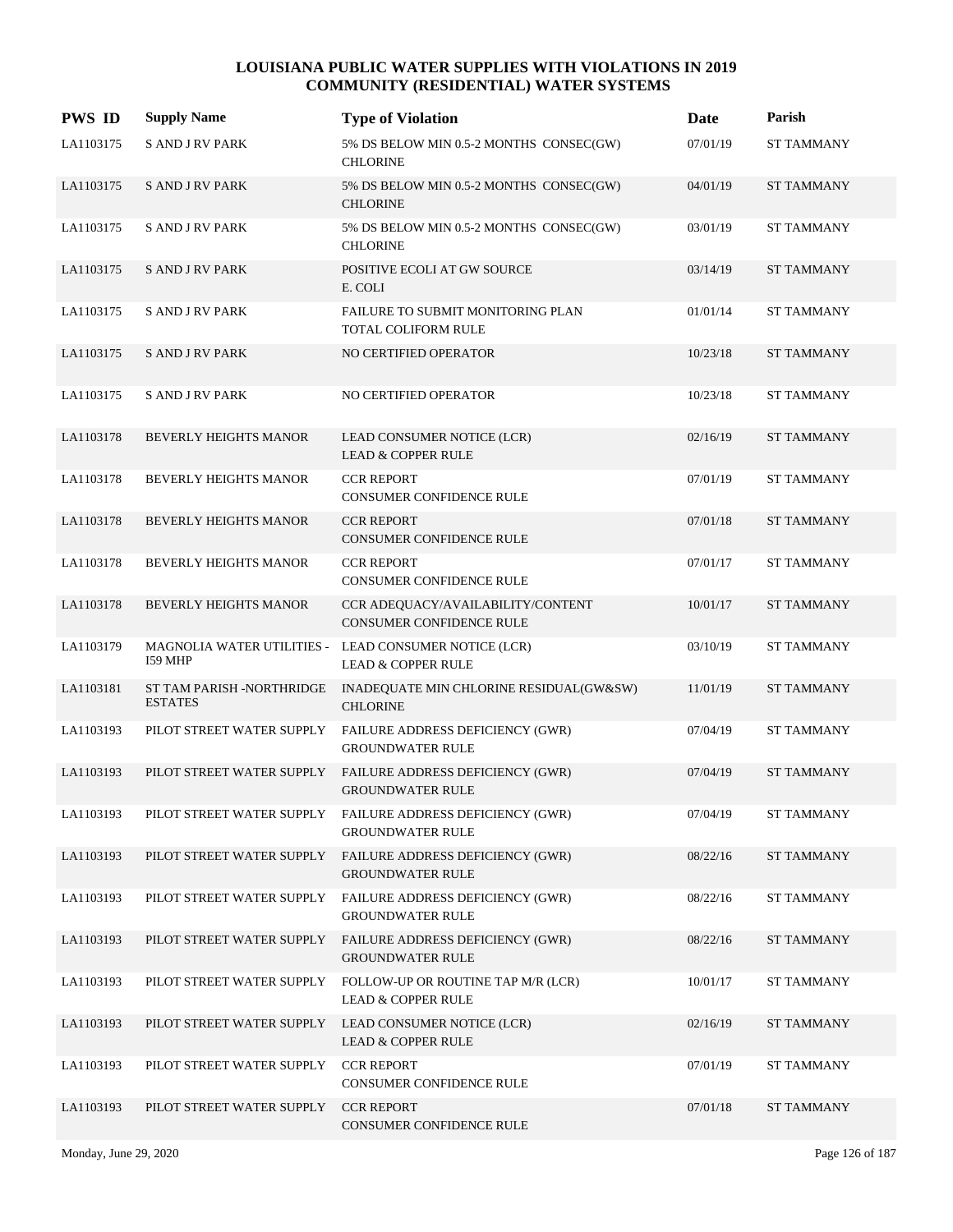# LOUISIANA PUBLIC WATER SUPPLIES WITH VIOLATIONS IN 2019
## COMMUNITY (RESIDENTIAL) WATER SYSTEMS

| PWS ID | Supply Name | Type of Violation | Date | Parish |
|---|---|---|---|---|
| LA1103175 | S AND J RV PARK | 5% DS BELOW MIN 0.5-2 MONTHS CONSEC(GW) CHLORINE | 07/01/19 | ST TAMMANY |
| LA1103175 | S AND J RV PARK | 5% DS BELOW MIN 0.5-2 MONTHS CONSEC(GW) CHLORINE | 04/01/19 | ST TAMMANY |
| LA1103175 | S AND J RV PARK | 5% DS BELOW MIN 0.5-2 MONTHS CONSEC(GW) CHLORINE | 03/01/19 | ST TAMMANY |
| LA1103175 | S AND J RV PARK | POSITIVE ECOLI AT GW SOURCE E. COLI | 03/14/19 | ST TAMMANY |
| LA1103175 | S AND J RV PARK | FAILURE TO SUBMIT MONITORING PLAN TOTAL COLIFORM RULE | 01/01/14 | ST TAMMANY |
| LA1103175 | S AND J RV PARK | NO CERTIFIED OPERATOR | 10/23/18 | ST TAMMANY |
| LA1103175 | S AND J RV PARK | NO CERTIFIED OPERATOR | 10/23/18 | ST TAMMANY |
| LA1103178 | BEVERLY HEIGHTS MANOR | LEAD CONSUMER NOTICE (LCR) LEAD & COPPER RULE | 02/16/19 | ST TAMMANY |
| LA1103178 | BEVERLY HEIGHTS MANOR | CCR REPORT CONSUMER CONFIDENCE RULE | 07/01/19 | ST TAMMANY |
| LA1103178 | BEVERLY HEIGHTS MANOR | CCR REPORT CONSUMER CONFIDENCE RULE | 07/01/18 | ST TAMMANY |
| LA1103178 | BEVERLY HEIGHTS MANOR | CCR REPORT CONSUMER CONFIDENCE RULE | 07/01/17 | ST TAMMANY |
| LA1103178 | BEVERLY HEIGHTS MANOR | CCR ADEQUACY/AVAILABILITY/CONTENT CONSUMER CONFIDENCE RULE | 10/01/17 | ST TAMMANY |
| LA1103179 | MAGNOLIA WATER UTILITIES - I59 MHP | LEAD CONSUMER NOTICE (LCR) LEAD & COPPER RULE | 03/10/19 | ST TAMMANY |
| LA1103181 | ST TAM PARISH -NORTHRIDGE ESTATES | INADEQUATE MIN CHLORINE RESIDUAL(GW&SW) CHLORINE | 11/01/19 | ST TAMMANY |
| LA1103193 | PILOT STREET WATER SUPPLY | FAILURE ADDRESS DEFICIENCY (GWR) GROUNDWATER RULE | 07/04/19 | ST TAMMANY |
| LA1103193 | PILOT STREET WATER SUPPLY | FAILURE ADDRESS DEFICIENCY (GWR) GROUNDWATER RULE | 07/04/19 | ST TAMMANY |
| LA1103193 | PILOT STREET WATER SUPPLY | FAILURE ADDRESS DEFICIENCY (GWR) GROUNDWATER RULE | 07/04/19 | ST TAMMANY |
| LA1103193 | PILOT STREET WATER SUPPLY | FAILURE ADDRESS DEFICIENCY (GWR) GROUNDWATER RULE | 08/22/16 | ST TAMMANY |
| LA1103193 | PILOT STREET WATER SUPPLY | FAILURE ADDRESS DEFICIENCY (GWR) GROUNDWATER RULE | 08/22/16 | ST TAMMANY |
| LA1103193 | PILOT STREET WATER SUPPLY | FAILURE ADDRESS DEFICIENCY (GWR) GROUNDWATER RULE | 08/22/16 | ST TAMMANY |
| LA1103193 | PILOT STREET WATER SUPPLY | FOLLOW-UP OR ROUTINE TAP M/R (LCR) LEAD & COPPER RULE | 10/01/17 | ST TAMMANY |
| LA1103193 | PILOT STREET WATER SUPPLY | LEAD CONSUMER NOTICE (LCR) LEAD & COPPER RULE | 02/16/19 | ST TAMMANY |
| LA1103193 | PILOT STREET WATER SUPPLY | CCR REPORT CONSUMER CONFIDENCE RULE | 07/01/19 | ST TAMMANY |
| LA1103193 | PILOT STREET WATER SUPPLY | CCR REPORT CONSUMER CONFIDENCE RULE | 07/01/18 | ST TAMMANY |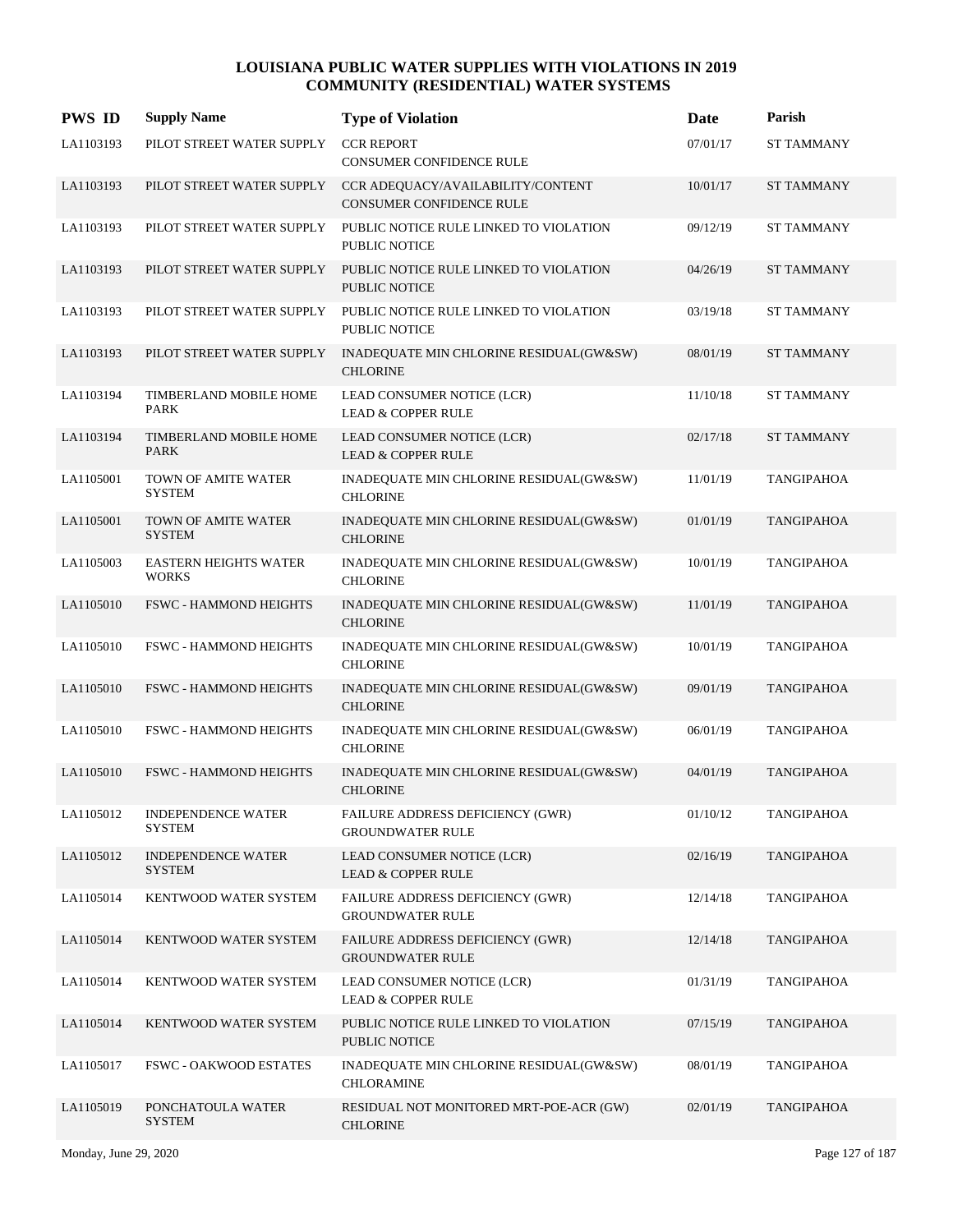# LOUISIANA PUBLIC WATER SUPPLIES WITH VIOLATIONS IN 2019
## COMMUNITY (RESIDENTIAL) WATER SYSTEMS

| PWS ID | Supply Name | Type of Violation | Date | Parish |
|---|---|---|---|---|
| LA1103193 | PILOT STREET WATER SUPPLY | CCR REPORT<br>CONSUMER CONFIDENCE RULE | 07/01/17 | ST TAMMANY |
| LA1103193 | PILOT STREET WATER SUPPLY | CCR ADEQUACY/AVAILABILITY/CONTENT<br>CONSUMER CONFIDENCE RULE | 10/01/17 | ST TAMMANY |
| LA1103193 | PILOT STREET WATER SUPPLY | PUBLIC NOTICE RULE LINKED TO VIOLATION<br>PUBLIC NOTICE | 09/12/19 | ST TAMMANY |
| LA1103193 | PILOT STREET WATER SUPPLY | PUBLIC NOTICE RULE LINKED TO VIOLATION<br>PUBLIC NOTICE | 04/26/19 | ST TAMMANY |
| LA1103193 | PILOT STREET WATER SUPPLY | PUBLIC NOTICE RULE LINKED TO VIOLATION<br>PUBLIC NOTICE | 03/19/18 | ST TAMMANY |
| LA1103193 | PILOT STREET WATER SUPPLY | INADEQUATE MIN CHLORINE RESIDUAL(GW&SW)<br>CHLORINE | 08/01/19 | ST TAMMANY |
| LA1103194 | TIMBERLAND MOBILE HOME PARK | LEAD CONSUMER NOTICE (LCR)<br>LEAD & COPPER RULE | 11/10/18 | ST TAMMANY |
| LA1103194 | TIMBERLAND MOBILE HOME PARK | LEAD CONSUMER NOTICE (LCR)<br>LEAD & COPPER RULE | 02/17/18 | ST TAMMANY |
| LA1105001 | TOWN OF AMITE WATER SYSTEM | INADEQUATE MIN CHLORINE RESIDUAL(GW&SW)<br>CHLORINE | 11/01/19 | TANGIPAHOA |
| LA1105001 | TOWN OF AMITE WATER SYSTEM | INADEQUATE MIN CHLORINE RESIDUAL(GW&SW)<br>CHLORINE | 01/01/19 | TANGIPAHOA |
| LA1105003 | EASTERN HEIGHTS WATER WORKS | INADEQUATE MIN CHLORINE RESIDUAL(GW&SW)<br>CHLORINE | 10/01/19 | TANGIPAHOA |
| LA1105010 | FSWC - HAMMOND HEIGHTS | INADEQUATE MIN CHLORINE RESIDUAL(GW&SW)<br>CHLORINE | 11/01/19 | TANGIPAHOA |
| LA1105010 | FSWC - HAMMOND HEIGHTS | INADEQUATE MIN CHLORINE RESIDUAL(GW&SW)<br>CHLORINE | 10/01/19 | TANGIPAHOA |
| LA1105010 | FSWC - HAMMOND HEIGHTS | INADEQUATE MIN CHLORINE RESIDUAL(GW&SW)<br>CHLORINE | 09/01/19 | TANGIPAHOA |
| LA1105010 | FSWC - HAMMOND HEIGHTS | INADEQUATE MIN CHLORINE RESIDUAL(GW&SW)<br>CHLORINE | 06/01/19 | TANGIPAHOA |
| LA1105010 | FSWC - HAMMOND HEIGHTS | INADEQUATE MIN CHLORINE RESIDUAL(GW&SW)<br>CHLORINE | 04/01/19 | TANGIPAHOA |
| LA1105012 | INDEPENDENCE WATER SYSTEM | FAILURE ADDRESS DEFICIENCY (GWR)<br>GROUNDWATER RULE | 01/10/12 | TANGIPAHOA |
| LA1105012 | INDEPENDENCE WATER SYSTEM | LEAD CONSUMER NOTICE (LCR)<br>LEAD & COPPER RULE | 02/16/19 | TANGIPAHOA |
| LA1105014 | KENTWOOD WATER SYSTEM | FAILURE ADDRESS DEFICIENCY (GWR)<br>GROUNDWATER RULE | 12/14/18 | TANGIPAHOA |
| LA1105014 | KENTWOOD WATER SYSTEM | FAILURE ADDRESS DEFICIENCY (GWR)<br>GROUNDWATER RULE | 12/14/18 | TANGIPAHOA |
| LA1105014 | KENTWOOD WATER SYSTEM | LEAD CONSUMER NOTICE (LCR)<br>LEAD & COPPER RULE | 01/31/19 | TANGIPAHOA |
| LA1105014 | KENTWOOD WATER SYSTEM | PUBLIC NOTICE RULE LINKED TO VIOLATION<br>PUBLIC NOTICE | 07/15/19 | TANGIPAHOA |
| LA1105017 | FSWC - OAKWOOD ESTATES | INADEQUATE MIN CHLORINE RESIDUAL(GW&SW)<br>CHLORAMINE | 08/01/19 | TANGIPAHOA |
| LA1105019 | PONCHATOULA WATER SYSTEM | RESIDUAL NOT MONITORED MRT-POE-ACR (GW)<br>CHLORINE | 02/01/19 | TANGIPAHOA |

Monday, June 29, 2020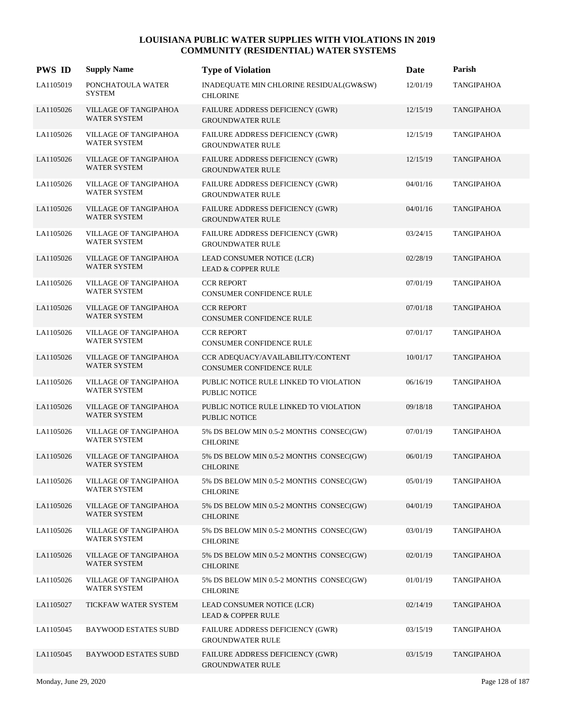# LOUISIANA PUBLIC WATER SUPPLIES WITH VIOLATIONS IN 2019
## COMMUNITY (RESIDENTIAL) WATER SYSTEMS

| PWS ID | Supply Name | Type of Violation | Date | Parish |
|---|---|---|---|---|
| LA1105019 | PONCHATOULA WATER SYSTEM | INADEQUATE MIN CHLORINE RESIDUAL(GW&SW) CHLORINE | 12/01/19 | TANGIPAHOA |
| LA1105026 | VILLAGE OF TANGIPAHOA WATER SYSTEM | FAILURE ADDRESS DEFICIENCY (GWR) GROUNDWATER RULE | 12/15/19 | TANGIPAHOA |
| LA1105026 | VILLAGE OF TANGIPAHOA WATER SYSTEM | FAILURE ADDRESS DEFICIENCY (GWR) GROUNDWATER RULE | 12/15/19 | TANGIPAHOA |
| LA1105026 | VILLAGE OF TANGIPAHOA WATER SYSTEM | FAILURE ADDRESS DEFICIENCY (GWR) GROUNDWATER RULE | 12/15/19 | TANGIPAHOA |
| LA1105026 | VILLAGE OF TANGIPAHOA WATER SYSTEM | FAILURE ADDRESS DEFICIENCY (GWR) GROUNDWATER RULE | 04/01/16 | TANGIPAHOA |
| LA1105026 | VILLAGE OF TANGIPAHOA WATER SYSTEM | FAILURE ADDRESS DEFICIENCY (GWR) GROUNDWATER RULE | 04/01/16 | TANGIPAHOA |
| LA1105026 | VILLAGE OF TANGIPAHOA WATER SYSTEM | FAILURE ADDRESS DEFICIENCY (GWR) GROUNDWATER RULE | 03/24/15 | TANGIPAHOA |
| LA1105026 | VILLAGE OF TANGIPAHOA WATER SYSTEM | LEAD CONSUMER NOTICE (LCR) LEAD & COPPER RULE | 02/28/19 | TANGIPAHOA |
| LA1105026 | VILLAGE OF TANGIPAHOA WATER SYSTEM | CCR REPORT CONSUMER CONFIDENCE RULE | 07/01/19 | TANGIPAHOA |
| LA1105026 | VILLAGE OF TANGIPAHOA WATER SYSTEM | CCR REPORT CONSUMER CONFIDENCE RULE | 07/01/18 | TANGIPAHOA |
| LA1105026 | VILLAGE OF TANGIPAHOA WATER SYSTEM | CCR REPORT CONSUMER CONFIDENCE RULE | 07/01/17 | TANGIPAHOA |
| LA1105026 | VILLAGE OF TANGIPAHOA WATER SYSTEM | CCR ADEQUACY/AVAILABILITY/CONTENT CONSUMER CONFIDENCE RULE | 10/01/17 | TANGIPAHOA |
| LA1105026 | VILLAGE OF TANGIPAHOA WATER SYSTEM | PUBLIC NOTICE RULE LINKED TO VIOLATION PUBLIC NOTICE | 06/16/19 | TANGIPAHOA |
| LA1105026 | VILLAGE OF TANGIPAHOA WATER SYSTEM | PUBLIC NOTICE RULE LINKED TO VIOLATION PUBLIC NOTICE | 09/18/18 | TANGIPAHOA |
| LA1105026 | VILLAGE OF TANGIPAHOA WATER SYSTEM | 5% DS BELOW MIN 0.5-2 MONTHS CONSEC(GW) CHLORINE | 07/01/19 | TANGIPAHOA |
| LA1105026 | VILLAGE OF TANGIPAHOA WATER SYSTEM | 5% DS BELOW MIN 0.5-2 MONTHS CONSEC(GW) CHLORINE | 06/01/19 | TANGIPAHOA |
| LA1105026 | VILLAGE OF TANGIPAHOA WATER SYSTEM | 5% DS BELOW MIN 0.5-2 MONTHS CONSEC(GW) CHLORINE | 05/01/19 | TANGIPAHOA |
| LA1105026 | VILLAGE OF TANGIPAHOA WATER SYSTEM | 5% DS BELOW MIN 0.5-2 MONTHS CONSEC(GW) CHLORINE | 04/01/19 | TANGIPAHOA |
| LA1105026 | VILLAGE OF TANGIPAHOA WATER SYSTEM | 5% DS BELOW MIN 0.5-2 MONTHS CONSEC(GW) CHLORINE | 03/01/19 | TANGIPAHOA |
| LA1105026 | VILLAGE OF TANGIPAHOA WATER SYSTEM | 5% DS BELOW MIN 0.5-2 MONTHS CONSEC(GW) CHLORINE | 02/01/19 | TANGIPAHOA |
| LA1105026 | VILLAGE OF TANGIPAHOA WATER SYSTEM | 5% DS BELOW MIN 0.5-2 MONTHS CONSEC(GW) CHLORINE | 01/01/19 | TANGIPAHOA |
| LA1105027 | TICKFAW WATER SYSTEM | LEAD CONSUMER NOTICE (LCR) LEAD & COPPER RULE | 02/14/19 | TANGIPAHOA |
| LA1105045 | BAYWOOD ESTATES SUBD | FAILURE ADDRESS DEFICIENCY (GWR) GROUNDWATER RULE | 03/15/19 | TANGIPAHOA |
| LA1105045 | BAYWOOD ESTATES SUBD | FAILURE ADDRESS DEFICIENCY (GWR) GROUNDWATER RULE | 03/15/19 | TANGIPAHOA |

Monday, June 29, 2020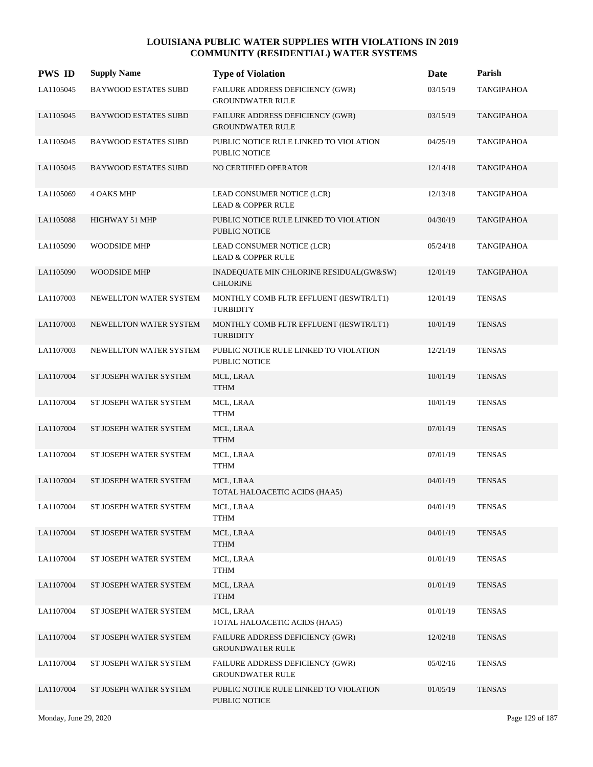# LOUISIANA PUBLIC WATER SUPPLIES WITH VIOLATIONS IN 2019
## COMMUNITY (RESIDENTIAL) WATER SYSTEMS

| PWS ID | Supply Name | Type of Violation | Date | Parish |
|---|---|---|---|---|
| LA1105045 | BAYWOOD ESTATES SUBD | FAILURE ADDRESS DEFICIENCY (GWR) GROUNDWATER RULE | 03/15/19 | TANGIPAHOA |
| LA1105045 | BAYWOOD ESTATES SUBD | FAILURE ADDRESS DEFICIENCY (GWR) GROUNDWATER RULE | 03/15/19 | TANGIPAHOA |
| LA1105045 | BAYWOOD ESTATES SUBD | PUBLIC NOTICE RULE LINKED TO VIOLATION PUBLIC NOTICE | 04/25/19 | TANGIPAHOA |
| LA1105045 | BAYWOOD ESTATES SUBD | NO CERTIFIED OPERATOR | 12/14/18 | TANGIPAHOA |
| LA1105069 | 4 OAKS MHP | LEAD CONSUMER NOTICE (LCR) LEAD & COPPER RULE | 12/13/18 | TANGIPAHOA |
| LA1105088 | HIGHWAY 51 MHP | PUBLIC NOTICE RULE LINKED TO VIOLATION PUBLIC NOTICE | 04/30/19 | TANGIPAHOA |
| LA1105090 | WOODSIDE MHP | LEAD CONSUMER NOTICE (LCR) LEAD & COPPER RULE | 05/24/18 | TANGIPAHOA |
| LA1105090 | WOODSIDE MHP | INADEQUATE MIN CHLORINE RESIDUAL(GW&SW) CHLORINE | 12/01/19 | TANGIPAHOA |
| LA1107003 | NEWELLTON WATER SYSTEM | MONTHLY COMB FLTR EFFLUENT (IESWTR/LT1) TURBIDITY | 12/01/19 | TENSAS |
| LA1107003 | NEWELLTON WATER SYSTEM | MONTHLY COMB FLTR EFFLUENT (IESWTR/LT1) TURBIDITY | 10/01/19 | TENSAS |
| LA1107003 | NEWELLTON WATER SYSTEM | PUBLIC NOTICE RULE LINKED TO VIOLATION PUBLIC NOTICE | 12/21/19 | TENSAS |
| LA1107004 | ST JOSEPH WATER SYSTEM | MCL, LRAA TTHM | 10/01/19 | TENSAS |
| LA1107004 | ST JOSEPH WATER SYSTEM | MCL, LRAA TTHM | 10/01/19 | TENSAS |
| LA1107004 | ST JOSEPH WATER SYSTEM | MCL, LRAA TTHM | 07/01/19 | TENSAS |
| LA1107004 | ST JOSEPH WATER SYSTEM | MCL, LRAA TTHM | 07/01/19 | TENSAS |
| LA1107004 | ST JOSEPH WATER SYSTEM | MCL, LRAA TOTAL HALOACETIC ACIDS (HAA5) | 04/01/19 | TENSAS |
| LA1107004 | ST JOSEPH WATER SYSTEM | MCL, LRAA TTHM | 04/01/19 | TENSAS |
| LA1107004 | ST JOSEPH WATER SYSTEM | MCL, LRAA TTHM | 04/01/19 | TENSAS |
| LA1107004 | ST JOSEPH WATER SYSTEM | MCL, LRAA TTHM | 01/01/19 | TENSAS |
| LA1107004 | ST JOSEPH WATER SYSTEM | MCL, LRAA TTHM | 01/01/19 | TENSAS |
| LA1107004 | ST JOSEPH WATER SYSTEM | MCL, LRAA TOTAL HALOACETIC ACIDS (HAA5) | 01/01/19 | TENSAS |
| LA1107004 | ST JOSEPH WATER SYSTEM | FAILURE ADDRESS DEFICIENCY (GWR) GROUNDWATER RULE | 12/02/18 | TENSAS |
| LA1107004 | ST JOSEPH WATER SYSTEM | FAILURE ADDRESS DEFICIENCY (GWR) GROUNDWATER RULE | 05/02/16 | TENSAS |
| LA1107004 | ST JOSEPH WATER SYSTEM | PUBLIC NOTICE RULE LINKED TO VIOLATION PUBLIC NOTICE | 01/05/19 | TENSAS |

Monday, June 29, 2020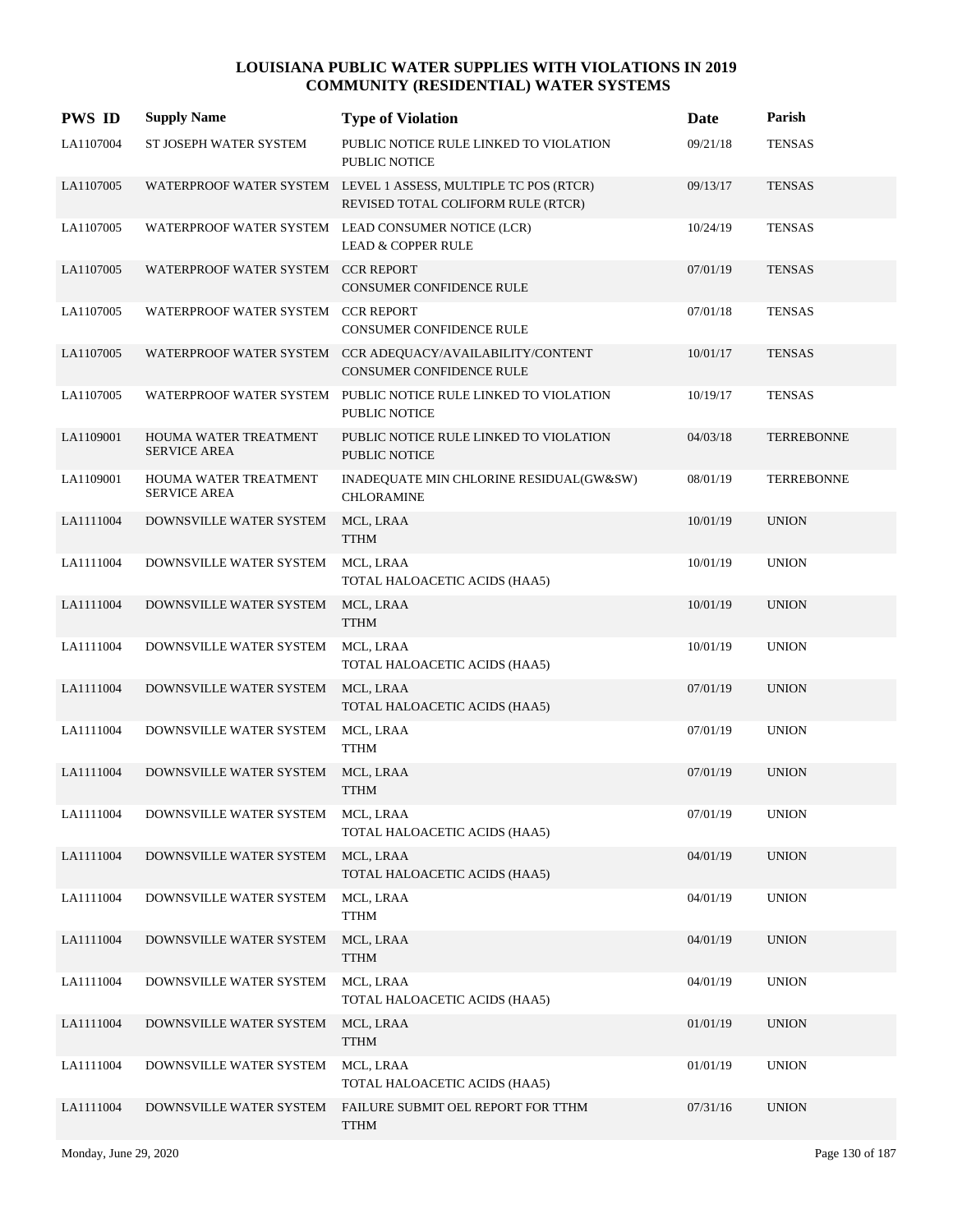# LOUISIANA PUBLIC WATER SUPPLIES WITH VIOLATIONS IN 2019
## COMMUNITY (RESIDENTIAL) WATER SYSTEMS

| PWS ID | Supply Name | Type of Violation | Date | Parish |
|---|---|---|---|---|
| LA1107004 | ST JOSEPH WATER SYSTEM | PUBLIC NOTICE RULE LINKED TO VIOLATION<br>PUBLIC NOTICE | 09/21/18 | TENSAS |
| LA1107005 | WATERPROOF WATER SYSTEM | LEVEL 1 ASSESS, MULTIPLE TC POS (RTCR)<br>REVISED TOTAL COLIFORM RULE (RTCR) | 09/13/17 | TENSAS |
| LA1107005 | WATERPROOF WATER SYSTEM | LEAD CONSUMER NOTICE (LCR)<br>LEAD & COPPER RULE | 10/24/19 | TENSAS |
| LA1107005 | WATERPROOF WATER SYSTEM | CCR REPORT<br>CONSUMER CONFIDENCE RULE | 07/01/19 | TENSAS |
| LA1107005 | WATERPROOF WATER SYSTEM | CCR REPORT<br>CONSUMER CONFIDENCE RULE | 07/01/18 | TENSAS |
| LA1107005 | WATERPROOF WATER SYSTEM | CCR ADEQUACY/AVAILABILITY/CONTENT<br>CONSUMER CONFIDENCE RULE | 10/01/17 | TENSAS |
| LA1107005 | WATERPROOF WATER SYSTEM | PUBLIC NOTICE RULE LINKED TO VIOLATION<br>PUBLIC NOTICE | 10/19/17 | TENSAS |
| LA1109001 | HOUMA WATER TREATMENT SERVICE AREA | PUBLIC NOTICE RULE LINKED TO VIOLATION<br>PUBLIC NOTICE | 04/03/18 | TERREBONNE |
| LA1109001 | HOUMA WATER TREATMENT SERVICE AREA | INADEQUATE MIN CHLORINE RESIDUAL(GW&SW)<br>CHLORAMINE | 08/01/19 | TERREBONNE |
| LA1111004 | DOWNSVILLE WATER SYSTEM | MCL, LRAA<br>TTHM | 10/01/19 | UNION |
| LA1111004 | DOWNSVILLE WATER SYSTEM | MCL, LRAA<br>TOTAL HALOACETIC ACIDS (HAA5) | 10/01/19 | UNION |
| LA1111004 | DOWNSVILLE WATER SYSTEM | MCL, LRAA<br>TTHM | 10/01/19 | UNION |
| LA1111004 | DOWNSVILLE WATER SYSTEM | MCL, LRAA<br>TOTAL HALOACETIC ACIDS (HAA5) | 10/01/19 | UNION |
| LA1111004 | DOWNSVILLE WATER SYSTEM | MCL, LRAA<br>TOTAL HALOACETIC ACIDS (HAA5) | 07/01/19 | UNION |
| LA1111004 | DOWNSVILLE WATER SYSTEM | MCL, LRAA<br>TTHM | 07/01/19 | UNION |
| LA1111004 | DOWNSVILLE WATER SYSTEM | MCL, LRAA<br>TTHM | 07/01/19 | UNION |
| LA1111004 | DOWNSVILLE WATER SYSTEM | MCL, LRAA<br>TOTAL HALOACETIC ACIDS (HAA5) | 07/01/19 | UNION |
| LA1111004 | DOWNSVILLE WATER SYSTEM | MCL, LRAA<br>TOTAL HALOACETIC ACIDS (HAA5) | 04/01/19 | UNION |
| LA1111004 | DOWNSVILLE WATER SYSTEM | MCL, LRAA<br>TTHM | 04/01/19 | UNION |
| LA1111004 | DOWNSVILLE WATER SYSTEM | MCL, LRAA<br>TTHM | 04/01/19 | UNION |
| LA1111004 | DOWNSVILLE WATER SYSTEM | MCL, LRAA<br>TOTAL HALOACETIC ACIDS (HAA5) | 04/01/19 | UNION |
| LA1111004 | DOWNSVILLE WATER SYSTEM | MCL, LRAA<br>TTHM | 01/01/19 | UNION |
| LA1111004 | DOWNSVILLE WATER SYSTEM | MCL, LRAA<br>TOTAL HALOACETIC ACIDS (HAA5) | 01/01/19 | UNION |
| LA1111004 | DOWNSVILLE WATER SYSTEM | FAILURE SUBMIT OEL REPORT FOR TTHM<br>TTHM | 07/31/16 | UNION |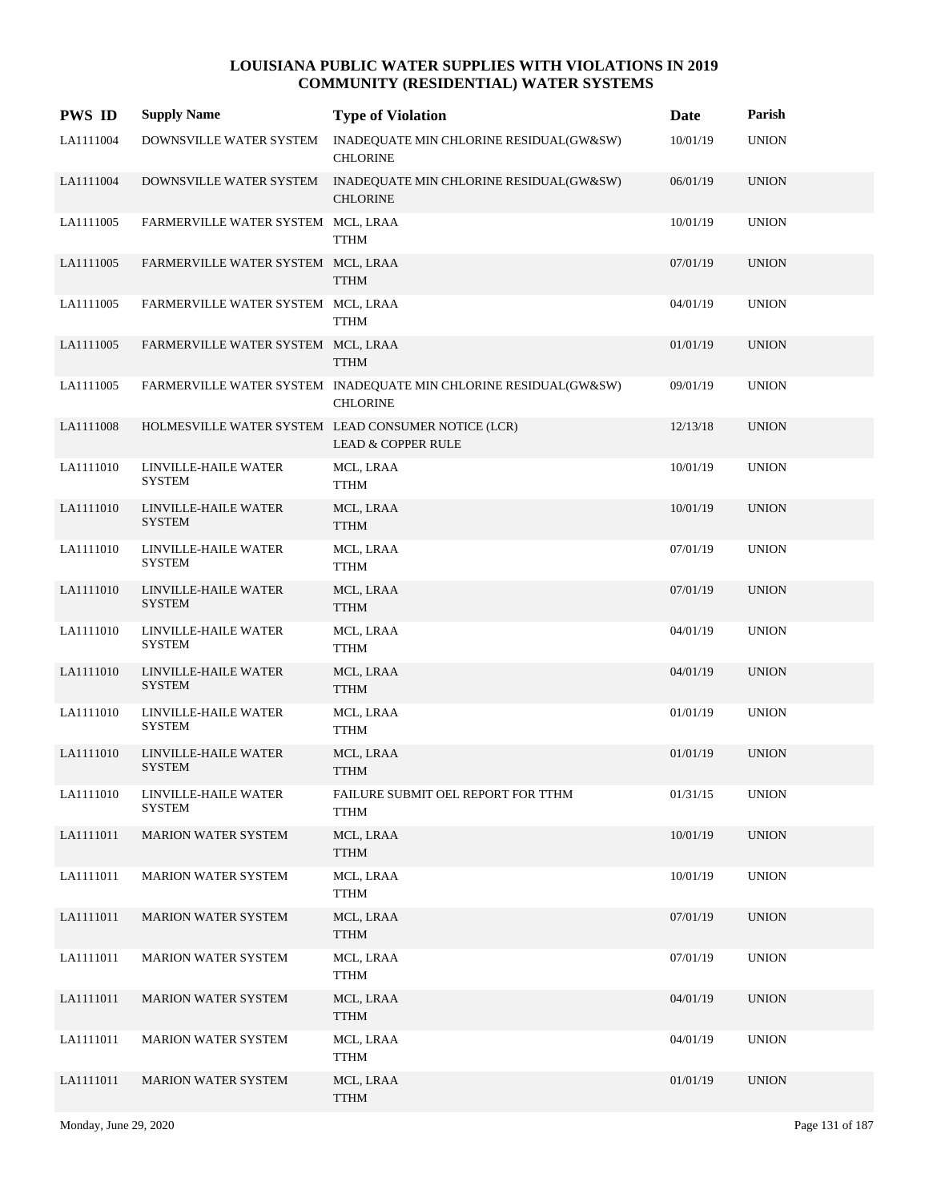# LOUISIANA PUBLIC WATER SUPPLIES WITH VIOLATIONS IN 2019
## COMMUNITY (RESIDENTIAL) WATER SYSTEMS

| PWS ID | Supply Name | Type of Violation | Date | Parish |
|---|---|---|---|---|
| LA1111004 | DOWNSVILLE WATER SYSTEM | INADEQUATE MIN CHLORINE RESIDUAL(GW&SW) CHLORINE | 10/01/19 | UNION |
| LA1111004 | DOWNSVILLE WATER SYSTEM | INADEQUATE MIN CHLORINE RESIDUAL(GW&SW) CHLORINE | 06/01/19 | UNION |
| LA1111005 | FARMERVILLE WATER SYSTEM | MCL, LRAA TTHM | 10/01/19 | UNION |
| LA1111005 | FARMERVILLE WATER SYSTEM | MCL, LRAA TTHM | 07/01/19 | UNION |
| LA1111005 | FARMERVILLE WATER SYSTEM | MCL, LRAA TTHM | 04/01/19 | UNION |
| LA1111005 | FARMERVILLE WATER SYSTEM | MCL, LRAA TTHM | 01/01/19 | UNION |
| LA1111005 | FARMERVILLE WATER SYSTEM | INADEQUATE MIN CHLORINE RESIDUAL(GW&SW) CHLORINE | 09/01/19 | UNION |
| LA1111008 | HOLMESVILLE WATER SYSTEM | LEAD CONSUMER NOTICE (LCR) LEAD & COPPER RULE | 12/13/18 | UNION |
| LA1111010 | LINVILLE-HAILE WATER SYSTEM | MCL, LRAA TTHM | 10/01/19 | UNION |
| LA1111010 | LINVILLE-HAILE WATER SYSTEM | MCL, LRAA TTHM | 10/01/19 | UNION |
| LA1111010 | LINVILLE-HAILE WATER SYSTEM | MCL, LRAA TTHM | 07/01/19 | UNION |
| LA1111010 | LINVILLE-HAILE WATER SYSTEM | MCL, LRAA TTHM | 07/01/19 | UNION |
| LA1111010 | LINVILLE-HAILE WATER SYSTEM | MCL, LRAA TTHM | 04/01/19 | UNION |
| LA1111010 | LINVILLE-HAILE WATER SYSTEM | MCL, LRAA TTHM | 04/01/19 | UNION |
| LA1111010 | LINVILLE-HAILE WATER SYSTEM | MCL, LRAA TTHM | 01/01/19 | UNION |
| LA1111010 | LINVILLE-HAILE WATER SYSTEM | MCL, LRAA TTHM | 01/01/19 | UNION |
| LA1111010 | LINVILLE-HAILE WATER SYSTEM | FAILURE SUBMIT OEL REPORT FOR TTHM TTHM | 01/31/15 | UNION |
| LA1111011 | MARION WATER SYSTEM | MCL, LRAA TTHM | 10/01/19 | UNION |
| LA1111011 | MARION WATER SYSTEM | MCL, LRAA TTHM | 10/01/19 | UNION |
| LA1111011 | MARION WATER SYSTEM | MCL, LRAA TTHM | 07/01/19 | UNION |
| LA1111011 | MARION WATER SYSTEM | MCL, LRAA TTHM | 07/01/19 | UNION |
| LA1111011 | MARION WATER SYSTEM | MCL, LRAA TTHM | 04/01/19 | UNION |
| LA1111011 | MARION WATER SYSTEM | MCL, LRAA TTHM | 04/01/19 | UNION |
| LA1111011 | MARION WATER SYSTEM | MCL, LRAA TTHM | 01/01/19 | UNION |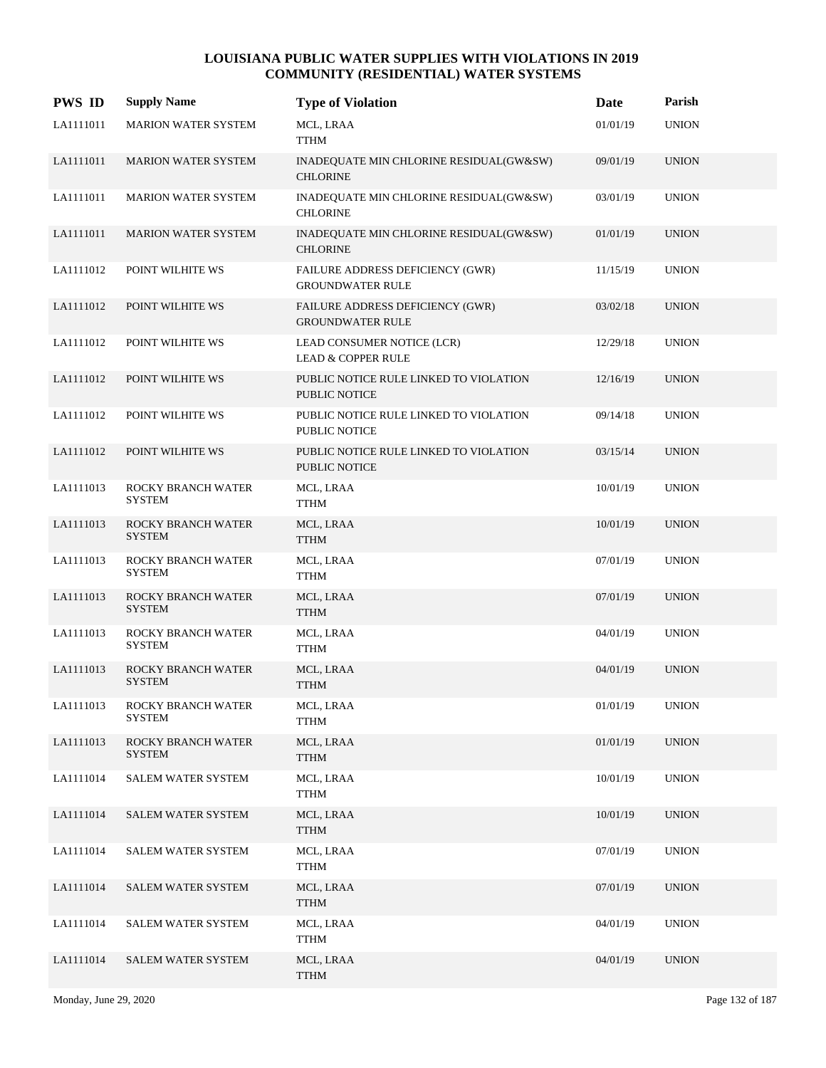# LOUISIANA PUBLIC WATER SUPPLIES WITH VIOLATIONS IN 2019
## COMMUNITY (RESIDENTIAL) WATER SYSTEMS

| PWS ID | Supply Name | Type of Violation | Date | Parish |
|---|---|---|---|---|
| LA1111011 | MARION WATER SYSTEM | MCL, LRAA<br>TTHM | 01/01/19 | UNION |
| LA1111011 | MARION WATER SYSTEM | INADEQUATE MIN CHLORINE RESIDUAL(GW&SW)<br>CHLORINE | 09/01/19 | UNION |
| LA1111011 | MARION WATER SYSTEM | INADEQUATE MIN CHLORINE RESIDUAL(GW&SW)<br>CHLORINE | 03/01/19 | UNION |
| LA1111011 | MARION WATER SYSTEM | INADEQUATE MIN CHLORINE RESIDUAL(GW&SW)<br>CHLORINE | 01/01/19 | UNION |
| LA1111012 | POINT WILHITE WS | FAILURE ADDRESS DEFICIENCY (GWR)<br>GROUNDWATER RULE | 11/15/19 | UNION |
| LA1111012 | POINT WILHITE WS | FAILURE ADDRESS DEFICIENCY (GWR)<br>GROUNDWATER RULE | 03/02/18 | UNION |
| LA1111012 | POINT WILHITE WS | LEAD CONSUMER NOTICE (LCR)<br>LEAD & COPPER RULE | 12/29/18 | UNION |
| LA1111012 | POINT WILHITE WS | PUBLIC NOTICE RULE LINKED TO VIOLATION<br>PUBLIC NOTICE | 12/16/19 | UNION |
| LA1111012 | POINT WILHITE WS | PUBLIC NOTICE RULE LINKED TO VIOLATION<br>PUBLIC NOTICE | 09/14/18 | UNION |
| LA1111012 | POINT WILHITE WS | PUBLIC NOTICE RULE LINKED TO VIOLATION<br>PUBLIC NOTICE | 03/15/14 | UNION |
| LA1111013 | ROCKY BRANCH WATER SYSTEM | MCL, LRAA<br>TTHM | 10/01/19 | UNION |
| LA1111013 | ROCKY BRANCH WATER SYSTEM | MCL, LRAA<br>TTHM | 10/01/19 | UNION |
| LA1111013 | ROCKY BRANCH WATER SYSTEM | MCL, LRAA<br>TTHM | 07/01/19 | UNION |
| LA1111013 | ROCKY BRANCH WATER SYSTEM | MCL, LRAA<br>TTHM | 07/01/19 | UNION |
| LA1111013 | ROCKY BRANCH WATER SYSTEM | MCL, LRAA<br>TTHM | 04/01/19 | UNION |
| LA1111013 | ROCKY BRANCH WATER SYSTEM | MCL, LRAA<br>TTHM | 04/01/19 | UNION |
| LA1111013 | ROCKY BRANCH WATER SYSTEM | MCL, LRAA<br>TTHM | 01/01/19 | UNION |
| LA1111013 | ROCKY BRANCH WATER SYSTEM | MCL, LRAA<br>TTHM | 01/01/19 | UNION |
| LA1111014 | SALEM WATER SYSTEM | MCL, LRAA<br>TTHM | 10/01/19 | UNION |
| LA1111014 | SALEM WATER SYSTEM | MCL, LRAA<br>TTHM | 10/01/19 | UNION |
| LA1111014 | SALEM WATER SYSTEM | MCL, LRAA<br>TTHM | 07/01/19 | UNION |
| LA1111014 | SALEM WATER SYSTEM | MCL, LRAA<br>TTHM | 07/01/19 | UNION |
| LA1111014 | SALEM WATER SYSTEM | MCL, LRAA<br>TTHM | 04/01/19 | UNION |
| LA1111014 | SALEM WATER SYSTEM | MCL, LRAA<br>TTHM | 04/01/19 | UNION |

Monday, June 29, 2020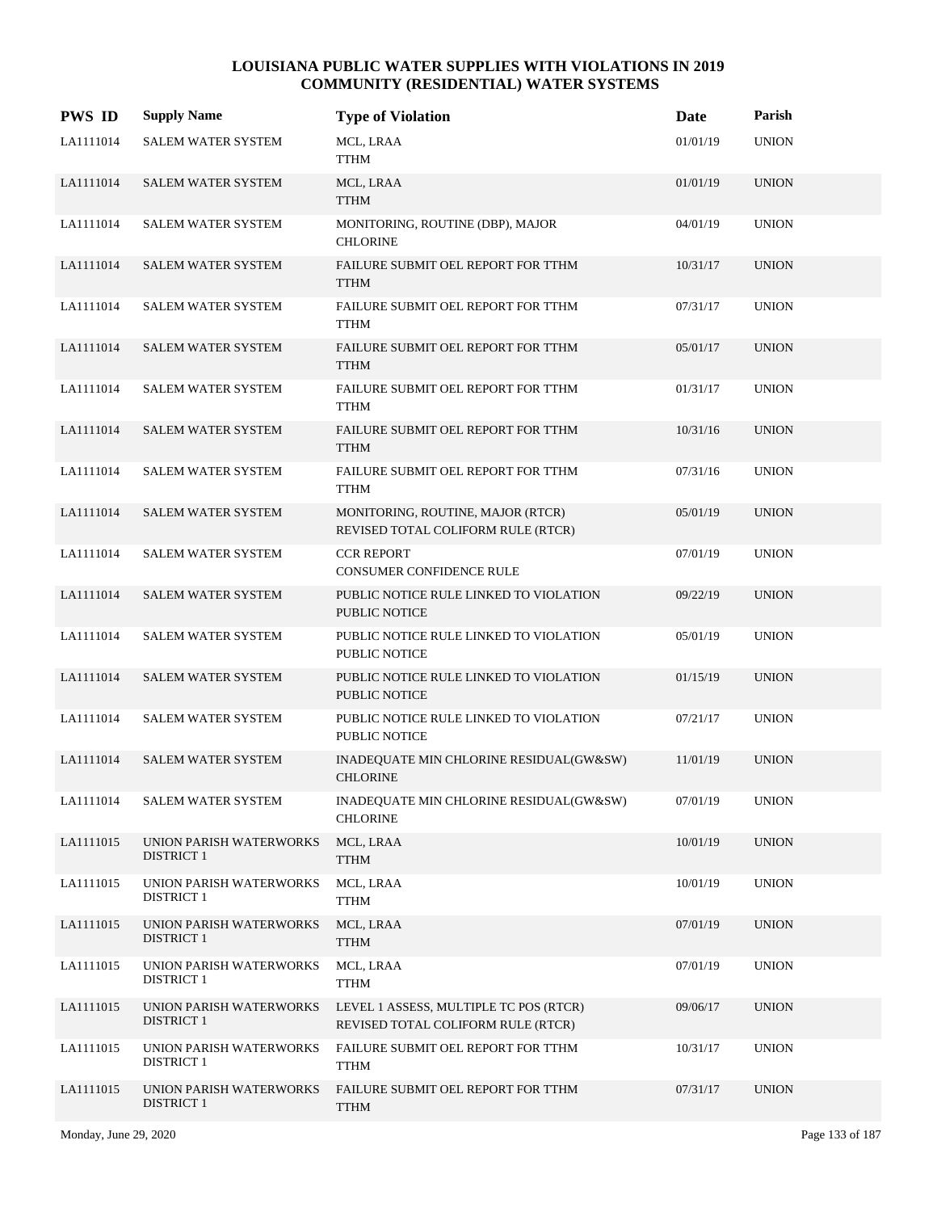# LOUISIANA PUBLIC WATER SUPPLIES WITH VIOLATIONS IN 2019
## COMMUNITY (RESIDENTIAL) WATER SYSTEMS

| PWS ID | Supply Name | Type of Violation | Date | Parish |
|---|---|---|---|---|
| LA1111014 | SALEM WATER SYSTEM | MCL, LRAA<br>TTHM | 01/01/19 | UNION |
| LA1111014 | SALEM WATER SYSTEM | MCL, LRAA<br>TTHM | 01/01/19 | UNION |
| LA1111014 | SALEM WATER SYSTEM | MONITORING, ROUTINE (DBP), MAJOR<br>CHLORINE | 04/01/19 | UNION |
| LA1111014 | SALEM WATER SYSTEM | FAILURE SUBMIT OEL REPORT FOR TTHM<br>TTHM | 10/31/17 | UNION |
| LA1111014 | SALEM WATER SYSTEM | FAILURE SUBMIT OEL REPORT FOR TTHM<br>TTHM | 07/31/17 | UNION |
| LA1111014 | SALEM WATER SYSTEM | FAILURE SUBMIT OEL REPORT FOR TTHM<br>TTHM | 05/01/17 | UNION |
| LA1111014 | SALEM WATER SYSTEM | FAILURE SUBMIT OEL REPORT FOR TTHM<br>TTHM | 01/31/17 | UNION |
| LA1111014 | SALEM WATER SYSTEM | FAILURE SUBMIT OEL REPORT FOR TTHM<br>TTHM | 10/31/16 | UNION |
| LA1111014 | SALEM WATER SYSTEM | FAILURE SUBMIT OEL REPORT FOR TTHM<br>TTHM | 07/31/16 | UNION |
| LA1111014 | SALEM WATER SYSTEM | MONITORING, ROUTINE, MAJOR (RTCR)<br>REVISED TOTAL COLIFORM RULE (RTCR) | 05/01/19 | UNION |
| LA1111014 | SALEM WATER SYSTEM | CCR REPORT<br>CONSUMER CONFIDENCE RULE | 07/01/19 | UNION |
| LA1111014 | SALEM WATER SYSTEM | PUBLIC NOTICE RULE LINKED TO VIOLATION<br>PUBLIC NOTICE | 09/22/19 | UNION |
| LA1111014 | SALEM WATER SYSTEM | PUBLIC NOTICE RULE LINKED TO VIOLATION<br>PUBLIC NOTICE | 05/01/19 | UNION |
| LA1111014 | SALEM WATER SYSTEM | PUBLIC NOTICE RULE LINKED TO VIOLATION<br>PUBLIC NOTICE | 01/15/19 | UNION |
| LA1111014 | SALEM WATER SYSTEM | PUBLIC NOTICE RULE LINKED TO VIOLATION<br>PUBLIC NOTICE | 07/21/17 | UNION |
| LA1111014 | SALEM WATER SYSTEM | INADEQUATE MIN CHLORINE RESIDUAL(GW&SW)<br>CHLORINE | 11/01/19 | UNION |
| LA1111014 | SALEM WATER SYSTEM | INADEQUATE MIN CHLORINE RESIDUAL(GW&SW)<br>CHLORINE | 07/01/19 | UNION |
| LA1111015 | UNION PARISH WATERWORKS DISTRICT 1 | MCL, LRAA<br>TTHM | 10/01/19 | UNION |
| LA1111015 | UNION PARISH WATERWORKS DISTRICT 1 | MCL, LRAA<br>TTHM | 10/01/19 | UNION |
| LA1111015 | UNION PARISH WATERWORKS DISTRICT 1 | MCL, LRAA<br>TTHM | 07/01/19 | UNION |
| LA1111015 | UNION PARISH WATERWORKS DISTRICT 1 | MCL, LRAA<br>TTHM | 07/01/19 | UNION |
| LA1111015 | UNION PARISH WATERWORKS DISTRICT 1 | LEVEL 1 ASSESS, MULTIPLE TC POS (RTCR)<br>REVISED TOTAL COLIFORM RULE (RTCR) | 09/06/17 | UNION |
| LA1111015 | UNION PARISH WATERWORKS DISTRICT 1 | FAILURE SUBMIT OEL REPORT FOR TTHM<br>TTHM | 10/31/17 | UNION |
| LA1111015 | UNION PARISH WATERWORKS DISTRICT 1 | FAILURE SUBMIT OEL REPORT FOR TTHM<br>TTHM | 07/31/17 | UNION |

Monday, June 29, 2020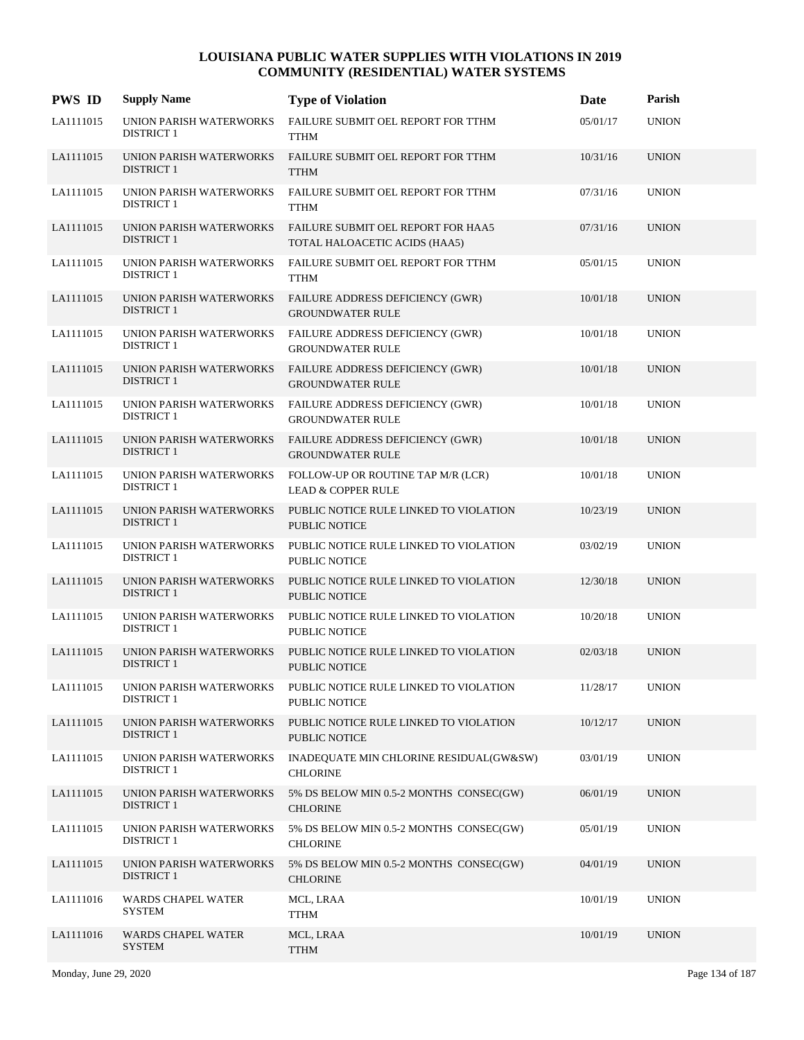# LOUISIANA PUBLIC WATER SUPPLIES WITH VIOLATIONS IN 2019
## COMMUNITY (RESIDENTIAL) WATER SYSTEMS

| PWS ID | Supply Name | Type of Violation | Date | Parish |
|---|---|---|---|---|
| LA1111015 | UNION PARISH WATERWORKS DISTRICT 1 | FAILURE SUBMIT OEL REPORT FOR TTHM<br>TTHM | 05/01/17 | UNION |
| LA1111015 | UNION PARISH WATERWORKS DISTRICT 1 | FAILURE SUBMIT OEL REPORT FOR TTHM<br>TTHM | 10/31/16 | UNION |
| LA1111015 | UNION PARISH WATERWORKS DISTRICT 1 | FAILURE SUBMIT OEL REPORT FOR TTHM<br>TTHM | 07/31/16 | UNION |
| LA1111015 | UNION PARISH WATERWORKS DISTRICT 1 | FAILURE SUBMIT OEL REPORT FOR HAA5<br>TOTAL HALOACETIC ACIDS (HAA5) | 07/31/16 | UNION |
| LA1111015 | UNION PARISH WATERWORKS DISTRICT 1 | FAILURE SUBMIT OEL REPORT FOR TTHM<br>TTHM | 05/01/15 | UNION |
| LA1111015 | UNION PARISH WATERWORKS DISTRICT 1 | FAILURE ADDRESS DEFICIENCY (GWR)<br>GROUNDWATER RULE | 10/01/18 | UNION |
| LA1111015 | UNION PARISH WATERWORKS DISTRICT 1 | FAILURE ADDRESS DEFICIENCY (GWR)<br>GROUNDWATER RULE | 10/01/18 | UNION |
| LA1111015 | UNION PARISH WATERWORKS DISTRICT 1 | FAILURE ADDRESS DEFICIENCY (GWR)<br>GROUNDWATER RULE | 10/01/18 | UNION |
| LA1111015 | UNION PARISH WATERWORKS DISTRICT 1 | FAILURE ADDRESS DEFICIENCY (GWR)<br>GROUNDWATER RULE | 10/01/18 | UNION |
| LA1111015 | UNION PARISH WATERWORKS DISTRICT 1 | FAILURE ADDRESS DEFICIENCY (GWR)<br>GROUNDWATER RULE | 10/01/18 | UNION |
| LA1111015 | UNION PARISH WATERWORKS DISTRICT 1 | FOLLOW-UP OR ROUTINE TAP M/R (LCR)<br>LEAD & COPPER RULE | 10/01/18 | UNION |
| LA1111015 | UNION PARISH WATERWORKS DISTRICT 1 | PUBLIC NOTICE RULE LINKED TO VIOLATION<br>PUBLIC NOTICE | 10/23/19 | UNION |
| LA1111015 | UNION PARISH WATERWORKS DISTRICT 1 | PUBLIC NOTICE RULE LINKED TO VIOLATION<br>PUBLIC NOTICE | 03/02/19 | UNION |
| LA1111015 | UNION PARISH WATERWORKS DISTRICT 1 | PUBLIC NOTICE RULE LINKED TO VIOLATION<br>PUBLIC NOTICE | 12/30/18 | UNION |
| LA1111015 | UNION PARISH WATERWORKS DISTRICT 1 | PUBLIC NOTICE RULE LINKED TO VIOLATION<br>PUBLIC NOTICE | 10/20/18 | UNION |
| LA1111015 | UNION PARISH WATERWORKS DISTRICT 1 | PUBLIC NOTICE RULE LINKED TO VIOLATION<br>PUBLIC NOTICE | 02/03/18 | UNION |
| LA1111015 | UNION PARISH WATERWORKS DISTRICT 1 | PUBLIC NOTICE RULE LINKED TO VIOLATION<br>PUBLIC NOTICE | 11/28/17 | UNION |
| LA1111015 | UNION PARISH WATERWORKS DISTRICT 1 | PUBLIC NOTICE RULE LINKED TO VIOLATION<br>PUBLIC NOTICE | 10/12/17 | UNION |
| LA1111015 | UNION PARISH WATERWORKS DISTRICT 1 | INADEQUATE MIN CHLORINE RESIDUAL(GW&SW)<br>CHLORINE | 03/01/19 | UNION |
| LA1111015 | UNION PARISH WATERWORKS DISTRICT 1 | 5% DS BELOW MIN 0.5-2 MONTHS CONSEC(GW)<br>CHLORINE | 06/01/19 | UNION |
| LA1111015 | UNION PARISH WATERWORKS DISTRICT 1 | 5% DS BELOW MIN 0.5-2 MONTHS CONSEC(GW)<br>CHLORINE | 05/01/19 | UNION |
| LA1111015 | UNION PARISH WATERWORKS DISTRICT 1 | 5% DS BELOW MIN 0.5-2 MONTHS CONSEC(GW)<br>CHLORINE | 04/01/19 | UNION |
| LA1111016 | WARDS CHAPEL WATER SYSTEM | MCL, LRAA<br>TTHM | 10/01/19 | UNION |
| LA1111016 | WARDS CHAPEL WATER SYSTEM | MCL, LRAA<br>TTHM | 10/01/19 | UNION |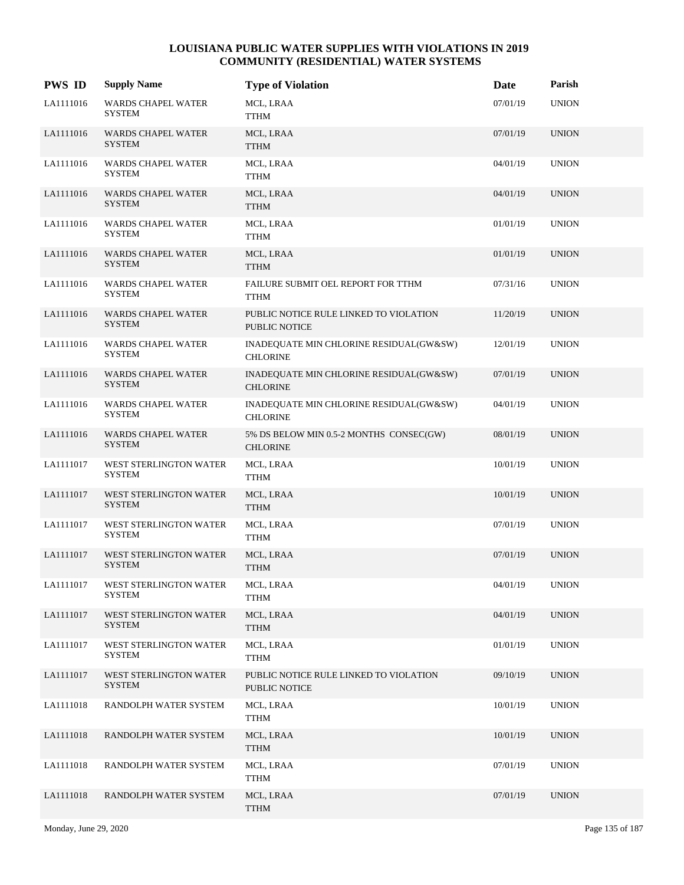# LOUISIANA PUBLIC WATER SUPPLIES WITH VIOLATIONS IN 2019
## COMMUNITY (RESIDENTIAL) WATER SYSTEMS

| PWS ID | Supply Name | Type of Violation | Date | Parish |
|---|---|---|---|---|
| LA1111016 | WARDS CHAPEL WATER SYSTEM | MCL, LRAA<br>TTHM | 07/01/19 | UNION |
| LA1111016 | WARDS CHAPEL WATER SYSTEM | MCL, LRAA<br>TTHM | 07/01/19 | UNION |
| LA1111016 | WARDS CHAPEL WATER SYSTEM | MCL, LRAA<br>TTHM | 04/01/19 | UNION |
| LA1111016 | WARDS CHAPEL WATER SYSTEM | MCL, LRAA<br>TTHM | 04/01/19 | UNION |
| LA1111016 | WARDS CHAPEL WATER SYSTEM | MCL, LRAA<br>TTHM | 01/01/19 | UNION |
| LA1111016 | WARDS CHAPEL WATER SYSTEM | MCL, LRAA<br>TTHM | 01/01/19 | UNION |
| LA1111016 | WARDS CHAPEL WATER SYSTEM | FAILURE SUBMIT OEL REPORT FOR TTHM<br>TTHM | 07/31/16 | UNION |
| LA1111016 | WARDS CHAPEL WATER SYSTEM | PUBLIC NOTICE RULE LINKED TO VIOLATION<br>PUBLIC NOTICE | 11/20/19 | UNION |
| LA1111016 | WARDS CHAPEL WATER SYSTEM | INADEQUATE MIN CHLORINE RESIDUAL(GW&SW)<br>CHLORINE | 12/01/19 | UNION |
| LA1111016 | WARDS CHAPEL WATER SYSTEM | INADEQUATE MIN CHLORINE RESIDUAL(GW&SW)<br>CHLORINE | 07/01/19 | UNION |
| LA1111016 | WARDS CHAPEL WATER SYSTEM | INADEQUATE MIN CHLORINE RESIDUAL(GW&SW)<br>CHLORINE | 04/01/19 | UNION |
| LA1111016 | WARDS CHAPEL WATER SYSTEM | 5% DS BELOW MIN 0.5-2 MONTHS CONSEC(GW)<br>CHLORINE | 08/01/19 | UNION |
| LA1111017 | WEST STERLINGTON WATER SYSTEM | MCL, LRAA<br>TTHM | 10/01/19 | UNION |
| LA1111017 | WEST STERLINGTON WATER SYSTEM | MCL, LRAA<br>TTHM | 10/01/19 | UNION |
| LA1111017 | WEST STERLINGTON WATER SYSTEM | MCL, LRAA<br>TTHM | 07/01/19 | UNION |
| LA1111017 | WEST STERLINGTON WATER SYSTEM | MCL, LRAA<br>TTHM | 07/01/19 | UNION |
| LA1111017 | WEST STERLINGTON WATER SYSTEM | MCL, LRAA<br>TTHM | 04/01/19 | UNION |
| LA1111017 | WEST STERLINGTON WATER SYSTEM | MCL, LRAA<br>TTHM | 04/01/19 | UNION |
| LA1111017 | WEST STERLINGTON WATER SYSTEM | MCL, LRAA<br>TTHM | 01/01/19 | UNION |
| LA1111017 | WEST STERLINGTON WATER SYSTEM | PUBLIC NOTICE RULE LINKED TO VIOLATION<br>PUBLIC NOTICE | 09/10/19 | UNION |
| LA1111018 | RANDOLPH WATER SYSTEM | MCL, LRAA<br>TTHM | 10/01/19 | UNION |
| LA1111018 | RANDOLPH WATER SYSTEM | MCL, LRAA<br>TTHM | 10/01/19 | UNION |
| LA1111018 | RANDOLPH WATER SYSTEM | MCL, LRAA<br>TTHM | 07/01/19 | UNION |
| LA1111018 | RANDOLPH WATER SYSTEM | MCL, LRAA<br>TTHM | 07/01/19 | UNION |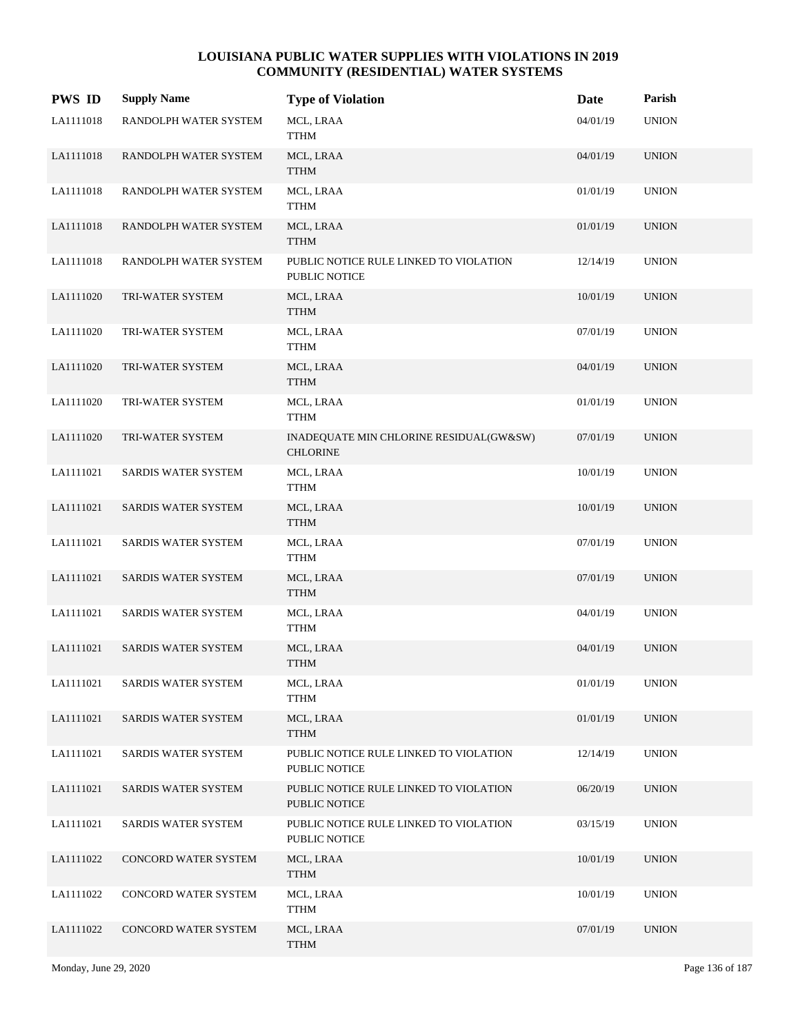# LOUISIANA PUBLIC WATER SUPPLIES WITH VIOLATIONS IN 2019
## COMMUNITY (RESIDENTIAL) WATER SYSTEMS

| PWS ID | Supply Name | Type of Violation | Date | Parish |
|---|---|---|---|---|
| LA1111018 | RANDOLPH WATER SYSTEM | MCL, LRAA<br>TTHM | 04/01/19 | UNION |
| LA1111018 | RANDOLPH WATER SYSTEM | MCL, LRAA<br>TTHM | 04/01/19 | UNION |
| LA1111018 | RANDOLPH WATER SYSTEM | MCL, LRAA<br>TTHM | 01/01/19 | UNION |
| LA1111018 | RANDOLPH WATER SYSTEM | MCL, LRAA<br>TTHM | 01/01/19 | UNION |
| LA1111018 | RANDOLPH WATER SYSTEM | PUBLIC NOTICE RULE LINKED TO VIOLATION<br>PUBLIC NOTICE | 12/14/19 | UNION |
| LA1111020 | TRI-WATER SYSTEM | MCL, LRAA<br>TTHM | 10/01/19 | UNION |
| LA1111020 | TRI-WATER SYSTEM | MCL, LRAA<br>TTHM | 07/01/19 | UNION |
| LA1111020 | TRI-WATER SYSTEM | MCL, LRAA<br>TTHM | 04/01/19 | UNION |
| LA1111020 | TRI-WATER SYSTEM | MCL, LRAA<br>TTHM | 01/01/19 | UNION |
| LA1111020 | TRI-WATER SYSTEM | INADEQUATE MIN CHLORINE RESIDUAL(GW&SW)<br>CHLORINE | 07/01/19 | UNION |
| LA1111021 | SARDIS WATER SYSTEM | MCL, LRAA<br>TTHM | 10/01/19 | UNION |
| LA1111021 | SARDIS WATER SYSTEM | MCL, LRAA<br>TTHM | 10/01/19 | UNION |
| LA1111021 | SARDIS WATER SYSTEM | MCL, LRAA<br>TTHM | 07/01/19 | UNION |
| LA1111021 | SARDIS WATER SYSTEM | MCL, LRAA<br>TTHM | 07/01/19 | UNION |
| LA1111021 | SARDIS WATER SYSTEM | MCL, LRAA<br>TTHM | 04/01/19 | UNION |
| LA1111021 | SARDIS WATER SYSTEM | MCL, LRAA<br>TTHM | 04/01/19 | UNION |
| LA1111021 | SARDIS WATER SYSTEM | MCL, LRAA<br>TTHM | 01/01/19 | UNION |
| LA1111021 | SARDIS WATER SYSTEM | MCL, LRAA<br>TTHM | 01/01/19 | UNION |
| LA1111021 | SARDIS WATER SYSTEM | PUBLIC NOTICE RULE LINKED TO VIOLATION<br>PUBLIC NOTICE | 12/14/19 | UNION |
| LA1111021 | SARDIS WATER SYSTEM | PUBLIC NOTICE RULE LINKED TO VIOLATION<br>PUBLIC NOTICE | 06/20/19 | UNION |
| LA1111021 | SARDIS WATER SYSTEM | PUBLIC NOTICE RULE LINKED TO VIOLATION<br>PUBLIC NOTICE | 03/15/19 | UNION |
| LA1111022 | CONCORD WATER SYSTEM | MCL, LRAA<br>TTHM | 10/01/19 | UNION |
| LA1111022 | CONCORD WATER SYSTEM | MCL, LRAA<br>TTHM | 10/01/19 | UNION |
| LA1111022 | CONCORD WATER SYSTEM | MCL, LRAA<br>TTHM | 07/01/19 | UNION |

Monday, June 29, 2020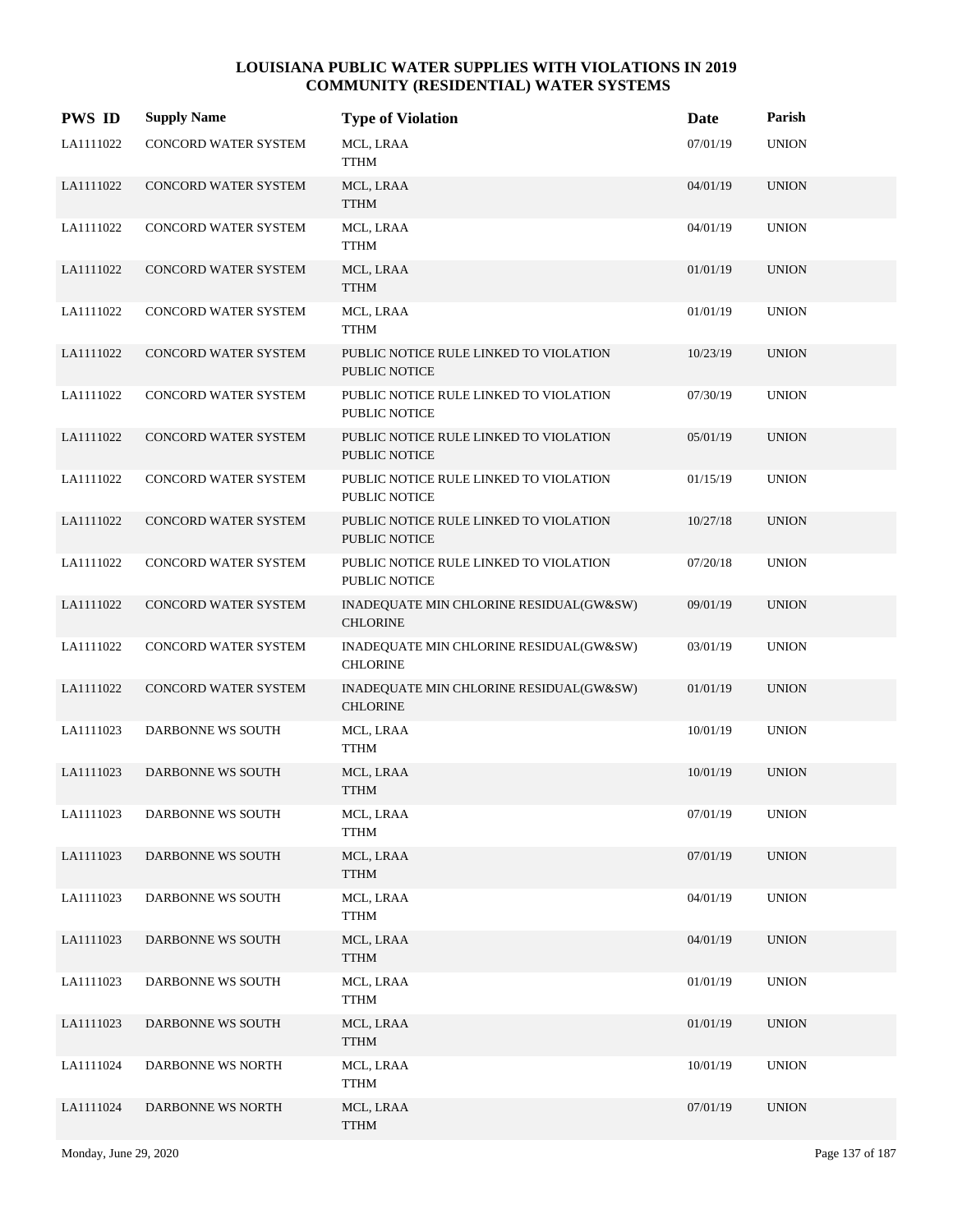# LOUISIANA PUBLIC WATER SUPPLIES WITH VIOLATIONS IN 2019
## COMMUNITY (RESIDENTIAL) WATER SYSTEMS

| PWS ID | Supply Name | Type of Violation | Date | Parish |
|---|---|---|---|---|
| LA1111022 | CONCORD WATER SYSTEM | MCL, LRAA<br>TTHM | 07/01/19 | UNION |
| LA1111022 | CONCORD WATER SYSTEM | MCL, LRAA<br>TTHM | 04/01/19 | UNION |
| LA1111022 | CONCORD WATER SYSTEM | MCL, LRAA<br>TTHM | 04/01/19 | UNION |
| LA1111022 | CONCORD WATER SYSTEM | MCL, LRAA<br>TTHM | 01/01/19 | UNION |
| LA1111022 | CONCORD WATER SYSTEM | MCL, LRAA<br>TTHM | 01/01/19 | UNION |
| LA1111022 | CONCORD WATER SYSTEM | PUBLIC NOTICE RULE LINKED TO VIOLATION<br>PUBLIC NOTICE | 10/23/19 | UNION |
| LA1111022 | CONCORD WATER SYSTEM | PUBLIC NOTICE RULE LINKED TO VIOLATION<br>PUBLIC NOTICE | 07/30/19 | UNION |
| LA1111022 | CONCORD WATER SYSTEM | PUBLIC NOTICE RULE LINKED TO VIOLATION<br>PUBLIC NOTICE | 05/01/19 | UNION |
| LA1111022 | CONCORD WATER SYSTEM | PUBLIC NOTICE RULE LINKED TO VIOLATION<br>PUBLIC NOTICE | 01/15/19 | UNION |
| LA1111022 | CONCORD WATER SYSTEM | PUBLIC NOTICE RULE LINKED TO VIOLATION<br>PUBLIC NOTICE | 10/27/18 | UNION |
| LA1111022 | CONCORD WATER SYSTEM | PUBLIC NOTICE RULE LINKED TO VIOLATION<br>PUBLIC NOTICE | 07/20/18 | UNION |
| LA1111022 | CONCORD WATER SYSTEM | INADEQUATE MIN CHLORINE RESIDUAL(GW&SW)<br>CHLORINE | 09/01/19 | UNION |
| LA1111022 | CONCORD WATER SYSTEM | INADEQUATE MIN CHLORINE RESIDUAL(GW&SW)<br>CHLORINE | 03/01/19 | UNION |
| LA1111022 | CONCORD WATER SYSTEM | INADEQUATE MIN CHLORINE RESIDUAL(GW&SW)<br>CHLORINE | 01/01/19 | UNION |
| LA1111023 | DARBONNE WS SOUTH | MCL, LRAA<br>TTHM | 10/01/19 | UNION |
| LA1111023 | DARBONNE WS SOUTH | MCL, LRAA<br>TTHM | 10/01/19 | UNION |
| LA1111023 | DARBONNE WS SOUTH | MCL, LRAA<br>TTHM | 07/01/19 | UNION |
| LA1111023 | DARBONNE WS SOUTH | MCL, LRAA<br>TTHM | 07/01/19 | UNION |
| LA1111023 | DARBONNE WS SOUTH | MCL, LRAA<br>TTHM | 04/01/19 | UNION |
| LA1111023 | DARBONNE WS SOUTH | MCL, LRAA<br>TTHM | 04/01/19 | UNION |
| LA1111023 | DARBONNE WS SOUTH | MCL, LRAA<br>TTHM | 01/01/19 | UNION |
| LA1111023 | DARBONNE WS SOUTH | MCL, LRAA<br>TTHM | 01/01/19 | UNION |
| LA1111024 | DARBONNE WS NORTH | MCL, LRAA<br>TTHM | 10/01/19 | UNION |
| LA1111024 | DARBONNE WS NORTH | MCL, LRAA<br>TTHM | 07/01/19 | UNION |

Monday, June 29, 2020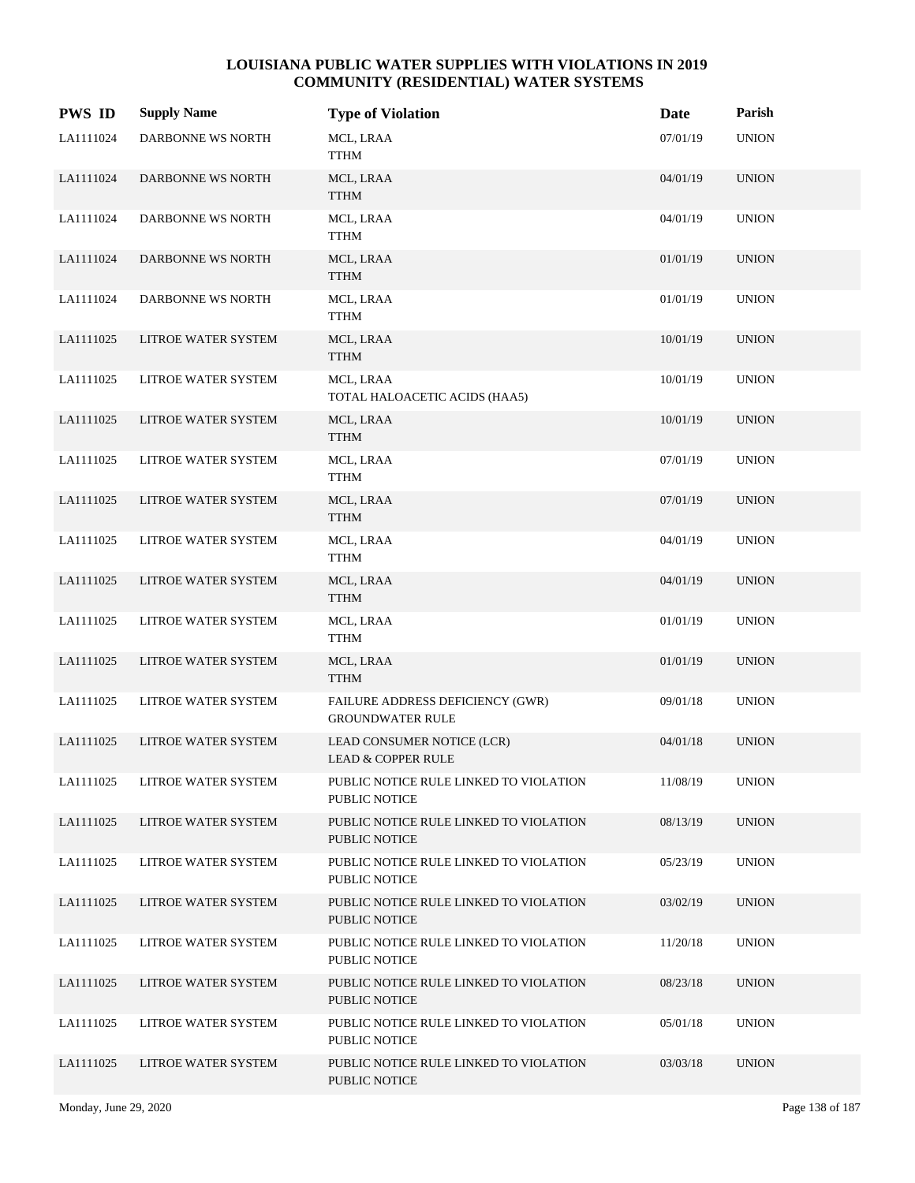# LOUISIANA PUBLIC WATER SUPPLIES WITH VIOLATIONS IN 2019
## COMMUNITY (RESIDENTIAL) WATER SYSTEMS

| PWS ID | Supply Name | Type of Violation | Date | Parish |
|---|---|---|---|---|
| LA1111024 | DARBONNE WS NORTH | MCL, LRAA<br>TTHM | 07/01/19 | UNION |
| LA1111024 | DARBONNE WS NORTH | MCL, LRAA<br>TTHM | 04/01/19 | UNION |
| LA1111024 | DARBONNE WS NORTH | MCL, LRAA<br>TTHM | 04/01/19 | UNION |
| LA1111024 | DARBONNE WS NORTH | MCL, LRAA<br>TTHM | 01/01/19 | UNION |
| LA1111024 | DARBONNE WS NORTH | MCL, LRAA<br>TTHM | 01/01/19 | UNION |
| LA1111025 | LITROE WATER SYSTEM | MCL, LRAA<br>TTHM | 10/01/19 | UNION |
| LA1111025 | LITROE WATER SYSTEM | MCL, LRAA<br>TOTAL HALOACETIC ACIDS (HAA5) | 10/01/19 | UNION |
| LA1111025 | LITROE WATER SYSTEM | MCL, LRAA<br>TTHM | 10/01/19 | UNION |
| LA1111025 | LITROE WATER SYSTEM | MCL, LRAA<br>TTHM | 07/01/19 | UNION |
| LA1111025 | LITROE WATER SYSTEM | MCL, LRAA<br>TTHM | 07/01/19 | UNION |
| LA1111025 | LITROE WATER SYSTEM | MCL, LRAA<br>TTHM | 04/01/19 | UNION |
| LA1111025 | LITROE WATER SYSTEM | MCL, LRAA<br>TTHM | 04/01/19 | UNION |
| LA1111025 | LITROE WATER SYSTEM | MCL, LRAA<br>TTHM | 01/01/19 | UNION |
| LA1111025 | LITROE WATER SYSTEM | MCL, LRAA<br>TTHM | 01/01/19 | UNION |
| LA1111025 | LITROE WATER SYSTEM | FAILURE ADDRESS DEFICIENCY (GWR)<br>GROUNDWATER RULE | 09/01/18 | UNION |
| LA1111025 | LITROE WATER SYSTEM | LEAD CONSUMER NOTICE (LCR)<br>LEAD & COPPER RULE | 04/01/18 | UNION |
| LA1111025 | LITROE WATER SYSTEM | PUBLIC NOTICE RULE LINKED TO VIOLATION<br>PUBLIC NOTICE | 11/08/19 | UNION |
| LA1111025 | LITROE WATER SYSTEM | PUBLIC NOTICE RULE LINKED TO VIOLATION<br>PUBLIC NOTICE | 08/13/19 | UNION |
| LA1111025 | LITROE WATER SYSTEM | PUBLIC NOTICE RULE LINKED TO VIOLATION<br>PUBLIC NOTICE | 05/23/19 | UNION |
| LA1111025 | LITROE WATER SYSTEM | PUBLIC NOTICE RULE LINKED TO VIOLATION<br>PUBLIC NOTICE | 03/02/19 | UNION |
| LA1111025 | LITROE WATER SYSTEM | PUBLIC NOTICE RULE LINKED TO VIOLATION<br>PUBLIC NOTICE | 11/20/18 | UNION |
| LA1111025 | LITROE WATER SYSTEM | PUBLIC NOTICE RULE LINKED TO VIOLATION<br>PUBLIC NOTICE | 08/23/18 | UNION |
| LA1111025 | LITROE WATER SYSTEM | PUBLIC NOTICE RULE LINKED TO VIOLATION<br>PUBLIC NOTICE | 05/01/18 | UNION |
| LA1111025 | LITROE WATER SYSTEM | PUBLIC NOTICE RULE LINKED TO VIOLATION<br>PUBLIC NOTICE | 03/03/18 | UNION |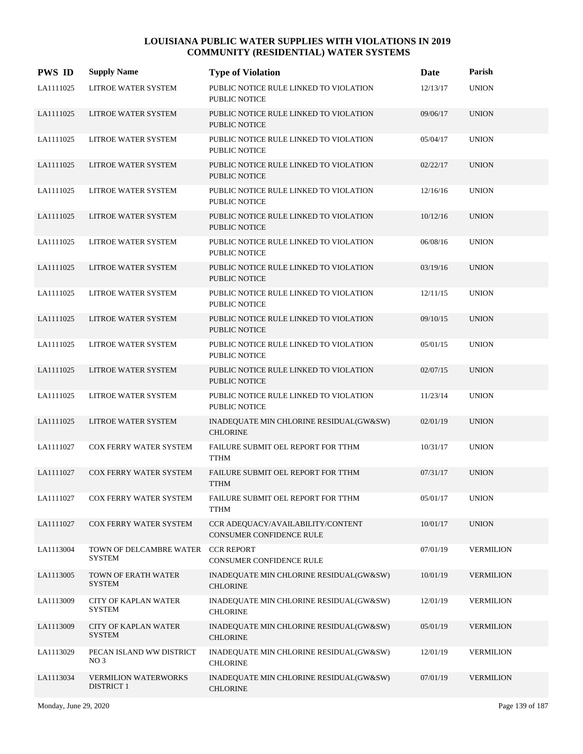# LOUISIANA PUBLIC WATER SUPPLIES WITH VIOLATIONS IN 2019
## COMMUNITY (RESIDENTIAL) WATER SYSTEMS

| PWS ID | Supply Name | Type of Violation | Date | Parish |
|---|---|---|---|---|
| LA1111025 | LITROE WATER SYSTEM | PUBLIC NOTICE RULE LINKED TO VIOLATION PUBLIC NOTICE | 12/13/17 | UNION |
| LA1111025 | LITROE WATER SYSTEM | PUBLIC NOTICE RULE LINKED TO VIOLATION PUBLIC NOTICE | 09/06/17 | UNION |
| LA1111025 | LITROE WATER SYSTEM | PUBLIC NOTICE RULE LINKED TO VIOLATION PUBLIC NOTICE | 05/04/17 | UNION |
| LA1111025 | LITROE WATER SYSTEM | PUBLIC NOTICE RULE LINKED TO VIOLATION PUBLIC NOTICE | 02/22/17 | UNION |
| LA1111025 | LITROE WATER SYSTEM | PUBLIC NOTICE RULE LINKED TO VIOLATION PUBLIC NOTICE | 12/16/16 | UNION |
| LA1111025 | LITROE WATER SYSTEM | PUBLIC NOTICE RULE LINKED TO VIOLATION PUBLIC NOTICE | 10/12/16 | UNION |
| LA1111025 | LITROE WATER SYSTEM | PUBLIC NOTICE RULE LINKED TO VIOLATION PUBLIC NOTICE | 06/08/16 | UNION |
| LA1111025 | LITROE WATER SYSTEM | PUBLIC NOTICE RULE LINKED TO VIOLATION PUBLIC NOTICE | 03/19/16 | UNION |
| LA1111025 | LITROE WATER SYSTEM | PUBLIC NOTICE RULE LINKED TO VIOLATION PUBLIC NOTICE | 12/11/15 | UNION |
| LA1111025 | LITROE WATER SYSTEM | PUBLIC NOTICE RULE LINKED TO VIOLATION PUBLIC NOTICE | 09/10/15 | UNION |
| LA1111025 | LITROE WATER SYSTEM | PUBLIC NOTICE RULE LINKED TO VIOLATION PUBLIC NOTICE | 05/01/15 | UNION |
| LA1111025 | LITROE WATER SYSTEM | PUBLIC NOTICE RULE LINKED TO VIOLATION PUBLIC NOTICE | 02/07/15 | UNION |
| LA1111025 | LITROE WATER SYSTEM | PUBLIC NOTICE RULE LINKED TO VIOLATION PUBLIC NOTICE | 11/23/14 | UNION |
| LA1111025 | LITROE WATER SYSTEM | INADEQUATE MIN CHLORINE RESIDUAL(GW&SW) CHLORINE | 02/01/19 | UNION |
| LA1111027 | COX FERRY WATER SYSTEM | FAILURE SUBMIT OEL REPORT FOR TTHM TTHM | 10/31/17 | UNION |
| LA1111027 | COX FERRY WATER SYSTEM | FAILURE SUBMIT OEL REPORT FOR TTHM TTHM | 07/31/17 | UNION |
| LA1111027 | COX FERRY WATER SYSTEM | FAILURE SUBMIT OEL REPORT FOR TTHM TTHM | 05/01/17 | UNION |
| LA1111027 | COX FERRY WATER SYSTEM | CCR ADEQUACY/AVAILABILITY/CONTENT CONSUMER CONFIDENCE RULE | 10/01/17 | UNION |
| LA1113004 | TOWN OF DELCAMBRE WATER SYSTEM | CCR REPORT CONSUMER CONFIDENCE RULE | 07/01/19 | VERMILION |
| LA1113005 | TOWN OF ERATH WATER SYSTEM | INADEQUATE MIN CHLORINE RESIDUAL(GW&SW) CHLORINE | 10/01/19 | VERMILION |
| LA1113009 | CITY OF KAPLAN WATER SYSTEM | INADEQUATE MIN CHLORINE RESIDUAL(GW&SW) CHLORINE | 12/01/19 | VERMILION |
| LA1113009 | CITY OF KAPLAN WATER SYSTEM | INADEQUATE MIN CHLORINE RESIDUAL(GW&SW) CHLORINE | 05/01/19 | VERMILION |
| LA1113029 | PECAN ISLAND WW DISTRICT NO 3 | INADEQUATE MIN CHLORINE RESIDUAL(GW&SW) CHLORINE | 12/01/19 | VERMILION |
| LA1113034 | VERMILION WATERWORKS DISTRICT 1 | INADEQUATE MIN CHLORINE RESIDUAL(GW&SW) CHLORINE | 07/01/19 | VERMILION |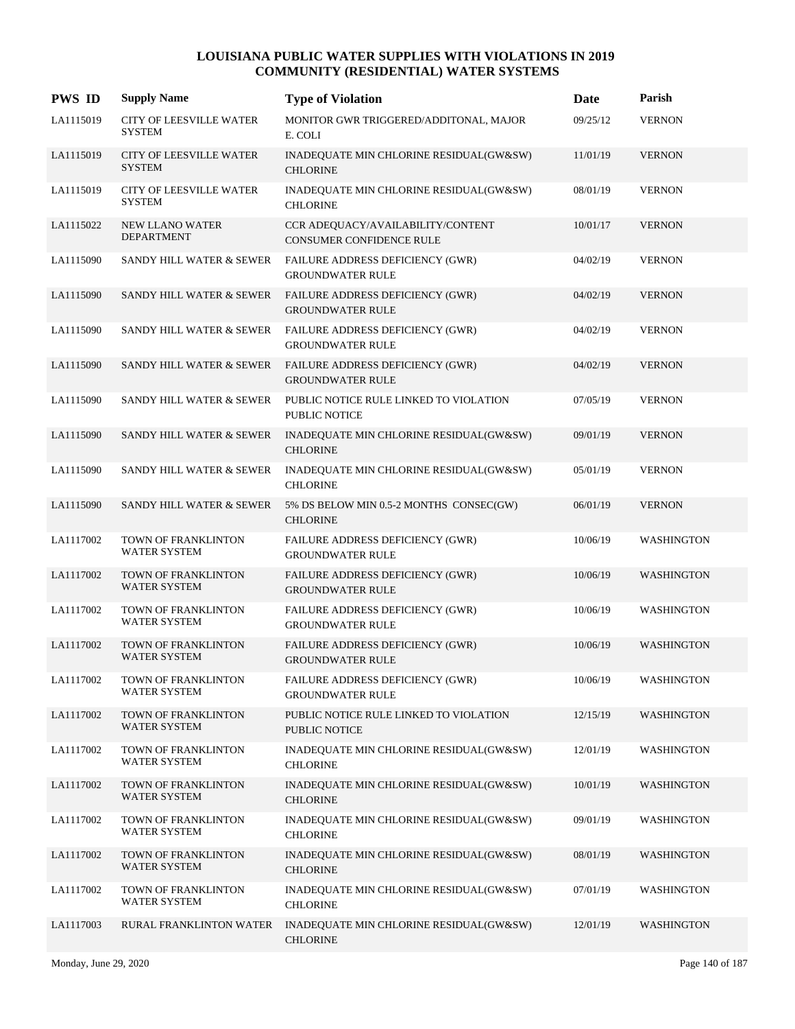# LOUISIANA PUBLIC WATER SUPPLIES WITH VIOLATIONS IN 2019
## COMMUNITY (RESIDENTIAL) WATER SYSTEMS

| PWS ID | Supply Name | Type of Violation | Date | Parish |
|---|---|---|---|---|
| LA1115019 | CITY OF LEESVILLE WATER SYSTEM | MONITOR GWR TRIGGERED/ADDITONAL, MAJOR E. COLI | 09/25/12 | VERNON |
| LA1115019 | CITY OF LEESVILLE WATER SYSTEM | INADEQUATE MIN CHLORINE RESIDUAL(GW&SW) CHLORINE | 11/01/19 | VERNON |
| LA1115019 | CITY OF LEESVILLE WATER SYSTEM | INADEQUATE MIN CHLORINE RESIDUAL(GW&SW) CHLORINE | 08/01/19 | VERNON |
| LA1115022 | NEW LLANO WATER DEPARTMENT | CCR ADEQUACY/AVAILABILITY/CONTENT CONSUMER CONFIDENCE RULE | 10/01/17 | VERNON |
| LA1115090 | SANDY HILL WATER & SEWER | FAILURE ADDRESS DEFICIENCY (GWR) GROUNDWATER RULE | 04/02/19 | VERNON |
| LA1115090 | SANDY HILL WATER & SEWER | FAILURE ADDRESS DEFICIENCY (GWR) GROUNDWATER RULE | 04/02/19 | VERNON |
| LA1115090 | SANDY HILL WATER & SEWER | FAILURE ADDRESS DEFICIENCY (GWR) GROUNDWATER RULE | 04/02/19 | VERNON |
| LA1115090 | SANDY HILL WATER & SEWER | FAILURE ADDRESS DEFICIENCY (GWR) GROUNDWATER RULE | 04/02/19 | VERNON |
| LA1115090 | SANDY HILL WATER & SEWER | PUBLIC NOTICE RULE LINKED TO VIOLATION PUBLIC NOTICE | 07/05/19 | VERNON |
| LA1115090 | SANDY HILL WATER & SEWER | INADEQUATE MIN CHLORINE RESIDUAL(GW&SW) CHLORINE | 09/01/19 | VERNON |
| LA1115090 | SANDY HILL WATER & SEWER | INADEQUATE MIN CHLORINE RESIDUAL(GW&SW) CHLORINE | 05/01/19 | VERNON |
| LA1115090 | SANDY HILL WATER & SEWER | 5% DS BELOW MIN 0.5-2 MONTHS CONSEC(GW) CHLORINE | 06/01/19 | VERNON |
| LA1117002 | TOWN OF FRANKLINTON WATER SYSTEM | FAILURE ADDRESS DEFICIENCY (GWR) GROUNDWATER RULE | 10/06/19 | WASHINGTON |
| LA1117002 | TOWN OF FRANKLINTON WATER SYSTEM | FAILURE ADDRESS DEFICIENCY (GWR) GROUNDWATER RULE | 10/06/19 | WASHINGTON |
| LA1117002 | TOWN OF FRANKLINTON WATER SYSTEM | FAILURE ADDRESS DEFICIENCY (GWR) GROUNDWATER RULE | 10/06/19 | WASHINGTON |
| LA1117002 | TOWN OF FRANKLINTON WATER SYSTEM | FAILURE ADDRESS DEFICIENCY (GWR) GROUNDWATER RULE | 10/06/19 | WASHINGTON |
| LA1117002 | TOWN OF FRANKLINTON WATER SYSTEM | FAILURE ADDRESS DEFICIENCY (GWR) GROUNDWATER RULE | 10/06/19 | WASHINGTON |
| LA1117002 | TOWN OF FRANKLINTON WATER SYSTEM | PUBLIC NOTICE RULE LINKED TO VIOLATION PUBLIC NOTICE | 12/15/19 | WASHINGTON |
| LA1117002 | TOWN OF FRANKLINTON WATER SYSTEM | INADEQUATE MIN CHLORINE RESIDUAL(GW&SW) CHLORINE | 12/01/19 | WASHINGTON |
| LA1117002 | TOWN OF FRANKLINTON WATER SYSTEM | INADEQUATE MIN CHLORINE RESIDUAL(GW&SW) CHLORINE | 10/01/19 | WASHINGTON |
| LA1117002 | TOWN OF FRANKLINTON WATER SYSTEM | INADEQUATE MIN CHLORINE RESIDUAL(GW&SW) CHLORINE | 09/01/19 | WASHINGTON |
| LA1117002 | TOWN OF FRANKLINTON WATER SYSTEM | INADEQUATE MIN CHLORINE RESIDUAL(GW&SW) CHLORINE | 08/01/19 | WASHINGTON |
| LA1117002 | TOWN OF FRANKLINTON WATER SYSTEM | INADEQUATE MIN CHLORINE RESIDUAL(GW&SW) CHLORINE | 07/01/19 | WASHINGTON |
| LA1117003 | RURAL FRANKLINTON WATER | INADEQUATE MIN CHLORINE RESIDUAL(GW&SW) CHLORINE | 12/01/19 | WASHINGTON |

Monday, June 29, 2020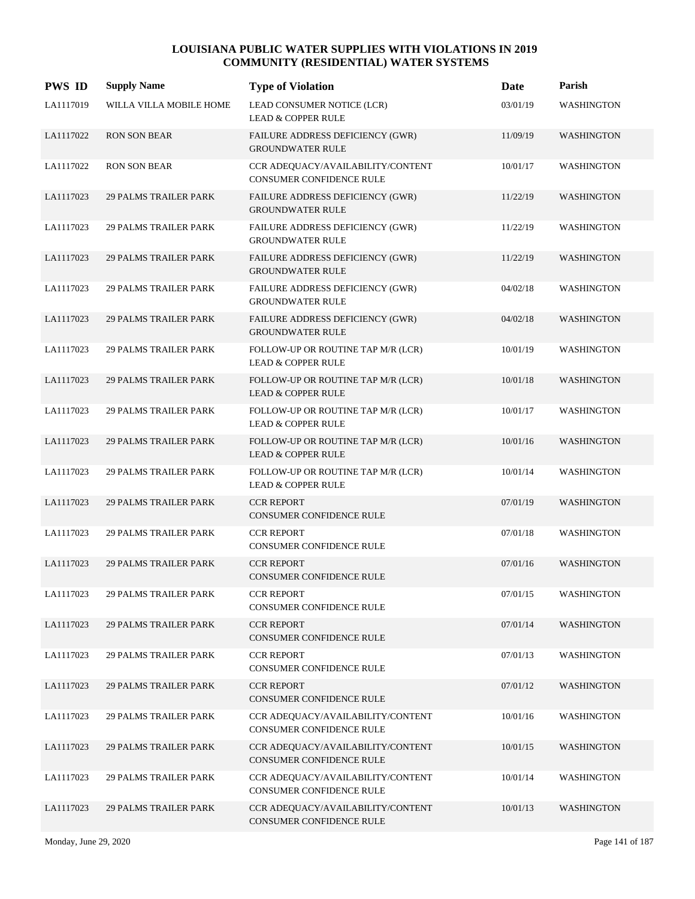# LOUISIANA PUBLIC WATER SUPPLIES WITH VIOLATIONS IN 2019
## COMMUNITY (RESIDENTIAL) WATER SYSTEMS

| PWS ID | Supply Name | Type of Violation | Date | Parish |
|---|---|---|---|---|
| LA1117019 | WILLA VILLA MOBILE HOME | LEAD CONSUMER NOTICE (LCR)<br>LEAD & COPPER RULE | 03/01/19 | WASHINGTON |
| LA1117022 | RON SON BEAR | FAILURE ADDRESS DEFICIENCY (GWR)<br>GROUNDWATER RULE | 11/09/19 | WASHINGTON |
| LA1117022 | RON SON BEAR | CCR ADEQUACY/AVAILABILITY/CONTENT<br>CONSUMER CONFIDENCE RULE | 10/01/17 | WASHINGTON |
| LA1117023 | 29 PALMS TRAILER PARK | FAILURE ADDRESS DEFICIENCY (GWR)<br>GROUNDWATER RULE | 11/22/19 | WASHINGTON |
| LA1117023 | 29 PALMS TRAILER PARK | FAILURE ADDRESS DEFICIENCY (GWR)<br>GROUNDWATER RULE | 11/22/19 | WASHINGTON |
| LA1117023 | 29 PALMS TRAILER PARK | FAILURE ADDRESS DEFICIENCY (GWR)<br>GROUNDWATER RULE | 11/22/19 | WASHINGTON |
| LA1117023 | 29 PALMS TRAILER PARK | FAILURE ADDRESS DEFICIENCY (GWR)<br>GROUNDWATER RULE | 04/02/18 | WASHINGTON |
| LA1117023 | 29 PALMS TRAILER PARK | FAILURE ADDRESS DEFICIENCY (GWR)<br>GROUNDWATER RULE | 04/02/18 | WASHINGTON |
| LA1117023 | 29 PALMS TRAILER PARK | FOLLOW-UP OR ROUTINE TAP M/R (LCR)<br>LEAD & COPPER RULE | 10/01/19 | WASHINGTON |
| LA1117023 | 29 PALMS TRAILER PARK | FOLLOW-UP OR ROUTINE TAP M/R (LCR)<br>LEAD & COPPER RULE | 10/01/18 | WASHINGTON |
| LA1117023 | 29 PALMS TRAILER PARK | FOLLOW-UP OR ROUTINE TAP M/R (LCR)<br>LEAD & COPPER RULE | 10/01/17 | WASHINGTON |
| LA1117023 | 29 PALMS TRAILER PARK | FOLLOW-UP OR ROUTINE TAP M/R (LCR)<br>LEAD & COPPER RULE | 10/01/16 | WASHINGTON |
| LA1117023 | 29 PALMS TRAILER PARK | FOLLOW-UP OR ROUTINE TAP M/R (LCR)<br>LEAD & COPPER RULE | 10/01/14 | WASHINGTON |
| LA1117023 | 29 PALMS TRAILER PARK | CCR REPORT<br>CONSUMER CONFIDENCE RULE | 07/01/19 | WASHINGTON |
| LA1117023 | 29 PALMS TRAILER PARK | CCR REPORT<br>CONSUMER CONFIDENCE RULE | 07/01/18 | WASHINGTON |
| LA1117023 | 29 PALMS TRAILER PARK | CCR REPORT<br>CONSUMER CONFIDENCE RULE | 07/01/16 | WASHINGTON |
| LA1117023 | 29 PALMS TRAILER PARK | CCR REPORT<br>CONSUMER CONFIDENCE RULE | 07/01/15 | WASHINGTON |
| LA1117023 | 29 PALMS TRAILER PARK | CCR REPORT<br>CONSUMER CONFIDENCE RULE | 07/01/14 | WASHINGTON |
| LA1117023 | 29 PALMS TRAILER PARK | CCR REPORT<br>CONSUMER CONFIDENCE RULE | 07/01/13 | WASHINGTON |
| LA1117023 | 29 PALMS TRAILER PARK | CCR REPORT<br>CONSUMER CONFIDENCE RULE | 07/01/12 | WASHINGTON |
| LA1117023 | 29 PALMS TRAILER PARK | CCR ADEQUACY/AVAILABILITY/CONTENT<br>CONSUMER CONFIDENCE RULE | 10/01/16 | WASHINGTON |
| LA1117023 | 29 PALMS TRAILER PARK | CCR ADEQUACY/AVAILABILITY/CONTENT<br>CONSUMER CONFIDENCE RULE | 10/01/15 | WASHINGTON |
| LA1117023 | 29 PALMS TRAILER PARK | CCR ADEQUACY/AVAILABILITY/CONTENT<br>CONSUMER CONFIDENCE RULE | 10/01/14 | WASHINGTON |
| LA1117023 | 29 PALMS TRAILER PARK | CCR ADEQUACY/AVAILABILITY/CONTENT<br>CONSUMER CONFIDENCE RULE | 10/01/13 | WASHINGTON |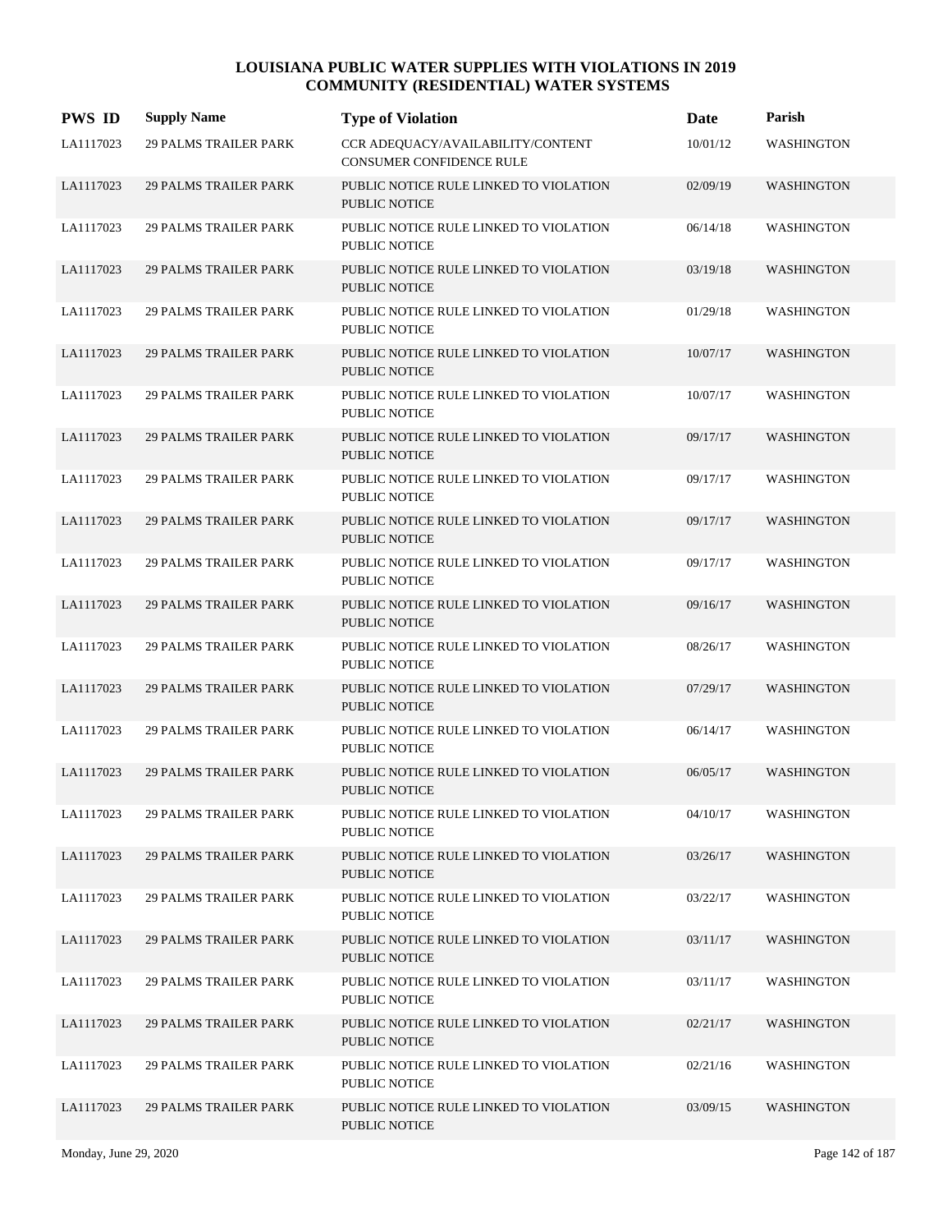# LOUISIANA PUBLIC WATER SUPPLIES WITH VIOLATIONS IN 2019
# COMMUNITY (RESIDENTIAL) WATER SYSTEMS

| PWS ID | Supply Name | Type of Violation | Date | Parish |
|---|---|---|---|---|
| LA1117023 | 29 PALMS TRAILER PARK | CCR ADEQUACY/AVAILABILITY/CONTENT CONSUMER CONFIDENCE RULE | 10/01/12 | WASHINGTON |
| LA1117023 | 29 PALMS TRAILER PARK | PUBLIC NOTICE RULE LINKED TO VIOLATION PUBLIC NOTICE | 02/09/19 | WASHINGTON |
| LA1117023 | 29 PALMS TRAILER PARK | PUBLIC NOTICE RULE LINKED TO VIOLATION PUBLIC NOTICE | 06/14/18 | WASHINGTON |
| LA1117023 | 29 PALMS TRAILER PARK | PUBLIC NOTICE RULE LINKED TO VIOLATION PUBLIC NOTICE | 03/19/18 | WASHINGTON |
| LA1117023 | 29 PALMS TRAILER PARK | PUBLIC NOTICE RULE LINKED TO VIOLATION PUBLIC NOTICE | 01/29/18 | WASHINGTON |
| LA1117023 | 29 PALMS TRAILER PARK | PUBLIC NOTICE RULE LINKED TO VIOLATION PUBLIC NOTICE | 10/07/17 | WASHINGTON |
| LA1117023 | 29 PALMS TRAILER PARK | PUBLIC NOTICE RULE LINKED TO VIOLATION PUBLIC NOTICE | 10/07/17 | WASHINGTON |
| LA1117023 | 29 PALMS TRAILER PARK | PUBLIC NOTICE RULE LINKED TO VIOLATION PUBLIC NOTICE | 09/17/17 | WASHINGTON |
| LA1117023 | 29 PALMS TRAILER PARK | PUBLIC NOTICE RULE LINKED TO VIOLATION PUBLIC NOTICE | 09/17/17 | WASHINGTON |
| LA1117023 | 29 PALMS TRAILER PARK | PUBLIC NOTICE RULE LINKED TO VIOLATION PUBLIC NOTICE | 09/17/17 | WASHINGTON |
| LA1117023 | 29 PALMS TRAILER PARK | PUBLIC NOTICE RULE LINKED TO VIOLATION PUBLIC NOTICE | 09/17/17 | WASHINGTON |
| LA1117023 | 29 PALMS TRAILER PARK | PUBLIC NOTICE RULE LINKED TO VIOLATION PUBLIC NOTICE | 09/16/17 | WASHINGTON |
| LA1117023 | 29 PALMS TRAILER PARK | PUBLIC NOTICE RULE LINKED TO VIOLATION PUBLIC NOTICE | 08/26/17 | WASHINGTON |
| LA1117023 | 29 PALMS TRAILER PARK | PUBLIC NOTICE RULE LINKED TO VIOLATION PUBLIC NOTICE | 07/29/17 | WASHINGTON |
| LA1117023 | 29 PALMS TRAILER PARK | PUBLIC NOTICE RULE LINKED TO VIOLATION PUBLIC NOTICE | 06/14/17 | WASHINGTON |
| LA1117023 | 29 PALMS TRAILER PARK | PUBLIC NOTICE RULE LINKED TO VIOLATION PUBLIC NOTICE | 06/05/17 | WASHINGTON |
| LA1117023 | 29 PALMS TRAILER PARK | PUBLIC NOTICE RULE LINKED TO VIOLATION PUBLIC NOTICE | 04/10/17 | WASHINGTON |
| LA1117023 | 29 PALMS TRAILER PARK | PUBLIC NOTICE RULE LINKED TO VIOLATION PUBLIC NOTICE | 03/26/17 | WASHINGTON |
| LA1117023 | 29 PALMS TRAILER PARK | PUBLIC NOTICE RULE LINKED TO VIOLATION PUBLIC NOTICE | 03/22/17 | WASHINGTON |
| LA1117023 | 29 PALMS TRAILER PARK | PUBLIC NOTICE RULE LINKED TO VIOLATION PUBLIC NOTICE | 03/11/17 | WASHINGTON |
| LA1117023 | 29 PALMS TRAILER PARK | PUBLIC NOTICE RULE LINKED TO VIOLATION PUBLIC NOTICE | 03/11/17 | WASHINGTON |
| LA1117023 | 29 PALMS TRAILER PARK | PUBLIC NOTICE RULE LINKED TO VIOLATION PUBLIC NOTICE | 02/21/17 | WASHINGTON |
| LA1117023 | 29 PALMS TRAILER PARK | PUBLIC NOTICE RULE LINKED TO VIOLATION PUBLIC NOTICE | 02/21/16 | WASHINGTON |
| LA1117023 | 29 PALMS TRAILER PARK | PUBLIC NOTICE RULE LINKED TO VIOLATION PUBLIC NOTICE | 03/09/15 | WASHINGTON |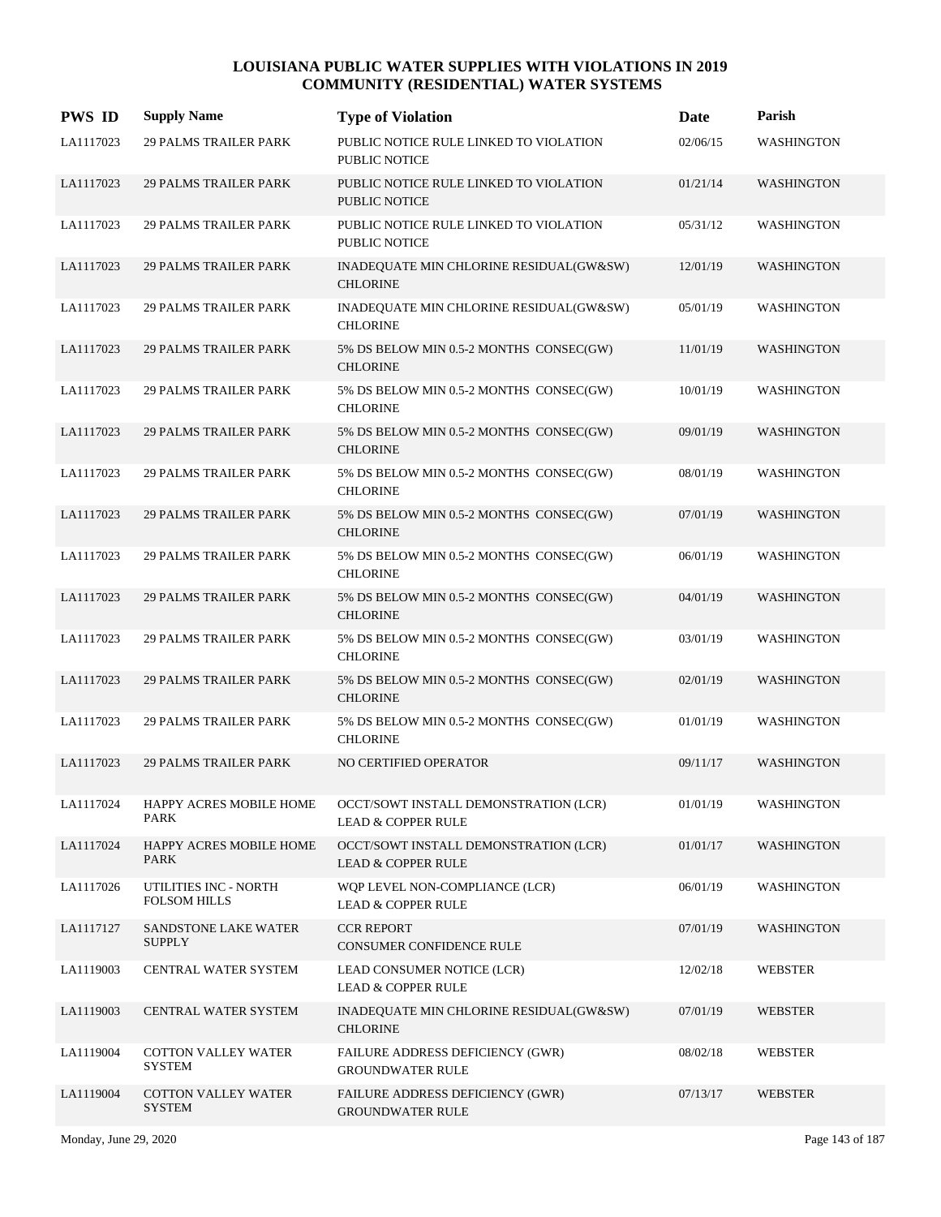# LOUISIANA PUBLIC WATER SUPPLIES WITH VIOLATIONS IN 2019
## COMMUNITY (RESIDENTIAL) WATER SYSTEMS

| PWS ID | Supply Name | Type of Violation | Date | Parish |
|---|---|---|---|---|
| LA1117023 | 29 PALMS TRAILER PARK | PUBLIC NOTICE RULE LINKED TO VIOLATION<br>PUBLIC NOTICE | 02/06/15 | WASHINGTON |
| LA1117023 | 29 PALMS TRAILER PARK | PUBLIC NOTICE RULE LINKED TO VIOLATION<br>PUBLIC NOTICE | 01/21/14 | WASHINGTON |
| LA1117023 | 29 PALMS TRAILER PARK | PUBLIC NOTICE RULE LINKED TO VIOLATION<br>PUBLIC NOTICE | 05/31/12 | WASHINGTON |
| LA1117023 | 29 PALMS TRAILER PARK | INADEQUATE MIN CHLORINE RESIDUAL(GW&SW)<br>CHLORINE | 12/01/19 | WASHINGTON |
| LA1117023 | 29 PALMS TRAILER PARK | INADEQUATE MIN CHLORINE RESIDUAL(GW&SW)<br>CHLORINE | 05/01/19 | WASHINGTON |
| LA1117023 | 29 PALMS TRAILER PARK | 5% DS BELOW MIN 0.5-2 MONTHS CONSEC(GW)<br>CHLORINE | 11/01/19 | WASHINGTON |
| LA1117023 | 29 PALMS TRAILER PARK | 5% DS BELOW MIN 0.5-2 MONTHS CONSEC(GW)<br>CHLORINE | 10/01/19 | WASHINGTON |
| LA1117023 | 29 PALMS TRAILER PARK | 5% DS BELOW MIN 0.5-2 MONTHS CONSEC(GW)<br>CHLORINE | 09/01/19 | WASHINGTON |
| LA1117023 | 29 PALMS TRAILER PARK | 5% DS BELOW MIN 0.5-2 MONTHS CONSEC(GW)<br>CHLORINE | 08/01/19 | WASHINGTON |
| LA1117023 | 29 PALMS TRAILER PARK | 5% DS BELOW MIN 0.5-2 MONTHS CONSEC(GW)<br>CHLORINE | 07/01/19 | WASHINGTON |
| LA1117023 | 29 PALMS TRAILER PARK | 5% DS BELOW MIN 0.5-2 MONTHS CONSEC(GW)<br>CHLORINE | 06/01/19 | WASHINGTON |
| LA1117023 | 29 PALMS TRAILER PARK | 5% DS BELOW MIN 0.5-2 MONTHS CONSEC(GW)<br>CHLORINE | 04/01/19 | WASHINGTON |
| LA1117023 | 29 PALMS TRAILER PARK | 5% DS BELOW MIN 0.5-2 MONTHS CONSEC(GW)<br>CHLORINE | 03/01/19 | WASHINGTON |
| LA1117023 | 29 PALMS TRAILER PARK | 5% DS BELOW MIN 0.5-2 MONTHS CONSEC(GW)<br>CHLORINE | 02/01/19 | WASHINGTON |
| LA1117023 | 29 PALMS TRAILER PARK | 5% DS BELOW MIN 0.5-2 MONTHS CONSEC(GW)<br>CHLORINE | 01/01/19 | WASHINGTON |
| LA1117023 | 29 PALMS TRAILER PARK | NO CERTIFIED OPERATOR | 09/11/17 | WASHINGTON |
| LA1117024 | HAPPY ACRES MOBILE HOME PARK | OCCT/SOWT INSTALL DEMONSTRATION (LCR)<br>LEAD & COPPER RULE | 01/01/19 | WASHINGTON |
| LA1117024 | HAPPY ACRES MOBILE HOME PARK | OCCT/SOWT INSTALL DEMONSTRATION (LCR)<br>LEAD & COPPER RULE | 01/01/17 | WASHINGTON |
| LA1117026 | UTILITIES INC - NORTH FOLSOM HILLS | WQP LEVEL NON-COMPLIANCE (LCR)<br>LEAD & COPPER RULE | 06/01/19 | WASHINGTON |
| LA1117127 | SANDSTONE LAKE WATER SUPPLY | CCR REPORT<br>CONSUMER CONFIDENCE RULE | 07/01/19 | WASHINGTON |
| LA1119003 | CENTRAL WATER SYSTEM | LEAD CONSUMER NOTICE (LCR)<br>LEAD & COPPER RULE | 12/02/18 | WEBSTER |
| LA1119003 | CENTRAL WATER SYSTEM | INADEQUATE MIN CHLORINE RESIDUAL(GW&SW)<br>CHLORINE | 07/01/19 | WEBSTER |
| LA1119004 | COTTON VALLEY WATER SYSTEM | FAILURE ADDRESS DEFICIENCY (GWR)<br>GROUNDWATER RULE | 08/02/18 | WEBSTER |
| LA1119004 | COTTON VALLEY WATER SYSTEM | FAILURE ADDRESS DEFICIENCY (GWR)<br>GROUNDWATER RULE | 07/13/17 | WEBSTER |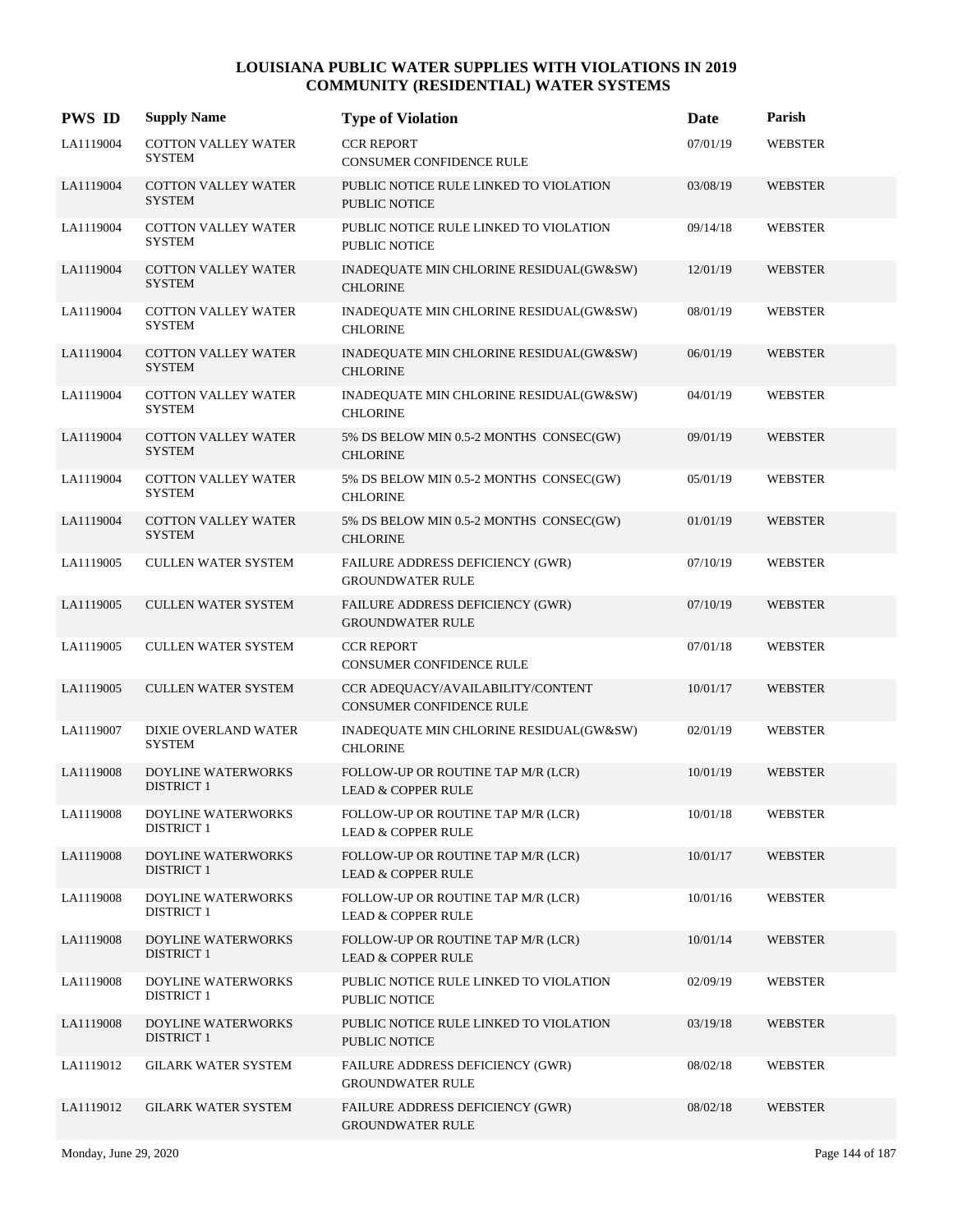# LOUISIANA PUBLIC WATER SUPPLIES WITH VIOLATIONS IN 2019
## COMMUNITY (RESIDENTIAL) WATER SYSTEMS

| PWS ID | Supply Name | Type of Violation | Date | Parish |
|---|---|---|---|---|
| LA1119004 | COTTON VALLEY WATER SYSTEM | CCR REPORT<br>CONSUMER CONFIDENCE RULE | 07/01/19 | WEBSTER |
| LA1119004 | COTTON VALLEY WATER SYSTEM | PUBLIC NOTICE RULE LINKED TO VIOLATION<br>PUBLIC NOTICE | 03/08/19 | WEBSTER |
| LA1119004 | COTTON VALLEY WATER SYSTEM | PUBLIC NOTICE RULE LINKED TO VIOLATION<br>PUBLIC NOTICE | 09/14/18 | WEBSTER |
| LA1119004 | COTTON VALLEY WATER SYSTEM | INADEQUATE MIN CHLORINE RESIDUAL(GW&SW)<br>CHLORINE | 12/01/19 | WEBSTER |
| LA1119004 | COTTON VALLEY WATER SYSTEM | INADEQUATE MIN CHLORINE RESIDUAL(GW&SW)<br>CHLORINE | 08/01/19 | WEBSTER |
| LA1119004 | COTTON VALLEY WATER SYSTEM | INADEQUATE MIN CHLORINE RESIDUAL(GW&SW)<br>CHLORINE | 06/01/19 | WEBSTER |
| LA1119004 | COTTON VALLEY WATER SYSTEM | INADEQUATE MIN CHLORINE RESIDUAL(GW&SW)<br>CHLORINE | 04/01/19 | WEBSTER |
| LA1119004 | COTTON VALLEY WATER SYSTEM | 5% DS BELOW MIN 0.5-2 MONTHS CONSEC(GW)<br>CHLORINE | 09/01/19 | WEBSTER |
| LA1119004 | COTTON VALLEY WATER SYSTEM | 5% DS BELOW MIN 0.5-2 MONTHS CONSEC(GW)<br>CHLORINE | 05/01/19 | WEBSTER |
| LA1119004 | COTTON VALLEY WATER SYSTEM | 5% DS BELOW MIN 0.5-2 MONTHS CONSEC(GW)<br>CHLORINE | 01/01/19 | WEBSTER |
| LA1119005 | CULLEN WATER SYSTEM | FAILURE ADDRESS DEFICIENCY (GWR)<br>GROUNDWATER RULE | 07/10/19 | WEBSTER |
| LA1119005 | CULLEN WATER SYSTEM | FAILURE ADDRESS DEFICIENCY (GWR)<br>GROUNDWATER RULE | 07/10/19 | WEBSTER |
| LA1119005 | CULLEN WATER SYSTEM | CCR REPORT<br>CONSUMER CONFIDENCE RULE | 07/01/18 | WEBSTER |
| LA1119005 | CULLEN WATER SYSTEM | CCR ADEQUACY/AVAILABILITY/CONTENT<br>CONSUMER CONFIDENCE RULE | 10/01/17 | WEBSTER |
| LA1119007 | DIXIE OVERLAND WATER SYSTEM | INADEQUATE MIN CHLORINE RESIDUAL(GW&SW)<br>CHLORINE | 02/01/19 | WEBSTER |
| LA1119008 | DOYLINE WATERWORKS DISTRICT 1 | FOLLOW-UP OR ROUTINE TAP M/R (LCR)<br>LEAD & COPPER RULE | 10/01/19 | WEBSTER |
| LA1119008 | DOYLINE WATERWORKS DISTRICT 1 | FOLLOW-UP OR ROUTINE TAP M/R (LCR)<br>LEAD & COPPER RULE | 10/01/18 | WEBSTER |
| LA1119008 | DOYLINE WATERWORKS DISTRICT 1 | FOLLOW-UP OR ROUTINE TAP M/R (LCR)<br>LEAD & COPPER RULE | 10/01/17 | WEBSTER |
| LA1119008 | DOYLINE WATERWORKS DISTRICT 1 | FOLLOW-UP OR ROUTINE TAP M/R (LCR)<br>LEAD & COPPER RULE | 10/01/16 | WEBSTER |
| LA1119008 | DOYLINE WATERWORKS DISTRICT 1 | FOLLOW-UP OR ROUTINE TAP M/R (LCR)<br>LEAD & COPPER RULE | 10/01/14 | WEBSTER |
| LA1119008 | DOYLINE WATERWORKS DISTRICT 1 | PUBLIC NOTICE RULE LINKED TO VIOLATION<br>PUBLIC NOTICE | 02/09/19 | WEBSTER |
| LA1119008 | DOYLINE WATERWORKS DISTRICT 1 | PUBLIC NOTICE RULE LINKED TO VIOLATION<br>PUBLIC NOTICE | 03/19/18 | WEBSTER |
| LA1119012 | GILARK WATER SYSTEM | FAILURE ADDRESS DEFICIENCY (GWR)<br>GROUNDWATER RULE | 08/02/18 | WEBSTER |
| LA1119012 | GILARK WATER SYSTEM | FAILURE ADDRESS DEFICIENCY (GWR)<br>GROUNDWATER RULE | 08/02/18 | WEBSTER |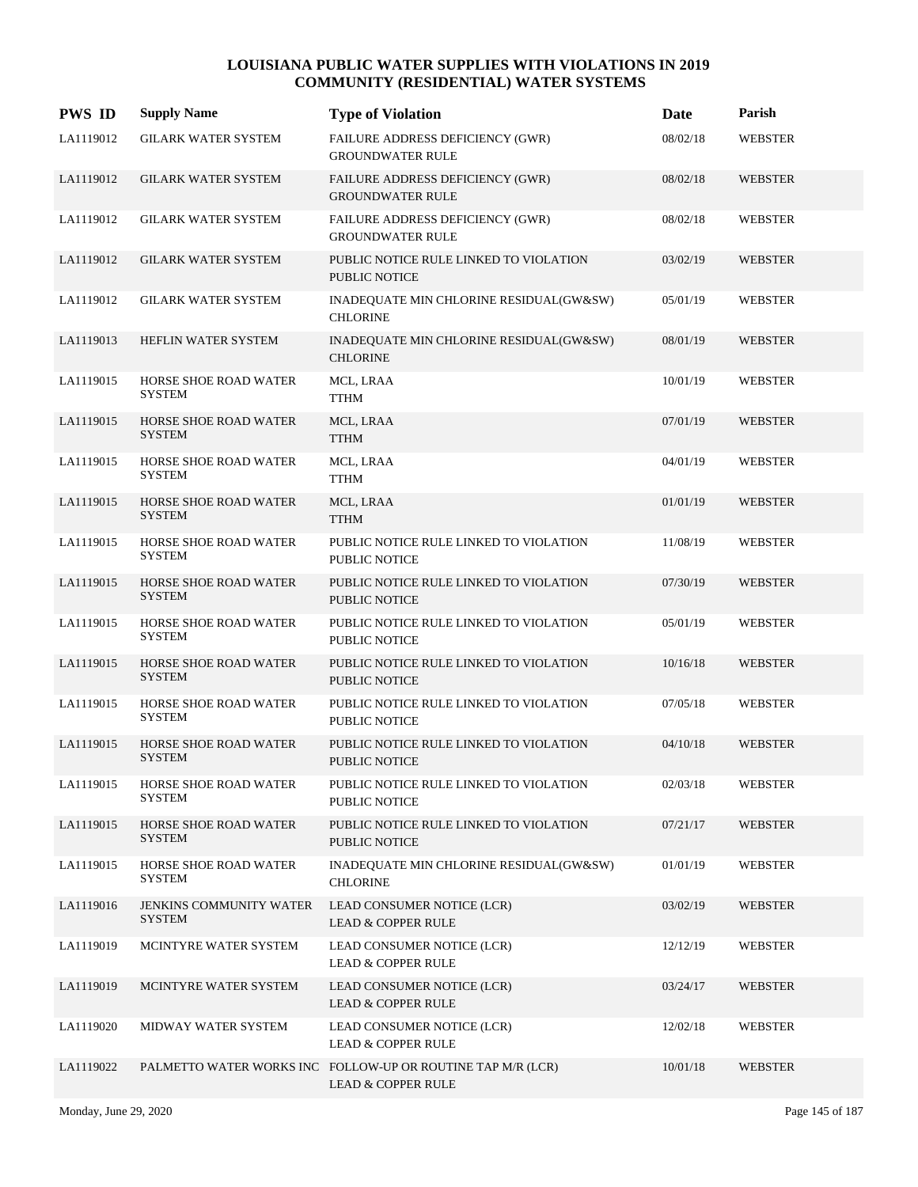# LOUISIANA PUBLIC WATER SUPPLIES WITH VIOLATIONS IN 2019
## COMMUNITY (RESIDENTIAL) WATER SYSTEMS

| PWS ID | Supply Name | Type of Violation | Date | Parish |
|---|---|---|---|---|
| LA1119012 | GILARK WATER SYSTEM | FAILURE ADDRESS DEFICIENCY (GWR) GROUNDWATER RULE | 08/02/18 | WEBSTER |
| LA1119012 | GILARK WATER SYSTEM | FAILURE ADDRESS DEFICIENCY (GWR) GROUNDWATER RULE | 08/02/18 | WEBSTER |
| LA1119012 | GILARK WATER SYSTEM | FAILURE ADDRESS DEFICIENCY (GWR) GROUNDWATER RULE | 08/02/18 | WEBSTER |
| LA1119012 | GILARK WATER SYSTEM | PUBLIC NOTICE RULE LINKED TO VIOLATION PUBLIC NOTICE | 03/02/19 | WEBSTER |
| LA1119012 | GILARK WATER SYSTEM | INADEQUATE MIN CHLORINE RESIDUAL(GW&SW) CHLORINE | 05/01/19 | WEBSTER |
| LA1119013 | HEFLIN WATER SYSTEM | INADEQUATE MIN CHLORINE RESIDUAL(GW&SW) CHLORINE | 08/01/19 | WEBSTER |
| LA1119015 | HORSE SHOE ROAD WATER SYSTEM | MCL, LRAA TTHM | 10/01/19 | WEBSTER |
| LA1119015 | HORSE SHOE ROAD WATER SYSTEM | MCL, LRAA TTHM | 07/01/19 | WEBSTER |
| LA1119015 | HORSE SHOE ROAD WATER SYSTEM | MCL, LRAA TTHM | 04/01/19 | WEBSTER |
| LA1119015 | HORSE SHOE ROAD WATER SYSTEM | MCL, LRAA TTHM | 01/01/19 | WEBSTER |
| LA1119015 | HORSE SHOE ROAD WATER SYSTEM | PUBLIC NOTICE RULE LINKED TO VIOLATION PUBLIC NOTICE | 11/08/19 | WEBSTER |
| LA1119015 | HORSE SHOE ROAD WATER SYSTEM | PUBLIC NOTICE RULE LINKED TO VIOLATION PUBLIC NOTICE | 07/30/19 | WEBSTER |
| LA1119015 | HORSE SHOE ROAD WATER SYSTEM | PUBLIC NOTICE RULE LINKED TO VIOLATION PUBLIC NOTICE | 05/01/19 | WEBSTER |
| LA1119015 | HORSE SHOE ROAD WATER SYSTEM | PUBLIC NOTICE RULE LINKED TO VIOLATION PUBLIC NOTICE | 10/16/18 | WEBSTER |
| LA1119015 | HORSE SHOE ROAD WATER SYSTEM | PUBLIC NOTICE RULE LINKED TO VIOLATION PUBLIC NOTICE | 07/05/18 | WEBSTER |
| LA1119015 | HORSE SHOE ROAD WATER SYSTEM | PUBLIC NOTICE RULE LINKED TO VIOLATION PUBLIC NOTICE | 04/10/18 | WEBSTER |
| LA1119015 | HORSE SHOE ROAD WATER SYSTEM | PUBLIC NOTICE RULE LINKED TO VIOLATION PUBLIC NOTICE | 02/03/18 | WEBSTER |
| LA1119015 | HORSE SHOE ROAD WATER SYSTEM | PUBLIC NOTICE RULE LINKED TO VIOLATION PUBLIC NOTICE | 07/21/17 | WEBSTER |
| LA1119015 | HORSE SHOE ROAD WATER SYSTEM | INADEQUATE MIN CHLORINE RESIDUAL(GW&SW) CHLORINE | 01/01/19 | WEBSTER |
| LA1119016 | JENKINS COMMUNITY WATER SYSTEM | LEAD CONSUMER NOTICE (LCR) LEAD & COPPER RULE | 03/02/19 | WEBSTER |
| LA1119019 | MCINTYRE WATER SYSTEM | LEAD CONSUMER NOTICE (LCR) LEAD & COPPER RULE | 12/12/19 | WEBSTER |
| LA1119019 | MCINTYRE WATER SYSTEM | LEAD CONSUMER NOTICE (LCR) LEAD & COPPER RULE | 03/24/17 | WEBSTER |
| LA1119020 | MIDWAY WATER SYSTEM | LEAD CONSUMER NOTICE (LCR) LEAD & COPPER RULE | 12/02/18 | WEBSTER |
| LA1119022 | PALMETTO WATER WORKS INC | FOLLOW-UP OR ROUTINE TAP M/R (LCR) LEAD & COPPER RULE | 10/01/18 | WEBSTER |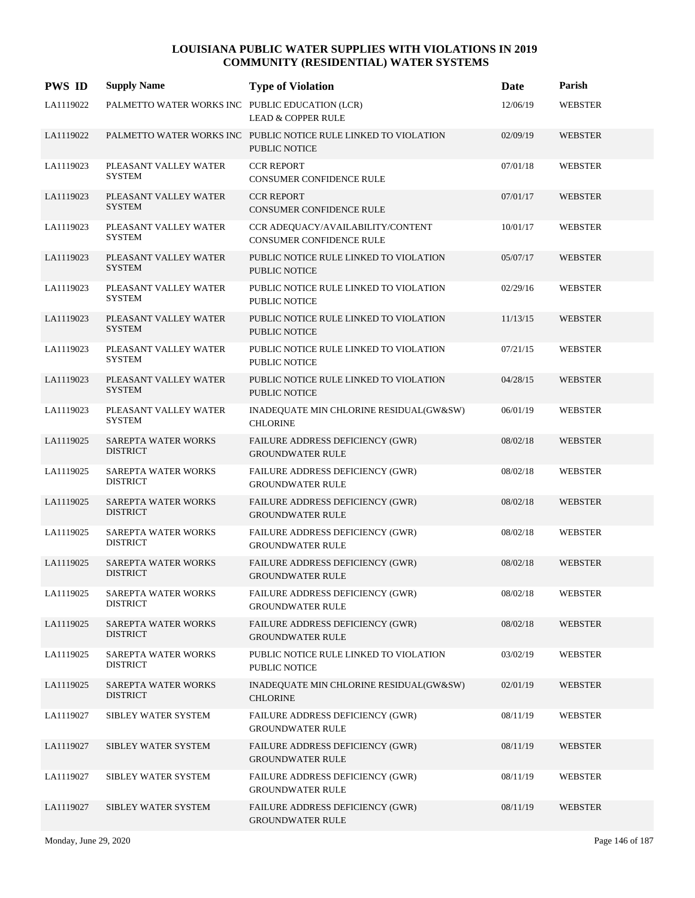# LOUISIANA PUBLIC WATER SUPPLIES WITH VIOLATIONS IN 2019
## COMMUNITY (RESIDENTIAL) WATER SYSTEMS

| PWS ID | Supply Name | Type of Violation | Date | Parish |
|---|---|---|---|---|
| LA1119022 | PALMETTO WATER WORKS INC | PUBLIC EDUCATION (LCR)<br>LEAD & COPPER RULE | 12/06/19 | WEBSTER |
| LA1119022 | PALMETTO WATER WORKS INC | PUBLIC NOTICE RULE LINKED TO VIOLATION<br>PUBLIC NOTICE | 02/09/19 | WEBSTER |
| LA1119023 | PLEASANT VALLEY WATER SYSTEM | CCR REPORT<br>CONSUMER CONFIDENCE RULE | 07/01/18 | WEBSTER |
| LA1119023 | PLEASANT VALLEY WATER SYSTEM | CCR REPORT<br>CONSUMER CONFIDENCE RULE | 07/01/17 | WEBSTER |
| LA1119023 | PLEASANT VALLEY WATER SYSTEM | CCR ADEQUACY/AVAILABILITY/CONTENT<br>CONSUMER CONFIDENCE RULE | 10/01/17 | WEBSTER |
| LA1119023 | PLEASANT VALLEY WATER SYSTEM | PUBLIC NOTICE RULE LINKED TO VIOLATION<br>PUBLIC NOTICE | 05/07/17 | WEBSTER |
| LA1119023 | PLEASANT VALLEY WATER SYSTEM | PUBLIC NOTICE RULE LINKED TO VIOLATION<br>PUBLIC NOTICE | 02/29/16 | WEBSTER |
| LA1119023 | PLEASANT VALLEY WATER SYSTEM | PUBLIC NOTICE RULE LINKED TO VIOLATION<br>PUBLIC NOTICE | 11/13/15 | WEBSTER |
| LA1119023 | PLEASANT VALLEY WATER SYSTEM | PUBLIC NOTICE RULE LINKED TO VIOLATION<br>PUBLIC NOTICE | 07/21/15 | WEBSTER |
| LA1119023 | PLEASANT VALLEY WATER SYSTEM | PUBLIC NOTICE RULE LINKED TO VIOLATION<br>PUBLIC NOTICE | 04/28/15 | WEBSTER |
| LA1119023 | PLEASANT VALLEY WATER SYSTEM | INADEQUATE MIN CHLORINE RESIDUAL(GW&SW)<br>CHLORINE | 06/01/19 | WEBSTER |
| LA1119025 | SAREPTA WATER WORKS DISTRICT | FAILURE ADDRESS DEFICIENCY (GWR)<br>GROUNDWATER RULE | 08/02/18 | WEBSTER |
| LA1119025 | SAREPTA WATER WORKS DISTRICT | FAILURE ADDRESS DEFICIENCY (GWR)<br>GROUNDWATER RULE | 08/02/18 | WEBSTER |
| LA1119025 | SAREPTA WATER WORKS DISTRICT | FAILURE ADDRESS DEFICIENCY (GWR)<br>GROUNDWATER RULE | 08/02/18 | WEBSTER |
| LA1119025 | SAREPTA WATER WORKS DISTRICT | FAILURE ADDRESS DEFICIENCY (GWR)<br>GROUNDWATER RULE | 08/02/18 | WEBSTER |
| LA1119025 | SAREPTA WATER WORKS DISTRICT | FAILURE ADDRESS DEFICIENCY (GWR)<br>GROUNDWATER RULE | 08/02/18 | WEBSTER |
| LA1119025 | SAREPTA WATER WORKS DISTRICT | FAILURE ADDRESS DEFICIENCY (GWR)<br>GROUNDWATER RULE | 08/02/18 | WEBSTER |
| LA1119025 | SAREPTA WATER WORKS DISTRICT | FAILURE ADDRESS DEFICIENCY (GWR)<br>GROUNDWATER RULE | 08/02/18 | WEBSTER |
| LA1119025 | SAREPTA WATER WORKS DISTRICT | PUBLIC NOTICE RULE LINKED TO VIOLATION<br>PUBLIC NOTICE | 03/02/19 | WEBSTER |
| LA1119025 | SAREPTA WATER WORKS DISTRICT | INADEQUATE MIN CHLORINE RESIDUAL(GW&SW)<br>CHLORINE | 02/01/19 | WEBSTER |
| LA1119027 | SIBLEY WATER SYSTEM | FAILURE ADDRESS DEFICIENCY (GWR)<br>GROUNDWATER RULE | 08/11/19 | WEBSTER |
| LA1119027 | SIBLEY WATER SYSTEM | FAILURE ADDRESS DEFICIENCY (GWR)<br>GROUNDWATER RULE | 08/11/19 | WEBSTER |
| LA1119027 | SIBLEY WATER SYSTEM | FAILURE ADDRESS DEFICIENCY (GWR)<br>GROUNDWATER RULE | 08/11/19 | WEBSTER |
| LA1119027 | SIBLEY WATER SYSTEM | FAILURE ADDRESS DEFICIENCY (GWR)<br>GROUNDWATER RULE | 08/11/19 | WEBSTER |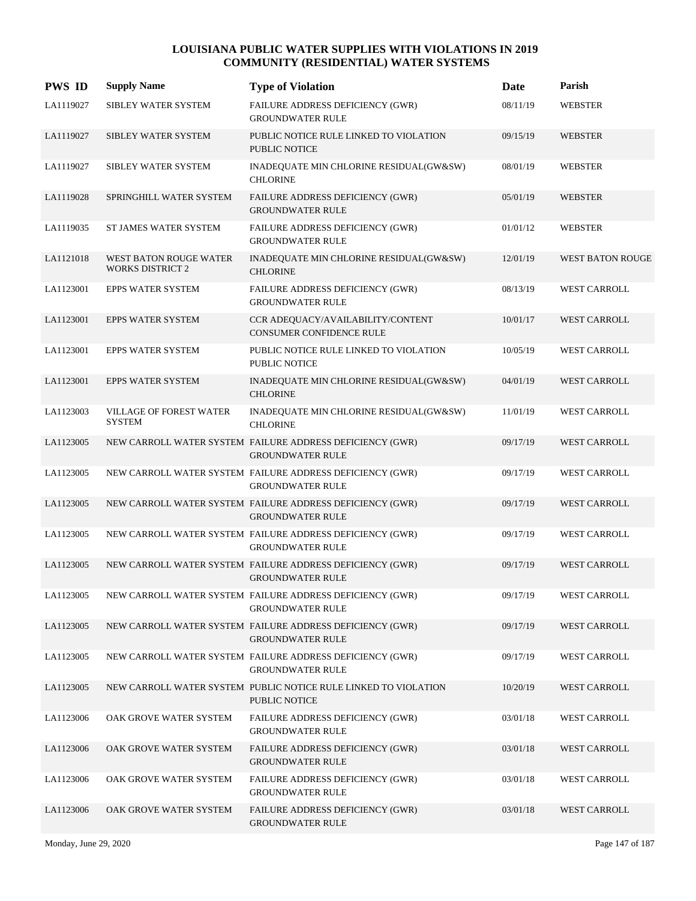# LOUISIANA PUBLIC WATER SUPPLIES WITH VIOLATIONS IN 2019
## COMMUNITY (RESIDENTIAL) WATER SYSTEMS

| PWS ID | Supply Name | Type of Violation | Date | Parish |
|---|---|---|---|---|
| LA1119027 | SIBLEY WATER SYSTEM | FAILURE ADDRESS DEFICIENCY (GWR) GROUNDWATER RULE | 08/11/19 | WEBSTER |
| LA1119027 | SIBLEY WATER SYSTEM | PUBLIC NOTICE RULE LINKED TO VIOLATION PUBLIC NOTICE | 09/15/19 | WEBSTER |
| LA1119027 | SIBLEY WATER SYSTEM | INADEQUATE MIN CHLORINE RESIDUAL(GW&SW) CHLORINE | 08/01/19 | WEBSTER |
| LA1119028 | SPRINGHILL WATER SYSTEM | FAILURE ADDRESS DEFICIENCY (GWR) GROUNDWATER RULE | 05/01/19 | WEBSTER |
| LA1119035 | ST JAMES WATER SYSTEM | FAILURE ADDRESS DEFICIENCY (GWR) GROUNDWATER RULE | 01/01/12 | WEBSTER |
| LA1121018 | WEST BATON ROUGE WATER WORKS DISTRICT 2 | INADEQUATE MIN CHLORINE RESIDUAL(GW&SW) CHLORINE | 12/01/19 | WEST BATON ROUGE |
| LA1123001 | EPPS WATER SYSTEM | FAILURE ADDRESS DEFICIENCY (GWR) GROUNDWATER RULE | 08/13/19 | WEST CARROLL |
| LA1123001 | EPPS WATER SYSTEM | CCR ADEQUACY/AVAILABILITY/CONTENT CONSUMER CONFIDENCE RULE | 10/01/17 | WEST CARROLL |
| LA1123001 | EPPS WATER SYSTEM | PUBLIC NOTICE RULE LINKED TO VIOLATION PUBLIC NOTICE | 10/05/19 | WEST CARROLL |
| LA1123001 | EPPS WATER SYSTEM | INADEQUATE MIN CHLORINE RESIDUAL(GW&SW) CHLORINE | 04/01/19 | WEST CARROLL |
| LA1123003 | VILLAGE OF FOREST WATER SYSTEM | INADEQUATE MIN CHLORINE RESIDUAL(GW&SW) CHLORINE | 11/01/19 | WEST CARROLL |
| LA1123005 | NEW CARROLL WATER SYSTEM | FAILURE ADDRESS DEFICIENCY (GWR) GROUNDWATER RULE | 09/17/19 | WEST CARROLL |
| LA1123005 | NEW CARROLL WATER SYSTEM | FAILURE ADDRESS DEFICIENCY (GWR) GROUNDWATER RULE | 09/17/19 | WEST CARROLL |
| LA1123005 | NEW CARROLL WATER SYSTEM | FAILURE ADDRESS DEFICIENCY (GWR) GROUNDWATER RULE | 09/17/19 | WEST CARROLL |
| LA1123005 | NEW CARROLL WATER SYSTEM | FAILURE ADDRESS DEFICIENCY (GWR) GROUNDWATER RULE | 09/17/19 | WEST CARROLL |
| LA1123005 | NEW CARROLL WATER SYSTEM | FAILURE ADDRESS DEFICIENCY (GWR) GROUNDWATER RULE | 09/17/19 | WEST CARROLL |
| LA1123005 | NEW CARROLL WATER SYSTEM | FAILURE ADDRESS DEFICIENCY (GWR) GROUNDWATER RULE | 09/17/19 | WEST CARROLL |
| LA1123005 | NEW CARROLL WATER SYSTEM | FAILURE ADDRESS DEFICIENCY (GWR) GROUNDWATER RULE | 09/17/19 | WEST CARROLL |
| LA1123005 | NEW CARROLL WATER SYSTEM | FAILURE ADDRESS DEFICIENCY (GWR) GROUNDWATER RULE | 09/17/19 | WEST CARROLL |
| LA1123005 | NEW CARROLL WATER SYSTEM | PUBLIC NOTICE RULE LINKED TO VIOLATION PUBLIC NOTICE | 10/20/19 | WEST CARROLL |
| LA1123006 | OAK GROVE WATER SYSTEM | FAILURE ADDRESS DEFICIENCY (GWR) GROUNDWATER RULE | 03/01/18 | WEST CARROLL |
| LA1123006 | OAK GROVE WATER SYSTEM | FAILURE ADDRESS DEFICIENCY (GWR) GROUNDWATER RULE | 03/01/18 | WEST CARROLL |
| LA1123006 | OAK GROVE WATER SYSTEM | FAILURE ADDRESS DEFICIENCY (GWR) GROUNDWATER RULE | 03/01/18 | WEST CARROLL |
| LA1123006 | OAK GROVE WATER SYSTEM | FAILURE ADDRESS DEFICIENCY (GWR) GROUNDWATER RULE | 03/01/18 | WEST CARROLL |

Monday, June 29, 2020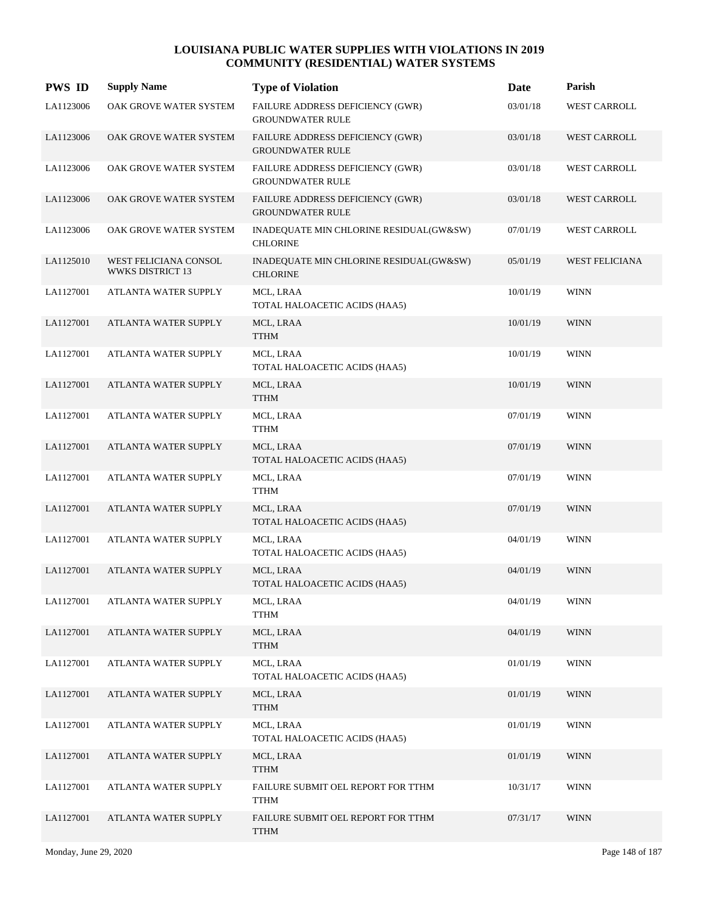# LOUISIANA PUBLIC WATER SUPPLIES WITH VIOLATIONS IN 2019
## COMMUNITY (RESIDENTIAL) WATER SYSTEMS

| PWS ID | Supply Name | Type of Violation | Date | Parish |
|---|---|---|---|---|
| LA1123006 | OAK GROVE WATER SYSTEM | FAILURE ADDRESS DEFICIENCY (GWR) GROUNDWATER RULE | 03/01/18 | WEST CARROLL |
| LA1123006 | OAK GROVE WATER SYSTEM | FAILURE ADDRESS DEFICIENCY (GWR) GROUNDWATER RULE | 03/01/18 | WEST CARROLL |
| LA1123006 | OAK GROVE WATER SYSTEM | FAILURE ADDRESS DEFICIENCY (GWR) GROUNDWATER RULE | 03/01/18 | WEST CARROLL |
| LA1123006 | OAK GROVE WATER SYSTEM | FAILURE ADDRESS DEFICIENCY (GWR) GROUNDWATER RULE | 03/01/18 | WEST CARROLL |
| LA1123006 | OAK GROVE WATER SYSTEM | INADEQUATE MIN CHLORINE RESIDUAL(GW&SW) CHLORINE | 07/01/19 | WEST CARROLL |
| LA1125010 | WEST FELICIANA CONSOL WWKS DISTRICT 13 | INADEQUATE MIN CHLORINE RESIDUAL(GW&SW) CHLORINE | 05/01/19 | WEST FELICIANA |
| LA1127001 | ATLANTA WATER SUPPLY | MCL, LRAA TOTAL HALOACETIC ACIDS (HAA5) | 10/01/19 | WINN |
| LA1127001 | ATLANTA WATER SUPPLY | MCL, LRAA TTHM | 10/01/19 | WINN |
| LA1127001 | ATLANTA WATER SUPPLY | MCL, LRAA TOTAL HALOACETIC ACIDS (HAA5) | 10/01/19 | WINN |
| LA1127001 | ATLANTA WATER SUPPLY | MCL, LRAA TTHM | 10/01/19 | WINN |
| LA1127001 | ATLANTA WATER SUPPLY | MCL, LRAA TTHM | 07/01/19 | WINN |
| LA1127001 | ATLANTA WATER SUPPLY | MCL, LRAA TOTAL HALOACETIC ACIDS (HAA5) | 07/01/19 | WINN |
| LA1127001 | ATLANTA WATER SUPPLY | MCL, LRAA TTHM | 07/01/19 | WINN |
| LA1127001 | ATLANTA WATER SUPPLY | MCL, LRAA TOTAL HALOACETIC ACIDS (HAA5) | 07/01/19 | WINN |
| LA1127001 | ATLANTA WATER SUPPLY | MCL, LRAA TOTAL HALOACETIC ACIDS (HAA5) | 04/01/19 | WINN |
| LA1127001 | ATLANTA WATER SUPPLY | MCL, LRAA TOTAL HALOACETIC ACIDS (HAA5) | 04/01/19 | WINN |
| LA1127001 | ATLANTA WATER SUPPLY | MCL, LRAA TTHM | 04/01/19 | WINN |
| LA1127001 | ATLANTA WATER SUPPLY | MCL, LRAA TTHM | 04/01/19 | WINN |
| LA1127001 | ATLANTA WATER SUPPLY | MCL, LRAA TOTAL HALOACETIC ACIDS (HAA5) | 01/01/19 | WINN |
| LA1127001 | ATLANTA WATER SUPPLY | MCL, LRAA TTHM | 01/01/19 | WINN |
| LA1127001 | ATLANTA WATER SUPPLY | MCL, LRAA TOTAL HALOACETIC ACIDS (HAA5) | 01/01/19 | WINN |
| LA1127001 | ATLANTA WATER SUPPLY | MCL, LRAA TTHM | 01/01/19 | WINN |
| LA1127001 | ATLANTA WATER SUPPLY | FAILURE SUBMIT OEL REPORT FOR TTHM TTHM | 10/31/17 | WINN |
| LA1127001 | ATLANTA WATER SUPPLY | FAILURE SUBMIT OEL REPORT FOR TTHM TTHM | 07/31/17 | WINN |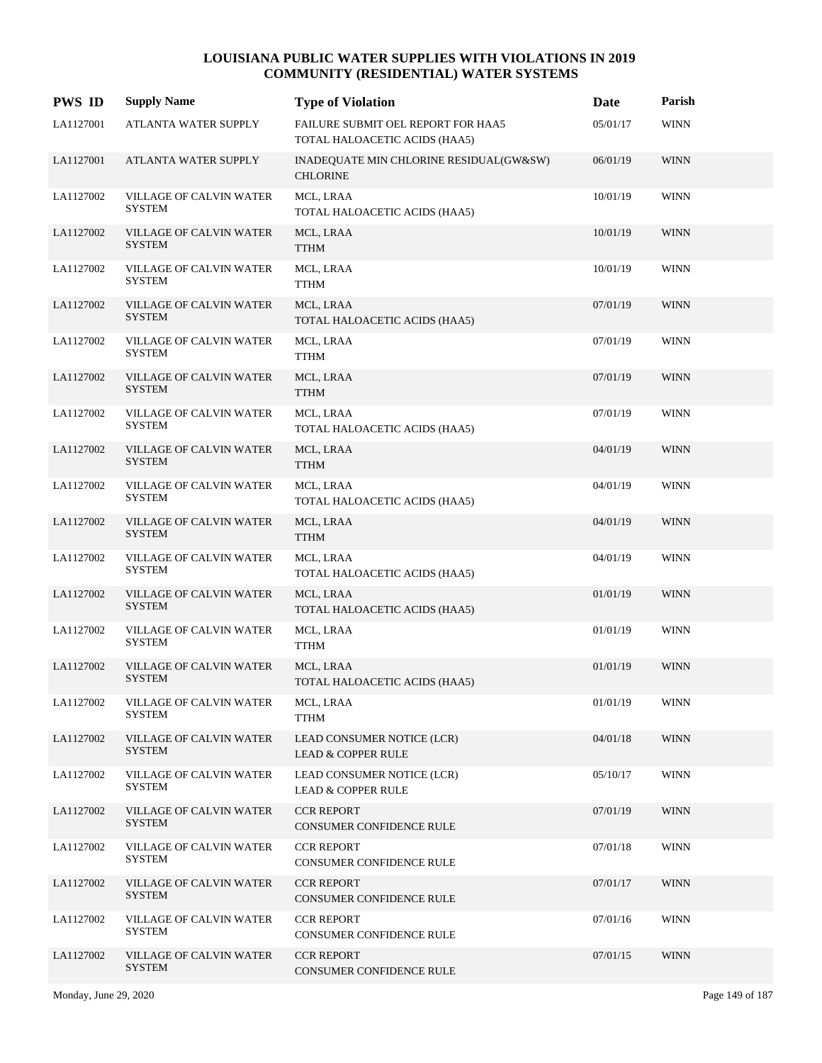# LOUISIANA PUBLIC WATER SUPPLIES WITH VIOLATIONS IN 2019
## COMMUNITY (RESIDENTIAL) WATER SYSTEMS

| PWS ID | Supply Name | Type of Violation | Date | Parish |
|---|---|---|---|---|
| LA1127001 | ATLANTA WATER SUPPLY | FAILURE SUBMIT OEL REPORT FOR HAA5 TOTAL HALOACETIC ACIDS (HAA5) | 05/01/17 | WINN |
| LA1127001 | ATLANTA WATER SUPPLY | INADEQUATE MIN CHLORINE RESIDUAL(GW&SW) CHLORINE | 06/01/19 | WINN |
| LA1127002 | VILLAGE OF CALVIN WATER SYSTEM | MCL, LRAA TOTAL HALOACETIC ACIDS (HAA5) | 10/01/19 | WINN |
| LA1127002 | VILLAGE OF CALVIN WATER SYSTEM | MCL, LRAA TTHM | 10/01/19 | WINN |
| LA1127002 | VILLAGE OF CALVIN WATER SYSTEM | MCL, LRAA TTHM | 10/01/19 | WINN |
| LA1127002 | VILLAGE OF CALVIN WATER SYSTEM | MCL, LRAA TOTAL HALOACETIC ACIDS (HAA5) | 07/01/19 | WINN |
| LA1127002 | VILLAGE OF CALVIN WATER SYSTEM | MCL, LRAA TTHM | 07/01/19 | WINN |
| LA1127002 | VILLAGE OF CALVIN WATER SYSTEM | MCL, LRAA TTHM | 07/01/19 | WINN |
| LA1127002 | VILLAGE OF CALVIN WATER SYSTEM | MCL, LRAA TOTAL HALOACETIC ACIDS (HAA5) | 07/01/19 | WINN |
| LA1127002 | VILLAGE OF CALVIN WATER SYSTEM | MCL, LRAA TTHM | 04/01/19 | WINN |
| LA1127002 | VILLAGE OF CALVIN WATER SYSTEM | MCL, LRAA TOTAL HALOACETIC ACIDS (HAA5) | 04/01/19 | WINN |
| LA1127002 | VILLAGE OF CALVIN WATER SYSTEM | MCL, LRAA TTHM | 04/01/19 | WINN |
| LA1127002 | VILLAGE OF CALVIN WATER SYSTEM | MCL, LRAA TOTAL HALOACETIC ACIDS (HAA5) | 04/01/19 | WINN |
| LA1127002 | VILLAGE OF CALVIN WATER SYSTEM | MCL, LRAA TOTAL HALOACETIC ACIDS (HAA5) | 01/01/19 | WINN |
| LA1127002 | VILLAGE OF CALVIN WATER SYSTEM | MCL, LRAA TTHM | 01/01/19 | WINN |
| LA1127002 | VILLAGE OF CALVIN WATER SYSTEM | MCL, LRAA TOTAL HALOACETIC ACIDS (HAA5) | 01/01/19 | WINN |
| LA1127002 | VILLAGE OF CALVIN WATER SYSTEM | MCL, LRAA TTHM | 01/01/19 | WINN |
| LA1127002 | VILLAGE OF CALVIN WATER SYSTEM | LEAD CONSUMER NOTICE (LCR) LEAD & COPPER RULE | 04/01/18 | WINN |
| LA1127002 | VILLAGE OF CALVIN WATER SYSTEM | LEAD CONSUMER NOTICE (LCR) LEAD & COPPER RULE | 05/10/17 | WINN |
| LA1127002 | VILLAGE OF CALVIN WATER SYSTEM | CCR REPORT CONSUMER CONFIDENCE RULE | 07/01/19 | WINN |
| LA1127002 | VILLAGE OF CALVIN WATER SYSTEM | CCR REPORT CONSUMER CONFIDENCE RULE | 07/01/18 | WINN |
| LA1127002 | VILLAGE OF CALVIN WATER SYSTEM | CCR REPORT CONSUMER CONFIDENCE RULE | 07/01/17 | WINN |
| LA1127002 | VILLAGE OF CALVIN WATER SYSTEM | CCR REPORT CONSUMER CONFIDENCE RULE | 07/01/16 | WINN |
| LA1127002 | VILLAGE OF CALVIN WATER SYSTEM | CCR REPORT CONSUMER CONFIDENCE RULE | 07/01/15 | WINN |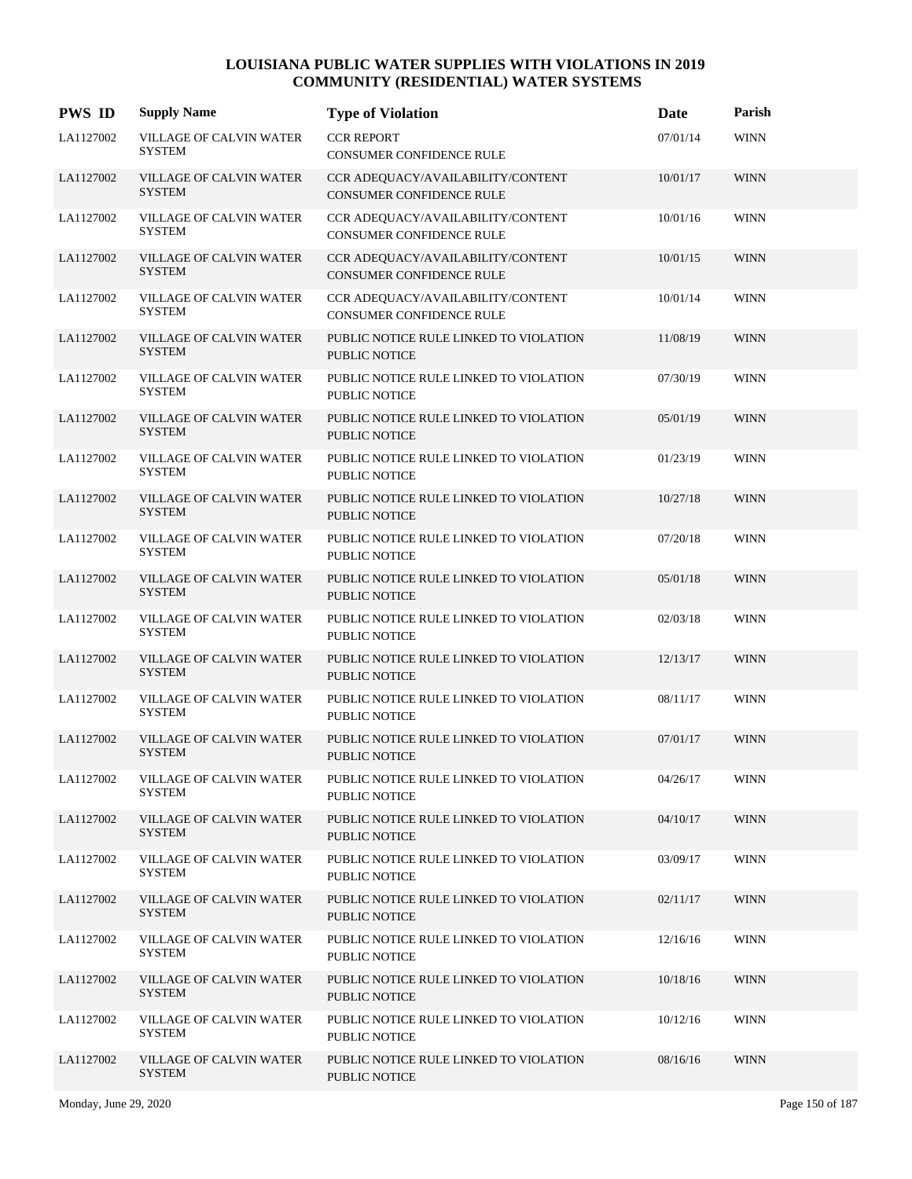# LOUISIANA PUBLIC WATER SUPPLIES WITH VIOLATIONS IN 2019
## COMMUNITY (RESIDENTIAL) WATER SYSTEMS

| PWS ID | Supply Name | Type of Violation | Date | Parish |
|---|---|---|---|---|
| LA1127002 | VILLAGE OF CALVIN WATER SYSTEM | CCR REPORT<br>CONSUMER CONFIDENCE RULE | 07/01/14 | WINN |
| LA1127002 | VILLAGE OF CALVIN WATER SYSTEM | CCR ADEQUACY/AVAILABILITY/CONTENT<br>CONSUMER CONFIDENCE RULE | 10/01/17 | WINN |
| LA1127002 | VILLAGE OF CALVIN WATER SYSTEM | CCR ADEQUACY/AVAILABILITY/CONTENT<br>CONSUMER CONFIDENCE RULE | 10/01/16 | WINN |
| LA1127002 | VILLAGE OF CALVIN WATER SYSTEM | CCR ADEQUACY/AVAILABILITY/CONTENT<br>CONSUMER CONFIDENCE RULE | 10/01/15 | WINN |
| LA1127002 | VILLAGE OF CALVIN WATER SYSTEM | CCR ADEQUACY/AVAILABILITY/CONTENT<br>CONSUMER CONFIDENCE RULE | 10/01/14 | WINN |
| LA1127002 | VILLAGE OF CALVIN WATER SYSTEM | PUBLIC NOTICE RULE LINKED TO VIOLATION<br>PUBLIC NOTICE | 11/08/19 | WINN |
| LA1127002 | VILLAGE OF CALVIN WATER SYSTEM | PUBLIC NOTICE RULE LINKED TO VIOLATION<br>PUBLIC NOTICE | 07/30/19 | WINN |
| LA1127002 | VILLAGE OF CALVIN WATER SYSTEM | PUBLIC NOTICE RULE LINKED TO VIOLATION<br>PUBLIC NOTICE | 05/01/19 | WINN |
| LA1127002 | VILLAGE OF CALVIN WATER SYSTEM | PUBLIC NOTICE RULE LINKED TO VIOLATION<br>PUBLIC NOTICE | 01/23/19 | WINN |
| LA1127002 | VILLAGE OF CALVIN WATER SYSTEM | PUBLIC NOTICE RULE LINKED TO VIOLATION<br>PUBLIC NOTICE | 10/27/18 | WINN |
| LA1127002 | VILLAGE OF CALVIN WATER SYSTEM | PUBLIC NOTICE RULE LINKED TO VIOLATION<br>PUBLIC NOTICE | 07/20/18 | WINN |
| LA1127002 | VILLAGE OF CALVIN WATER SYSTEM | PUBLIC NOTICE RULE LINKED TO VIOLATION<br>PUBLIC NOTICE | 05/01/18 | WINN |
| LA1127002 | VILLAGE OF CALVIN WATER SYSTEM | PUBLIC NOTICE RULE LINKED TO VIOLATION<br>PUBLIC NOTICE | 02/03/18 | WINN |
| LA1127002 | VILLAGE OF CALVIN WATER SYSTEM | PUBLIC NOTICE RULE LINKED TO VIOLATION<br>PUBLIC NOTICE | 12/13/17 | WINN |
| LA1127002 | VILLAGE OF CALVIN WATER SYSTEM | PUBLIC NOTICE RULE LINKED TO VIOLATION<br>PUBLIC NOTICE | 08/11/17 | WINN |
| LA1127002 | VILLAGE OF CALVIN WATER SYSTEM | PUBLIC NOTICE RULE LINKED TO VIOLATION<br>PUBLIC NOTICE | 07/01/17 | WINN |
| LA1127002 | VILLAGE OF CALVIN WATER SYSTEM | PUBLIC NOTICE RULE LINKED TO VIOLATION<br>PUBLIC NOTICE | 04/26/17 | WINN |
| LA1127002 | VILLAGE OF CALVIN WATER SYSTEM | PUBLIC NOTICE RULE LINKED TO VIOLATION<br>PUBLIC NOTICE | 04/10/17 | WINN |
| LA1127002 | VILLAGE OF CALVIN WATER SYSTEM | PUBLIC NOTICE RULE LINKED TO VIOLATION<br>PUBLIC NOTICE | 03/09/17 | WINN |
| LA1127002 | VILLAGE OF CALVIN WATER SYSTEM | PUBLIC NOTICE RULE LINKED TO VIOLATION<br>PUBLIC NOTICE | 02/11/17 | WINN |
| LA1127002 | VILLAGE OF CALVIN WATER SYSTEM | PUBLIC NOTICE RULE LINKED TO VIOLATION<br>PUBLIC NOTICE | 12/16/16 | WINN |
| LA1127002 | VILLAGE OF CALVIN WATER SYSTEM | PUBLIC NOTICE RULE LINKED TO VIOLATION<br>PUBLIC NOTICE | 10/18/16 | WINN |
| LA1127002 | VILLAGE OF CALVIN WATER SYSTEM | PUBLIC NOTICE RULE LINKED TO VIOLATION<br>PUBLIC NOTICE | 10/12/16 | WINN |
| LA1127002 | VILLAGE OF CALVIN WATER SYSTEM | PUBLIC NOTICE RULE LINKED TO VIOLATION<br>PUBLIC NOTICE | 08/16/16 | WINN |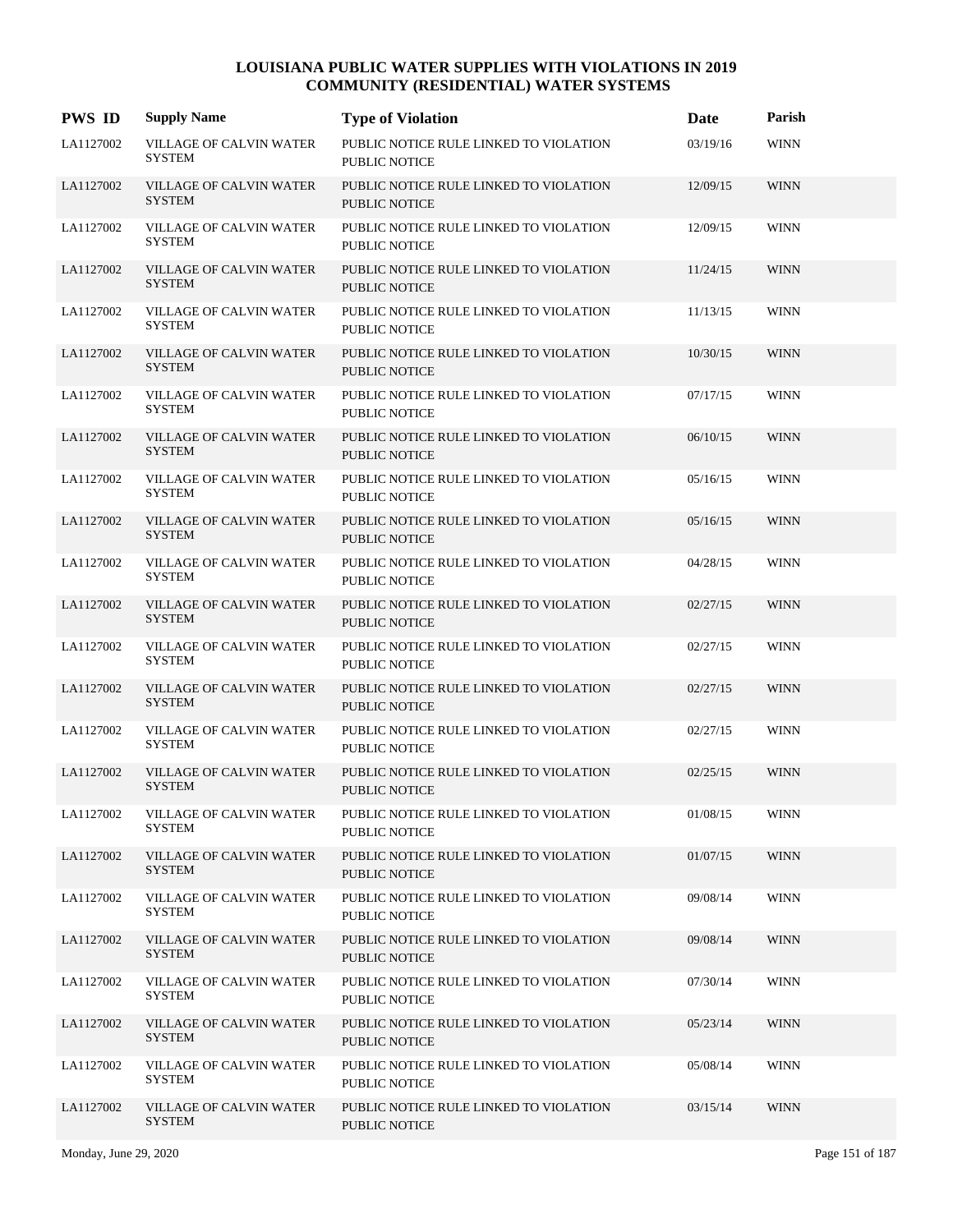# LOUISIANA PUBLIC WATER SUPPLIES WITH VIOLATIONS IN 2019
## COMMUNITY (RESIDENTIAL) WATER SYSTEMS

| PWS ID | Supply Name | Type of Violation | Date | Parish |
|---|---|---|---|---|
| LA1127002 | VILLAGE OF CALVIN WATER SYSTEM | PUBLIC NOTICE RULE LINKED TO VIOLATION PUBLIC NOTICE | 03/19/16 | WINN |
| LA1127002 | VILLAGE OF CALVIN WATER SYSTEM | PUBLIC NOTICE RULE LINKED TO VIOLATION PUBLIC NOTICE | 12/09/15 | WINN |
| LA1127002 | VILLAGE OF CALVIN WATER SYSTEM | PUBLIC NOTICE RULE LINKED TO VIOLATION PUBLIC NOTICE | 12/09/15 | WINN |
| LA1127002 | VILLAGE OF CALVIN WATER SYSTEM | PUBLIC NOTICE RULE LINKED TO VIOLATION PUBLIC NOTICE | 11/24/15 | WINN |
| LA1127002 | VILLAGE OF CALVIN WATER SYSTEM | PUBLIC NOTICE RULE LINKED TO VIOLATION PUBLIC NOTICE | 11/13/15 | WINN |
| LA1127002 | VILLAGE OF CALVIN WATER SYSTEM | PUBLIC NOTICE RULE LINKED TO VIOLATION PUBLIC NOTICE | 10/30/15 | WINN |
| LA1127002 | VILLAGE OF CALVIN WATER SYSTEM | PUBLIC NOTICE RULE LINKED TO VIOLATION PUBLIC NOTICE | 07/17/15 | WINN |
| LA1127002 | VILLAGE OF CALVIN WATER SYSTEM | PUBLIC NOTICE RULE LINKED TO VIOLATION PUBLIC NOTICE | 06/10/15 | WINN |
| LA1127002 | VILLAGE OF CALVIN WATER SYSTEM | PUBLIC NOTICE RULE LINKED TO VIOLATION PUBLIC NOTICE | 05/16/15 | WINN |
| LA1127002 | VILLAGE OF CALVIN WATER SYSTEM | PUBLIC NOTICE RULE LINKED TO VIOLATION PUBLIC NOTICE | 05/16/15 | WINN |
| LA1127002 | VILLAGE OF CALVIN WATER SYSTEM | PUBLIC NOTICE RULE LINKED TO VIOLATION PUBLIC NOTICE | 04/28/15 | WINN |
| LA1127002 | VILLAGE OF CALVIN WATER SYSTEM | PUBLIC NOTICE RULE LINKED TO VIOLATION PUBLIC NOTICE | 02/27/15 | WINN |
| LA1127002 | VILLAGE OF CALVIN WATER SYSTEM | PUBLIC NOTICE RULE LINKED TO VIOLATION PUBLIC NOTICE | 02/27/15 | WINN |
| LA1127002 | VILLAGE OF CALVIN WATER SYSTEM | PUBLIC NOTICE RULE LINKED TO VIOLATION PUBLIC NOTICE | 02/27/15 | WINN |
| LA1127002 | VILLAGE OF CALVIN WATER SYSTEM | PUBLIC NOTICE RULE LINKED TO VIOLATION PUBLIC NOTICE | 02/27/15 | WINN |
| LA1127002 | VILLAGE OF CALVIN WATER SYSTEM | PUBLIC NOTICE RULE LINKED TO VIOLATION PUBLIC NOTICE | 02/25/15 | WINN |
| LA1127002 | VILLAGE OF CALVIN WATER SYSTEM | PUBLIC NOTICE RULE LINKED TO VIOLATION PUBLIC NOTICE | 01/08/15 | WINN |
| LA1127002 | VILLAGE OF CALVIN WATER SYSTEM | PUBLIC NOTICE RULE LINKED TO VIOLATION PUBLIC NOTICE | 01/07/15 | WINN |
| LA1127002 | VILLAGE OF CALVIN WATER SYSTEM | PUBLIC NOTICE RULE LINKED TO VIOLATION PUBLIC NOTICE | 09/08/14 | WINN |
| LA1127002 | VILLAGE OF CALVIN WATER SYSTEM | PUBLIC NOTICE RULE LINKED TO VIOLATION PUBLIC NOTICE | 09/08/14 | WINN |
| LA1127002 | VILLAGE OF CALVIN WATER SYSTEM | PUBLIC NOTICE RULE LINKED TO VIOLATION PUBLIC NOTICE | 07/30/14 | WINN |
| LA1127002 | VILLAGE OF CALVIN WATER SYSTEM | PUBLIC NOTICE RULE LINKED TO VIOLATION PUBLIC NOTICE | 05/23/14 | WINN |
| LA1127002 | VILLAGE OF CALVIN WATER SYSTEM | PUBLIC NOTICE RULE LINKED TO VIOLATION PUBLIC NOTICE | 05/08/14 | WINN |
| LA1127002 | VILLAGE OF CALVIN WATER SYSTEM | PUBLIC NOTICE RULE LINKED TO VIOLATION PUBLIC NOTICE | 03/15/14 | WINN |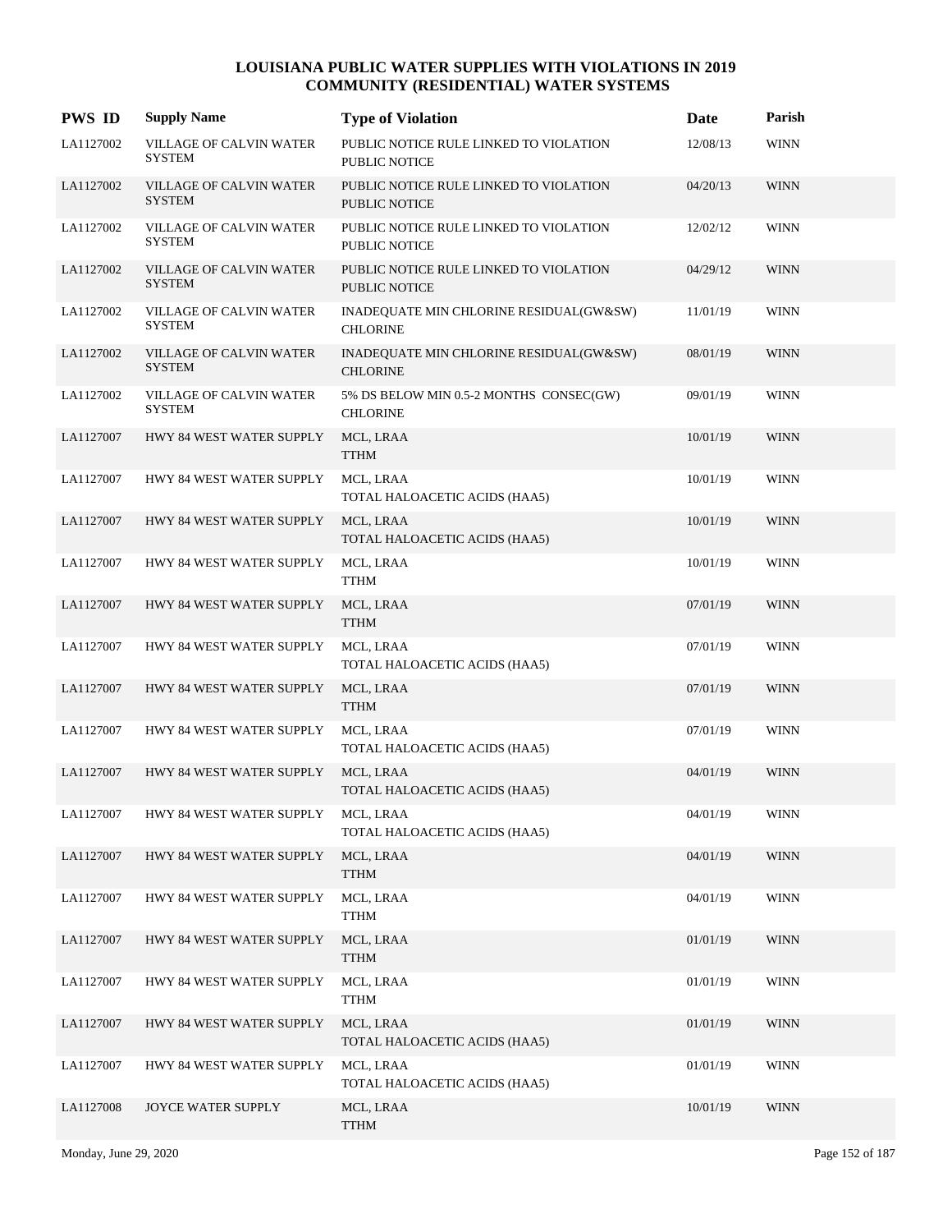# LOUISIANA PUBLIC WATER SUPPLIES WITH VIOLATIONS IN 2019
## COMMUNITY (RESIDENTIAL) WATER SYSTEMS

| PWS ID | Supply Name | Type of Violation | Date | Parish |
|---|---|---|---|---|
| LA1127002 | VILLAGE OF CALVIN WATER SYSTEM | PUBLIC NOTICE RULE LINKED TO VIOLATION PUBLIC NOTICE | 12/08/13 | WINN |
| LA1127002 | VILLAGE OF CALVIN WATER SYSTEM | PUBLIC NOTICE RULE LINKED TO VIOLATION PUBLIC NOTICE | 04/20/13 | WINN |
| LA1127002 | VILLAGE OF CALVIN WATER SYSTEM | PUBLIC NOTICE RULE LINKED TO VIOLATION PUBLIC NOTICE | 12/02/12 | WINN |
| LA1127002 | VILLAGE OF CALVIN WATER SYSTEM | PUBLIC NOTICE RULE LINKED TO VIOLATION PUBLIC NOTICE | 04/29/12 | WINN |
| LA1127002 | VILLAGE OF CALVIN WATER SYSTEM | INADEQUATE MIN CHLORINE RESIDUAL(GW&SW) CHLORINE | 11/01/19 | WINN |
| LA1127002 | VILLAGE OF CALVIN WATER SYSTEM | INADEQUATE MIN CHLORINE RESIDUAL(GW&SW) CHLORINE | 08/01/19 | WINN |
| LA1127002 | VILLAGE OF CALVIN WATER SYSTEM | 5% DS BELOW MIN 0.5-2 MONTHS CONSEC(GW) CHLORINE | 09/01/19 | WINN |
| LA1127007 | HWY 84 WEST WATER SUPPLY | MCL, LRAA TTHM | 10/01/19 | WINN |
| LA1127007 | HWY 84 WEST WATER SUPPLY | MCL, LRAA TOTAL HALOACETIC ACIDS (HAA5) | 10/01/19 | WINN |
| LA1127007 | HWY 84 WEST WATER SUPPLY | MCL, LRAA TOTAL HALOACETIC ACIDS (HAA5) | 10/01/19 | WINN |
| LA1127007 | HWY 84 WEST WATER SUPPLY | MCL, LRAA TTHM | 10/01/19 | WINN |
| LA1127007 | HWY 84 WEST WATER SUPPLY | MCL, LRAA TTHM | 07/01/19 | WINN |
| LA1127007 | HWY 84 WEST WATER SUPPLY | MCL, LRAA TOTAL HALOACETIC ACIDS (HAA5) | 07/01/19 | WINN |
| LA1127007 | HWY 84 WEST WATER SUPPLY | MCL, LRAA TTHM | 07/01/19 | WINN |
| LA1127007 | HWY 84 WEST WATER SUPPLY | MCL, LRAA TOTAL HALOACETIC ACIDS (HAA5) | 07/01/19 | WINN |
| LA1127007 | HWY 84 WEST WATER SUPPLY | MCL, LRAA TOTAL HALOACETIC ACIDS (HAA5) | 04/01/19 | WINN |
| LA1127007 | HWY 84 WEST WATER SUPPLY | MCL, LRAA TOTAL HALOACETIC ACIDS (HAA5) | 04/01/19 | WINN |
| LA1127007 | HWY 84 WEST WATER SUPPLY | MCL, LRAA TTHM | 04/01/19 | WINN |
| LA1127007 | HWY 84 WEST WATER SUPPLY | MCL, LRAA TTHM | 04/01/19 | WINN |
| LA1127007 | HWY 84 WEST WATER SUPPLY | MCL, LRAA TTHM | 01/01/19 | WINN |
| LA1127007 | HWY 84 WEST WATER SUPPLY | MCL, LRAA TTHM | 01/01/19 | WINN |
| LA1127007 | HWY 84 WEST WATER SUPPLY | MCL, LRAA TOTAL HALOACETIC ACIDS (HAA5) | 01/01/19 | WINN |
| LA1127007 | HWY 84 WEST WATER SUPPLY | MCL, LRAA TOTAL HALOACETIC ACIDS (HAA5) | 01/01/19 | WINN |
| LA1127008 | JOYCE WATER SUPPLY | MCL, LRAA TTHM | 10/01/19 | WINN |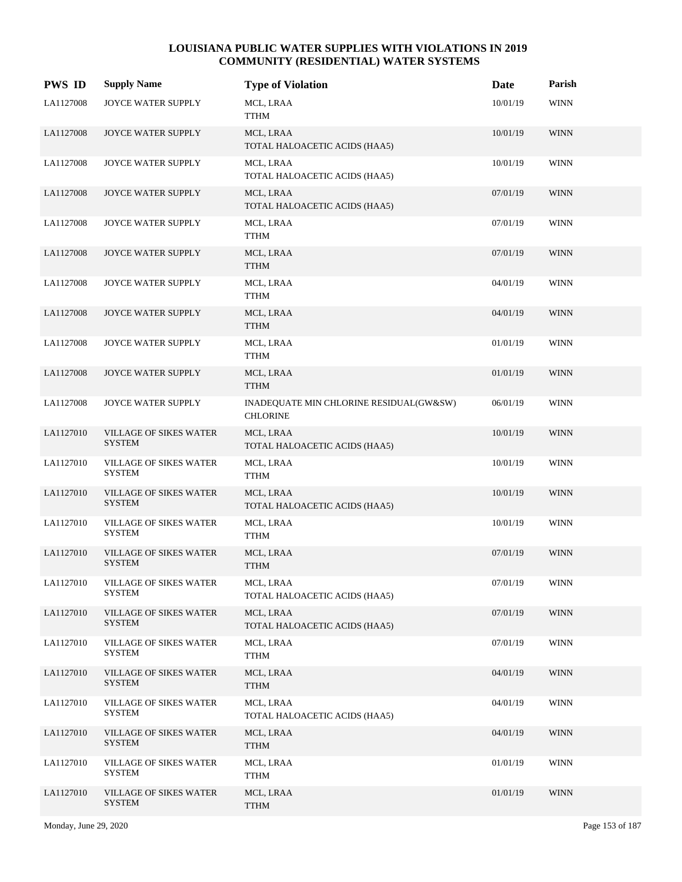# LOUISIANA PUBLIC WATER SUPPLIES WITH VIOLATIONS IN 2019
## COMMUNITY (RESIDENTIAL) WATER SYSTEMS

| PWS ID | Supply Name | Type of Violation | Date | Parish |
|---|---|---|---|---|
| LA1127008 | JOYCE WATER SUPPLY | MCL, LRAA<br>TTHM | 10/01/19 | WINN |
| LA1127008 | JOYCE WATER SUPPLY | MCL, LRAA<br>TOTAL HALOACETIC ACIDS (HAA5) | 10/01/19 | WINN |
| LA1127008 | JOYCE WATER SUPPLY | MCL, LRAA<br>TOTAL HALOACETIC ACIDS (HAA5) | 10/01/19 | WINN |
| LA1127008 | JOYCE WATER SUPPLY | MCL, LRAA<br>TOTAL HALOACETIC ACIDS (HAA5) | 07/01/19 | WINN |
| LA1127008 | JOYCE WATER SUPPLY | MCL, LRAA<br>TTHM | 07/01/19 | WINN |
| LA1127008 | JOYCE WATER SUPPLY | MCL, LRAA<br>TTHM | 07/01/19 | WINN |
| LA1127008 | JOYCE WATER SUPPLY | MCL, LRAA<br>TTHM | 04/01/19 | WINN |
| LA1127008 | JOYCE WATER SUPPLY | MCL, LRAA<br>TTHM | 04/01/19 | WINN |
| LA1127008 | JOYCE WATER SUPPLY | MCL, LRAA<br>TTHM | 01/01/19 | WINN |
| LA1127008 | JOYCE WATER SUPPLY | MCL, LRAA<br>TTHM | 01/01/19 | WINN |
| LA1127008 | JOYCE WATER SUPPLY | INADEQUATE MIN CHLORINE RESIDUAL(GW&SW)<br>CHLORINE | 06/01/19 | WINN |
| LA1127010 | VILLAGE OF SIKES WATER SYSTEM | MCL, LRAA<br>TOTAL HALOACETIC ACIDS (HAA5) | 10/01/19 | WINN |
| LA1127010 | VILLAGE OF SIKES WATER SYSTEM | MCL, LRAA<br>TTHM | 10/01/19 | WINN |
| LA1127010 | VILLAGE OF SIKES WATER SYSTEM | MCL, LRAA<br>TOTAL HALOACETIC ACIDS (HAA5) | 10/01/19 | WINN |
| LA1127010 | VILLAGE OF SIKES WATER SYSTEM | MCL, LRAA<br>TTHM | 10/01/19 | WINN |
| LA1127010 | VILLAGE OF SIKES WATER SYSTEM | MCL, LRAA<br>TTHM | 07/01/19 | WINN |
| LA1127010 | VILLAGE OF SIKES WATER SYSTEM | MCL, LRAA<br>TOTAL HALOACETIC ACIDS (HAA5) | 07/01/19 | WINN |
| LA1127010 | VILLAGE OF SIKES WATER SYSTEM | MCL, LRAA<br>TOTAL HALOACETIC ACIDS (HAA5) | 07/01/19 | WINN |
| LA1127010 | VILLAGE OF SIKES WATER SYSTEM | MCL, LRAA<br>TTHM | 07/01/19 | WINN |
| LA1127010 | VILLAGE OF SIKES WATER SYSTEM | MCL, LRAA<br>TTHM | 04/01/19 | WINN |
| LA1127010 | VILLAGE OF SIKES WATER SYSTEM | MCL, LRAA<br>TOTAL HALOACETIC ACIDS (HAA5) | 04/01/19 | WINN |
| LA1127010 | VILLAGE OF SIKES WATER SYSTEM | MCL, LRAA<br>TTHM | 04/01/19 | WINN |
| LA1127010 | VILLAGE OF SIKES WATER SYSTEM | MCL, LRAA<br>TTHM | 01/01/19 | WINN |
| LA1127010 | VILLAGE OF SIKES WATER SYSTEM | MCL, LRAA<br>TTHM | 01/01/19 | WINN |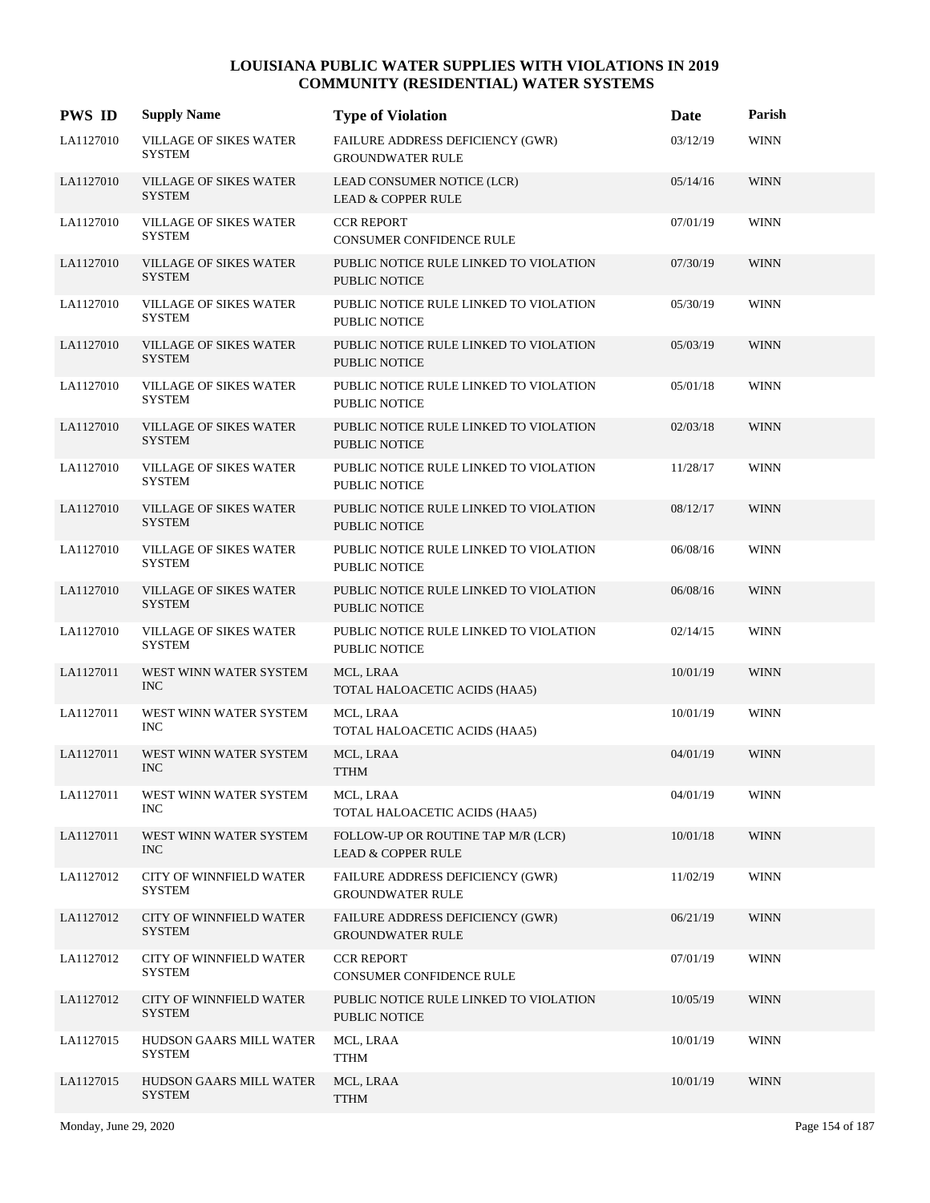# LOUISIANA PUBLIC WATER SUPPLIES WITH VIOLATIONS IN 2019
## COMMUNITY (RESIDENTIAL) WATER SYSTEMS

| PWS ID | Supply Name | Type of Violation | Date | Parish |
|---|---|---|---|---|
| LA1127010 | VILLAGE OF SIKES WATER SYSTEM | FAILURE ADDRESS DEFICIENCY (GWR) GROUNDWATER RULE | 03/12/19 | WINN |
| LA1127010 | VILLAGE OF SIKES WATER SYSTEM | LEAD CONSUMER NOTICE (LCR) LEAD & COPPER RULE | 05/14/16 | WINN |
| LA1127010 | VILLAGE OF SIKES WATER SYSTEM | CCR REPORT CONSUMER CONFIDENCE RULE | 07/01/19 | WINN |
| LA1127010 | VILLAGE OF SIKES WATER SYSTEM | PUBLIC NOTICE RULE LINKED TO VIOLATION PUBLIC NOTICE | 07/30/19 | WINN |
| LA1127010 | VILLAGE OF SIKES WATER SYSTEM | PUBLIC NOTICE RULE LINKED TO VIOLATION PUBLIC NOTICE | 05/30/19 | WINN |
| LA1127010 | VILLAGE OF SIKES WATER SYSTEM | PUBLIC NOTICE RULE LINKED TO VIOLATION PUBLIC NOTICE | 05/03/19 | WINN |
| LA1127010 | VILLAGE OF SIKES WATER SYSTEM | PUBLIC NOTICE RULE LINKED TO VIOLATION PUBLIC NOTICE | 05/01/18 | WINN |
| LA1127010 | VILLAGE OF SIKES WATER SYSTEM | PUBLIC NOTICE RULE LINKED TO VIOLATION PUBLIC NOTICE | 02/03/18 | WINN |
| LA1127010 | VILLAGE OF SIKES WATER SYSTEM | PUBLIC NOTICE RULE LINKED TO VIOLATION PUBLIC NOTICE | 11/28/17 | WINN |
| LA1127010 | VILLAGE OF SIKES WATER SYSTEM | PUBLIC NOTICE RULE LINKED TO VIOLATION PUBLIC NOTICE | 08/12/17 | WINN |
| LA1127010 | VILLAGE OF SIKES WATER SYSTEM | PUBLIC NOTICE RULE LINKED TO VIOLATION PUBLIC NOTICE | 06/08/16 | WINN |
| LA1127010 | VILLAGE OF SIKES WATER SYSTEM | PUBLIC NOTICE RULE LINKED TO VIOLATION PUBLIC NOTICE | 06/08/16 | WINN |
| LA1127010 | VILLAGE OF SIKES WATER SYSTEM | PUBLIC NOTICE RULE LINKED TO VIOLATION PUBLIC NOTICE | 02/14/15 | WINN |
| LA1127011 | WEST WINN WATER SYSTEM INC | MCL, LRAA TOTAL HALOACETIC ACIDS (HAA5) | 10/01/19 | WINN |
| LA1127011 | WEST WINN WATER SYSTEM INC | MCL, LRAA TOTAL HALOACETIC ACIDS (HAA5) | 10/01/19 | WINN |
| LA1127011 | WEST WINN WATER SYSTEM INC | MCL, LRAA TTHM | 04/01/19 | WINN |
| LA1127011 | WEST WINN WATER SYSTEM INC | MCL, LRAA TOTAL HALOACETIC ACIDS (HAA5) | 04/01/19 | WINN |
| LA1127011 | WEST WINN WATER SYSTEM INC | FOLLOW-UP OR ROUTINE TAP M/R (LCR) LEAD & COPPER RULE | 10/01/18 | WINN |
| LA1127012 | CITY OF WINNFIELD WATER SYSTEM | FAILURE ADDRESS DEFICIENCY (GWR) GROUNDWATER RULE | 11/02/19 | WINN |
| LA1127012 | CITY OF WINNFIELD WATER SYSTEM | FAILURE ADDRESS DEFICIENCY (GWR) GROUNDWATER RULE | 06/21/19 | WINN |
| LA1127012 | CITY OF WINNFIELD WATER SYSTEM | CCR REPORT CONSUMER CONFIDENCE RULE | 07/01/19 | WINN |
| LA1127012 | CITY OF WINNFIELD WATER SYSTEM | PUBLIC NOTICE RULE LINKED TO VIOLATION PUBLIC NOTICE | 10/05/19 | WINN |
| LA1127015 | HUDSON GAARS MILL WATER SYSTEM | MCL, LRAA TTHM | 10/01/19 | WINN |
| LA1127015 | HUDSON GAARS MILL WATER SYSTEM | MCL, LRAA TTHM | 10/01/19 | WINN |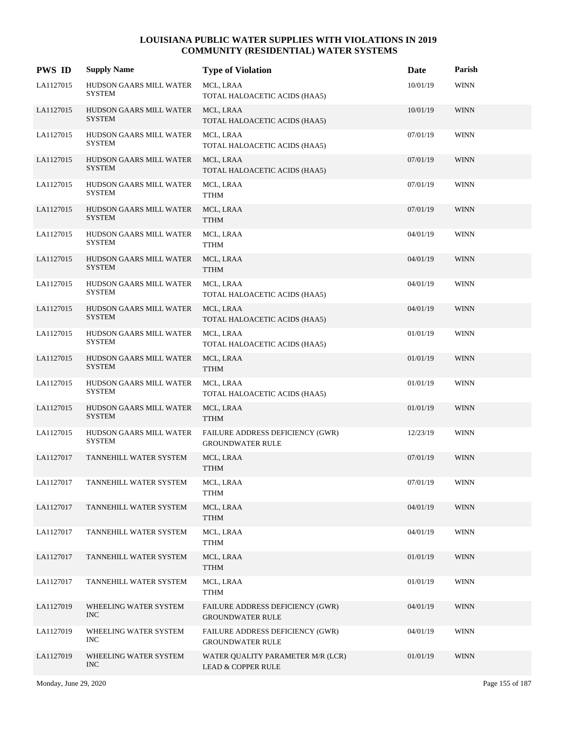# LOUISIANA PUBLIC WATER SUPPLIES WITH VIOLATIONS IN 2019
## COMMUNITY (RESIDENTIAL) WATER SYSTEMS

| PWS ID | Supply Name | Type of Violation | Date | Parish |
|---|---|---|---|---|
| LA1127015 | HUDSON GAARS MILL WATER SYSTEM | MCL, LRAA<br>TOTAL HALOACETIC ACIDS (HAA5) | 10/01/19 | WINN |
| LA1127015 | HUDSON GAARS MILL WATER SYSTEM | MCL, LRAA<br>TOTAL HALOACETIC ACIDS (HAA5) | 10/01/19 | WINN |
| LA1127015 | HUDSON GAARS MILL WATER SYSTEM | MCL, LRAA<br>TOTAL HALOACETIC ACIDS (HAA5) | 07/01/19 | WINN |
| LA1127015 | HUDSON GAARS MILL WATER SYSTEM | MCL, LRAA<br>TOTAL HALOACETIC ACIDS (HAA5) | 07/01/19 | WINN |
| LA1127015 | HUDSON GAARS MILL WATER SYSTEM | MCL, LRAA<br>TTHM | 07/01/19 | WINN |
| LA1127015 | HUDSON GAARS MILL WATER SYSTEM | MCL, LRAA<br>TTHM | 07/01/19 | WINN |
| LA1127015 | HUDSON GAARS MILL WATER SYSTEM | MCL, LRAA<br>TTHM | 04/01/19 | WINN |
| LA1127015 | HUDSON GAARS MILL WATER SYSTEM | MCL, LRAA<br>TTHM | 04/01/19 | WINN |
| LA1127015 | HUDSON GAARS MILL WATER SYSTEM | MCL, LRAA<br>TOTAL HALOACETIC ACIDS (HAA5) | 04/01/19 | WINN |
| LA1127015 | HUDSON GAARS MILL WATER SYSTEM | MCL, LRAA<br>TOTAL HALOACETIC ACIDS (HAA5) | 04/01/19 | WINN |
| LA1127015 | HUDSON GAARS MILL WATER SYSTEM | MCL, LRAA<br>TOTAL HALOACETIC ACIDS (HAA5) | 01/01/19 | WINN |
| LA1127015 | HUDSON GAARS MILL WATER SYSTEM | MCL, LRAA<br>TTHM | 01/01/19 | WINN |
| LA1127015 | HUDSON GAARS MILL WATER SYSTEM | MCL, LRAA<br>TOTAL HALOACETIC ACIDS (HAA5) | 01/01/19 | WINN |
| LA1127015 | HUDSON GAARS MILL WATER SYSTEM | MCL, LRAA<br>TTHM | 01/01/19 | WINN |
| LA1127015 | HUDSON GAARS MILL WATER SYSTEM | FAILURE ADDRESS DEFICIENCY (GWR)<br>GROUNDWATER RULE | 12/23/19 | WINN |
| LA1127017 | TANNEHILL WATER SYSTEM | MCL, LRAA<br>TTHM | 07/01/19 | WINN |
| LA1127017 | TANNEHILL WATER SYSTEM | MCL, LRAA<br>TTHM | 07/01/19 | WINN |
| LA1127017 | TANNEHILL WATER SYSTEM | MCL, LRAA<br>TTHM | 04/01/19 | WINN |
| LA1127017 | TANNEHILL WATER SYSTEM | MCL, LRAA<br>TTHM | 04/01/19 | WINN |
| LA1127017 | TANNEHILL WATER SYSTEM | MCL, LRAA<br>TTHM | 01/01/19 | WINN |
| LA1127017 | TANNEHILL WATER SYSTEM | MCL, LRAA<br>TTHM | 01/01/19 | WINN |
| LA1127019 | WHEELING WATER SYSTEM INC | FAILURE ADDRESS DEFICIENCY (GWR)<br>GROUNDWATER RULE | 04/01/19 | WINN |
| LA1127019 | WHEELING WATER SYSTEM INC | FAILURE ADDRESS DEFICIENCY (GWR)<br>GROUNDWATER RULE | 04/01/19 | WINN |
| LA1127019 | WHEELING WATER SYSTEM INC | WATER QUALITY PARAMETER M/R (LCR)<br>LEAD & COPPER RULE | 01/01/19 | WINN |

Monday, June 29, 2020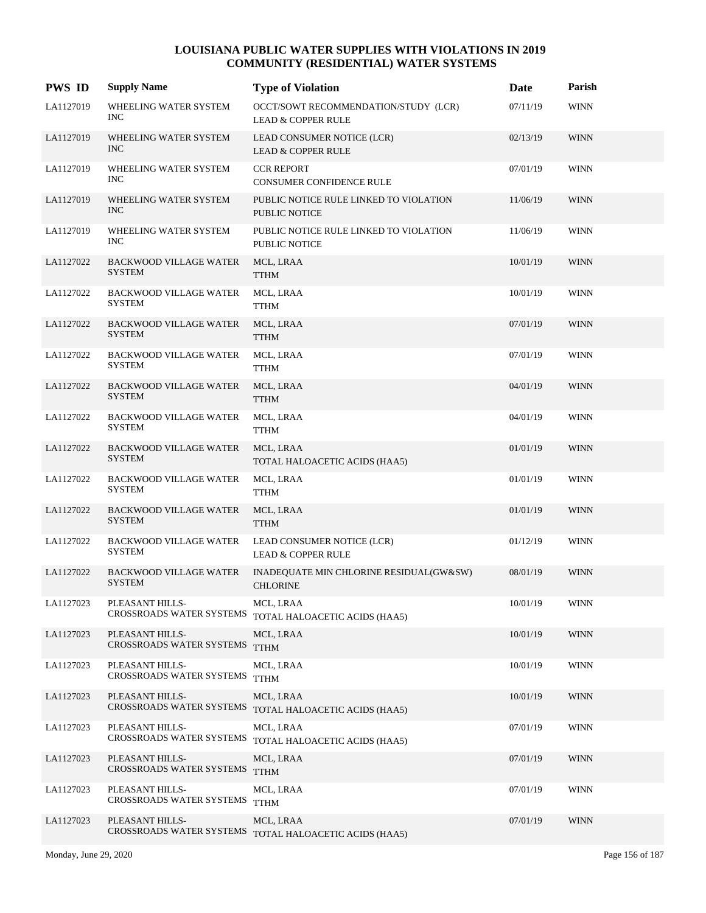# LOUISIANA PUBLIC WATER SUPPLIES WITH VIOLATIONS IN 2019
## COMMUNITY (RESIDENTIAL) WATER SYSTEMS

| PWS ID | Supply Name | Type of Violation | Date | Parish |
|---|---|---|---|---|
| LA1127019 | WHEELING WATER SYSTEM INC | OCCT/SOWT RECOMMENDATION/STUDY (LCR) LEAD & COPPER RULE | 07/11/19 | WINN |
| LA1127019 | WHEELING WATER SYSTEM INC | LEAD CONSUMER NOTICE (LCR) LEAD & COPPER RULE | 02/13/19 | WINN |
| LA1127019 | WHEELING WATER SYSTEM INC | CCR REPORT CONSUMER CONFIDENCE RULE | 07/01/19 | WINN |
| LA1127019 | WHEELING WATER SYSTEM INC | PUBLIC NOTICE RULE LINKED TO VIOLATION PUBLIC NOTICE | 11/06/19 | WINN |
| LA1127019 | WHEELING WATER SYSTEM INC | PUBLIC NOTICE RULE LINKED TO VIOLATION PUBLIC NOTICE | 11/06/19 | WINN |
| LA1127022 | BACKWOOD VILLAGE WATER SYSTEM | MCL, LRAA TTHM | 10/01/19 | WINN |
| LA1127022 | BACKWOOD VILLAGE WATER SYSTEM | MCL, LRAA TTHM | 10/01/19 | WINN |
| LA1127022 | BACKWOOD VILLAGE WATER SYSTEM | MCL, LRAA TTHM | 07/01/19 | WINN |
| LA1127022 | BACKWOOD VILLAGE WATER SYSTEM | MCL, LRAA TTHM | 07/01/19 | WINN |
| LA1127022 | BACKWOOD VILLAGE WATER SYSTEM | MCL, LRAA TTHM | 04/01/19 | WINN |
| LA1127022 | BACKWOOD VILLAGE WATER SYSTEM | MCL, LRAA TTHM | 04/01/19 | WINN |
| LA1127022 | BACKWOOD VILLAGE WATER SYSTEM | MCL, LRAA TOTAL HALOACETIC ACIDS (HAA5) | 01/01/19 | WINN |
| LA1127022 | BACKWOOD VILLAGE WATER SYSTEM | MCL, LRAA TTHM | 01/01/19 | WINN |
| LA1127022 | BACKWOOD VILLAGE WATER SYSTEM | MCL, LRAA TTHM | 01/01/19 | WINN |
| LA1127022 | BACKWOOD VILLAGE WATER SYSTEM | LEAD CONSUMER NOTICE (LCR) LEAD & COPPER RULE | 01/12/19 | WINN |
| LA1127022 | BACKWOOD VILLAGE WATER SYSTEM | INADEQUATE MIN CHLORINE RESIDUAL(GW&SW) CHLORINE | 08/01/19 | WINN |
| LA1127023 | PLEASANT HILLS-CROSSROADS WATER SYSTEMS | MCL, LRAA TOTAL HALOACETIC ACIDS (HAA5) | 10/01/19 | WINN |
| LA1127023 | PLEASANT HILLS-CROSSROADS WATER SYSTEMS | MCL, LRAA TTHM | 10/01/19 | WINN |
| LA1127023 | PLEASANT HILLS-CROSSROADS WATER SYSTEMS | MCL, LRAA TTHM | 10/01/19 | WINN |
| LA1127023 | PLEASANT HILLS-CROSSROADS WATER SYSTEMS | MCL, LRAA TOTAL HALOACETIC ACIDS (HAA5) | 10/01/19 | WINN |
| LA1127023 | PLEASANT HILLS-CROSSROADS WATER SYSTEMS | MCL, LRAA TOTAL HALOACETIC ACIDS (HAA5) | 07/01/19 | WINN |
| LA1127023 | PLEASANT HILLS-CROSSROADS WATER SYSTEMS | MCL, LRAA TTHM | 07/01/19 | WINN |
| LA1127023 | PLEASANT HILLS-CROSSROADS WATER SYSTEMS | MCL, LRAA TTHM | 07/01/19 | WINN |
| LA1127023 | PLEASANT HILLS-CROSSROADS WATER SYSTEMS | MCL, LRAA TOTAL HALOACETIC ACIDS (HAA5) | 07/01/19 | WINN |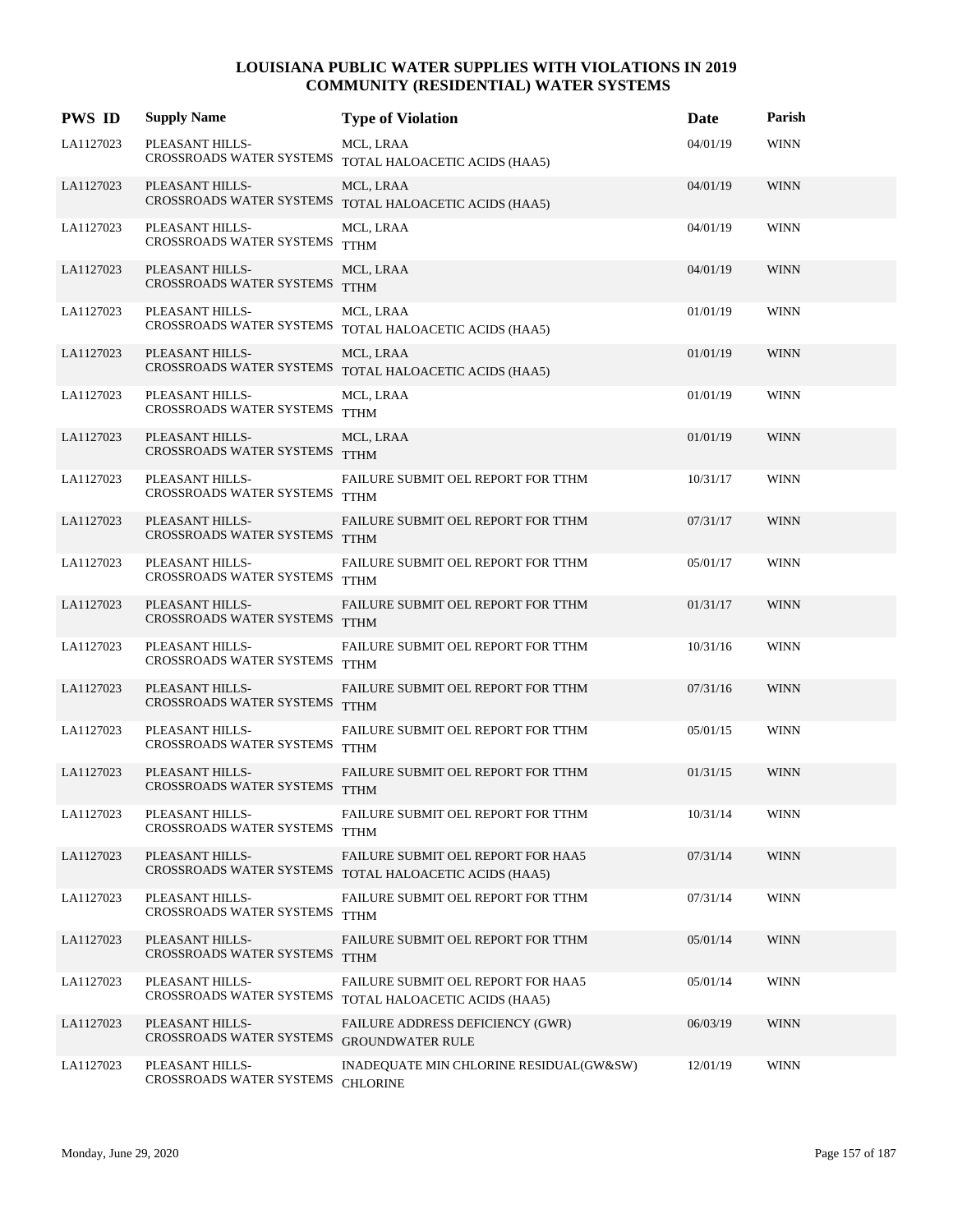# LOUISIANA PUBLIC WATER SUPPLIES WITH VIOLATIONS IN 2019
## COMMUNITY (RESIDENTIAL) WATER SYSTEMS

| PWS ID | Supply Name | Type of Violation | Date | Parish |
|---|---|---|---|---|
| LA1127023 | PLEASANT HILLS-CROSSROADS WATER SYSTEMS | MCL, LRAA TOTAL HALOACETIC ACIDS (HAA5) | 04/01/19 | WINN |
| LA1127023 | PLEASANT HILLS-CROSSROADS WATER SYSTEMS | MCL, LRAA TOTAL HALOACETIC ACIDS (HAA5) | 04/01/19 | WINN |
| LA1127023 | PLEASANT HILLS-CROSSROADS WATER SYSTEMS | MCL, LRAA TTHM | 04/01/19 | WINN |
| LA1127023 | PLEASANT HILLS-CROSSROADS WATER SYSTEMS | MCL, LRAA TTHM | 04/01/19 | WINN |
| LA1127023 | PLEASANT HILLS-CROSSROADS WATER SYSTEMS | MCL, LRAA TOTAL HALOACETIC ACIDS (HAA5) | 01/01/19 | WINN |
| LA1127023 | PLEASANT HILLS-CROSSROADS WATER SYSTEMS | MCL, LRAA TOTAL HALOACETIC ACIDS (HAA5) | 01/01/19 | WINN |
| LA1127023 | PLEASANT HILLS-CROSSROADS WATER SYSTEMS | MCL, LRAA TTHM | 01/01/19 | WINN |
| LA1127023 | PLEASANT HILLS-CROSSROADS WATER SYSTEMS | MCL, LRAA TTHM | 01/01/19 | WINN |
| LA1127023 | PLEASANT HILLS-CROSSROADS WATER SYSTEMS | FAILURE SUBMIT OEL REPORT FOR TTHM TTHM | 10/31/17 | WINN |
| LA1127023 | PLEASANT HILLS-CROSSROADS WATER SYSTEMS | FAILURE SUBMIT OEL REPORT FOR TTHM TTHM | 07/31/17 | WINN |
| LA1127023 | PLEASANT HILLS-CROSSROADS WATER SYSTEMS | FAILURE SUBMIT OEL REPORT FOR TTHM TTHM | 05/01/17 | WINN |
| LA1127023 | PLEASANT HILLS-CROSSROADS WATER SYSTEMS | FAILURE SUBMIT OEL REPORT FOR TTHM TTHM | 01/31/17 | WINN |
| LA1127023 | PLEASANT HILLS-CROSSROADS WATER SYSTEMS | FAILURE SUBMIT OEL REPORT FOR TTHM TTHM | 10/31/16 | WINN |
| LA1127023 | PLEASANT HILLS-CROSSROADS WATER SYSTEMS | FAILURE SUBMIT OEL REPORT FOR TTHM TTHM | 07/31/16 | WINN |
| LA1127023 | PLEASANT HILLS-CROSSROADS WATER SYSTEMS | FAILURE SUBMIT OEL REPORT FOR TTHM TTHM | 05/01/15 | WINN |
| LA1127023 | PLEASANT HILLS-CROSSROADS WATER SYSTEMS | FAILURE SUBMIT OEL REPORT FOR TTHM TTHM | 01/31/15 | WINN |
| LA1127023 | PLEASANT HILLS-CROSSROADS WATER SYSTEMS | FAILURE SUBMIT OEL REPORT FOR TTHM TTHM | 10/31/14 | WINN |
| LA1127023 | PLEASANT HILLS-CROSSROADS WATER SYSTEMS | FAILURE SUBMIT OEL REPORT FOR HAA5 TOTAL HALOACETIC ACIDS (HAA5) | 07/31/14 | WINN |
| LA1127023 | PLEASANT HILLS-CROSSROADS WATER SYSTEMS | FAILURE SUBMIT OEL REPORT FOR TTHM TTHM | 07/31/14 | WINN |
| LA1127023 | PLEASANT HILLS-CROSSROADS WATER SYSTEMS | FAILURE SUBMIT OEL REPORT FOR TTHM TTHM | 05/01/14 | WINN |
| LA1127023 | PLEASANT HILLS-CROSSROADS WATER SYSTEMS | FAILURE SUBMIT OEL REPORT FOR HAA5 TOTAL HALOACETIC ACIDS (HAA5) | 05/01/14 | WINN |
| LA1127023 | PLEASANT HILLS-CROSSROADS WATER SYSTEMS | FAILURE ADDRESS DEFICIENCY (GWR) GROUNDWATER RULE | 06/03/19 | WINN |
| LA1127023 | PLEASANT HILLS-CROSSROADS WATER SYSTEMS | INADEQUATE MIN CHLORINE RESIDUAL(GW&SW) CHLORINE | 12/01/19 | WINN |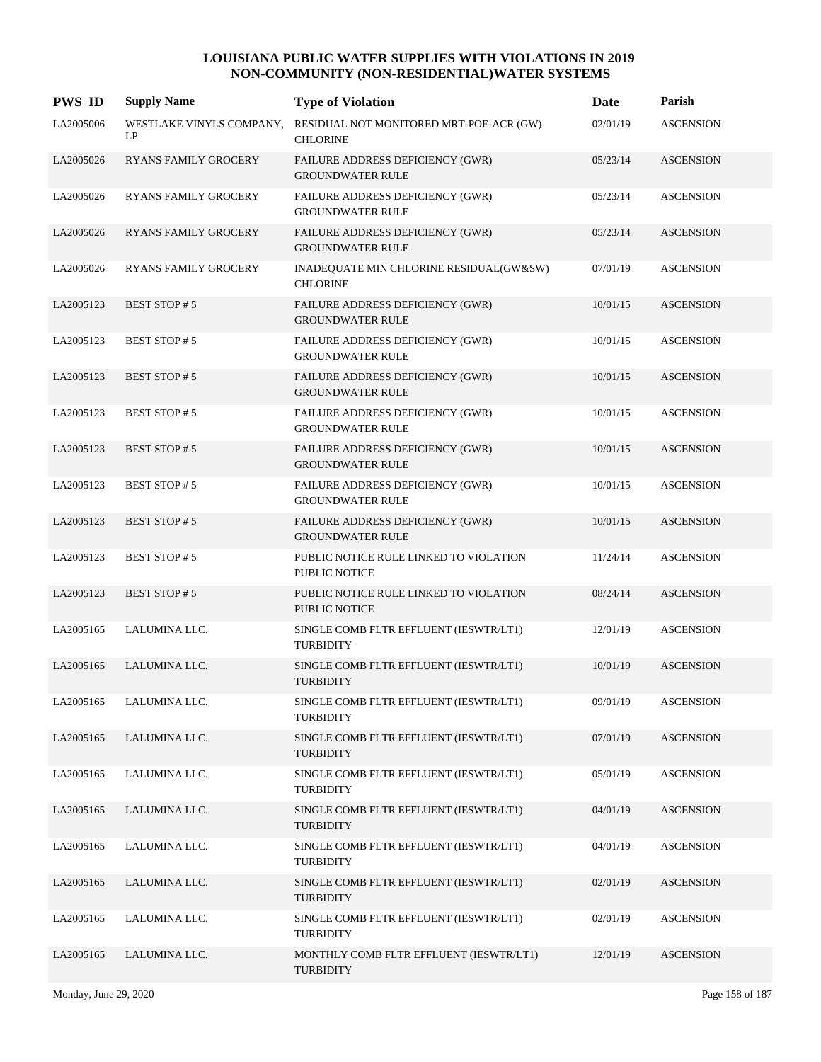# LOUISIANA PUBLIC WATER SUPPLIES WITH VIOLATIONS IN 2019
## NON-COMMUNITY (NON-RESIDENTIAL)WATER SYSTEMS

| PWS ID | Supply Name | Type of Violation | Date | Parish |
|---|---|---|---|---|
| LA2005006 | WESTLAKE VINYLS COMPANY, LP | RESIDUAL NOT MONITORED MRT-POE-ACR (GW) CHLORINE | 02/01/19 | ASCENSION |
| LA2005026 | RYANS FAMILY GROCERY | FAILURE ADDRESS DEFICIENCY (GWR) GROUNDWATER RULE | 05/23/14 | ASCENSION |
| LA2005026 | RYANS FAMILY GROCERY | FAILURE ADDRESS DEFICIENCY (GWR) GROUNDWATER RULE | 05/23/14 | ASCENSION |
| LA2005026 | RYANS FAMILY GROCERY | FAILURE ADDRESS DEFICIENCY (GWR) GROUNDWATER RULE | 05/23/14 | ASCENSION |
| LA2005026 | RYANS FAMILY GROCERY | INADEQUATE MIN CHLORINE RESIDUAL(GW&SW) CHLORINE | 07/01/19 | ASCENSION |
| LA2005123 | BEST STOP # 5 | FAILURE ADDRESS DEFICIENCY (GWR) GROUNDWATER RULE | 10/01/15 | ASCENSION |
| LA2005123 | BEST STOP # 5 | FAILURE ADDRESS DEFICIENCY (GWR) GROUNDWATER RULE | 10/01/15 | ASCENSION |
| LA2005123 | BEST STOP # 5 | FAILURE ADDRESS DEFICIENCY (GWR) GROUNDWATER RULE | 10/01/15 | ASCENSION |
| LA2005123 | BEST STOP # 5 | FAILURE ADDRESS DEFICIENCY (GWR) GROUNDWATER RULE | 10/01/15 | ASCENSION |
| LA2005123 | BEST STOP # 5 | FAILURE ADDRESS DEFICIENCY (GWR) GROUNDWATER RULE | 10/01/15 | ASCENSION |
| LA2005123 | BEST STOP # 5 | FAILURE ADDRESS DEFICIENCY (GWR) GROUNDWATER RULE | 10/01/15 | ASCENSION |
| LA2005123 | BEST STOP # 5 | FAILURE ADDRESS DEFICIENCY (GWR) GROUNDWATER RULE | 10/01/15 | ASCENSION |
| LA2005123 | BEST STOP # 5 | PUBLIC NOTICE RULE LINKED TO VIOLATION PUBLIC NOTICE | 11/24/14 | ASCENSION |
| LA2005123 | BEST STOP # 5 | PUBLIC NOTICE RULE LINKED TO VIOLATION PUBLIC NOTICE | 08/24/14 | ASCENSION |
| LA2005165 | LALUMINA LLC. | SINGLE COMB FLTR EFFLUENT (IESWTR/LT1) TURBIDITY | 12/01/19 | ASCENSION |
| LA2005165 | LALUMINA LLC. | SINGLE COMB FLTR EFFLUENT (IESWTR/LT1) TURBIDITY | 10/01/19 | ASCENSION |
| LA2005165 | LALUMINA LLC. | SINGLE COMB FLTR EFFLUENT (IESWTR/LT1) TURBIDITY | 09/01/19 | ASCENSION |
| LA2005165 | LALUMINA LLC. | SINGLE COMB FLTR EFFLUENT (IESWTR/LT1) TURBIDITY | 07/01/19 | ASCENSION |
| LA2005165 | LALUMINA LLC. | SINGLE COMB FLTR EFFLUENT (IESWTR/LT1) TURBIDITY | 05/01/19 | ASCENSION |
| LA2005165 | LALUMINA LLC. | SINGLE COMB FLTR EFFLUENT (IESWTR/LT1) TURBIDITY | 04/01/19 | ASCENSION |
| LA2005165 | LALUMINA LLC. | SINGLE COMB FLTR EFFLUENT (IESWTR/LT1) TURBIDITY | 04/01/19 | ASCENSION |
| LA2005165 | LALUMINA LLC. | SINGLE COMB FLTR EFFLUENT (IESWTR/LT1) TURBIDITY | 02/01/19 | ASCENSION |
| LA2005165 | LALUMINA LLC. | SINGLE COMB FLTR EFFLUENT (IESWTR/LT1) TURBIDITY | 02/01/19 | ASCENSION |
| LA2005165 | LALUMINA LLC. | MONTHLY COMB FLTR EFFLUENT (IESWTR/LT1) TURBIDITY | 12/01/19 | ASCENSION |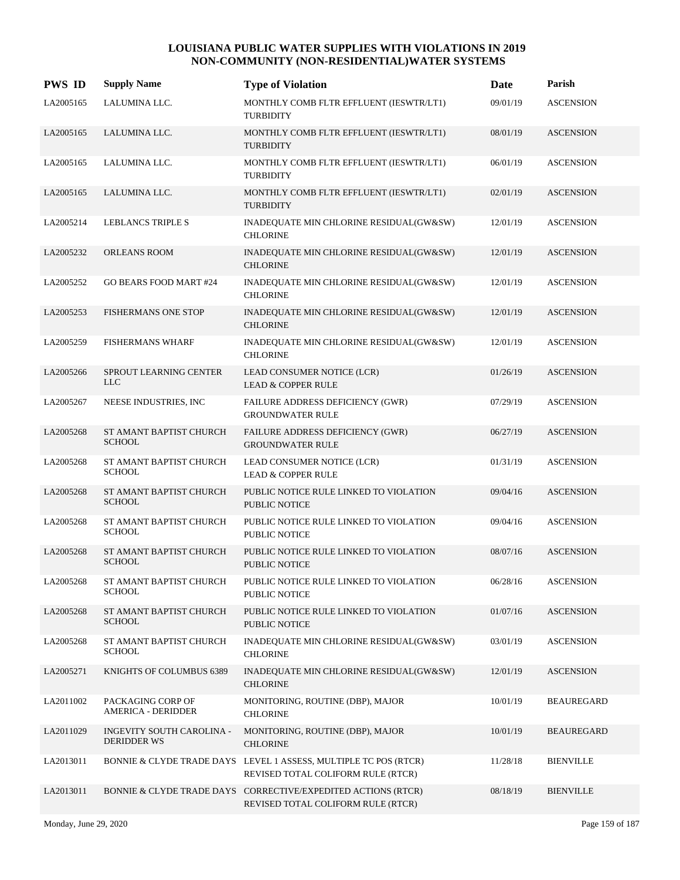# LOUISIANA PUBLIC WATER SUPPLIES WITH VIOLATIONS IN 2019
## NON-COMMUNITY (NON-RESIDENTIAL)WATER SYSTEMS

| PWS ID | Supply Name | Type of Violation | Date | Parish |
|---|---|---|---|---|
| LA2005165 | LALUMINA LLC. | MONTHLY COMB FLTR EFFLUENT (IESWTR/LT1) TURBIDITY | 09/01/19 | ASCENSION |
| LA2005165 | LALUMINA LLC. | MONTHLY COMB FLTR EFFLUENT (IESWTR/LT1) TURBIDITY | 08/01/19 | ASCENSION |
| LA2005165 | LALUMINA LLC. | MONTHLY COMB FLTR EFFLUENT (IESWTR/LT1) TURBIDITY | 06/01/19 | ASCENSION |
| LA2005165 | LALUMINA LLC. | MONTHLY COMB FLTR EFFLUENT (IESWTR/LT1) TURBIDITY | 02/01/19 | ASCENSION |
| LA2005214 | LEBLANCS TRIPLE S | INADEQUATE MIN CHLORINE RESIDUAL(GW&SW) CHLORINE | 12/01/19 | ASCENSION |
| LA2005232 | ORLEANS ROOM | INADEQUATE MIN CHLORINE RESIDUAL(GW&SW) CHLORINE | 12/01/19 | ASCENSION |
| LA2005252 | GO BEARS FOOD MART #24 | INADEQUATE MIN CHLORINE RESIDUAL(GW&SW) CHLORINE | 12/01/19 | ASCENSION |
| LA2005253 | FISHERMANS ONE STOP | INADEQUATE MIN CHLORINE RESIDUAL(GW&SW) CHLORINE | 12/01/19 | ASCENSION |
| LA2005259 | FISHERMANS WHARF | INADEQUATE MIN CHLORINE RESIDUAL(GW&SW) CHLORINE | 12/01/19 | ASCENSION |
| LA2005266 | SPROUT LEARNING CENTER LLC | LEAD CONSUMER NOTICE (LCR) LEAD & COPPER RULE | 01/26/19 | ASCENSION |
| LA2005267 | NEESE INDUSTRIES, INC | FAILURE ADDRESS DEFICIENCY (GWR) GROUNDWATER RULE | 07/29/19 | ASCENSION |
| LA2005268 | ST AMANT BAPTIST CHURCH SCHOOL | FAILURE ADDRESS DEFICIENCY (GWR) GROUNDWATER RULE | 06/27/19 | ASCENSION |
| LA2005268 | ST AMANT BAPTIST CHURCH SCHOOL | LEAD CONSUMER NOTICE (LCR) LEAD & COPPER RULE | 01/31/19 | ASCENSION |
| LA2005268 | ST AMANT BAPTIST CHURCH SCHOOL | PUBLIC NOTICE RULE LINKED TO VIOLATION PUBLIC NOTICE | 09/04/16 | ASCENSION |
| LA2005268 | ST AMANT BAPTIST CHURCH SCHOOL | PUBLIC NOTICE RULE LINKED TO VIOLATION PUBLIC NOTICE | 09/04/16 | ASCENSION |
| LA2005268 | ST AMANT BAPTIST CHURCH SCHOOL | PUBLIC NOTICE RULE LINKED TO VIOLATION PUBLIC NOTICE | 08/07/16 | ASCENSION |
| LA2005268 | ST AMANT BAPTIST CHURCH SCHOOL | PUBLIC NOTICE RULE LINKED TO VIOLATION PUBLIC NOTICE | 06/28/16 | ASCENSION |
| LA2005268 | ST AMANT BAPTIST CHURCH SCHOOL | PUBLIC NOTICE RULE LINKED TO VIOLATION PUBLIC NOTICE | 01/07/16 | ASCENSION |
| LA2005268 | ST AMANT BAPTIST CHURCH SCHOOL | INADEQUATE MIN CHLORINE RESIDUAL(GW&SW) CHLORINE | 03/01/19 | ASCENSION |
| LA2005271 | KNIGHTS OF COLUMBUS 6389 | INADEQUATE MIN CHLORINE RESIDUAL(GW&SW) CHLORINE | 12/01/19 | ASCENSION |
| LA2011002 | PACKAGING CORP OF AMERICA - DERIDDER | MONITORING, ROUTINE (DBP), MAJOR CHLORINE | 10/01/19 | BEAUREGARD |
| LA2011029 | INGEVITY SOUTH CAROLINA - DERIDDER WS | MONITORING, ROUTINE (DBP), MAJOR CHLORINE | 10/01/19 | BEAUREGARD |
| LA2013011 | BONNIE & CLYDE TRADE DAYS | LEVEL 1 ASSESS, MULTIPLE TC POS (RTCR) REVISED TOTAL COLIFORM RULE (RTCR) | 11/28/18 | BIENVILLE |
| LA2013011 | BONNIE & CLYDE TRADE DAYS | CORRECTIVE/EXPEDITED ACTIONS (RTCR) REVISED TOTAL COLIFORM RULE (RTCR) | 08/18/19 | BIENVILLE |

Monday, June 29, 2020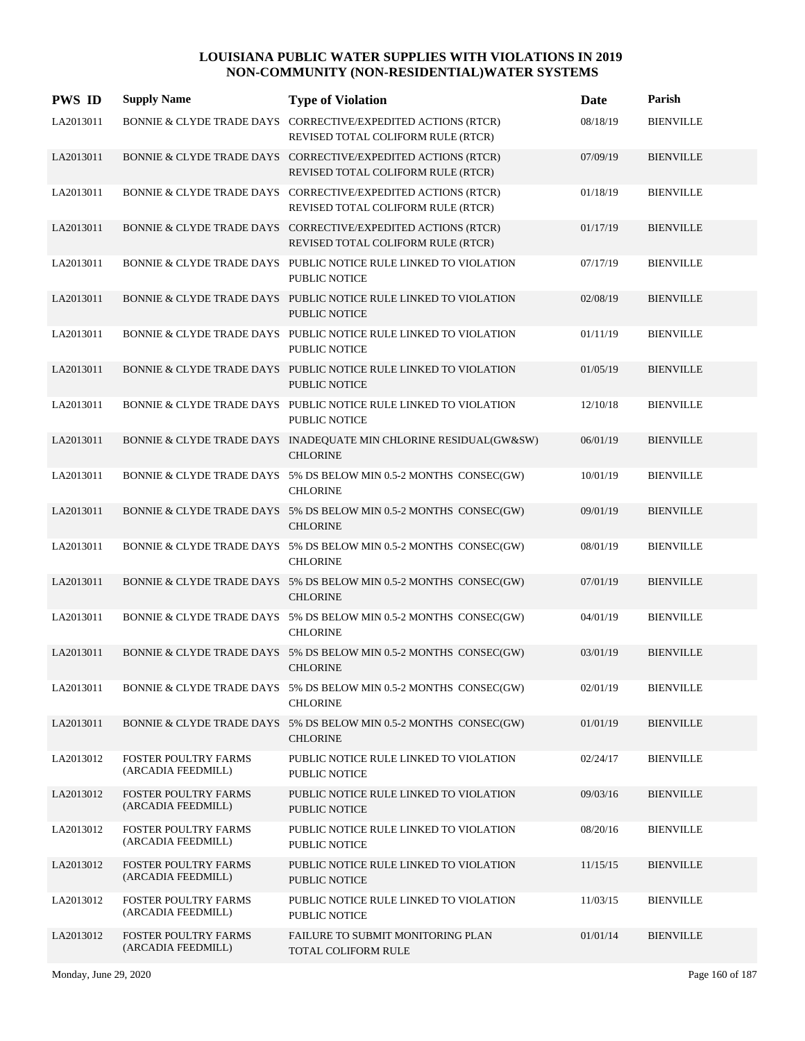# LOUISIANA PUBLIC WATER SUPPLIES WITH VIOLATIONS IN 2019
## NON-COMMUNITY (NON-RESIDENTIAL)WATER SYSTEMS

| PWS ID | Supply Name | Type of Violation | Date | Parish |
|---|---|---|---|---|
| LA2013011 | BONNIE & CLYDE TRADE DAYS | CORRECTIVE/EXPEDITED ACTIONS (RTCR) REVISED TOTAL COLIFORM RULE (RTCR) | 08/18/19 | BIENVILLE |
| LA2013011 | BONNIE & CLYDE TRADE DAYS | CORRECTIVE/EXPEDITED ACTIONS (RTCR) REVISED TOTAL COLIFORM RULE (RTCR) | 07/09/19 | BIENVILLE |
| LA2013011 | BONNIE & CLYDE TRADE DAYS | CORRECTIVE/EXPEDITED ACTIONS (RTCR) REVISED TOTAL COLIFORM RULE (RTCR) | 01/18/19 | BIENVILLE |
| LA2013011 | BONNIE & CLYDE TRADE DAYS | CORRECTIVE/EXPEDITED ACTIONS (RTCR) REVISED TOTAL COLIFORM RULE (RTCR) | 01/17/19 | BIENVILLE |
| LA2013011 | BONNIE & CLYDE TRADE DAYS | PUBLIC NOTICE RULE LINKED TO VIOLATION PUBLIC NOTICE | 07/17/19 | BIENVILLE |
| LA2013011 | BONNIE & CLYDE TRADE DAYS | PUBLIC NOTICE RULE LINKED TO VIOLATION PUBLIC NOTICE | 02/08/19 | BIENVILLE |
| LA2013011 | BONNIE & CLYDE TRADE DAYS | PUBLIC NOTICE RULE LINKED TO VIOLATION PUBLIC NOTICE | 01/11/19 | BIENVILLE |
| LA2013011 | BONNIE & CLYDE TRADE DAYS | PUBLIC NOTICE RULE LINKED TO VIOLATION PUBLIC NOTICE | 01/05/19 | BIENVILLE |
| LA2013011 | BONNIE & CLYDE TRADE DAYS | PUBLIC NOTICE RULE LINKED TO VIOLATION PUBLIC NOTICE | 12/10/18 | BIENVILLE |
| LA2013011 | BONNIE & CLYDE TRADE DAYS | INADEQUATE MIN CHLORINE RESIDUAL(GW&SW) CHLORINE | 06/01/19 | BIENVILLE |
| LA2013011 | BONNIE & CLYDE TRADE DAYS | 5% DS BELOW MIN 0.5-2 MONTHS CONSEC(GW) CHLORINE | 10/01/19 | BIENVILLE |
| LA2013011 | BONNIE & CLYDE TRADE DAYS | 5% DS BELOW MIN 0.5-2 MONTHS CONSEC(GW) CHLORINE | 09/01/19 | BIENVILLE |
| LA2013011 | BONNIE & CLYDE TRADE DAYS | 5% DS BELOW MIN 0.5-2 MONTHS CONSEC(GW) CHLORINE | 08/01/19 | BIENVILLE |
| LA2013011 | BONNIE & CLYDE TRADE DAYS | 5% DS BELOW MIN 0.5-2 MONTHS CONSEC(GW) CHLORINE | 07/01/19 | BIENVILLE |
| LA2013011 | BONNIE & CLYDE TRADE DAYS | 5% DS BELOW MIN 0.5-2 MONTHS CONSEC(GW) CHLORINE | 04/01/19 | BIENVILLE |
| LA2013011 | BONNIE & CLYDE TRADE DAYS | 5% DS BELOW MIN 0.5-2 MONTHS CONSEC(GW) CHLORINE | 03/01/19 | BIENVILLE |
| LA2013011 | BONNIE & CLYDE TRADE DAYS | 5% DS BELOW MIN 0.5-2 MONTHS CONSEC(GW) CHLORINE | 02/01/19 | BIENVILLE |
| LA2013011 | BONNIE & CLYDE TRADE DAYS | 5% DS BELOW MIN 0.5-2 MONTHS CONSEC(GW) CHLORINE | 01/01/19 | BIENVILLE |
| LA2013012 | FOSTER POULTRY FARMS (ARCADIA FEEDMILL) | PUBLIC NOTICE RULE LINKED TO VIOLATION PUBLIC NOTICE | 02/24/17 | BIENVILLE |
| LA2013012 | FOSTER POULTRY FARMS (ARCADIA FEEDMILL) | PUBLIC NOTICE RULE LINKED TO VIOLATION PUBLIC NOTICE | 09/03/16 | BIENVILLE |
| LA2013012 | FOSTER POULTRY FARMS (ARCADIA FEEDMILL) | PUBLIC NOTICE RULE LINKED TO VIOLATION PUBLIC NOTICE | 08/20/16 | BIENVILLE |
| LA2013012 | FOSTER POULTRY FARMS (ARCADIA FEEDMILL) | PUBLIC NOTICE RULE LINKED TO VIOLATION PUBLIC NOTICE | 11/15/15 | BIENVILLE |
| LA2013012 | FOSTER POULTRY FARMS (ARCADIA FEEDMILL) | PUBLIC NOTICE RULE LINKED TO VIOLATION PUBLIC NOTICE | 11/03/15 | BIENVILLE |
| LA2013012 | FOSTER POULTRY FARMS (ARCADIA FEEDMILL) | FAILURE TO SUBMIT MONITORING PLAN TOTAL COLIFORM RULE | 01/01/14 | BIENVILLE |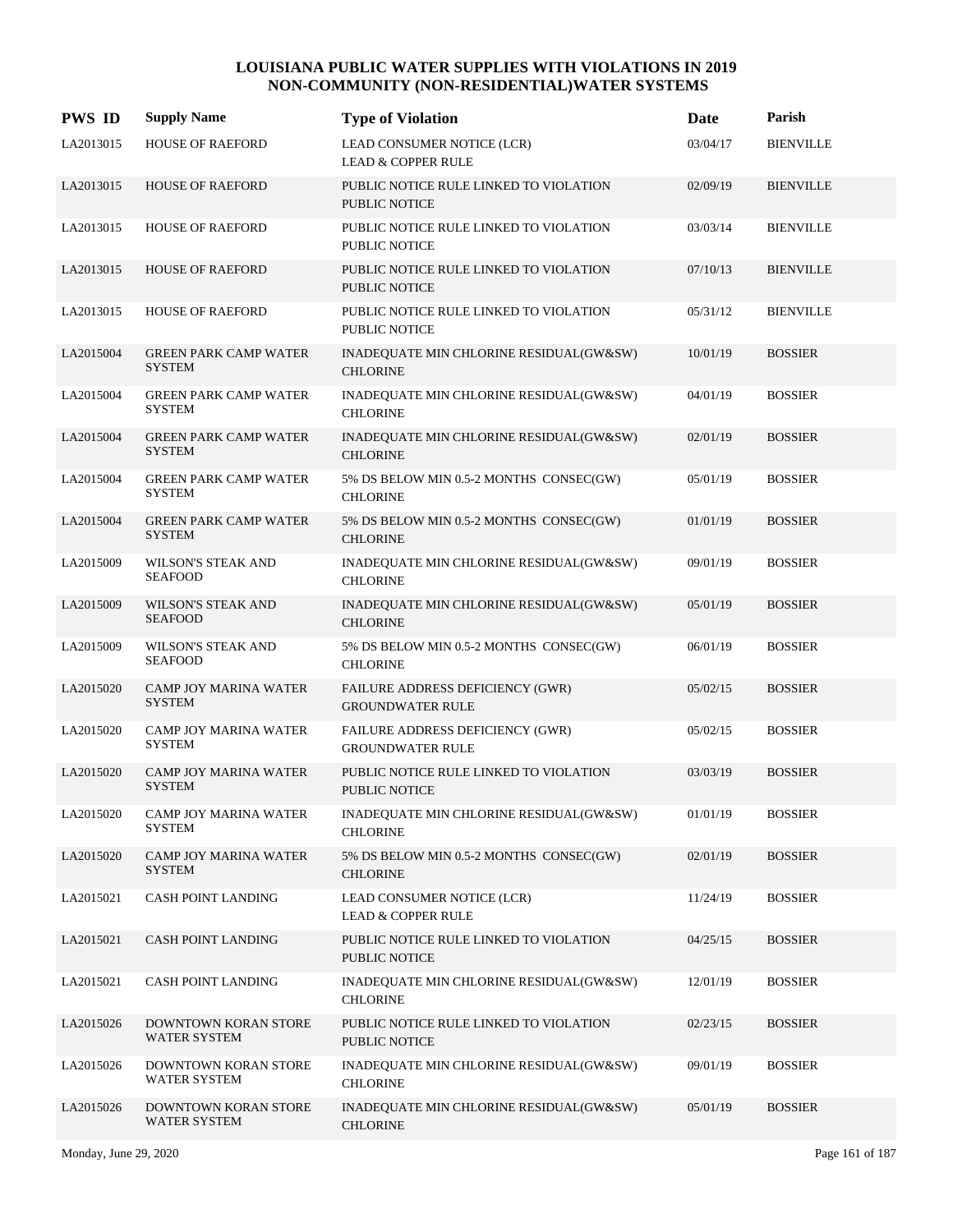# LOUISIANA PUBLIC WATER SUPPLIES WITH VIOLATIONS IN 2019
# NON-COMMUNITY (NON-RESIDENTIAL)WATER SYSTEMS

| PWS ID | Supply Name | Type of Violation | Date | Parish |
|---|---|---|---|---|
| LA2013015 | HOUSE OF RAEFORD | LEAD CONSUMER NOTICE (LCR)<br>LEAD & COPPER RULE | 03/04/17 | BIENVILLE |
| LA2013015 | HOUSE OF RAEFORD | PUBLIC NOTICE RULE LINKED TO VIOLATION<br>PUBLIC NOTICE | 02/09/19 | BIENVILLE |
| LA2013015 | HOUSE OF RAEFORD | PUBLIC NOTICE RULE LINKED TO VIOLATION<br>PUBLIC NOTICE | 03/03/14 | BIENVILLE |
| LA2013015 | HOUSE OF RAEFORD | PUBLIC NOTICE RULE LINKED TO VIOLATION<br>PUBLIC NOTICE | 07/10/13 | BIENVILLE |
| LA2013015 | HOUSE OF RAEFORD | PUBLIC NOTICE RULE LINKED TO VIOLATION<br>PUBLIC NOTICE | 05/31/12 | BIENVILLE |
| LA2015004 | GREEN PARK CAMP WATER SYSTEM | INADEQUATE MIN CHLORINE RESIDUAL(GW&SW)<br>CHLORINE | 10/01/19 | BOSSIER |
| LA2015004 | GREEN PARK CAMP WATER SYSTEM | INADEQUATE MIN CHLORINE RESIDUAL(GW&SW)<br>CHLORINE | 04/01/19 | BOSSIER |
| LA2015004 | GREEN PARK CAMP WATER SYSTEM | INADEQUATE MIN CHLORINE RESIDUAL(GW&SW)<br>CHLORINE | 02/01/19 | BOSSIER |
| LA2015004 | GREEN PARK CAMP WATER SYSTEM | 5% DS BELOW MIN 0.5-2 MONTHS CONSEC(GW)<br>CHLORINE | 05/01/19 | BOSSIER |
| LA2015004 | GREEN PARK CAMP WATER SYSTEM | 5% DS BELOW MIN 0.5-2 MONTHS CONSEC(GW)<br>CHLORINE | 01/01/19 | BOSSIER |
| LA2015009 | WILSON'S STEAK AND SEAFOOD | INADEQUATE MIN CHLORINE RESIDUAL(GW&SW)<br>CHLORINE | 09/01/19 | BOSSIER |
| LA2015009 | WILSON'S STEAK AND SEAFOOD | INADEQUATE MIN CHLORINE RESIDUAL(GW&SW)<br>CHLORINE | 05/01/19 | BOSSIER |
| LA2015009 | WILSON'S STEAK AND SEAFOOD | 5% DS BELOW MIN 0.5-2 MONTHS CONSEC(GW)<br>CHLORINE | 06/01/19 | BOSSIER |
| LA2015020 | CAMP JOY MARINA WATER SYSTEM | FAILURE ADDRESS DEFICIENCY (GWR)<br>GROUNDWATER RULE | 05/02/15 | BOSSIER |
| LA2015020 | CAMP JOY MARINA WATER SYSTEM | FAILURE ADDRESS DEFICIENCY (GWR)<br>GROUNDWATER RULE | 05/02/15 | BOSSIER |
| LA2015020 | CAMP JOY MARINA WATER SYSTEM | PUBLIC NOTICE RULE LINKED TO VIOLATION<br>PUBLIC NOTICE | 03/03/19 | BOSSIER |
| LA2015020 | CAMP JOY MARINA WATER SYSTEM | INADEQUATE MIN CHLORINE RESIDUAL(GW&SW)<br>CHLORINE | 01/01/19 | BOSSIER |
| LA2015020 | CAMP JOY MARINA WATER SYSTEM | 5% DS BELOW MIN 0.5-2 MONTHS CONSEC(GW)<br>CHLORINE | 02/01/19 | BOSSIER |
| LA2015021 | CASH POINT LANDING | LEAD CONSUMER NOTICE (LCR)<br>LEAD & COPPER RULE | 11/24/19 | BOSSIER |
| LA2015021 | CASH POINT LANDING | PUBLIC NOTICE RULE LINKED TO VIOLATION<br>PUBLIC NOTICE | 04/25/15 | BOSSIER |
| LA2015021 | CASH POINT LANDING | INADEQUATE MIN CHLORINE RESIDUAL(GW&SW)<br>CHLORINE | 12/01/19 | BOSSIER |
| LA2015026 | DOWNTOWN KORAN STORE WATER SYSTEM | PUBLIC NOTICE RULE LINKED TO VIOLATION<br>PUBLIC NOTICE | 02/23/15 | BOSSIER |
| LA2015026 | DOWNTOWN KORAN STORE WATER SYSTEM | INADEQUATE MIN CHLORINE RESIDUAL(GW&SW)<br>CHLORINE | 09/01/19 | BOSSIER |
| LA2015026 | DOWNTOWN KORAN STORE WATER SYSTEM | INADEQUATE MIN CHLORINE RESIDUAL(GW&SW)<br>CHLORINE | 05/01/19 | BOSSIER |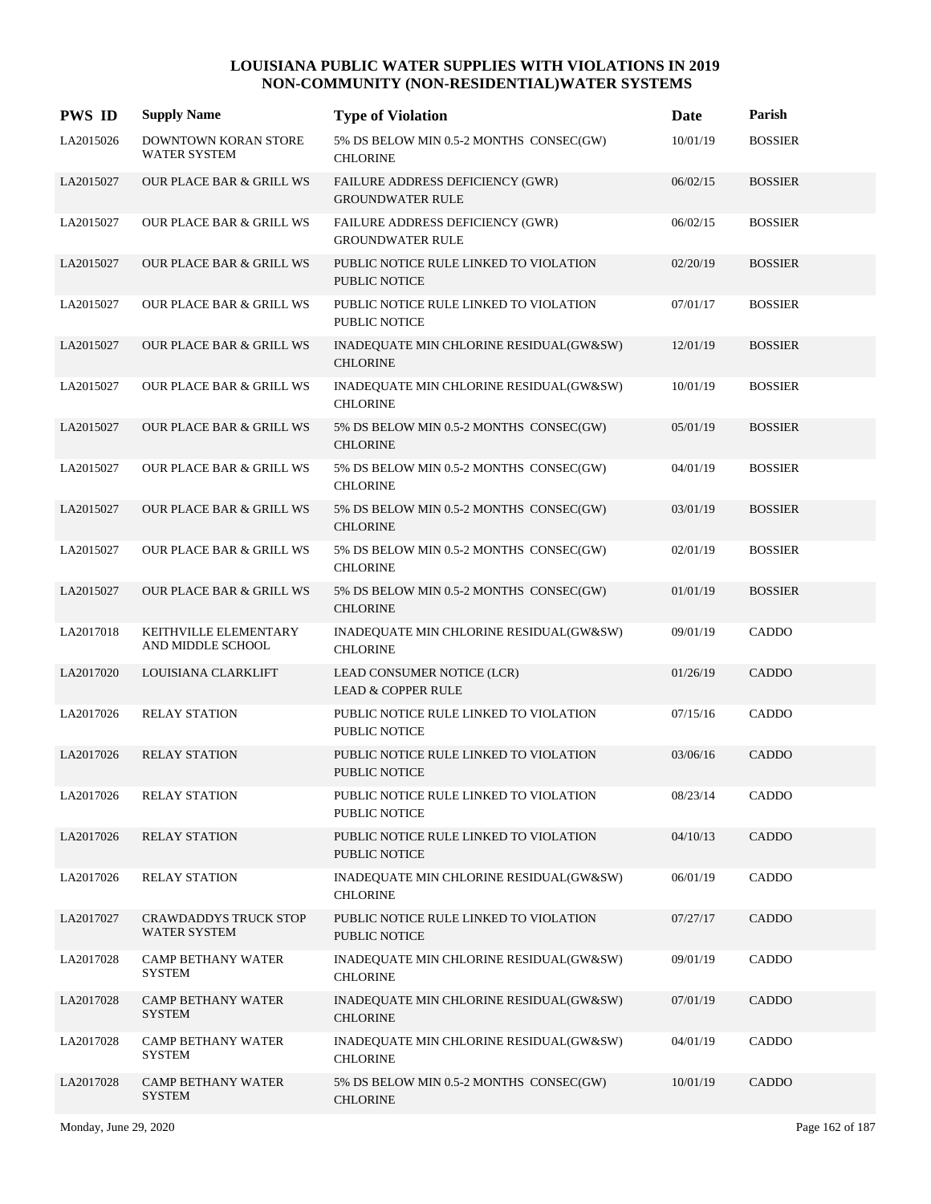# LOUISIANA PUBLIC WATER SUPPLIES WITH VIOLATIONS IN 2019
## NON-COMMUNITY (NON-RESIDENTIAL)WATER SYSTEMS

| PWS ID | Supply Name | Type of Violation | Date | Parish |
|---|---|---|---|---|
| LA2015026 | DOWNTOWN KORAN STORE WATER SYSTEM | 5% DS BELOW MIN 0.5-2 MONTHS CONSEC(GW) CHLORINE | 10/01/19 | BOSSIER |
| LA2015027 | OUR PLACE BAR & GRILL WS | FAILURE ADDRESS DEFICIENCY (GWR) GROUNDWATER RULE | 06/02/15 | BOSSIER |
| LA2015027 | OUR PLACE BAR & GRILL WS | FAILURE ADDRESS DEFICIENCY (GWR) GROUNDWATER RULE | 06/02/15 | BOSSIER |
| LA2015027 | OUR PLACE BAR & GRILL WS | PUBLIC NOTICE RULE LINKED TO VIOLATION PUBLIC NOTICE | 02/20/19 | BOSSIER |
| LA2015027 | OUR PLACE BAR & GRILL WS | PUBLIC NOTICE RULE LINKED TO VIOLATION PUBLIC NOTICE | 07/01/17 | BOSSIER |
| LA2015027 | OUR PLACE BAR & GRILL WS | INADEQUATE MIN CHLORINE RESIDUAL(GW&SW) CHLORINE | 12/01/19 | BOSSIER |
| LA2015027 | OUR PLACE BAR & GRILL WS | INADEQUATE MIN CHLORINE RESIDUAL(GW&SW) CHLORINE | 10/01/19 | BOSSIER |
| LA2015027 | OUR PLACE BAR & GRILL WS | 5% DS BELOW MIN 0.5-2 MONTHS CONSEC(GW) CHLORINE | 05/01/19 | BOSSIER |
| LA2015027 | OUR PLACE BAR & GRILL WS | 5% DS BELOW MIN 0.5-2 MONTHS CONSEC(GW) CHLORINE | 04/01/19 | BOSSIER |
| LA2015027 | OUR PLACE BAR & GRILL WS | 5% DS BELOW MIN 0.5-2 MONTHS CONSEC(GW) CHLORINE | 03/01/19 | BOSSIER |
| LA2015027 | OUR PLACE BAR & GRILL WS | 5% DS BELOW MIN 0.5-2 MONTHS CONSEC(GW) CHLORINE | 02/01/19 | BOSSIER |
| LA2015027 | OUR PLACE BAR & GRILL WS | 5% DS BELOW MIN 0.5-2 MONTHS CONSEC(GW) CHLORINE | 01/01/19 | BOSSIER |
| LA2017018 | KEITHVILLE ELEMENTARY AND MIDDLE SCHOOL | INADEQUATE MIN CHLORINE RESIDUAL(GW&SW) CHLORINE | 09/01/19 | CADDO |
| LA2017020 | LOUISIANA CLARKLIFT | LEAD CONSUMER NOTICE (LCR) LEAD & COPPER RULE | 01/26/19 | CADDO |
| LA2017026 | RELAY STATION | PUBLIC NOTICE RULE LINKED TO VIOLATION PUBLIC NOTICE | 07/15/16 | CADDO |
| LA2017026 | RELAY STATION | PUBLIC NOTICE RULE LINKED TO VIOLATION PUBLIC NOTICE | 03/06/16 | CADDO |
| LA2017026 | RELAY STATION | PUBLIC NOTICE RULE LINKED TO VIOLATION PUBLIC NOTICE | 08/23/14 | CADDO |
| LA2017026 | RELAY STATION | PUBLIC NOTICE RULE LINKED TO VIOLATION PUBLIC NOTICE | 04/10/13 | CADDO |
| LA2017026 | RELAY STATION | INADEQUATE MIN CHLORINE RESIDUAL(GW&SW) CHLORINE | 06/01/19 | CADDO |
| LA2017027 | CRAWDADDYS TRUCK STOP WATER SYSTEM | PUBLIC NOTICE RULE LINKED TO VIOLATION PUBLIC NOTICE | 07/27/17 | CADDO |
| LA2017028 | CAMP BETHANY WATER SYSTEM | INADEQUATE MIN CHLORINE RESIDUAL(GW&SW) CHLORINE | 09/01/19 | CADDO |
| LA2017028 | CAMP BETHANY WATER SYSTEM | INADEQUATE MIN CHLORINE RESIDUAL(GW&SW) CHLORINE | 07/01/19 | CADDO |
| LA2017028 | CAMP BETHANY WATER SYSTEM | INADEQUATE MIN CHLORINE RESIDUAL(GW&SW) CHLORINE | 04/01/19 | CADDO |
| LA2017028 | CAMP BETHANY WATER SYSTEM | 5% DS BELOW MIN 0.5-2 MONTHS CONSEC(GW) CHLORINE | 10/01/19 | CADDO |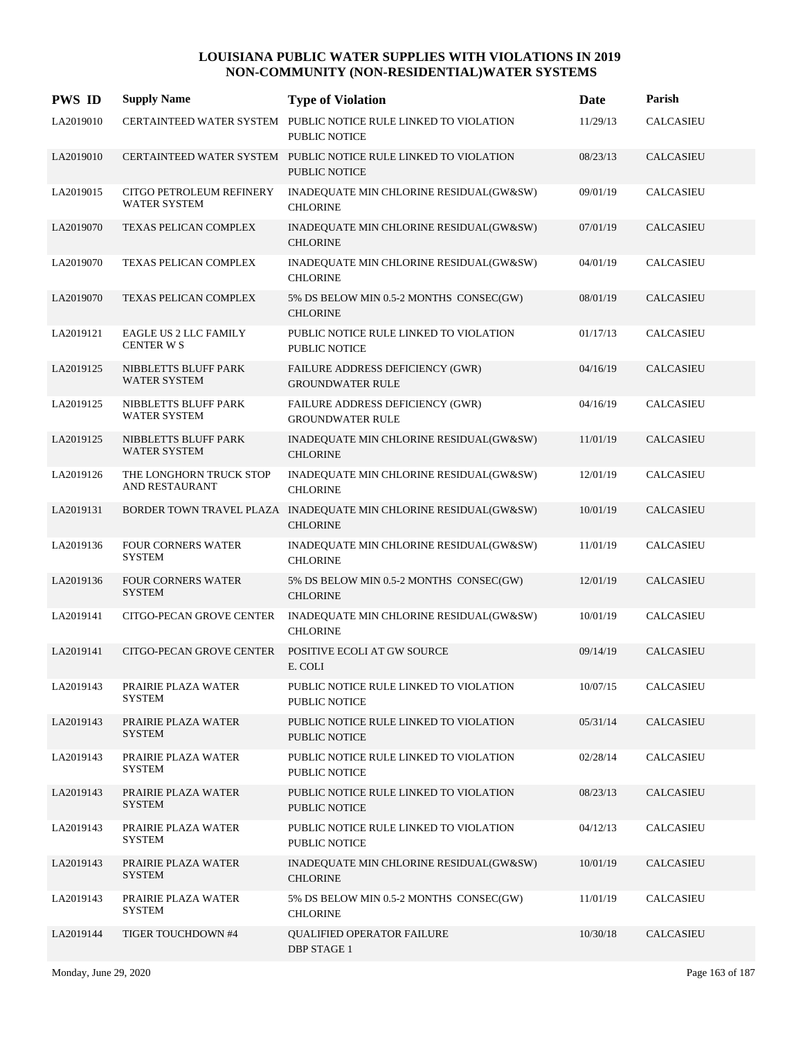# LOUISIANA PUBLIC WATER SUPPLIES WITH VIOLATIONS IN 2019
## NON-COMMUNITY (NON-RESIDENTIAL)WATER SYSTEMS

| PWS ID | Supply Name | Type of Violation | Date | Parish |
|---|---|---|---|---|
| LA2019010 | CERTAINTEED WATER SYSTEM | PUBLIC NOTICE RULE LINKED TO VIOLATION PUBLIC NOTICE | 11/29/13 | CALCASIEU |
| LA2019010 | CERTAINTEED WATER SYSTEM | PUBLIC NOTICE RULE LINKED TO VIOLATION PUBLIC NOTICE | 08/23/13 | CALCASIEU |
| LA2019015 | CITGO PETROLEUM REFINERY WATER SYSTEM | INADEQUATE MIN CHLORINE RESIDUAL(GW&SW) CHLORINE | 09/01/19 | CALCASIEU |
| LA2019070 | TEXAS PELICAN COMPLEX | INADEQUATE MIN CHLORINE RESIDUAL(GW&SW) CHLORINE | 07/01/19 | CALCASIEU |
| LA2019070 | TEXAS PELICAN COMPLEX | INADEQUATE MIN CHLORINE RESIDUAL(GW&SW) CHLORINE | 04/01/19 | CALCASIEU |
| LA2019070 | TEXAS PELICAN COMPLEX | 5% DS BELOW MIN 0.5-2 MONTHS CONSEC(GW) CHLORINE | 08/01/19 | CALCASIEU |
| LA2019121 | EAGLE US 2 LLC FAMILY CENTER W S | PUBLIC NOTICE RULE LINKED TO VIOLATION PUBLIC NOTICE | 01/17/13 | CALCASIEU |
| LA2019125 | NIBBLETTS BLUFF PARK WATER SYSTEM | FAILURE ADDRESS DEFICIENCY (GWR) GROUNDWATER RULE | 04/16/19 | CALCASIEU |
| LA2019125 | NIBBLETTS BLUFF PARK WATER SYSTEM | FAILURE ADDRESS DEFICIENCY (GWR) GROUNDWATER RULE | 04/16/19 | CALCASIEU |
| LA2019125 | NIBBLETTS BLUFF PARK WATER SYSTEM | INADEQUATE MIN CHLORINE RESIDUAL(GW&SW) CHLORINE | 11/01/19 | CALCASIEU |
| LA2019126 | THE LONGHORN TRUCK STOP AND RESTAURANT | INADEQUATE MIN CHLORINE RESIDUAL(GW&SW) CHLORINE | 12/01/19 | CALCASIEU |
| LA2019131 | BORDER TOWN TRAVEL PLAZA | INADEQUATE MIN CHLORINE RESIDUAL(GW&SW) CHLORINE | 10/01/19 | CALCASIEU |
| LA2019136 | FOUR CORNERS WATER SYSTEM | INADEQUATE MIN CHLORINE RESIDUAL(GW&SW) CHLORINE | 11/01/19 | CALCASIEU |
| LA2019136 | FOUR CORNERS WATER SYSTEM | 5% DS BELOW MIN 0.5-2 MONTHS CONSEC(GW) CHLORINE | 12/01/19 | CALCASIEU |
| LA2019141 | CITGO-PECAN GROVE CENTER | INADEQUATE MIN CHLORINE RESIDUAL(GW&SW) CHLORINE | 10/01/19 | CALCASIEU |
| LA2019141 | CITGO-PECAN GROVE CENTER | POSITIVE ECOLI AT GW SOURCE E. COLI | 09/14/19 | CALCASIEU |
| LA2019143 | PRAIRIE PLAZA WATER SYSTEM | PUBLIC NOTICE RULE LINKED TO VIOLATION PUBLIC NOTICE | 10/07/15 | CALCASIEU |
| LA2019143 | PRAIRIE PLAZA WATER SYSTEM | PUBLIC NOTICE RULE LINKED TO VIOLATION PUBLIC NOTICE | 05/31/14 | CALCASIEU |
| LA2019143 | PRAIRIE PLAZA WATER SYSTEM | PUBLIC NOTICE RULE LINKED TO VIOLATION PUBLIC NOTICE | 02/28/14 | CALCASIEU |
| LA2019143 | PRAIRIE PLAZA WATER SYSTEM | PUBLIC NOTICE RULE LINKED TO VIOLATION PUBLIC NOTICE | 08/23/13 | CALCASIEU |
| LA2019143 | PRAIRIE PLAZA WATER SYSTEM | PUBLIC NOTICE RULE LINKED TO VIOLATION PUBLIC NOTICE | 04/12/13 | CALCASIEU |
| LA2019143 | PRAIRIE PLAZA WATER SYSTEM | INADEQUATE MIN CHLORINE RESIDUAL(GW&SW) CHLORINE | 10/01/19 | CALCASIEU |
| LA2019143 | PRAIRIE PLAZA WATER SYSTEM | 5% DS BELOW MIN 0.5-2 MONTHS CONSEC(GW) CHLORINE | 11/01/19 | CALCASIEU |
| LA2019144 | TIGER TOUCHDOWN #4 | QUALIFIED OPERATOR FAILURE DBP STAGE 1 | 10/30/18 | CALCASIEU |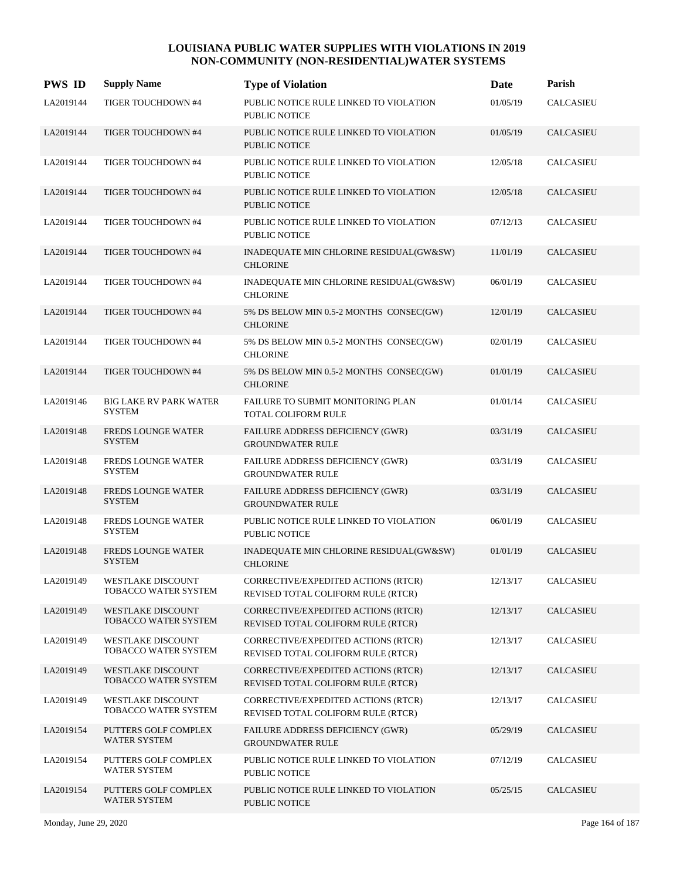# LOUISIANA PUBLIC WATER SUPPLIES WITH VIOLATIONS IN 2019
## NON-COMMUNITY (NON-RESIDENTIAL)WATER SYSTEMS

| PWS ID | Supply Name | Type of Violation | Date | Parish |
|---|---|---|---|---|
| LA2019144 | TIGER TOUCHDOWN #4 | PUBLIC NOTICE RULE LINKED TO VIOLATION PUBLIC NOTICE | 01/05/19 | CALCASIEU |
| LA2019144 | TIGER TOUCHDOWN #4 | PUBLIC NOTICE RULE LINKED TO VIOLATION PUBLIC NOTICE | 01/05/19 | CALCASIEU |
| LA2019144 | TIGER TOUCHDOWN #4 | PUBLIC NOTICE RULE LINKED TO VIOLATION PUBLIC NOTICE | 12/05/18 | CALCASIEU |
| LA2019144 | TIGER TOUCHDOWN #4 | PUBLIC NOTICE RULE LINKED TO VIOLATION PUBLIC NOTICE | 12/05/18 | CALCASIEU |
| LA2019144 | TIGER TOUCHDOWN #4 | PUBLIC NOTICE RULE LINKED TO VIOLATION PUBLIC NOTICE | 07/12/13 | CALCASIEU |
| LA2019144 | TIGER TOUCHDOWN #4 | INADEQUATE MIN CHLORINE RESIDUAL(GW&SW) CHLORINE | 11/01/19 | CALCASIEU |
| LA2019144 | TIGER TOUCHDOWN #4 | INADEQUATE MIN CHLORINE RESIDUAL(GW&SW) CHLORINE | 06/01/19 | CALCASIEU |
| LA2019144 | TIGER TOUCHDOWN #4 | 5% DS BELOW MIN 0.5-2 MONTHS CONSEC(GW) CHLORINE | 12/01/19 | CALCASIEU |
| LA2019144 | TIGER TOUCHDOWN #4 | 5% DS BELOW MIN 0.5-2 MONTHS CONSEC(GW) CHLORINE | 02/01/19 | CALCASIEU |
| LA2019144 | TIGER TOUCHDOWN #4 | 5% DS BELOW MIN 0.5-2 MONTHS CONSEC(GW) CHLORINE | 01/01/19 | CALCASIEU |
| LA2019146 | BIG LAKE RV PARK WATER SYSTEM | FAILURE TO SUBMIT MONITORING PLAN TOTAL COLIFORM RULE | 01/01/14 | CALCASIEU |
| LA2019148 | FREDS LOUNGE WATER SYSTEM | FAILURE ADDRESS DEFICIENCY (GWR) GROUNDWATER RULE | 03/31/19 | CALCASIEU |
| LA2019148 | FREDS LOUNGE WATER SYSTEM | FAILURE ADDRESS DEFICIENCY (GWR) GROUNDWATER RULE | 03/31/19 | CALCASIEU |
| LA2019148 | FREDS LOUNGE WATER SYSTEM | FAILURE ADDRESS DEFICIENCY (GWR) GROUNDWATER RULE | 03/31/19 | CALCASIEU |
| LA2019148 | FREDS LOUNGE WATER SYSTEM | PUBLIC NOTICE RULE LINKED TO VIOLATION PUBLIC NOTICE | 06/01/19 | CALCASIEU |
| LA2019148 | FREDS LOUNGE WATER SYSTEM | INADEQUATE MIN CHLORINE RESIDUAL(GW&SW) CHLORINE | 01/01/19 | CALCASIEU |
| LA2019149 | WESTLAKE DISCOUNT TOBACCO WATER SYSTEM | CORRECTIVE/EXPEDITED ACTIONS (RTCR) REVISED TOTAL COLIFORM RULE (RTCR) | 12/13/17 | CALCASIEU |
| LA2019149 | WESTLAKE DISCOUNT TOBACCO WATER SYSTEM | CORRECTIVE/EXPEDITED ACTIONS (RTCR) REVISED TOTAL COLIFORM RULE (RTCR) | 12/13/17 | CALCASIEU |
| LA2019149 | WESTLAKE DISCOUNT TOBACCO WATER SYSTEM | CORRECTIVE/EXPEDITED ACTIONS (RTCR) REVISED TOTAL COLIFORM RULE (RTCR) | 12/13/17 | CALCASIEU |
| LA2019149 | WESTLAKE DISCOUNT TOBACCO WATER SYSTEM | CORRECTIVE/EXPEDITED ACTIONS (RTCR) REVISED TOTAL COLIFORM RULE (RTCR) | 12/13/17 | CALCASIEU |
| LA2019149 | WESTLAKE DISCOUNT TOBACCO WATER SYSTEM | CORRECTIVE/EXPEDITED ACTIONS (RTCR) REVISED TOTAL COLIFORM RULE (RTCR) | 12/13/17 | CALCASIEU |
| LA2019154 | PUTTERS GOLF COMPLEX WATER SYSTEM | FAILURE ADDRESS DEFICIENCY (GWR) GROUNDWATER RULE | 05/29/19 | CALCASIEU |
| LA2019154 | PUTTERS GOLF COMPLEX WATER SYSTEM | PUBLIC NOTICE RULE LINKED TO VIOLATION PUBLIC NOTICE | 07/12/19 | CALCASIEU |
| LA2019154 | PUTTERS GOLF COMPLEX WATER SYSTEM | PUBLIC NOTICE RULE LINKED TO VIOLATION PUBLIC NOTICE | 05/25/15 | CALCASIEU |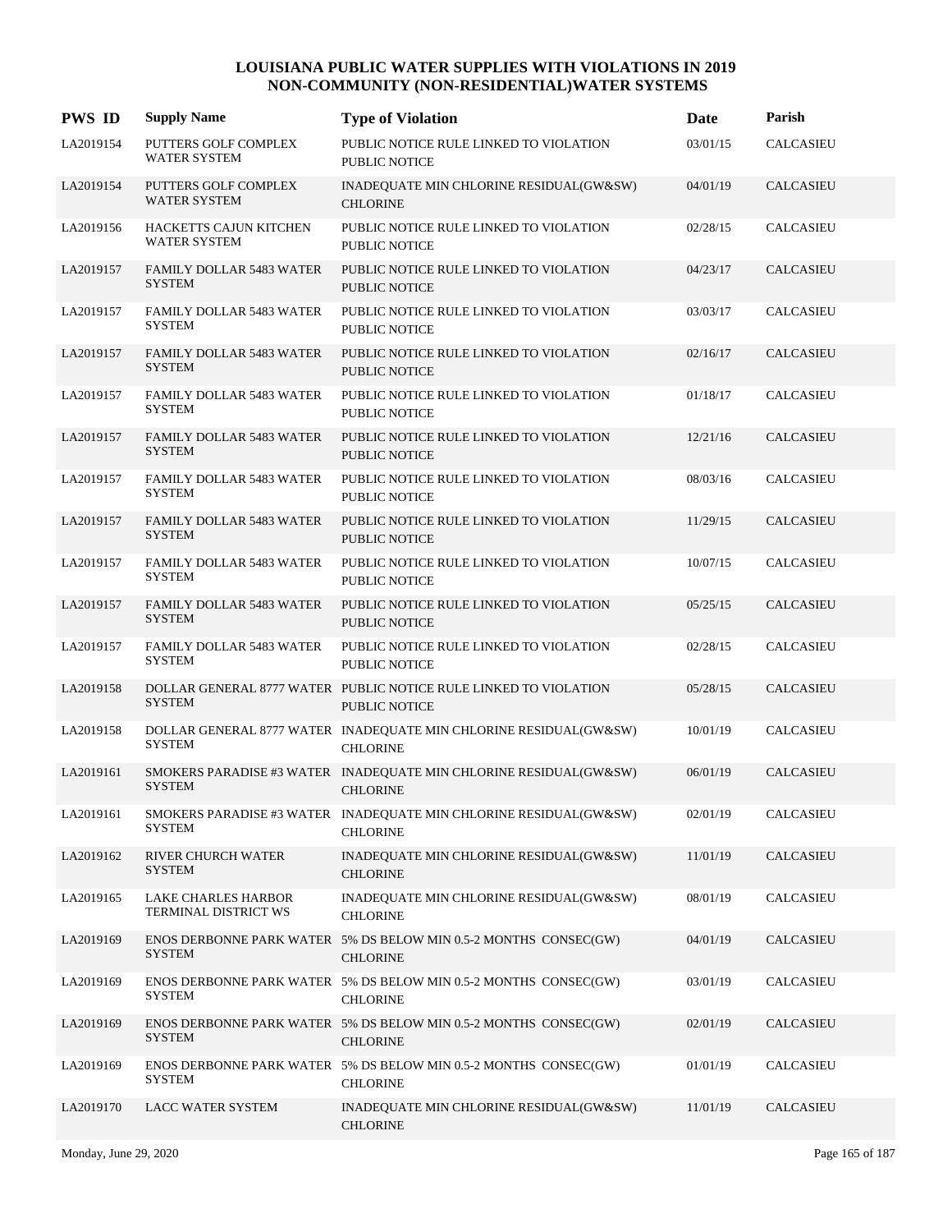# LOUISIANA PUBLIC WATER SUPPLIES WITH VIOLATIONS IN 2019
## NON-COMMUNITY (NON-RESIDENTIAL)WATER SYSTEMS

| PWS ID | Supply Name | Type of Violation | Date | Parish |
|---|---|---|---|---|
| LA2019154 | PUTTERS GOLF COMPLEX WATER SYSTEM | PUBLIC NOTICE RULE LINKED TO VIOLATION PUBLIC NOTICE | 03/01/15 | CALCASIEU |
| LA2019154 | PUTTERS GOLF COMPLEX WATER SYSTEM | INADEQUATE MIN CHLORINE RESIDUAL(GW&SW) CHLORINE | 04/01/19 | CALCASIEU |
| LA2019156 | HACKETTS CAJUN KITCHEN WATER SYSTEM | PUBLIC NOTICE RULE LINKED TO VIOLATION PUBLIC NOTICE | 02/28/15 | CALCASIEU |
| LA2019157 | FAMILY DOLLAR 5483 WATER SYSTEM | PUBLIC NOTICE RULE LINKED TO VIOLATION PUBLIC NOTICE | 04/23/17 | CALCASIEU |
| LA2019157 | FAMILY DOLLAR 5483 WATER SYSTEM | PUBLIC NOTICE RULE LINKED TO VIOLATION PUBLIC NOTICE | 03/03/17 | CALCASIEU |
| LA2019157 | FAMILY DOLLAR 5483 WATER SYSTEM | PUBLIC NOTICE RULE LINKED TO VIOLATION PUBLIC NOTICE | 02/16/17 | CALCASIEU |
| LA2019157 | FAMILY DOLLAR 5483 WATER SYSTEM | PUBLIC NOTICE RULE LINKED TO VIOLATION PUBLIC NOTICE | 01/18/17 | CALCASIEU |
| LA2019157 | FAMILY DOLLAR 5483 WATER SYSTEM | PUBLIC NOTICE RULE LINKED TO VIOLATION PUBLIC NOTICE | 12/21/16 | CALCASIEU |
| LA2019157 | FAMILY DOLLAR 5483 WATER SYSTEM | PUBLIC NOTICE RULE LINKED TO VIOLATION PUBLIC NOTICE | 08/03/16 | CALCASIEU |
| LA2019157 | FAMILY DOLLAR 5483 WATER SYSTEM | PUBLIC NOTICE RULE LINKED TO VIOLATION PUBLIC NOTICE | 11/29/15 | CALCASIEU |
| LA2019157 | FAMILY DOLLAR 5483 WATER SYSTEM | PUBLIC NOTICE RULE LINKED TO VIOLATION PUBLIC NOTICE | 10/07/15 | CALCASIEU |
| LA2019157 | FAMILY DOLLAR 5483 WATER SYSTEM | PUBLIC NOTICE RULE LINKED TO VIOLATION PUBLIC NOTICE | 05/25/15 | CALCASIEU |
| LA2019157 | FAMILY DOLLAR 5483 WATER SYSTEM | PUBLIC NOTICE RULE LINKED TO VIOLATION PUBLIC NOTICE | 02/28/15 | CALCASIEU |
| LA2019158 | DOLLAR GENERAL 8777 WATER SYSTEM | PUBLIC NOTICE RULE LINKED TO VIOLATION PUBLIC NOTICE | 05/28/15 | CALCASIEU |
| LA2019158 | DOLLAR GENERAL 8777 WATER SYSTEM | INADEQUATE MIN CHLORINE RESIDUAL(GW&SW) CHLORINE | 10/01/19 | CALCASIEU |
| LA2019161 | SMOKERS PARADISE #3 WATER SYSTEM | INADEQUATE MIN CHLORINE RESIDUAL(GW&SW) CHLORINE | 06/01/19 | CALCASIEU |
| LA2019161 | SMOKERS PARADISE #3 WATER SYSTEM | INADEQUATE MIN CHLORINE RESIDUAL(GW&SW) CHLORINE | 02/01/19 | CALCASIEU |
| LA2019162 | RIVER CHURCH WATER SYSTEM | INADEQUATE MIN CHLORINE RESIDUAL(GW&SW) CHLORINE | 11/01/19 | CALCASIEU |
| LA2019165 | LAKE CHARLES HARBOR TERMINAL DISTRICT WS | INADEQUATE MIN CHLORINE RESIDUAL(GW&SW) CHLORINE | 08/01/19 | CALCASIEU |
| LA2019169 | ENOS DERBONNE PARK WATER SYSTEM | 5% DS BELOW MIN 0.5-2 MONTHS CONSEC(GW) CHLORINE | 04/01/19 | CALCASIEU |
| LA2019169 | ENOS DERBONNE PARK WATER SYSTEM | 5% DS BELOW MIN 0.5-2 MONTHS CONSEC(GW) CHLORINE | 03/01/19 | CALCASIEU |
| LA2019169 | ENOS DERBONNE PARK WATER SYSTEM | 5% DS BELOW MIN 0.5-2 MONTHS CONSEC(GW) CHLORINE | 02/01/19 | CALCASIEU |
| LA2019169 | ENOS DERBONNE PARK WATER SYSTEM | 5% DS BELOW MIN 0.5-2 MONTHS CONSEC(GW) CHLORINE | 01/01/19 | CALCASIEU |
| LA2019170 | LACC WATER SYSTEM | INADEQUATE MIN CHLORINE RESIDUAL(GW&SW) CHLORINE | 11/01/19 | CALCASIEU |

Monday, June 29, 2020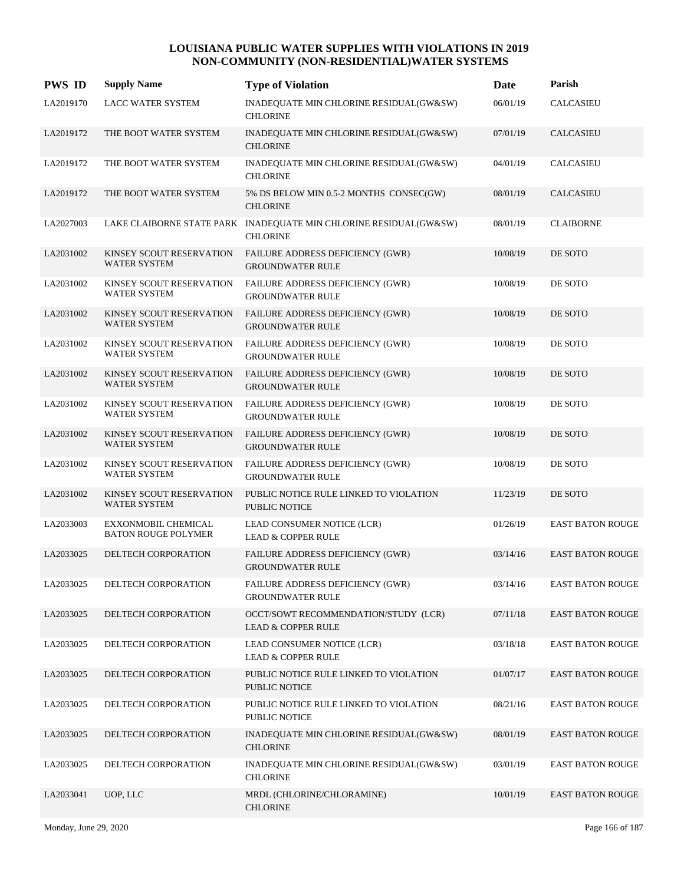# LOUISIANA PUBLIC WATER SUPPLIES WITH VIOLATIONS IN 2019
## NON-COMMUNITY (NON-RESIDENTIAL)WATER SYSTEMS

| PWS ID | Supply Name | Type of Violation | Date | Parish |
|---|---|---|---|---|
| LA2019170 | LACC WATER SYSTEM | INADEQUATE MIN CHLORINE RESIDUAL(GW&SW) CHLORINE | 06/01/19 | CALCASIEU |
| LA2019172 | THE BOOT WATER SYSTEM | INADEQUATE MIN CHLORINE RESIDUAL(GW&SW) CHLORINE | 07/01/19 | CALCASIEU |
| LA2019172 | THE BOOT WATER SYSTEM | INADEQUATE MIN CHLORINE RESIDUAL(GW&SW) CHLORINE | 04/01/19 | CALCASIEU |
| LA2019172 | THE BOOT WATER SYSTEM | 5% DS BELOW MIN 0.5-2 MONTHS CONSEC(GW) CHLORINE | 08/01/19 | CALCASIEU |
| LA2027003 | LAKE CLAIBORNE STATE PARK | INADEQUATE MIN CHLORINE RESIDUAL(GW&SW) CHLORINE | 08/01/19 | CLAIBORNE |
| LA2031002 | KINSEY SCOUT RESERVATION WATER SYSTEM | FAILURE ADDRESS DEFICIENCY (GWR) GROUNDWATER RULE | 10/08/19 | DE SOTO |
| LA2031002 | KINSEY SCOUT RESERVATION WATER SYSTEM | FAILURE ADDRESS DEFICIENCY (GWR) GROUNDWATER RULE | 10/08/19 | DE SOTO |
| LA2031002 | KINSEY SCOUT RESERVATION WATER SYSTEM | FAILURE ADDRESS DEFICIENCY (GWR) GROUNDWATER RULE | 10/08/19 | DE SOTO |
| LA2031002 | KINSEY SCOUT RESERVATION WATER SYSTEM | FAILURE ADDRESS DEFICIENCY (GWR) GROUNDWATER RULE | 10/08/19 | DE SOTO |
| LA2031002 | KINSEY SCOUT RESERVATION WATER SYSTEM | FAILURE ADDRESS DEFICIENCY (GWR) GROUNDWATER RULE | 10/08/19 | DE SOTO |
| LA2031002 | KINSEY SCOUT RESERVATION WATER SYSTEM | FAILURE ADDRESS DEFICIENCY (GWR) GROUNDWATER RULE | 10/08/19 | DE SOTO |
| LA2031002 | KINSEY SCOUT RESERVATION WATER SYSTEM | FAILURE ADDRESS DEFICIENCY (GWR) GROUNDWATER RULE | 10/08/19 | DE SOTO |
| LA2031002 | KINSEY SCOUT RESERVATION WATER SYSTEM | FAILURE ADDRESS DEFICIENCY (GWR) GROUNDWATER RULE | 10/08/19 | DE SOTO |
| LA2031002 | KINSEY SCOUT RESERVATION WATER SYSTEM | PUBLIC NOTICE RULE LINKED TO VIOLATION PUBLIC NOTICE | 11/23/19 | DE SOTO |
| LA2033003 | EXXONMOBIL CHEMICAL BATON ROUGE POLYMER | LEAD CONSUMER NOTICE (LCR) LEAD & COPPER RULE | 01/26/19 | EAST BATON ROUGE |
| LA2033025 | DELTECH CORPORATION | FAILURE ADDRESS DEFICIENCY (GWR) GROUNDWATER RULE | 03/14/16 | EAST BATON ROUGE |
| LA2033025 | DELTECH CORPORATION | FAILURE ADDRESS DEFICIENCY (GWR) GROUNDWATER RULE | 03/14/16 | EAST BATON ROUGE |
| LA2033025 | DELTECH CORPORATION | OCCT/SOWT RECOMMENDATION/STUDY (LCR) LEAD & COPPER RULE | 07/11/18 | EAST BATON ROUGE |
| LA2033025 | DELTECH CORPORATION | LEAD CONSUMER NOTICE (LCR) LEAD & COPPER RULE | 03/18/18 | EAST BATON ROUGE |
| LA2033025 | DELTECH CORPORATION | PUBLIC NOTICE RULE LINKED TO VIOLATION PUBLIC NOTICE | 01/07/17 | EAST BATON ROUGE |
| LA2033025 | DELTECH CORPORATION | PUBLIC NOTICE RULE LINKED TO VIOLATION PUBLIC NOTICE | 08/21/16 | EAST BATON ROUGE |
| LA2033025 | DELTECH CORPORATION | INADEQUATE MIN CHLORINE RESIDUAL(GW&SW) CHLORINE | 08/01/19 | EAST BATON ROUGE |
| LA2033025 | DELTECH CORPORATION | INADEQUATE MIN CHLORINE RESIDUAL(GW&SW) CHLORINE | 03/01/19 | EAST BATON ROUGE |
| LA2033041 | UOP, LLC | MRDL (CHLORINE/CHLORAMINE) CHLORINE | 10/01/19 | EAST BATON ROUGE |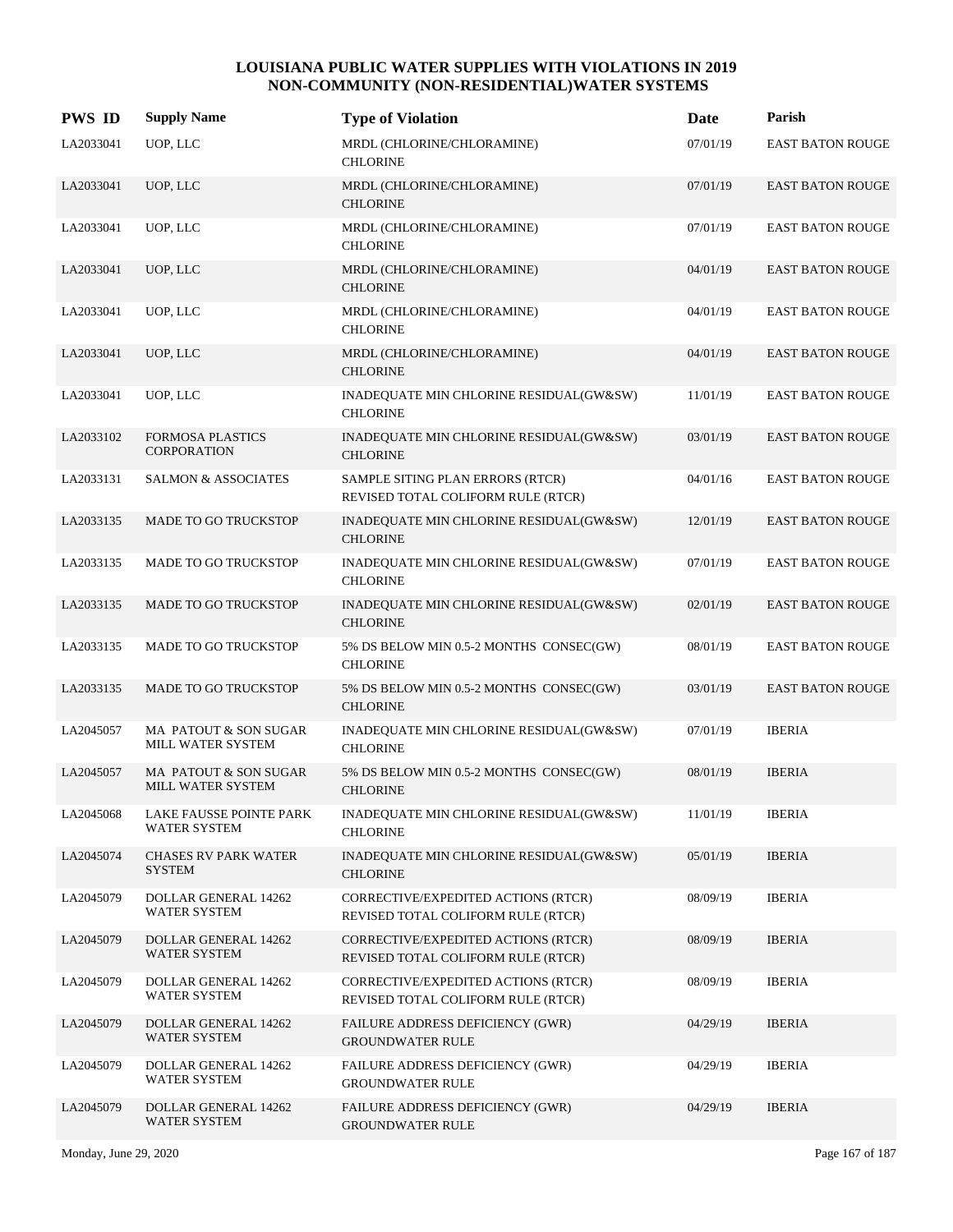# LOUISIANA PUBLIC WATER SUPPLIES WITH VIOLATIONS IN 2019
## NON-COMMUNITY (NON-RESIDENTIAL)WATER SYSTEMS

| PWS ID | Supply Name | Type of Violation | Date | Parish |
|---|---|---|---|---|
| LA2033041 | UOP, LLC | MRDL (CHLORINE/CHLORAMINE) CHLORINE | 07/01/19 | EAST BATON ROUGE |
| LA2033041 | UOP, LLC | MRDL (CHLORINE/CHLORAMINE) CHLORINE | 07/01/19 | EAST BATON ROUGE |
| LA2033041 | UOP, LLC | MRDL (CHLORINE/CHLORAMINE) CHLORINE | 07/01/19 | EAST BATON ROUGE |
| LA2033041 | UOP, LLC | MRDL (CHLORINE/CHLORAMINE) CHLORINE | 04/01/19 | EAST BATON ROUGE |
| LA2033041 | UOP, LLC | MRDL (CHLORINE/CHLORAMINE) CHLORINE | 04/01/19 | EAST BATON ROUGE |
| LA2033041 | UOP, LLC | MRDL (CHLORINE/CHLORAMINE) CHLORINE | 04/01/19 | EAST BATON ROUGE |
| LA2033041 | UOP, LLC | INADEQUATE MIN CHLORINE RESIDUAL(GW&SW) CHLORINE | 11/01/19 | EAST BATON ROUGE |
| LA2033102 | FORMOSA PLASTICS CORPORATION | INADEQUATE MIN CHLORINE RESIDUAL(GW&SW) CHLORINE | 03/01/19 | EAST BATON ROUGE |
| LA2033131 | SALMON & ASSOCIATES | SAMPLE SITING PLAN ERRORS (RTCR) REVISED TOTAL COLIFORM RULE (RTCR) | 04/01/16 | EAST BATON ROUGE |
| LA2033135 | MADE TO GO TRUCKSTOP | INADEQUATE MIN CHLORINE RESIDUAL(GW&SW) CHLORINE | 12/01/19 | EAST BATON ROUGE |
| LA2033135 | MADE TO GO TRUCKSTOP | INADEQUATE MIN CHLORINE RESIDUAL(GW&SW) CHLORINE | 07/01/19 | EAST BATON ROUGE |
| LA2033135 | MADE TO GO TRUCKSTOP | INADEQUATE MIN CHLORINE RESIDUAL(GW&SW) CHLORINE | 02/01/19 | EAST BATON ROUGE |
| LA2033135 | MADE TO GO TRUCKSTOP | 5% DS BELOW MIN 0.5-2 MONTHS CONSEC(GW) CHLORINE | 08/01/19 | EAST BATON ROUGE |
| LA2033135 | MADE TO GO TRUCKSTOP | 5% DS BELOW MIN 0.5-2 MONTHS CONSEC(GW) CHLORINE | 03/01/19 | EAST BATON ROUGE |
| LA2045057 | MA PATOUT & SON SUGAR MILL WATER SYSTEM | INADEQUATE MIN CHLORINE RESIDUAL(GW&SW) CHLORINE | 07/01/19 | IBERIA |
| LA2045057 | MA PATOUT & SON SUGAR MILL WATER SYSTEM | 5% DS BELOW MIN 0.5-2 MONTHS CONSEC(GW) CHLORINE | 08/01/19 | IBERIA |
| LA2045068 | LAKE FAUSSE POINTE PARK WATER SYSTEM | INADEQUATE MIN CHLORINE RESIDUAL(GW&SW) CHLORINE | 11/01/19 | IBERIA |
| LA2045074 | CHASES RV PARK WATER SYSTEM | INADEQUATE MIN CHLORINE RESIDUAL(GW&SW) CHLORINE | 05/01/19 | IBERIA |
| LA2045079 | DOLLAR GENERAL 14262 WATER SYSTEM | CORRECTIVE/EXPEDITED ACTIONS (RTCR) REVISED TOTAL COLIFORM RULE (RTCR) | 08/09/19 | IBERIA |
| LA2045079 | DOLLAR GENERAL 14262 WATER SYSTEM | CORRECTIVE/EXPEDITED ACTIONS (RTCR) REVISED TOTAL COLIFORM RULE (RTCR) | 08/09/19 | IBERIA |
| LA2045079 | DOLLAR GENERAL 14262 WATER SYSTEM | CORRECTIVE/EXPEDITED ACTIONS (RTCR) REVISED TOTAL COLIFORM RULE (RTCR) | 08/09/19 | IBERIA |
| LA2045079 | DOLLAR GENERAL 14262 WATER SYSTEM | FAILURE ADDRESS DEFICIENCY (GWR) GROUNDWATER RULE | 04/29/19 | IBERIA |
| LA2045079 | DOLLAR GENERAL 14262 WATER SYSTEM | FAILURE ADDRESS DEFICIENCY (GWR) GROUNDWATER RULE | 04/29/19 | IBERIA |
| LA2045079 | DOLLAR GENERAL 14262 WATER SYSTEM | FAILURE ADDRESS DEFICIENCY (GWR) GROUNDWATER RULE | 04/29/19 | IBERIA |

Monday, June 29, 2020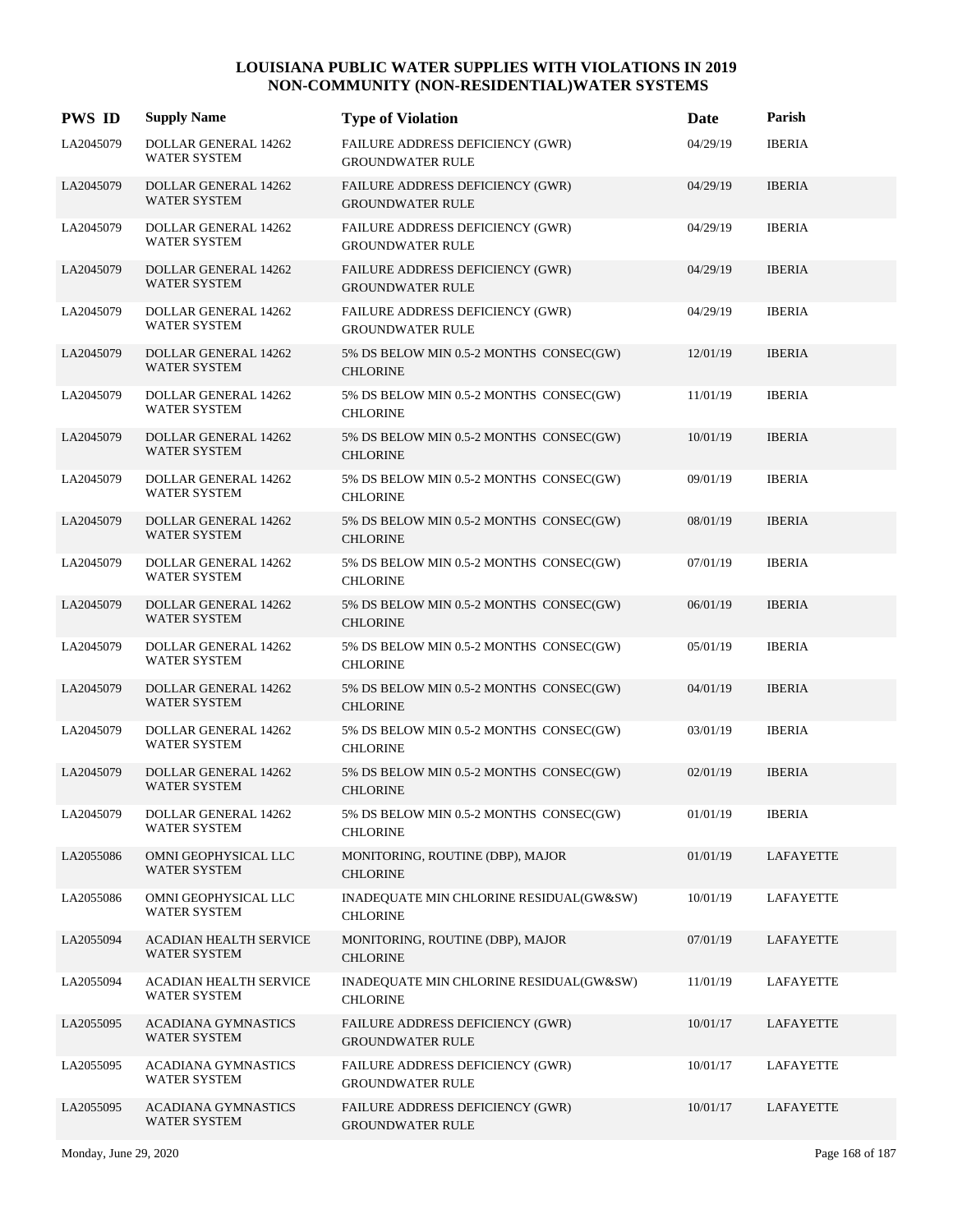# LOUISIANA PUBLIC WATER SUPPLIES WITH VIOLATIONS IN 2019
## NON-COMMUNITY (NON-RESIDENTIAL)WATER SYSTEMS

| PWS ID | Supply Name | Type of Violation | Date | Parish |
|---|---|---|---|---|
| LA2045079 | DOLLAR GENERAL 14262 WATER SYSTEM | FAILURE ADDRESS DEFICIENCY (GWR) GROUNDWATER RULE | 04/29/19 | IBERIA |
| LA2045079 | DOLLAR GENERAL 14262 WATER SYSTEM | FAILURE ADDRESS DEFICIENCY (GWR) GROUNDWATER RULE | 04/29/19 | IBERIA |
| LA2045079 | DOLLAR GENERAL 14262 WATER SYSTEM | FAILURE ADDRESS DEFICIENCY (GWR) GROUNDWATER RULE | 04/29/19 | IBERIA |
| LA2045079 | DOLLAR GENERAL 14262 WATER SYSTEM | FAILURE ADDRESS DEFICIENCY (GWR) GROUNDWATER RULE | 04/29/19 | IBERIA |
| LA2045079 | DOLLAR GENERAL 14262 WATER SYSTEM | FAILURE ADDRESS DEFICIENCY (GWR) GROUNDWATER RULE | 04/29/19 | IBERIA |
| LA2045079 | DOLLAR GENERAL 14262 WATER SYSTEM | 5% DS BELOW MIN 0.5-2 MONTHS CONSEC(GW) CHLORINE | 12/01/19 | IBERIA |
| LA2045079 | DOLLAR GENERAL 14262 WATER SYSTEM | 5% DS BELOW MIN 0.5-2 MONTHS CONSEC(GW) CHLORINE | 11/01/19 | IBERIA |
| LA2045079 | DOLLAR GENERAL 14262 WATER SYSTEM | 5% DS BELOW MIN 0.5-2 MONTHS CONSEC(GW) CHLORINE | 10/01/19 | IBERIA |
| LA2045079 | DOLLAR GENERAL 14262 WATER SYSTEM | 5% DS BELOW MIN 0.5-2 MONTHS CONSEC(GW) CHLORINE | 09/01/19 | IBERIA |
| LA2045079 | DOLLAR GENERAL 14262 WATER SYSTEM | 5% DS BELOW MIN 0.5-2 MONTHS CONSEC(GW) CHLORINE | 08/01/19 | IBERIA |
| LA2045079 | DOLLAR GENERAL 14262 WATER SYSTEM | 5% DS BELOW MIN 0.5-2 MONTHS CONSEC(GW) CHLORINE | 07/01/19 | IBERIA |
| LA2045079 | DOLLAR GENERAL 14262 WATER SYSTEM | 5% DS BELOW MIN 0.5-2 MONTHS CONSEC(GW) CHLORINE | 06/01/19 | IBERIA |
| LA2045079 | DOLLAR GENERAL 14262 WATER SYSTEM | 5% DS BELOW MIN 0.5-2 MONTHS CONSEC(GW) CHLORINE | 05/01/19 | IBERIA |
| LA2045079 | DOLLAR GENERAL 14262 WATER SYSTEM | 5% DS BELOW MIN 0.5-2 MONTHS CONSEC(GW) CHLORINE | 04/01/19 | IBERIA |
| LA2045079 | DOLLAR GENERAL 14262 WATER SYSTEM | 5% DS BELOW MIN 0.5-2 MONTHS CONSEC(GW) CHLORINE | 03/01/19 | IBERIA |
| LA2045079 | DOLLAR GENERAL 14262 WATER SYSTEM | 5% DS BELOW MIN 0.5-2 MONTHS CONSEC(GW) CHLORINE | 02/01/19 | IBERIA |
| LA2045079 | DOLLAR GENERAL 14262 WATER SYSTEM | 5% DS BELOW MIN 0.5-2 MONTHS CONSEC(GW) CHLORINE | 01/01/19 | IBERIA |
| LA2055086 | OMNI GEOPHYSICAL LLC WATER SYSTEM | MONITORING, ROUTINE (DBP), MAJOR CHLORINE | 01/01/19 | LAFAYETTE |
| LA2055086 | OMNI GEOPHYSICAL LLC WATER SYSTEM | INADEQUATE MIN CHLORINE RESIDUAL(GW&SW) CHLORINE | 10/01/19 | LAFAYETTE |
| LA2055094 | ACADIAN HEALTH SERVICE WATER SYSTEM | MONITORING, ROUTINE (DBP), MAJOR CHLORINE | 07/01/19 | LAFAYETTE |
| LA2055094 | ACADIAN HEALTH SERVICE WATER SYSTEM | INADEQUATE MIN CHLORINE RESIDUAL(GW&SW) CHLORINE | 11/01/19 | LAFAYETTE |
| LA2055095 | ACADIANA GYMNASTICS WATER SYSTEM | FAILURE ADDRESS DEFICIENCY (GWR) GROUNDWATER RULE | 10/01/17 | LAFAYETTE |
| LA2055095 | ACADIANA GYMNASTICS WATER SYSTEM | FAILURE ADDRESS DEFICIENCY (GWR) GROUNDWATER RULE | 10/01/17 | LAFAYETTE |
| LA2055095 | ACADIANA GYMNASTICS WATER SYSTEM | FAILURE ADDRESS DEFICIENCY (GWR) GROUNDWATER RULE | 10/01/17 | LAFAYETTE |

Monday, June 29, 2020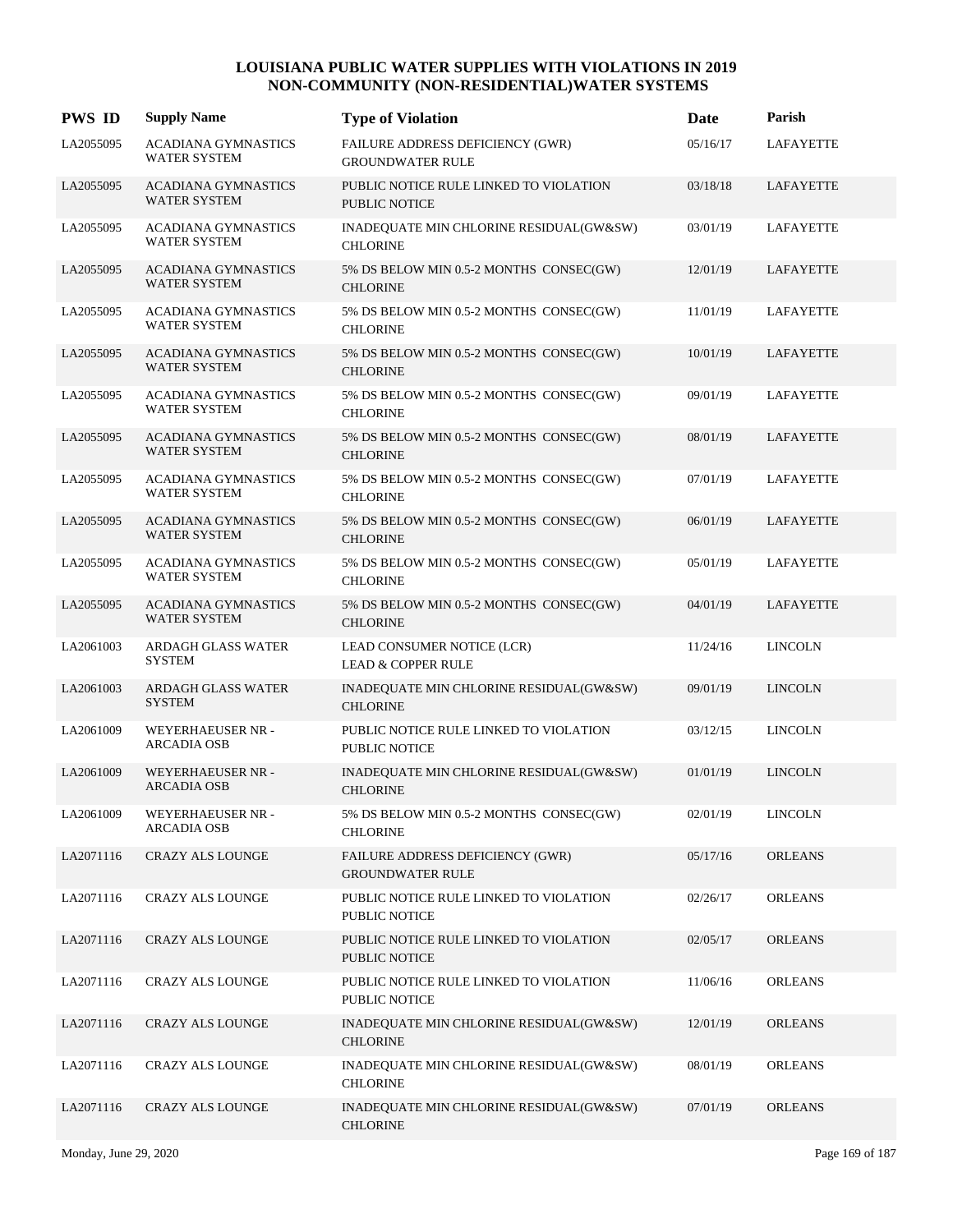# LOUISIANA PUBLIC WATER SUPPLIES WITH VIOLATIONS IN 2019
## NON-COMMUNITY (NON-RESIDENTIAL)WATER SYSTEMS

| PWS ID | Supply Name | Type of Violation | Date | Parish |
|---|---|---|---|---|
| LA2055095 | ACADIANA GYMNASTICS WATER SYSTEM | FAILURE ADDRESS DEFICIENCY (GWR) GROUNDWATER RULE | 05/16/17 | LAFAYETTE |
| LA2055095 | ACADIANA GYMNASTICS WATER SYSTEM | PUBLIC NOTICE RULE LINKED TO VIOLATION PUBLIC NOTICE | 03/18/18 | LAFAYETTE |
| LA2055095 | ACADIANA GYMNASTICS WATER SYSTEM | INADEQUATE MIN CHLORINE RESIDUAL(GW&SW) CHLORINE | 03/01/19 | LAFAYETTE |
| LA2055095 | ACADIANA GYMNASTICS WATER SYSTEM | 5% DS BELOW MIN 0.5-2 MONTHS CONSEC(GW) CHLORINE | 12/01/19 | LAFAYETTE |
| LA2055095 | ACADIANA GYMNASTICS WATER SYSTEM | 5% DS BELOW MIN 0.5-2 MONTHS CONSEC(GW) CHLORINE | 11/01/19 | LAFAYETTE |
| LA2055095 | ACADIANA GYMNASTICS WATER SYSTEM | 5% DS BELOW MIN 0.5-2 MONTHS CONSEC(GW) CHLORINE | 10/01/19 | LAFAYETTE |
| LA2055095 | ACADIANA GYMNASTICS WATER SYSTEM | 5% DS BELOW MIN 0.5-2 MONTHS CONSEC(GW) CHLORINE | 09/01/19 | LAFAYETTE |
| LA2055095 | ACADIANA GYMNASTICS WATER SYSTEM | 5% DS BELOW MIN 0.5-2 MONTHS CONSEC(GW) CHLORINE | 08/01/19 | LAFAYETTE |
| LA2055095 | ACADIANA GYMNASTICS WATER SYSTEM | 5% DS BELOW MIN 0.5-2 MONTHS CONSEC(GW) CHLORINE | 07/01/19 | LAFAYETTE |
| LA2055095 | ACADIANA GYMNASTICS WATER SYSTEM | 5% DS BELOW MIN 0.5-2 MONTHS CONSEC(GW) CHLORINE | 06/01/19 | LAFAYETTE |
| LA2055095 | ACADIANA GYMNASTICS WATER SYSTEM | 5% DS BELOW MIN 0.5-2 MONTHS CONSEC(GW) CHLORINE | 05/01/19 | LAFAYETTE |
| LA2055095 | ACADIANA GYMNASTICS WATER SYSTEM | 5% DS BELOW MIN 0.5-2 MONTHS CONSEC(GW) CHLORINE | 04/01/19 | LAFAYETTE |
| LA2061003 | ARDAGH GLASS WATER SYSTEM | LEAD CONSUMER NOTICE (LCR) LEAD & COPPER RULE | 11/24/16 | LINCOLN |
| LA2061003 | ARDAGH GLASS WATER SYSTEM | INADEQUATE MIN CHLORINE RESIDUAL(GW&SW) CHLORINE | 09/01/19 | LINCOLN |
| LA2061009 | WEYERHAEUSER NR - ARCADIA OSB | PUBLIC NOTICE RULE LINKED TO VIOLATION PUBLIC NOTICE | 03/12/15 | LINCOLN |
| LA2061009 | WEYERHAEUSER NR - ARCADIA OSB | INADEQUATE MIN CHLORINE RESIDUAL(GW&SW) CHLORINE | 01/01/19 | LINCOLN |
| LA2061009 | WEYERHAEUSER NR - ARCADIA OSB | 5% DS BELOW MIN 0.5-2 MONTHS CONSEC(GW) CHLORINE | 02/01/19 | LINCOLN |
| LA2071116 | CRAZY ALS LOUNGE | FAILURE ADDRESS DEFICIENCY (GWR) GROUNDWATER RULE | 05/17/16 | ORLEANS |
| LA2071116 | CRAZY ALS LOUNGE | PUBLIC NOTICE RULE LINKED TO VIOLATION PUBLIC NOTICE | 02/26/17 | ORLEANS |
| LA2071116 | CRAZY ALS LOUNGE | PUBLIC NOTICE RULE LINKED TO VIOLATION PUBLIC NOTICE | 02/05/17 | ORLEANS |
| LA2071116 | CRAZY ALS LOUNGE | PUBLIC NOTICE RULE LINKED TO VIOLATION PUBLIC NOTICE | 11/06/16 | ORLEANS |
| LA2071116 | CRAZY ALS LOUNGE | INADEQUATE MIN CHLORINE RESIDUAL(GW&SW) CHLORINE | 12/01/19 | ORLEANS |
| LA2071116 | CRAZY ALS LOUNGE | INADEQUATE MIN CHLORINE RESIDUAL(GW&SW) CHLORINE | 08/01/19 | ORLEANS |
| LA2071116 | CRAZY ALS LOUNGE | INADEQUATE MIN CHLORINE RESIDUAL(GW&SW) CHLORINE | 07/01/19 | ORLEANS |

Monday, June 29, 2020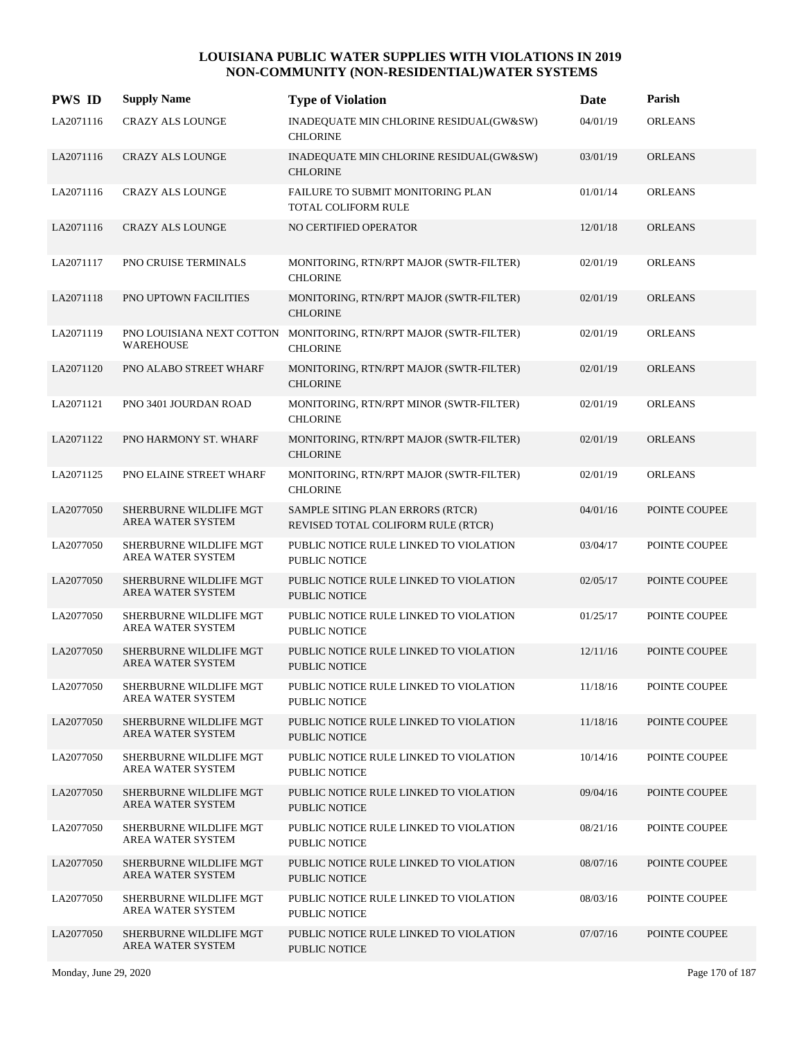# LOUISIANA PUBLIC WATER SUPPLIES WITH VIOLATIONS IN 2019
## NON-COMMUNITY (NON-RESIDENTIAL)WATER SYSTEMS

| PWS ID | Supply Name | Type of Violation | Date | Parish |
|---|---|---|---|---|
| LA2071116 | CRAZY ALS LOUNGE | INADEQUATE MIN CHLORINE RESIDUAL(GW&SW) CHLORINE | 04/01/19 | ORLEANS |
| LA2071116 | CRAZY ALS LOUNGE | INADEQUATE MIN CHLORINE RESIDUAL(GW&SW) CHLORINE | 03/01/19 | ORLEANS |
| LA2071116 | CRAZY ALS LOUNGE | FAILURE TO SUBMIT MONITORING PLAN TOTAL COLIFORM RULE | 01/01/14 | ORLEANS |
| LA2071116 | CRAZY ALS LOUNGE | NO CERTIFIED OPERATOR | 12/01/18 | ORLEANS |
| LA2071117 | PNO CRUISE TERMINALS | MONITORING, RTN/RPT MAJOR (SWTR-FILTER) CHLORINE | 02/01/19 | ORLEANS |
| LA2071118 | PNO UPTOWN FACILITIES | MONITORING, RTN/RPT MAJOR (SWTR-FILTER) CHLORINE | 02/01/19 | ORLEANS |
| LA2071119 | PNO LOUISIANA NEXT COTTON WAREHOUSE | MONITORING, RTN/RPT MAJOR (SWTR-FILTER) CHLORINE | 02/01/19 | ORLEANS |
| LA2071120 | PNO ALABO STREET WHARF | MONITORING, RTN/RPT MAJOR (SWTR-FILTER) CHLORINE | 02/01/19 | ORLEANS |
| LA2071121 | PNO 3401 JOURDAN ROAD | MONITORING, RTN/RPT MINOR (SWTR-FILTER) CHLORINE | 02/01/19 | ORLEANS |
| LA2071122 | PNO HARMONY ST. WHARF | MONITORING, RTN/RPT MAJOR (SWTR-FILTER) CHLORINE | 02/01/19 | ORLEANS |
| LA2071125 | PNO ELAINE STREET WHARF | MONITORING, RTN/RPT MAJOR (SWTR-FILTER) CHLORINE | 02/01/19 | ORLEANS |
| LA2077050 | SHERBURNE WILDLIFE MGT AREA WATER SYSTEM | SAMPLE SITING PLAN ERRORS (RTCR) REVISED TOTAL COLIFORM RULE (RTCR) | 04/01/16 | POINTE COUPEE |
| LA2077050 | SHERBURNE WILDLIFE MGT AREA WATER SYSTEM | PUBLIC NOTICE RULE LINKED TO VIOLATION PUBLIC NOTICE | 03/04/17 | POINTE COUPEE |
| LA2077050 | SHERBURNE WILDLIFE MGT AREA WATER SYSTEM | PUBLIC NOTICE RULE LINKED TO VIOLATION PUBLIC NOTICE | 02/05/17 | POINTE COUPEE |
| LA2077050 | SHERBURNE WILDLIFE MGT AREA WATER SYSTEM | PUBLIC NOTICE RULE LINKED TO VIOLATION PUBLIC NOTICE | 01/25/17 | POINTE COUPEE |
| LA2077050 | SHERBURNE WILDLIFE MGT AREA WATER SYSTEM | PUBLIC NOTICE RULE LINKED TO VIOLATION PUBLIC NOTICE | 12/11/16 | POINTE COUPEE |
| LA2077050 | SHERBURNE WILDLIFE MGT AREA WATER SYSTEM | PUBLIC NOTICE RULE LINKED TO VIOLATION PUBLIC NOTICE | 11/18/16 | POINTE COUPEE |
| LA2077050 | SHERBURNE WILDLIFE MGT AREA WATER SYSTEM | PUBLIC NOTICE RULE LINKED TO VIOLATION PUBLIC NOTICE | 11/18/16 | POINTE COUPEE |
| LA2077050 | SHERBURNE WILDLIFE MGT AREA WATER SYSTEM | PUBLIC NOTICE RULE LINKED TO VIOLATION PUBLIC NOTICE | 10/14/16 | POINTE COUPEE |
| LA2077050 | SHERBURNE WILDLIFE MGT AREA WATER SYSTEM | PUBLIC NOTICE RULE LINKED TO VIOLATION PUBLIC NOTICE | 09/04/16 | POINTE COUPEE |
| LA2077050 | SHERBURNE WILDLIFE MGT AREA WATER SYSTEM | PUBLIC NOTICE RULE LINKED TO VIOLATION PUBLIC NOTICE | 08/21/16 | POINTE COUPEE |
| LA2077050 | SHERBURNE WILDLIFE MGT AREA WATER SYSTEM | PUBLIC NOTICE RULE LINKED TO VIOLATION PUBLIC NOTICE | 08/07/16 | POINTE COUPEE |
| LA2077050 | SHERBURNE WILDLIFE MGT AREA WATER SYSTEM | PUBLIC NOTICE RULE LINKED TO VIOLATION PUBLIC NOTICE | 08/03/16 | POINTE COUPEE |
| LA2077050 | SHERBURNE WILDLIFE MGT AREA WATER SYSTEM | PUBLIC NOTICE RULE LINKED TO VIOLATION PUBLIC NOTICE | 07/07/16 | POINTE COUPEE |

Monday, June 29, 2020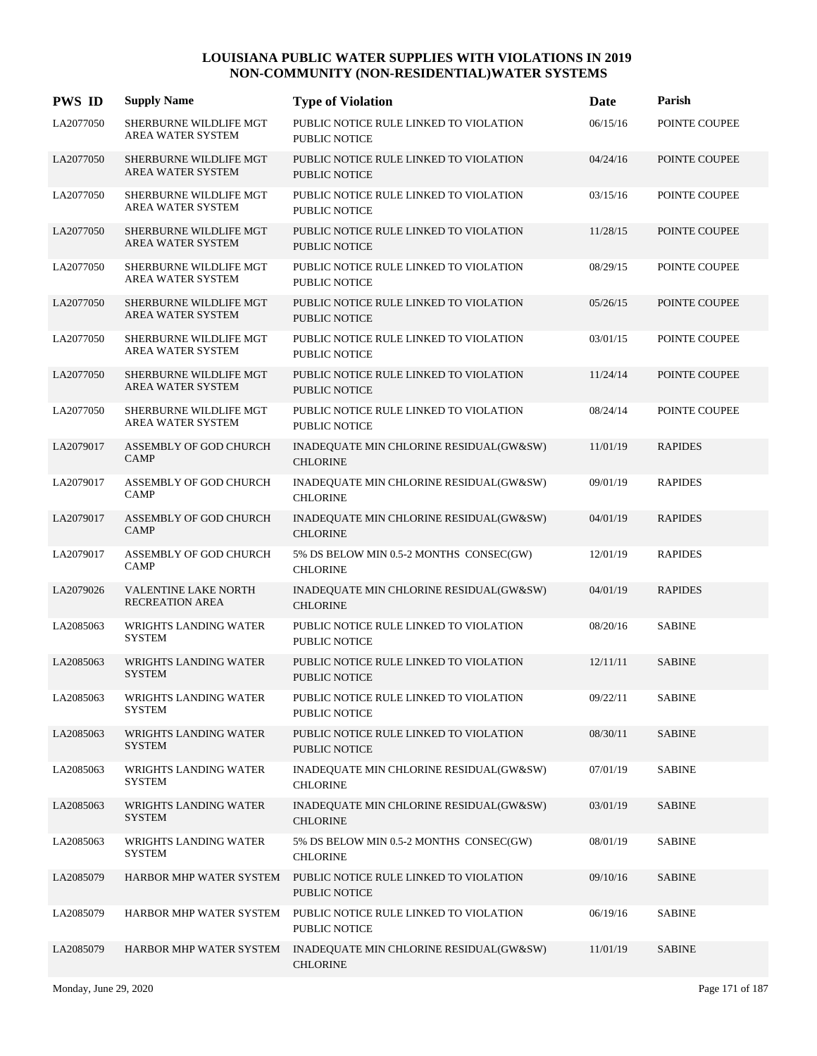# LOUISIANA PUBLIC WATER SUPPLIES WITH VIOLATIONS IN 2019
## NON-COMMUNITY (NON-RESIDENTIAL)WATER SYSTEMS

| PWS ID | Supply Name | Type of Violation | Date | Parish |
|---|---|---|---|---|
| LA2077050 | SHERBURNE WILDLIFE MGT AREA WATER SYSTEM | PUBLIC NOTICE RULE LINKED TO VIOLATION PUBLIC NOTICE | 06/15/16 | POINTE COUPEE |
| LA2077050 | SHERBURNE WILDLIFE MGT AREA WATER SYSTEM | PUBLIC NOTICE RULE LINKED TO VIOLATION PUBLIC NOTICE | 04/24/16 | POINTE COUPEE |
| LA2077050 | SHERBURNE WILDLIFE MGT AREA WATER SYSTEM | PUBLIC NOTICE RULE LINKED TO VIOLATION PUBLIC NOTICE | 03/15/16 | POINTE COUPEE |
| LA2077050 | SHERBURNE WILDLIFE MGT AREA WATER SYSTEM | PUBLIC NOTICE RULE LINKED TO VIOLATION PUBLIC NOTICE | 11/28/15 | POINTE COUPEE |
| LA2077050 | SHERBURNE WILDLIFE MGT AREA WATER SYSTEM | PUBLIC NOTICE RULE LINKED TO VIOLATION PUBLIC NOTICE | 08/29/15 | POINTE COUPEE |
| LA2077050 | SHERBURNE WILDLIFE MGT AREA WATER SYSTEM | PUBLIC NOTICE RULE LINKED TO VIOLATION PUBLIC NOTICE | 05/26/15 | POINTE COUPEE |
| LA2077050 | SHERBURNE WILDLIFE MGT AREA WATER SYSTEM | PUBLIC NOTICE RULE LINKED TO VIOLATION PUBLIC NOTICE | 03/01/15 | POINTE COUPEE |
| LA2077050 | SHERBURNE WILDLIFE MGT AREA WATER SYSTEM | PUBLIC NOTICE RULE LINKED TO VIOLATION PUBLIC NOTICE | 11/24/14 | POINTE COUPEE |
| LA2077050 | SHERBURNE WILDLIFE MGT AREA WATER SYSTEM | PUBLIC NOTICE RULE LINKED TO VIOLATION PUBLIC NOTICE | 08/24/14 | POINTE COUPEE |
| LA2079017 | ASSEMBLY OF GOD CHURCH CAMP | INADEQUATE MIN CHLORINE RESIDUAL(GW&SW) CHLORINE | 11/01/19 | RAPIDES |
| LA2079017 | ASSEMBLY OF GOD CHURCH CAMP | INADEQUATE MIN CHLORINE RESIDUAL(GW&SW) CHLORINE | 09/01/19 | RAPIDES |
| LA2079017 | ASSEMBLY OF GOD CHURCH CAMP | INADEQUATE MIN CHLORINE RESIDUAL(GW&SW) CHLORINE | 04/01/19 | RAPIDES |
| LA2079017 | ASSEMBLY OF GOD CHURCH CAMP | 5% DS BELOW MIN 0.5-2 MONTHS CONSEC(GW) CHLORINE | 12/01/19 | RAPIDES |
| LA2079026 | VALENTINE LAKE NORTH RECREATION AREA | INADEQUATE MIN CHLORINE RESIDUAL(GW&SW) CHLORINE | 04/01/19 | RAPIDES |
| LA2085063 | WRIGHTS LANDING WATER SYSTEM | PUBLIC NOTICE RULE LINKED TO VIOLATION PUBLIC NOTICE | 08/20/16 | SABINE |
| LA2085063 | WRIGHTS LANDING WATER SYSTEM | PUBLIC NOTICE RULE LINKED TO VIOLATION PUBLIC NOTICE | 12/11/11 | SABINE |
| LA2085063 | WRIGHTS LANDING WATER SYSTEM | PUBLIC NOTICE RULE LINKED TO VIOLATION PUBLIC NOTICE | 09/22/11 | SABINE |
| LA2085063 | WRIGHTS LANDING WATER SYSTEM | PUBLIC NOTICE RULE LINKED TO VIOLATION PUBLIC NOTICE | 08/30/11 | SABINE |
| LA2085063 | WRIGHTS LANDING WATER SYSTEM | INADEQUATE MIN CHLORINE RESIDUAL(GW&SW) CHLORINE | 07/01/19 | SABINE |
| LA2085063 | WRIGHTS LANDING WATER SYSTEM | INADEQUATE MIN CHLORINE RESIDUAL(GW&SW) CHLORINE | 03/01/19 | SABINE |
| LA2085063 | WRIGHTS LANDING WATER SYSTEM | 5% DS BELOW MIN 0.5-2 MONTHS CONSEC(GW) CHLORINE | 08/01/19 | SABINE |
| LA2085079 | HARBOR MHP WATER SYSTEM | PUBLIC NOTICE RULE LINKED TO VIOLATION PUBLIC NOTICE | 09/10/16 | SABINE |
| LA2085079 | HARBOR MHP WATER SYSTEM | PUBLIC NOTICE RULE LINKED TO VIOLATION PUBLIC NOTICE | 06/19/16 | SABINE |
| LA2085079 | HARBOR MHP WATER SYSTEM | INADEQUATE MIN CHLORINE RESIDUAL(GW&SW) CHLORINE | 11/01/19 | SABINE |

Monday, June 29, 2020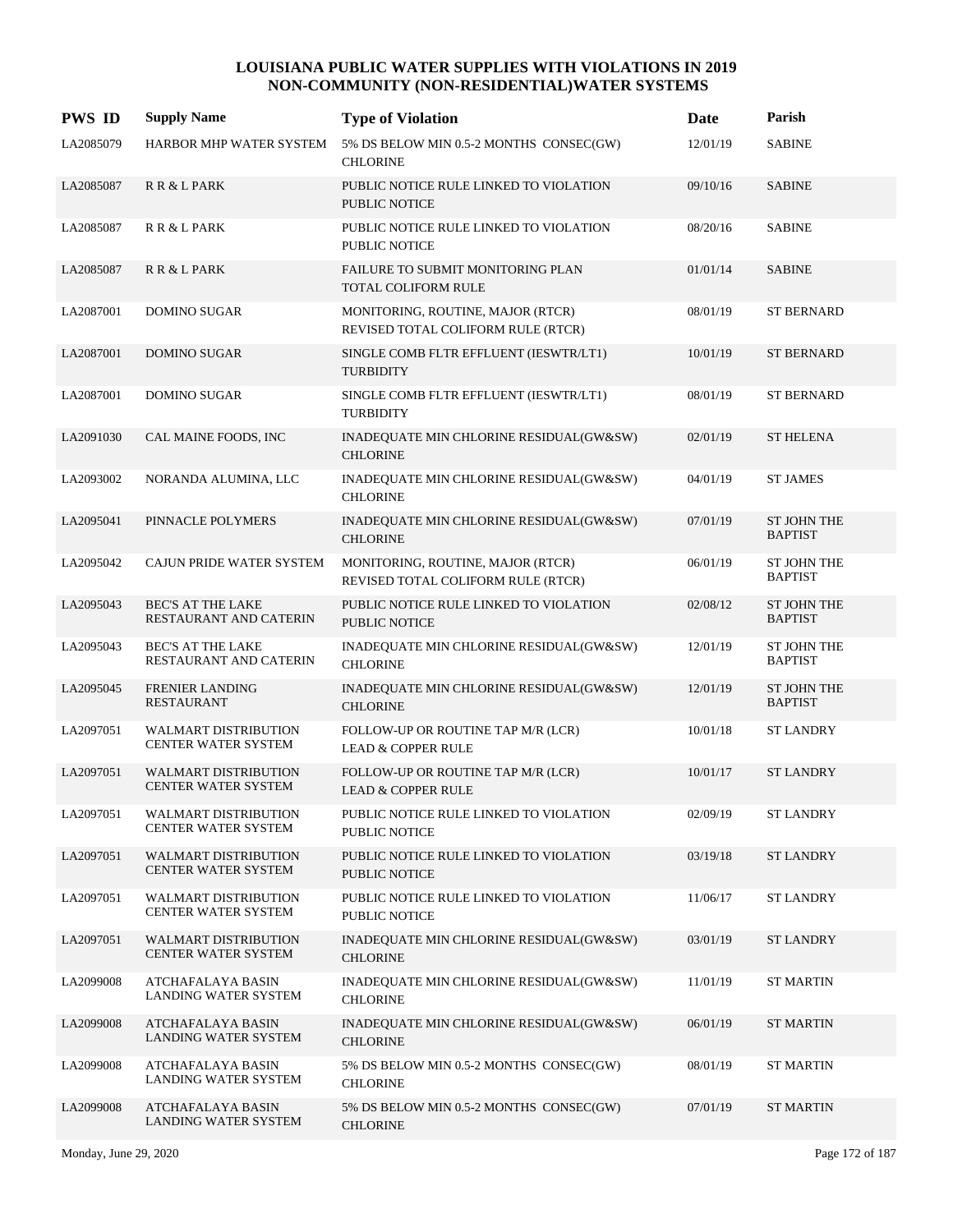# LOUISIANA PUBLIC WATER SUPPLIES WITH VIOLATIONS IN 2019
## NON-COMMUNITY (NON-RESIDENTIAL)WATER SYSTEMS

| PWS ID | Supply Name | Type of Violation | Date | Parish |
|---|---|---|---|---|
| LA2085079 | HARBOR MHP WATER SYSTEM | 5% DS BELOW MIN 0.5-2 MONTHS CONSEC(GW) CHLORINE | 12/01/19 | SABINE |
| LA2085087 | R R & L PARK | PUBLIC NOTICE RULE LINKED TO VIOLATION PUBLIC NOTICE | 09/10/16 | SABINE |
| LA2085087 | R R & L PARK | PUBLIC NOTICE RULE LINKED TO VIOLATION PUBLIC NOTICE | 08/20/16 | SABINE |
| LA2085087 | R R & L PARK | FAILURE TO SUBMIT MONITORING PLAN TOTAL COLIFORM RULE | 01/01/14 | SABINE |
| LA2087001 | DOMINO SUGAR | MONITORING, ROUTINE, MAJOR (RTCR) REVISED TOTAL COLIFORM RULE (RTCR) | 08/01/19 | ST BERNARD |
| LA2087001 | DOMINO SUGAR | SINGLE COMB FLTR EFFLUENT (IESWTR/LT1) TURBIDITY | 10/01/19 | ST BERNARD |
| LA2087001 | DOMINO SUGAR | SINGLE COMB FLTR EFFLUENT (IESWTR/LT1) TURBIDITY | 08/01/19 | ST BERNARD |
| LA2091030 | CAL MAINE FOODS, INC | INADEQUATE MIN CHLORINE RESIDUAL(GW&SW) CHLORINE | 02/01/19 | ST HELENA |
| LA2093002 | NORANDA ALUMINA, LLC | INADEQUATE MIN CHLORINE RESIDUAL(GW&SW) CHLORINE | 04/01/19 | ST JAMES |
| LA2095041 | PINNACLE POLYMERS | INADEQUATE MIN CHLORINE RESIDUAL(GW&SW) CHLORINE | 07/01/19 | ST JOHN THE BAPTIST |
| LA2095042 | CAJUN PRIDE WATER SYSTEM | MONITORING, ROUTINE, MAJOR (RTCR) REVISED TOTAL COLIFORM RULE (RTCR) | 06/01/19 | ST JOHN THE BAPTIST |
| LA2095043 | BEC'S AT THE LAKE RESTAURANT AND CATERIN | PUBLIC NOTICE RULE LINKED TO VIOLATION PUBLIC NOTICE | 02/08/12 | ST JOHN THE BAPTIST |
| LA2095043 | BEC'S AT THE LAKE RESTAURANT AND CATERIN | INADEQUATE MIN CHLORINE RESIDUAL(GW&SW) CHLORINE | 12/01/19 | ST JOHN THE BAPTIST |
| LA2095045 | FRENIER LANDING RESTAURANT | INADEQUATE MIN CHLORINE RESIDUAL(GW&SW) CHLORINE | 12/01/19 | ST JOHN THE BAPTIST |
| LA2097051 | WALMART DISTRIBUTION CENTER WATER SYSTEM | FOLLOW-UP OR ROUTINE TAP M/R (LCR) LEAD & COPPER RULE | 10/01/18 | ST LANDRY |
| LA2097051 | WALMART DISTRIBUTION CENTER WATER SYSTEM | FOLLOW-UP OR ROUTINE TAP M/R (LCR) LEAD & COPPER RULE | 10/01/17 | ST LANDRY |
| LA2097051 | WALMART DISTRIBUTION CENTER WATER SYSTEM | PUBLIC NOTICE RULE LINKED TO VIOLATION PUBLIC NOTICE | 02/09/19 | ST LANDRY |
| LA2097051 | WALMART DISTRIBUTION CENTER WATER SYSTEM | PUBLIC NOTICE RULE LINKED TO VIOLATION PUBLIC NOTICE | 03/19/18 | ST LANDRY |
| LA2097051 | WALMART DISTRIBUTION CENTER WATER SYSTEM | PUBLIC NOTICE RULE LINKED TO VIOLATION PUBLIC NOTICE | 11/06/17 | ST LANDRY |
| LA2097051 | WALMART DISTRIBUTION CENTER WATER SYSTEM | INADEQUATE MIN CHLORINE RESIDUAL(GW&SW) CHLORINE | 03/01/19 | ST LANDRY |
| LA2099008 | ATCHAFALAYA BASIN LANDING WATER SYSTEM | INADEQUATE MIN CHLORINE RESIDUAL(GW&SW) CHLORINE | 11/01/19 | ST MARTIN |
| LA2099008 | ATCHAFALAYA BASIN LANDING WATER SYSTEM | INADEQUATE MIN CHLORINE RESIDUAL(GW&SW) CHLORINE | 06/01/19 | ST MARTIN |
| LA2099008 | ATCHAFALAYA BASIN LANDING WATER SYSTEM | 5% DS BELOW MIN 0.5-2 MONTHS CONSEC(GW) CHLORINE | 08/01/19 | ST MARTIN |
| LA2099008 | ATCHAFALAYA BASIN LANDING WATER SYSTEM | 5% DS BELOW MIN 0.5-2 MONTHS CONSEC(GW) CHLORINE | 07/01/19 | ST MARTIN |

Monday, June 29, 2020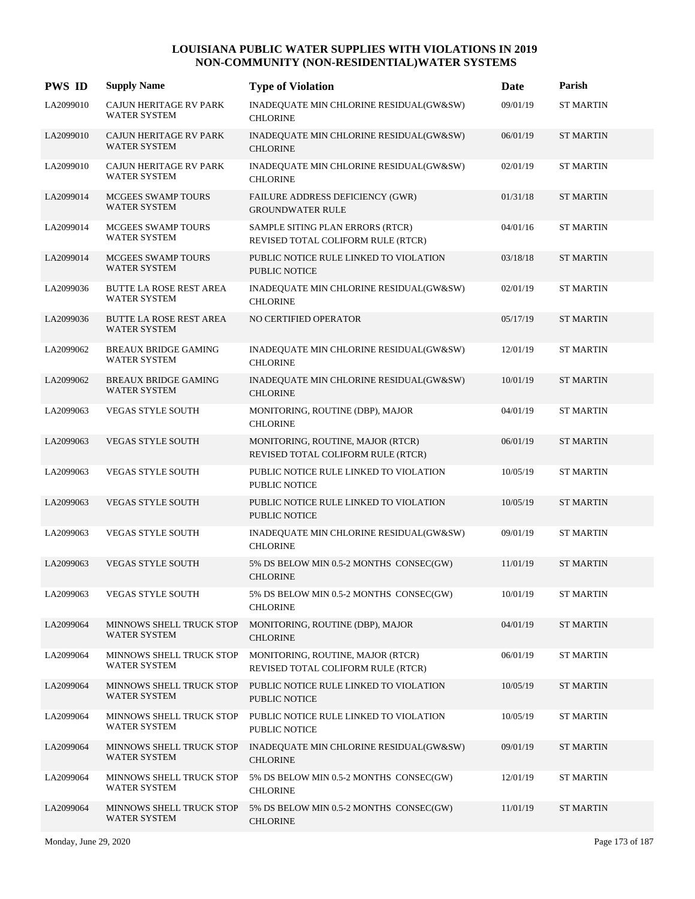# LOUISIANA PUBLIC WATER SUPPLIES WITH VIOLATIONS IN 2019
## NON-COMMUNITY (NON-RESIDENTIAL)WATER SYSTEMS

| PWS ID | Supply Name | Type of Violation | Date | Parish |
|---|---|---|---|---|
| LA2099010 | CAJUN HERITAGE RV PARK WATER SYSTEM | INADEQUATE MIN CHLORINE RESIDUAL(GW&SW) CHLORINE | 09/01/19 | ST MARTIN |
| LA2099010 | CAJUN HERITAGE RV PARK WATER SYSTEM | INADEQUATE MIN CHLORINE RESIDUAL(GW&SW) CHLORINE | 06/01/19 | ST MARTIN |
| LA2099010 | CAJUN HERITAGE RV PARK WATER SYSTEM | INADEQUATE MIN CHLORINE RESIDUAL(GW&SW) CHLORINE | 02/01/19 | ST MARTIN |
| LA2099014 | MCGEES SWAMP TOURS WATER SYSTEM | FAILURE ADDRESS DEFICIENCY (GWR) GROUNDWATER RULE | 01/31/18 | ST MARTIN |
| LA2099014 | MCGEES SWAMP TOURS WATER SYSTEM | SAMPLE SITING PLAN ERRORS (RTCR) REVISED TOTAL COLIFORM RULE (RTCR) | 04/01/16 | ST MARTIN |
| LA2099014 | MCGEES SWAMP TOURS WATER SYSTEM | PUBLIC NOTICE RULE LINKED TO VIOLATION PUBLIC NOTICE | 03/18/18 | ST MARTIN |
| LA2099036 | BUTTE LA ROSE REST AREA WATER SYSTEM | INADEQUATE MIN CHLORINE RESIDUAL(GW&SW) CHLORINE | 02/01/19 | ST MARTIN |
| LA2099036 | BUTTE LA ROSE REST AREA WATER SYSTEM | NO CERTIFIED OPERATOR | 05/17/19 | ST MARTIN |
| LA2099062 | BREAUX BRIDGE GAMING WATER SYSTEM | INADEQUATE MIN CHLORINE RESIDUAL(GW&SW) CHLORINE | 12/01/19 | ST MARTIN |
| LA2099062 | BREAUX BRIDGE GAMING WATER SYSTEM | INADEQUATE MIN CHLORINE RESIDUAL(GW&SW) CHLORINE | 10/01/19 | ST MARTIN |
| LA2099063 | VEGAS STYLE SOUTH | MONITORING, ROUTINE (DBP), MAJOR CHLORINE | 04/01/19 | ST MARTIN |
| LA2099063 | VEGAS STYLE SOUTH | MONITORING, ROUTINE, MAJOR (RTCR) REVISED TOTAL COLIFORM RULE (RTCR) | 06/01/19 | ST MARTIN |
| LA2099063 | VEGAS STYLE SOUTH | PUBLIC NOTICE RULE LINKED TO VIOLATION PUBLIC NOTICE | 10/05/19 | ST MARTIN |
| LA2099063 | VEGAS STYLE SOUTH | PUBLIC NOTICE RULE LINKED TO VIOLATION PUBLIC NOTICE | 10/05/19 | ST MARTIN |
| LA2099063 | VEGAS STYLE SOUTH | INADEQUATE MIN CHLORINE RESIDUAL(GW&SW) CHLORINE | 09/01/19 | ST MARTIN |
| LA2099063 | VEGAS STYLE SOUTH | 5% DS BELOW MIN 0.5-2 MONTHS CONSEC(GW) CHLORINE | 11/01/19 | ST MARTIN |
| LA2099063 | VEGAS STYLE SOUTH | 5% DS BELOW MIN 0.5-2 MONTHS CONSEC(GW) CHLORINE | 10/01/19 | ST MARTIN |
| LA2099064 | MINNOWS SHELL TRUCK STOP WATER SYSTEM | MONITORING, ROUTINE (DBP), MAJOR CHLORINE | 04/01/19 | ST MARTIN |
| LA2099064 | MINNOWS SHELL TRUCK STOP WATER SYSTEM | MONITORING, ROUTINE, MAJOR (RTCR) REVISED TOTAL COLIFORM RULE (RTCR) | 06/01/19 | ST MARTIN |
| LA2099064 | MINNOWS SHELL TRUCK STOP WATER SYSTEM | PUBLIC NOTICE RULE LINKED TO VIOLATION PUBLIC NOTICE | 10/05/19 | ST MARTIN |
| LA2099064 | MINNOWS SHELL TRUCK STOP WATER SYSTEM | PUBLIC NOTICE RULE LINKED TO VIOLATION PUBLIC NOTICE | 10/05/19 | ST MARTIN |
| LA2099064 | MINNOWS SHELL TRUCK STOP WATER SYSTEM | INADEQUATE MIN CHLORINE RESIDUAL(GW&SW) CHLORINE | 09/01/19 | ST MARTIN |
| LA2099064 | MINNOWS SHELL TRUCK STOP WATER SYSTEM | 5% DS BELOW MIN 0.5-2 MONTHS CONSEC(GW) CHLORINE | 12/01/19 | ST MARTIN |
| LA2099064 | MINNOWS SHELL TRUCK STOP WATER SYSTEM | 5% DS BELOW MIN 0.5-2 MONTHS CONSEC(GW) CHLORINE | 11/01/19 | ST MARTIN |

Monday, June 29, 2020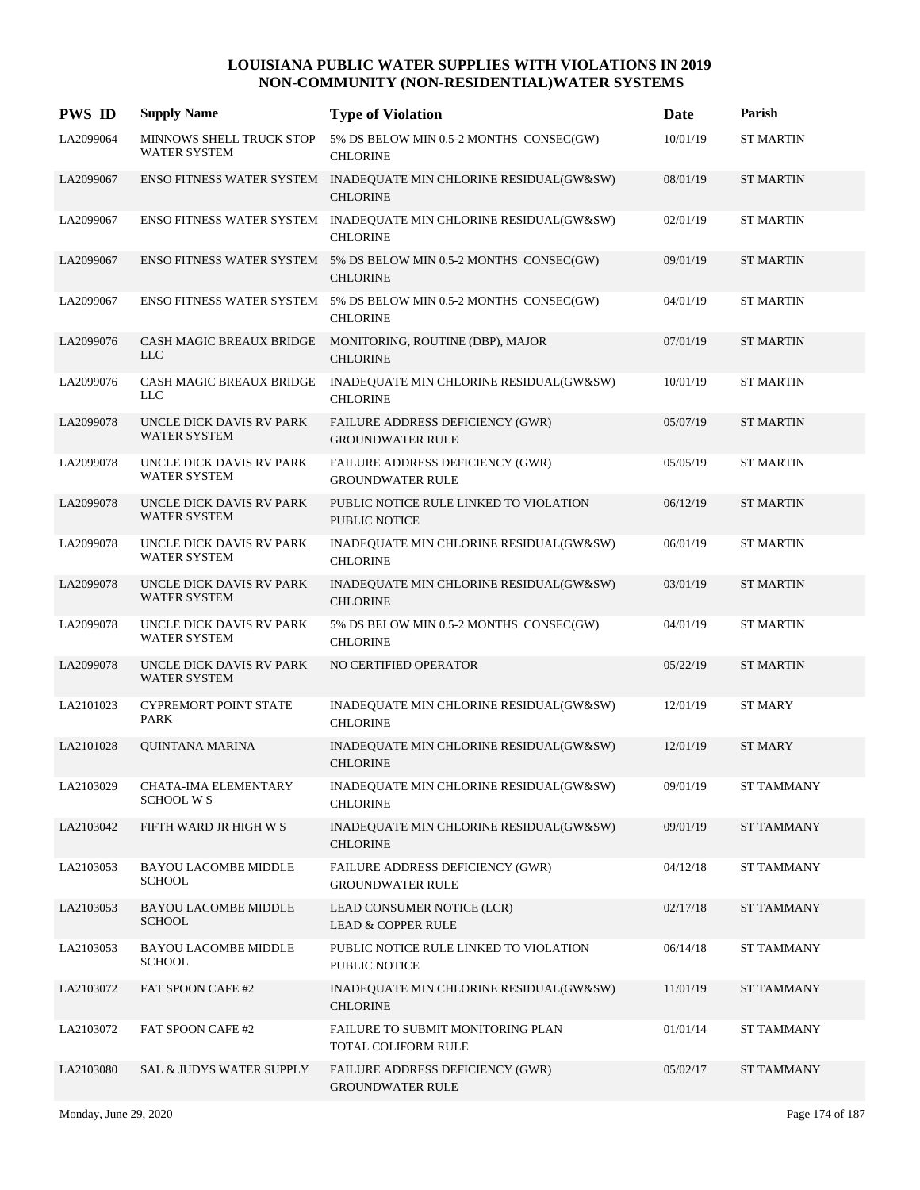# LOUISIANA PUBLIC WATER SUPPLIES WITH VIOLATIONS IN 2019
## NON-COMMUNITY (NON-RESIDENTIAL)WATER SYSTEMS

| PWS ID | Supply Name | Type of Violation | Date | Parish |
|---|---|---|---|---|
| LA2099064 | MINNOWS SHELL TRUCK STOP WATER SYSTEM | 5% DS BELOW MIN 0.5-2 MONTHS CONSEC(GW) CHLORINE | 10/01/19 | ST MARTIN |
| LA2099067 | ENSO FITNESS WATER SYSTEM | INADEQUATE MIN CHLORINE RESIDUAL(GW&SW) CHLORINE | 08/01/19 | ST MARTIN |
| LA2099067 | ENSO FITNESS WATER SYSTEM | INADEQUATE MIN CHLORINE RESIDUAL(GW&SW) CHLORINE | 02/01/19 | ST MARTIN |
| LA2099067 | ENSO FITNESS WATER SYSTEM | 5% DS BELOW MIN 0.5-2 MONTHS CONSEC(GW) CHLORINE | 09/01/19 | ST MARTIN |
| LA2099067 | ENSO FITNESS WATER SYSTEM | 5% DS BELOW MIN 0.5-2 MONTHS CONSEC(GW) CHLORINE | 04/01/19 | ST MARTIN |
| LA2099076 | CASH MAGIC BREAUX BRIDGE LLC | MONITORING, ROUTINE (DBP), MAJOR CHLORINE | 07/01/19 | ST MARTIN |
| LA2099076 | CASH MAGIC BREAUX BRIDGE LLC | INADEQUATE MIN CHLORINE RESIDUAL(GW&SW) CHLORINE | 10/01/19 | ST MARTIN |
| LA2099078 | UNCLE DICK DAVIS RV PARK WATER SYSTEM | FAILURE ADDRESS DEFICIENCY (GWR) GROUNDWATER RULE | 05/07/19 | ST MARTIN |
| LA2099078 | UNCLE DICK DAVIS RV PARK WATER SYSTEM | FAILURE ADDRESS DEFICIENCY (GWR) GROUNDWATER RULE | 05/05/19 | ST MARTIN |
| LA2099078 | UNCLE DICK DAVIS RV PARK WATER SYSTEM | PUBLIC NOTICE RULE LINKED TO VIOLATION PUBLIC NOTICE | 06/12/19 | ST MARTIN |
| LA2099078 | UNCLE DICK DAVIS RV PARK WATER SYSTEM | INADEQUATE MIN CHLORINE RESIDUAL(GW&SW) CHLORINE | 06/01/19 | ST MARTIN |
| LA2099078 | UNCLE DICK DAVIS RV PARK WATER SYSTEM | INADEQUATE MIN CHLORINE RESIDUAL(GW&SW) CHLORINE | 03/01/19 | ST MARTIN |
| LA2099078 | UNCLE DICK DAVIS RV PARK WATER SYSTEM | 5% DS BELOW MIN 0.5-2 MONTHS CONSEC(GW) CHLORINE | 04/01/19 | ST MARTIN |
| LA2099078 | UNCLE DICK DAVIS RV PARK WATER SYSTEM | NO CERTIFIED OPERATOR | 05/22/19 | ST MARTIN |
| LA2101023 | CYPREMORT POINT STATE PARK | INADEQUATE MIN CHLORINE RESIDUAL(GW&SW) CHLORINE | 12/01/19 | ST MARY |
| LA2101028 | QUINTANA MARINA | INADEQUATE MIN CHLORINE RESIDUAL(GW&SW) CHLORINE | 12/01/19 | ST MARY |
| LA2103029 | CHATA-IMA ELEMENTARY SCHOOL W S | INADEQUATE MIN CHLORINE RESIDUAL(GW&SW) CHLORINE | 09/01/19 | ST TAMMANY |
| LA2103042 | FIFTH WARD JR HIGH W S | INADEQUATE MIN CHLORINE RESIDUAL(GW&SW) CHLORINE | 09/01/19 | ST TAMMANY |
| LA2103053 | BAYOU LACOMBE MIDDLE SCHOOL | FAILURE ADDRESS DEFICIENCY (GWR) GROUNDWATER RULE | 04/12/18 | ST TAMMANY |
| LA2103053 | BAYOU LACOMBE MIDDLE SCHOOL | LEAD CONSUMER NOTICE (LCR) LEAD & COPPER RULE | 02/17/18 | ST TAMMANY |
| LA2103053 | BAYOU LACOMBE MIDDLE SCHOOL | PUBLIC NOTICE RULE LINKED TO VIOLATION PUBLIC NOTICE | 06/14/18 | ST TAMMANY |
| LA2103072 | FAT SPOON CAFE #2 | INADEQUATE MIN CHLORINE RESIDUAL(GW&SW) CHLORINE | 11/01/19 | ST TAMMANY |
| LA2103072 | FAT SPOON CAFE #2 | FAILURE TO SUBMIT MONITORING PLAN TOTAL COLIFORM RULE | 01/01/14 | ST TAMMANY |
| LA2103080 | SAL & JUDYS WATER SUPPLY | FAILURE ADDRESS DEFICIENCY (GWR) GROUNDWATER RULE | 05/02/17 | ST TAMMANY |

Monday, June 29, 2020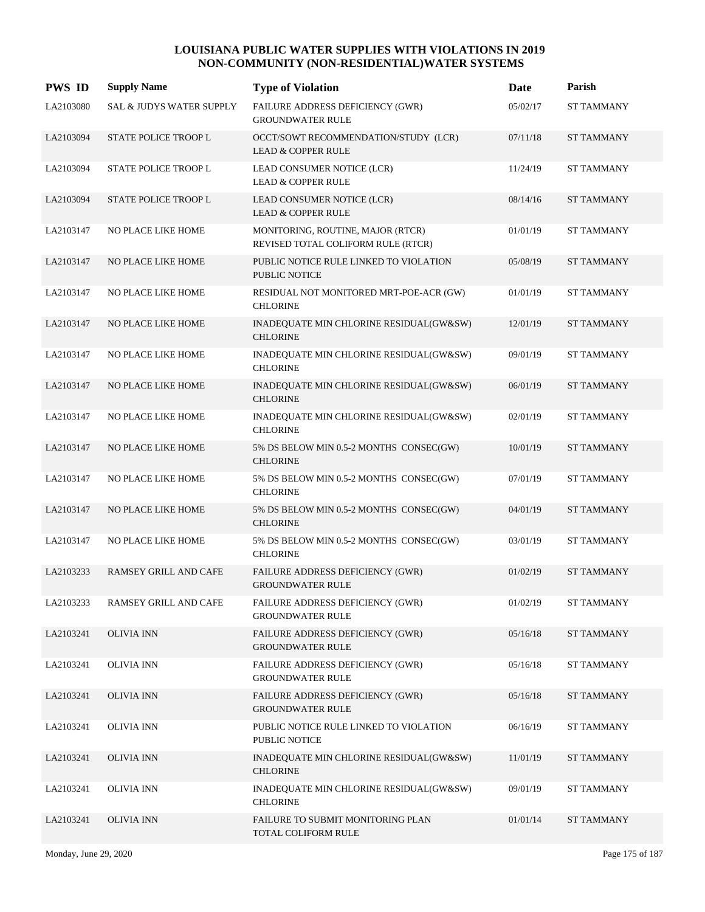# LOUISIANA PUBLIC WATER SUPPLIES WITH VIOLATIONS IN 2019
## NON-COMMUNITY (NON-RESIDENTIAL)WATER SYSTEMS

| PWS ID | Supply Name | Type of Violation | Date | Parish |
|---|---|---|---|---|
| LA2103080 | SAL & JUDYS WATER SUPPLY | FAILURE ADDRESS DEFICIENCY (GWR) GROUNDWATER RULE | 05/02/17 | ST TAMMANY |
| LA2103094 | STATE POLICE TROOP L | OCCT/SOWT RECOMMENDATION/STUDY (LCR) LEAD & COPPER RULE | 07/11/18 | ST TAMMANY |
| LA2103094 | STATE POLICE TROOP L | LEAD CONSUMER NOTICE (LCR) LEAD & COPPER RULE | 11/24/19 | ST TAMMANY |
| LA2103094 | STATE POLICE TROOP L | LEAD CONSUMER NOTICE (LCR) LEAD & COPPER RULE | 08/14/16 | ST TAMMANY |
| LA2103147 | NO PLACE LIKE HOME | MONITORING, ROUTINE, MAJOR (RTCR) REVISED TOTAL COLIFORM RULE (RTCR) | 01/01/19 | ST TAMMANY |
| LA2103147 | NO PLACE LIKE HOME | PUBLIC NOTICE RULE LINKED TO VIOLATION PUBLIC NOTICE | 05/08/19 | ST TAMMANY |
| LA2103147 | NO PLACE LIKE HOME | RESIDUAL NOT MONITORED MRT-POE-ACR (GW) CHLORINE | 01/01/19 | ST TAMMANY |
| LA2103147 | NO PLACE LIKE HOME | INADEQUATE MIN CHLORINE RESIDUAL(GW&SW) CHLORINE | 12/01/19 | ST TAMMANY |
| LA2103147 | NO PLACE LIKE HOME | INADEQUATE MIN CHLORINE RESIDUAL(GW&SW) CHLORINE | 09/01/19 | ST TAMMANY |
| LA2103147 | NO PLACE LIKE HOME | INADEQUATE MIN CHLORINE RESIDUAL(GW&SW) CHLORINE | 06/01/19 | ST TAMMANY |
| LA2103147 | NO PLACE LIKE HOME | INADEQUATE MIN CHLORINE RESIDUAL(GW&SW) CHLORINE | 02/01/19 | ST TAMMANY |
| LA2103147 | NO PLACE LIKE HOME | 5% DS BELOW MIN 0.5-2 MONTHS CONSEC(GW) CHLORINE | 10/01/19 | ST TAMMANY |
| LA2103147 | NO PLACE LIKE HOME | 5% DS BELOW MIN 0.5-2 MONTHS CONSEC(GW) CHLORINE | 07/01/19 | ST TAMMANY |
| LA2103147 | NO PLACE LIKE HOME | 5% DS BELOW MIN 0.5-2 MONTHS CONSEC(GW) CHLORINE | 04/01/19 | ST TAMMANY |
| LA2103147 | NO PLACE LIKE HOME | 5% DS BELOW MIN 0.5-2 MONTHS CONSEC(GW) CHLORINE | 03/01/19 | ST TAMMANY |
| LA2103233 | RAMSEY GRILL AND CAFE | FAILURE ADDRESS DEFICIENCY (GWR) GROUNDWATER RULE | 01/02/19 | ST TAMMANY |
| LA2103233 | RAMSEY GRILL AND CAFE | FAILURE ADDRESS DEFICIENCY (GWR) GROUNDWATER RULE | 01/02/19 | ST TAMMANY |
| LA2103241 | OLIVIA INN | FAILURE ADDRESS DEFICIENCY (GWR) GROUNDWATER RULE | 05/16/18 | ST TAMMANY |
| LA2103241 | OLIVIA INN | FAILURE ADDRESS DEFICIENCY (GWR) GROUNDWATER RULE | 05/16/18 | ST TAMMANY |
| LA2103241 | OLIVIA INN | FAILURE ADDRESS DEFICIENCY (GWR) GROUNDWATER RULE | 05/16/18 | ST TAMMANY |
| LA2103241 | OLIVIA INN | PUBLIC NOTICE RULE LINKED TO VIOLATION PUBLIC NOTICE | 06/16/19 | ST TAMMANY |
| LA2103241 | OLIVIA INN | INADEQUATE MIN CHLORINE RESIDUAL(GW&SW) CHLORINE | 11/01/19 | ST TAMMANY |
| LA2103241 | OLIVIA INN | INADEQUATE MIN CHLORINE RESIDUAL(GW&SW) CHLORINE | 09/01/19 | ST TAMMANY |
| LA2103241 | OLIVIA INN | FAILURE TO SUBMIT MONITORING PLAN TOTAL COLIFORM RULE | 01/01/14 | ST TAMMANY |

Monday, June 29, 2020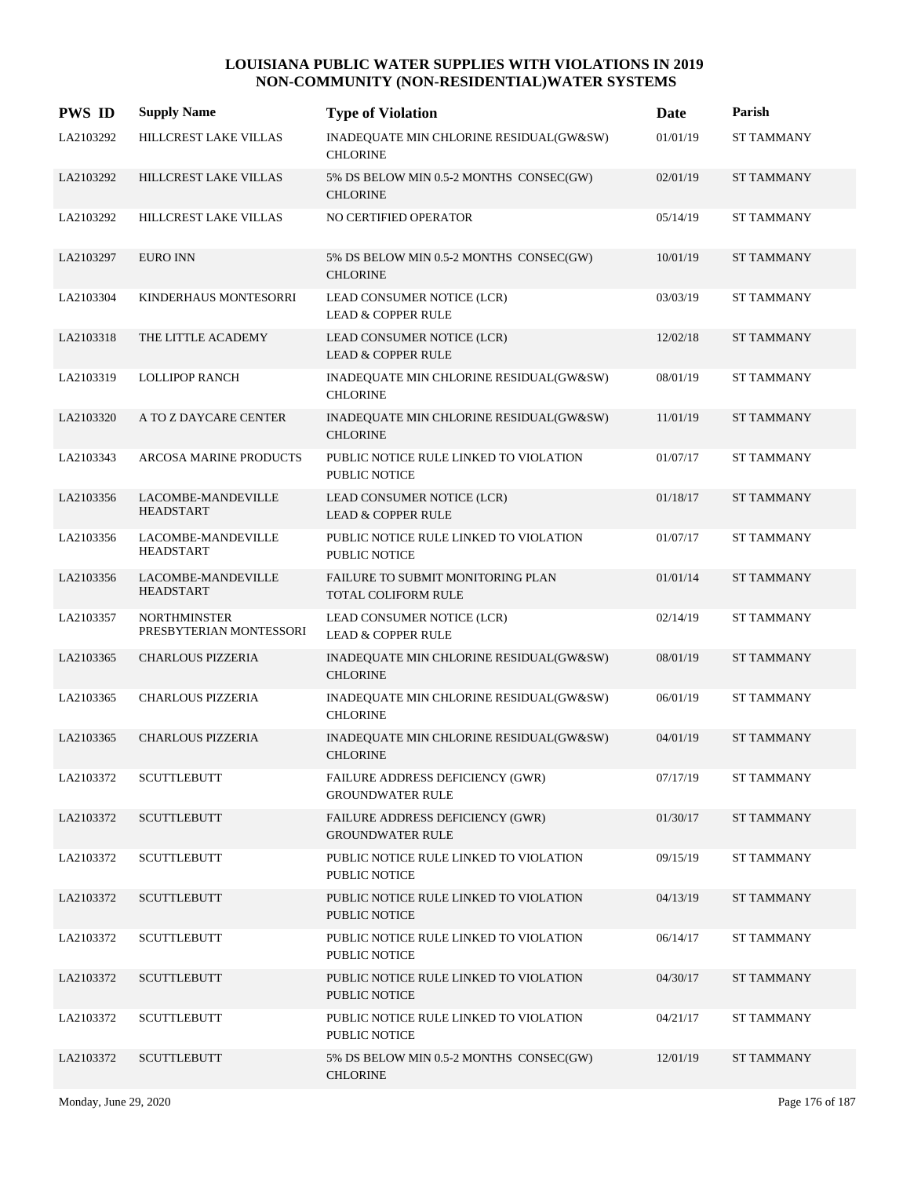# LOUISIANA PUBLIC WATER SUPPLIES WITH VIOLATIONS IN 2019
## NON-COMMUNITY (NON-RESIDENTIAL)WATER SYSTEMS

| PWS ID | Supply Name | Type of Violation | Date | Parish |
|---|---|---|---|---|
| LA2103292 | HILLCREST LAKE VILLAS | INADEQUATE MIN CHLORINE RESIDUAL(GW&SW) CHLORINE | 01/01/19 | ST TAMMANY |
| LA2103292 | HILLCREST LAKE VILLAS | 5% DS BELOW MIN 0.5-2 MONTHS CONSEC(GW) CHLORINE | 02/01/19 | ST TAMMANY |
| LA2103292 | HILLCREST LAKE VILLAS | NO CERTIFIED OPERATOR | 05/14/19 | ST TAMMANY |
| LA2103297 | EURO INN | 5% DS BELOW MIN 0.5-2 MONTHS CONSEC(GW) CHLORINE | 10/01/19 | ST TAMMANY |
| LA2103304 | KINDERHAUS MONTESORRI | LEAD CONSUMER NOTICE (LCR) LEAD & COPPER RULE | 03/03/19 | ST TAMMANY |
| LA2103318 | THE LITTLE ACADEMY | LEAD CONSUMER NOTICE (LCR) LEAD & COPPER RULE | 12/02/18 | ST TAMMANY |
| LA2103319 | LOLLIPOP RANCH | INADEQUATE MIN CHLORINE RESIDUAL(GW&SW) CHLORINE | 08/01/19 | ST TAMMANY |
| LA2103320 | A TO Z DAYCARE CENTER | INADEQUATE MIN CHLORINE RESIDUAL(GW&SW) CHLORINE | 11/01/19 | ST TAMMANY |
| LA2103343 | ARCOSA MARINE PRODUCTS | PUBLIC NOTICE RULE LINKED TO VIOLATION PUBLIC NOTICE | 01/07/17 | ST TAMMANY |
| LA2103356 | LACOMBE-MANDEVILLE HEADSTART | LEAD CONSUMER NOTICE (LCR) LEAD & COPPER RULE | 01/18/17 | ST TAMMANY |
| LA2103356 | LACOMBE-MANDEVILLE HEADSTART | PUBLIC NOTICE RULE LINKED TO VIOLATION PUBLIC NOTICE | 01/07/17 | ST TAMMANY |
| LA2103356 | LACOMBE-MANDEVILLE HEADSTART | FAILURE TO SUBMIT MONITORING PLAN TOTAL COLIFORM RULE | 01/01/14 | ST TAMMANY |
| LA2103357 | NORTHMINSTER PRESBYTERIAN MONTESSORI | LEAD CONSUMER NOTICE (LCR) LEAD & COPPER RULE | 02/14/19 | ST TAMMANY |
| LA2103365 | CHARLOUS PIZZERIA | INADEQUATE MIN CHLORINE RESIDUAL(GW&SW) CHLORINE | 08/01/19 | ST TAMMANY |
| LA2103365 | CHARLOUS PIZZERIA | INADEQUATE MIN CHLORINE RESIDUAL(GW&SW) CHLORINE | 06/01/19 | ST TAMMANY |
| LA2103365 | CHARLOUS PIZZERIA | INADEQUATE MIN CHLORINE RESIDUAL(GW&SW) CHLORINE | 04/01/19 | ST TAMMANY |
| LA2103372 | SCUTTLEBUTT | FAILURE ADDRESS DEFICIENCY (GWR) GROUNDWATER RULE | 07/17/19 | ST TAMMANY |
| LA2103372 | SCUTTLEBUTT | FAILURE ADDRESS DEFICIENCY (GWR) GROUNDWATER RULE | 01/30/17 | ST TAMMANY |
| LA2103372 | SCUTTLEBUTT | PUBLIC NOTICE RULE LINKED TO VIOLATION PUBLIC NOTICE | 09/15/19 | ST TAMMANY |
| LA2103372 | SCUTTLEBUTT | PUBLIC NOTICE RULE LINKED TO VIOLATION PUBLIC NOTICE | 04/13/19 | ST TAMMANY |
| LA2103372 | SCUTTLEBUTT | PUBLIC NOTICE RULE LINKED TO VIOLATION PUBLIC NOTICE | 06/14/17 | ST TAMMANY |
| LA2103372 | SCUTTLEBUTT | PUBLIC NOTICE RULE LINKED TO VIOLATION PUBLIC NOTICE | 04/30/17 | ST TAMMANY |
| LA2103372 | SCUTTLEBUTT | PUBLIC NOTICE RULE LINKED TO VIOLATION PUBLIC NOTICE | 04/21/17 | ST TAMMANY |
| LA2103372 | SCUTTLEBUTT | 5% DS BELOW MIN 0.5-2 MONTHS CONSEC(GW) CHLORINE | 12/01/19 | ST TAMMANY |

Monday, June 29, 2020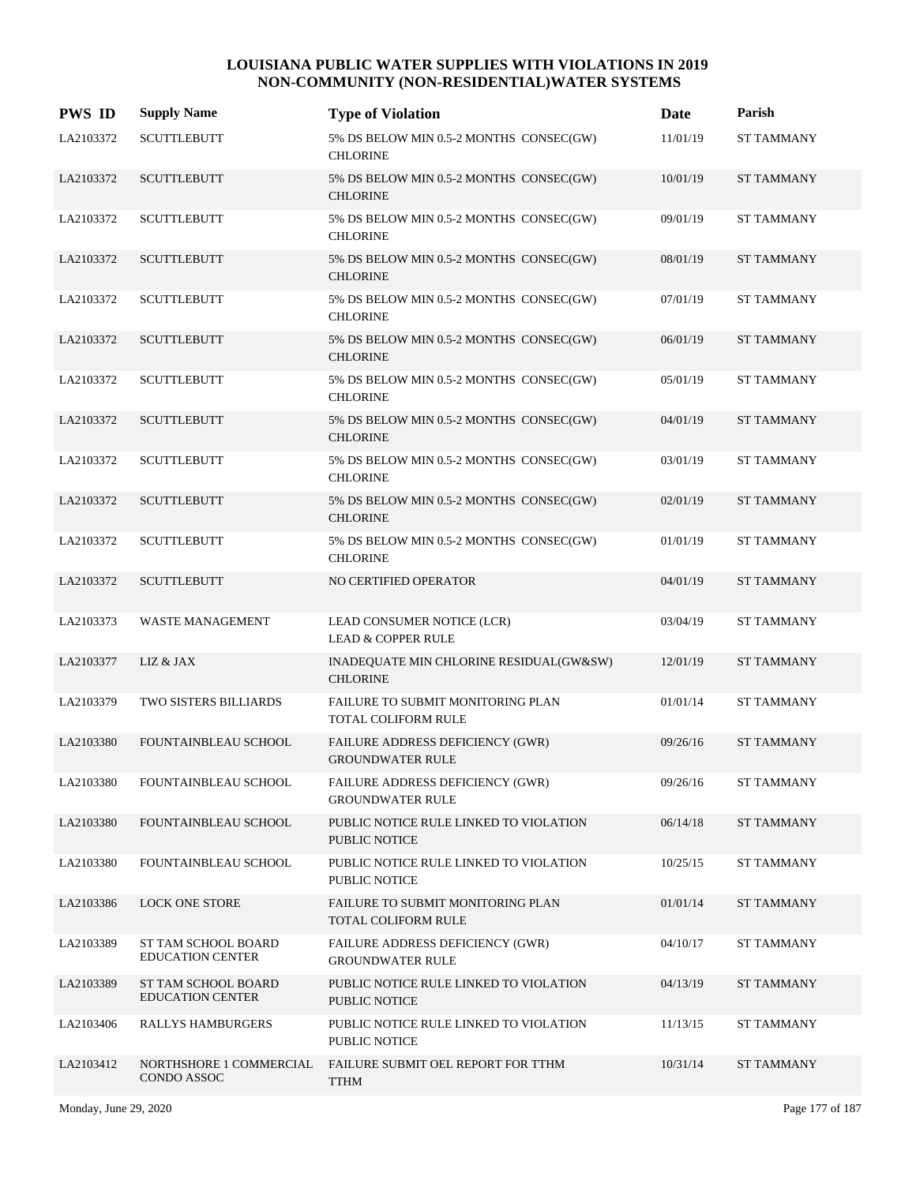# LOUISIANA PUBLIC WATER SUPPLIES WITH VIOLATIONS IN 2019
## NON-COMMUNITY (NON-RESIDENTIAL)WATER SYSTEMS

| PWS ID | Supply Name | Type of Violation | Date | Parish |
|---|---|---|---|---|
| LA2103372 | SCUTTLEBUTT | 5% DS BELOW MIN 0.5-2 MONTHS CONSEC(GW) CHLORINE | 11/01/19 | ST TAMMANY |
| LA2103372 | SCUTTLEBUTT | 5% DS BELOW MIN 0.5-2 MONTHS CONSEC(GW) CHLORINE | 10/01/19 | ST TAMMANY |
| LA2103372 | SCUTTLEBUTT | 5% DS BELOW MIN 0.5-2 MONTHS CONSEC(GW) CHLORINE | 09/01/19 | ST TAMMANY |
| LA2103372 | SCUTTLEBUTT | 5% DS BELOW MIN 0.5-2 MONTHS CONSEC(GW) CHLORINE | 08/01/19 | ST TAMMANY |
| LA2103372 | SCUTTLEBUTT | 5% DS BELOW MIN 0.5-2 MONTHS CONSEC(GW) CHLORINE | 07/01/19 | ST TAMMANY |
| LA2103372 | SCUTTLEBUTT | 5% DS BELOW MIN 0.5-2 MONTHS CONSEC(GW) CHLORINE | 06/01/19 | ST TAMMANY |
| LA2103372 | SCUTTLEBUTT | 5% DS BELOW MIN 0.5-2 MONTHS CONSEC(GW) CHLORINE | 05/01/19 | ST TAMMANY |
| LA2103372 | SCUTTLEBUTT | 5% DS BELOW MIN 0.5-2 MONTHS CONSEC(GW) CHLORINE | 04/01/19 | ST TAMMANY |
| LA2103372 | SCUTTLEBUTT | 5% DS BELOW MIN 0.5-2 MONTHS CONSEC(GW) CHLORINE | 03/01/19 | ST TAMMANY |
| LA2103372 | SCUTTLEBUTT | 5% DS BELOW MIN 0.5-2 MONTHS CONSEC(GW) CHLORINE | 02/01/19 | ST TAMMANY |
| LA2103372 | SCUTTLEBUTT | 5% DS BELOW MIN 0.5-2 MONTHS CONSEC(GW) CHLORINE | 01/01/19 | ST TAMMANY |
| LA2103372 | SCUTTLEBUTT | NO CERTIFIED OPERATOR | 04/01/19 | ST TAMMANY |
| LA2103373 | WASTE MANAGEMENT | LEAD CONSUMER NOTICE (LCR) LEAD & COPPER RULE | 03/04/19 | ST TAMMANY |
| LA2103377 | LIZ & JAX | INADEQUATE MIN CHLORINE RESIDUAL(GW&SW) CHLORINE | 12/01/19 | ST TAMMANY |
| LA2103379 | TWO SISTERS BILLIARDS | FAILURE TO SUBMIT MONITORING PLAN TOTAL COLIFORM RULE | 01/01/14 | ST TAMMANY |
| LA2103380 | FOUNTAINBLEAU SCHOOL | FAILURE ADDRESS DEFICIENCY (GWR) GROUNDWATER RULE | 09/26/16 | ST TAMMANY |
| LA2103380 | FOUNTAINBLEAU SCHOOL | FAILURE ADDRESS DEFICIENCY (GWR) GROUNDWATER RULE | 09/26/16 | ST TAMMANY |
| LA2103380 | FOUNTAINBLEAU SCHOOL | PUBLIC NOTICE RULE LINKED TO VIOLATION PUBLIC NOTICE | 06/14/18 | ST TAMMANY |
| LA2103380 | FOUNTAINBLEAU SCHOOL | PUBLIC NOTICE RULE LINKED TO VIOLATION PUBLIC NOTICE | 10/25/15 | ST TAMMANY |
| LA2103386 | LOCK ONE STORE | FAILURE TO SUBMIT MONITORING PLAN TOTAL COLIFORM RULE | 01/01/14 | ST TAMMANY |
| LA2103389 | ST TAM SCHOOL BOARD EDUCATION CENTER | FAILURE ADDRESS DEFICIENCY (GWR) GROUNDWATER RULE | 04/10/17 | ST TAMMANY |
| LA2103389 | ST TAM SCHOOL BOARD EDUCATION CENTER | PUBLIC NOTICE RULE LINKED TO VIOLATION PUBLIC NOTICE | 04/13/19 | ST TAMMANY |
| LA2103406 | RALLYS HAMBURGERS | PUBLIC NOTICE RULE LINKED TO VIOLATION PUBLIC NOTICE | 11/13/15 | ST TAMMANY |
| LA2103412 | NORTHSHORE 1 COMMERCIAL CONDO ASSOC | FAILURE SUBMIT OEL REPORT FOR TTHM TTHM | 10/31/14 | ST TAMMANY |

Monday, June 29, 2020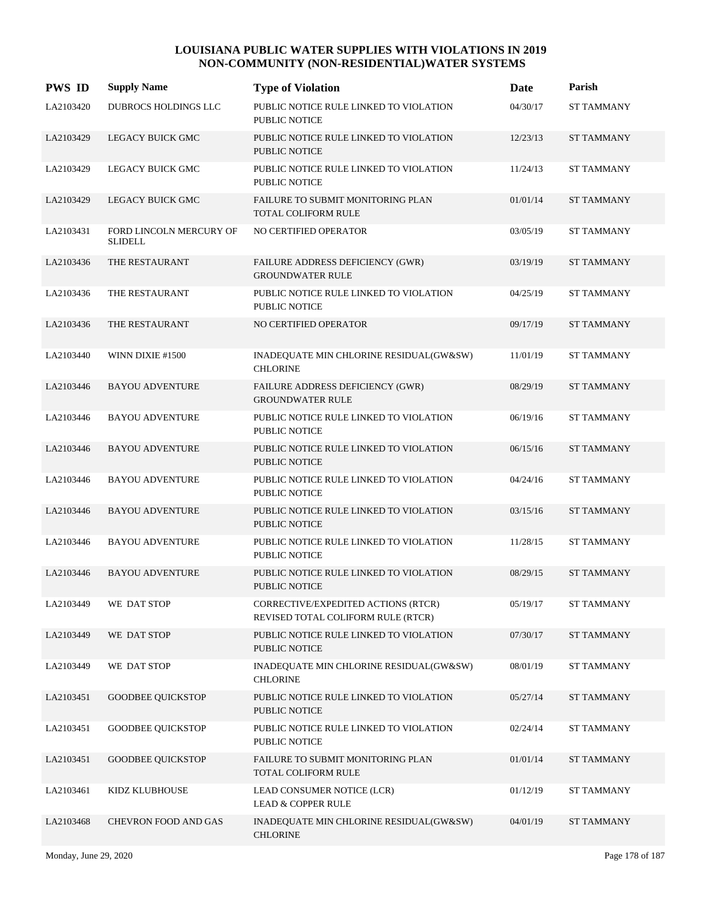# LOUISIANA PUBLIC WATER SUPPLIES WITH VIOLATIONS IN 2019
## NON-COMMUNITY (NON-RESIDENTIAL)WATER SYSTEMS

| PWS ID | Supply Name | Type of Violation | Date | Parish |
|---|---|---|---|---|
| LA2103420 | DUBROCS HOLDINGS LLC | PUBLIC NOTICE RULE LINKED TO VIOLATION PUBLIC NOTICE | 04/30/17 | ST TAMMANY |
| LA2103429 | LEGACY BUICK GMC | PUBLIC NOTICE RULE LINKED TO VIOLATION PUBLIC NOTICE | 12/23/13 | ST TAMMANY |
| LA2103429 | LEGACY BUICK GMC | PUBLIC NOTICE RULE LINKED TO VIOLATION PUBLIC NOTICE | 11/24/13 | ST TAMMANY |
| LA2103429 | LEGACY BUICK GMC | FAILURE TO SUBMIT MONITORING PLAN TOTAL COLIFORM RULE | 01/01/14 | ST TAMMANY |
| LA2103431 | FORD LINCOLN MERCURY OF SLIDELL | NO CERTIFIED OPERATOR | 03/05/19 | ST TAMMANY |
| LA2103436 | THE RESTAURANT | FAILURE ADDRESS DEFICIENCY (GWR) GROUNDWATER RULE | 03/19/19 | ST TAMMANY |
| LA2103436 | THE RESTAURANT | PUBLIC NOTICE RULE LINKED TO VIOLATION PUBLIC NOTICE | 04/25/19 | ST TAMMANY |
| LA2103436 | THE RESTAURANT | NO CERTIFIED OPERATOR | 09/17/19 | ST TAMMANY |
| LA2103440 | WINN DIXIE #1500 | INADEQUATE MIN CHLORINE RESIDUAL(GW&SW) CHLORINE | 11/01/19 | ST TAMMANY |
| LA2103446 | BAYOU ADVENTURE | FAILURE ADDRESS DEFICIENCY (GWR) GROUNDWATER RULE | 08/29/19 | ST TAMMANY |
| LA2103446 | BAYOU ADVENTURE | PUBLIC NOTICE RULE LINKED TO VIOLATION PUBLIC NOTICE | 06/19/16 | ST TAMMANY |
| LA2103446 | BAYOU ADVENTURE | PUBLIC NOTICE RULE LINKED TO VIOLATION PUBLIC NOTICE | 06/15/16 | ST TAMMANY |
| LA2103446 | BAYOU ADVENTURE | PUBLIC NOTICE RULE LINKED TO VIOLATION PUBLIC NOTICE | 04/24/16 | ST TAMMANY |
| LA2103446 | BAYOU ADVENTURE | PUBLIC NOTICE RULE LINKED TO VIOLATION PUBLIC NOTICE | 03/15/16 | ST TAMMANY |
| LA2103446 | BAYOU ADVENTURE | PUBLIC NOTICE RULE LINKED TO VIOLATION PUBLIC NOTICE | 11/28/15 | ST TAMMANY |
| LA2103446 | BAYOU ADVENTURE | PUBLIC NOTICE RULE LINKED TO VIOLATION PUBLIC NOTICE | 08/29/15 | ST TAMMANY |
| LA2103449 | WE DAT STOP | CORRECTIVE/EXPEDITED ACTIONS (RTCR) REVISED TOTAL COLIFORM RULE (RTCR) | 05/19/17 | ST TAMMANY |
| LA2103449 | WE DAT STOP | PUBLIC NOTICE RULE LINKED TO VIOLATION PUBLIC NOTICE | 07/30/17 | ST TAMMANY |
| LA2103449 | WE DAT STOP | INADEQUATE MIN CHLORINE RESIDUAL(GW&SW) CHLORINE | 08/01/19 | ST TAMMANY |
| LA2103451 | GOODBEE QUICKSTOP | PUBLIC NOTICE RULE LINKED TO VIOLATION PUBLIC NOTICE | 05/27/14 | ST TAMMANY |
| LA2103451 | GOODBEE QUICKSTOP | PUBLIC NOTICE RULE LINKED TO VIOLATION PUBLIC NOTICE | 02/24/14 | ST TAMMANY |
| LA2103451 | GOODBEE QUICKSTOP | FAILURE TO SUBMIT MONITORING PLAN TOTAL COLIFORM RULE | 01/01/14 | ST TAMMANY |
| LA2103461 | KIDZ KLUBHOUSE | LEAD CONSUMER NOTICE (LCR) LEAD & COPPER RULE | 01/12/19 | ST TAMMANY |
| LA2103468 | CHEVRON FOOD AND GAS | INADEQUATE MIN CHLORINE RESIDUAL(GW&SW) CHLORINE | 04/01/19 | ST TAMMANY |

Monday, June 29, 2020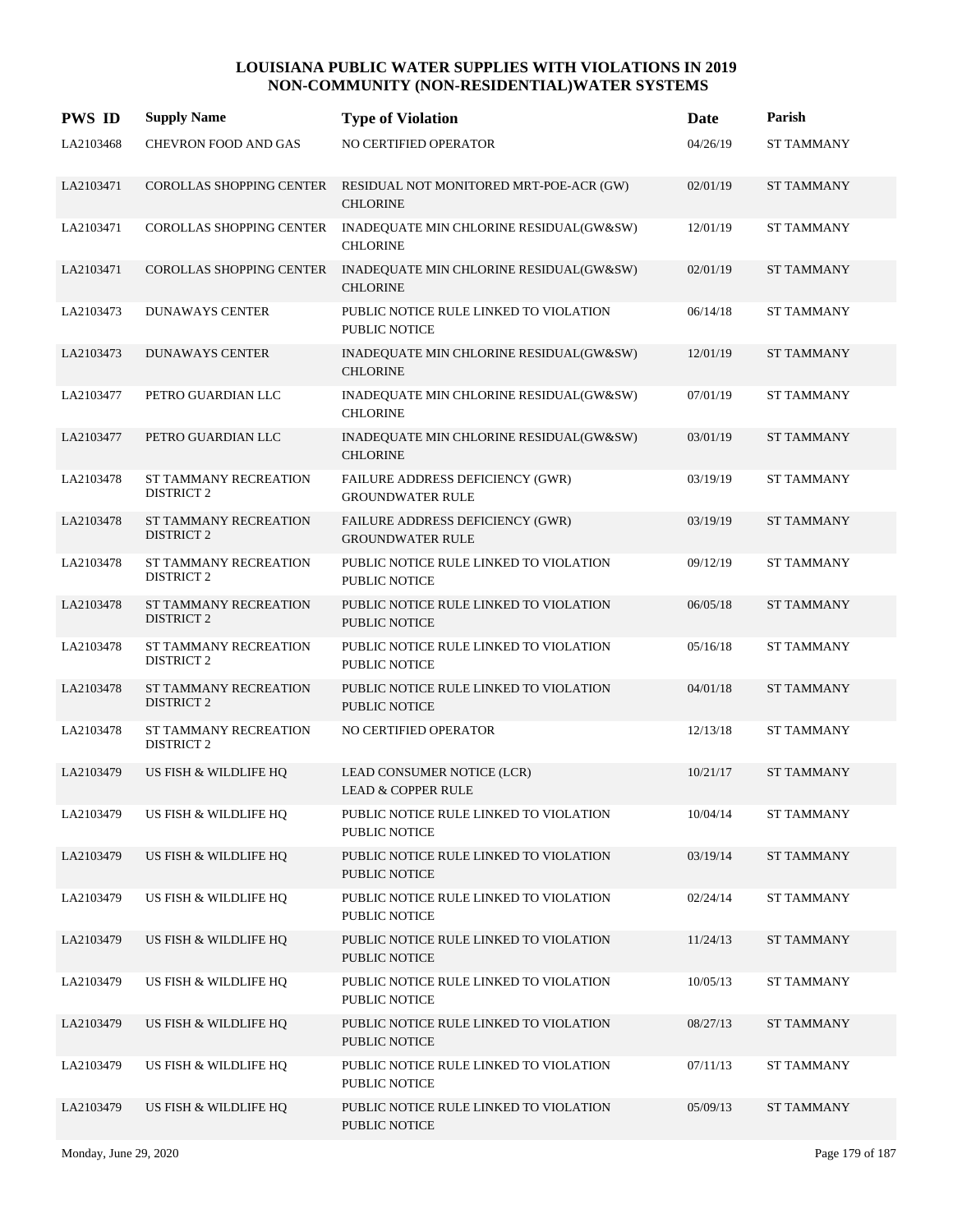# LOUISIANA PUBLIC WATER SUPPLIES WITH VIOLATIONS IN 2019
## NON-COMMUNITY (NON-RESIDENTIAL)WATER SYSTEMS

| PWS ID | Supply Name | Type of Violation | Date | Parish |
|---|---|---|---|---|
| LA2103468 | CHEVRON FOOD AND GAS | NO CERTIFIED OPERATOR | 04/26/19 | ST TAMMANY |
| LA2103471 | COROLLAS SHOPPING CENTER | RESIDUAL NOT MONITORED MRT-POE-ACR (GW) CHLORINE | 02/01/19 | ST TAMMANY |
| LA2103471 | COROLLAS SHOPPING CENTER | INADEQUATE MIN CHLORINE RESIDUAL(GW&SW) CHLORINE | 12/01/19 | ST TAMMANY |
| LA2103471 | COROLLAS SHOPPING CENTER | INADEQUATE MIN CHLORINE RESIDUAL(GW&SW) CHLORINE | 02/01/19 | ST TAMMANY |
| LA2103473 | DUNAWAYS CENTER | PUBLIC NOTICE RULE LINKED TO VIOLATION PUBLIC NOTICE | 06/14/18 | ST TAMMANY |
| LA2103473 | DUNAWAYS CENTER | INADEQUATE MIN CHLORINE RESIDUAL(GW&SW) CHLORINE | 12/01/19 | ST TAMMANY |
| LA2103477 | PETRO GUARDIAN LLC | INADEQUATE MIN CHLORINE RESIDUAL(GW&SW) CHLORINE | 07/01/19 | ST TAMMANY |
| LA2103477 | PETRO GUARDIAN LLC | INADEQUATE MIN CHLORINE RESIDUAL(GW&SW) CHLORINE | 03/01/19 | ST TAMMANY |
| LA2103478 | ST TAMMANY RECREATION DISTRICT 2 | FAILURE ADDRESS DEFICIENCY (GWR) GROUNDWATER RULE | 03/19/19 | ST TAMMANY |
| LA2103478 | ST TAMMANY RECREATION DISTRICT 2 | FAILURE ADDRESS DEFICIENCY (GWR) GROUNDWATER RULE | 03/19/19 | ST TAMMANY |
| LA2103478 | ST TAMMANY RECREATION DISTRICT 2 | PUBLIC NOTICE RULE LINKED TO VIOLATION PUBLIC NOTICE | 09/12/19 | ST TAMMANY |
| LA2103478 | ST TAMMANY RECREATION DISTRICT 2 | PUBLIC NOTICE RULE LINKED TO VIOLATION PUBLIC NOTICE | 06/05/18 | ST TAMMANY |
| LA2103478 | ST TAMMANY RECREATION DISTRICT 2 | PUBLIC NOTICE RULE LINKED TO VIOLATION PUBLIC NOTICE | 05/16/18 | ST TAMMANY |
| LA2103478 | ST TAMMANY RECREATION DISTRICT 2 | PUBLIC NOTICE RULE LINKED TO VIOLATION PUBLIC NOTICE | 04/01/18 | ST TAMMANY |
| LA2103478 | ST TAMMANY RECREATION DISTRICT 2 | NO CERTIFIED OPERATOR | 12/13/18 | ST TAMMANY |
| LA2103479 | US FISH & WILDLIFE HQ | LEAD CONSUMER NOTICE (LCR) LEAD & COPPER RULE | 10/21/17 | ST TAMMANY |
| LA2103479 | US FISH & WILDLIFE HQ | PUBLIC NOTICE RULE LINKED TO VIOLATION PUBLIC NOTICE | 10/04/14 | ST TAMMANY |
| LA2103479 | US FISH & WILDLIFE HQ | PUBLIC NOTICE RULE LINKED TO VIOLATION PUBLIC NOTICE | 03/19/14 | ST TAMMANY |
| LA2103479 | US FISH & WILDLIFE HQ | PUBLIC NOTICE RULE LINKED TO VIOLATION PUBLIC NOTICE | 02/24/14 | ST TAMMANY |
| LA2103479 | US FISH & WILDLIFE HQ | PUBLIC NOTICE RULE LINKED TO VIOLATION PUBLIC NOTICE | 11/24/13 | ST TAMMANY |
| LA2103479 | US FISH & WILDLIFE HQ | PUBLIC NOTICE RULE LINKED TO VIOLATION PUBLIC NOTICE | 10/05/13 | ST TAMMANY |
| LA2103479 | US FISH & WILDLIFE HQ | PUBLIC NOTICE RULE LINKED TO VIOLATION PUBLIC NOTICE | 08/27/13 | ST TAMMANY |
| LA2103479 | US FISH & WILDLIFE HQ | PUBLIC NOTICE RULE LINKED TO VIOLATION PUBLIC NOTICE | 07/11/13 | ST TAMMANY |
| LA2103479 | US FISH & WILDLIFE HQ | PUBLIC NOTICE RULE LINKED TO VIOLATION PUBLIC NOTICE | 05/09/13 | ST TAMMANY |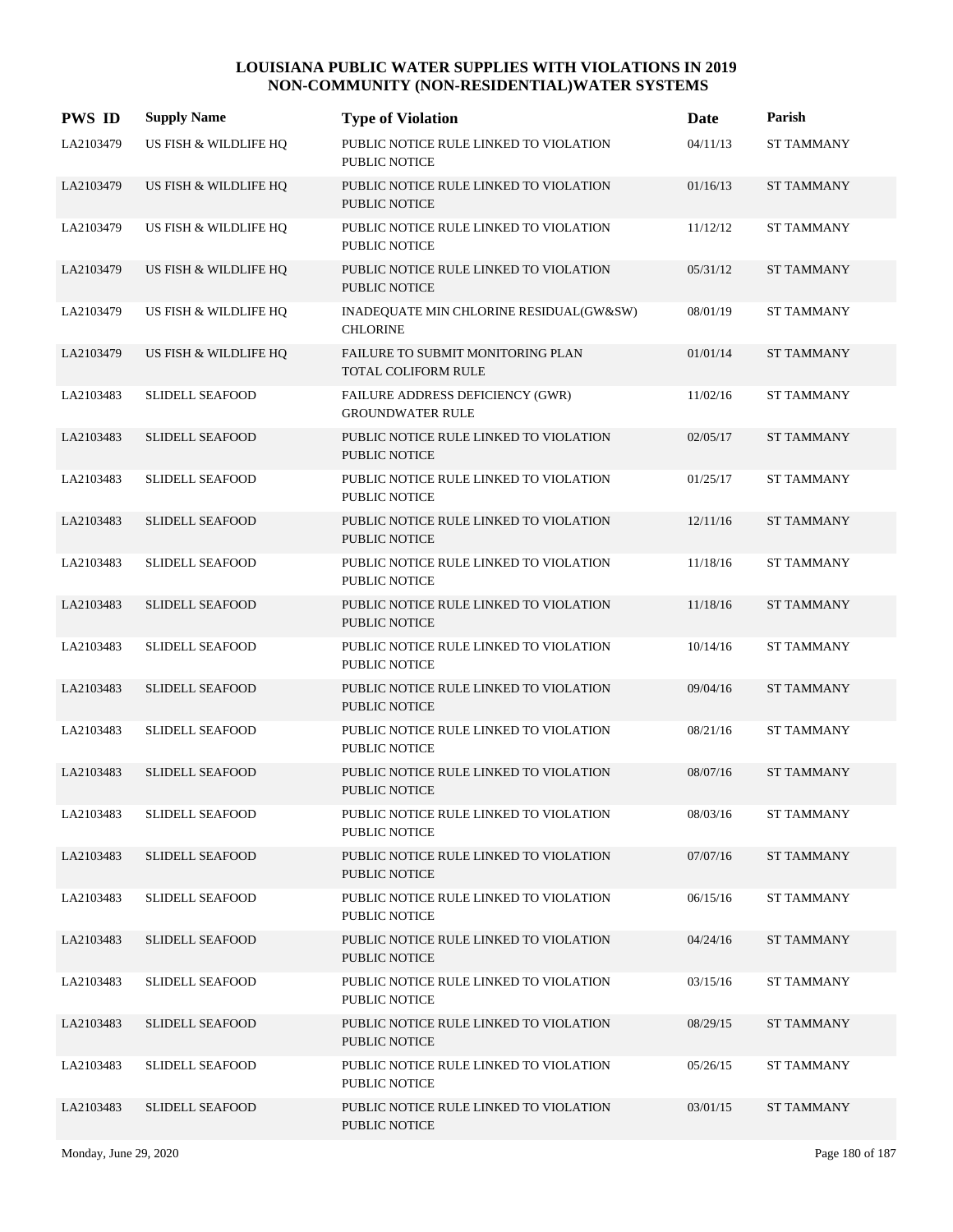# LOUISIANA PUBLIC WATER SUPPLIES WITH VIOLATIONS IN 2019
## NON-COMMUNITY (NON-RESIDENTIAL)WATER SYSTEMS

| PWS ID | Supply Name | Type of Violation | Date | Parish |
|---|---|---|---|---|
| LA2103479 | US FISH & WILDLIFE HQ | PUBLIC NOTICE RULE LINKED TO VIOLATION PUBLIC NOTICE | 04/11/13 | ST TAMMANY |
| LA2103479 | US FISH & WILDLIFE HQ | PUBLIC NOTICE RULE LINKED TO VIOLATION PUBLIC NOTICE | 01/16/13 | ST TAMMANY |
| LA2103479 | US FISH & WILDLIFE HQ | PUBLIC NOTICE RULE LINKED TO VIOLATION PUBLIC NOTICE | 11/12/12 | ST TAMMANY |
| LA2103479 | US FISH & WILDLIFE HQ | PUBLIC NOTICE RULE LINKED TO VIOLATION PUBLIC NOTICE | 05/31/12 | ST TAMMANY |
| LA2103479 | US FISH & WILDLIFE HQ | INADEQUATE MIN CHLORINE RESIDUAL(GW&SW) CHLORINE | 08/01/19 | ST TAMMANY |
| LA2103479 | US FISH & WILDLIFE HQ | FAILURE TO SUBMIT MONITORING PLAN TOTAL COLIFORM RULE | 01/01/14 | ST TAMMANY |
| LA2103483 | SLIDELL SEAFOOD | FAILURE ADDRESS DEFICIENCY (GWR) GROUNDWATER RULE | 11/02/16 | ST TAMMANY |
| LA2103483 | SLIDELL SEAFOOD | PUBLIC NOTICE RULE LINKED TO VIOLATION PUBLIC NOTICE | 02/05/17 | ST TAMMANY |
| LA2103483 | SLIDELL SEAFOOD | PUBLIC NOTICE RULE LINKED TO VIOLATION PUBLIC NOTICE | 01/25/17 | ST TAMMANY |
| LA2103483 | SLIDELL SEAFOOD | PUBLIC NOTICE RULE LINKED TO VIOLATION PUBLIC NOTICE | 12/11/16 | ST TAMMANY |
| LA2103483 | SLIDELL SEAFOOD | PUBLIC NOTICE RULE LINKED TO VIOLATION PUBLIC NOTICE | 11/18/16 | ST TAMMANY |
| LA2103483 | SLIDELL SEAFOOD | PUBLIC NOTICE RULE LINKED TO VIOLATION PUBLIC NOTICE | 11/18/16 | ST TAMMANY |
| LA2103483 | SLIDELL SEAFOOD | PUBLIC NOTICE RULE LINKED TO VIOLATION PUBLIC NOTICE | 10/14/16 | ST TAMMANY |
| LA2103483 | SLIDELL SEAFOOD | PUBLIC NOTICE RULE LINKED TO VIOLATION PUBLIC NOTICE | 09/04/16 | ST TAMMANY |
| LA2103483 | SLIDELL SEAFOOD | PUBLIC NOTICE RULE LINKED TO VIOLATION PUBLIC NOTICE | 08/21/16 | ST TAMMANY |
| LA2103483 | SLIDELL SEAFOOD | PUBLIC NOTICE RULE LINKED TO VIOLATION PUBLIC NOTICE | 08/07/16 | ST TAMMANY |
| LA2103483 | SLIDELL SEAFOOD | PUBLIC NOTICE RULE LINKED TO VIOLATION PUBLIC NOTICE | 08/03/16 | ST TAMMANY |
| LA2103483 | SLIDELL SEAFOOD | PUBLIC NOTICE RULE LINKED TO VIOLATION PUBLIC NOTICE | 07/07/16 | ST TAMMANY |
| LA2103483 | SLIDELL SEAFOOD | PUBLIC NOTICE RULE LINKED TO VIOLATION PUBLIC NOTICE | 06/15/16 | ST TAMMANY |
| LA2103483 | SLIDELL SEAFOOD | PUBLIC NOTICE RULE LINKED TO VIOLATION PUBLIC NOTICE | 04/24/16 | ST TAMMANY |
| LA2103483 | SLIDELL SEAFOOD | PUBLIC NOTICE RULE LINKED TO VIOLATION PUBLIC NOTICE | 03/15/16 | ST TAMMANY |
| LA2103483 | SLIDELL SEAFOOD | PUBLIC NOTICE RULE LINKED TO VIOLATION PUBLIC NOTICE | 08/29/15 | ST TAMMANY |
| LA2103483 | SLIDELL SEAFOOD | PUBLIC NOTICE RULE LINKED TO VIOLATION PUBLIC NOTICE | 05/26/15 | ST TAMMANY |
| LA2103483 | SLIDELL SEAFOOD | PUBLIC NOTICE RULE LINKED TO VIOLATION PUBLIC NOTICE | 03/01/15 | ST TAMMANY |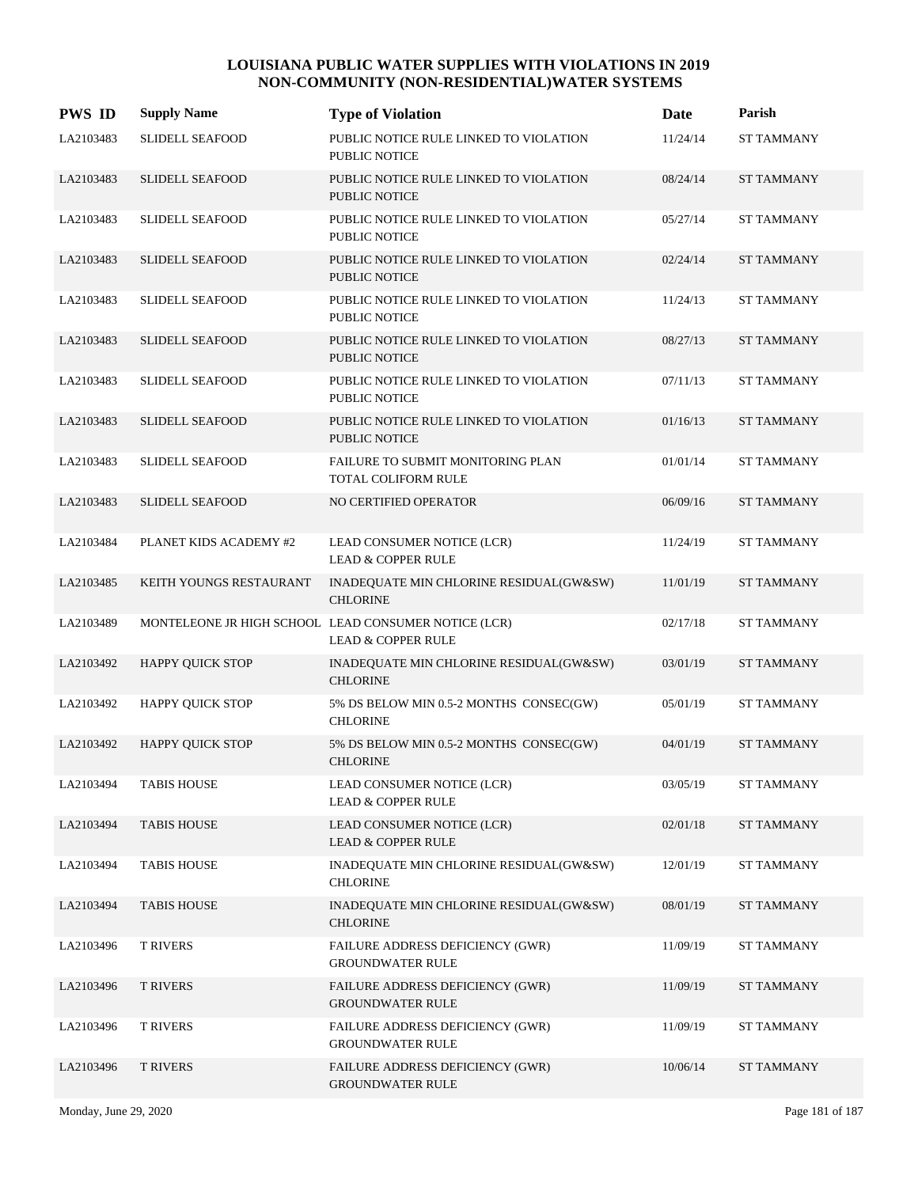# LOUISIANA PUBLIC WATER SUPPLIES WITH VIOLATIONS IN 2019
## NON-COMMUNITY (NON-RESIDENTIAL)WATER SYSTEMS

| PWS ID | Supply Name | Type of Violation | Date | Parish |
|---|---|---|---|---|
| LA2103483 | SLIDELL SEAFOOD | PUBLIC NOTICE RULE LINKED TO VIOLATION PUBLIC NOTICE | 11/24/14 | ST TAMMANY |
| LA2103483 | SLIDELL SEAFOOD | PUBLIC NOTICE RULE LINKED TO VIOLATION PUBLIC NOTICE | 08/24/14 | ST TAMMANY |
| LA2103483 | SLIDELL SEAFOOD | PUBLIC NOTICE RULE LINKED TO VIOLATION PUBLIC NOTICE | 05/27/14 | ST TAMMANY |
| LA2103483 | SLIDELL SEAFOOD | PUBLIC NOTICE RULE LINKED TO VIOLATION PUBLIC NOTICE | 02/24/14 | ST TAMMANY |
| LA2103483 | SLIDELL SEAFOOD | PUBLIC NOTICE RULE LINKED TO VIOLATION PUBLIC NOTICE | 11/24/13 | ST TAMMANY |
| LA2103483 | SLIDELL SEAFOOD | PUBLIC NOTICE RULE LINKED TO VIOLATION PUBLIC NOTICE | 08/27/13 | ST TAMMANY |
| LA2103483 | SLIDELL SEAFOOD | PUBLIC NOTICE RULE LINKED TO VIOLATION PUBLIC NOTICE | 07/11/13 | ST TAMMANY |
| LA2103483 | SLIDELL SEAFOOD | PUBLIC NOTICE RULE LINKED TO VIOLATION PUBLIC NOTICE | 01/16/13 | ST TAMMANY |
| LA2103483 | SLIDELL SEAFOOD | FAILURE TO SUBMIT MONITORING PLAN TOTAL COLIFORM RULE | 01/01/14 | ST TAMMANY |
| LA2103483 | SLIDELL SEAFOOD | NO CERTIFIED OPERATOR | 06/09/16 | ST TAMMANY |
| LA2103484 | PLANET KIDS ACADEMY #2 | LEAD CONSUMER NOTICE (LCR) LEAD & COPPER RULE | 11/24/19 | ST TAMMANY |
| LA2103485 | KEITH YOUNGS RESTAURANT | INADEQUATE MIN CHLORINE RESIDUAL(GW&SW) CHLORINE | 11/01/19 | ST TAMMANY |
| LA2103489 | MONTELEONE JR HIGH SCHOOL | LEAD CONSUMER NOTICE (LCR) LEAD & COPPER RULE | 02/17/18 | ST TAMMANY |
| LA2103492 | HAPPY QUICK STOP | INADEQUATE MIN CHLORINE RESIDUAL(GW&SW) CHLORINE | 03/01/19 | ST TAMMANY |
| LA2103492 | HAPPY QUICK STOP | 5% DS BELOW MIN 0.5-2 MONTHS CONSEC(GW) CHLORINE | 05/01/19 | ST TAMMANY |
| LA2103492 | HAPPY QUICK STOP | 5% DS BELOW MIN 0.5-2 MONTHS CONSEC(GW) CHLORINE | 04/01/19 | ST TAMMANY |
| LA2103494 | TABIS HOUSE | LEAD CONSUMER NOTICE (LCR) LEAD & COPPER RULE | 03/05/19 | ST TAMMANY |
| LA2103494 | TABIS HOUSE | LEAD CONSUMER NOTICE (LCR) LEAD & COPPER RULE | 02/01/18 | ST TAMMANY |
| LA2103494 | TABIS HOUSE | INADEQUATE MIN CHLORINE RESIDUAL(GW&SW) CHLORINE | 12/01/19 | ST TAMMANY |
| LA2103494 | TABIS HOUSE | INADEQUATE MIN CHLORINE RESIDUAL(GW&SW) CHLORINE | 08/01/19 | ST TAMMANY |
| LA2103496 | T RIVERS | FAILURE ADDRESS DEFICIENCY (GWR) GROUNDWATER RULE | 11/09/19 | ST TAMMANY |
| LA2103496 | T RIVERS | FAILURE ADDRESS DEFICIENCY (GWR) GROUNDWATER RULE | 11/09/19 | ST TAMMANY |
| LA2103496 | T RIVERS | FAILURE ADDRESS DEFICIENCY (GWR) GROUNDWATER RULE | 11/09/19 | ST TAMMANY |
| LA2103496 | T RIVERS | FAILURE ADDRESS DEFICIENCY (GWR) GROUNDWATER RULE | 10/06/14 | ST TAMMANY |

Monday, June 29, 2020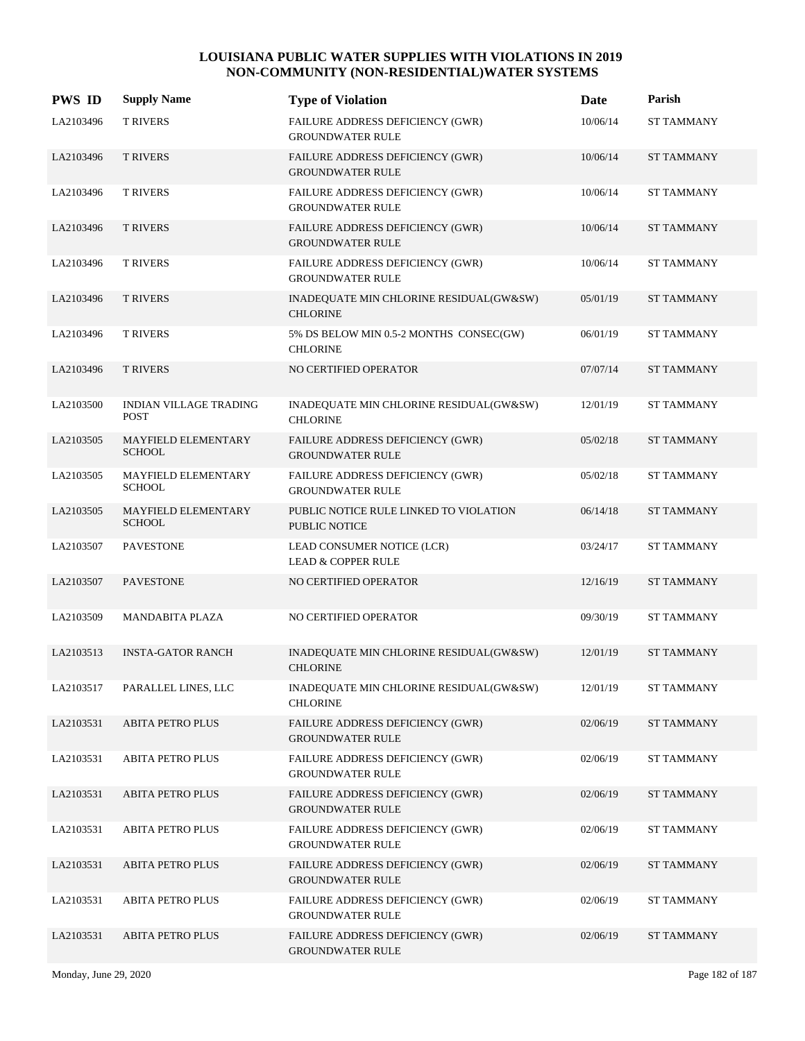# LOUISIANA PUBLIC WATER SUPPLIES WITH VIOLATIONS IN 2019
## NON-COMMUNITY (NON-RESIDENTIAL)WATER SYSTEMS

| PWS ID | Supply Name | Type of Violation | Date | Parish |
|---|---|---|---|---|
| LA2103496 | T RIVERS | FAILURE ADDRESS DEFICIENCY (GWR) GROUNDWATER RULE | 10/06/14 | ST TAMMANY |
| LA2103496 | T RIVERS | FAILURE ADDRESS DEFICIENCY (GWR) GROUNDWATER RULE | 10/06/14 | ST TAMMANY |
| LA2103496 | T RIVERS | FAILURE ADDRESS DEFICIENCY (GWR) GROUNDWATER RULE | 10/06/14 | ST TAMMANY |
| LA2103496 | T RIVERS | FAILURE ADDRESS DEFICIENCY (GWR) GROUNDWATER RULE | 10/06/14 | ST TAMMANY |
| LA2103496 | T RIVERS | FAILURE ADDRESS DEFICIENCY (GWR) GROUNDWATER RULE | 10/06/14 | ST TAMMANY |
| LA2103496 | T RIVERS | INADEQUATE MIN CHLORINE RESIDUAL(GW&SW) CHLORINE | 05/01/19 | ST TAMMANY |
| LA2103496 | T RIVERS | 5% DS BELOW MIN 0.5-2 MONTHS CONSEC(GW) CHLORINE | 06/01/19 | ST TAMMANY |
| LA2103496 | T RIVERS | NO CERTIFIED OPERATOR | 07/07/14 | ST TAMMANY |
| LA2103500 | INDIAN VILLAGE TRADING POST | INADEQUATE MIN CHLORINE RESIDUAL(GW&SW) CHLORINE | 12/01/19 | ST TAMMANY |
| LA2103505 | MAYFIELD ELEMENTARY SCHOOL | FAILURE ADDRESS DEFICIENCY (GWR) GROUNDWATER RULE | 05/02/18 | ST TAMMANY |
| LA2103505 | MAYFIELD ELEMENTARY SCHOOL | FAILURE ADDRESS DEFICIENCY (GWR) GROUNDWATER RULE | 05/02/18 | ST TAMMANY |
| LA2103505 | MAYFIELD ELEMENTARY SCHOOL | PUBLIC NOTICE RULE LINKED TO VIOLATION PUBLIC NOTICE | 06/14/18 | ST TAMMANY |
| LA2103507 | PAVESTONE | LEAD CONSUMER NOTICE (LCR) LEAD & COPPER RULE | 03/24/17 | ST TAMMANY |
| LA2103507 | PAVESTONE | NO CERTIFIED OPERATOR | 12/16/19 | ST TAMMANY |
| LA2103509 | MANDABITA PLAZA | NO CERTIFIED OPERATOR | 09/30/19 | ST TAMMANY |
| LA2103513 | INSTA-GATOR RANCH | INADEQUATE MIN CHLORINE RESIDUAL(GW&SW) CHLORINE | 12/01/19 | ST TAMMANY |
| LA2103517 | PARALLEL LINES, LLC | INADEQUATE MIN CHLORINE RESIDUAL(GW&SW) CHLORINE | 12/01/19 | ST TAMMANY |
| LA2103531 | ABITA PETRO PLUS | FAILURE ADDRESS DEFICIENCY (GWR) GROUNDWATER RULE | 02/06/19 | ST TAMMANY |
| LA2103531 | ABITA PETRO PLUS | FAILURE ADDRESS DEFICIENCY (GWR) GROUNDWATER RULE | 02/06/19 | ST TAMMANY |
| LA2103531 | ABITA PETRO PLUS | FAILURE ADDRESS DEFICIENCY (GWR) GROUNDWATER RULE | 02/06/19 | ST TAMMANY |
| LA2103531 | ABITA PETRO PLUS | FAILURE ADDRESS DEFICIENCY (GWR) GROUNDWATER RULE | 02/06/19 | ST TAMMANY |
| LA2103531 | ABITA PETRO PLUS | FAILURE ADDRESS DEFICIENCY (GWR) GROUNDWATER RULE | 02/06/19 | ST TAMMANY |
| LA2103531 | ABITA PETRO PLUS | FAILURE ADDRESS DEFICIENCY (GWR) GROUNDWATER RULE | 02/06/19 | ST TAMMANY |
| LA2103531 | ABITA PETRO PLUS | FAILURE ADDRESS DEFICIENCY (GWR) GROUNDWATER RULE | 02/06/19 | ST TAMMANY |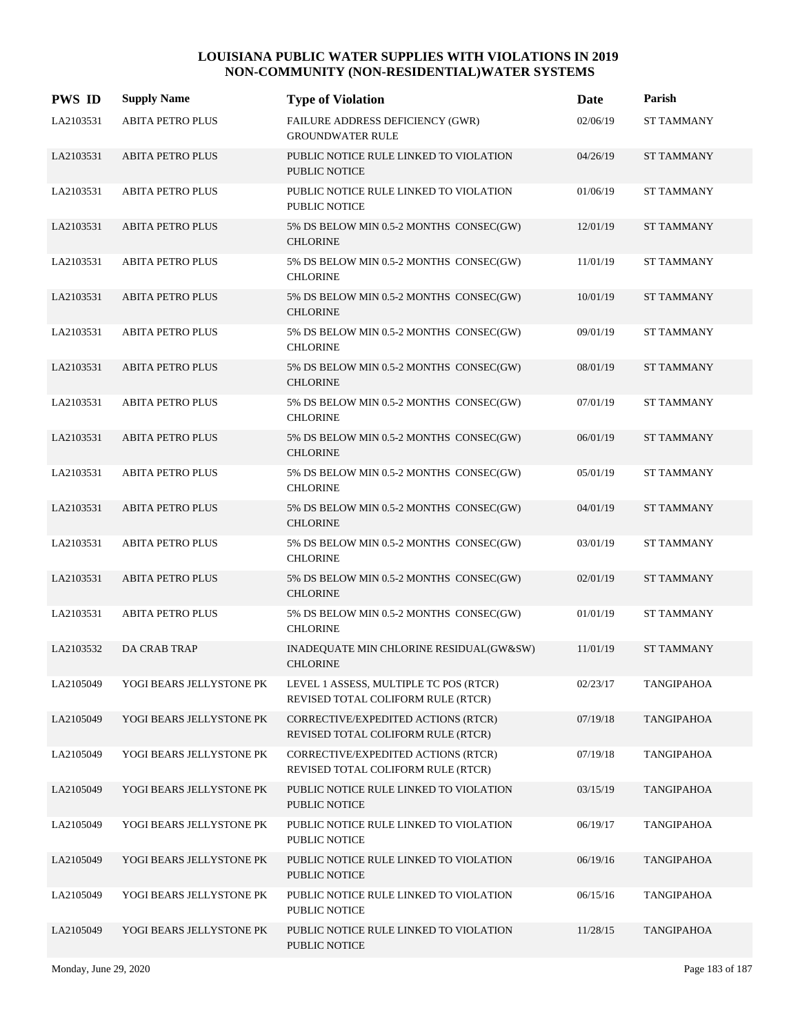# LOUISIANA PUBLIC WATER SUPPLIES WITH VIOLATIONS IN 2019
## NON-COMMUNITY (NON-RESIDENTIAL)WATER SYSTEMS

| PWS ID | Supply Name | Type of Violation | Date | Parish |
|---|---|---|---|---|
| LA2103531 | ABITA PETRO PLUS | FAILURE ADDRESS DEFICIENCY (GWR) GROUNDWATER RULE | 02/06/19 | ST TAMMANY |
| LA2103531 | ABITA PETRO PLUS | PUBLIC NOTICE RULE LINKED TO VIOLATION PUBLIC NOTICE | 04/26/19 | ST TAMMANY |
| LA2103531 | ABITA PETRO PLUS | PUBLIC NOTICE RULE LINKED TO VIOLATION PUBLIC NOTICE | 01/06/19 | ST TAMMANY |
| LA2103531 | ABITA PETRO PLUS | 5% DS BELOW MIN 0.5-2 MONTHS CONSEC(GW) CHLORINE | 12/01/19 | ST TAMMANY |
| LA2103531 | ABITA PETRO PLUS | 5% DS BELOW MIN 0.5-2 MONTHS CONSEC(GW) CHLORINE | 11/01/19 | ST TAMMANY |
| LA2103531 | ABITA PETRO PLUS | 5% DS BELOW MIN 0.5-2 MONTHS CONSEC(GW) CHLORINE | 10/01/19 | ST TAMMANY |
| LA2103531 | ABITA PETRO PLUS | 5% DS BELOW MIN 0.5-2 MONTHS CONSEC(GW) CHLORINE | 09/01/19 | ST TAMMANY |
| LA2103531 | ABITA PETRO PLUS | 5% DS BELOW MIN 0.5-2 MONTHS CONSEC(GW) CHLORINE | 08/01/19 | ST TAMMANY |
| LA2103531 | ABITA PETRO PLUS | 5% DS BELOW MIN 0.5-2 MONTHS CONSEC(GW) CHLORINE | 07/01/19 | ST TAMMANY |
| LA2103531 | ABITA PETRO PLUS | 5% DS BELOW MIN 0.5-2 MONTHS CONSEC(GW) CHLORINE | 06/01/19 | ST TAMMANY |
| LA2103531 | ABITA PETRO PLUS | 5% DS BELOW MIN 0.5-2 MONTHS CONSEC(GW) CHLORINE | 05/01/19 | ST TAMMANY |
| LA2103531 | ABITA PETRO PLUS | 5% DS BELOW MIN 0.5-2 MONTHS CONSEC(GW) CHLORINE | 04/01/19 | ST TAMMANY |
| LA2103531 | ABITA PETRO PLUS | 5% DS BELOW MIN 0.5-2 MONTHS CONSEC(GW) CHLORINE | 03/01/19 | ST TAMMANY |
| LA2103531 | ABITA PETRO PLUS | 5% DS BELOW MIN 0.5-2 MONTHS CONSEC(GW) CHLORINE | 02/01/19 | ST TAMMANY |
| LA2103531 | ABITA PETRO PLUS | 5% DS BELOW MIN 0.5-2 MONTHS CONSEC(GW) CHLORINE | 01/01/19 | ST TAMMANY |
| LA2103532 | DA CRAB TRAP | INADEQUATE MIN CHLORINE RESIDUAL(GW&SW) CHLORINE | 11/01/19 | ST TAMMANY |
| LA2105049 | YOGI BEARS JELLYSTONE PK | LEVEL 1 ASSESS, MULTIPLE TC POS (RTCR) REVISED TOTAL COLIFORM RULE (RTCR) | 02/23/17 | TANGIPAHOA |
| LA2105049 | YOGI BEARS JELLYSTONE PK | CORRECTIVE/EXPEDITED ACTIONS (RTCR) REVISED TOTAL COLIFORM RULE (RTCR) | 07/19/18 | TANGIPAHOA |
| LA2105049 | YOGI BEARS JELLYSTONE PK | CORRECTIVE/EXPEDITED ACTIONS (RTCR) REVISED TOTAL COLIFORM RULE (RTCR) | 07/19/18 | TANGIPAHOA |
| LA2105049 | YOGI BEARS JELLYSTONE PK | PUBLIC NOTICE RULE LINKED TO VIOLATION PUBLIC NOTICE | 03/15/19 | TANGIPAHOA |
| LA2105049 | YOGI BEARS JELLYSTONE PK | PUBLIC NOTICE RULE LINKED TO VIOLATION PUBLIC NOTICE | 06/19/17 | TANGIPAHOA |
| LA2105049 | YOGI BEARS JELLYSTONE PK | PUBLIC NOTICE RULE LINKED TO VIOLATION PUBLIC NOTICE | 06/19/16 | TANGIPAHOA |
| LA2105049 | YOGI BEARS JELLYSTONE PK | PUBLIC NOTICE RULE LINKED TO VIOLATION PUBLIC NOTICE | 06/15/16 | TANGIPAHOA |
| LA2105049 | YOGI BEARS JELLYSTONE PK | PUBLIC NOTICE RULE LINKED TO VIOLATION PUBLIC NOTICE | 11/28/15 | TANGIPAHOA |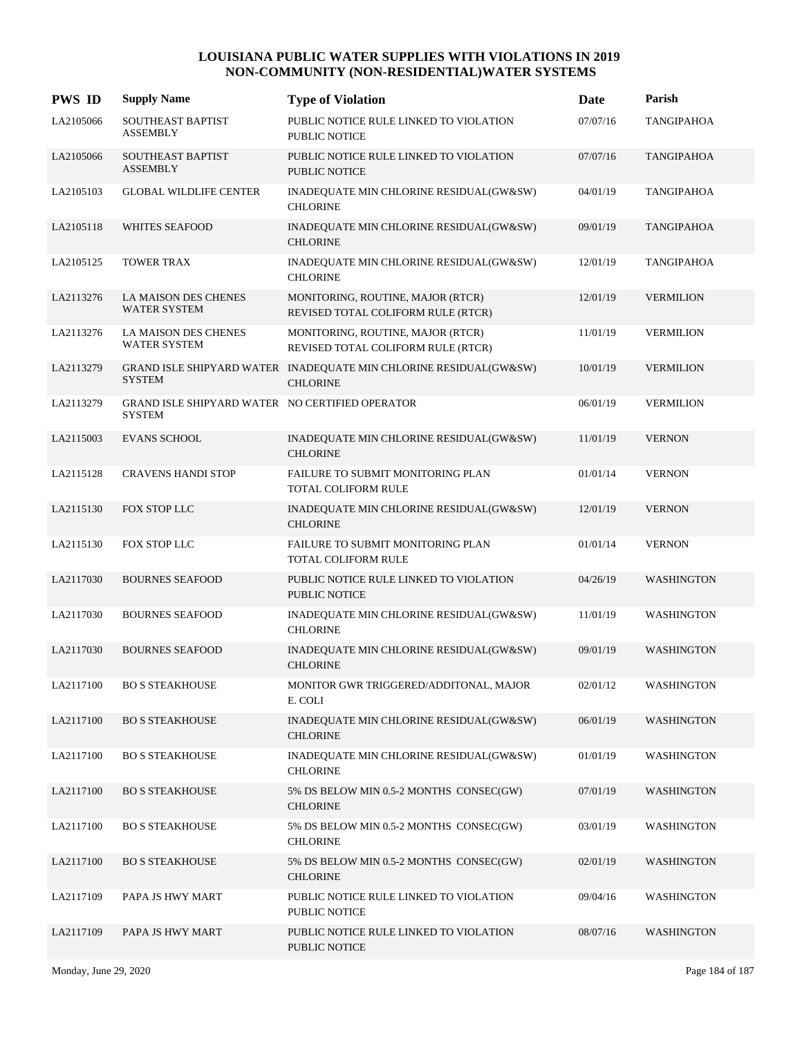# LOUISIANA PUBLIC WATER SUPPLIES WITH VIOLATIONS IN 2019
## NON-COMMUNITY (NON-RESIDENTIAL)WATER SYSTEMS

| PWS ID | Supply Name | Type of Violation | Date | Parish |
|---|---|---|---|---|
| LA2105066 | SOUTHEAST BAPTIST ASSEMBLY | PUBLIC NOTICE RULE LINKED TO VIOLATION PUBLIC NOTICE | 07/07/16 | TANGIPAHOA |
| LA2105066 | SOUTHEAST BAPTIST ASSEMBLY | PUBLIC NOTICE RULE LINKED TO VIOLATION PUBLIC NOTICE | 07/07/16 | TANGIPAHOA |
| LA2105103 | GLOBAL WILDLIFE CENTER | INADEQUATE MIN CHLORINE RESIDUAL(GW&SW) CHLORINE | 04/01/19 | TANGIPAHOA |
| LA2105118 | WHITES SEAFOOD | INADEQUATE MIN CHLORINE RESIDUAL(GW&SW) CHLORINE | 09/01/19 | TANGIPAHOA |
| LA2105125 | TOWER TRAX | INADEQUATE MIN CHLORINE RESIDUAL(GW&SW) CHLORINE | 12/01/19 | TANGIPAHOA |
| LA2113276 | LA MAISON DES CHENES WATER SYSTEM | MONITORING, ROUTINE, MAJOR (RTCR) REVISED TOTAL COLIFORM RULE (RTCR) | 12/01/19 | VERMILION |
| LA2113276 | LA MAISON DES CHENES WATER SYSTEM | MONITORING, ROUTINE, MAJOR (RTCR) REVISED TOTAL COLIFORM RULE (RTCR) | 11/01/19 | VERMILION |
| LA2113279 | GRAND ISLE SHIPYARD WATER SYSTEM | INADEQUATE MIN CHLORINE RESIDUAL(GW&SW) CHLORINE | 10/01/19 | VERMILION |
| LA2113279 | GRAND ISLE SHIPYARD WATER SYSTEM | NO CERTIFIED OPERATOR | 06/01/19 | VERMILION |
| LA2115003 | EVANS SCHOOL | INADEQUATE MIN CHLORINE RESIDUAL(GW&SW) CHLORINE | 11/01/19 | VERNON |
| LA2115128 | CRAVENS HANDI STOP | FAILURE TO SUBMIT MONITORING PLAN TOTAL COLIFORM RULE | 01/01/14 | VERNON |
| LA2115130 | FOX STOP LLC | INADEQUATE MIN CHLORINE RESIDUAL(GW&SW) CHLORINE | 12/01/19 | VERNON |
| LA2115130 | FOX STOP LLC | FAILURE TO SUBMIT MONITORING PLAN TOTAL COLIFORM RULE | 01/01/14 | VERNON |
| LA2117030 | BOURNES SEAFOOD | PUBLIC NOTICE RULE LINKED TO VIOLATION PUBLIC NOTICE | 04/26/19 | WASHINGTON |
| LA2117030 | BOURNES SEAFOOD | INADEQUATE MIN CHLORINE RESIDUAL(GW&SW) CHLORINE | 11/01/19 | WASHINGTON |
| LA2117030 | BOURNES SEAFOOD | INADEQUATE MIN CHLORINE RESIDUAL(GW&SW) CHLORINE | 09/01/19 | WASHINGTON |
| LA2117100 | BO S STEAKHOUSE | MONITOR GWR TRIGGERED/ADDITONAL, MAJOR E. COLI | 02/01/12 | WASHINGTON |
| LA2117100 | BO S STEAKHOUSE | INADEQUATE MIN CHLORINE RESIDUAL(GW&SW) CHLORINE | 06/01/19 | WASHINGTON |
| LA2117100 | BO S STEAKHOUSE | INADEQUATE MIN CHLORINE RESIDUAL(GW&SW) CHLORINE | 01/01/19 | WASHINGTON |
| LA2117100 | BO S STEAKHOUSE | 5% DS BELOW MIN 0.5-2 MONTHS CONSEC(GW) CHLORINE | 07/01/19 | WASHINGTON |
| LA2117100 | BO S STEAKHOUSE | 5% DS BELOW MIN 0.5-2 MONTHS CONSEC(GW) CHLORINE | 03/01/19 | WASHINGTON |
| LA2117100 | BO S STEAKHOUSE | 5% DS BELOW MIN 0.5-2 MONTHS CONSEC(GW) CHLORINE | 02/01/19 | WASHINGTON |
| LA2117109 | PAPA JS HWY MART | PUBLIC NOTICE RULE LINKED TO VIOLATION PUBLIC NOTICE | 09/04/16 | WASHINGTON |
| LA2117109 | PAPA JS HWY MART | PUBLIC NOTICE RULE LINKED TO VIOLATION PUBLIC NOTICE | 08/07/16 | WASHINGTON |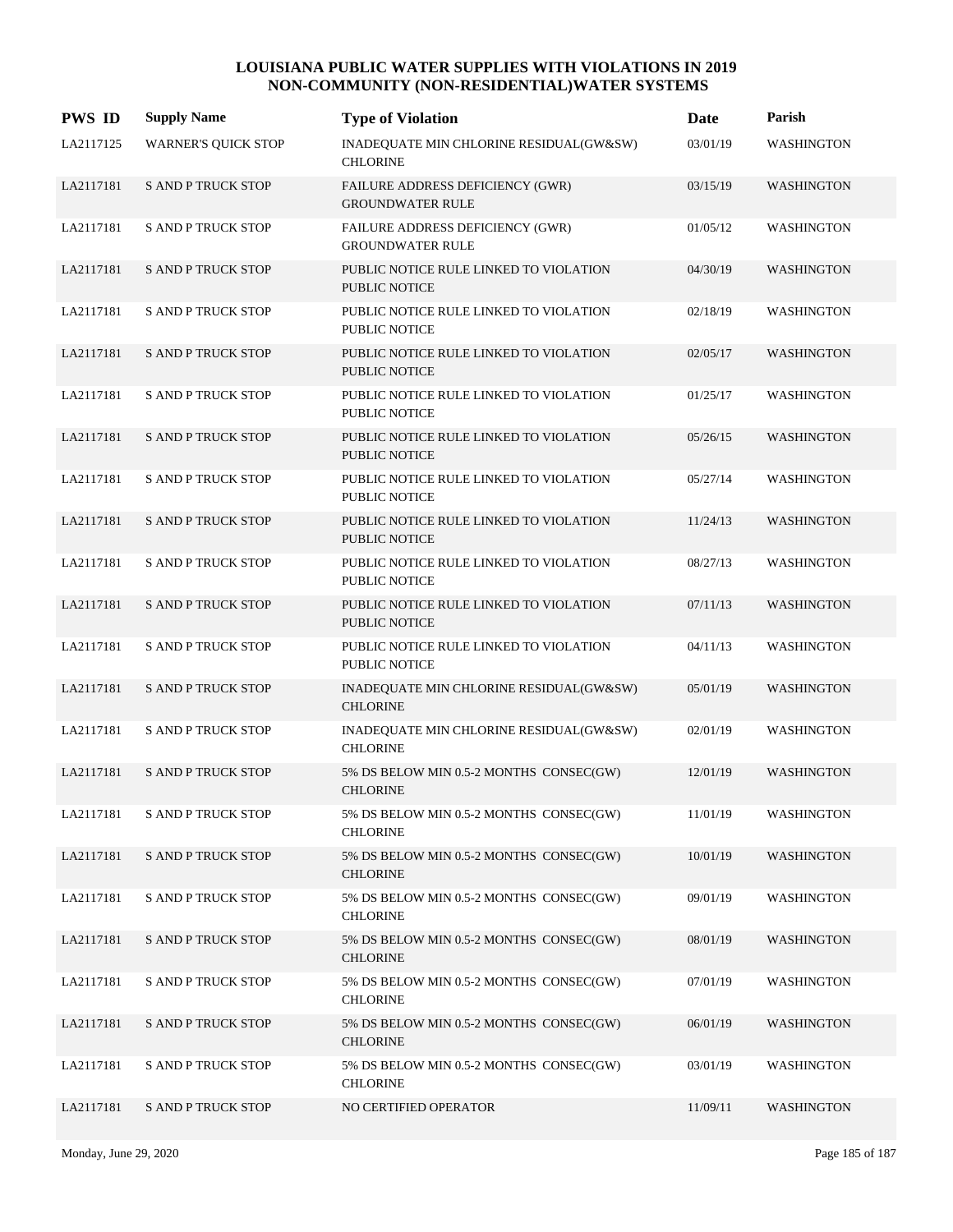# LOUISIANA PUBLIC WATER SUPPLIES WITH VIOLATIONS IN 2019
## NON-COMMUNITY (NON-RESIDENTIAL)WATER SYSTEMS

| PWS ID | Supply Name | Type of Violation | Date | Parish |
|---|---|---|---|---|
| LA2117125 | WARNER'S QUICK STOP | INADEQUATE MIN CHLORINE RESIDUAL(GW&SW) CHLORINE | 03/01/19 | WASHINGTON |
| LA2117181 | S AND P TRUCK STOP | FAILURE ADDRESS DEFICIENCY (GWR) GROUNDWATER RULE | 03/15/19 | WASHINGTON |
| LA2117181 | S AND P TRUCK STOP | FAILURE ADDRESS DEFICIENCY (GWR) GROUNDWATER RULE | 01/05/12 | WASHINGTON |
| LA2117181 | S AND P TRUCK STOP | PUBLIC NOTICE RULE LINKED TO VIOLATION PUBLIC NOTICE | 04/30/19 | WASHINGTON |
| LA2117181 | S AND P TRUCK STOP | PUBLIC NOTICE RULE LINKED TO VIOLATION PUBLIC NOTICE | 02/18/19 | WASHINGTON |
| LA2117181 | S AND P TRUCK STOP | PUBLIC NOTICE RULE LINKED TO VIOLATION PUBLIC NOTICE | 02/05/17 | WASHINGTON |
| LA2117181 | S AND P TRUCK STOP | PUBLIC NOTICE RULE LINKED TO VIOLATION PUBLIC NOTICE | 01/25/17 | WASHINGTON |
| LA2117181 | S AND P TRUCK STOP | PUBLIC NOTICE RULE LINKED TO VIOLATION PUBLIC NOTICE | 05/26/15 | WASHINGTON |
| LA2117181 | S AND P TRUCK STOP | PUBLIC NOTICE RULE LINKED TO VIOLATION PUBLIC NOTICE | 05/27/14 | WASHINGTON |
| LA2117181 | S AND P TRUCK STOP | PUBLIC NOTICE RULE LINKED TO VIOLATION PUBLIC NOTICE | 11/24/13 | WASHINGTON |
| LA2117181 | S AND P TRUCK STOP | PUBLIC NOTICE RULE LINKED TO VIOLATION PUBLIC NOTICE | 08/27/13 | WASHINGTON |
| LA2117181 | S AND P TRUCK STOP | PUBLIC NOTICE RULE LINKED TO VIOLATION PUBLIC NOTICE | 07/11/13 | WASHINGTON |
| LA2117181 | S AND P TRUCK STOP | PUBLIC NOTICE RULE LINKED TO VIOLATION PUBLIC NOTICE | 04/11/13 | WASHINGTON |
| LA2117181 | S AND P TRUCK STOP | INADEQUATE MIN CHLORINE RESIDUAL(GW&SW) CHLORINE | 05/01/19 | WASHINGTON |
| LA2117181 | S AND P TRUCK STOP | INADEQUATE MIN CHLORINE RESIDUAL(GW&SW) CHLORINE | 02/01/19 | WASHINGTON |
| LA2117181 | S AND P TRUCK STOP | 5% DS BELOW MIN 0.5-2 MONTHS CONSEC(GW) CHLORINE | 12/01/19 | WASHINGTON |
| LA2117181 | S AND P TRUCK STOP | 5% DS BELOW MIN 0.5-2 MONTHS CONSEC(GW) CHLORINE | 11/01/19 | WASHINGTON |
| LA2117181 | S AND P TRUCK STOP | 5% DS BELOW MIN 0.5-2 MONTHS CONSEC(GW) CHLORINE | 10/01/19 | WASHINGTON |
| LA2117181 | S AND P TRUCK STOP | 5% DS BELOW MIN 0.5-2 MONTHS CONSEC(GW) CHLORINE | 09/01/19 | WASHINGTON |
| LA2117181 | S AND P TRUCK STOP | 5% DS BELOW MIN 0.5-2 MONTHS CONSEC(GW) CHLORINE | 08/01/19 | WASHINGTON |
| LA2117181 | S AND P TRUCK STOP | 5% DS BELOW MIN 0.5-2 MONTHS CONSEC(GW) CHLORINE | 07/01/19 | WASHINGTON |
| LA2117181 | S AND P TRUCK STOP | 5% DS BELOW MIN 0.5-2 MONTHS CONSEC(GW) CHLORINE | 06/01/19 | WASHINGTON |
| LA2117181 | S AND P TRUCK STOP | 5% DS BELOW MIN 0.5-2 MONTHS CONSEC(GW) CHLORINE | 03/01/19 | WASHINGTON |
| LA2117181 | S AND P TRUCK STOP | NO CERTIFIED OPERATOR | 11/09/11 | WASHINGTON |

Monday, June 29, 2020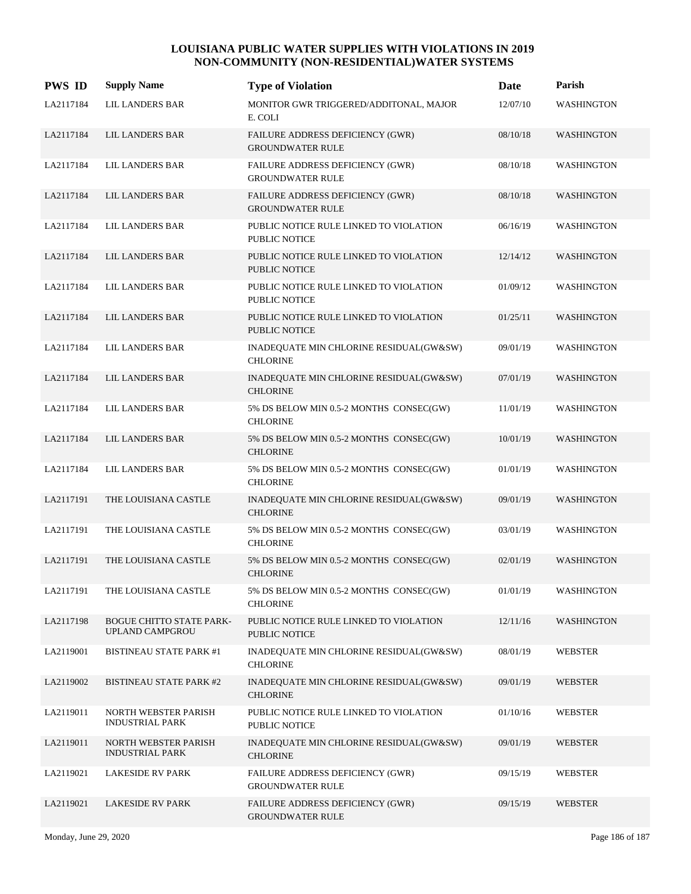# LOUISIANA PUBLIC WATER SUPPLIES WITH VIOLATIONS IN 2019
## NON-COMMUNITY (NON-RESIDENTIAL)WATER SYSTEMS

| PWS ID | Supply Name | Type of Violation | Date | Parish |
|---|---|---|---|---|
| LA2117184 | LIL LANDERS BAR | MONITOR GWR TRIGGERED/ADDITONAL, MAJOR E. COLI | 12/07/10 | WASHINGTON |
| LA2117184 | LIL LANDERS BAR | FAILURE ADDRESS DEFICIENCY (GWR) GROUNDWATER RULE | 08/10/18 | WASHINGTON |
| LA2117184 | LIL LANDERS BAR | FAILURE ADDRESS DEFICIENCY (GWR) GROUNDWATER RULE | 08/10/18 | WASHINGTON |
| LA2117184 | LIL LANDERS BAR | FAILURE ADDRESS DEFICIENCY (GWR) GROUNDWATER RULE | 08/10/18 | WASHINGTON |
| LA2117184 | LIL LANDERS BAR | PUBLIC NOTICE RULE LINKED TO VIOLATION PUBLIC NOTICE | 06/16/19 | WASHINGTON |
| LA2117184 | LIL LANDERS BAR | PUBLIC NOTICE RULE LINKED TO VIOLATION PUBLIC NOTICE | 12/14/12 | WASHINGTON |
| LA2117184 | LIL LANDERS BAR | PUBLIC NOTICE RULE LINKED TO VIOLATION PUBLIC NOTICE | 01/09/12 | WASHINGTON |
| LA2117184 | LIL LANDERS BAR | PUBLIC NOTICE RULE LINKED TO VIOLATION PUBLIC NOTICE | 01/25/11 | WASHINGTON |
| LA2117184 | LIL LANDERS BAR | INADEQUATE MIN CHLORINE RESIDUAL(GW&SW) CHLORINE | 09/01/19 | WASHINGTON |
| LA2117184 | LIL LANDERS BAR | INADEQUATE MIN CHLORINE RESIDUAL(GW&SW) CHLORINE | 07/01/19 | WASHINGTON |
| LA2117184 | LIL LANDERS BAR | 5% DS BELOW MIN 0.5-2 MONTHS CONSEC(GW) CHLORINE | 11/01/19 | WASHINGTON |
| LA2117184 | LIL LANDERS BAR | 5% DS BELOW MIN 0.5-2 MONTHS CONSEC(GW) CHLORINE | 10/01/19 | WASHINGTON |
| LA2117184 | LIL LANDERS BAR | 5% DS BELOW MIN 0.5-2 MONTHS CONSEC(GW) CHLORINE | 01/01/19 | WASHINGTON |
| LA2117191 | THE LOUISIANA CASTLE | INADEQUATE MIN CHLORINE RESIDUAL(GW&SW) CHLORINE | 09/01/19 | WASHINGTON |
| LA2117191 | THE LOUISIANA CASTLE | 5% DS BELOW MIN 0.5-2 MONTHS CONSEC(GW) CHLORINE | 03/01/19 | WASHINGTON |
| LA2117191 | THE LOUISIANA CASTLE | 5% DS BELOW MIN 0.5-2 MONTHS CONSEC(GW) CHLORINE | 02/01/19 | WASHINGTON |
| LA2117191 | THE LOUISIANA CASTLE | 5% DS BELOW MIN 0.5-2 MONTHS CONSEC(GW) CHLORINE | 01/01/19 | WASHINGTON |
| LA2117198 | BOGUE CHITTO STATE PARK-UPLAND CAMPGROU | PUBLIC NOTICE RULE LINKED TO VIOLATION PUBLIC NOTICE | 12/11/16 | WASHINGTON |
| LA2119001 | BISTINEAU STATE PARK #1 | INADEQUATE MIN CHLORINE RESIDUAL(GW&SW) CHLORINE | 08/01/19 | WEBSTER |
| LA2119002 | BISTINEAU STATE PARK #2 | INADEQUATE MIN CHLORINE RESIDUAL(GW&SW) CHLORINE | 09/01/19 | WEBSTER |
| LA2119011 | NORTH WEBSTER PARISH INDUSTRIAL PARK | PUBLIC NOTICE RULE LINKED TO VIOLATION PUBLIC NOTICE | 01/10/16 | WEBSTER |
| LA2119011 | NORTH WEBSTER PARISH INDUSTRIAL PARK | INADEQUATE MIN CHLORINE RESIDUAL(GW&SW) CHLORINE | 09/01/19 | WEBSTER |
| LA2119021 | LAKESIDE RV PARK | FAILURE ADDRESS DEFICIENCY (GWR) GROUNDWATER RULE | 09/15/19 | WEBSTER |
| LA2119021 | LAKESIDE RV PARK | FAILURE ADDRESS DEFICIENCY (GWR) GROUNDWATER RULE | 09/15/19 | WEBSTER |

Monday, June 29, 2020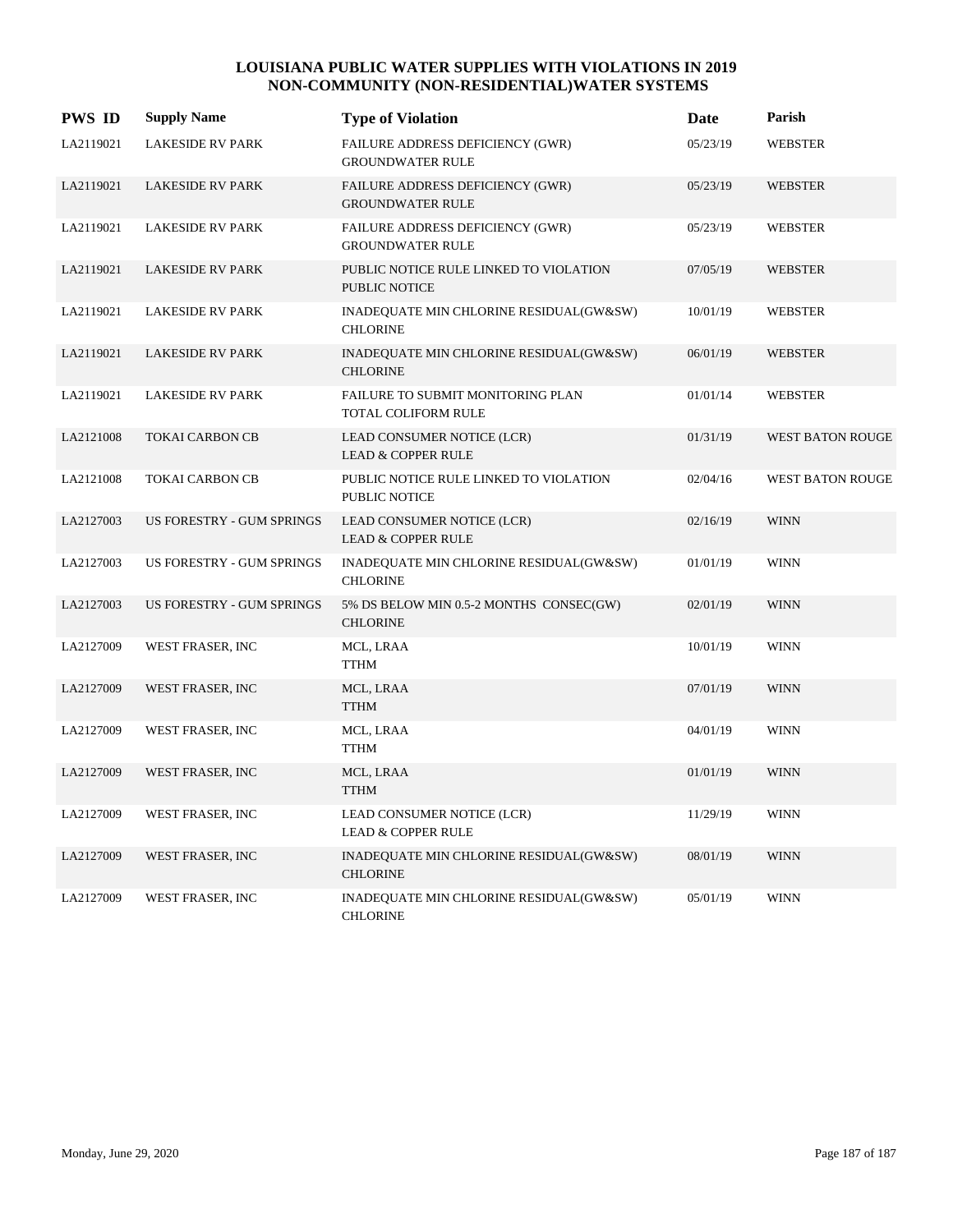# LOUISIANA PUBLIC WATER SUPPLIES WITH VIOLATIONS IN 2019
## NON-COMMUNITY (NON-RESIDENTIAL)WATER SYSTEMS

| PWS ID | Supply Name | Type of Violation | Date | Parish |
|---|---|---|---|---|
| LA2119021 | LAKESIDE RV PARK | FAILURE ADDRESS DEFICIENCY (GWR) GROUNDWATER RULE | 05/23/19 | WEBSTER |
| LA2119021 | LAKESIDE RV PARK | FAILURE ADDRESS DEFICIENCY (GWR) GROUNDWATER RULE | 05/23/19 | WEBSTER |
| LA2119021 | LAKESIDE RV PARK | FAILURE ADDRESS DEFICIENCY (GWR) GROUNDWATER RULE | 05/23/19 | WEBSTER |
| LA2119021 | LAKESIDE RV PARK | PUBLIC NOTICE RULE LINKED TO VIOLATION PUBLIC NOTICE | 07/05/19 | WEBSTER |
| LA2119021 | LAKESIDE RV PARK | INADEQUATE MIN CHLORINE RESIDUAL(GW&SW) CHLORINE | 10/01/19 | WEBSTER |
| LA2119021 | LAKESIDE RV PARK | INADEQUATE MIN CHLORINE RESIDUAL(GW&SW) CHLORINE | 06/01/19 | WEBSTER |
| LA2119021 | LAKESIDE RV PARK | FAILURE TO SUBMIT MONITORING PLAN TOTAL COLIFORM RULE | 01/01/14 | WEBSTER |
| LA2121008 | TOKAI CARBON CB | LEAD CONSUMER NOTICE (LCR) LEAD & COPPER RULE | 01/31/19 | WEST BATON ROUGE |
| LA2121008 | TOKAI CARBON CB | PUBLIC NOTICE RULE LINKED TO VIOLATION PUBLIC NOTICE | 02/04/16 | WEST BATON ROUGE |
| LA2127003 | US FORESTRY - GUM SPRINGS | LEAD CONSUMER NOTICE (LCR) LEAD & COPPER RULE | 02/16/19 | WINN |
| LA2127003 | US FORESTRY - GUM SPRINGS | INADEQUATE MIN CHLORINE RESIDUAL(GW&SW) CHLORINE | 01/01/19 | WINN |
| LA2127003 | US FORESTRY - GUM SPRINGS | 5% DS BELOW MIN 0.5-2 MONTHS CONSEC(GW) CHLORINE | 02/01/19 | WINN |
| LA2127009 | WEST FRASER, INC | MCL, LRAA TTHM | 10/01/19 | WINN |
| LA2127009 | WEST FRASER, INC | MCL, LRAA TTHM | 07/01/19 | WINN |
| LA2127009 | WEST FRASER, INC | MCL, LRAA TTHM | 04/01/19 | WINN |
| LA2127009 | WEST FRASER, INC | MCL, LRAA TTHM | 01/01/19 | WINN |
| LA2127009 | WEST FRASER, INC | LEAD CONSUMER NOTICE (LCR) LEAD & COPPER RULE | 11/29/19 | WINN |
| LA2127009 | WEST FRASER, INC | INADEQUATE MIN CHLORINE RESIDUAL(GW&SW) CHLORINE | 08/01/19 | WINN |
| LA2127009 | WEST FRASER, INC | INADEQUATE MIN CHLORINE RESIDUAL(GW&SW) CHLORINE | 05/01/19 | WINN |

Monday, June 29, 2020